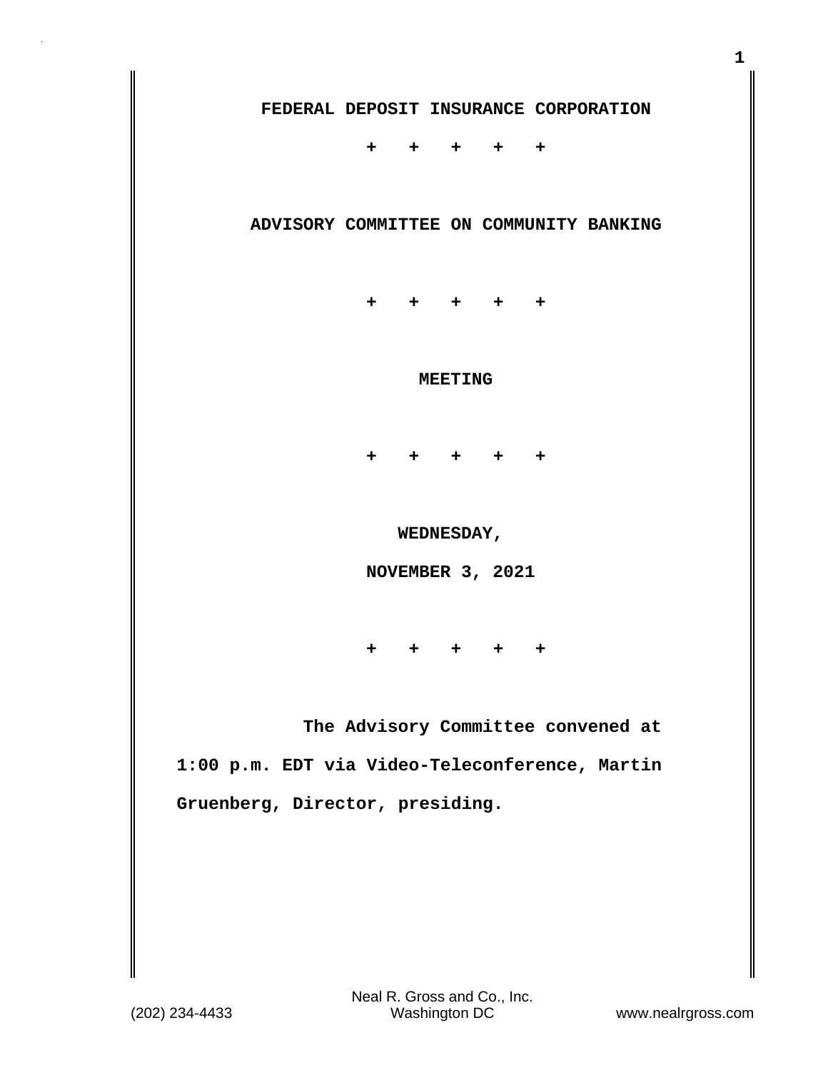**FEDERAL DEPOSIT INSURANCE CORPORATION**

\+ \+ \+ \+ \+

**ADVISORY COMMITTEE ON COMMUNITY BANKING**

\+ \+ \+ \+ \+

**MEETING**

\+ \+ \+ \+ \+

**WEDNESDAY,**

**NOVEMBER 3, 2021**

\+ \+ \+ \+ \+

**The Advisory Committee convened at 1:00 p.m. EDT via Video-Teleconference, Martin Gruenberg, Director, presiding.**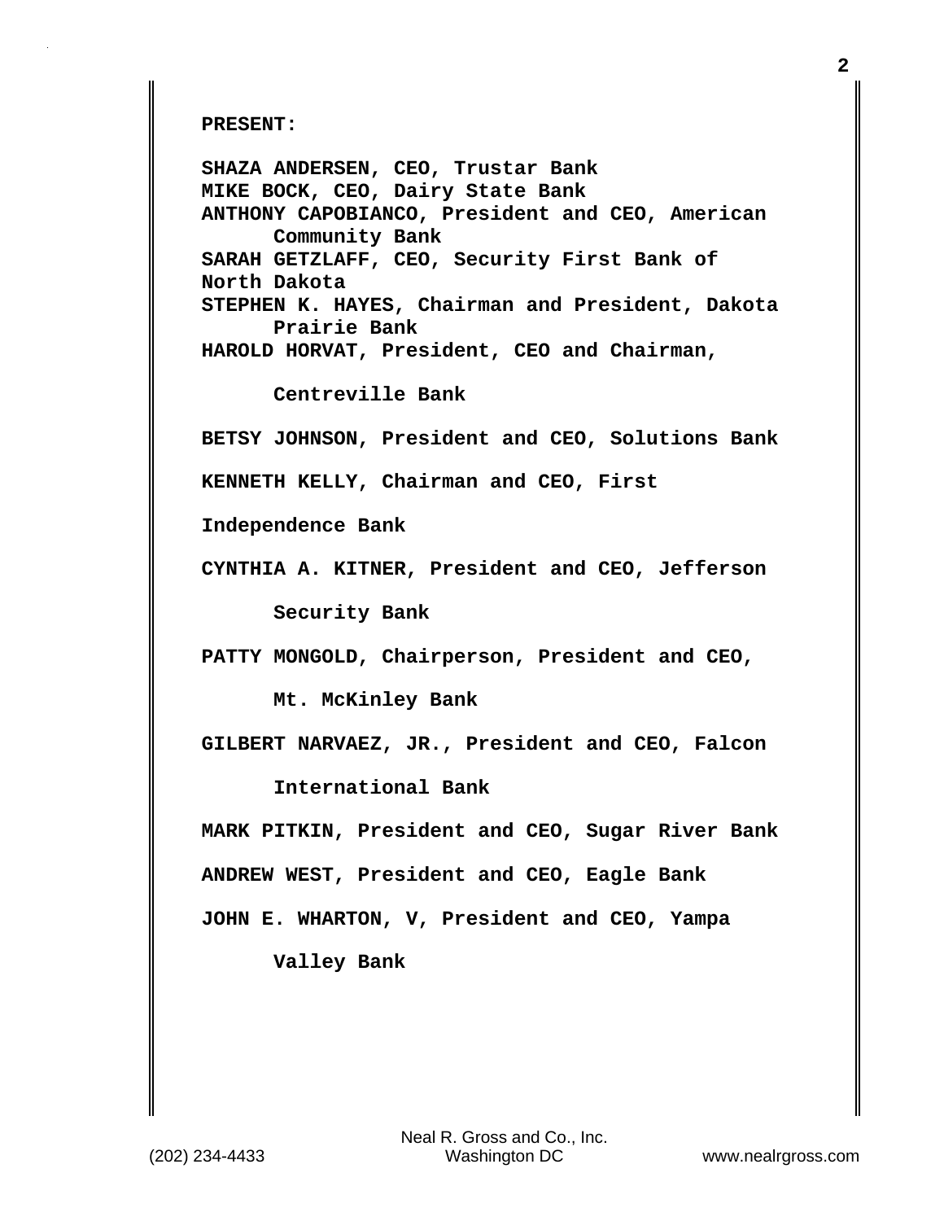**PRESENT:**

**SHAZA ANDERSEN, CEO, Trustar Bank**
**MIKE BOCK, CEO, Dairy State Bank**
**ANTHONY CAPOBIANCO, President and CEO, American Community Bank**
**SARAH GETZLAFF, CEO, Security First Bank of North Dakota**
**STEPHEN K. HAYES, Chairman and President, Dakota Prairie Bank**
**HAROLD HORVAT, President, CEO and Chairman, Centreville Bank**
**BETSY JOHNSON, President and CEO, Solutions Bank**
**KENNETH KELLY, Chairman and CEO, First Independence Bank**
**CYNTHIA A. KITNER, President and CEO, Jefferson Security Bank**
**PATTY MONGOLD, Chairperson, President and CEO, Mt. McKinley Bank**
**GILBERT NARVAEZ, JR., President and CEO, Falcon International Bank**
**MARK PITKIN, President and CEO, Sugar River Bank**
**ANDREW WEST, President and CEO, Eagle Bank**
**JOHN E. WHARTON, V, President and CEO, Yampa Valley Bank**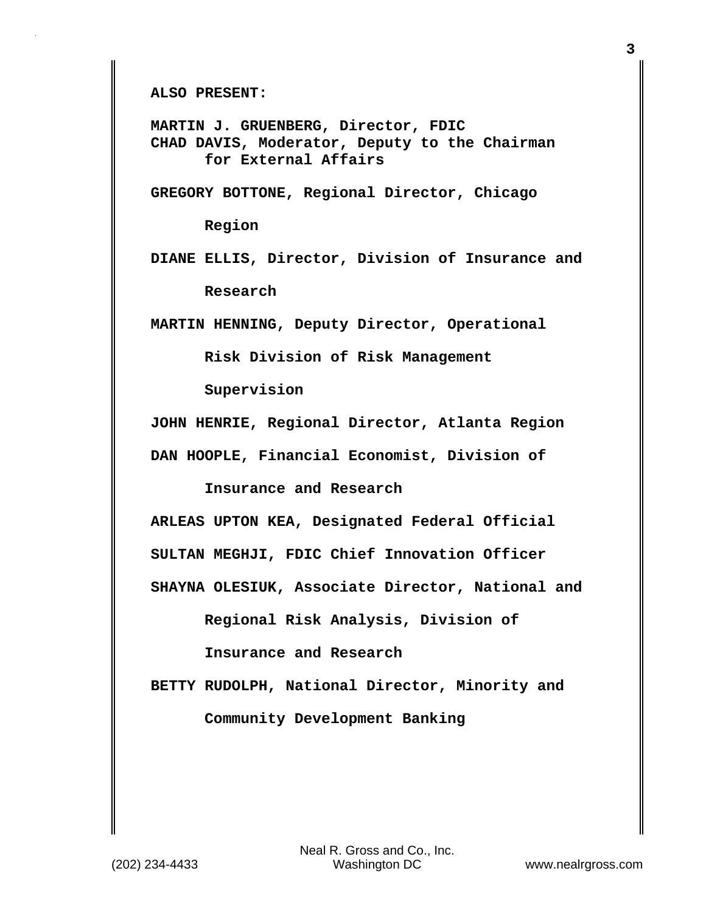**ALSO PRESENT:**

**MARTIN J. GRUENBERG, Director, FDIC**
**CHAD DAVIS, Moderator, Deputy to the Chairman for External Affairs**

**GREGORY BOTTONE, Regional Director, Chicago Region**

**DIANE ELLIS, Director, Division of Insurance and Research**

**MARTIN HENNING, Deputy Director, Operational Risk Division of Risk Management Supervision**

**JOHN HENRIE, Regional Director, Atlanta Region**

**DAN HOOPLE, Financial Economist, Division of Insurance and Research**

**ARLEAS UPTON KEA, Designated Federal Official**

**SULTAN MEGHJI, FDIC Chief Innovation Officer**

**SHAYNA OLESIUK, Associate Director, National and Regional Risk Analysis, Division of Insurance and Research**

**BETTY RUDOLPH, National Director, Minority and Community Development Banking**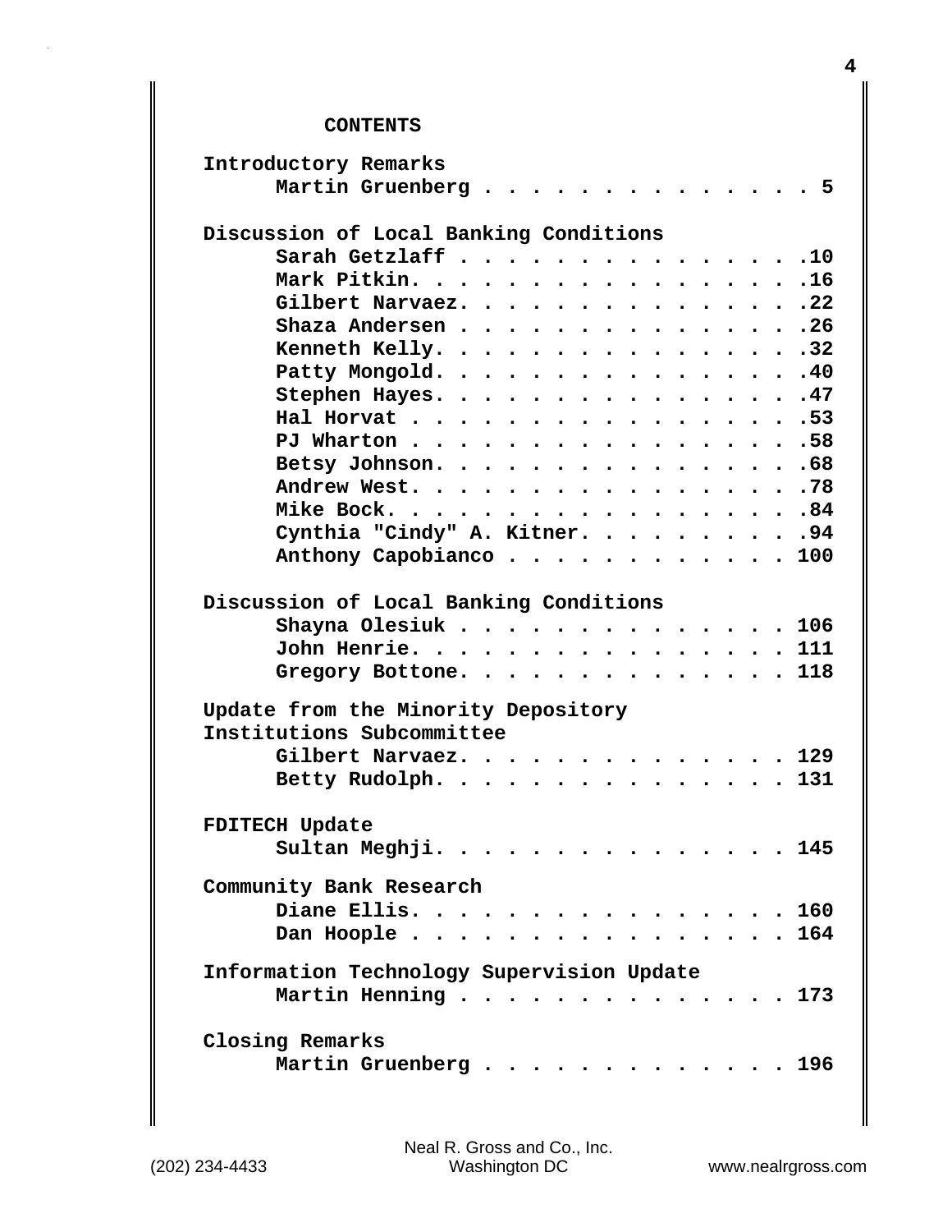# CONTENTS

**Introductory Remarks**

- Martin Gruenberg . . . . . . . . . . . . . . . 5

**Discussion of Local Banking Conditions**

- Sarah Getzlaff . . . . . . . . . . . . . . . .10
- Mark Pitkin. . . . . . . . . . . . . . . . .16
- Gilbert Narvaez. . . . . . . . . . . . . . .22
- Shaza Andersen . . . . . . . . . . . . . . .26
- Kenneth Kelly. . . . . . . . . . . . . . . .32
- Patty Mongold. . . . . . . . . . . . . . . .40
- Stephen Hayes. . . . . . . . . . . . . . . .47
- Hal Horvat . . . . . . . . . . . . . . . . .53
- PJ Wharton . . . . . . . . . . . . . . . . .58
- Betsy Johnson. . . . . . . . . . . . . . . .68
- Andrew West. . . . . . . . . . . . . . . . .78
- Mike Bock. . . . . . . . . . . . . . . . . .84
- Cynthia "Cindy" A. Kitner. . . . . . . . . .94
- Anthony Capobianco . . . . . . . . . . . . 100

**Discussion of Local Banking Conditions**

- Shayna Olesiuk . . . . . . . . . . . . . . 106
- John Henrie. . . . . . . . . . . . . . . . 111
- Gregory Bottone. . . . . . . . . . . . . . 118

**Update from the Minority Depository Institutions Subcommittee**

- Gilbert Narvaez. . . . . . . . . . . . . . 129
- Betty Rudolph. . . . . . . . . . . . . . . 131

**FDITECH Update**

- Sultan Meghji. . . . . . . . . . . . . . . 145

**Community Bank Research**

- Diane Ellis. . . . . . . . . . . . . . . . 160
- Dan Hoople . . . . . . . . . . . . . . . . 164

**Information Technology Supervision Update**

- Martin Henning . . . . . . . . . . . . . . 173

**Closing Remarks**

- Martin Gruenberg . . . . . . . . . . . . . 196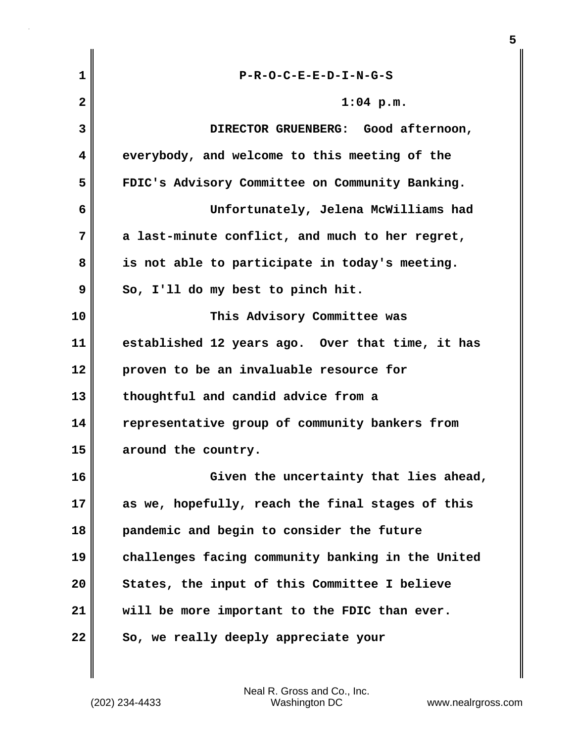P-R-O-C-E-E-D-I-N-G-S

1:04 p.m.

DIRECTOR GRUENBERG: Good afternoon, everybody, and welcome to this meeting of the FDIC's Advisory Committee on Community Banking.

Unfortunately, Jelena McWilliams had a last-minute conflict, and much to her regret, is not able to participate in today's meeting. So, I'll do my best to pinch hit.

This Advisory Committee was established 12 years ago. Over that time, it has proven to be an invaluable resource for thoughtful and candid advice from a representative group of community bankers from around the country.

Given the uncertainty that lies ahead, as we, hopefully, reach the final stages of this pandemic and begin to consider the future challenges facing community banking in the United States, the input of this Committee I believe will be more important to the FDIC than ever. So, we really deeply appreciate your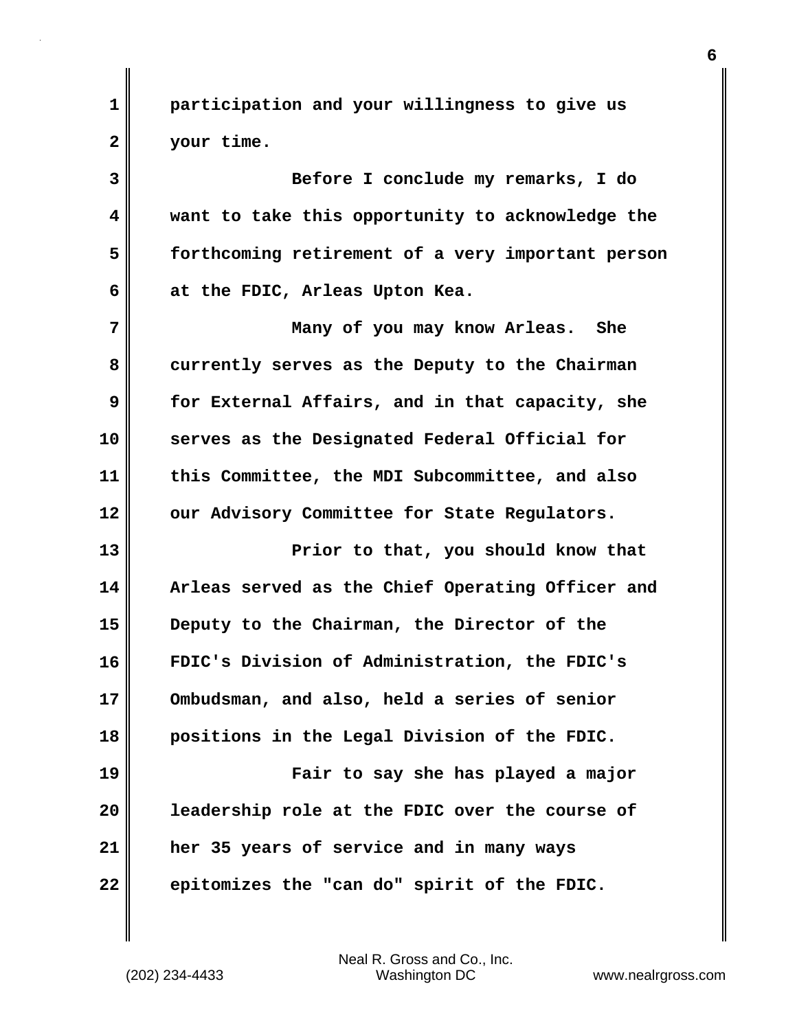participation and your willingness to give us your time.

Before I conclude my remarks, I do want to take this opportunity to acknowledge the forthcoming retirement of a very important person at the FDIC, Arleas Upton Kea.

Many of you may know Arleas. She currently serves as the Deputy to the Chairman for External Affairs, and in that capacity, she serves as the Designated Federal Official for this Committee, the MDI Subcommittee, and also our Advisory Committee for State Regulators.

Prior to that, you should know that Arleas served as the Chief Operating Officer and Deputy to the Chairman, the Director of the FDIC's Division of Administration, the FDIC's Ombudsman, and also, held a series of senior positions in the Legal Division of the FDIC.

Fair to say she has played a major leadership role at the FDIC over the course of her 35 years of service and in many ways epitomizes the "can do" spirit of the FDIC.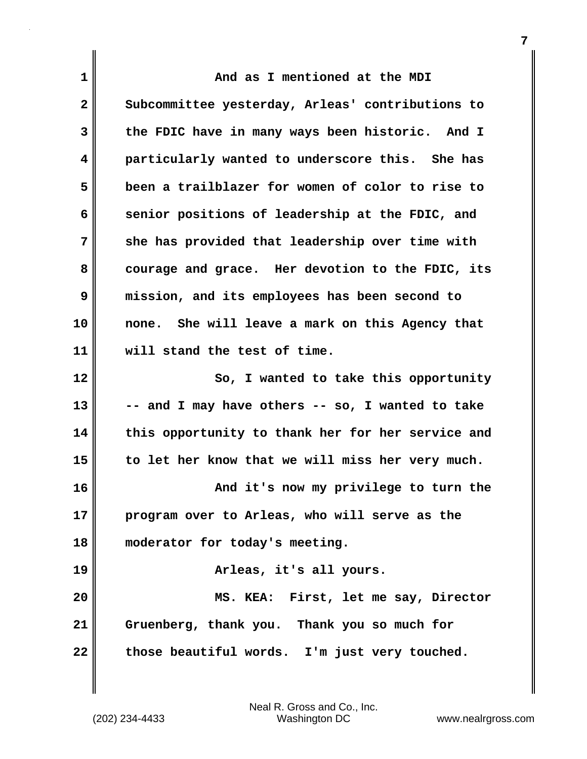And as I mentioned at the MDI Subcommittee yesterday, Arleas' contributions to the FDIC have in many ways been historic. And I particularly wanted to underscore this. She has been a trailblazer for women of color to rise to senior positions of leadership at the FDIC, and she has provided that leadership over time with courage and grace. Her devotion to the FDIC, its mission, and its employees has been second to none. She will leave a mark on this Agency that will stand the test of time.

So, I wanted to take this opportunity -- and I may have others -- so, I wanted to take this opportunity to thank her for her service and to let her know that we will miss her very much.

And it's now my privilege to turn the program over to Arleas, who will serve as the moderator for today's meeting.

Arleas, it's all yours.

MS. KEA: First, let me say, Director Gruenberg, thank you. Thank you so much for those beautiful words. I'm just very touched.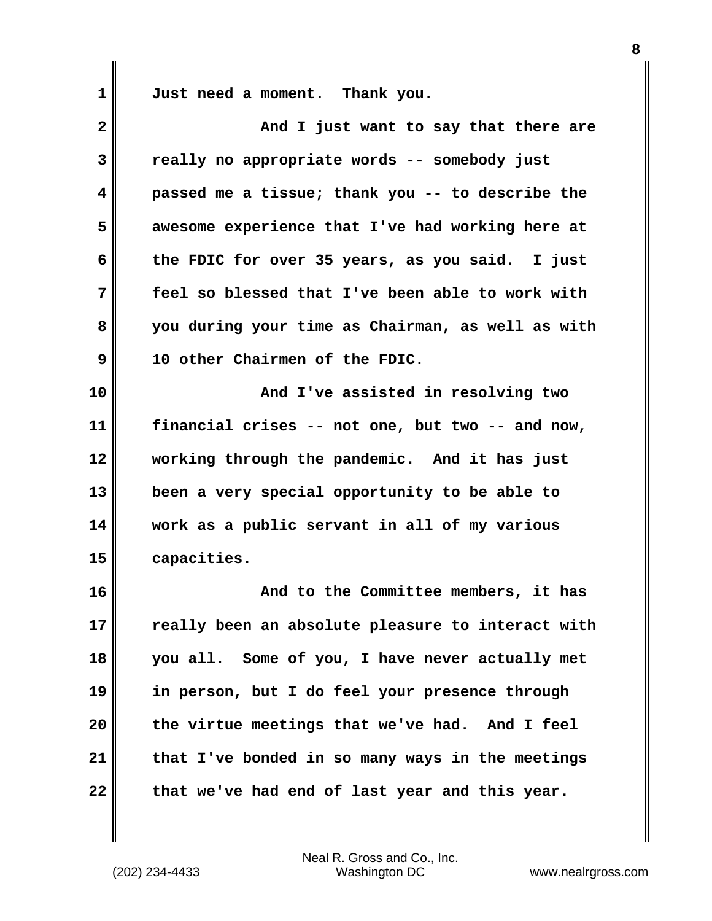Just need a moment. Thank you.

And I just want to say that there are really no appropriate words -- somebody just passed me a tissue; thank you -- to describe the awesome experience that I've had working here at the FDIC for over 35 years, as you said. I just feel so blessed that I've been able to work with you during your time as Chairman, as well as with 10 other Chairmen of the FDIC.

And I've assisted in resolving two financial crises -- not one, but two -- and now, working through the pandemic. And it has just been a very special opportunity to be able to work as a public servant in all of my various capacities.

And to the Committee members, it has really been an absolute pleasure to interact with you all. Some of you, I have never actually met in person, but I do feel your presence through the virtue meetings that we've had. And I feel that I've bonded in so many ways in the meetings that we've had end of last year and this year.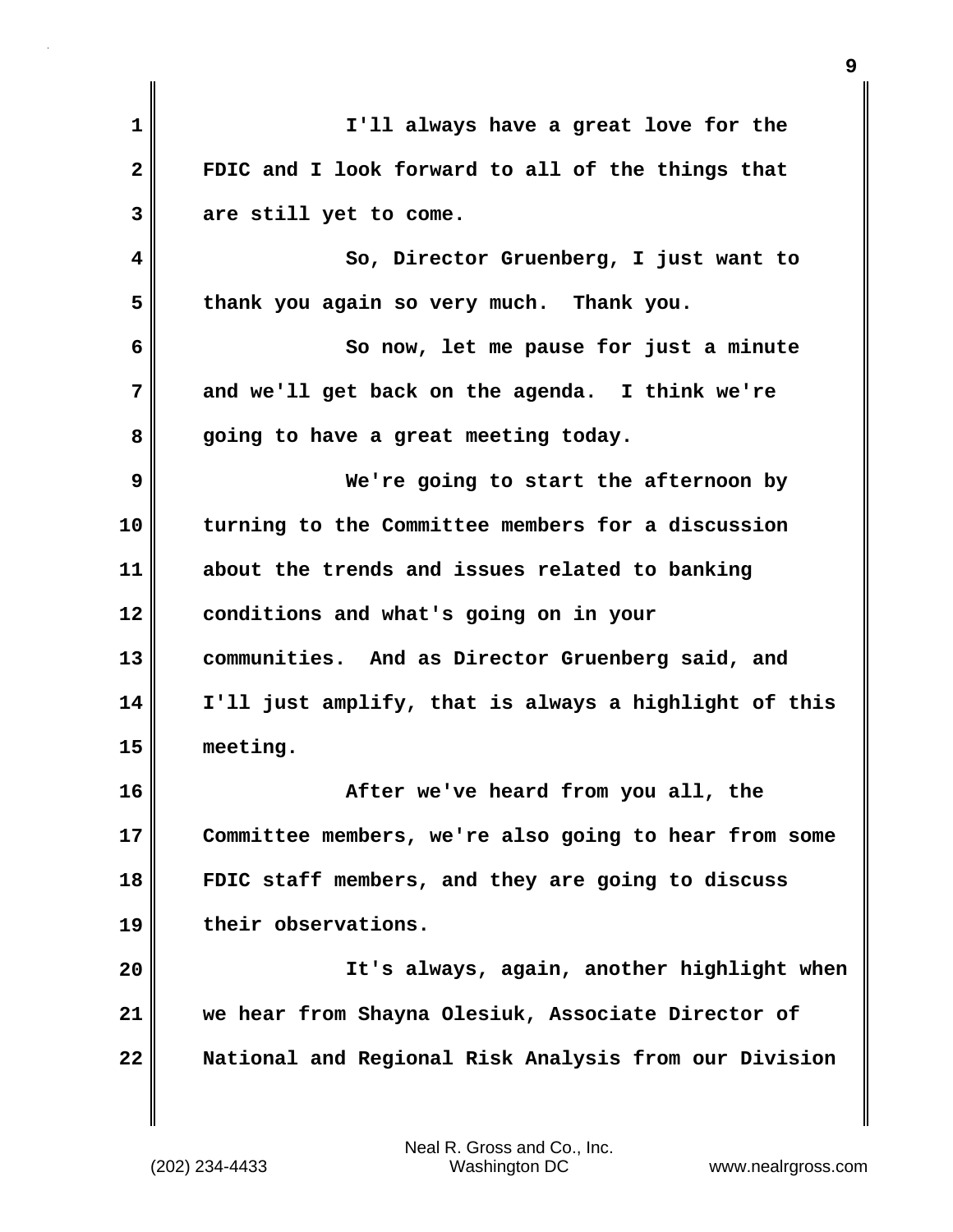I'll always have a great love for the FDIC and I look forward to all of the things that are still yet to come.

So, Director Gruenberg, I just want to thank you again so very much. Thank you.

So now, let me pause for just a minute and we'll get back on the agenda. I think we're going to have a great meeting today.

We're going to start the afternoon by turning to the Committee members for a discussion about the trends and issues related to banking conditions and what's going on in your communities. And as Director Gruenberg said, and I'll just amplify, that is always a highlight of this meeting.

After we've heard from you all, the Committee members, we're also going to hear from some FDIC staff members, and they are going to discuss their observations.

It's always, again, another highlight when we hear from Shayna Olesiuk, Associate Director of National and Regional Risk Analysis from our Division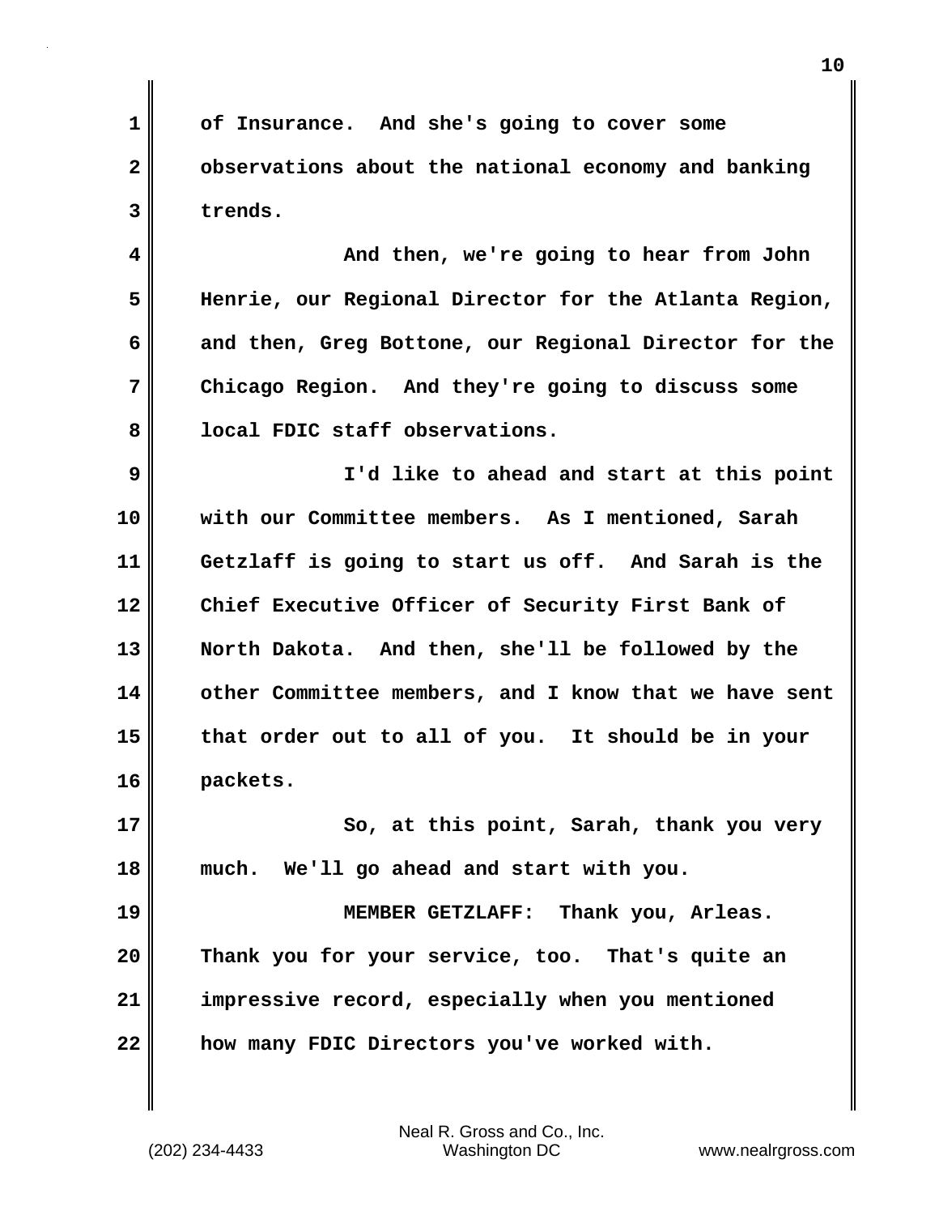of Insurance. And she's going to cover some observations about the national economy and banking trends.

And then, we're going to hear from John Henrie, our Regional Director for the Atlanta Region, and then, Greg Bottone, our Regional Director for the Chicago Region. And they're going to discuss some local FDIC staff observations.

I'd like to ahead and start at this point with our Committee members. As I mentioned, Sarah Getzlaff is going to start us off. And Sarah is the Chief Executive Officer of Security First Bank of North Dakota. And then, she'll be followed by the other Committee members, and I know that we have sent that order out to all of you. It should be in your packets.

So, at this point, Sarah, thank you very much. We'll go ahead and start with you.

MEMBER GETZLAFF: Thank you, Arleas. Thank you for your service, too. That's quite an impressive record, especially when you mentioned how many FDIC Directors you've worked with.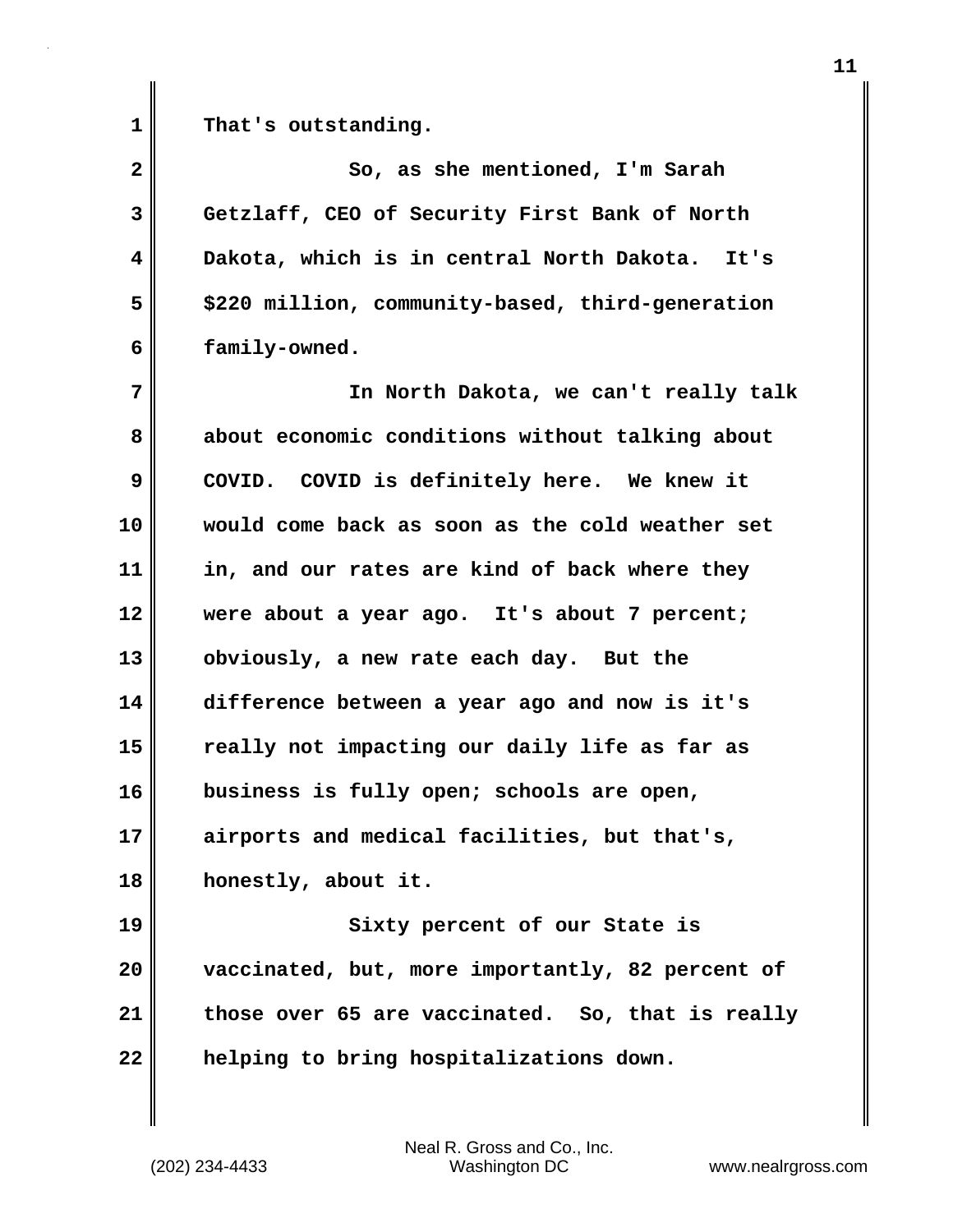That's outstanding.

So, as she mentioned, I'm Sarah Getzlaff, CEO of Security First Bank of North Dakota, which is in central North Dakota. It's $220 million, community-based, third-generation family-owned.

In North Dakota, we can't really talk about economic conditions without talking about COVID. COVID is definitely here. We knew it would come back as soon as the cold weather set in, and our rates are kind of back where they were about a year ago. It's about 7 percent; obviously, a new rate each day. But the difference between a year ago and now is it's really not impacting our daily life as far as business is fully open; schools are open, airports and medical facilities, but that's, honestly, about it.

Sixty percent of our State is vaccinated, but, more importantly, 82 percent of those over 65 are vaccinated. So, that is really helping to bring hospitalizations down.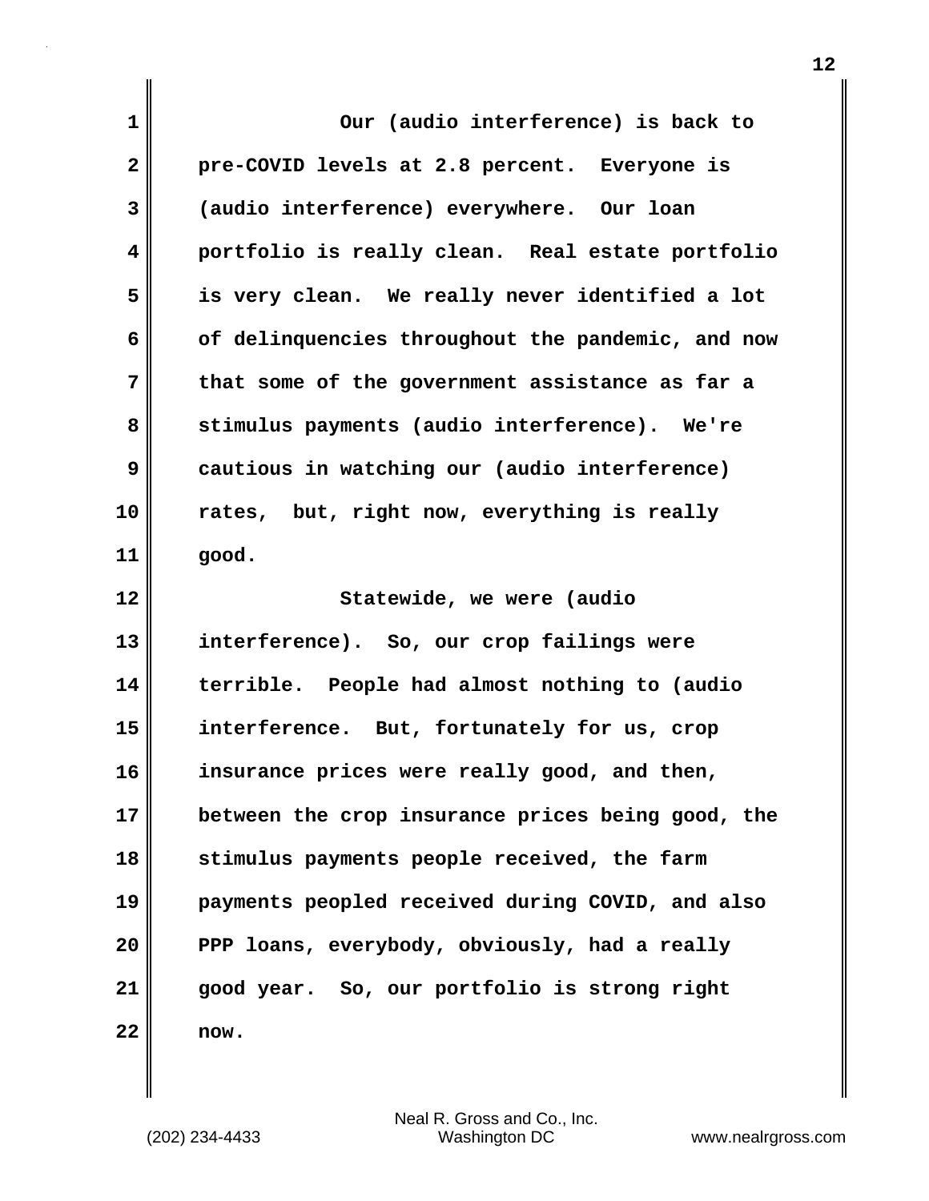Our (audio interference) is back to pre-COVID levels at 2.8 percent. Everyone is (audio interference) everywhere. Our loan portfolio is really clean. Real estate portfolio is very clean. We really never identified a lot of delinquencies throughout the pandemic, and now that some of the government assistance as far a stimulus payments (audio interference). We're cautious in watching our (audio interference) rates, but, right now, everything is really good.

Statewide, we were (audio interference). So, our crop failings were terrible. People had almost nothing to (audio interference. But, fortunately for us, crop insurance prices were really good, and then, between the crop insurance prices being good, the stimulus payments people received, the farm payments peopled received during COVID, and also PPP loans, everybody, obviously, had a really good year. So, our portfolio is strong right now.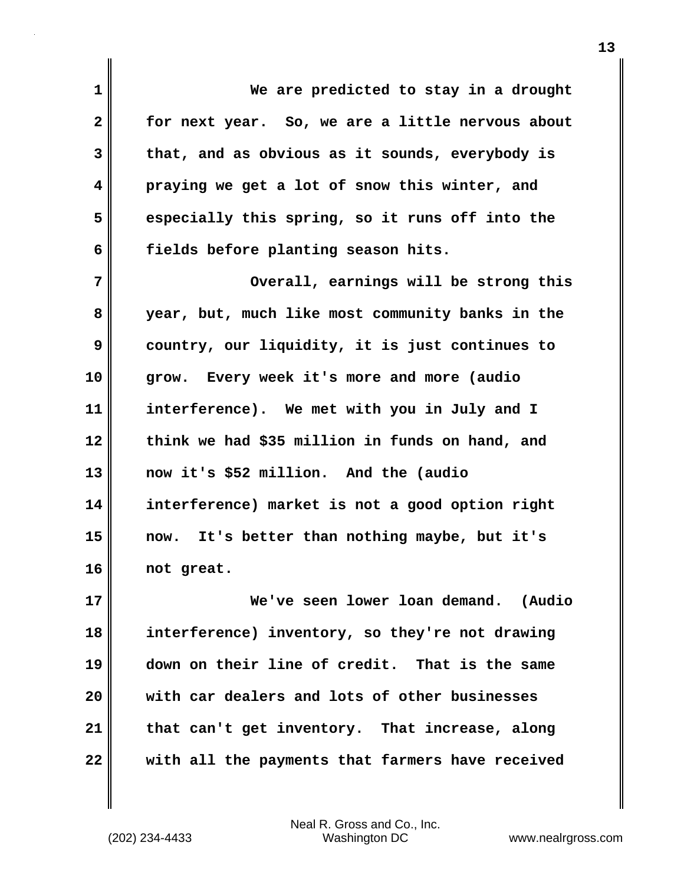We are predicted to stay in a drought for next year. So, we are a little nervous about that, and as obvious as it sounds, everybody is praying we get a lot of snow this winter, and especially this spring, so it runs off into the fields before planting season hits.

Overall, earnings will be strong this year, but, much like most community banks in the country, our liquidity, it is just continues to grow. Every week it's more and more (audio interference). We met with you in July and I think we had $35 million in funds on hand, and now it's $52 million. And the (audio interference) market is not a good option right now. It's better than nothing maybe, but it's not great.

We've seen lower loan demand. (Audio interference) inventory, so they're not drawing down on their line of credit. That is the same with car dealers and lots of other businesses that can't get inventory. That increase, along with all the payments that farmers have received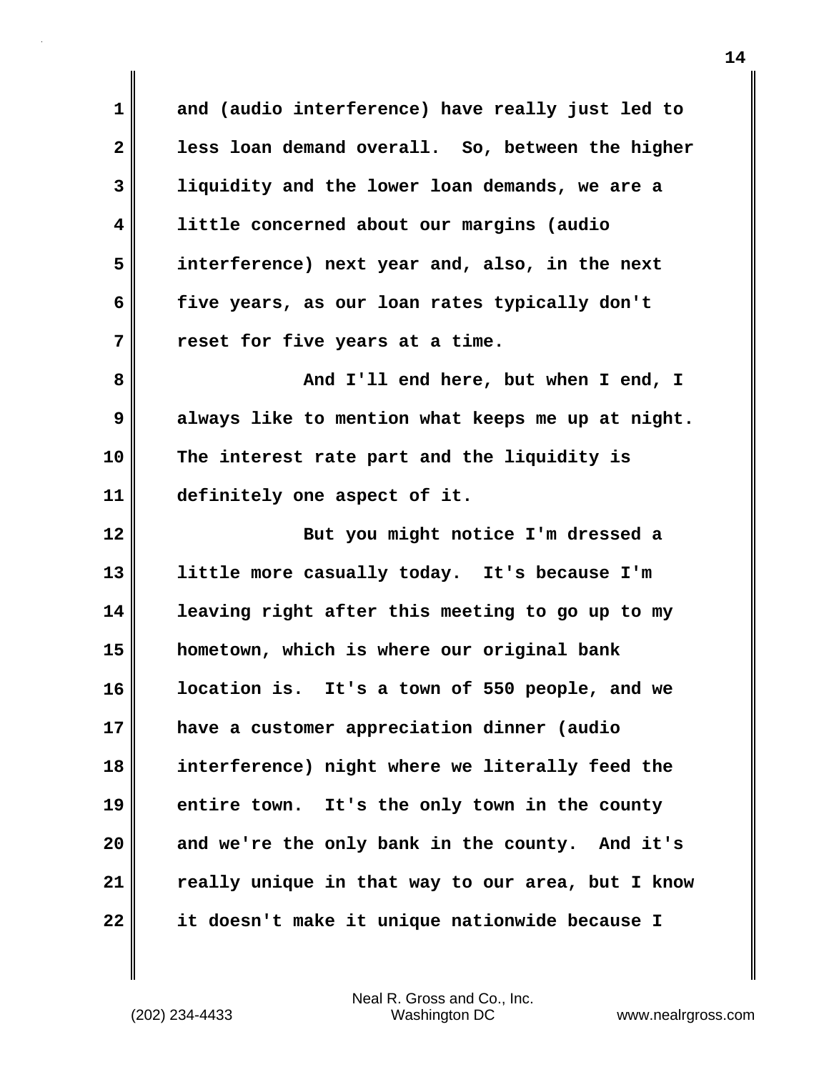and (audio interference) have really just led to less loan demand overall. So, between the higher liquidity and the lower loan demands, we are a little concerned about our margins (audio interference) next year and, also, in the next five years, as our loan rates typically don't reset for five years at a time.

And I'll end here, but when I end, I always like to mention what keeps me up at night. The interest rate part and the liquidity is definitely one aspect of it.

But you might notice I'm dressed a little more casually today. It's because I'm leaving right after this meeting to go up to my hometown, which is where our original bank location is. It's a town of 550 people, and we have a customer appreciation dinner (audio interference) night where we literally feed the entire town. It's the only town in the county and we're the only bank in the county. And it's really unique in that way to our area, but I know it doesn't make it unique nationwide because I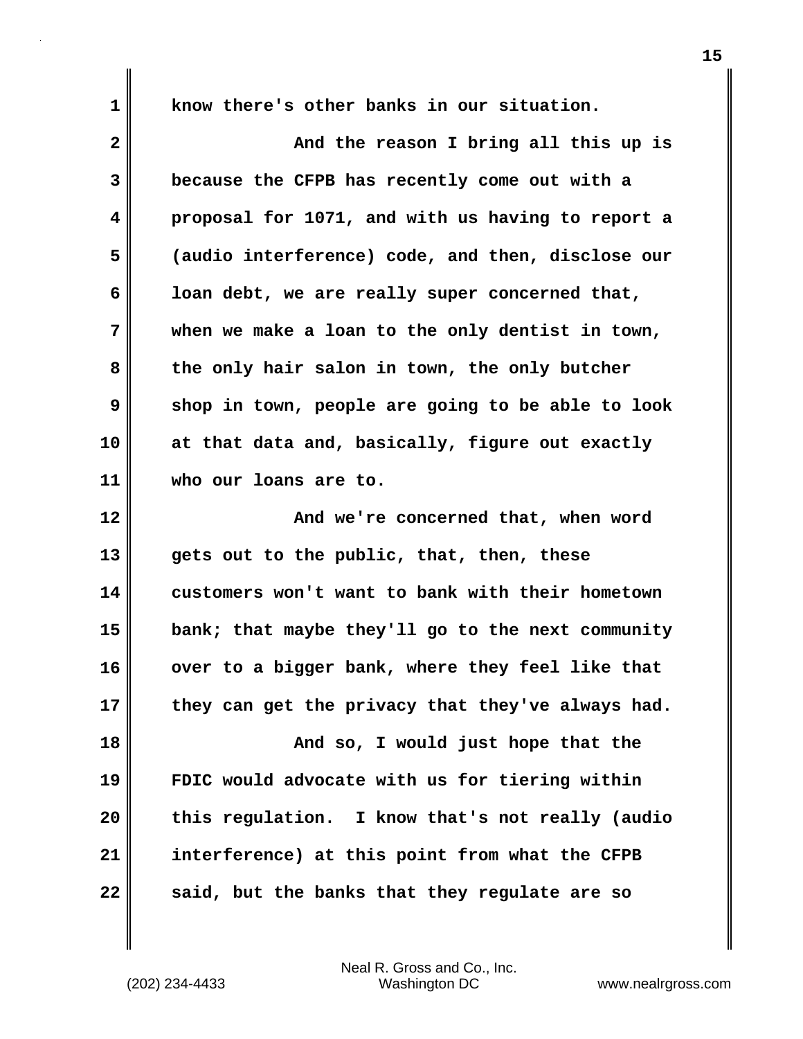know there's other banks in our situation.

And the reason I bring all this up is because the CFPB has recently come out with a proposal for 1071, and with us having to report a (audio interference) code, and then, disclose our loan debt, we are really super concerned that, when we make a loan to the only dentist in town, the only hair salon in town, the only butcher shop in town, people are going to be able to look at that data and, basically, figure out exactly who our loans are to.

And we're concerned that, when word gets out to the public, that, then, these customers won't want to bank with their hometown bank; that maybe they'll go to the next community over to a bigger bank, where they feel like that they can get the privacy that they've always had.

And so, I would just hope that the FDIC would advocate with us for tiering within this regulation. I know that's not really (audio interference) at this point from what the CFPB said, but the banks that they regulate are so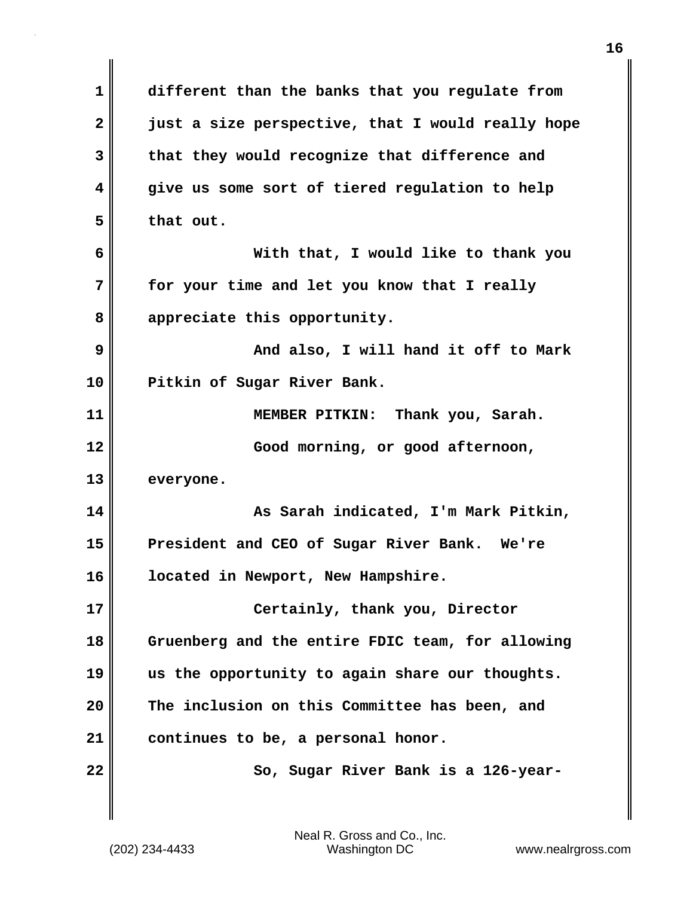different than the banks that you regulate from just a size perspective, that I would really hope that they would recognize that difference and give us some sort of tiered regulation to help that out.

With that, I would like to thank you for your time and let you know that I really appreciate this opportunity.

And also, I will hand it off to Mark Pitkin of Sugar River Bank.

MEMBER PITKIN: Thank you, Sarah.

Good morning, or good afternoon, everyone.

As Sarah indicated, I'm Mark Pitkin, President and CEO of Sugar River Bank. We're located in Newport, New Hampshire.

Certainly, thank you, Director Gruenberg and the entire FDIC team, for allowing us the opportunity to again share our thoughts. The inclusion on this Committee has been, and continues to be, a personal honor.

So, Sugar River Bank is a 126-year-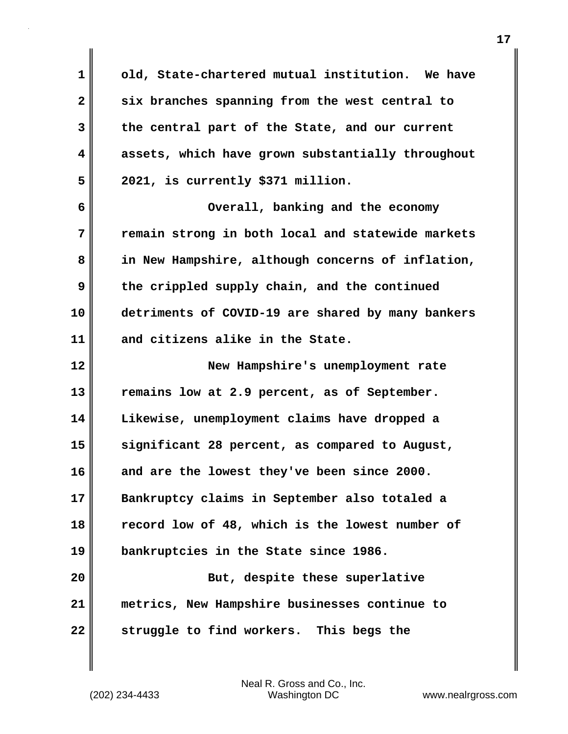old, State-chartered mutual institution. We have six branches spanning from the west central to the central part of the State, and our current assets, which have grown substantially throughout 2021, is currently $371 million.

Overall, banking and the economy remain strong in both local and statewide markets in New Hampshire, although concerns of inflation, the crippled supply chain, and the continued detriments of COVID-19 are shared by many bankers and citizens alike in the State.

New Hampshire's unemployment rate remains low at 2.9 percent, as of September. Likewise, unemployment claims have dropped a significant 28 percent, as compared to August, and are the lowest they've been since 2000. Bankruptcy claims in September also totaled a record low of 48, which is the lowest number of bankruptcies in the State since 1986.

But, despite these superlative metrics, New Hampshire businesses continue to struggle to find workers. This begs the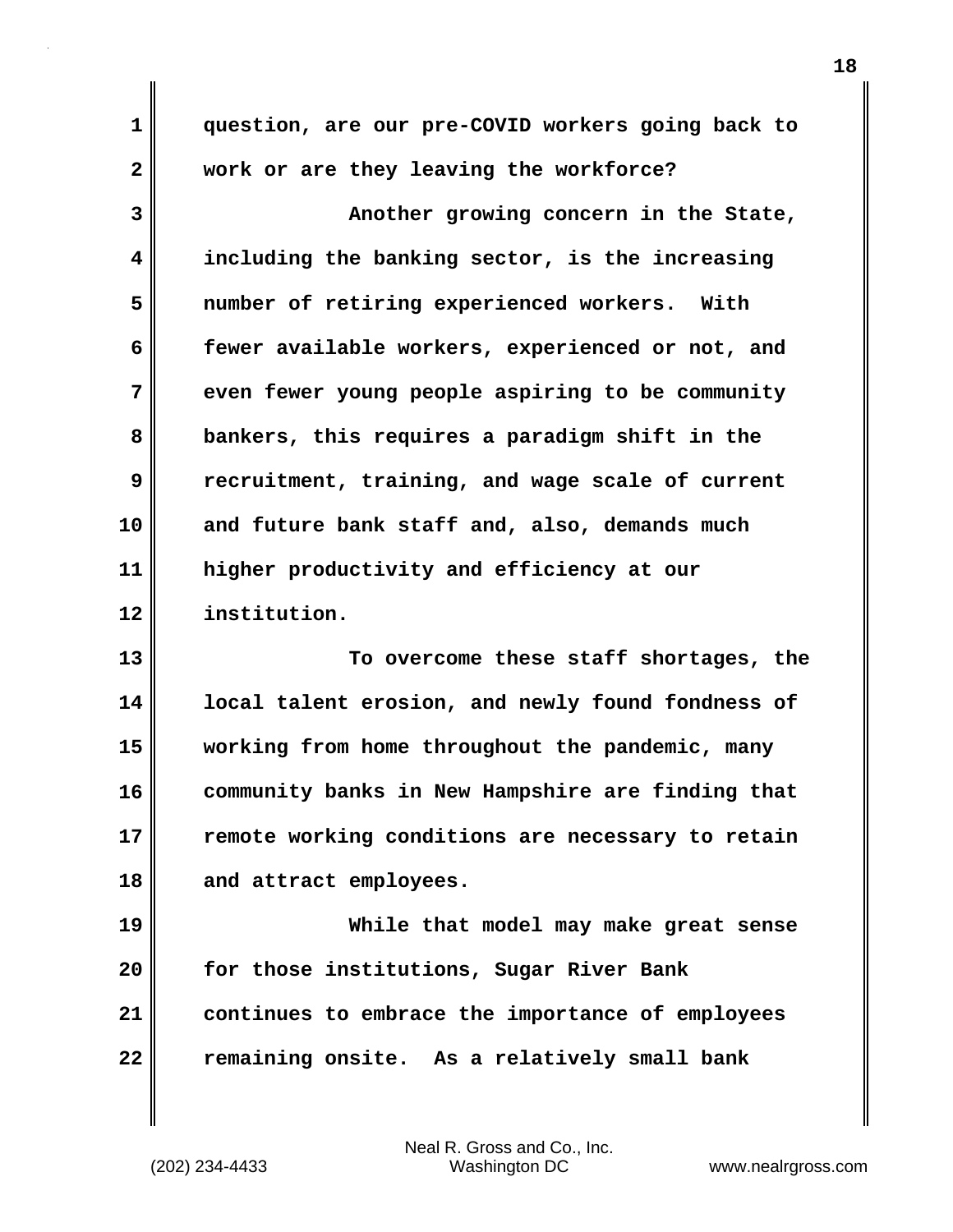question, are our pre-COVID workers going back to work or are they leaving the workforce?

Another growing concern in the State, including the banking sector, is the increasing number of retiring experienced workers. With fewer available workers, experienced or not, and even fewer young people aspiring to be community bankers, this requires a paradigm shift in the recruitment, training, and wage scale of current and future bank staff and, also, demands much higher productivity and efficiency at our institution.

To overcome these staff shortages, the local talent erosion, and newly found fondness of working from home throughout the pandemic, many community banks in New Hampshire are finding that remote working conditions are necessary to retain and attract employees.

While that model may make great sense for those institutions, Sugar River Bank continues to embrace the importance of employees remaining onsite. As a relatively small bank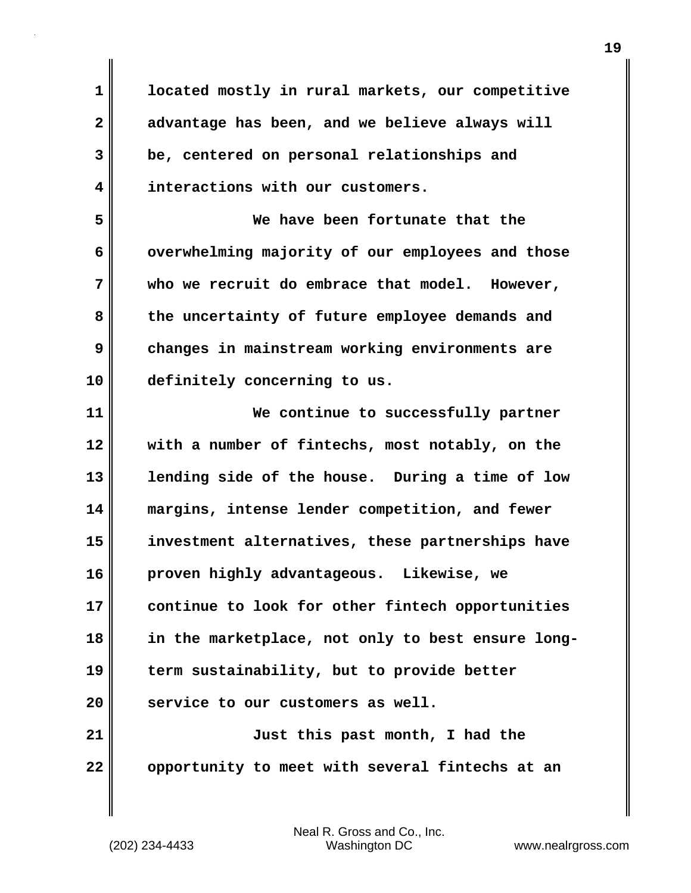located mostly in rural markets, our competitive advantage has been, and we believe always will be, centered on personal relationships and interactions with our customers.

We have been fortunate that the overwhelming majority of our employees and those who we recruit do embrace that model. However, the uncertainty of future employee demands and changes in mainstream working environments are definitely concerning to us.

We continue to successfully partner with a number of fintechs, most notably, on the lending side of the house. During a time of low margins, intense lender competition, and fewer investment alternatives, these partnerships have proven highly advantageous. Likewise, we continue to look for other fintech opportunities in the marketplace, not only to best ensure long-term sustainability, but to provide better service to our customers as well.

Just this past month, I had the opportunity to meet with several fintechs at an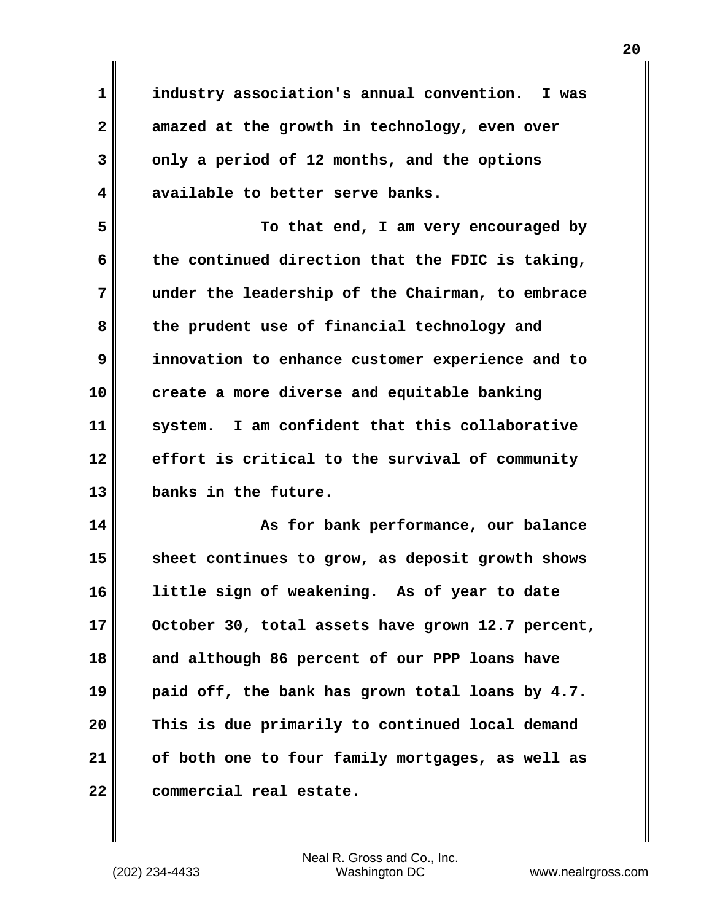industry association's annual convention. I was amazed at the growth in technology, even over only a period of 12 months, and the options available to better serve banks.

To that end, I am very encouraged by the continued direction that the FDIC is taking, under the leadership of the Chairman, to embrace the prudent use of financial technology and innovation to enhance customer experience and to create a more diverse and equitable banking system. I am confident that this collaborative effort is critical to the survival of community banks in the future.

As for bank performance, our balance sheet continues to grow, as deposit growth shows little sign of weakening. As of year to date October 30, total assets have grown 12.7 percent, and although 86 percent of our PPP loans have paid off, the bank has grown total loans by 4.7. This is due primarily to continued local demand of both one to four family mortgages, as well as commercial real estate.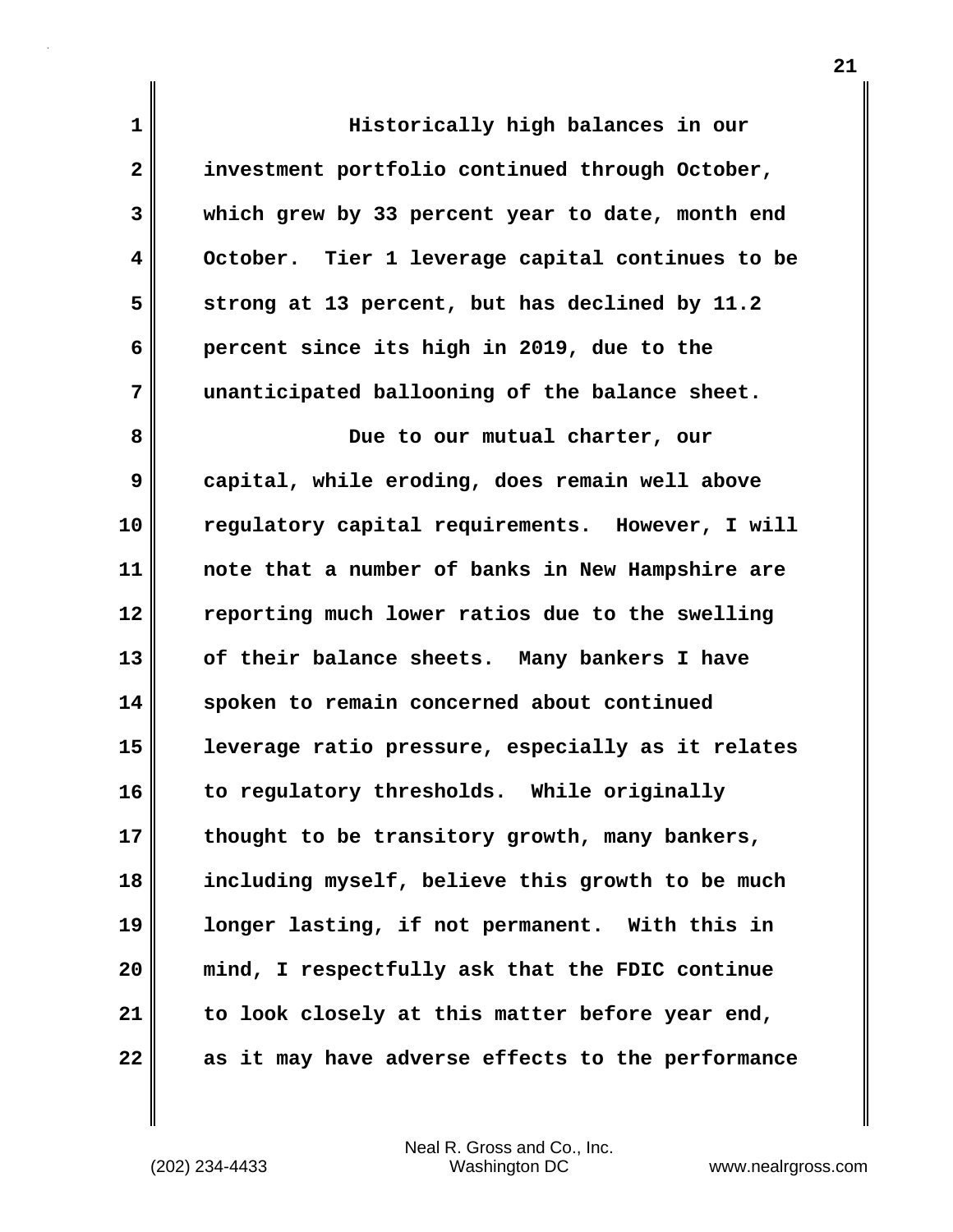Historically high balances in our investment portfolio continued through October, which grew by 33 percent year to date, month end October. Tier 1 leverage capital continues to be strong at 13 percent, but has declined by 11.2 percent since its high in 2019, due to the unanticipated ballooning of the balance sheet.

Due to our mutual charter, our capital, while eroding, does remain well above regulatory capital requirements. However, I will note that a number of banks in New Hampshire are reporting much lower ratios due to the swelling of their balance sheets. Many bankers I have spoken to remain concerned about continued leverage ratio pressure, especially as it relates to regulatory thresholds. While originally thought to be transitory growth, many bankers, including myself, believe this growth to be much longer lasting, if not permanent. With this in mind, I respectfully ask that the FDIC continue to look closely at this matter before year end, as it may have adverse effects to the performance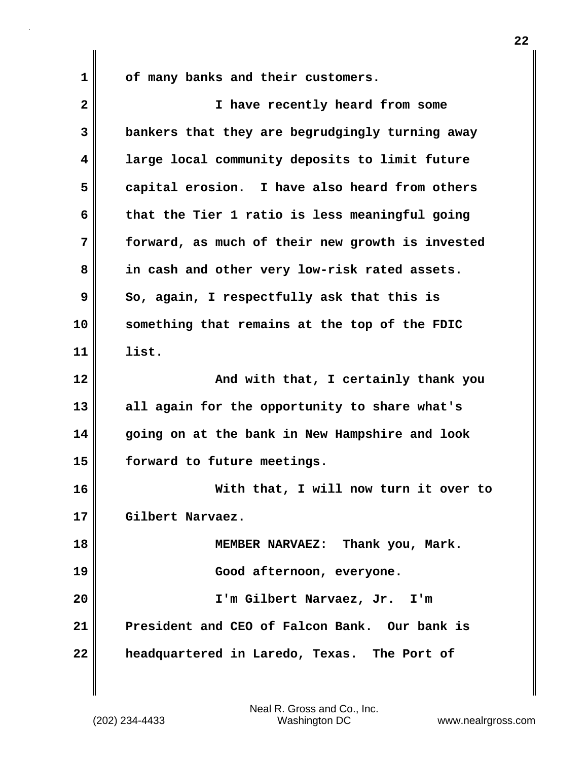of many banks and their customers.

I have recently heard from some bankers that they are begrudgingly turning away large local community deposits to limit future capital erosion. I have also heard from others that the Tier 1 ratio is less meaningful going forward, as much of their new growth is invested in cash and other very low-risk rated assets. So, again, I respectfully ask that this is something that remains at the top of the FDIC list.

And with that, I certainly thank you all again for the opportunity to share what's going on at the bank in New Hampshire and look forward to future meetings.

With that, I will now turn it over to Gilbert Narvaez.

MEMBER NARVAEZ: Thank you, Mark.

Good afternoon, everyone.

I'm Gilbert Narvaez, Jr. I'm President and CEO of Falcon Bank. Our bank is headquartered in Laredo, Texas. The Port of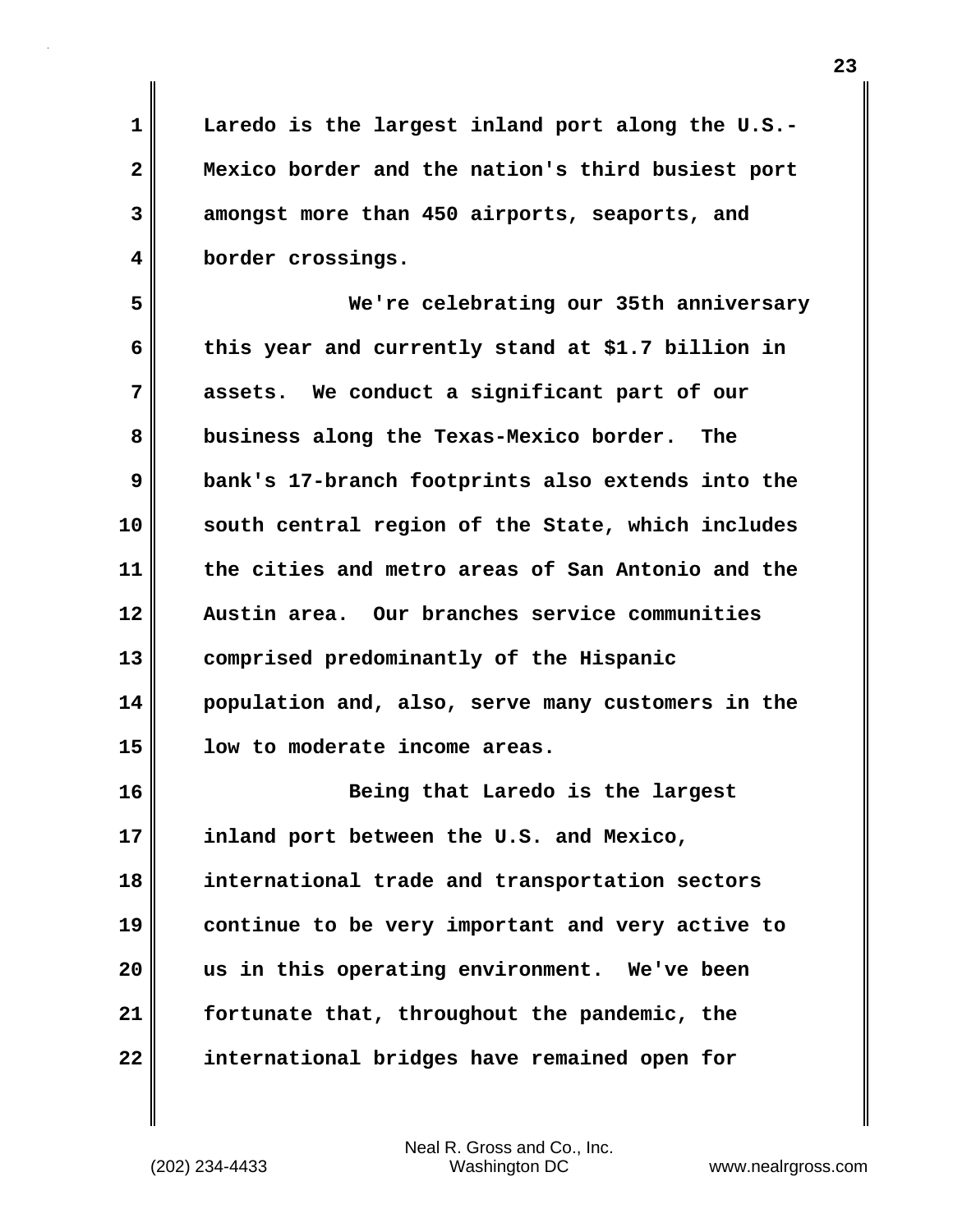Laredo is the largest inland port along the U.S.-Mexico border and the nation's third busiest port amongst more than 450 airports, seaports, and border crossings.

We're celebrating our 35th anniversary this year and currently stand at $1.7 billion in assets. We conduct a significant part of our business along the Texas-Mexico border. The bank's 17-branch footprints also extends into the south central region of the State, which includes the cities and metro areas of San Antonio and the Austin area. Our branches service communities comprised predominantly of the Hispanic population and, also, serve many customers in the low to moderate income areas.

Being that Laredo is the largest inland port between the U.S. and Mexico, international trade and transportation sectors continue to be very important and very active to us in this operating environment. We've been fortunate that, throughout the pandemic, the international bridges have remained open for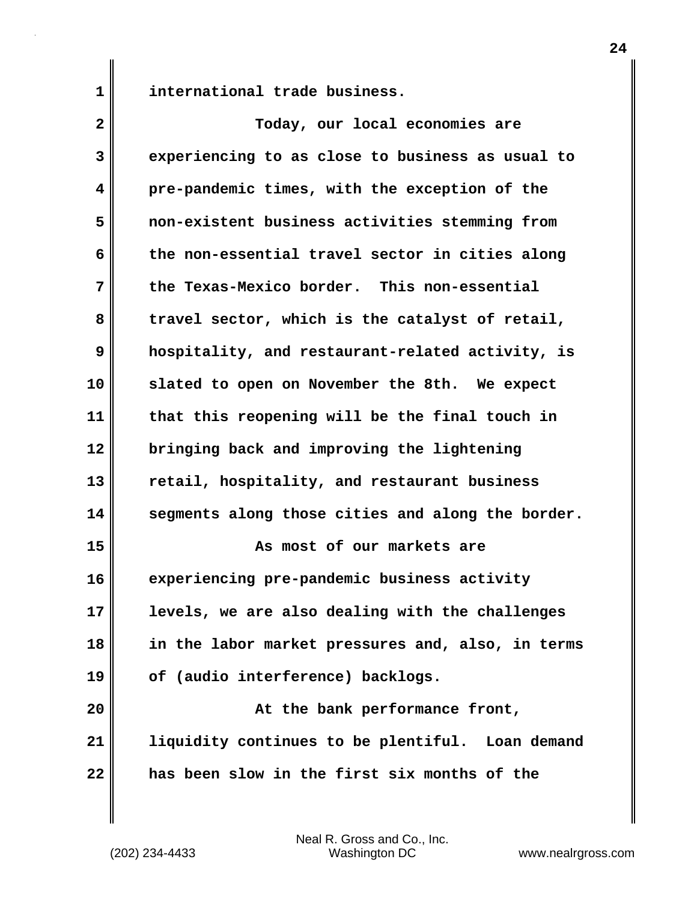international trade business.

Today, our local economies are experiencing to as close to business as usual to pre-pandemic times, with the exception of the non-existent business activities stemming from the non-essential travel sector in cities along the Texas-Mexico border. This non-essential travel sector, which is the catalyst of retail, hospitality, and restaurant-related activity, is slated to open on November the 8th. We expect that this reopening will be the final touch in bringing back and improving the lightening retail, hospitality, and restaurant business segments along those cities and along the border.

As most of our markets are experiencing pre-pandemic business activity levels, we are also dealing with the challenges in the labor market pressures and, also, in terms of (audio interference) backlogs.

At the bank performance front, liquidity continues to be plentiful. Loan demand has been slow in the first six months of the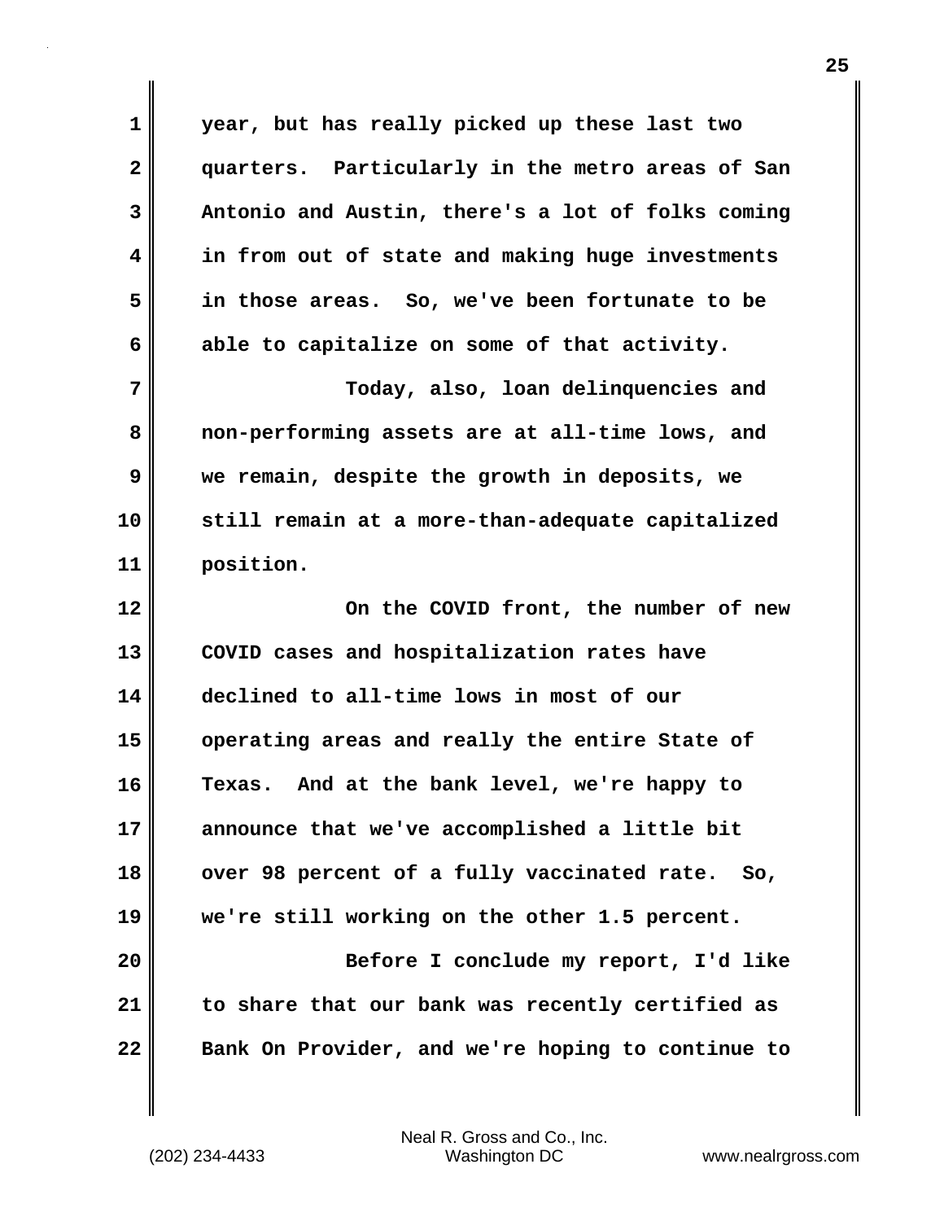year, but has really picked up these last two quarters. Particularly in the metro areas of San Antonio and Austin, there's a lot of folks coming in from out of state and making huge investments in those areas. So, we've been fortunate to be able to capitalize on some of that activity.

Today, also, loan delinquencies and non-performing assets are at all-time lows, and we remain, despite the growth in deposits, we still remain at a more-than-adequate capitalized position.

On the COVID front, the number of new COVID cases and hospitalization rates have declined to all-time lows in most of our operating areas and really the entire State of Texas. And at the bank level, we're happy to announce that we've accomplished a little bit over 98 percent of a fully vaccinated rate. So, we're still working on the other 1.5 percent.

Before I conclude my report, I'd like to share that our bank was recently certified as Bank On Provider, and we're hoping to continue to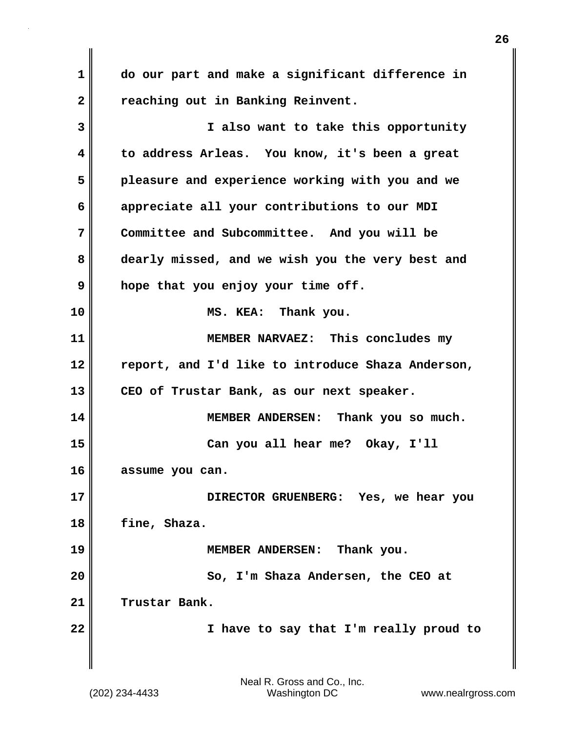do our part and make a significant difference in reaching out in Banking Reinvent.

I also want to take this opportunity to address Arleas. You know, it's been a great pleasure and experience working with you and we appreciate all your contributions to our MDI Committee and Subcommittee. And you will be dearly missed, and we wish you the very best and hope that you enjoy your time off.

MS. KEA: Thank you.

MEMBER NARVAEZ: This concludes my report, and I'd like to introduce Shaza Anderson, CEO of Trustar Bank, as our next speaker.

MEMBER ANDERSEN: Thank you so much.

Can you all hear me? Okay, I'll assume you can.

DIRECTOR GRUENBERG: Yes, we hear you fine, Shaza.

MEMBER ANDERSEN: Thank you.

So, I'm Shaza Andersen, the CEO at Trustar Bank.

I have to say that I'm really proud to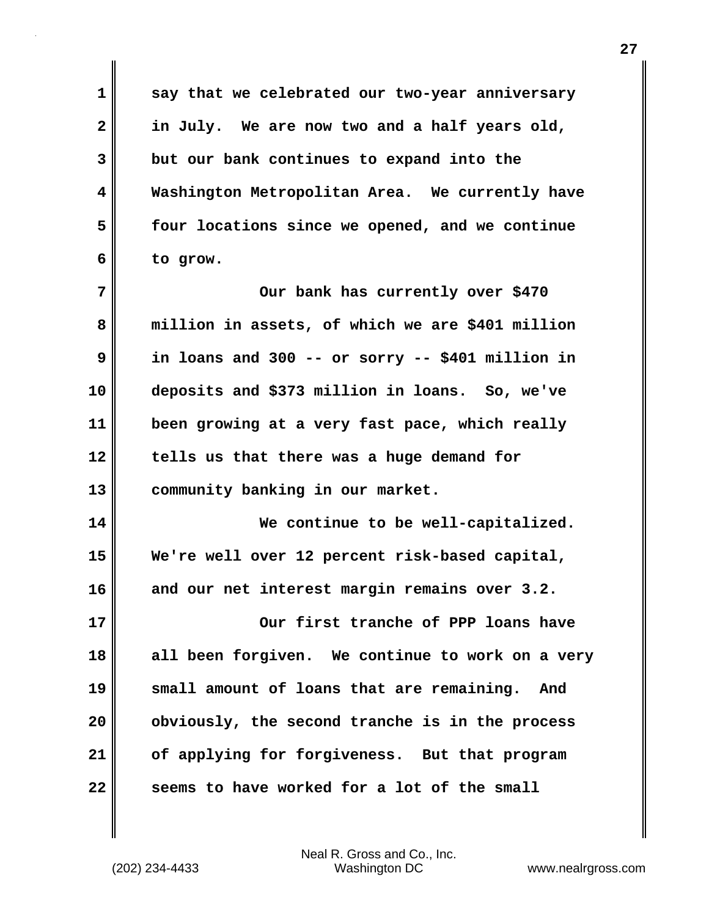say that we celebrated our two-year anniversary in July. We are now two and a half years old, but our bank continues to expand into the Washington Metropolitan Area. We currently have four locations since we opened, and we continue to grow.

Our bank has currently over $470 million in assets, of which we are $401 million in loans and 300 -- or sorry -- $401 million in deposits and $373 million in loans. So, we've been growing at a very fast pace, which really tells us that there was a huge demand for community banking in our market.

We continue to be well-capitalized. We're well over 12 percent risk-based capital, and our net interest margin remains over 3.2.

Our first tranche of PPP loans have all been forgiven. We continue to work on a very small amount of loans that are remaining. And obviously, the second tranche is in the process of applying for forgiveness. But that program seems to have worked for a lot of the small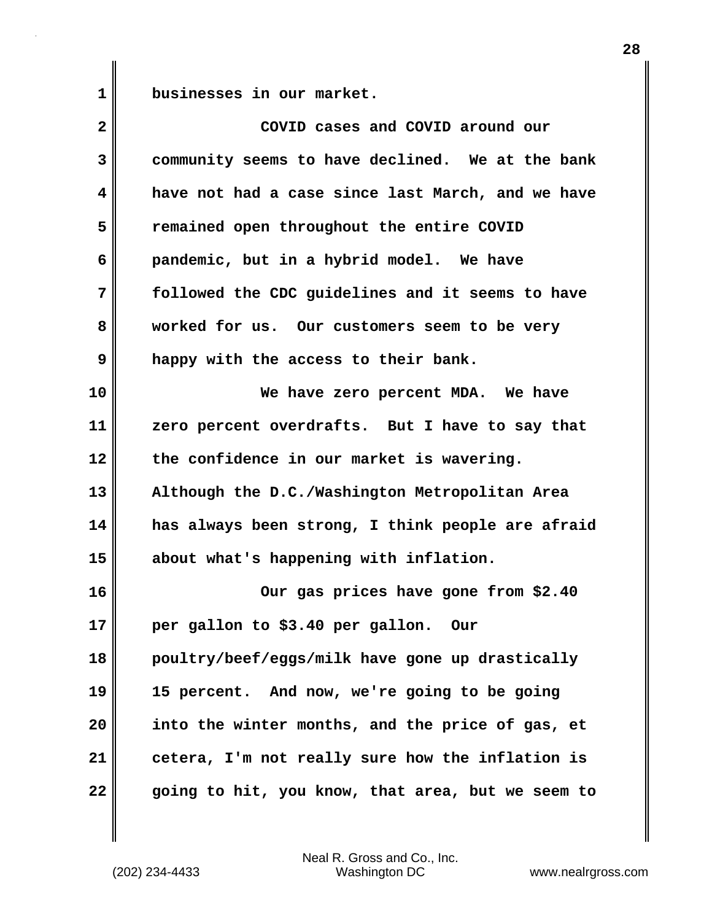businesses in our market.

COVID cases and COVID around our community seems to have declined. We at the bank have not had a case since last March, and we have remained open throughout the entire COVID pandemic, but in a hybrid model. We have followed the CDC guidelines and it seems to have worked for us. Our customers seem to be very happy with the access to their bank.

We have zero percent MDA. We have zero percent overdrafts. But I have to say that the confidence in our market is wavering. Although the D.C./Washington Metropolitan Area has always been strong, I think people are afraid about what's happening with inflation.

Our gas prices have gone from $2.40 per gallon to $3.40 per gallon. Our poultry/beef/eggs/milk have gone up drastically 15 percent. And now, we're going to be going into the winter months, and the price of gas, et cetera, I'm not really sure how the inflation is going to hit, you know, that area, but we seem to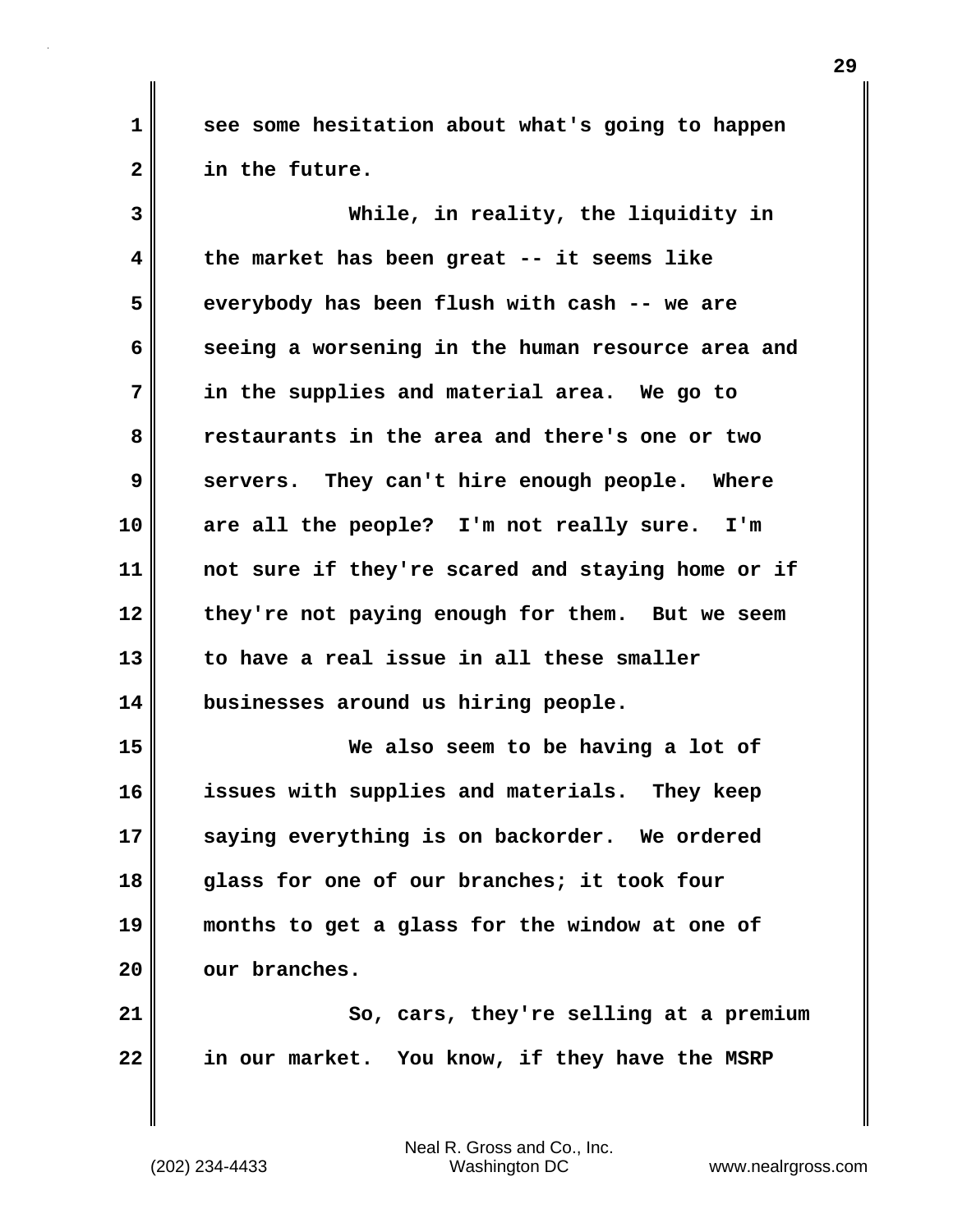see some hesitation about what's going to happen in the future.

While, in reality, the liquidity in the market has been great -- it seems like everybody has been flush with cash -- we are seeing a worsening in the human resource area and in the supplies and material area. We go to restaurants in the area and there's one or two servers. They can't hire enough people. Where are all the people? I'm not really sure. I'm not sure if they're scared and staying home or if they're not paying enough for them. But we seem to have a real issue in all these smaller businesses around us hiring people.

We also seem to be having a lot of issues with supplies and materials. They keep saying everything is on backorder. We ordered glass for one of our branches; it took four months to get a glass for the window at one of our branches.

So, cars, they're selling at a premium in our market. You know, if they have the MSRP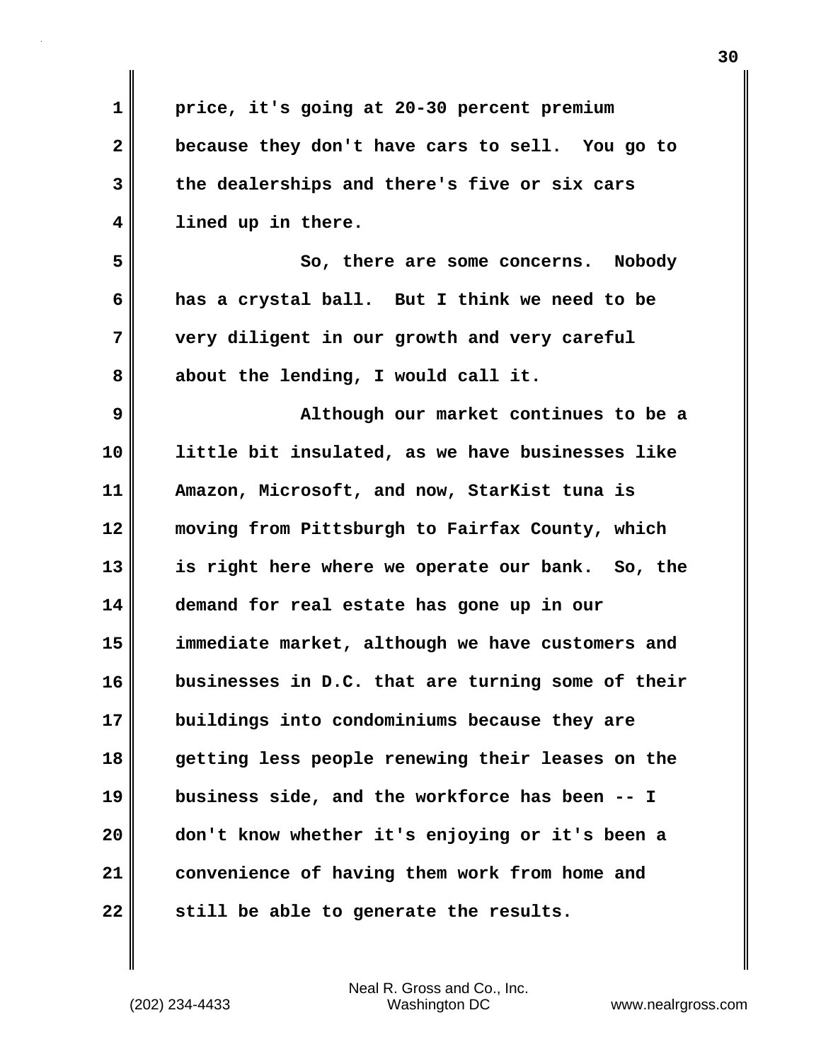price, it's going at 20-30 percent premium because they don't have cars to sell. You go to the dealerships and there's five or six cars lined up in there.

So, there are some concerns. Nobody has a crystal ball. But I think we need to be very diligent in our growth and very careful about the lending, I would call it.

Although our market continues to be a little bit insulated, as we have businesses like Amazon, Microsoft, and now, StarKist tuna is moving from Pittsburgh to Fairfax County, which is right here where we operate our bank. So, the demand for real estate has gone up in our immediate market, although we have customers and businesses in D.C. that are turning some of their buildings into condominiums because they are getting less people renewing their leases on the business side, and the workforce has been -- I don't know whether it's enjoying or it's been a convenience of having them work from home and still be able to generate the results.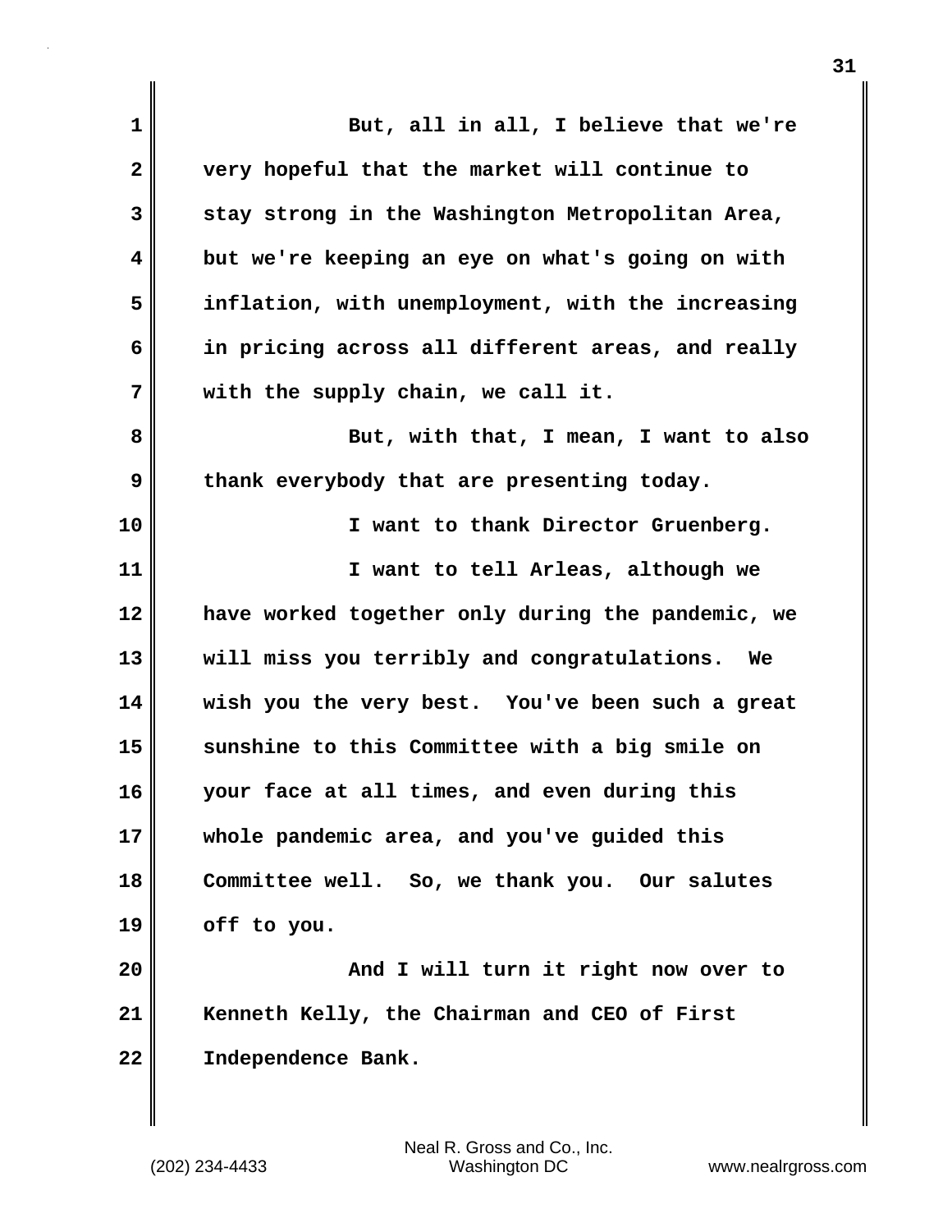But, all in all, I believe that we're very hopeful that the market will continue to stay strong in the Washington Metropolitan Area, but we're keeping an eye on what's going on with inflation, with unemployment, with the increasing in pricing across all different areas, and really with the supply chain, we call it.

But, with that, I mean, I want to also thank everybody that are presenting today.

I want to thank Director Gruenberg.

I want to tell Arleas, although we have worked together only during the pandemic, we will miss you terribly and congratulations. We wish you the very best. You've been such a great sunshine to this Committee with a big smile on your face at all times, and even during this whole pandemic area, and you've guided this Committee well. So, we thank you. Our salutes off to you.

And I will turn it right now over to Kenneth Kelly, the Chairman and CEO of First Independence Bank.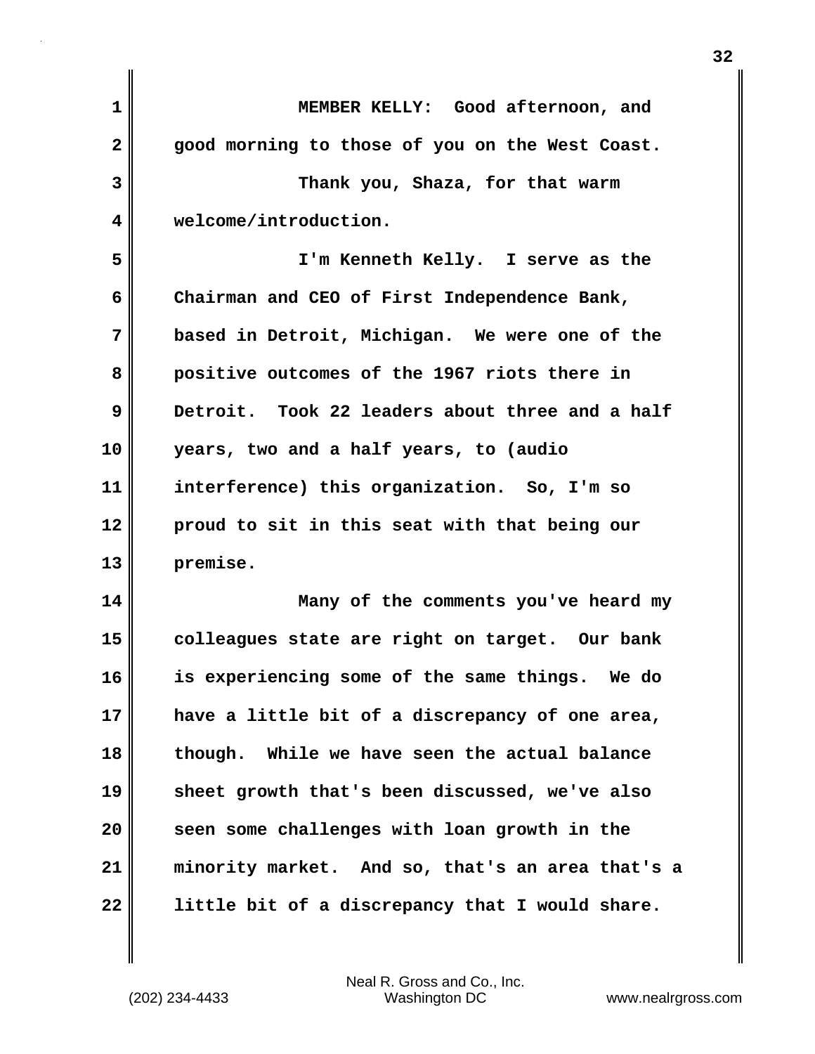MEMBER KELLY: Good afternoon, and good morning to those of you on the West Coast.

Thank you, Shaza, for that warm welcome/introduction.

I'm Kenneth Kelly. I serve as the Chairman and CEO of First Independence Bank, based in Detroit, Michigan. We were one of the positive outcomes of the 1967 riots there in Detroit. Took 22 leaders about three and a half years, two and a half years, to (audio interference) this organization. So, I'm so proud to sit in this seat with that being our premise.

Many of the comments you've heard my colleagues state are right on target. Our bank is experiencing some of the same things. We do have a little bit of a discrepancy of one area, though. While we have seen the actual balance sheet growth that's been discussed, we've also seen some challenges with loan growth in the minority market. And so, that's an area that's a little bit of a discrepancy that I would share.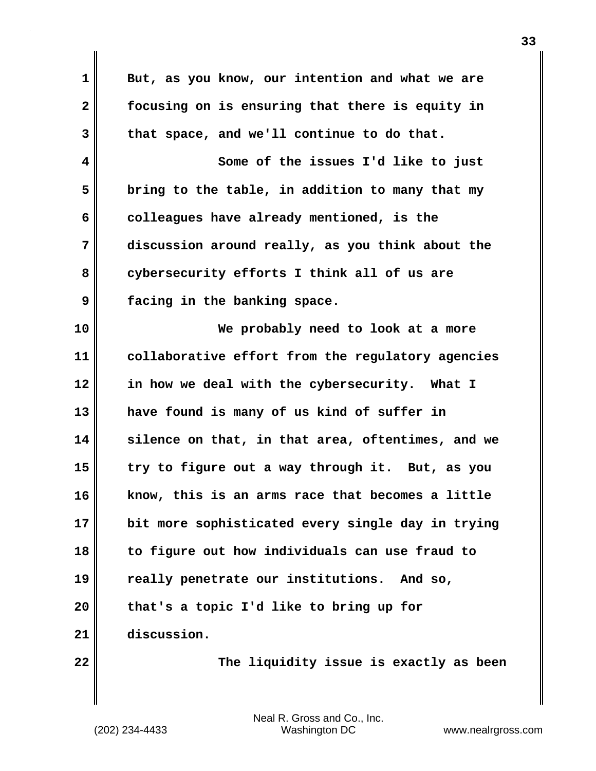But, as you know, our intention and what we are focusing on is ensuring that there is equity in that space, and we'll continue to do that.

Some of the issues I'd like to just bring to the table, in addition to many that my colleagues have already mentioned, is the discussion around really, as you think about the cybersecurity efforts I think all of us are facing in the banking space.

We probably need to look at a more collaborative effort from the regulatory agencies in how we deal with the cybersecurity. What I have found is many of us kind of suffer in silence on that, in that area, oftentimes, and we try to figure out a way through it. But, as you know, this is an arms race that becomes a little bit more sophisticated every single day in trying to figure out how individuals can use fraud to really penetrate our institutions. And so, that's a topic I'd like to bring up for discussion.

The liquidity issue is exactly as been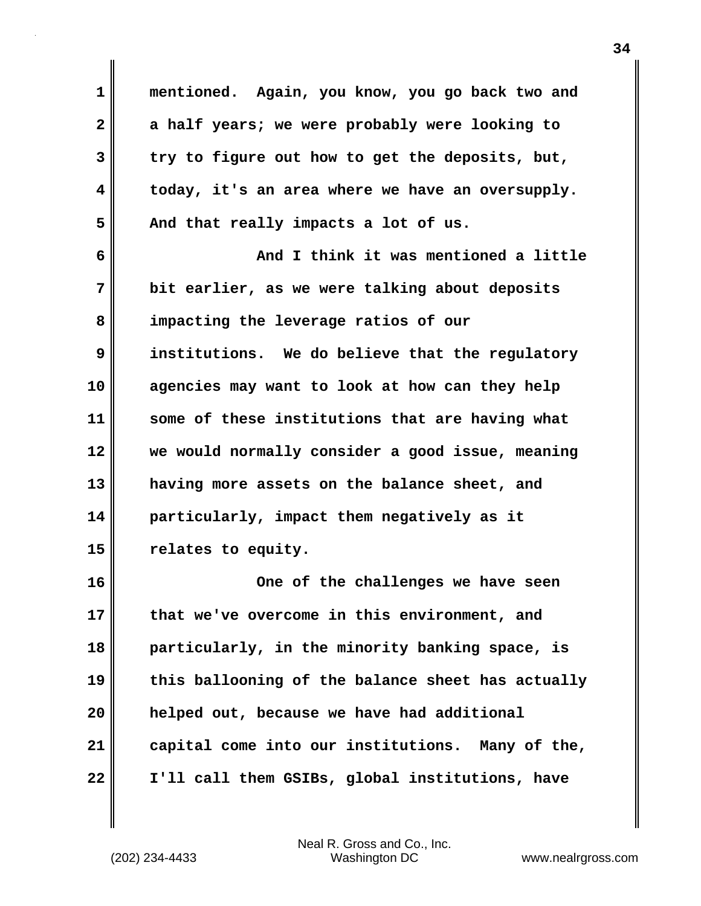mentioned. Again, you know, you go back two and a half years; we were probably were looking to try to figure out how to get the deposits, but, today, it's an area where we have an oversupply. And that really impacts a lot of us.

And I think it was mentioned a little bit earlier, as we were talking about deposits impacting the leverage ratios of our institutions. We do believe that the regulatory agencies may want to look at how can they help some of these institutions that are having what we would normally consider a good issue, meaning having more assets on the balance sheet, and particularly, impact them negatively as it relates to equity.

One of the challenges we have seen that we've overcome in this environment, and particularly, in the minority banking space, is this ballooning of the balance sheet has actually helped out, because we have had additional capital come into our institutions. Many of the, I'll call them GSIBs, global institutions, have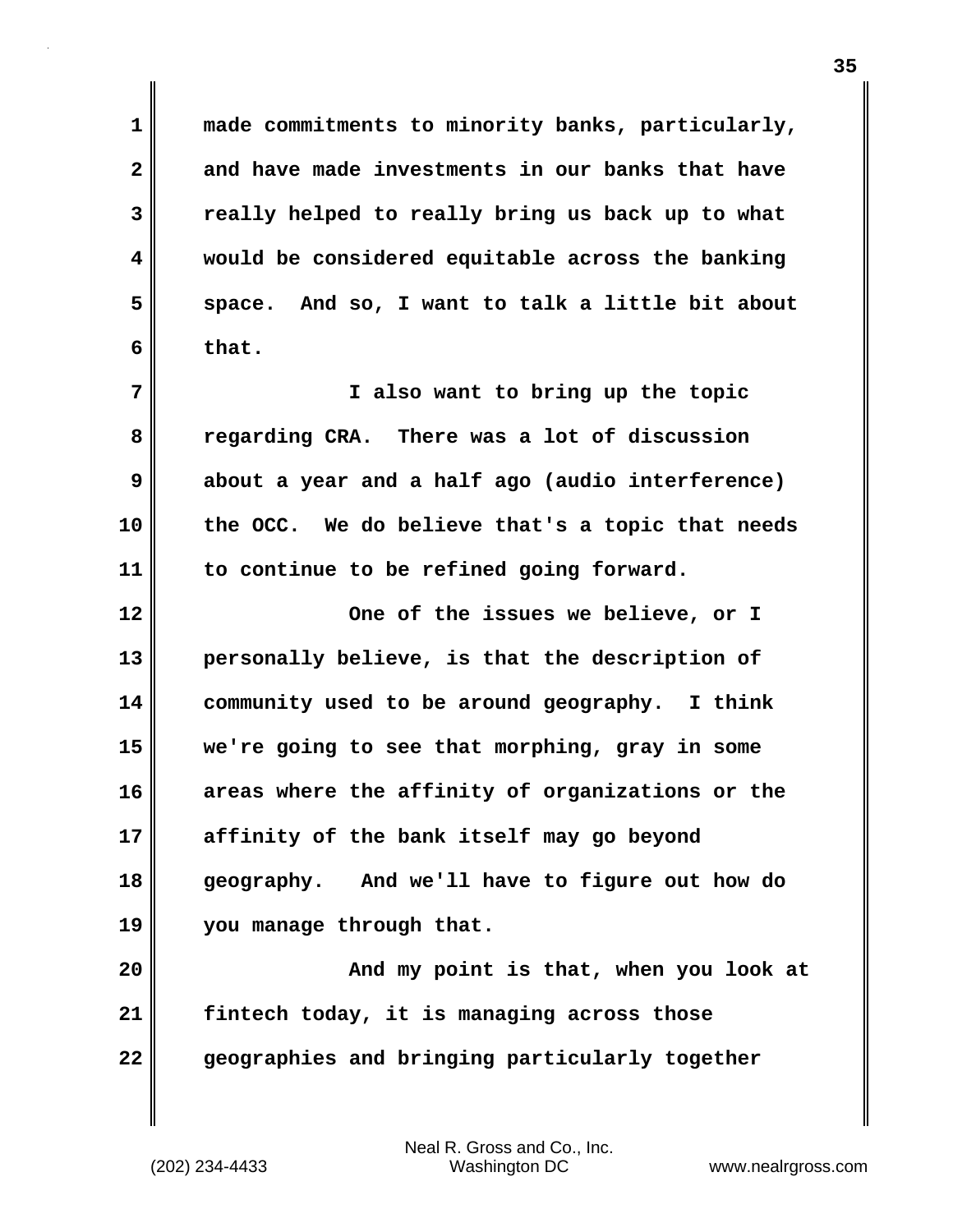made commitments to minority banks, particularly, and have made investments in our banks that have really helped to really bring us back up to what would be considered equitable across the banking space. And so, I want to talk a little bit about that.

I also want to bring up the topic regarding CRA. There was a lot of discussion about a year and a half ago (audio interference) the OCC. We do believe that's a topic that needs to continue to be refined going forward.

One of the issues we believe, or I personally believe, is that the description of community used to be around geography. I think we're going to see that morphing, gray in some areas where the affinity of organizations or the affinity of the bank itself may go beyond geography. And we'll have to figure out how do you manage through that.

And my point is that, when you look at fintech today, it is managing across those geographies and bringing particularly together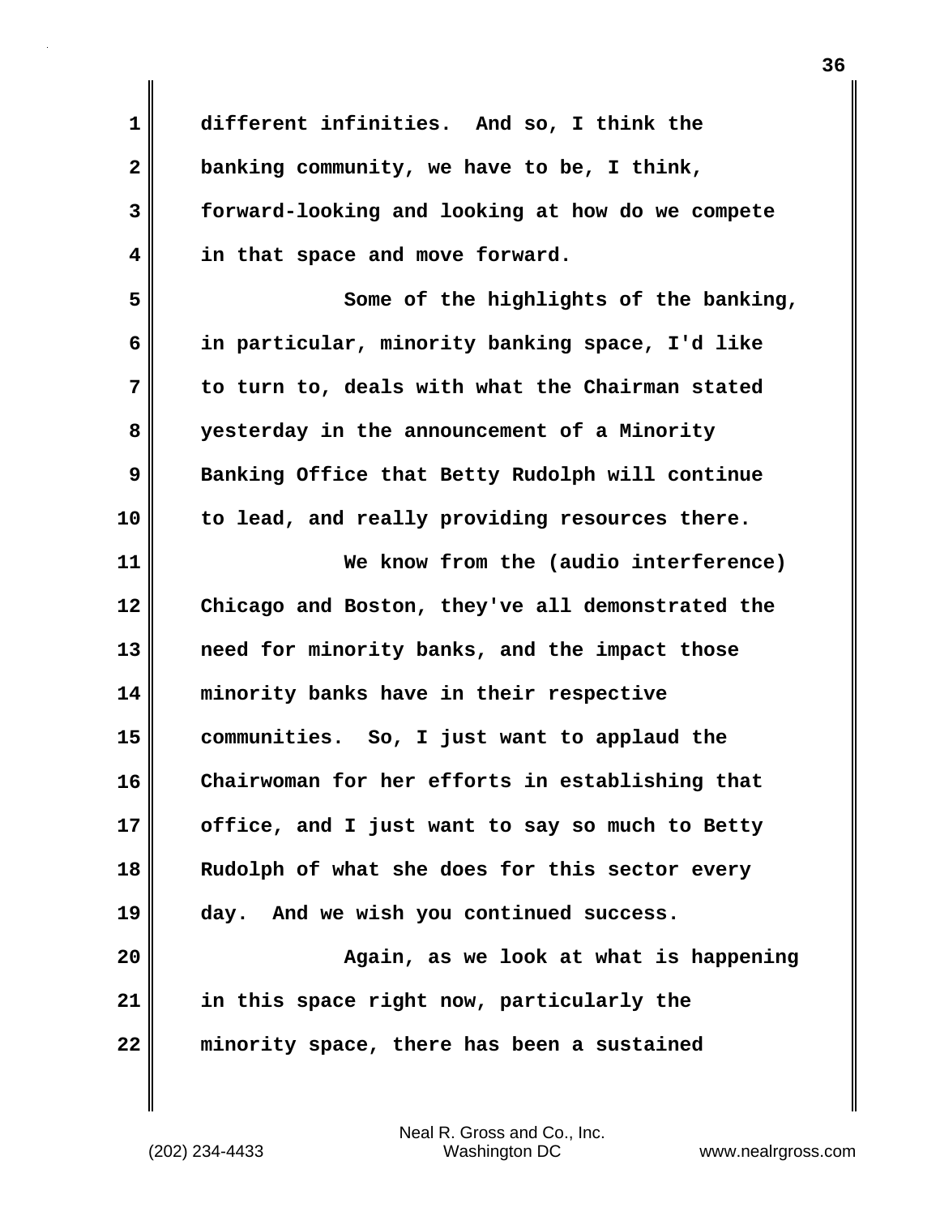different infinities. And so, I think the banking community, we have to be, I think, forward-looking and looking at how do we compete in that space and move forward.

Some of the highlights of the banking, in particular, minority banking space, I'd like to turn to, deals with what the Chairman stated yesterday in the announcement of a Minority Banking Office that Betty Rudolph will continue to lead, and really providing resources there.

We know from the (audio interference) Chicago and Boston, they've all demonstrated the need for minority banks, and the impact those minority banks have in their respective communities. So, I just want to applaud the Chairwoman for her efforts in establishing that office, and I just want to say so much to Betty Rudolph of what she does for this sector every day. And we wish you continued success.

Again, as we look at what is happening in this space right now, particularly the minority space, there has been a sustained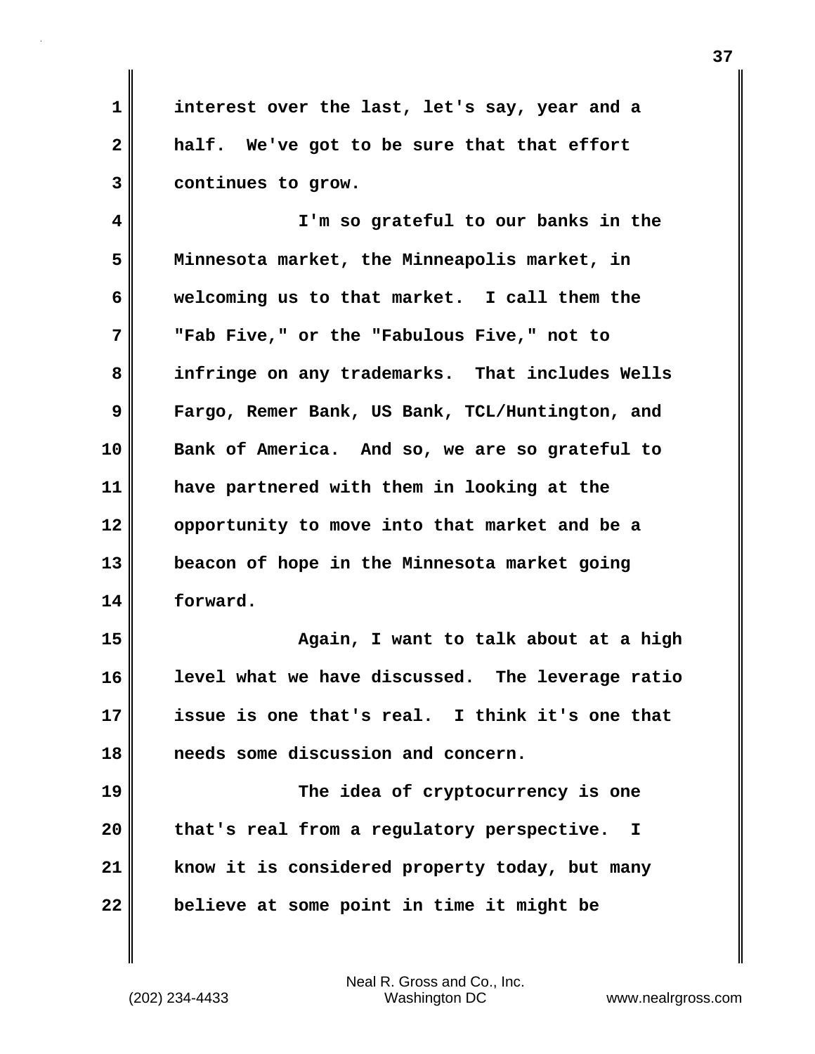interest over the last, let's say, year and a half. We've got to be sure that that effort continues to grow.

I'm so grateful to our banks in the Minnesota market, the Minneapolis market, in welcoming us to that market. I call them the "Fab Five," or the "Fabulous Five," not to infringe on any trademarks. That includes Wells Fargo, Remer Bank, US Bank, TCL/Huntington, and Bank of America. And so, we are so grateful to have partnered with them in looking at the opportunity to move into that market and be a beacon of hope in the Minnesota market going forward.

Again, I want to talk about at a high level what we have discussed. The leverage ratio issue is one that's real. I think it's one that needs some discussion and concern.

The idea of cryptocurrency is one that's real from a regulatory perspective. I know it is considered property today, but many believe at some point in time it might be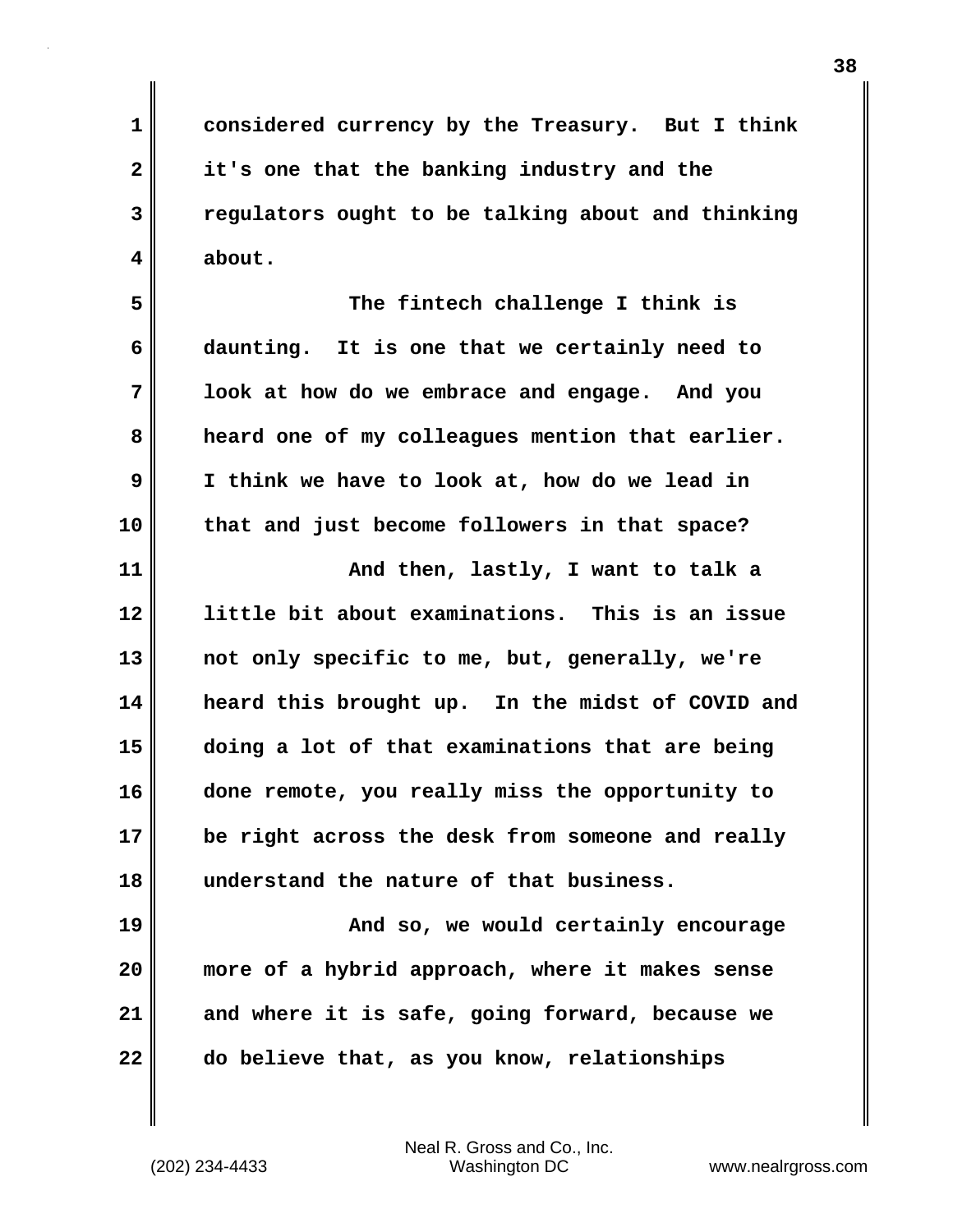considered currency by the Treasury. But I think it's one that the banking industry and the regulators ought to be talking about and thinking about.

The fintech challenge I think is daunting. It is one that we certainly need to look at how do we embrace and engage. And you heard one of my colleagues mention that earlier. I think we have to look at, how do we lead in that and just become followers in that space?

And then, lastly, I want to talk a little bit about examinations. This is an issue not only specific to me, but, generally, we're heard this brought up. In the midst of COVID and doing a lot of that examinations that are being done remote, you really miss the opportunity to be right across the desk from someone and really understand the nature of that business.

And so, we would certainly encourage more of a hybrid approach, where it makes sense and where it is safe, going forward, because we do believe that, as you know, relationships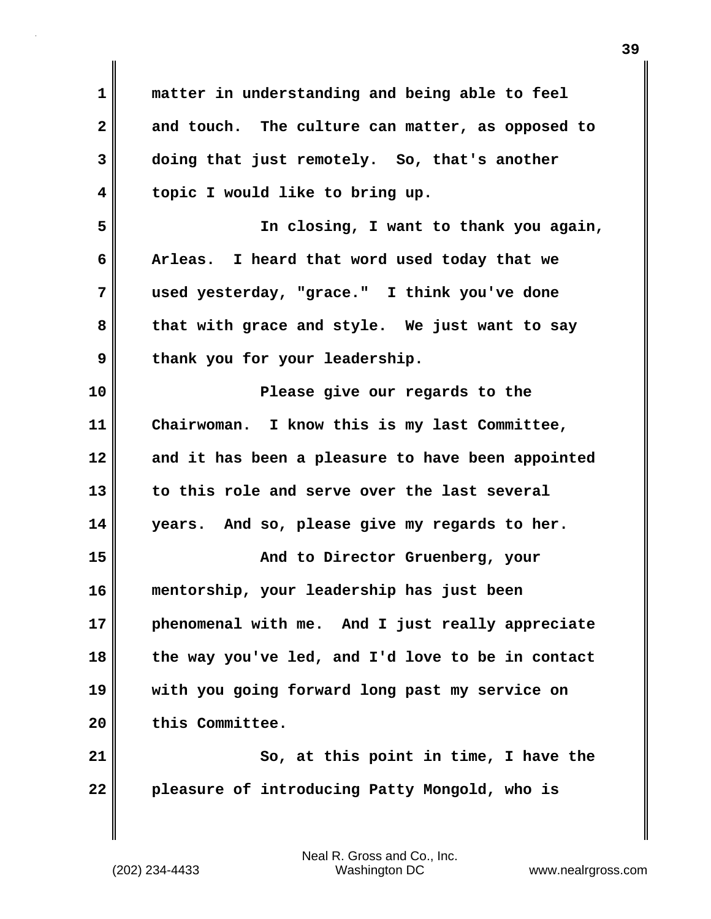matter in understanding and being able to feel and touch. The culture can matter, as opposed to doing that just remotely. So, that's another topic I would like to bring up.

In closing, I want to thank you again, Arleas. I heard that word used today that we used yesterday, "grace." I think you've done that with grace and style. We just want to say thank you for your leadership.

Please give our regards to the Chairwoman. I know this is my last Committee, and it has been a pleasure to have been appointed to this role and serve over the last several years. And so, please give my regards to her.

And to Director Gruenberg, your mentorship, your leadership has just been phenomenal with me. And I just really appreciate the way you've led, and I'd love to be in contact with you going forward long past my service on this Committee.

So, at this point in time, I have the pleasure of introducing Patty Mongold, who is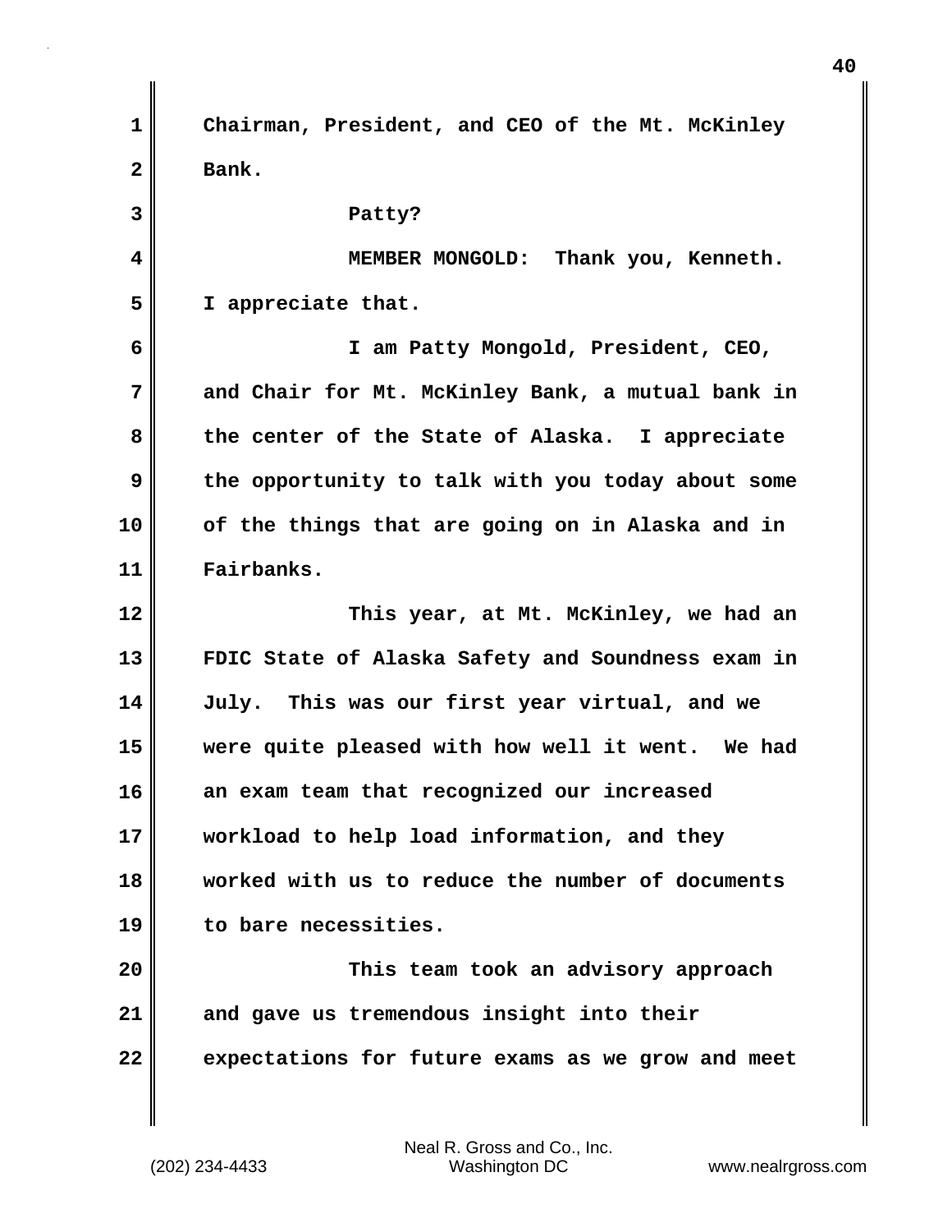Chairman, President, and CEO of the Mt. McKinley Bank.

Patty?

MEMBER MONGOLD: Thank you, Kenneth. I appreciate that.

I am Patty Mongold, President, CEO, and Chair for Mt. McKinley Bank, a mutual bank in the center of the State of Alaska. I appreciate the opportunity to talk with you today about some of the things that are going on in Alaska and in Fairbanks.

This year, at Mt. McKinley, we had an FDIC State of Alaska Safety and Soundness exam in July. This was our first year virtual, and we were quite pleased with how well it went. We had an exam team that recognized our increased workload to help load information, and they worked with us to reduce the number of documents to bare necessities.

This team took an advisory approach and gave us tremendous insight into their expectations for future exams as we grow and meet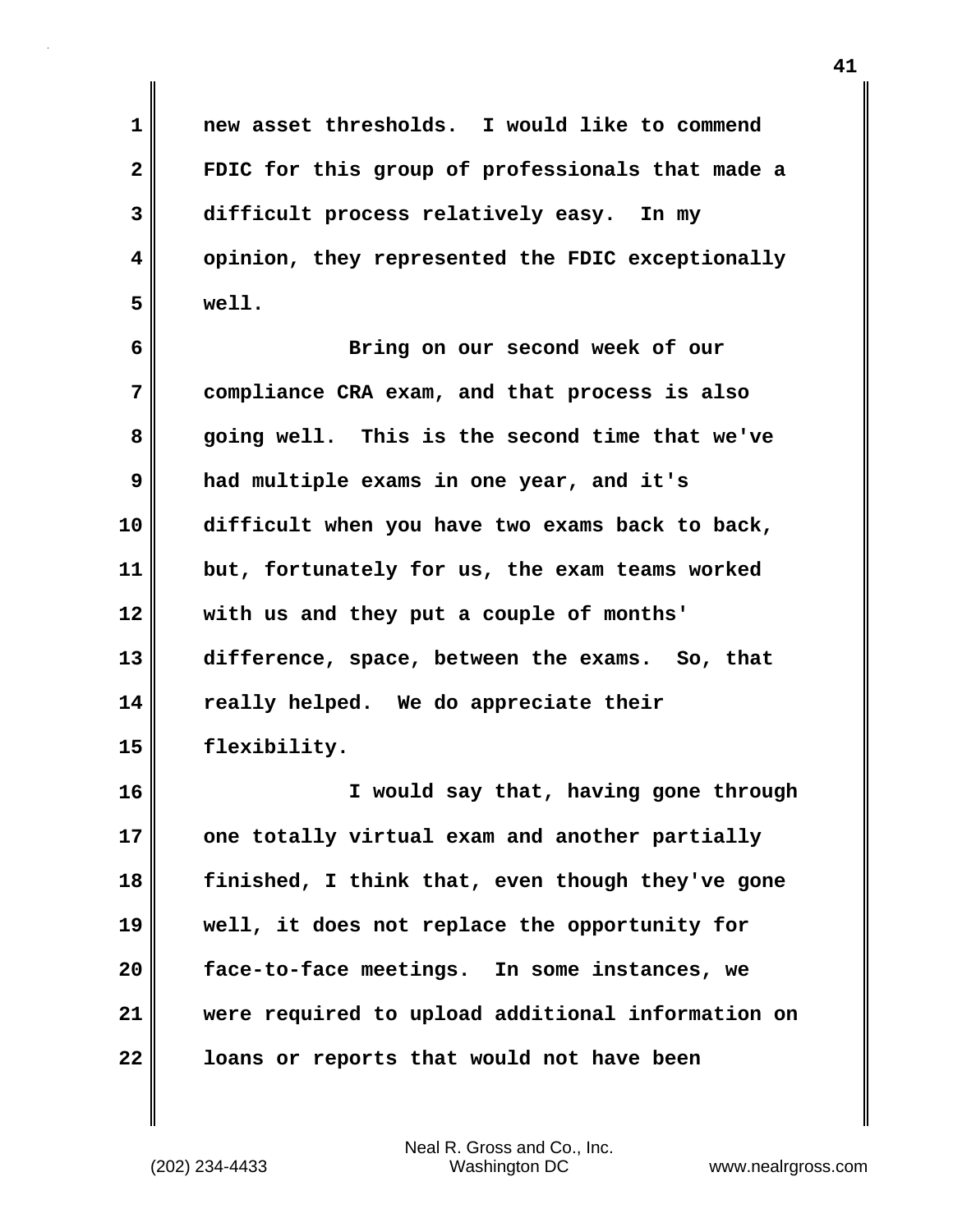new asset thresholds. I would like to commend FDIC for this group of professionals that made a difficult process relatively easy. In my opinion, they represented the FDIC exceptionally well.

Bring on our second week of our compliance CRA exam, and that process is also going well. This is the second time that we've had multiple exams in one year, and it's difficult when you have two exams back to back, but, fortunately for us, the exam teams worked with us and they put a couple of months' difference, space, between the exams. So, that really helped. We do appreciate their flexibility.

I would say that, having gone through one totally virtual exam and another partially finished, I think that, even though they've gone well, it does not replace the opportunity for face-to-face meetings. In some instances, we were required to upload additional information on loans or reports that would not have been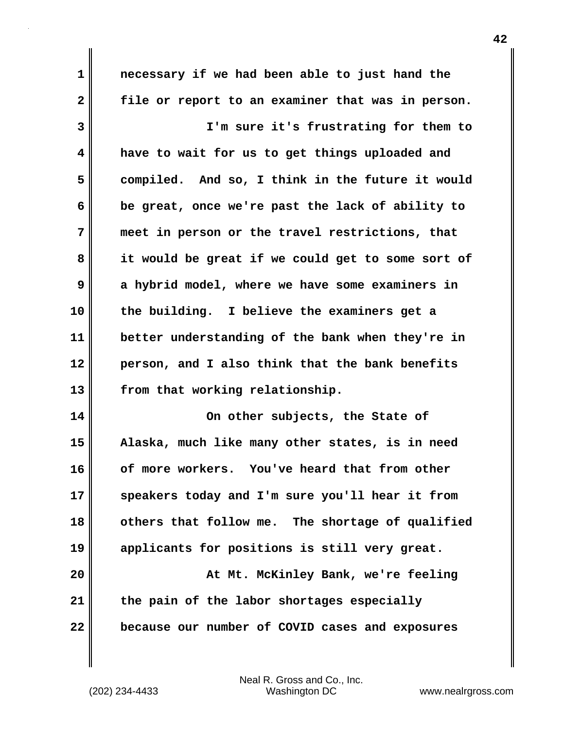necessary if we had been able to just hand the file or report to an examiner that was in person.

I'm sure it's frustrating for them to have to wait for us to get things uploaded and compiled. And so, I think in the future it would be great, once we're past the lack of ability to meet in person or the travel restrictions, that it would be great if we could get to some sort of a hybrid model, where we have some examiners in the building. I believe the examiners get a better understanding of the bank when they're in person, and I also think that the bank benefits from that working relationship.

On other subjects, the State of Alaska, much like many other states, is in need of more workers. You've heard that from other speakers today and I'm sure you'll hear it from others that follow me. The shortage of qualified applicants for positions is still very great.

At Mt. McKinley Bank, we're feeling the pain of the labor shortages especially because our number of COVID cases and exposures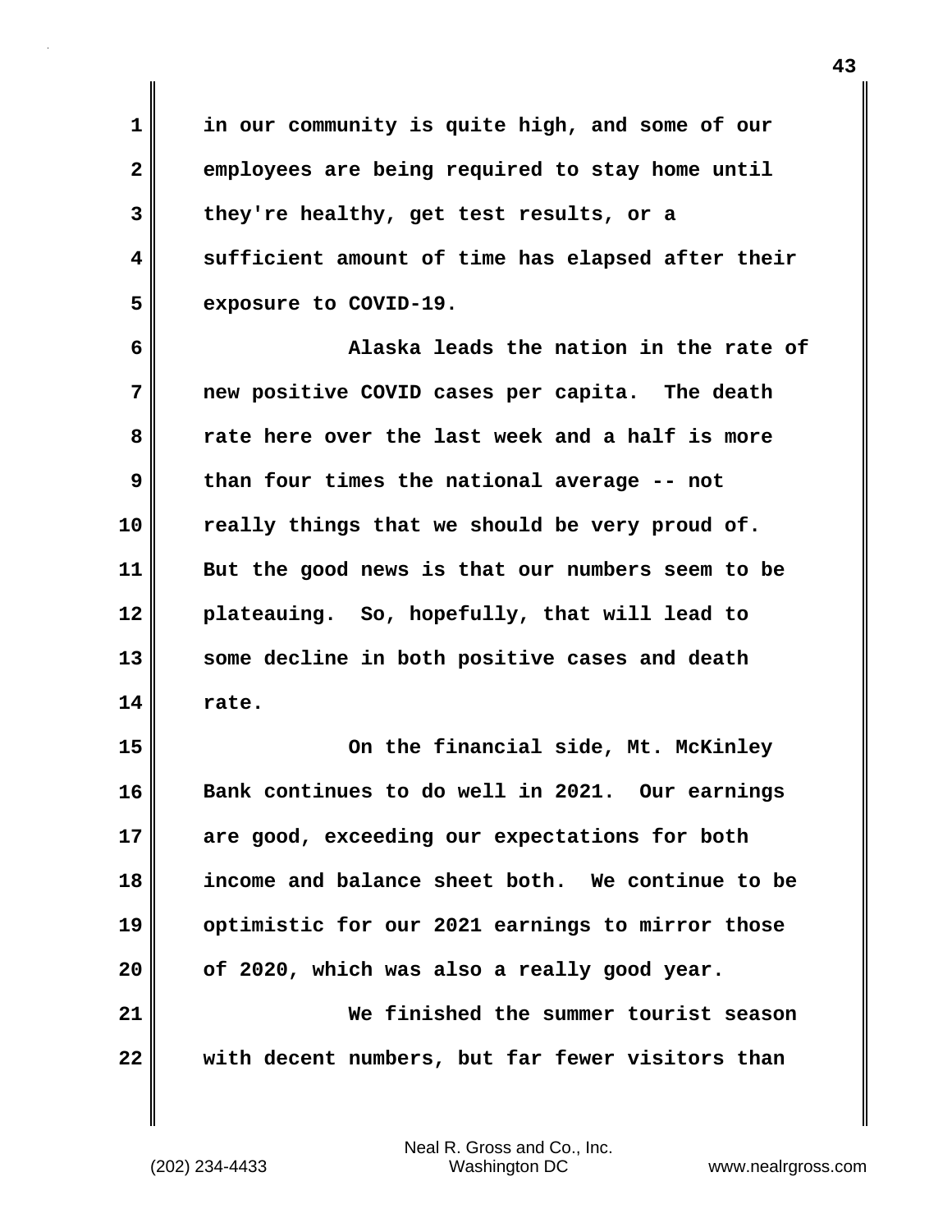in our community is quite high, and some of our employees are being required to stay home until they're healthy, get test results, or a sufficient amount of time has elapsed after their exposure to COVID-19.

Alaska leads the nation in the rate of new positive COVID cases per capita. The death rate here over the last week and a half is more than four times the national average -- not really things that we should be very proud of. But the good news is that our numbers seem to be plateauing. So, hopefully, that will lead to some decline in both positive cases and death rate.

On the financial side, Mt. McKinley Bank continues to do well in 2021. Our earnings are good, exceeding our expectations for both income and balance sheet both. We continue to be optimistic for our 2021 earnings to mirror those of 2020, which was also a really good year.

We finished the summer tourist season with decent numbers, but far fewer visitors than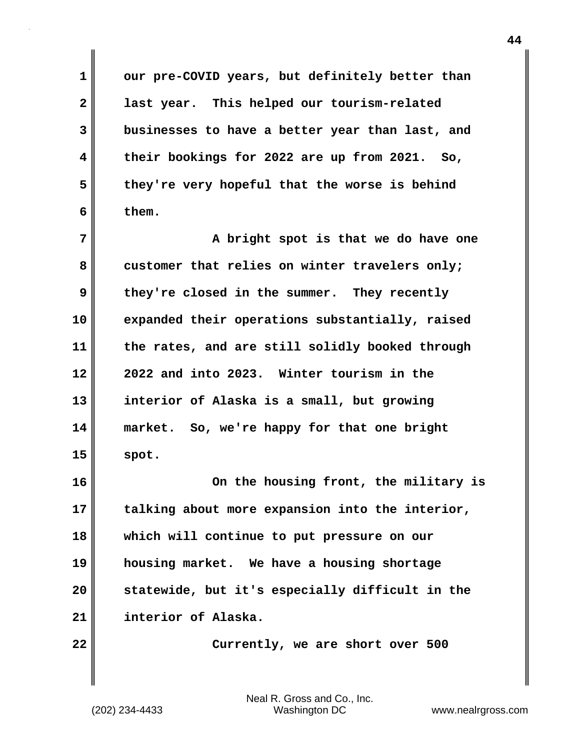our pre-COVID years, but definitely better than last year. This helped our tourism-related businesses to have a better year than last, and their bookings for 2022 are up from 2021. So, they're very hopeful that the worse is behind them.

A bright spot is that we do have one customer that relies on winter travelers only; they're closed in the summer. They recently expanded their operations substantially, raised the rates, and are still solidly booked through 2022 and into 2023. Winter tourism in the interior of Alaska is a small, but growing market. So, we're happy for that one bright spot.

On the housing front, the military is talking about more expansion into the interior, which will continue to put pressure on our housing market. We have a housing shortage statewide, but it's especially difficult in the interior of Alaska.

Currently, we are short over 500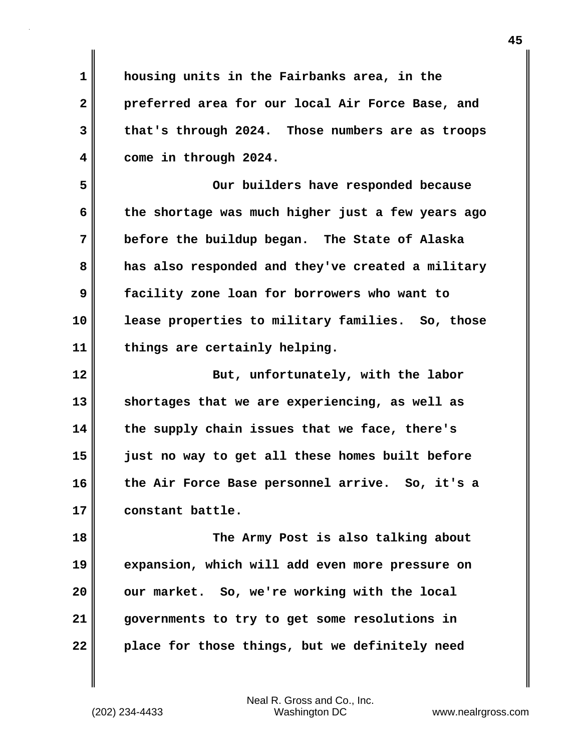housing units in the Fairbanks area, in the preferred area for our local Air Force Base, and that's through 2024. Those numbers are as troops come in through 2024.

Our builders have responded because the shortage was much higher just a few years ago before the buildup began. The State of Alaska has also responded and they've created a military facility zone loan for borrowers who want to lease properties to military families. So, those things are certainly helping.

But, unfortunately, with the labor shortages that we are experiencing, as well as the supply chain issues that we face, there's just no way to get all these homes built before the Air Force Base personnel arrive. So, it's a constant battle.

The Army Post is also talking about expansion, which will add even more pressure on our market. So, we're working with the local governments to try to get some resolutions in place for those things, but we definitely need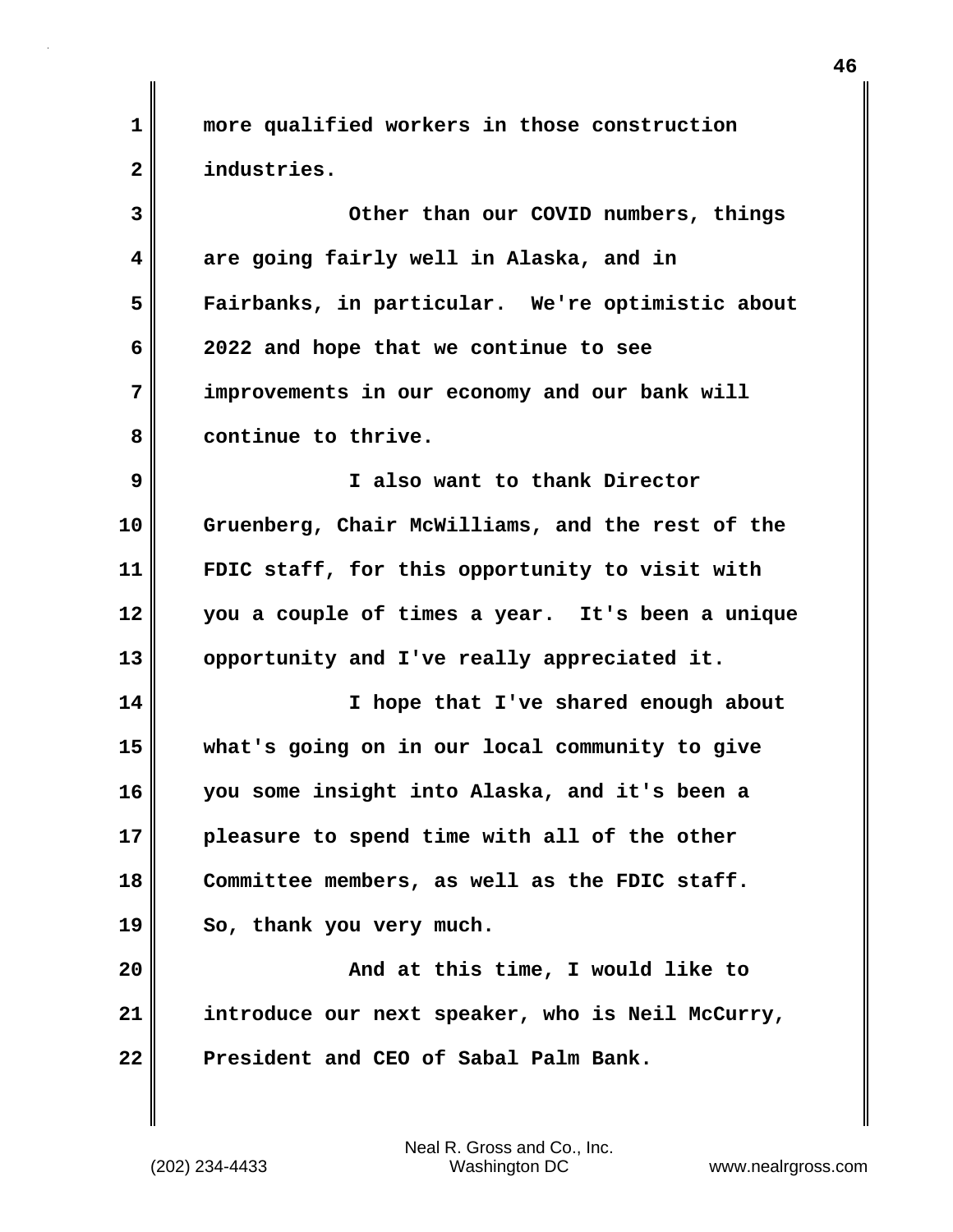more qualified workers in those construction industries.

Other than our COVID numbers, things are going fairly well in Alaska, and in Fairbanks, in particular. We're optimistic about 2022 and hope that we continue to see improvements in our economy and our bank will continue to thrive.

I also want to thank Director Gruenberg, Chair McWilliams, and the rest of the FDIC staff, for this opportunity to visit with you a couple of times a year. It's been a unique opportunity and I've really appreciated it.

I hope that I've shared enough about what's going on in our local community to give you some insight into Alaska, and it's been a pleasure to spend time with all of the other Committee members, as well as the FDIC staff. So, thank you very much.

And at this time, I would like to introduce our next speaker, who is Neil McCurry, President and CEO of Sabal Palm Bank.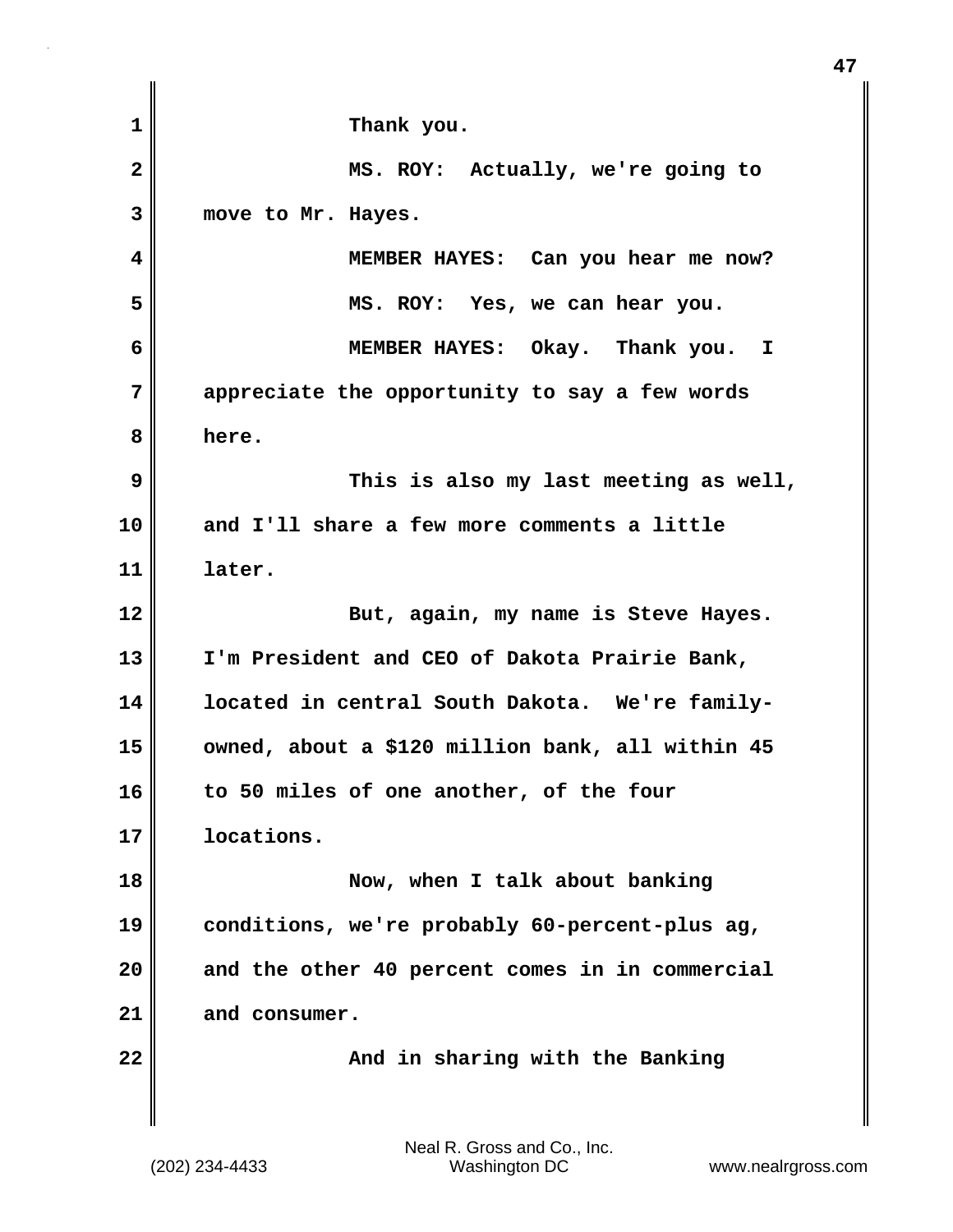Thank you.

MS. ROY: Actually, we're going to move to Mr. Hayes.

MEMBER HAYES: Can you hear me now?

MS. ROY: Yes, we can hear you.

MEMBER HAYES: Okay. Thank you. I appreciate the opportunity to say a few words here.

This is also my last meeting as well, and I'll share a few more comments a little later.

But, again, my name is Steve Hayes. I'm President and CEO of Dakota Prairie Bank, located in central South Dakota. We're family-owned, about a $120 million bank, all within 45 to 50 miles of one another, of the four locations.

Now, when I talk about banking conditions, we're probably 60-percent-plus ag, and the other 40 percent comes in in commercial and consumer.

And in sharing with the Banking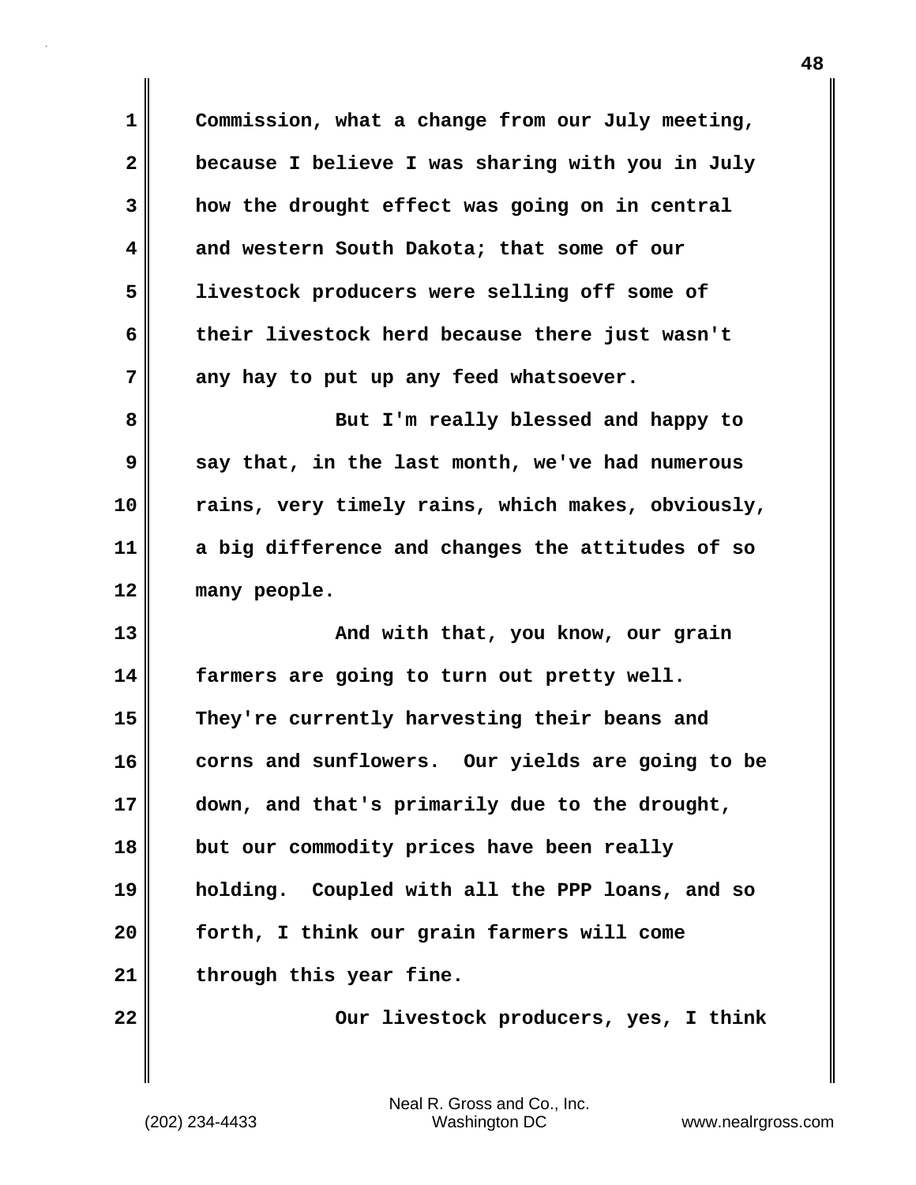Commission, what a change from our July meeting, because I believe I was sharing with you in July how the drought effect was going on in central and western South Dakota; that some of our livestock producers were selling off some of their livestock herd because there just wasn't any hay to put up any feed whatsoever.

But I'm really blessed and happy to say that, in the last month, we've had numerous rains, very timely rains, which makes, obviously, a big difference and changes the attitudes of so many people.

And with that, you know, our grain farmers are going to turn out pretty well. They're currently harvesting their beans and corns and sunflowers. Our yields are going to be down, and that's primarily due to the drought, but our commodity prices have been really holding. Coupled with all the PPP loans, and so forth, I think our grain farmers will come through this year fine.

Our livestock producers, yes, I think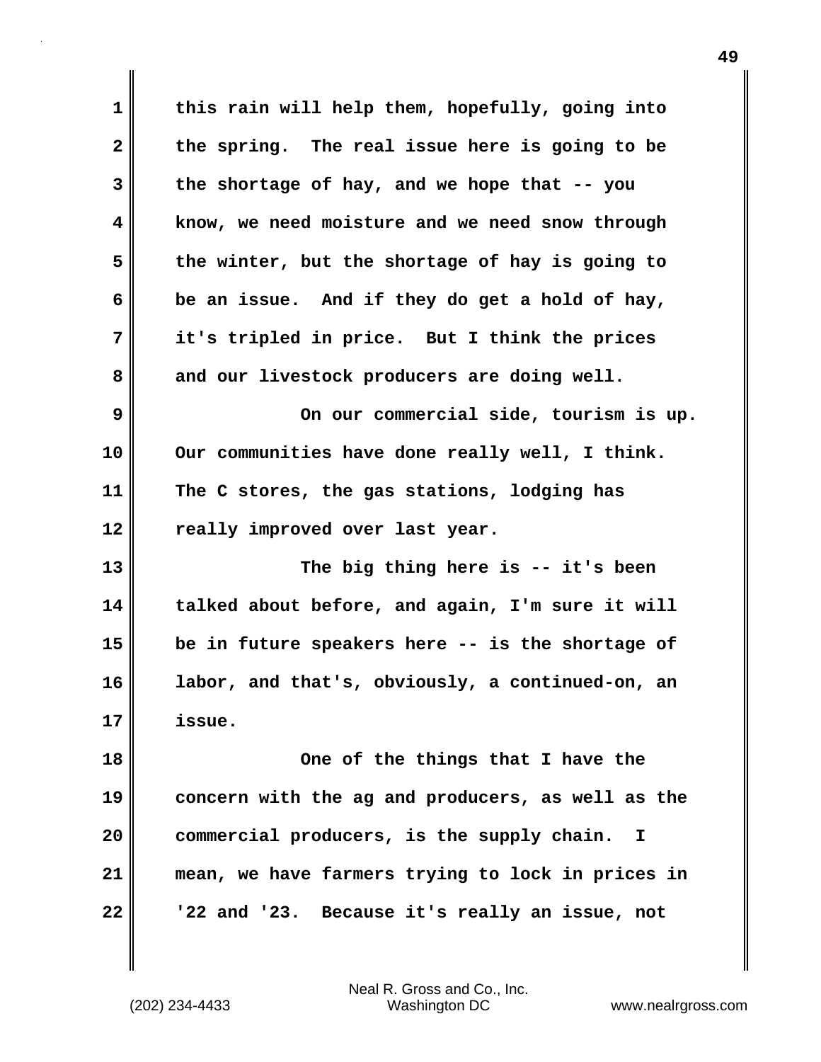this rain will help them, hopefully, going into the spring. The real issue here is going to be the shortage of hay, and we hope that -- you know, we need moisture and we need snow through the winter, but the shortage of hay is going to be an issue. And if they do get a hold of hay, it's tripled in price. But I think the prices and our livestock producers are doing well.

On our commercial side, tourism is up. Our communities have done really well, I think. The C stores, the gas stations, lodging has really improved over last year.

The big thing here is -- it's been talked about before, and again, I'm sure it will be in future speakers here -- is the shortage of labor, and that's, obviously, a continued-on, an issue.

One of the things that I have the concern with the ag and producers, as well as the commercial producers, is the supply chain. I mean, we have farmers trying to lock in prices in '22 and '23. Because it's really an issue, not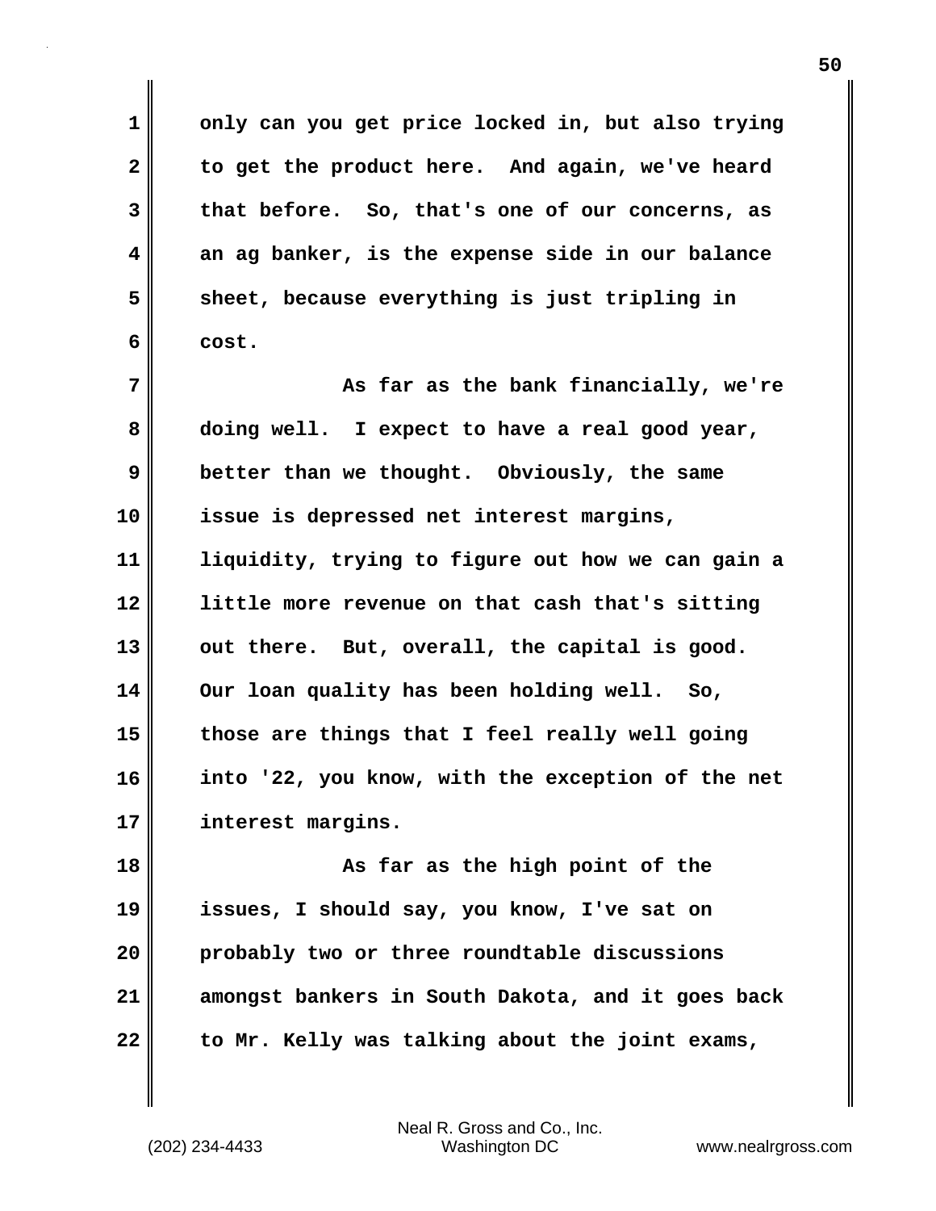only can you get price locked in, but also trying to get the product here. And again, we've heard that before. So, that's one of our concerns, as an ag banker, is the expense side in our balance sheet, because everything is just tripling in cost.

As far as the bank financially, we're doing well. I expect to have a real good year, better than we thought. Obviously, the same issue is depressed net interest margins, liquidity, trying to figure out how we can gain a little more revenue on that cash that's sitting out there. But, overall, the capital is good. Our loan quality has been holding well. So, those are things that I feel really well going into '22, you know, with the exception of the net interest margins.

As far as the high point of the issues, I should say, you know, I've sat on probably two or three roundtable discussions amongst bankers in South Dakota, and it goes back to Mr. Kelly was talking about the joint exams,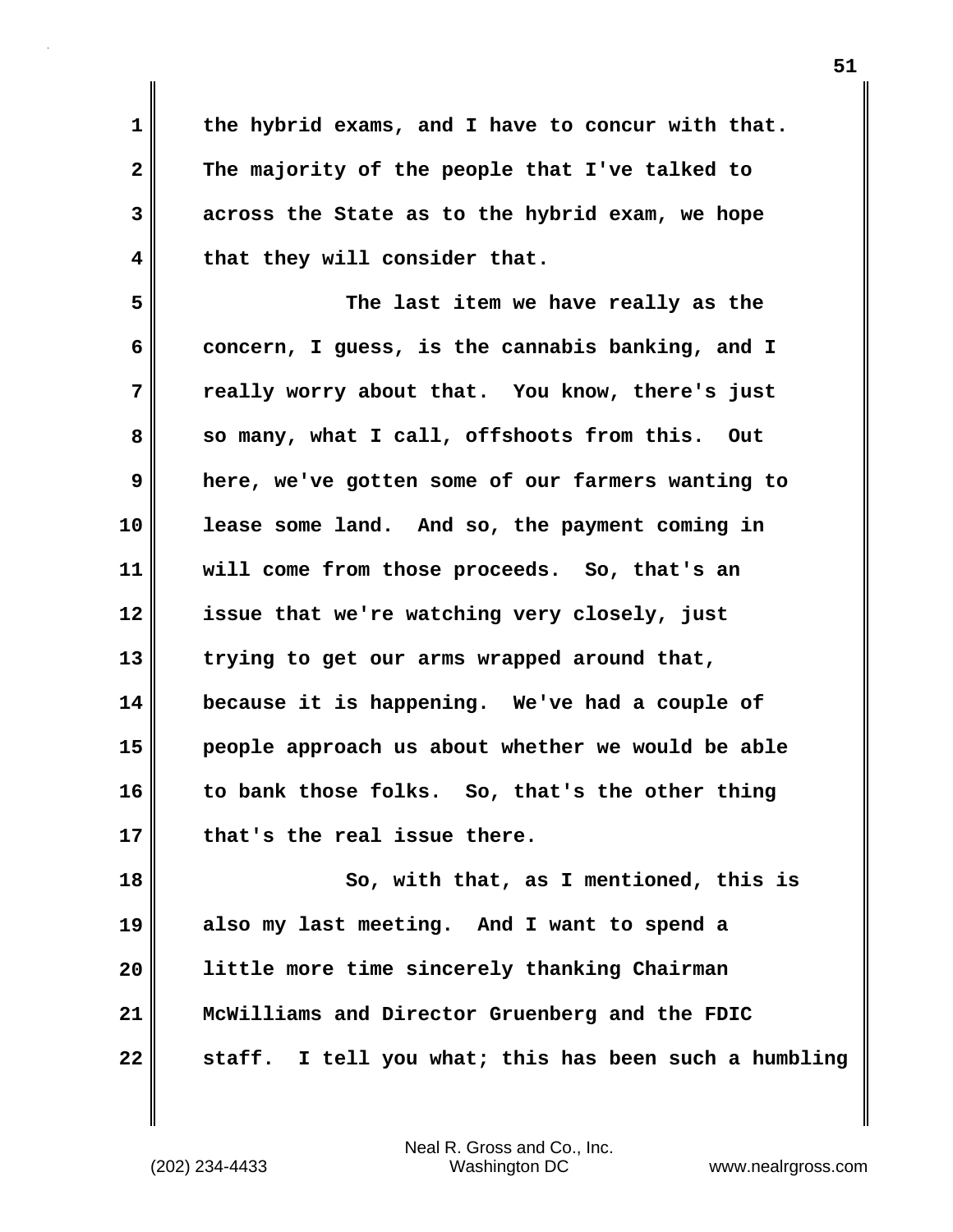the hybrid exams, and I have to concur with that. The majority of the people that I've talked to across the State as to the hybrid exam, we hope that they will consider that.

The last item we have really as the concern, I guess, is the cannabis banking, and I really worry about that. You know, there's just so many, what I call, offshoots from this. Out here, we've gotten some of our farmers wanting to lease some land. And so, the payment coming in will come from those proceeds. So, that's an issue that we're watching very closely, just trying to get our arms wrapped around that, because it is happening. We've had a couple of people approach us about whether we would be able to bank those folks. So, that's the other thing that's the real issue there.

So, with that, as I mentioned, this is also my last meeting. And I want to spend a little more time sincerely thanking Chairman McWilliams and Director Gruenberg and the FDIC staff. I tell you what; this has been such a humbling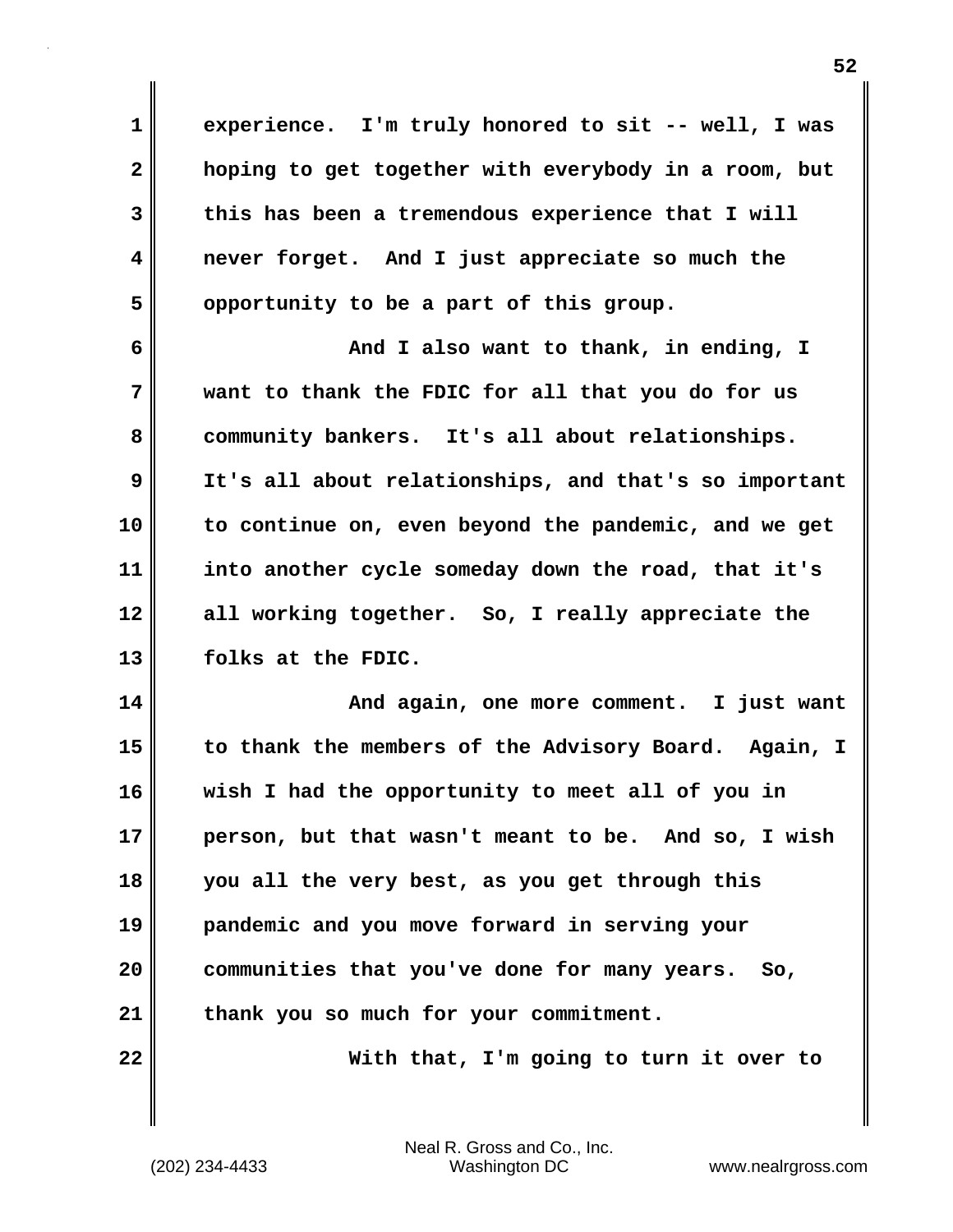experience. I'm truly honored to sit -- well, I was hoping to get together with everybody in a room, but this has been a tremendous experience that I will never forget. And I just appreciate so much the opportunity to be a part of this group.

And I also want to thank, in ending, I want to thank the FDIC for all that you do for us community bankers. It's all about relationships. It's all about relationships, and that's so important to continue on, even beyond the pandemic, and we get into another cycle someday down the road, that it's all working together. So, I really appreciate the folks at the FDIC.

And again, one more comment. I just want to thank the members of the Advisory Board. Again, I wish I had the opportunity to meet all of you in person, but that wasn't meant to be. And so, I wish you all the very best, as you get through this pandemic and you move forward in serving your communities that you've done for many years. So, thank you so much for your commitment.

With that, I'm going to turn it over to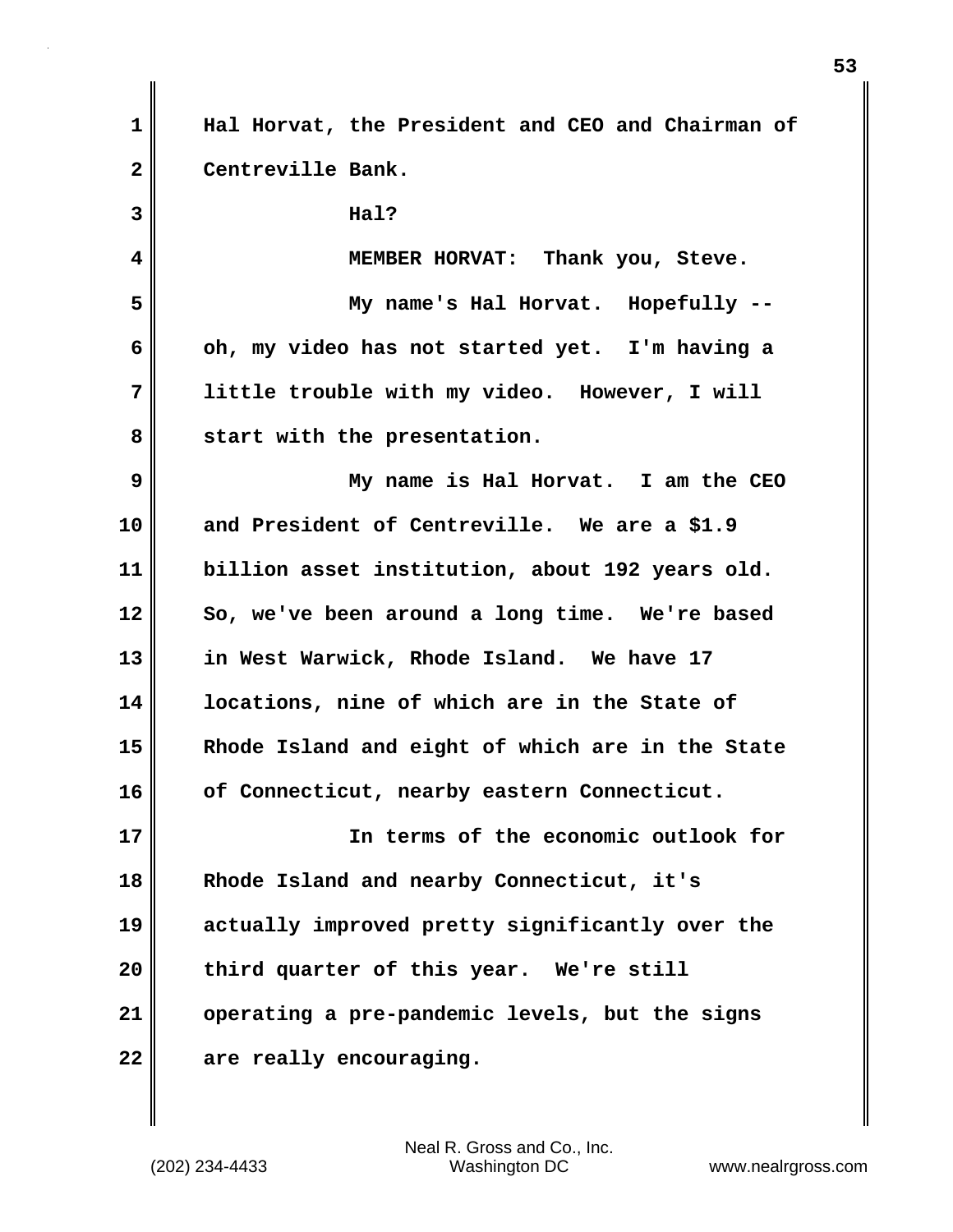Hal Horvat, the President and CEO and Chairman of Centreville Bank.

Hal?

MEMBER HORVAT: Thank you, Steve.

My name's Hal Horvat. Hopefully -- oh, my video has not started yet. I'm having a little trouble with my video. However, I will start with the presentation.

My name is Hal Horvat. I am the CEO and President of Centreville. We are a $1.9 billion asset institution, about 192 years old. So, we've been around a long time. We're based in West Warwick, Rhode Island. We have 17 locations, nine of which are in the State of Rhode Island and eight of which are in the State of Connecticut, nearby eastern Connecticut.

In terms of the economic outlook for Rhode Island and nearby Connecticut, it's actually improved pretty significantly over the third quarter of this year. We're still operating a pre-pandemic levels, but the signs are really encouraging.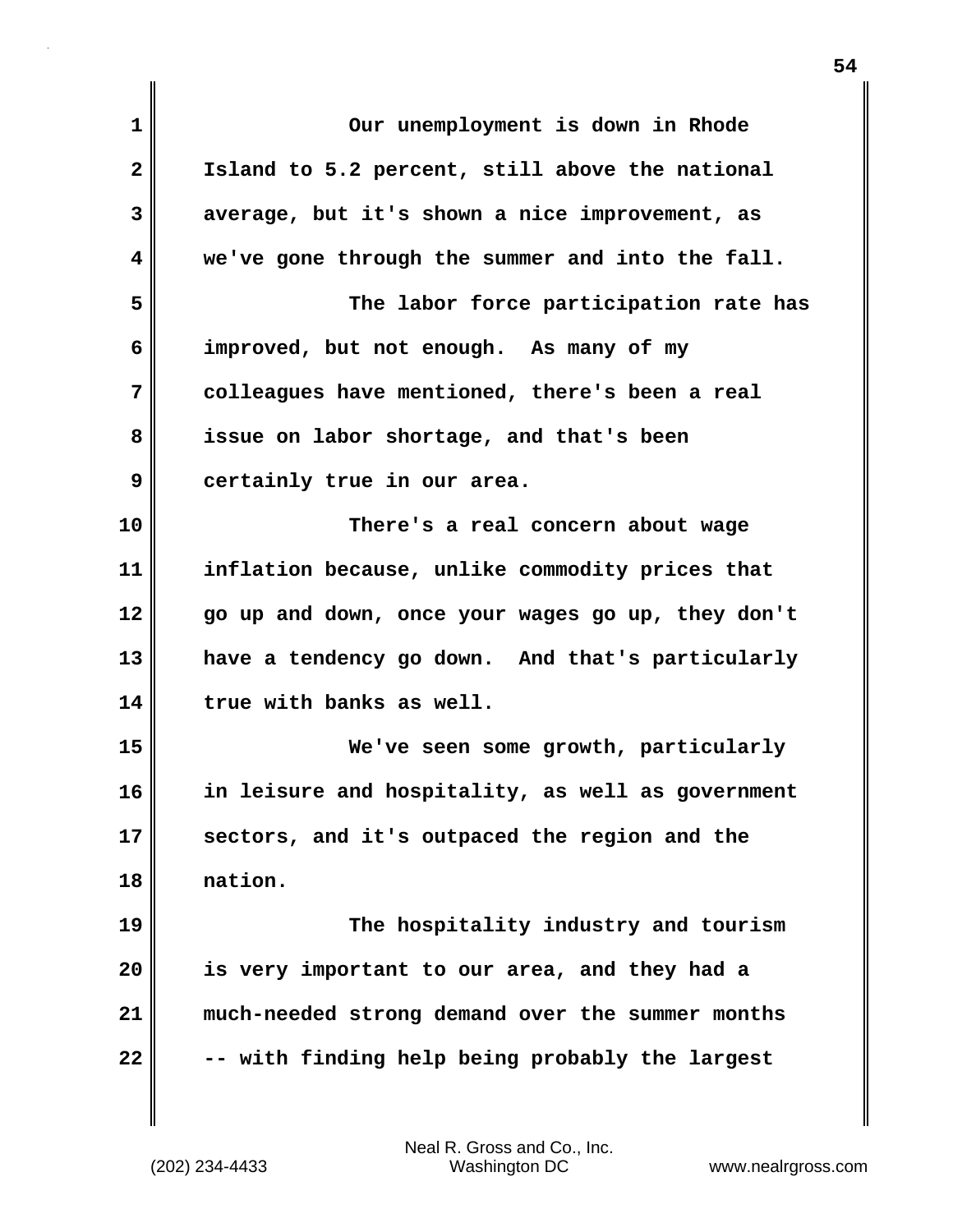Our unemployment is down in Rhode Island to 5.2 percent, still above the national average, but it's shown a nice improvement, as we've gone through the summer and into the fall.

The labor force participation rate has improved, but not enough. As many of my colleagues have mentioned, there's been a real issue on labor shortage, and that's been certainly true in our area.

There's a real concern about wage inflation because, unlike commodity prices that go up and down, once your wages go up, they don't have a tendency go down. And that's particularly true with banks as well.

We've seen some growth, particularly in leisure and hospitality, as well as government sectors, and it's outpaced the region and the nation.

The hospitality industry and tourism is very important to our area, and they had a much-needed strong demand over the summer months -- with finding help being probably the largest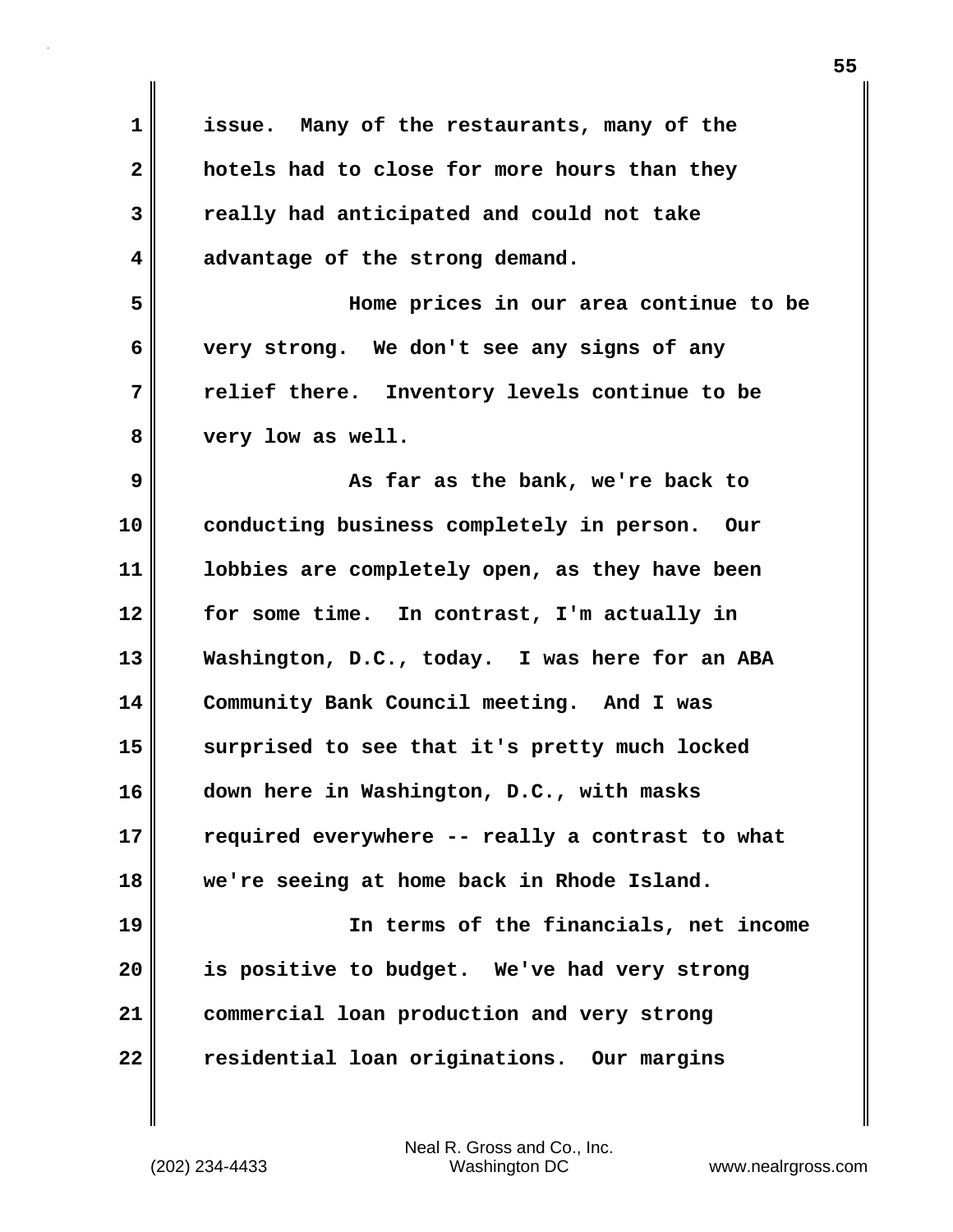issue. Many of the restaurants, many of the hotels had to close for more hours than they really had anticipated and could not take advantage of the strong demand.

Home prices in our area continue to be very strong. We don't see any signs of any relief there. Inventory levels continue to be very low as well.

As far as the bank, we're back to conducting business completely in person. Our lobbies are completely open, as they have been for some time. In contrast, I'm actually in Washington, D.C., today. I was here for an ABA Community Bank Council meeting. And I was surprised to see that it's pretty much locked down here in Washington, D.C., with masks required everywhere -- really a contrast to what we're seeing at home back in Rhode Island.

In terms of the financials, net income is positive to budget. We've had very strong commercial loan production and very strong residential loan originations. Our margins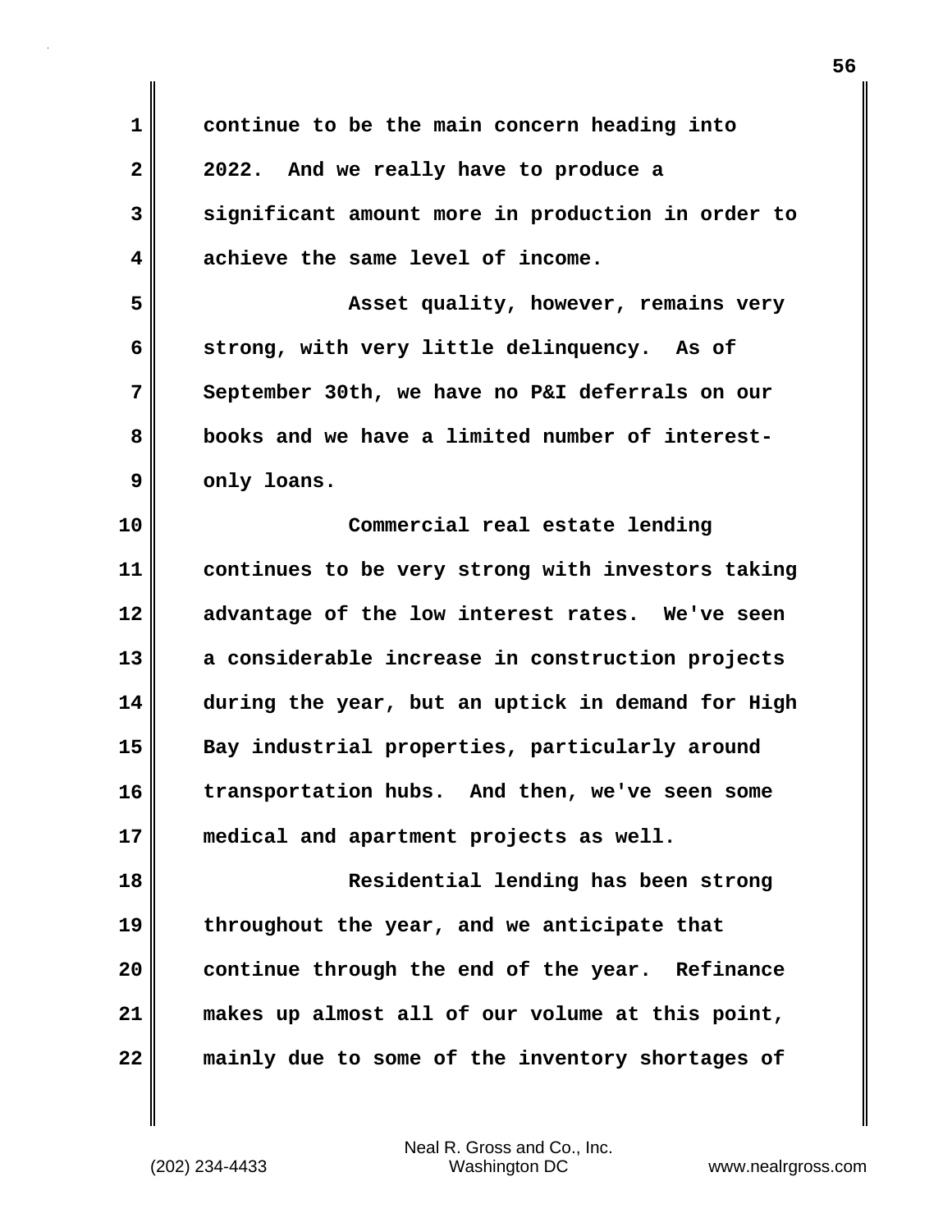continue to be the main concern heading into 2022. And we really have to produce a significant amount more in production in order to achieve the same level of income.

Asset quality, however, remains very strong, with very little delinquency. As of September 30th, we have no P&I deferrals on our books and we have a limited number of interest-only loans.

Commercial real estate lending continues to be very strong with investors taking advantage of the low interest rates. We've seen a considerable increase in construction projects during the year, but an uptick in demand for High Bay industrial properties, particularly around transportation hubs. And then, we've seen some medical and apartment projects as well.

Residential lending has been strong throughout the year, and we anticipate that continue through the end of the year. Refinance makes up almost all of our volume at this point, mainly due to some of the inventory shortages of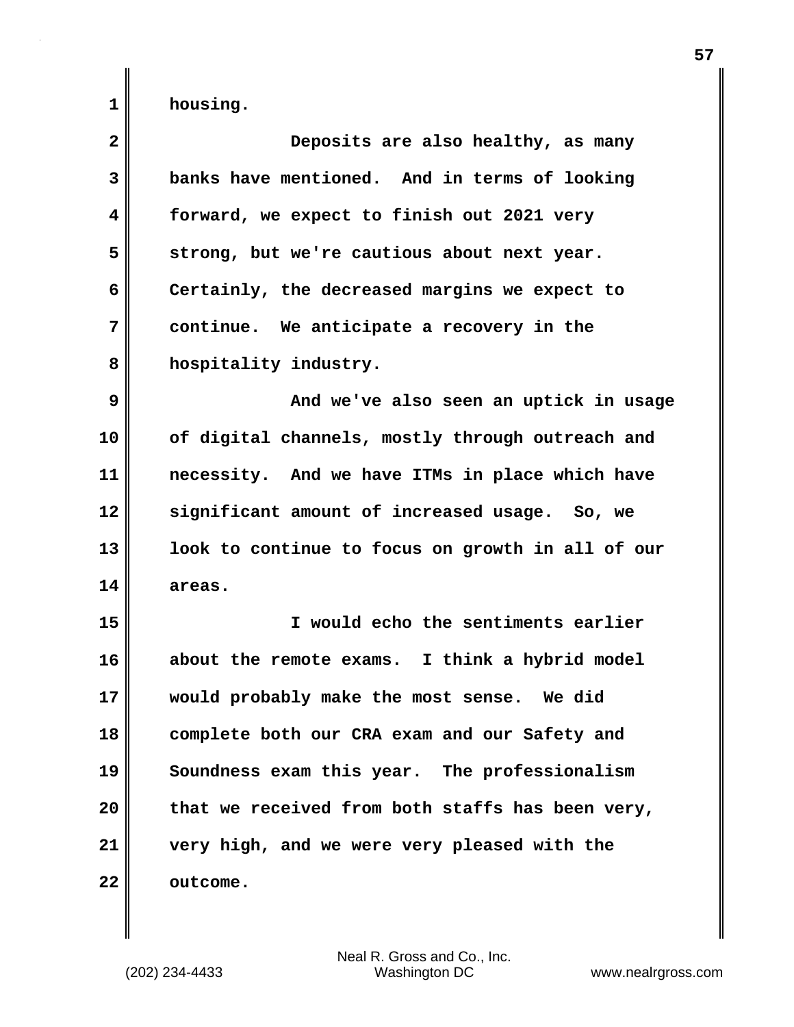housing.

Deposits are also healthy, as many banks have mentioned. And in terms of looking forward, we expect to finish out 2021 very strong, but we're cautious about next year. Certainly, the decreased margins we expect to continue. We anticipate a recovery in the hospitality industry.

And we've also seen an uptick in usage of digital channels, mostly through outreach and necessity. And we have ITMs in place which have significant amount of increased usage. So, we look to continue to focus on growth in all of our areas.

I would echo the sentiments earlier about the remote exams. I think a hybrid model would probably make the most sense. We did complete both our CRA exam and our Safety and Soundness exam this year. The professionalism that we received from both staffs has been very, very high, and we were very pleased with the outcome.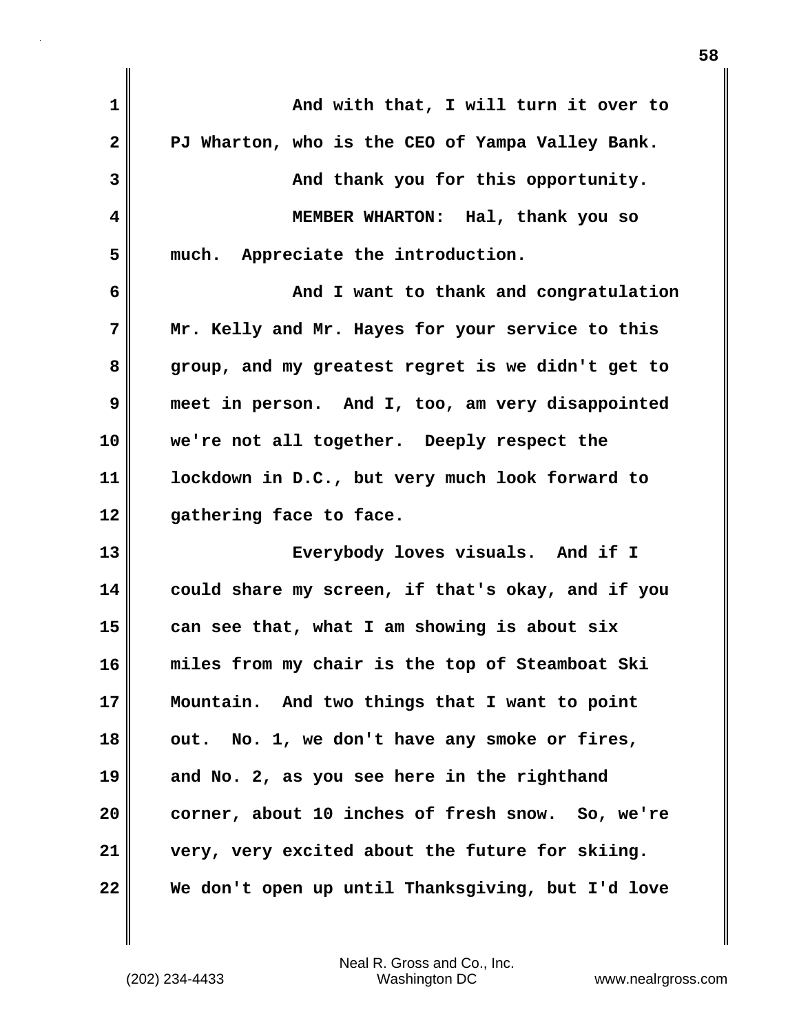And with that, I will turn it over to PJ Wharton, who is the CEO of Yampa Valley Bank.

And thank you for this opportunity.

MEMBER WHARTON: Hal, thank you so much. Appreciate the introduction.

And I want to thank and congratulation Mr. Kelly and Mr. Hayes for your service to this group, and my greatest regret is we didn't get to meet in person. And I, too, am very disappointed we're not all together. Deeply respect the lockdown in D.C., but very much look forward to gathering face to face.

Everybody loves visuals. And if I could share my screen, if that's okay, and if you can see that, what I am showing is about six miles from my chair is the top of Steamboat Ski Mountain. And two things that I want to point out. No. 1, we don't have any smoke or fires, and No. 2, as you see here in the righthand corner, about 10 inches of fresh snow. So, we're very, very excited about the future for skiing. We don't open up until Thanksgiving, but I'd love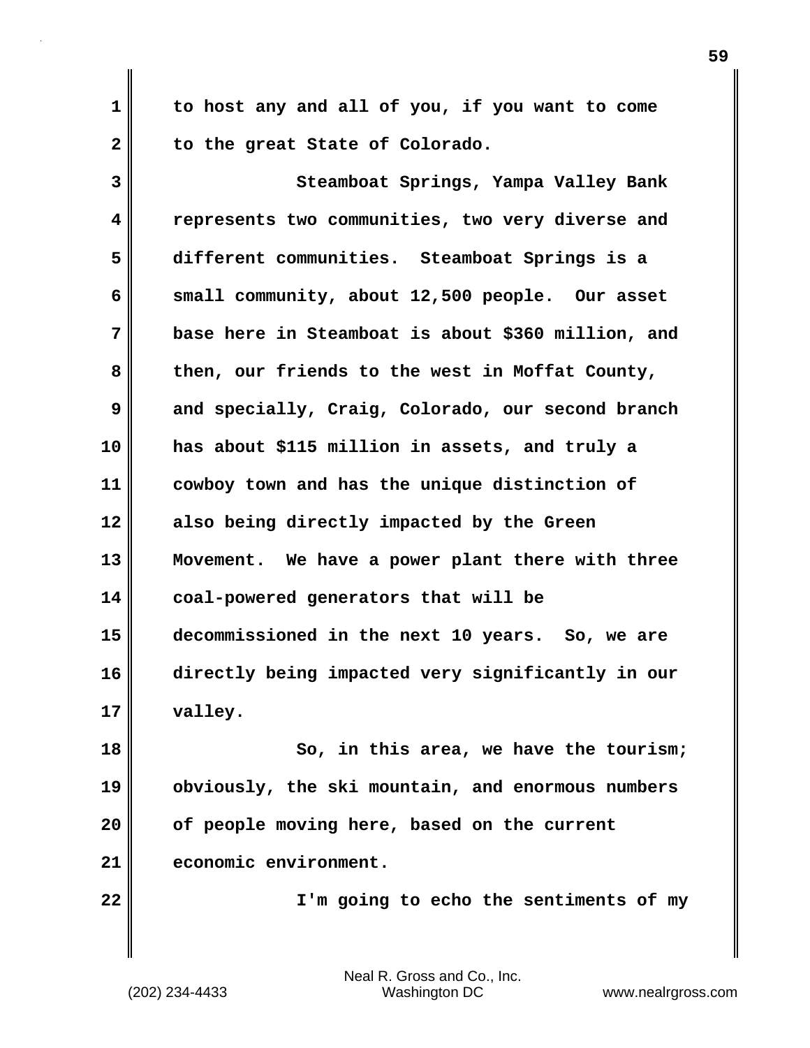to host any and all of you, if you want to come to the great State of Colorado.

Steamboat Springs, Yampa Valley Bank represents two communities, two very diverse and different communities. Steamboat Springs is a small community, about 12,500 people. Our asset base here in Steamboat is about $360 million, and then, our friends to the west in Moffat County, and specially, Craig, Colorado, our second branch has about $115 million in assets, and truly a cowboy town and has the unique distinction of also being directly impacted by the Green Movement. We have a power plant there with three coal-powered generators that will be decommissioned in the next 10 years. So, we are directly being impacted very significantly in our valley.

So, in this area, we have the tourism; obviously, the ski mountain, and enormous numbers of people moving here, based on the current economic environment.

I'm going to echo the sentiments of my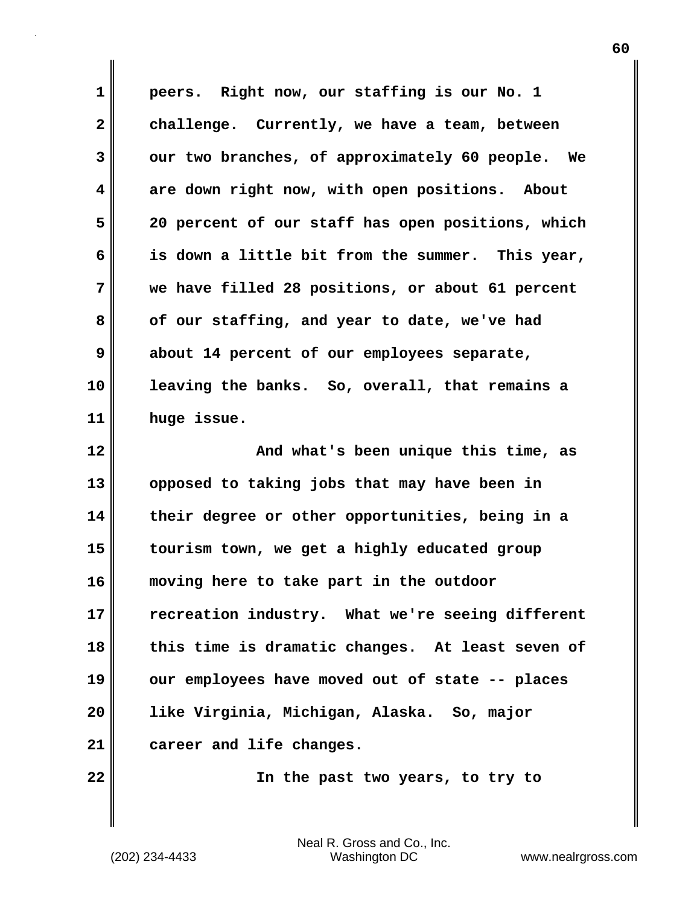peers. Right now, our staffing is our No. 1 challenge. Currently, we have a team, between our two branches, of approximately 60 people. We are down right now, with open positions. About 20 percent of our staff has open positions, which is down a little bit from the summer. This year, we have filled 28 positions, or about 61 percent of our staffing, and year to date, we've had about 14 percent of our employees separate, leaving the banks. So, overall, that remains a huge issue.

And what's been unique this time, as opposed to taking jobs that may have been in their degree or other opportunities, being in a tourism town, we get a highly educated group moving here to take part in the outdoor recreation industry. What we're seeing different this time is dramatic changes. At least seven of our employees have moved out of state -- places like Virginia, Michigan, Alaska. So, major career and life changes.

In the past two years, to try to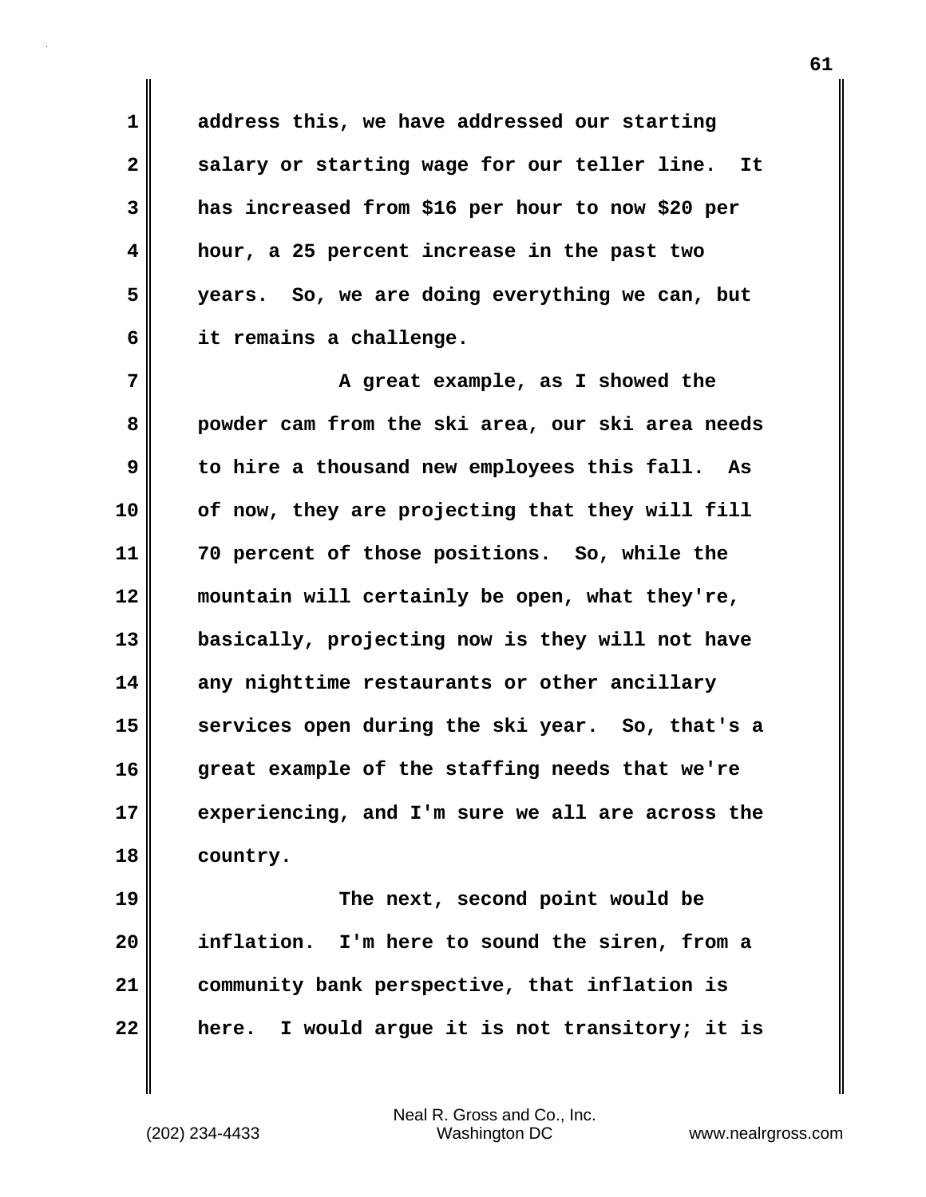address this, we have addressed our starting salary or starting wage for our teller line. It has increased from $16 per hour to now $20 per hour, a 25 percent increase in the past two years. So, we are doing everything we can, but it remains a challenge.

A great example, as I showed the powder cam from the ski area, our ski area needs to hire a thousand new employees this fall. As of now, they are projecting that they will fill 70 percent of those positions. So, while the mountain will certainly be open, what they're, basically, projecting now is they will not have any nighttime restaurants or other ancillary services open during the ski year. So, that's a great example of the staffing needs that we're experiencing, and I'm sure we all are across the country.

The next, second point would be inflation. I'm here to sound the siren, from a community bank perspective, that inflation is here. I would argue it is not transitory; it is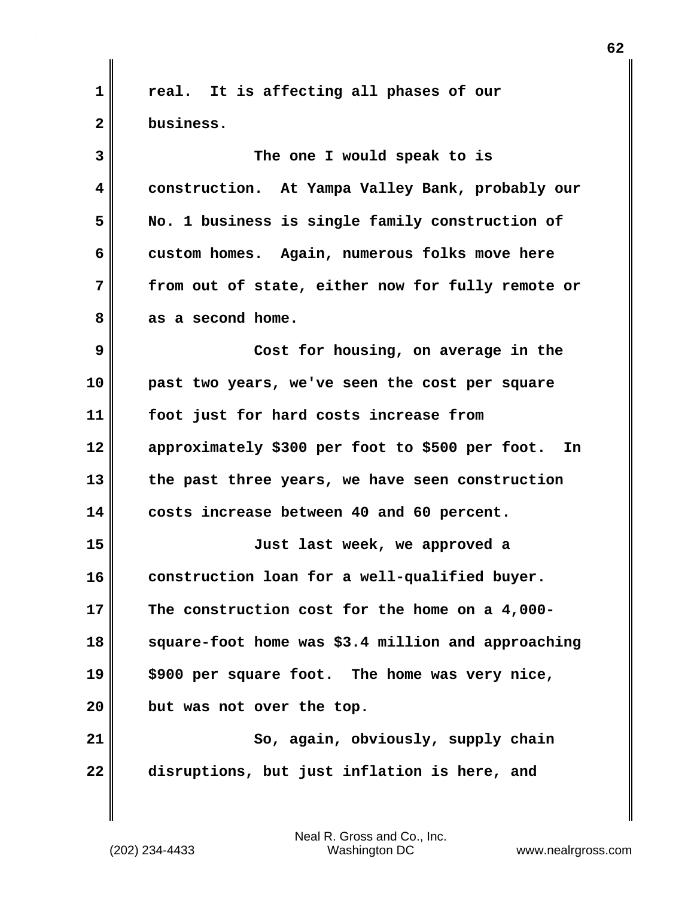real. It is affecting all phases of our business.

The one I would speak to is construction. At Yampa Valley Bank, probably our No. 1 business is single family construction of custom homes. Again, numerous folks move here from out of state, either now for fully remote or as a second home.

Cost for housing, on average in the past two years, we've seen the cost per square foot just for hard costs increase from approximately $300 per foot to $500 per foot. In the past three years, we have seen construction costs increase between 40 and 60 percent.

Just last week, we approved a construction loan for a well-qualified buyer. The construction cost for the home on a 4,000-square-foot home was $3.4 million and approaching $900 per square foot. The home was very nice, but was not over the top.

So, again, obviously, supply chain disruptions, but just inflation is here, and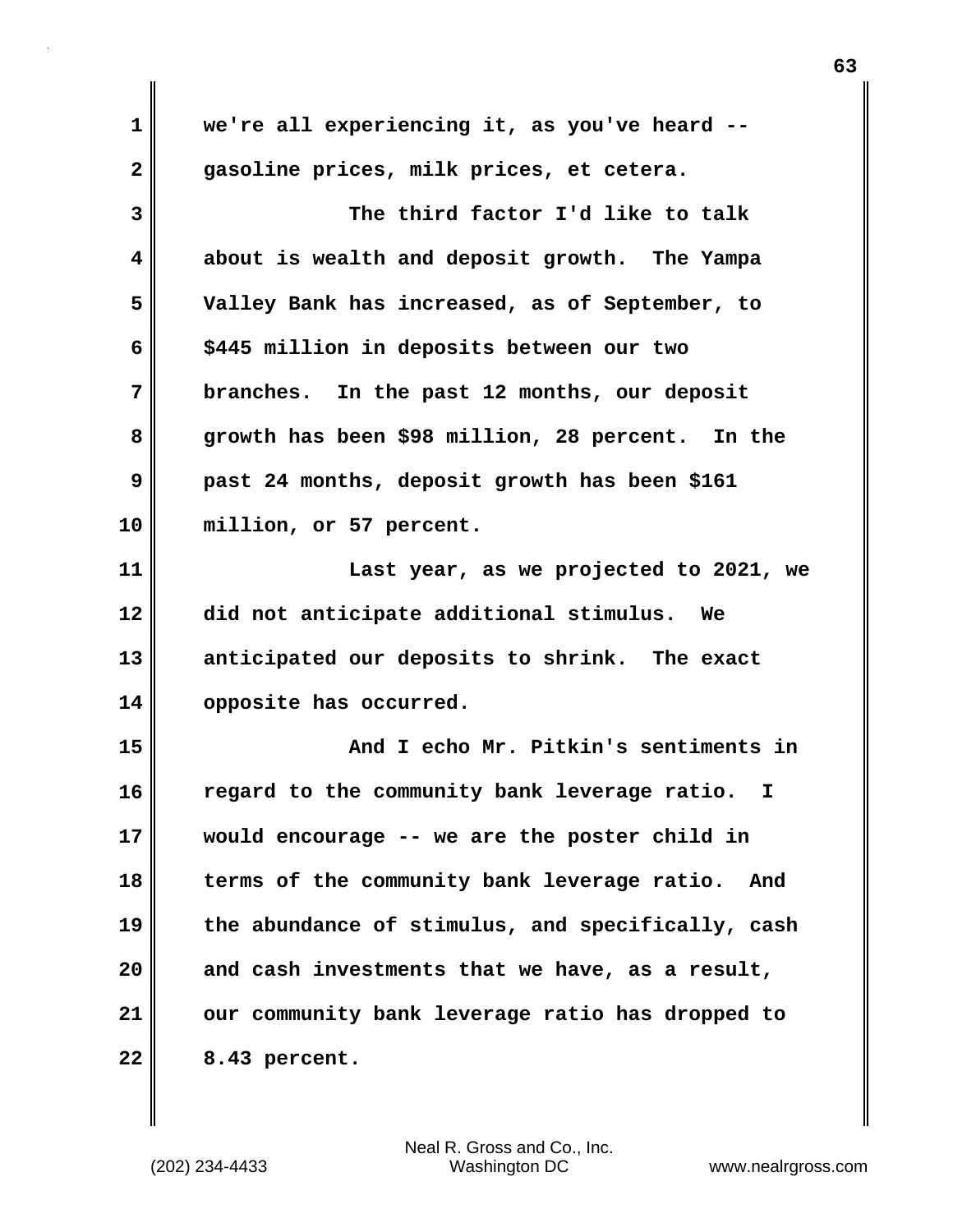we're all experiencing it, as you've heard -- gasoline prices, milk prices, et cetera.

The third factor I'd like to talk about is wealth and deposit growth. The Yampa Valley Bank has increased, as of September, to $445 million in deposits between our two branches. In the past 12 months, our deposit growth has been $98 million, 28 percent. In the past 24 months, deposit growth has been $161 million, or 57 percent.

Last year, as we projected to 2021, we did not anticipate additional stimulus. We anticipated our deposits to shrink. The exact opposite has occurred.

And I echo Mr. Pitkin's sentiments in regard to the community bank leverage ratio. I would encourage -- we are the poster child in terms of the community bank leverage ratio. And the abundance of stimulus, and specifically, cash and cash investments that we have, as a result, our community bank leverage ratio has dropped to 8.43 percent.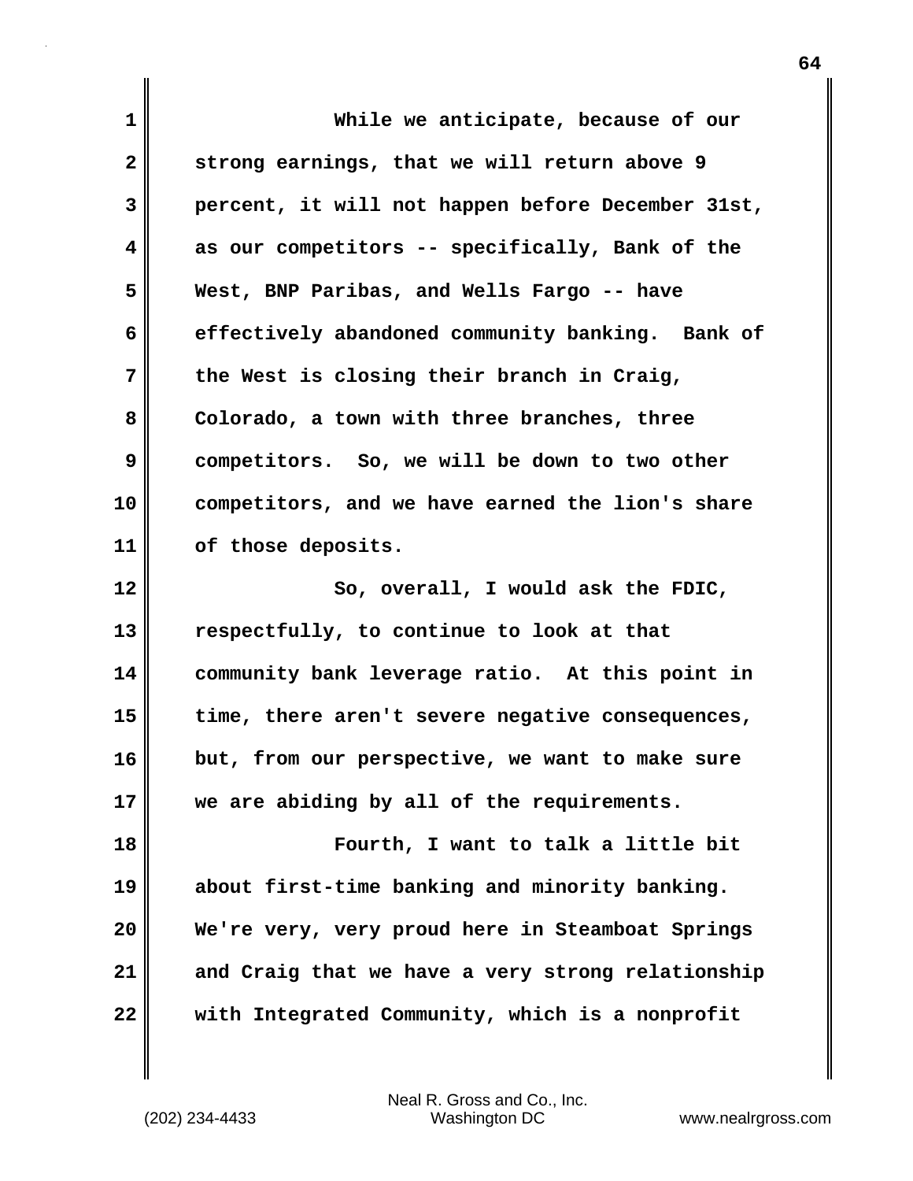While we anticipate, because of our strong earnings, that we will return above 9 percent, it will not happen before December 31st, as our competitors -- specifically, Bank of the West, BNP Paribas, and Wells Fargo -- have effectively abandoned community banking. Bank of the West is closing their branch in Craig, Colorado, a town with three branches, three competitors. So, we will be down to two other competitors, and we have earned the lion's share of those deposits.

So, overall, I would ask the FDIC, respectfully, to continue to look at that community bank leverage ratio. At this point in time, there aren't severe negative consequences, but, from our perspective, we want to make sure we are abiding by all of the requirements.

Fourth, I want to talk a little bit about first-time banking and minority banking. We're very, very proud here in Steamboat Springs and Craig that we have a very strong relationship with Integrated Community, which is a nonprofit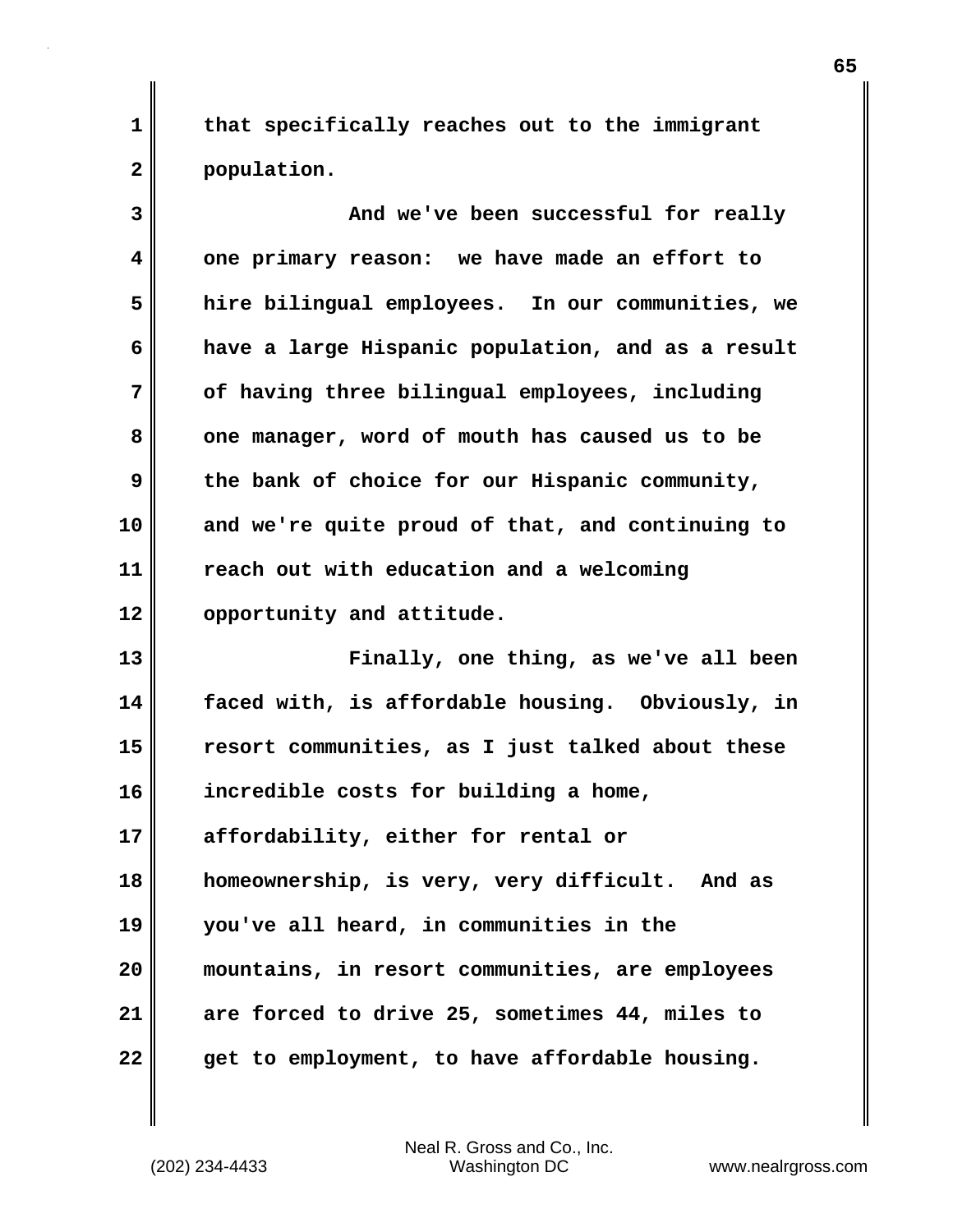that specifically reaches out to the immigrant population.

And we've been successful for really one primary reason: we have made an effort to hire bilingual employees. In our communities, we have a large Hispanic population, and as a result of having three bilingual employees, including one manager, word of mouth has caused us to be the bank of choice for our Hispanic community, and we're quite proud of that, and continuing to reach out with education and a welcoming opportunity and attitude.

Finally, one thing, as we've all been faced with, is affordable housing. Obviously, in resort communities, as I just talked about these incredible costs for building a home, affordability, either for rental or homeownership, is very, very difficult. And as you've all heard, in communities in the mountains, in resort communities, are employees are forced to drive 25, sometimes 44, miles to get to employment, to have affordable housing.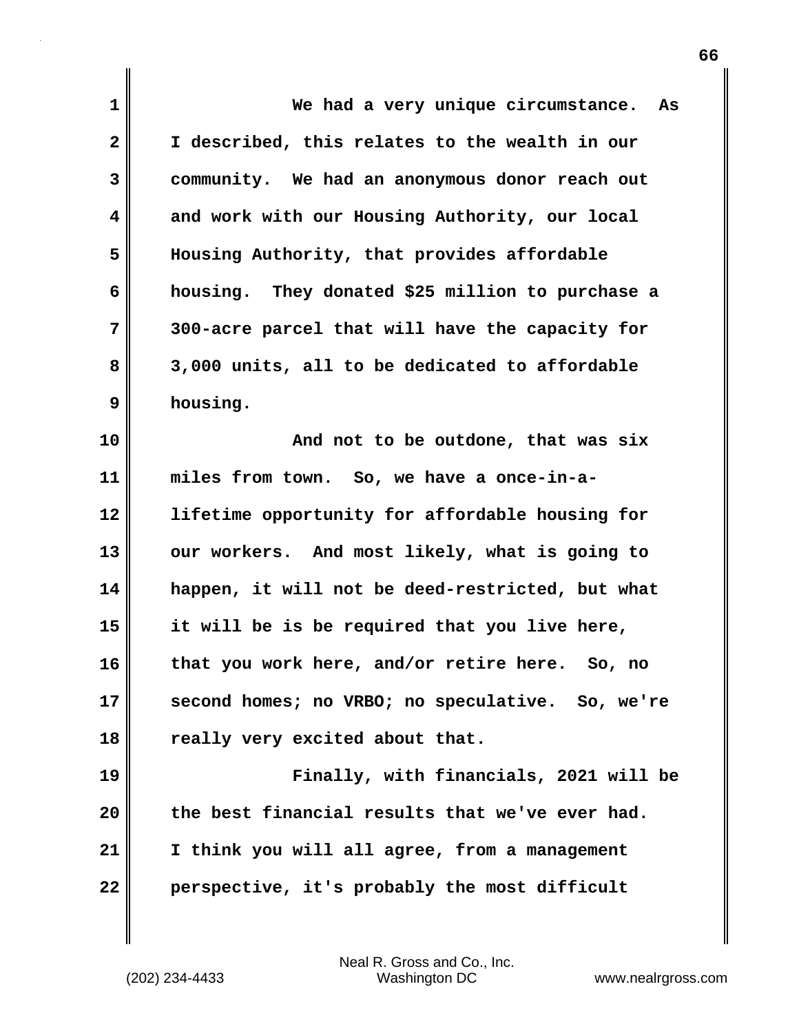We had a very unique circumstance. As I described, this relates to the wealth in our community. We had an anonymous donor reach out and work with our Housing Authority, our local Housing Authority, that provides affordable housing. They donated $25 million to purchase a 300-acre parcel that will have the capacity for 3,000 units, all to be dedicated to affordable housing.

And not to be outdone, that was six miles from town. So, we have a once-in-a-lifetime opportunity for affordable housing for our workers. And most likely, what is going to happen, it will not be deed-restricted, but what it will be is be required that you live here, that you work here, and/or retire here. So, no second homes; no VRBO; no speculative. So, we're really very excited about that.

Finally, with financials, 2021 will be the best financial results that we've ever had. I think you will all agree, from a management perspective, it's probably the most difficult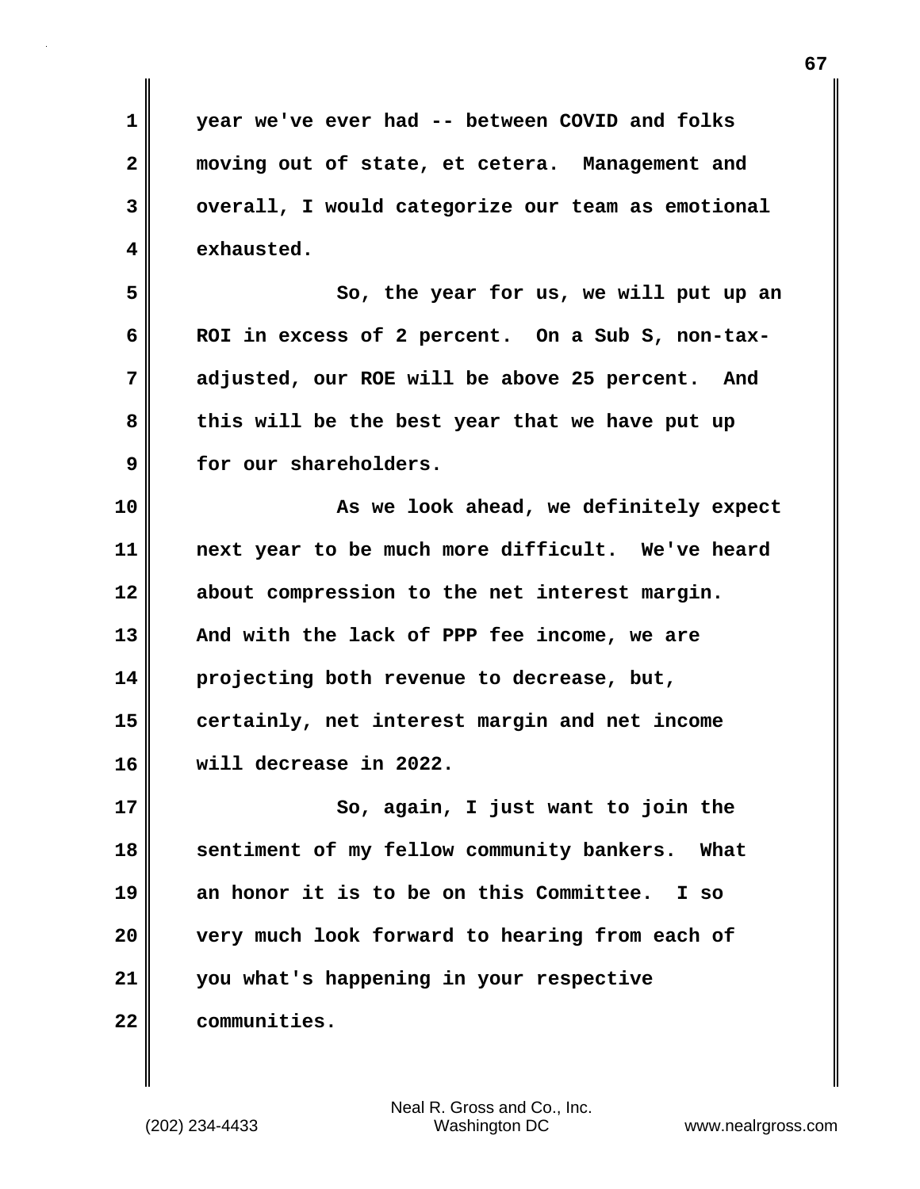year we've ever had -- between COVID and folks moving out of state, et cetera. Management and overall, I would categorize our team as emotional exhausted.

So, the year for us, we will put up an ROI in excess of 2 percent. On a Sub S, non-tax-adjusted, our ROE will be above 25 percent. And this will be the best year that we have put up for our shareholders.

As we look ahead, we definitely expect next year to be much more difficult. We've heard about compression to the net interest margin. And with the lack of PPP fee income, we are projecting both revenue to decrease, but, certainly, net interest margin and net income will decrease in 2022.

So, again, I just want to join the sentiment of my fellow community bankers. What an honor it is to be on this Committee. I so very much look forward to hearing from each of you what's happening in your respective communities.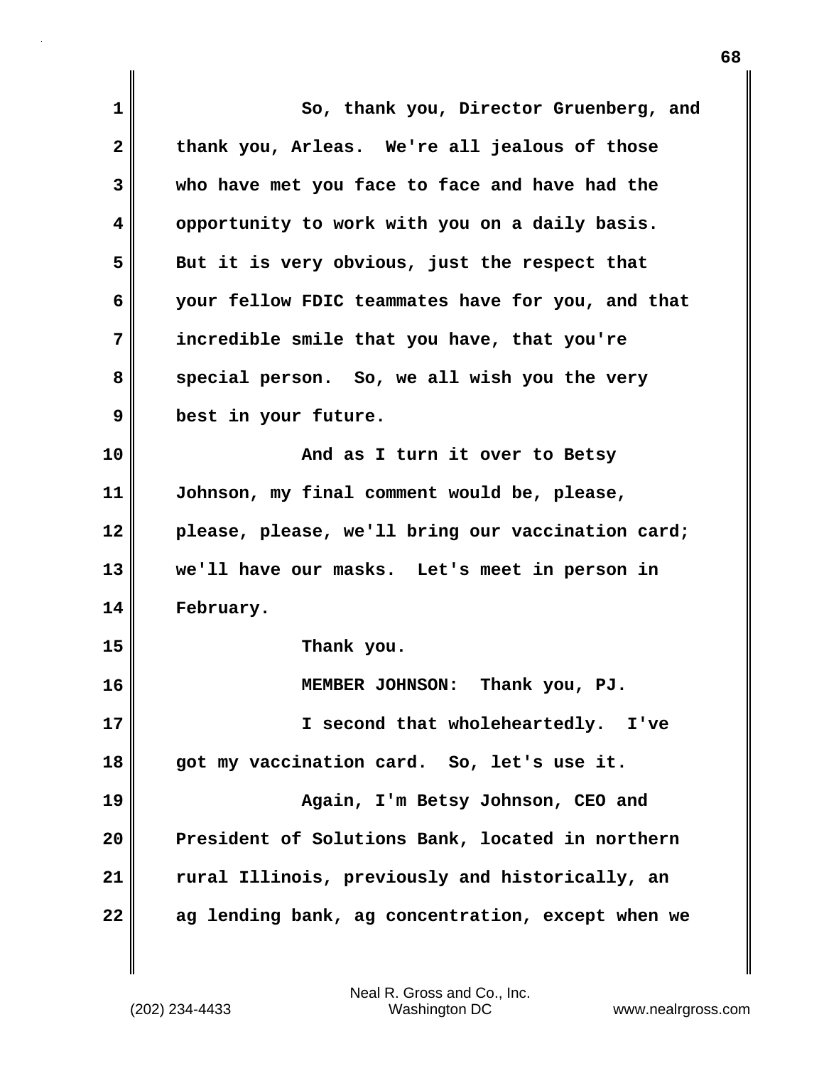So, thank you, Director Gruenberg, and thank you, Arleas. We're all jealous of those who have met you face to face and have had the opportunity to work with you on a daily basis. But it is very obvious, just the respect that your fellow FDIC teammates have for you, and that incredible smile that you have, that you're special person. So, we all wish you the very best in your future.

And as I turn it over to Betsy Johnson, my final comment would be, please, please, please, we'll bring our vaccination card; we'll have our masks. Let's meet in person in February.

Thank you.

MEMBER JOHNSON: Thank you, PJ.

I second that wholeheartedly. I've got my vaccination card. So, let's use it.

Again, I'm Betsy Johnson, CEO and President of Solutions Bank, located in northern rural Illinois, previously and historically, an ag lending bank, ag concentration, except when we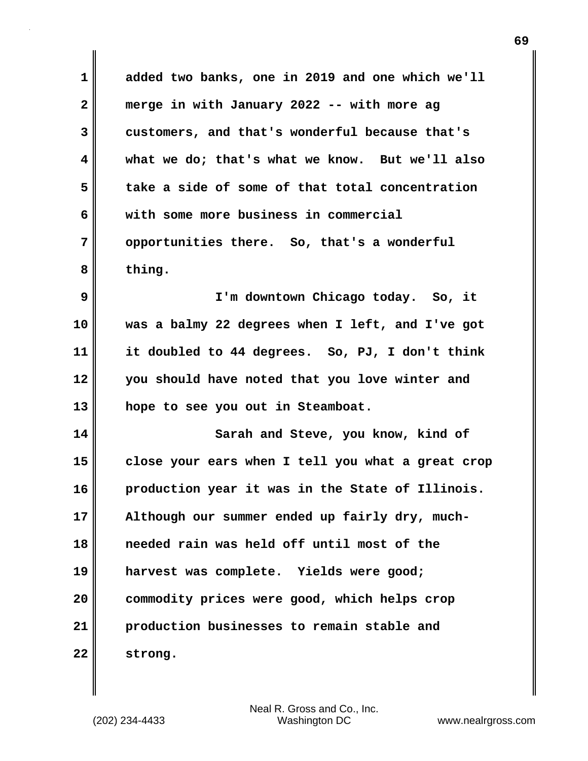added two banks, one in 2019 and one which we'll merge in with January 2022 -- with more ag customers, and that's wonderful because that's what we do; that's what we know. But we'll also take a side of some of that total concentration with some more business in commercial opportunities there. So, that's a wonderful thing.

I'm downtown Chicago today. So, it was a balmy 22 degrees when I left, and I've got it doubled to 44 degrees. So, PJ, I don't think you should have noted that you love winter and hope to see you out in Steamboat.

Sarah and Steve, you know, kind of close your ears when I tell you what a great crop production year it was in the State of Illinois. Although our summer ended up fairly dry, much-needed rain was held off until most of the harvest was complete. Yields were good; commodity prices were good, which helps crop production businesses to remain stable and strong.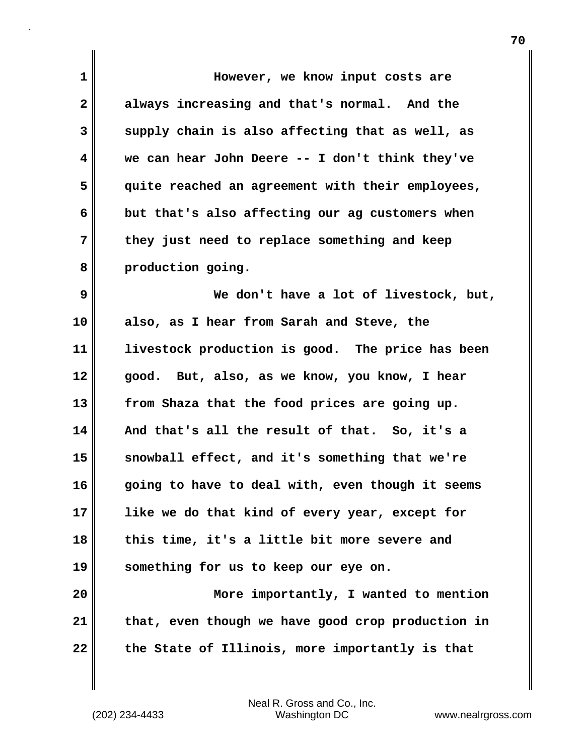However, we know input costs are always increasing and that's normal. And the supply chain is also affecting that as well, as we can hear John Deere -- I don't think they've quite reached an agreement with their employees, but that's also affecting our ag customers when they just need to replace something and keep production going.

We don't have a lot of livestock, but, also, as I hear from Sarah and Steve, the livestock production is good. The price has been good. But, also, as we know, you know, I hear from Shaza that the food prices are going up. And that's all the result of that. So, it's a snowball effect, and it's something that we're going to have to deal with, even though it seems like we do that kind of every year, except for this time, it's a little bit more severe and something for us to keep our eye on.

More importantly, I wanted to mention that, even though we have good crop production in the State of Illinois, more importantly is that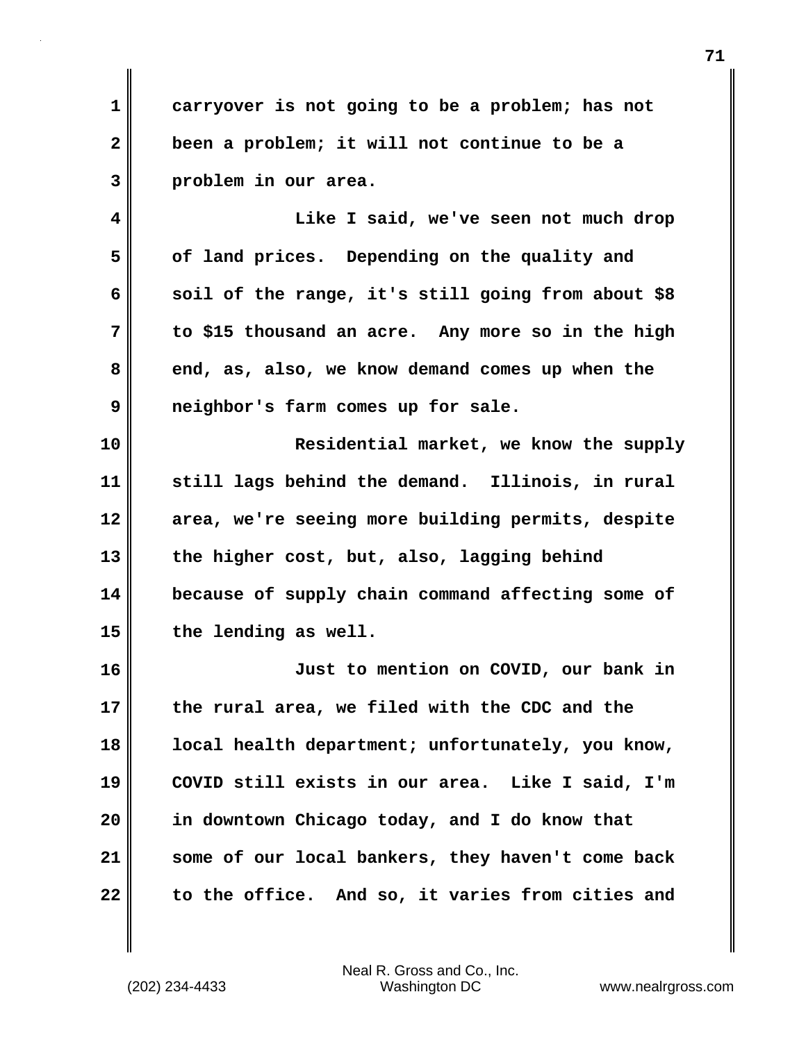carryover is not going to be a problem; has not been a problem; it will not continue to be a problem in our area.

Like I said, we've seen not much drop of land prices. Depending on the quality and soil of the range, it's still going from about $8 to $15 thousand an acre. Any more so in the high end, as, also, we know demand comes up when the neighbor's farm comes up for sale.

Residential market, we know the supply still lags behind the demand. Illinois, in rural area, we're seeing more building permits, despite the higher cost, but, also, lagging behind because of supply chain command affecting some of the lending as well.

Just to mention on COVID, our bank in the rural area, we filed with the CDC and the local health department; unfortunately, you know, COVID still exists in our area. Like I said, I'm in downtown Chicago today, and I do know that some of our local bankers, they haven't come back to the office. And so, it varies from cities and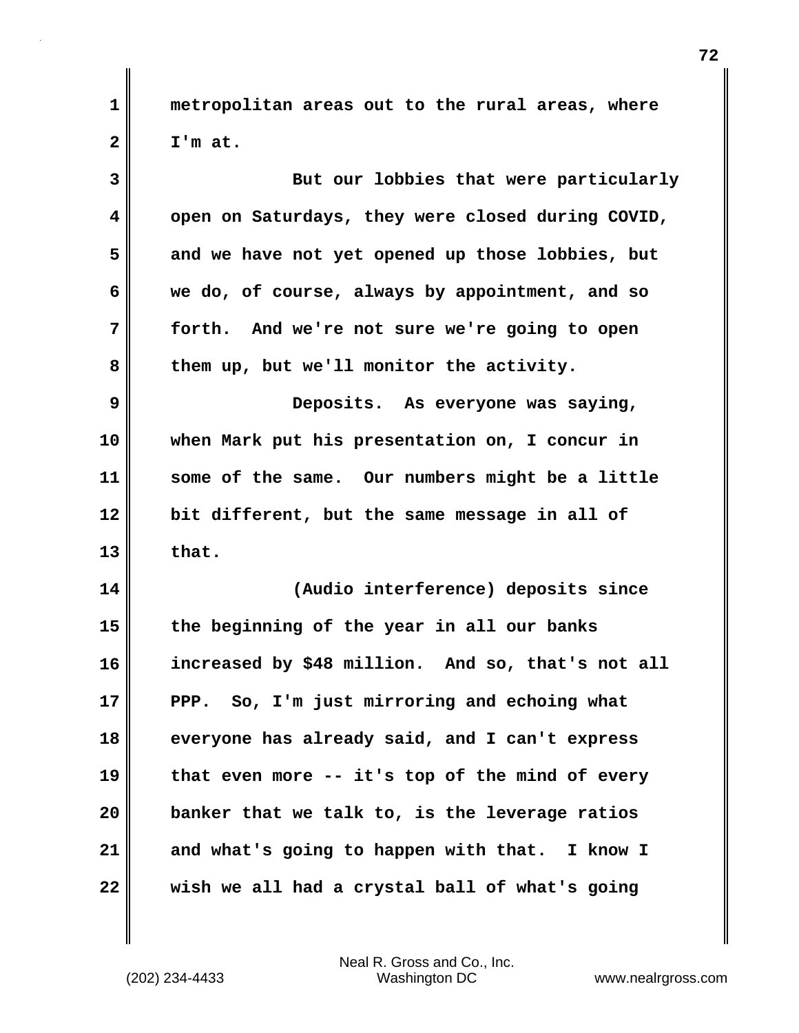metropolitan areas out to the rural areas, where I'm at.

But our lobbies that were particularly open on Saturdays, they were closed during COVID, and we have not yet opened up those lobbies, but we do, of course, always by appointment, and so forth. And we're not sure we're going to open them up, but we'll monitor the activity.

Deposits. As everyone was saying, when Mark put his presentation on, I concur in some of the same. Our numbers might be a little bit different, but the same message in all of that.

(Audio interference) deposits since the beginning of the year in all our banks increased by $48 million. And so, that's not all PPP. So, I'm just mirroring and echoing what everyone has already said, and I can't express that even more -- it's top of the mind of every banker that we talk to, is the leverage ratios and what's going to happen with that. I know I wish we all had a crystal ball of what's going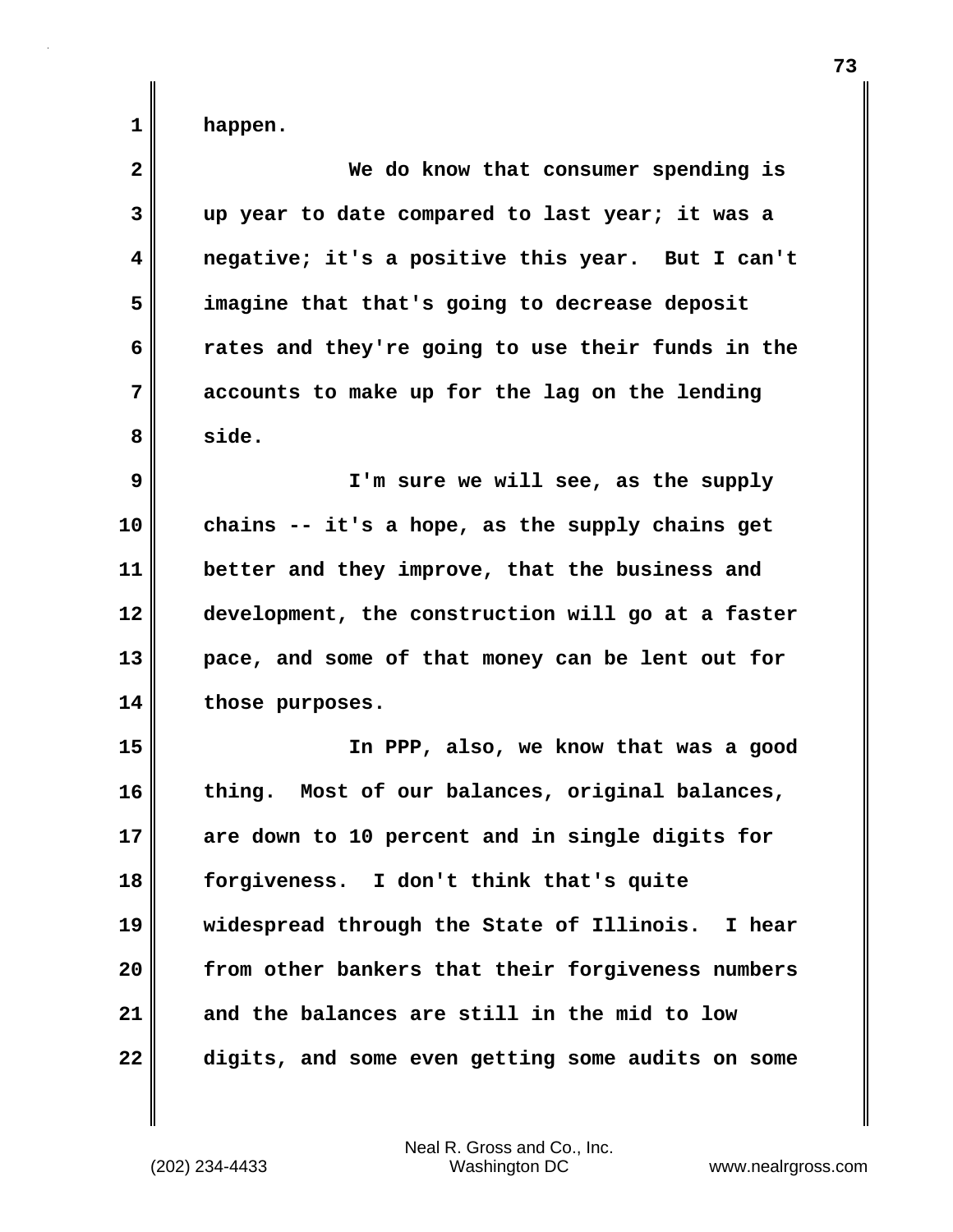happen.

We do know that consumer spending is up year to date compared to last year; it was a negative; it's a positive this year. But I can't imagine that that's going to decrease deposit rates and they're going to use their funds in the accounts to make up for the lag on the lending side.

I'm sure we will see, as the supply chains -- it's a hope, as the supply chains get better and they improve, that the business and development, the construction will go at a faster pace, and some of that money can be lent out for those purposes.

In PPP, also, we know that was a good thing. Most of our balances, original balances, are down to 10 percent and in single digits for forgiveness. I don't think that's quite widespread through the State of Illinois. I hear from other bankers that their forgiveness numbers and the balances are still in the mid to low digits, and some even getting some audits on some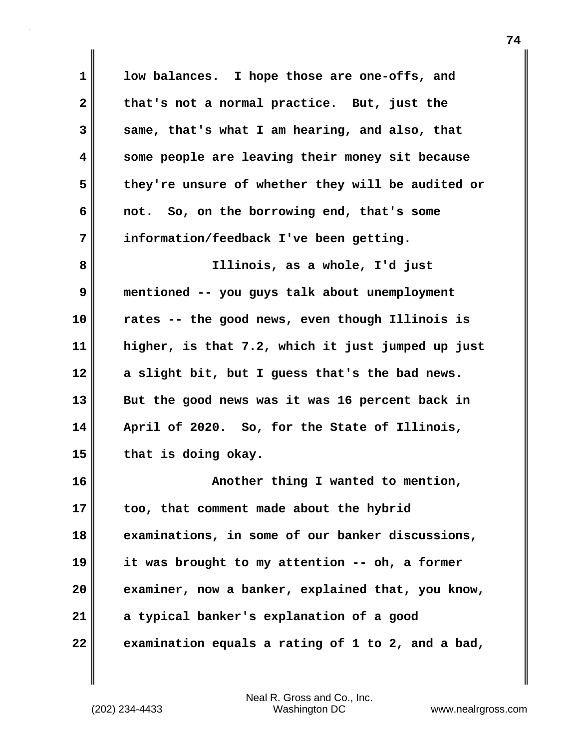low balances. I hope those are one-offs, and that's not a normal practice. But, just the same, that's what I am hearing, and also, that some people are leaving their money sit because they're unsure of whether they will be audited or not. So, on the borrowing end, that's some information/feedback I've been getting.

Illinois, as a whole, I'd just mentioned -- you guys talk about unemployment rates -- the good news, even though Illinois is higher, is that 7.2, which it just jumped up just a slight bit, but I guess that's the bad news. But the good news was it was 16 percent back in April of 2020. So, for the State of Illinois, that is doing okay.

Another thing I wanted to mention, too, that comment made about the hybrid examinations, in some of our banker discussions, it was brought to my attention -- oh, a former examiner, now a banker, explained that, you know, a typical banker's explanation of a good examination equals a rating of 1 to 2, and a bad,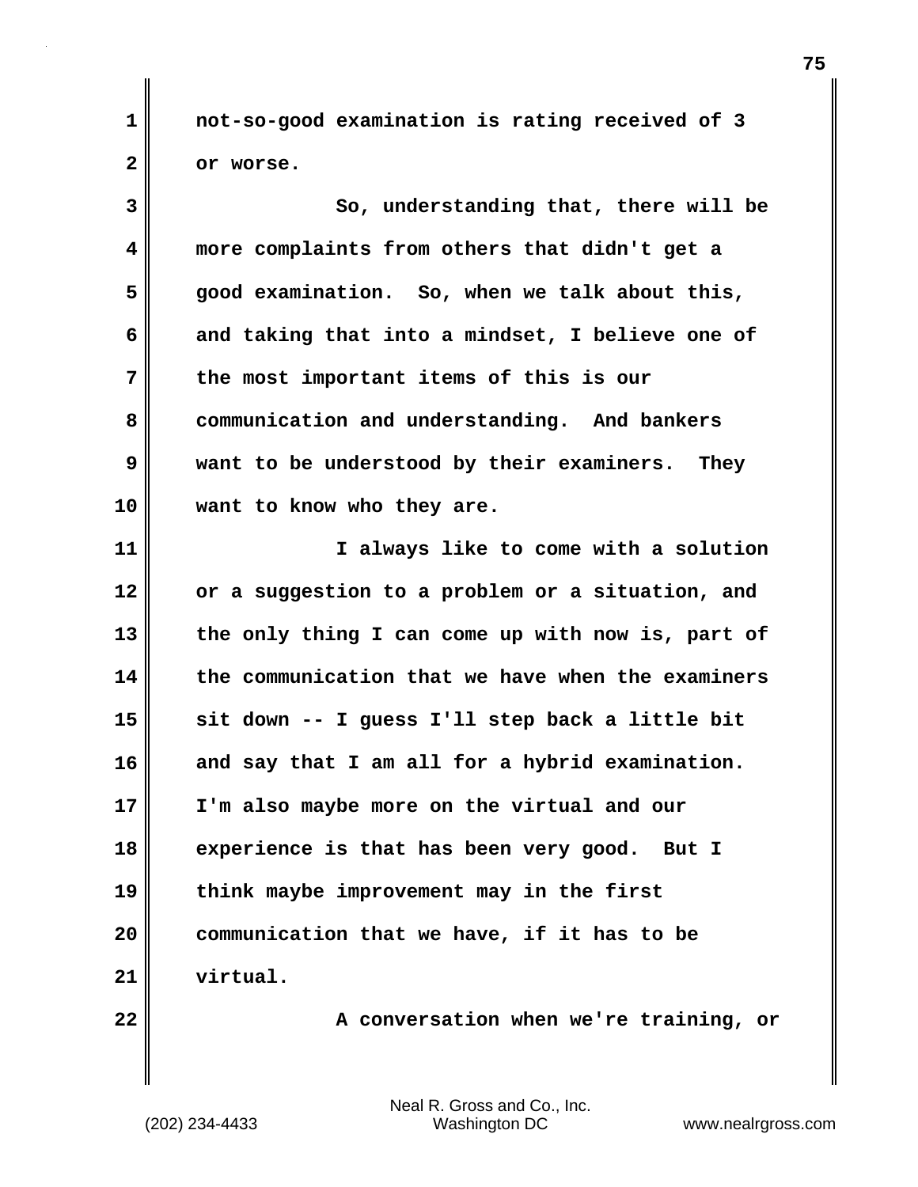not-so-good examination is rating received of 3 or worse.

So, understanding that, there will be more complaints from others that didn't get a good examination. So, when we talk about this, and taking that into a mindset, I believe one of the most important items of this is our communication and understanding. And bankers want to be understood by their examiners. They want to know who they are.

I always like to come with a solution or a suggestion to a problem or a situation, and the only thing I can come up with now is, part of the communication that we have when the examiners sit down -- I guess I'll step back a little bit and say that I am all for a hybrid examination. I'm also maybe more on the virtual and our experience is that has been very good. But I think maybe improvement may in the first communication that we have, if it has to be virtual.

A conversation when we're training, or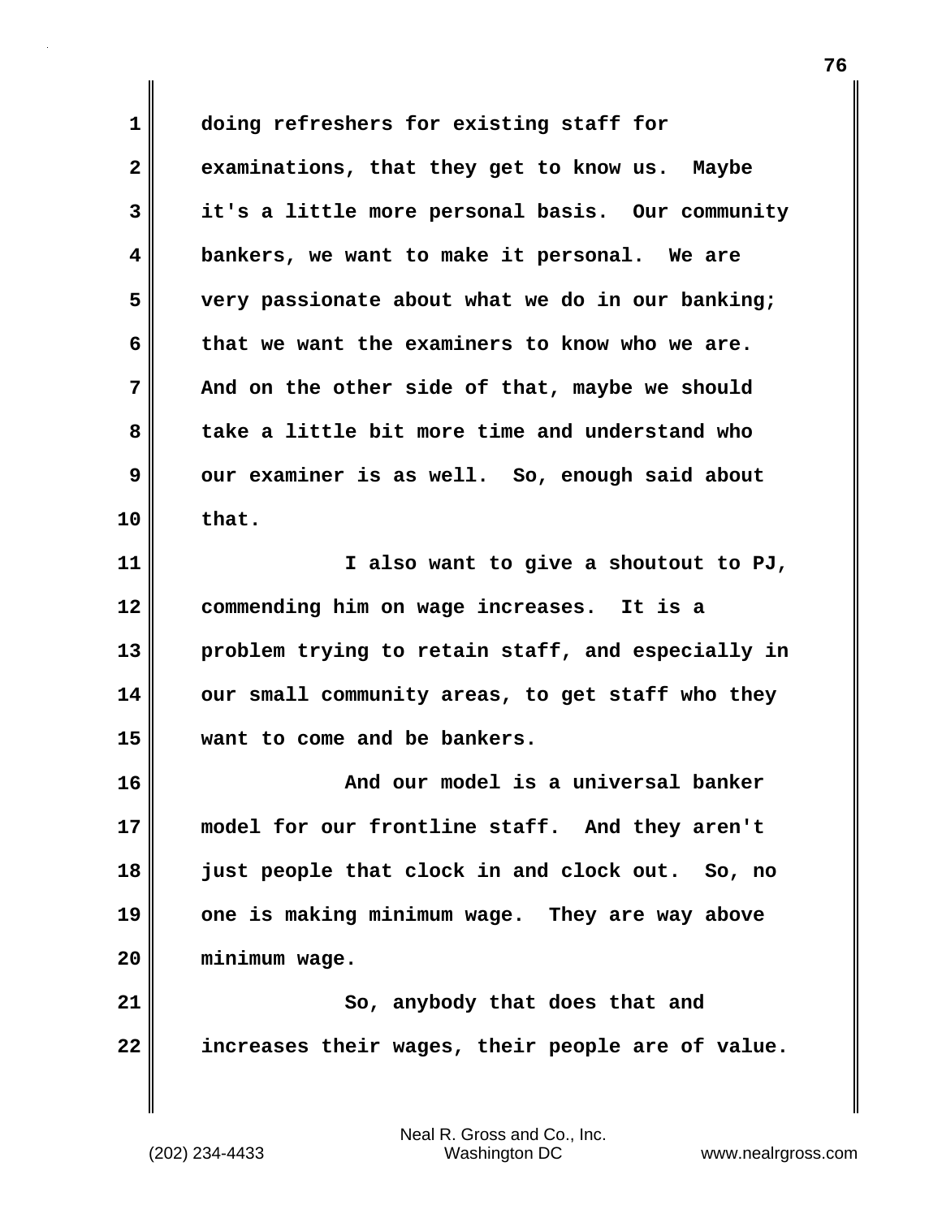doing refreshers for existing staff for examinations, that they get to know us. Maybe it's a little more personal basis. Our community bankers, we want to make it personal. We are very passionate about what we do in our banking; that we want the examiners to know who we are. And on the other side of that, maybe we should take a little bit more time and understand who our examiner is as well. So, enough said about that.

I also want to give a shoutout to PJ, commending him on wage increases. It is a problem trying to retain staff, and especially in our small community areas, to get staff who they want to come and be bankers.

And our model is a universal banker model for our frontline staff. And they aren't just people that clock in and clock out. So, no one is making minimum wage. They are way above minimum wage.

So, anybody that does that and increases their wages, their people are of value.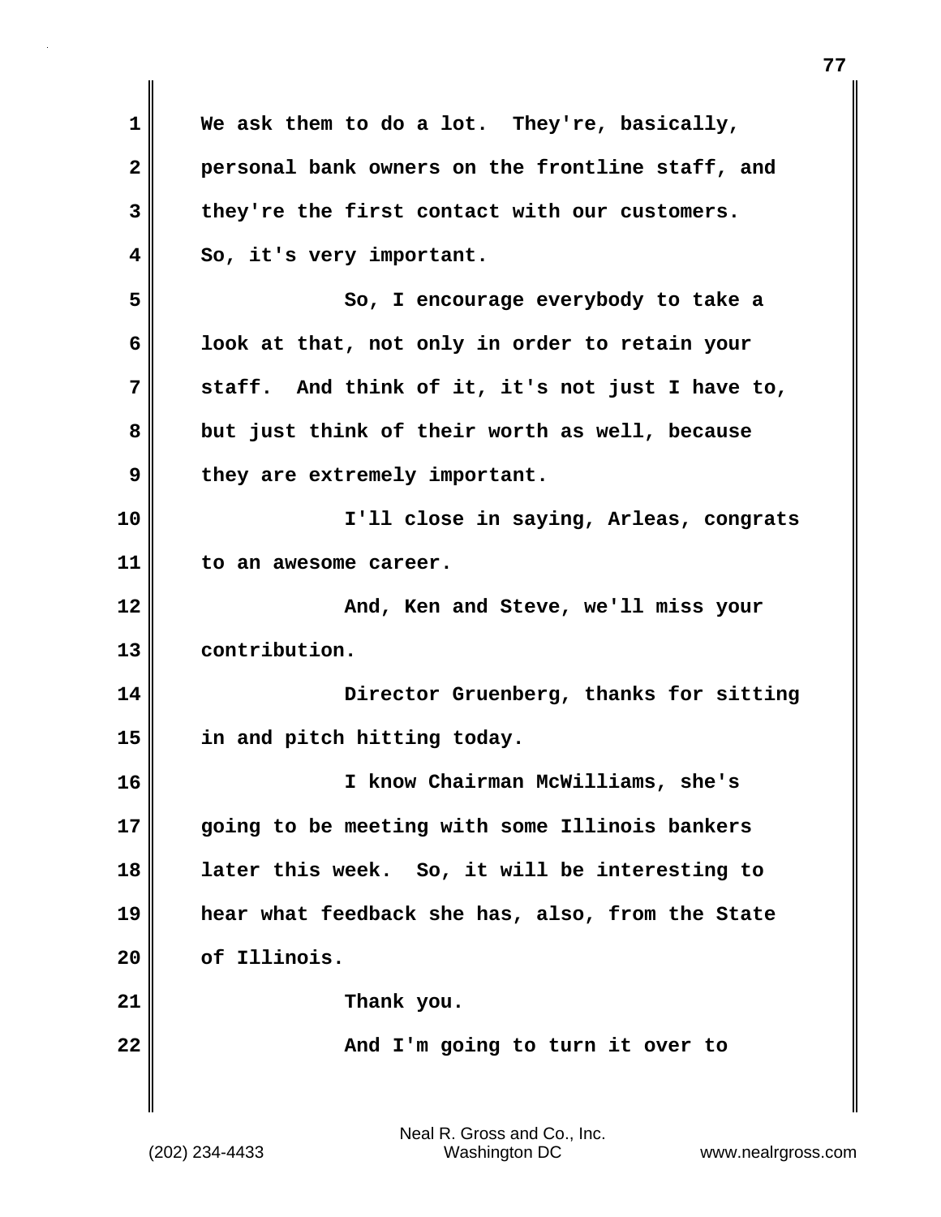We ask them to do a lot. They're, basically, personal bank owners on the frontline staff, and they're the first contact with our customers. So, it's very important.

So, I encourage everybody to take a look at that, not only in order to retain your staff. And think of it, it's not just I have to, but just think of their worth as well, because they are extremely important.

I'll close in saying, Arleas, congrats to an awesome career.

And, Ken and Steve, we'll miss your contribution.

Director Gruenberg, thanks for sitting in and pitch hitting today.

I know Chairman McWilliams, she's going to be meeting with some Illinois bankers later this week. So, it will be interesting to hear what feedback she has, also, from the State of Illinois.

Thank you.

And I'm going to turn it over to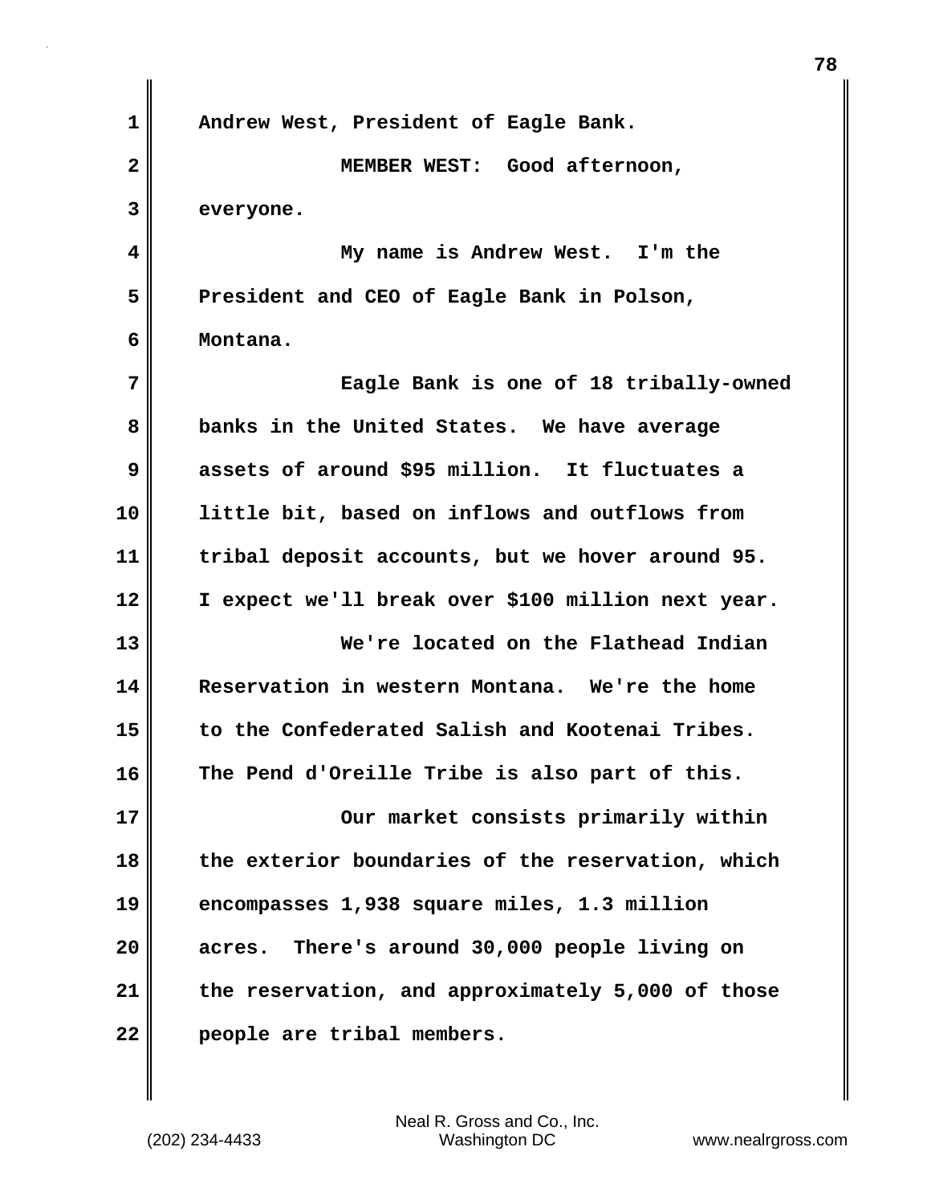Andrew West, President of Eagle Bank.

MEMBER WEST: Good afternoon, everyone.

My name is Andrew West. I'm the President and CEO of Eagle Bank in Polson, Montana.

Eagle Bank is one of 18 tribally-owned banks in the United States. We have average assets of around $95 million. It fluctuates a little bit, based on inflows and outflows from tribal deposit accounts, but we hover around 95. I expect we'll break over $100 million next year.

We're located on the Flathead Indian Reservation in western Montana. We're the home to the Confederated Salish and Kootenai Tribes. The Pend d'Oreille Tribe is also part of this.

Our market consists primarily within the exterior boundaries of the reservation, which encompasses 1,938 square miles, 1.3 million acres. There's around 30,000 people living on the reservation, and approximately 5,000 of those people are tribal members.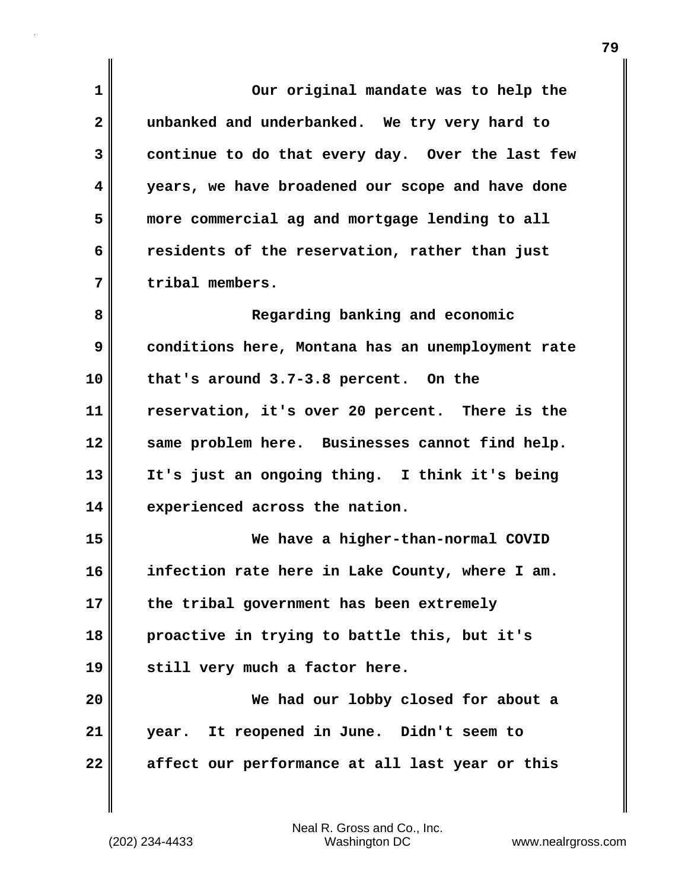Our original mandate was to help the unbanked and underbanked. We try very hard to continue to do that every day. Over the last few years, we have broadened our scope and have done more commercial ag and mortgage lending to all residents of the reservation, rather than just tribal members.

Regarding banking and economic conditions here, Montana has an unemployment rate that's around 3.7-3.8 percent. On the reservation, it's over 20 percent. There is the same problem here. Businesses cannot find help. It's just an ongoing thing. I think it's being experienced across the nation.

We have a higher-than-normal COVID infection rate here in Lake County, where I am. the tribal government has been extremely proactive in trying to battle this, but it's still very much a factor here.

We had our lobby closed for about a year. It reopened in June. Didn't seem to affect our performance at all last year or this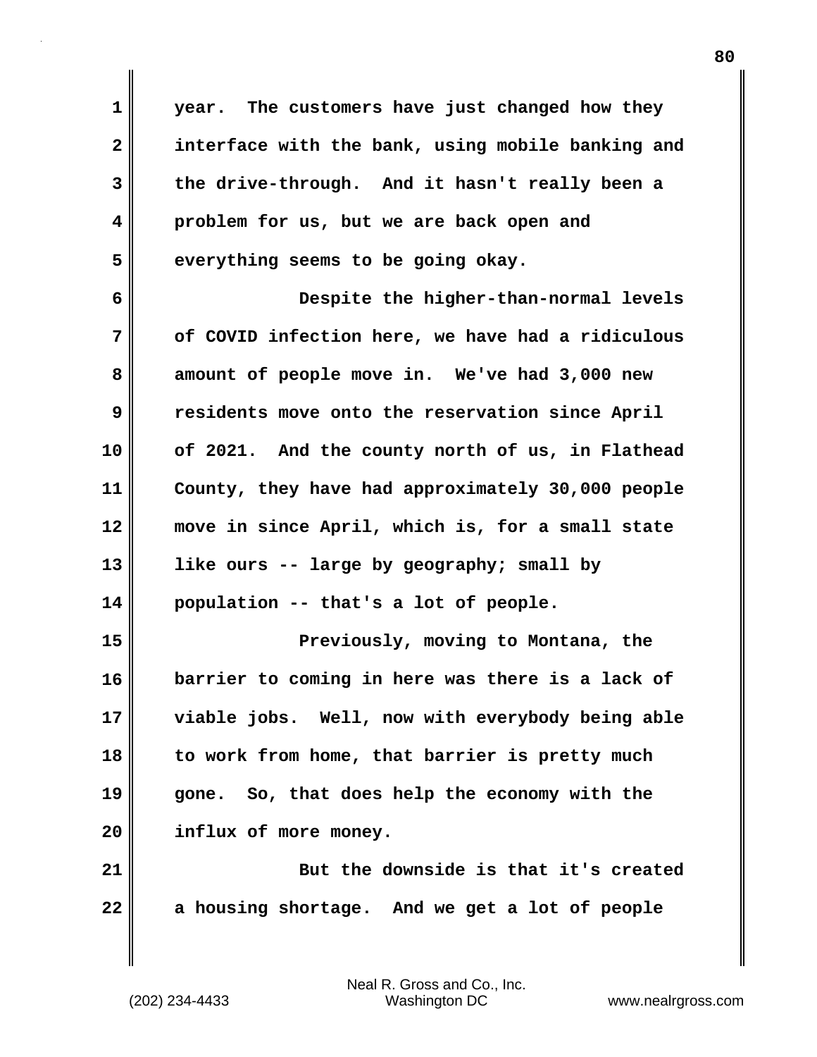year. The customers have just changed how they interface with the bank, using mobile banking and the drive-through. And it hasn't really been a problem for us, but we are back open and everything seems to be going okay.

Despite the higher-than-normal levels of COVID infection here, we have had a ridiculous amount of people move in. We've had 3,000 new residents move onto the reservation since April of 2021. And the county north of us, in Flathead County, they have had approximately 30,000 people move in since April, which is, for a small state like ours -- large by geography; small by population -- that's a lot of people.

Previously, moving to Montana, the barrier to coming in here was there is a lack of viable jobs. Well, now with everybody being able to work from home, that barrier is pretty much gone. So, that does help the economy with the influx of more money.

But the downside is that it's created a housing shortage. And we get a lot of people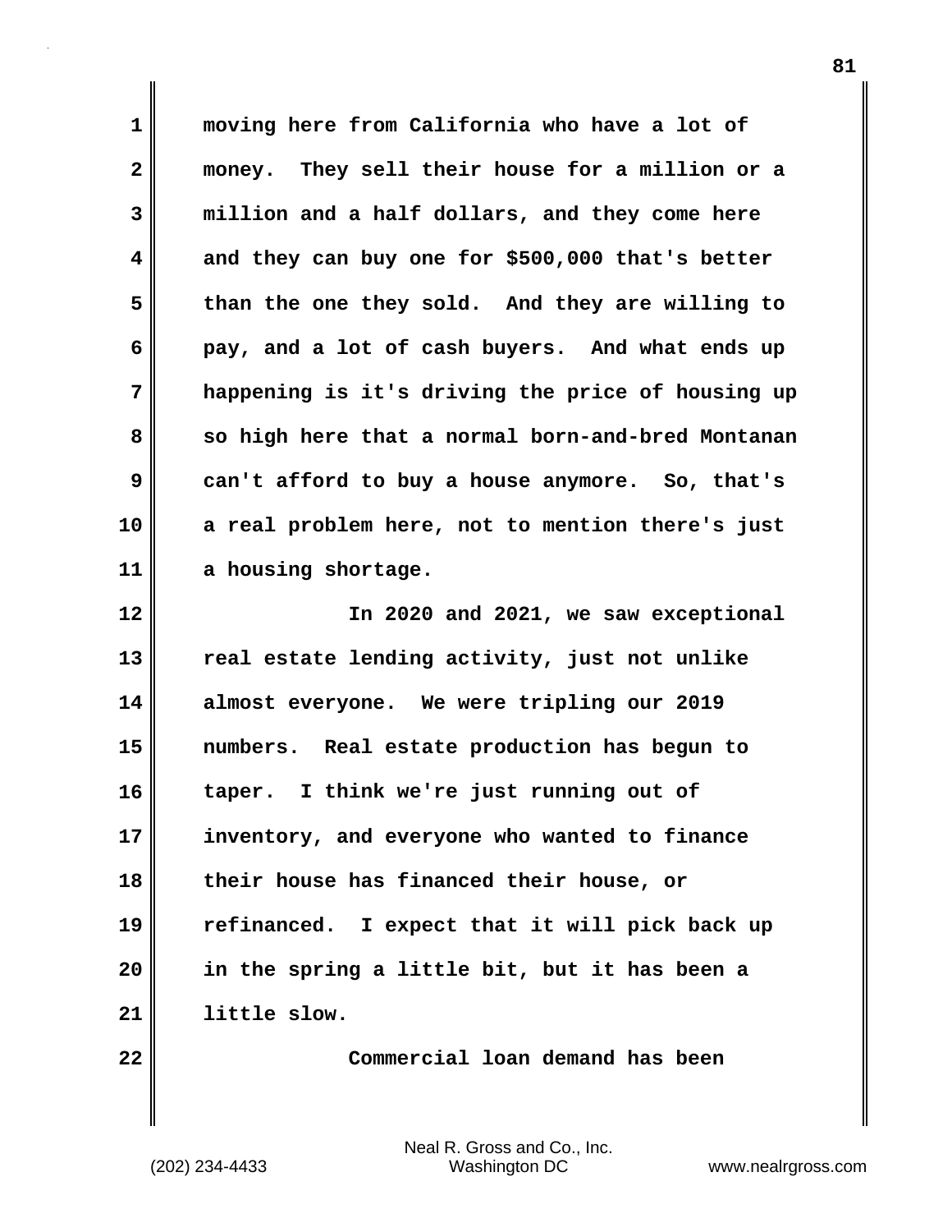moving here from California who have a lot of money. They sell their house for a million or a million and a half dollars, and they come here and they can buy one for $500,000 that's better than the one they sold. And they are willing to pay, and a lot of cash buyers. And what ends up happening is it's driving the price of housing up so high here that a normal born-and-bred Montanan can't afford to buy a house anymore. So, that's a real problem here, not to mention there's just a housing shortage.

In 2020 and 2021, we saw exceptional real estate lending activity, just not unlike almost everyone. We were tripling our 2019 numbers. Real estate production has begun to taper. I think we're just running out of inventory, and everyone who wanted to finance their house has financed their house, or refinanced. I expect that it will pick back up in the spring a little bit, but it has been a little slow.

Commercial loan demand has been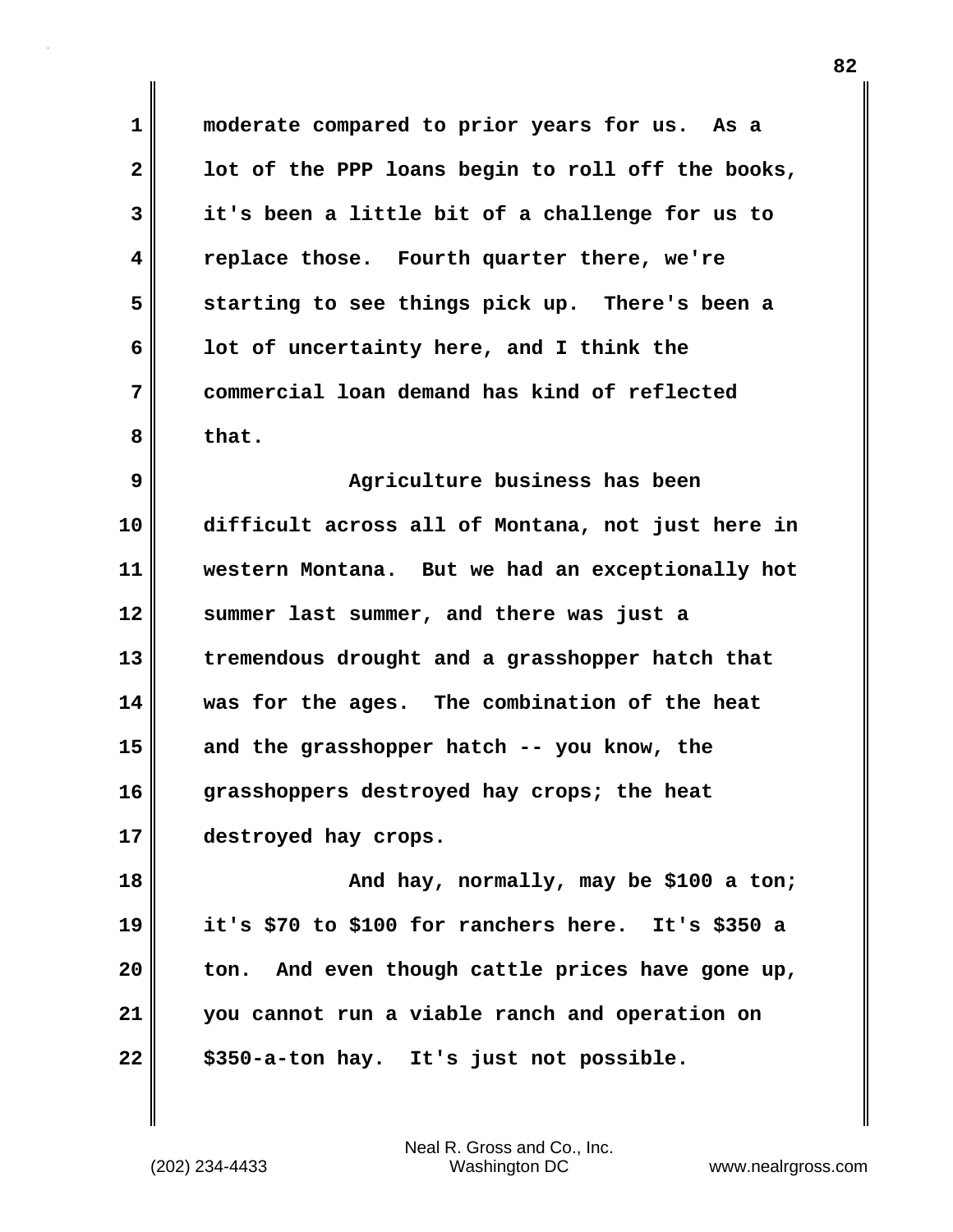moderate compared to prior years for us. As a lot of the PPP loans begin to roll off the books, it's been a little bit of a challenge for us to replace those. Fourth quarter there, we're starting to see things pick up. There's been a lot of uncertainty here, and I think the commercial loan demand has kind of reflected that.

Agriculture business has been difficult across all of Montana, not just here in western Montana. But we had an exceptionally hot summer last summer, and there was just a tremendous drought and a grasshopper hatch that was for the ages. The combination of the heat and the grasshopper hatch -- you know, the grasshoppers destroyed hay crops; the heat destroyed hay crops.

And hay, normally, may be $100 a ton; it's $70 to $100 for ranchers here. It's $350 a ton. And even though cattle prices have gone up, you cannot run a viable ranch and operation on $350-a-ton hay. It's just not possible.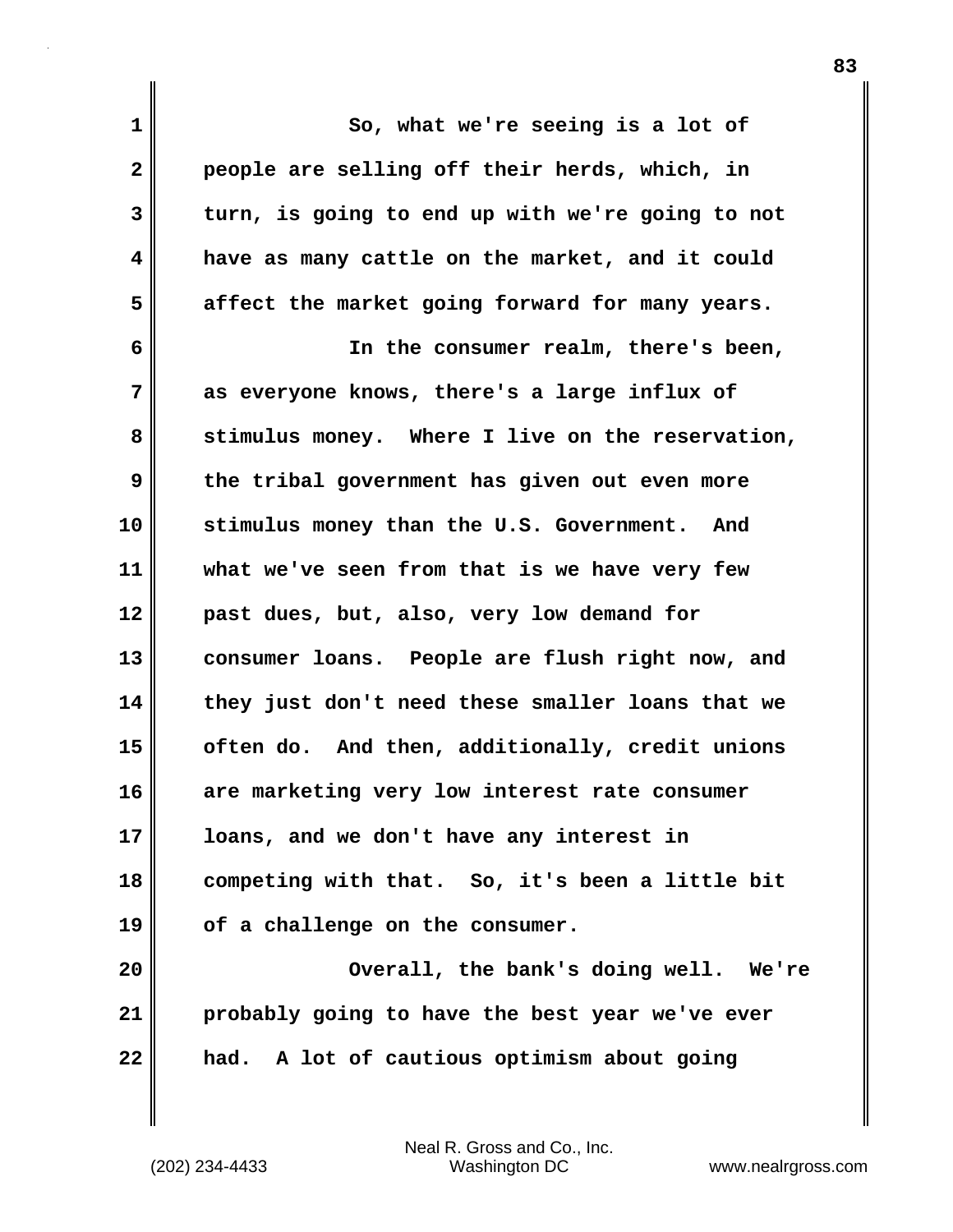So, what we're seeing is a lot of people are selling off their herds, which, in turn, is going to end up with we're going to not have as many cattle on the market, and it could affect the market going forward for many years.

In the consumer realm, there's been, as everyone knows, there's a large influx of stimulus money. Where I live on the reservation, the tribal government has given out even more stimulus money than the U.S. Government. And what we've seen from that is we have very few past dues, but, also, very low demand for consumer loans. People are flush right now, and they just don't need these smaller loans that we often do. And then, additionally, credit unions are marketing very low interest rate consumer loans, and we don't have any interest in competing with that. So, it's been a little bit of a challenge on the consumer.

Overall, the bank's doing well. We're probably going to have the best year we've ever had. A lot of cautious optimism about going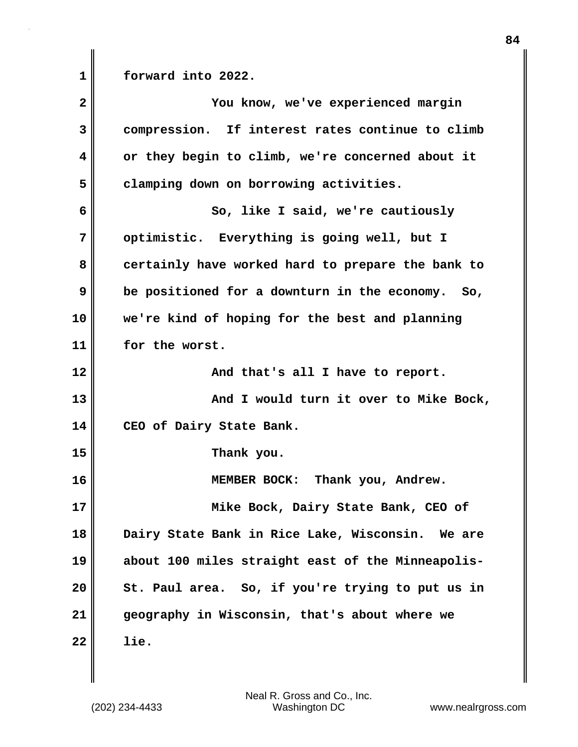forward into 2022.

You know, we've experienced margin compression. If interest rates continue to climb or they begin to climb, we're concerned about it clamping down on borrowing activities.

So, like I said, we're cautiously optimistic. Everything is going well, but I certainly have worked hard to prepare the bank to be positioned for a downturn in the economy. So, we're kind of hoping for the best and planning for the worst.

And that's all I have to report.

And I would turn it over to Mike Bock, CEO of Dairy State Bank.

Thank you.

MEMBER BOCK: Thank you, Andrew.

Mike Bock, Dairy State Bank, CEO of Dairy State Bank in Rice Lake, Wisconsin. We are about 100 miles straight east of the Minneapolis-St. Paul area. So, if you're trying to put us in geography in Wisconsin, that's about where we lie.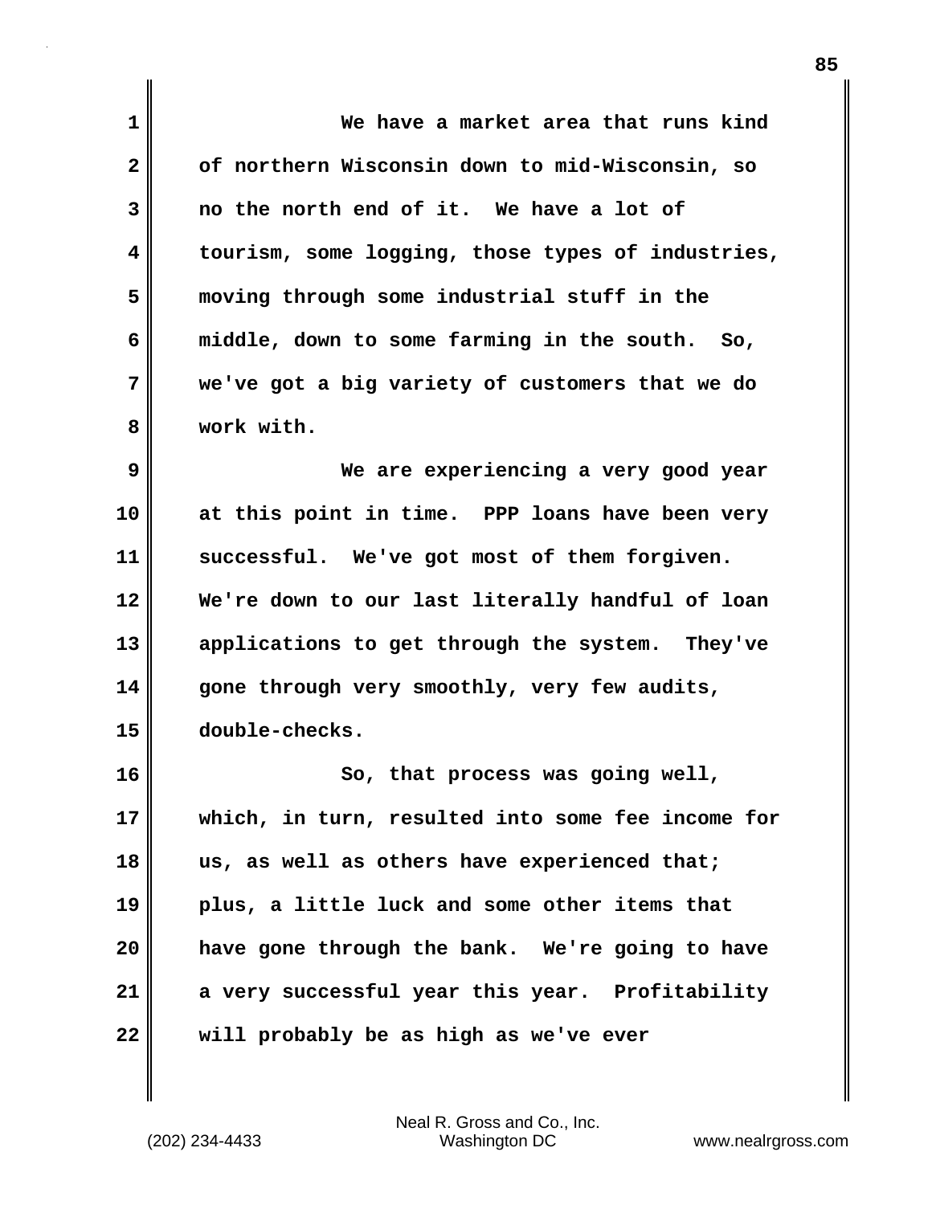We have a market area that runs kind of northern Wisconsin down to mid-Wisconsin, so no the north end of it. We have a lot of tourism, some logging, those types of industries, moving through some industrial stuff in the middle, down to some farming in the south. So, we've got a big variety of customers that we do work with.

We are experiencing a very good year at this point in time. PPP loans have been very successful. We've got most of them forgiven. We're down to our last literally handful of loan applications to get through the system. They've gone through very smoothly, very few audits, double-checks.

So, that process was going well, which, in turn, resulted into some fee income for us, as well as others have experienced that; plus, a little luck and some other items that have gone through the bank. We're going to have a very successful year this year. Profitability will probably be as high as we've ever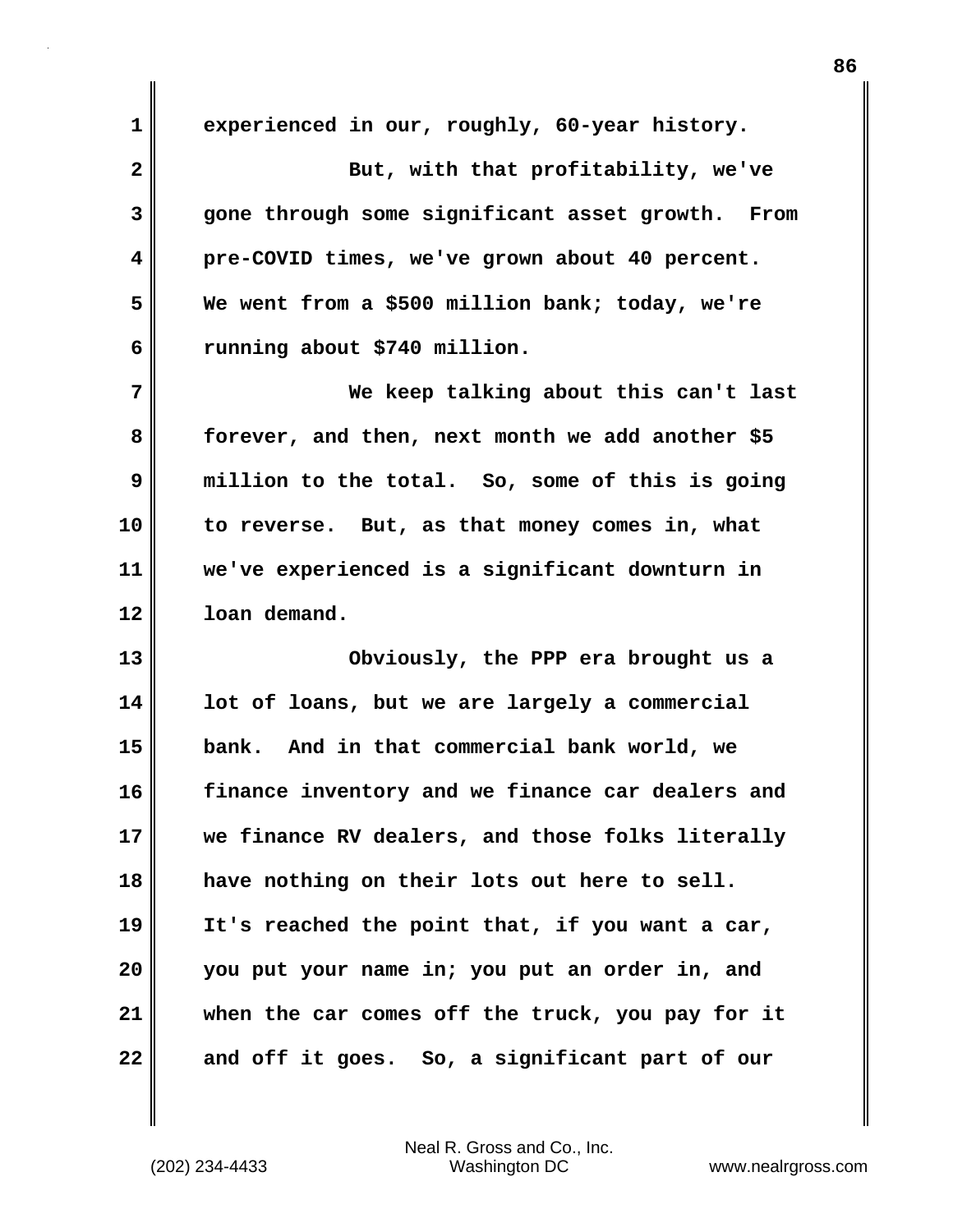experienced in our, roughly, 60-year history.

But, with that profitability, we've gone through some significant asset growth. From pre-COVID times, we've grown about 40 percent. We went from a $500 million bank; today, we're running about $740 million.

We keep talking about this can't last forever, and then, next month we add another $5 million to the total. So, some of this is going to reverse. But, as that money comes in, what we've experienced is a significant downturn in loan demand.

Obviously, the PPP era brought us a lot of loans, but we are largely a commercial bank. And in that commercial bank world, we finance inventory and we finance car dealers and we finance RV dealers, and those folks literally have nothing on their lots out here to sell. It's reached the point that, if you want a car, you put your name in; you put an order in, and when the car comes off the truck, you pay for it and off it goes. So, a significant part of our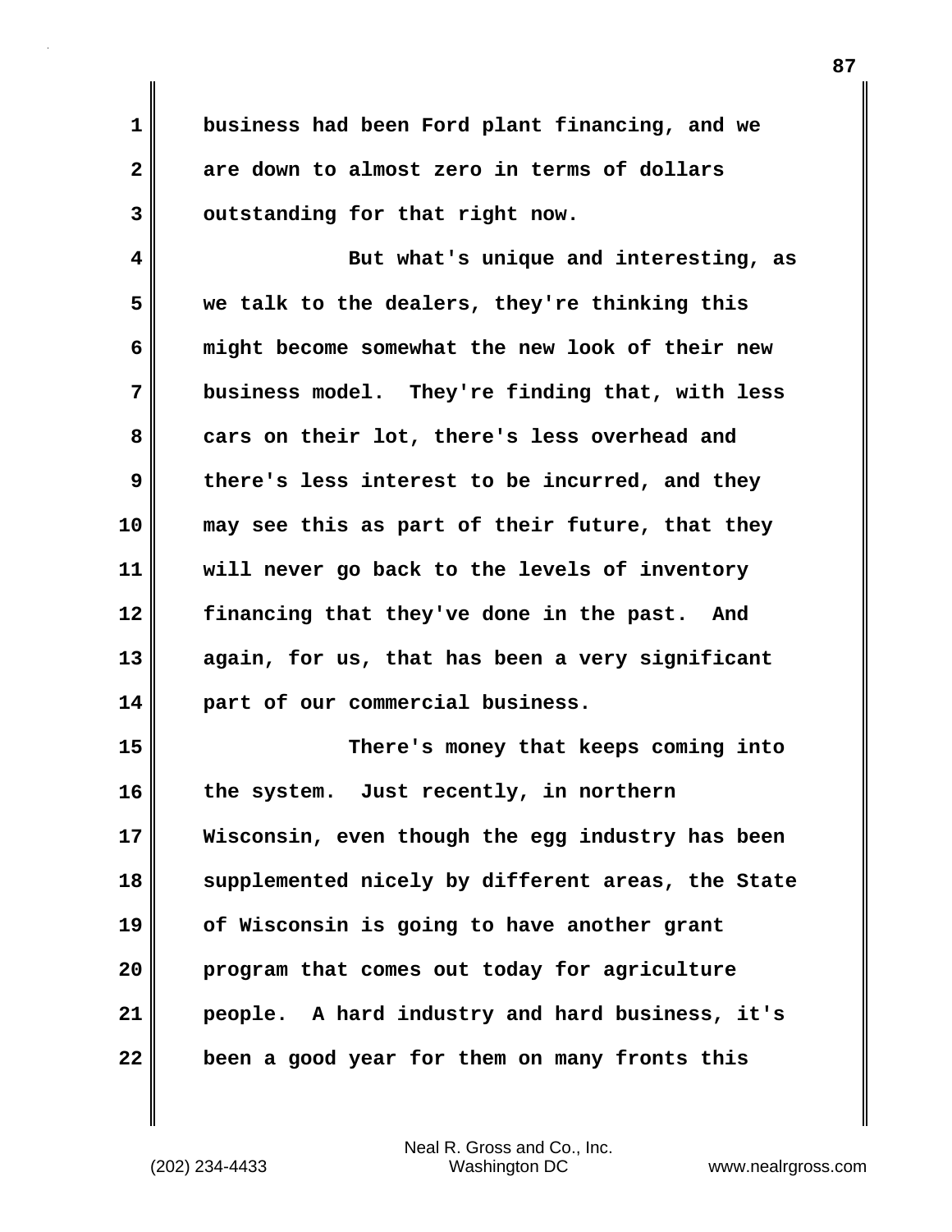business had been Ford plant financing, and we are down to almost zero in terms of dollars outstanding for that right now.

But what's unique and interesting, as we talk to the dealers, they're thinking this might become somewhat the new look of their new business model. They're finding that, with less cars on their lot, there's less overhead and there's less interest to be incurred, and they may see this as part of their future, that they will never go back to the levels of inventory financing that they've done in the past. And again, for us, that has been a very significant part of our commercial business.

There's money that keeps coming into the system. Just recently, in northern Wisconsin, even though the egg industry has been supplemented nicely by different areas, the State of Wisconsin is going to have another grant program that comes out today for agriculture people. A hard industry and hard business, it's been a good year for them on many fronts this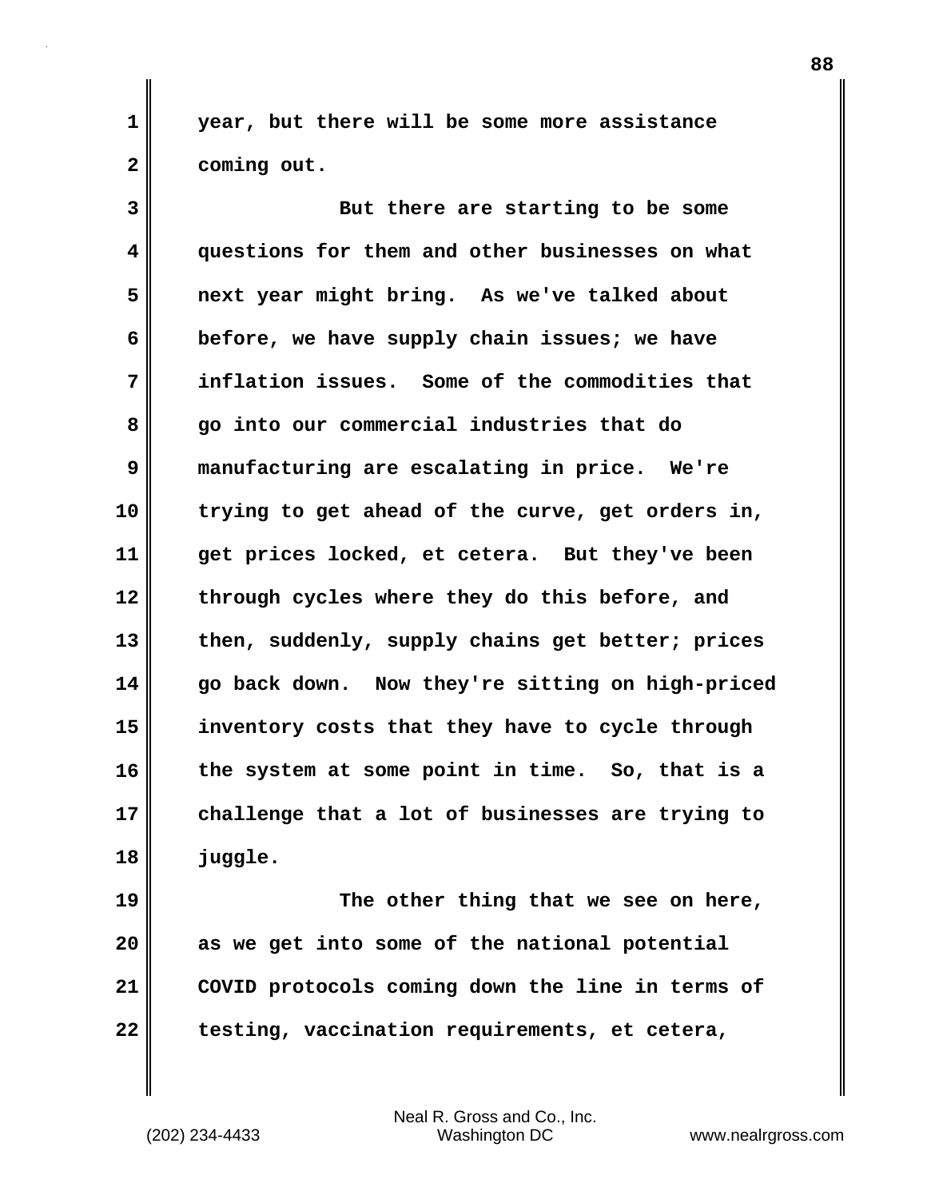year, but there will be some more assistance coming out.

But there are starting to be some questions for them and other businesses on what next year might bring. As we've talked about before, we have supply chain issues; we have inflation issues. Some of the commodities that go into our commercial industries that do manufacturing are escalating in price. We're trying to get ahead of the curve, get orders in, get prices locked, et cetera. But they've been through cycles where they do this before, and then, suddenly, supply chains get better; prices go back down. Now they're sitting on high-priced inventory costs that they have to cycle through the system at some point in time. So, that is a challenge that a lot of businesses are trying to juggle.

The other thing that we see on here, as we get into some of the national potential COVID protocols coming down the line in terms of testing, vaccination requirements, et cetera,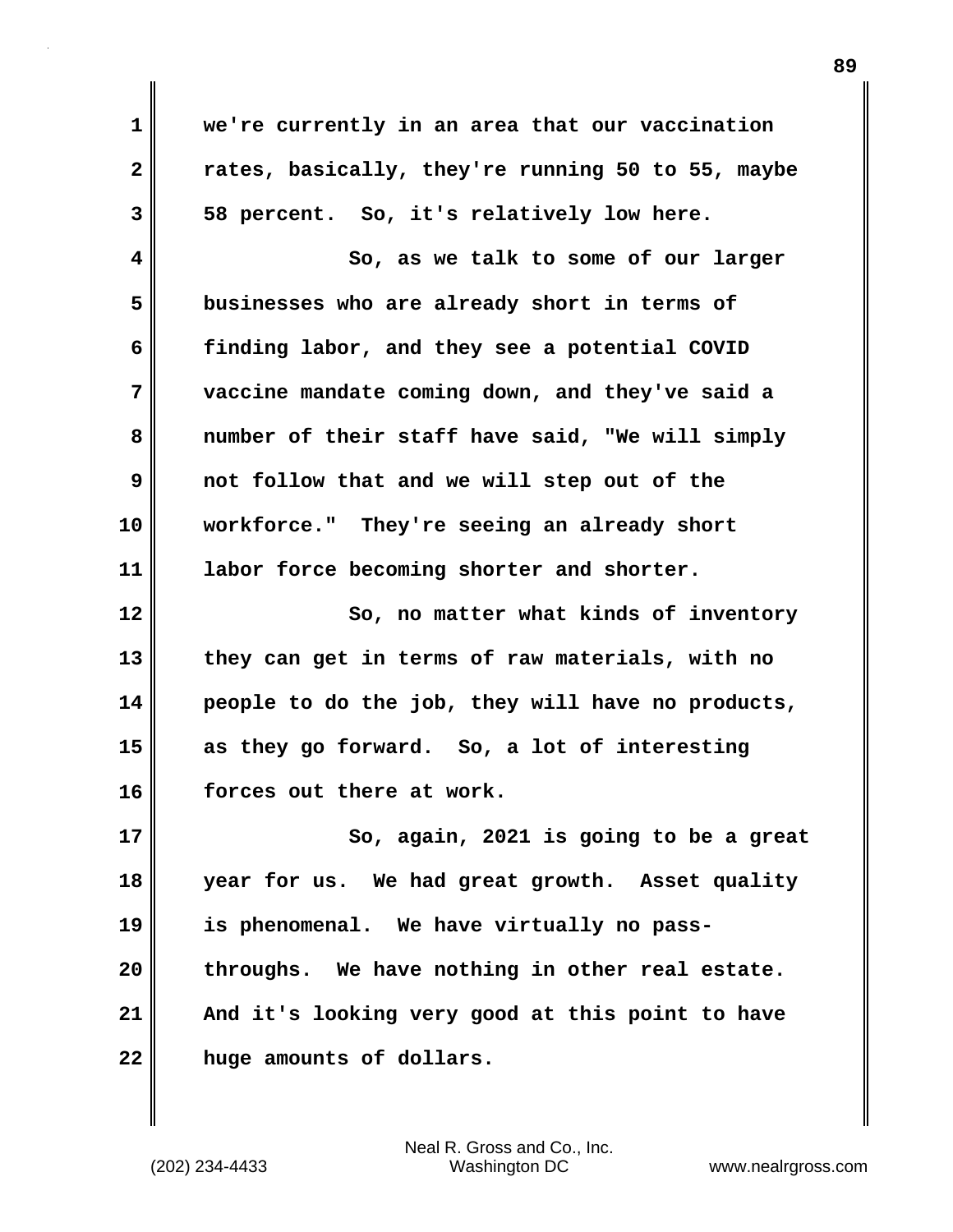we're currently in an area that our vaccination rates, basically, they're running 50 to 55, maybe 58 percent. So, it's relatively low here.

So, as we talk to some of our larger businesses who are already short in terms of finding labor, and they see a potential COVID vaccine mandate coming down, and they've said a number of their staff have said, "We will simply not follow that and we will step out of the workforce." They're seeing an already short labor force becoming shorter and shorter.

So, no matter what kinds of inventory they can get in terms of raw materials, with no people to do the job, they will have no products, as they go forward. So, a lot of interesting forces out there at work.

So, again, 2021 is going to be a great year for us. We had great growth. Asset quality is phenomenal. We have virtually no pass-throughs. We have nothing in other real estate. And it's looking very good at this point to have huge amounts of dollars.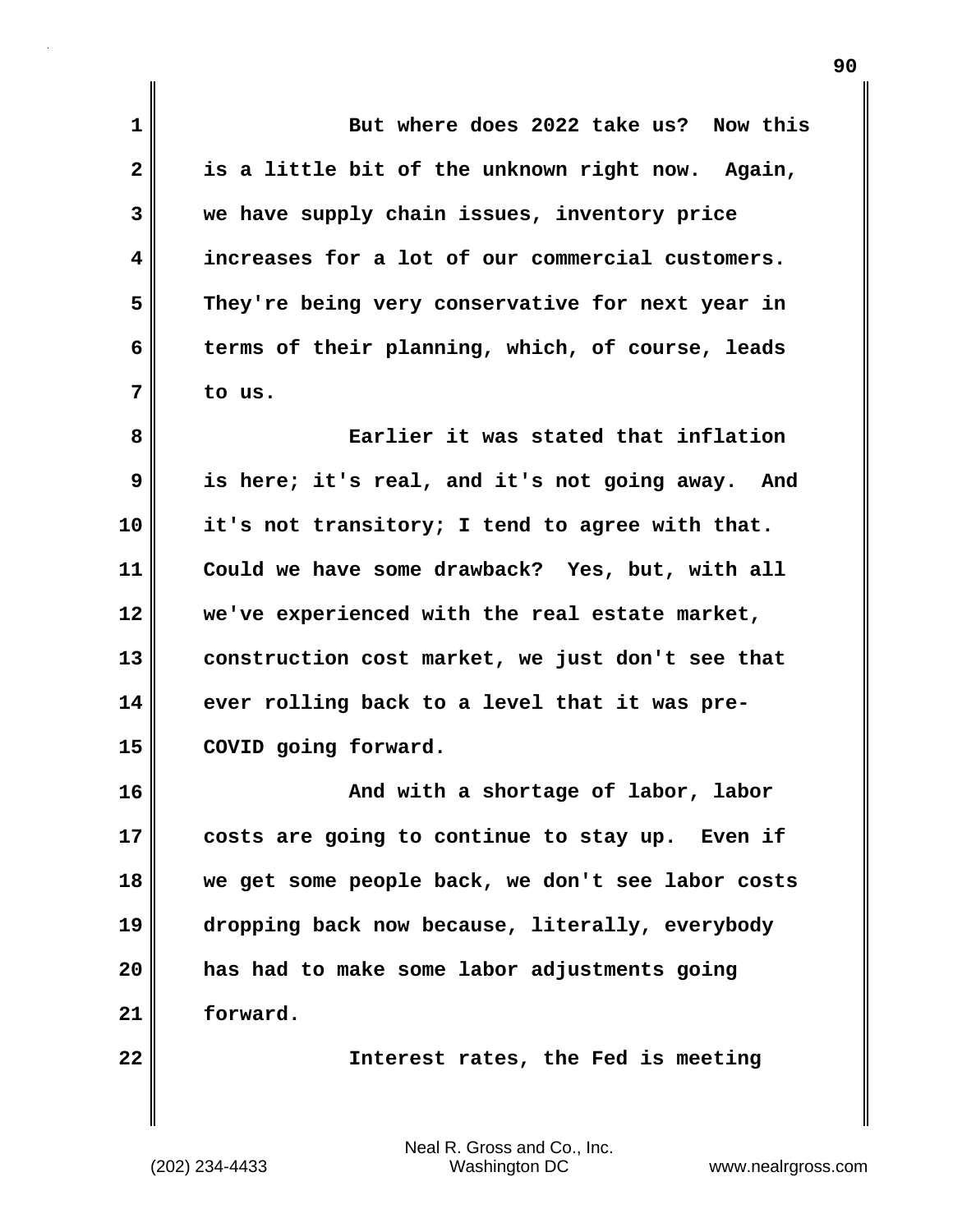But where does 2022 take us? Now this is a little bit of the unknown right now. Again, we have supply chain issues, inventory price increases for a lot of our commercial customers. They're being very conservative for next year in terms of their planning, which, of course, leads to us.

Earlier it was stated that inflation is here; it's real, and it's not going away. And it's not transitory; I tend to agree with that. Could we have some drawback? Yes, but, with all we've experienced with the real estate market, construction cost market, we just don't see that ever rolling back to a level that it was pre-COVID going forward.

And with a shortage of labor, labor costs are going to continue to stay up. Even if we get some people back, we don't see labor costs dropping back now because, literally, everybody has had to make some labor adjustments going forward.

Interest rates, the Fed is meeting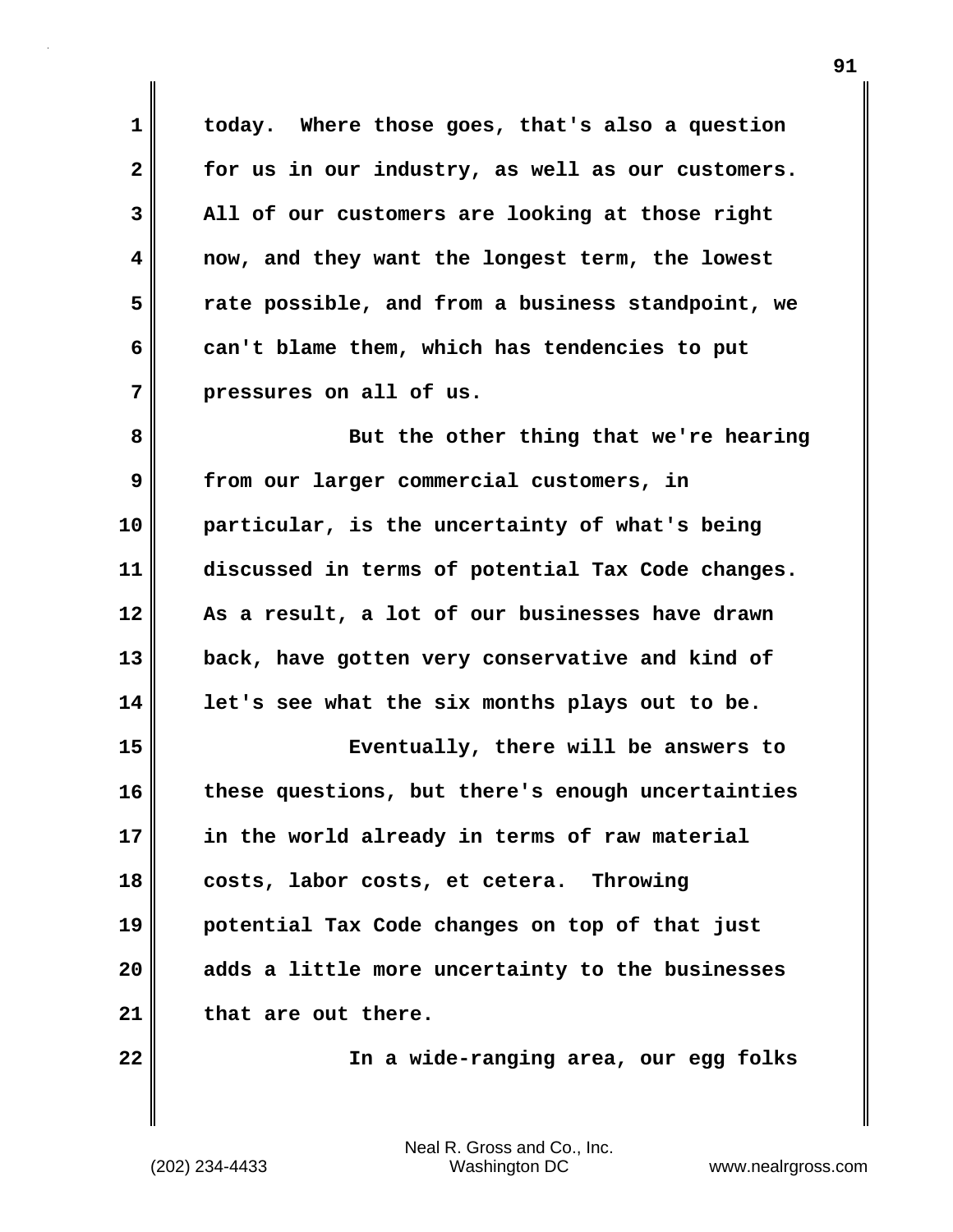today. Where those goes, that's also a question for us in our industry, as well as our customers. All of our customers are looking at those right now, and they want the longest term, the lowest rate possible, and from a business standpoint, we can't blame them, which has tendencies to put pressures on all of us.

But the other thing that we're hearing from our larger commercial customers, in particular, is the uncertainty of what's being discussed in terms of potential Tax Code changes. As a result, a lot of our businesses have drawn back, have gotten very conservative and kind of let's see what the six months plays out to be.

Eventually, there will be answers to these questions, but there's enough uncertainties in the world already in terms of raw material costs, labor costs, et cetera. Throwing potential Tax Code changes on top of that just adds a little more uncertainty to the businesses that are out there.

In a wide-ranging area, our egg folks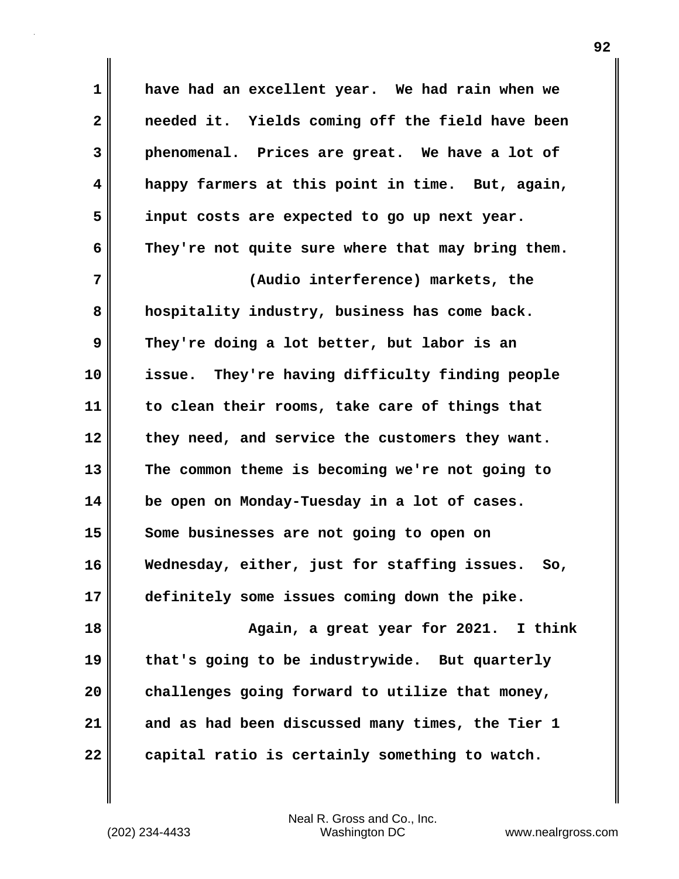have had an excellent year. We had rain when we needed it. Yields coming off the field have been phenomenal. Prices are great. We have a lot of happy farmers at this point in time. But, again, input costs are expected to go up next year. They're not quite sure where that may bring them.

(Audio interference) markets, the hospitality industry, business has come back. They're doing a lot better, but labor is an issue. They're having difficulty finding people to clean their rooms, take care of things that they need, and service the customers they want. The common theme is becoming we're not going to be open on Monday-Tuesday in a lot of cases. Some businesses are not going to open on Wednesday, either, just for staffing issues. So, definitely some issues coming down the pike.

Again, a great year for 2021. I think that's going to be industrywide. But quarterly challenges going forward to utilize that money, and as had been discussed many times, the Tier 1 capital ratio is certainly something to watch.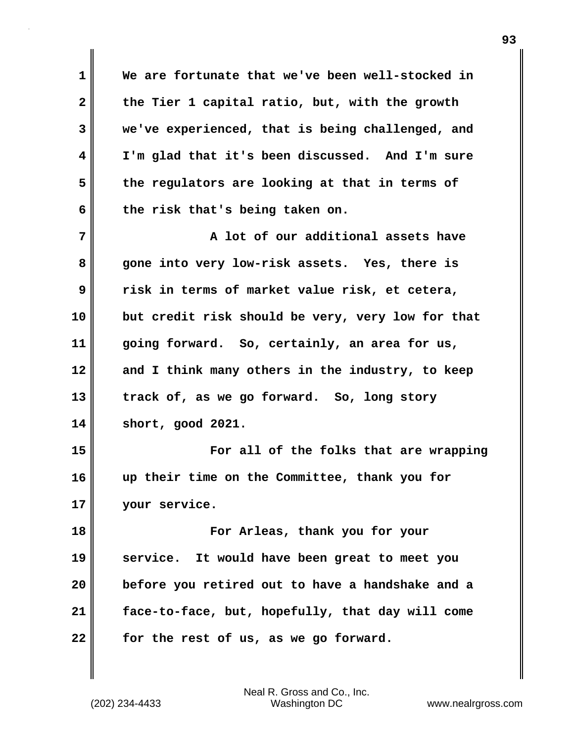We are fortunate that we've been well-stocked in the Tier 1 capital ratio, but, with the growth we've experienced, that is being challenged, and I'm glad that it's been discussed. And I'm sure the regulators are looking at that in terms of the risk that's being taken on.

A lot of our additional assets have gone into very low-risk assets. Yes, there is risk in terms of market value risk, et cetera, but credit risk should be very, very low for that going forward. So, certainly, an area for us, and I think many others in the industry, to keep track of, as we go forward. So, long story short, good 2021.

For all of the folks that are wrapping up their time on the Committee, thank you for your service.

For Arleas, thank you for your service. It would have been great to meet you before you retired out to have a handshake and a face-to-face, but, hopefully, that day will come for the rest of us, as we go forward.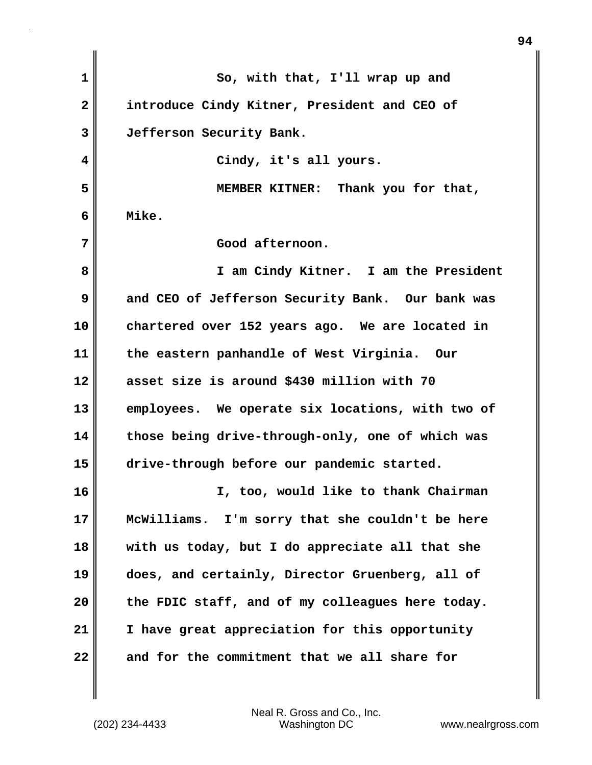So, with that, I'll wrap up and introduce Cindy Kitner, President and CEO of Jefferson Security Bank.

Cindy, it's all yours.

MEMBER KITNER: Thank you for that, Mike.

Good afternoon.

I am Cindy Kitner. I am the President and CEO of Jefferson Security Bank. Our bank was chartered over 152 years ago. We are located in the eastern panhandle of West Virginia. Our asset size is around $430 million with 70 employees. We operate six locations, with two of those being drive-through-only, one of which was drive-through before our pandemic started.

I, too, would like to thank Chairman McWilliams. I'm sorry that she couldn't be here with us today, but I do appreciate all that she does, and certainly, Director Gruenberg, all of the FDIC staff, and of my colleagues here today. I have great appreciation for this opportunity and for the commitment that we all share for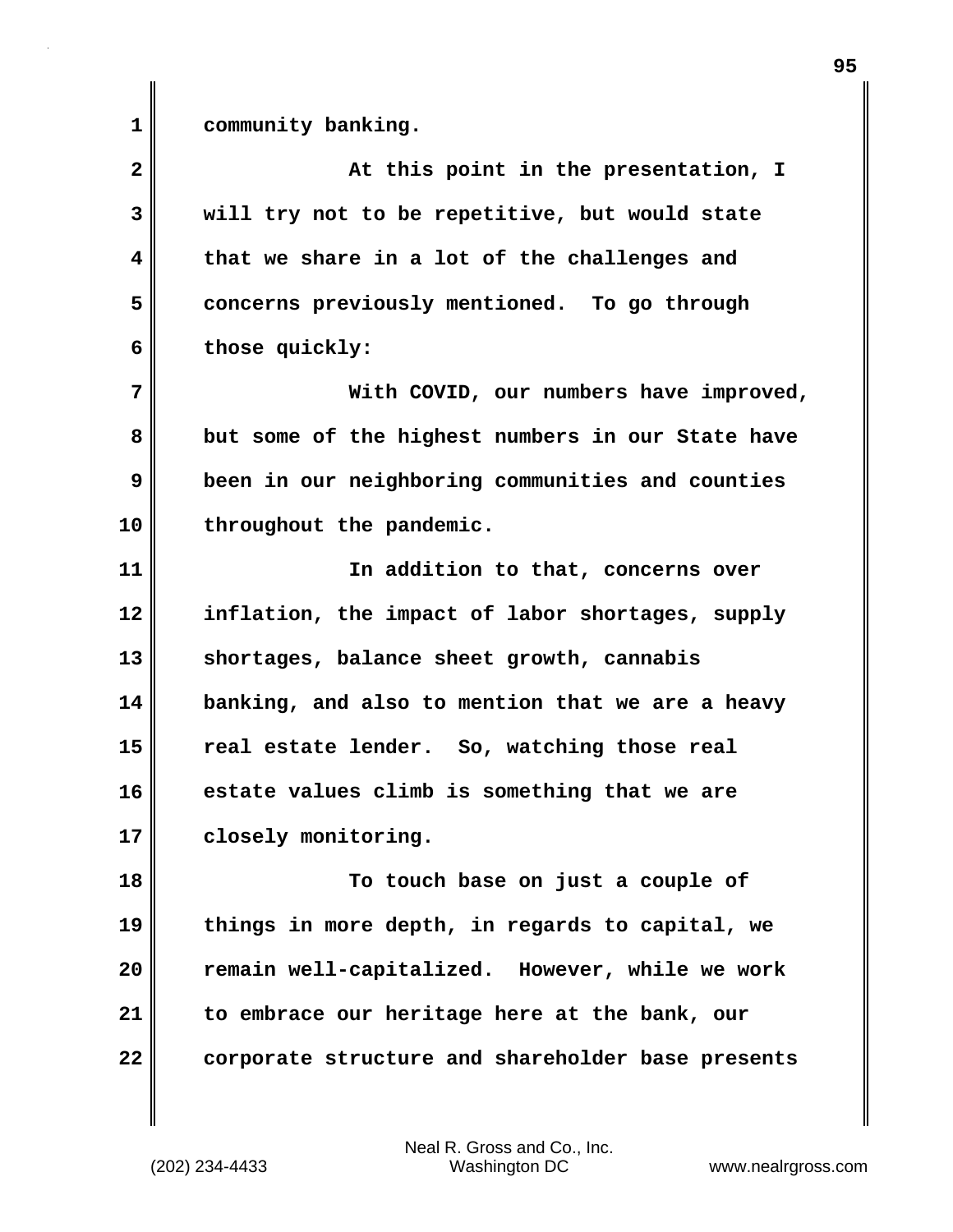community banking.

At this point in the presentation, I will try not to be repetitive, but would state that we share in a lot of the challenges and concerns previously mentioned. To go through those quickly:

With COVID, our numbers have improved, but some of the highest numbers in our State have been in our neighboring communities and counties throughout the pandemic.

In addition to that, concerns over inflation, the impact of labor shortages, supply shortages, balance sheet growth, cannabis banking, and also to mention that we are a heavy real estate lender. So, watching those real estate values climb is something that we are closely monitoring.

To touch base on just a couple of things in more depth, in regards to capital, we remain well-capitalized. However, while we work to embrace our heritage here at the bank, our corporate structure and shareholder base presents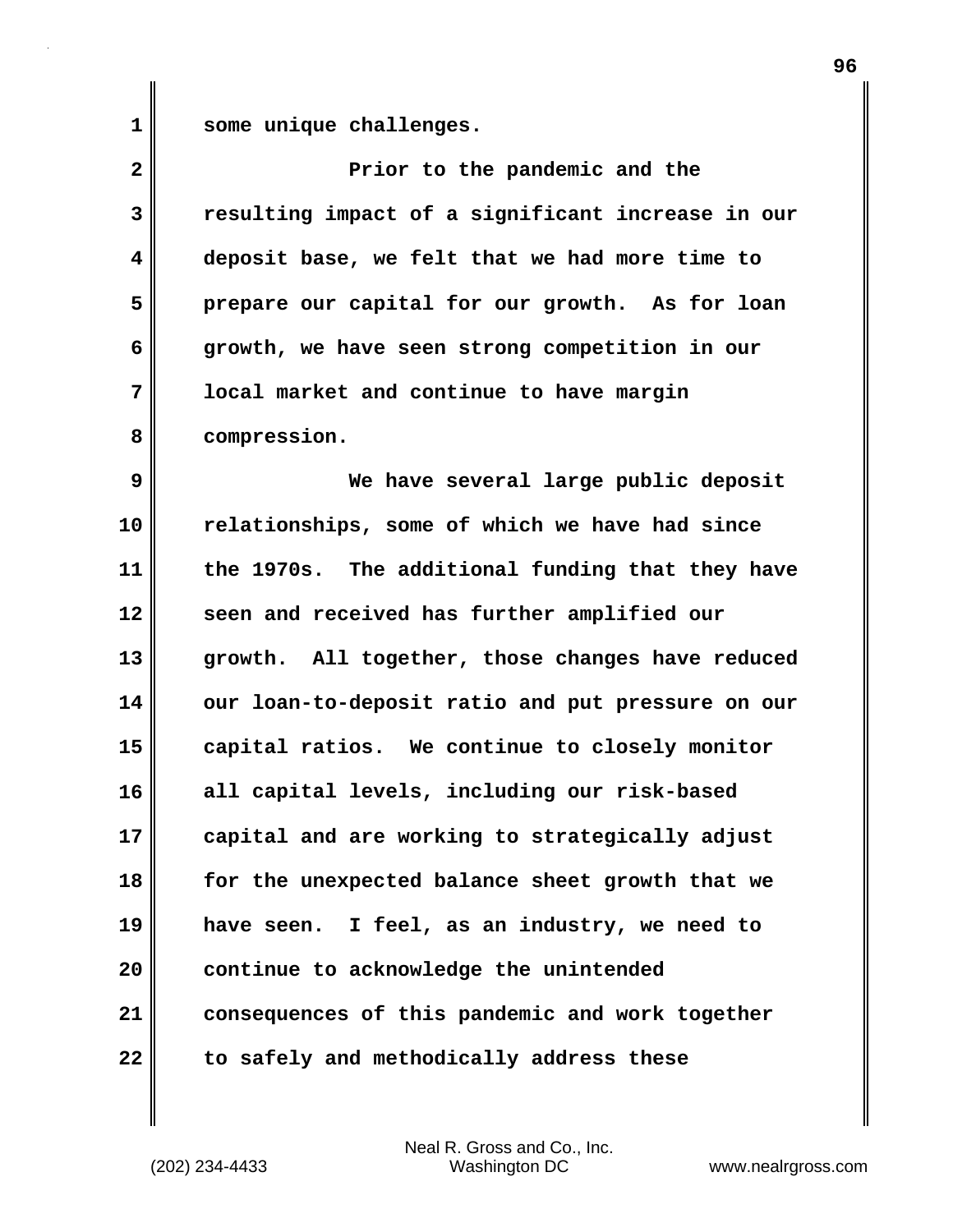some unique challenges.

Prior to the pandemic and the resulting impact of a significant increase in our deposit base, we felt that we had more time to prepare our capital for our growth. As for loan growth, we have seen strong competition in our local market and continue to have margin compression.

We have several large public deposit relationships, some of which we have had since the 1970s. The additional funding that they have seen and received has further amplified our growth. All together, those changes have reduced our loan-to-deposit ratio and put pressure on our capital ratios. We continue to closely monitor all capital levels, including our risk-based capital and are working to strategically adjust for the unexpected balance sheet growth that we have seen. I feel, as an industry, we need to continue to acknowledge the unintended consequences of this pandemic and work together to safely and methodically address these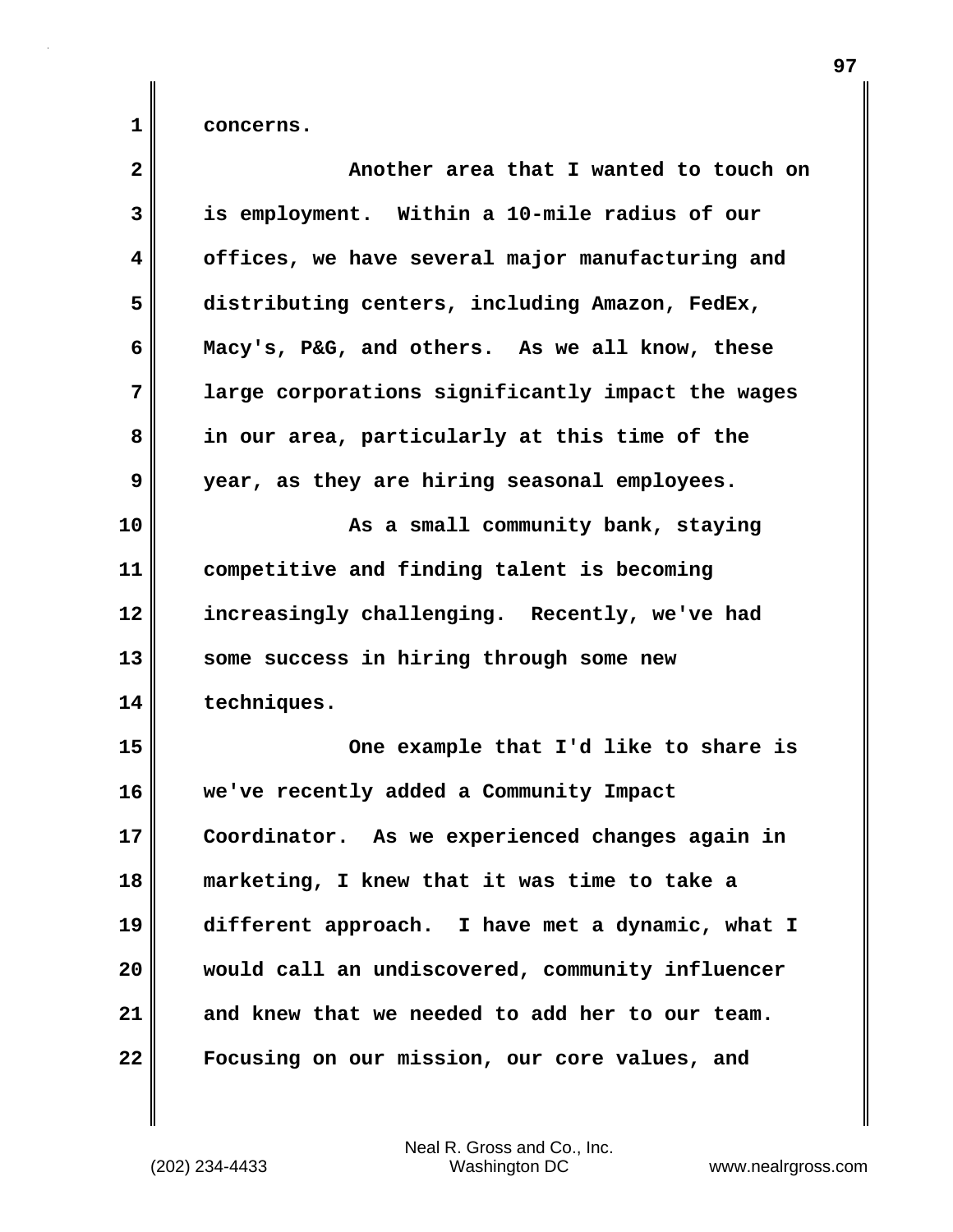concerns.

Another area that I wanted to touch on is employment. Within a 10-mile radius of our offices, we have several major manufacturing and distributing centers, including Amazon, FedEx, Macy's, P&G, and others. As we all know, these large corporations significantly impact the wages in our area, particularly at this time of the year, as they are hiring seasonal employees.

As a small community bank, staying competitive and finding talent is becoming increasingly challenging. Recently, we've had some success in hiring through some new techniques.

One example that I'd like to share is we've recently added a Community Impact Coordinator. As we experienced changes again in marketing, I knew that it was time to take a different approach. I have met a dynamic, what I would call an undiscovered, community influencer and knew that we needed to add her to our team. Focusing on our mission, our core values, and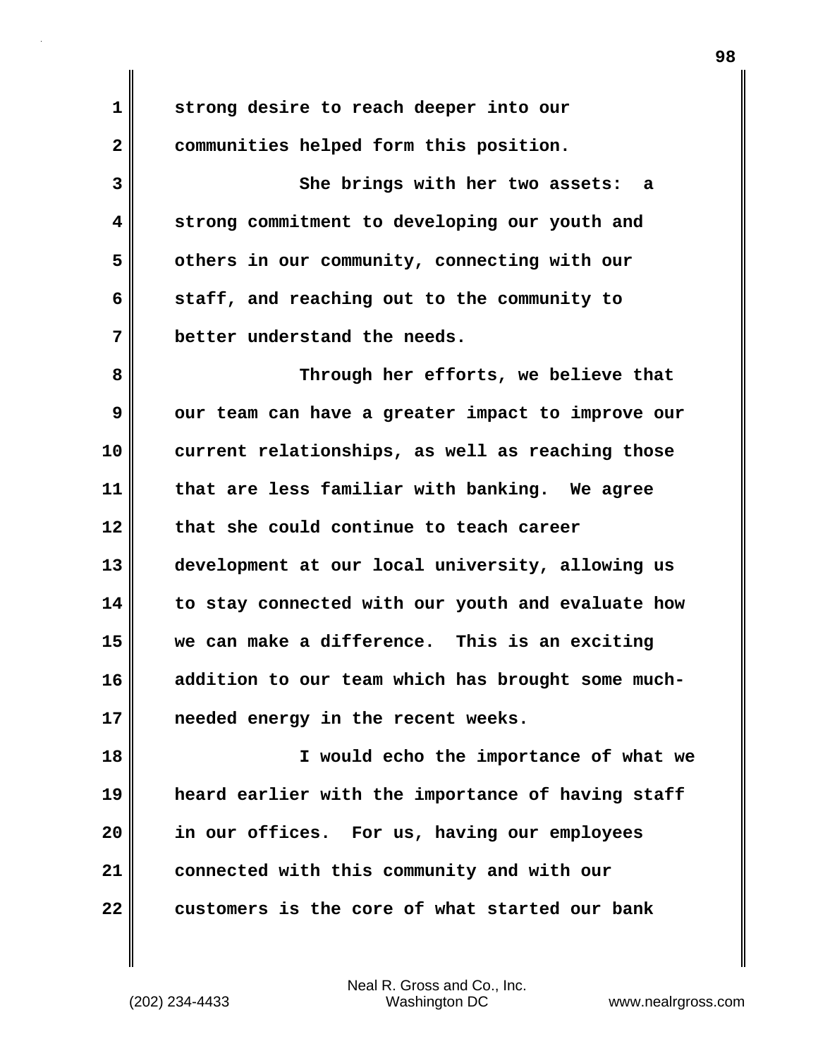strong desire to reach deeper into our communities helped form this position.

She brings with her two assets: a strong commitment to developing our youth and others in our community, connecting with our staff, and reaching out to the community to better understand the needs.

Through her efforts, we believe that our team can have a greater impact to improve our current relationships, as well as reaching those that are less familiar with banking. We agree that she could continue to teach career development at our local university, allowing us to stay connected with our youth and evaluate how we can make a difference. This is an exciting addition to our team which has brought some much-needed energy in the recent weeks.

I would echo the importance of what we heard earlier with the importance of having staff in our offices. For us, having our employees connected with this community and with our customers is the core of what started our bank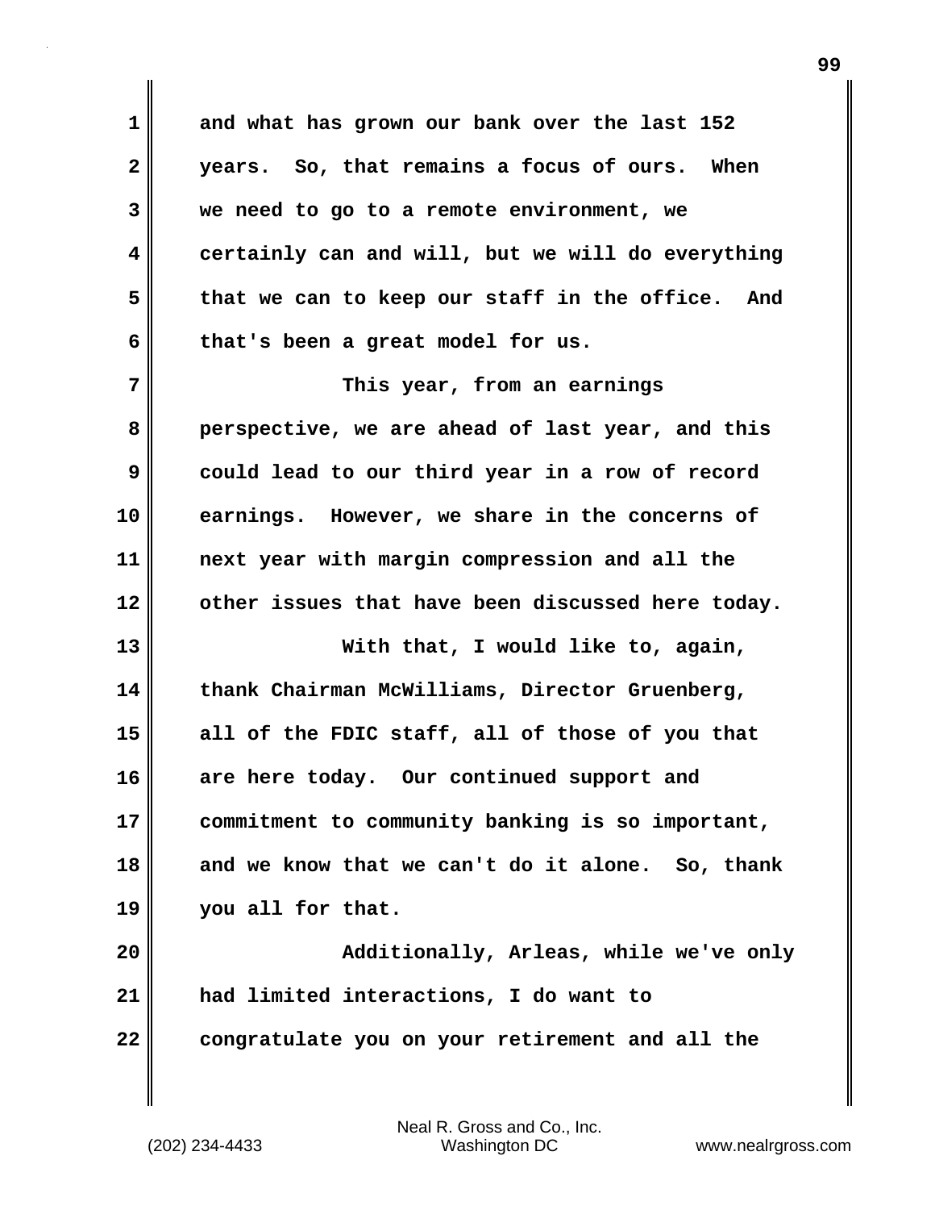and what has grown our bank over the last 152 years. So, that remains a focus of ours. When we need to go to a remote environment, we certainly can and will, but we will do everything that we can to keep our staff in the office. And that's been a great model for us.

This year, from an earnings perspective, we are ahead of last year, and this could lead to our third year in a row of record earnings. However, we share in the concerns of next year with margin compression and all the other issues that have been discussed here today.

With that, I would like to, again, thank Chairman McWilliams, Director Gruenberg, all of the FDIC staff, all of those of you that are here today. Our continued support and commitment to community banking is so important, and we know that we can't do it alone. So, thank you all for that.

Additionally, Arleas, while we've only had limited interactions, I do want to congratulate you on your retirement and all the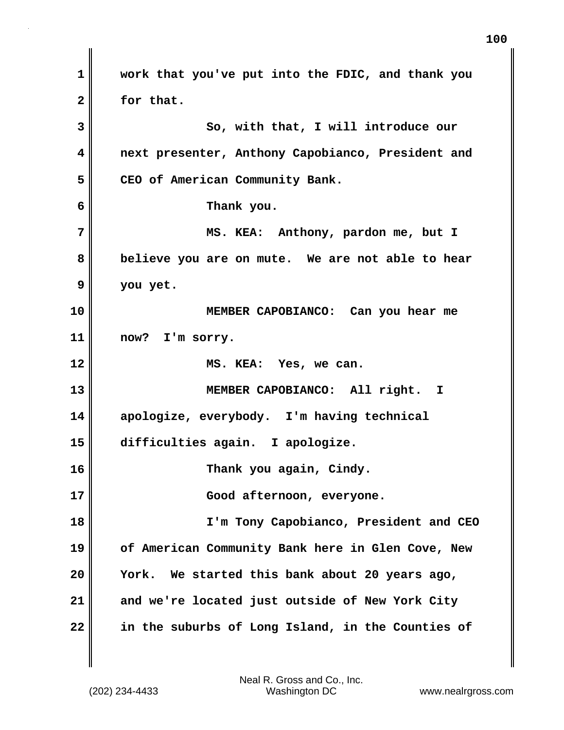work that you've put into the FDIC, and thank you for that.

So, with that, I will introduce our next presenter, Anthony Capobianco, President and CEO of American Community Bank.

Thank you.

MS. KEA: Anthony, pardon me, but I believe you are on mute. We are not able to hear you yet.

MEMBER CAPOBIANCO: Can you hear me now? I'm sorry.

MS. KEA: Yes, we can.

MEMBER CAPOBIANCO: All right. I apologize, everybody. I'm having technical difficulties again. I apologize.

Thank you again, Cindy.

Good afternoon, everyone.

I'm Tony Capobianco, President and CEO of American Community Bank here in Glen Cove, New York. We started this bank about 20 years ago, and we're located just outside of New York City in the suburbs of Long Island, in the Counties of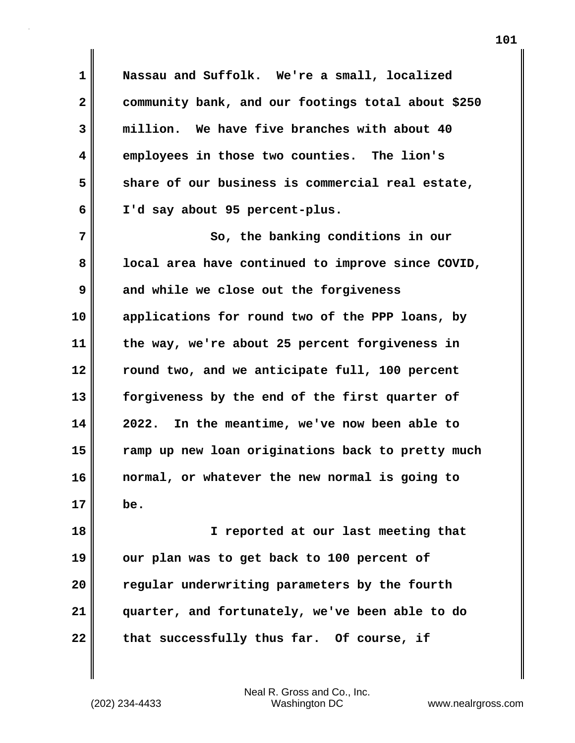Nassau and Suffolk. We're a small, localized community bank, and our footings total about $250 million. We have five branches with about 40 employees in those two counties. The lion's share of our business is commercial real estate, I'd say about 95 percent-plus.

So, the banking conditions in our local area have continued to improve since COVID, and while we close out the forgiveness applications for round two of the PPP loans, by the way, we're about 25 percent forgiveness in round two, and we anticipate full, 100 percent forgiveness by the end of the first quarter of 2022. In the meantime, we've now been able to ramp up new loan originations back to pretty much normal, or whatever the new normal is going to be.

I reported at our last meeting that our plan was to get back to 100 percent of regular underwriting parameters by the fourth quarter, and fortunately, we've been able to do that successfully thus far. Of course, if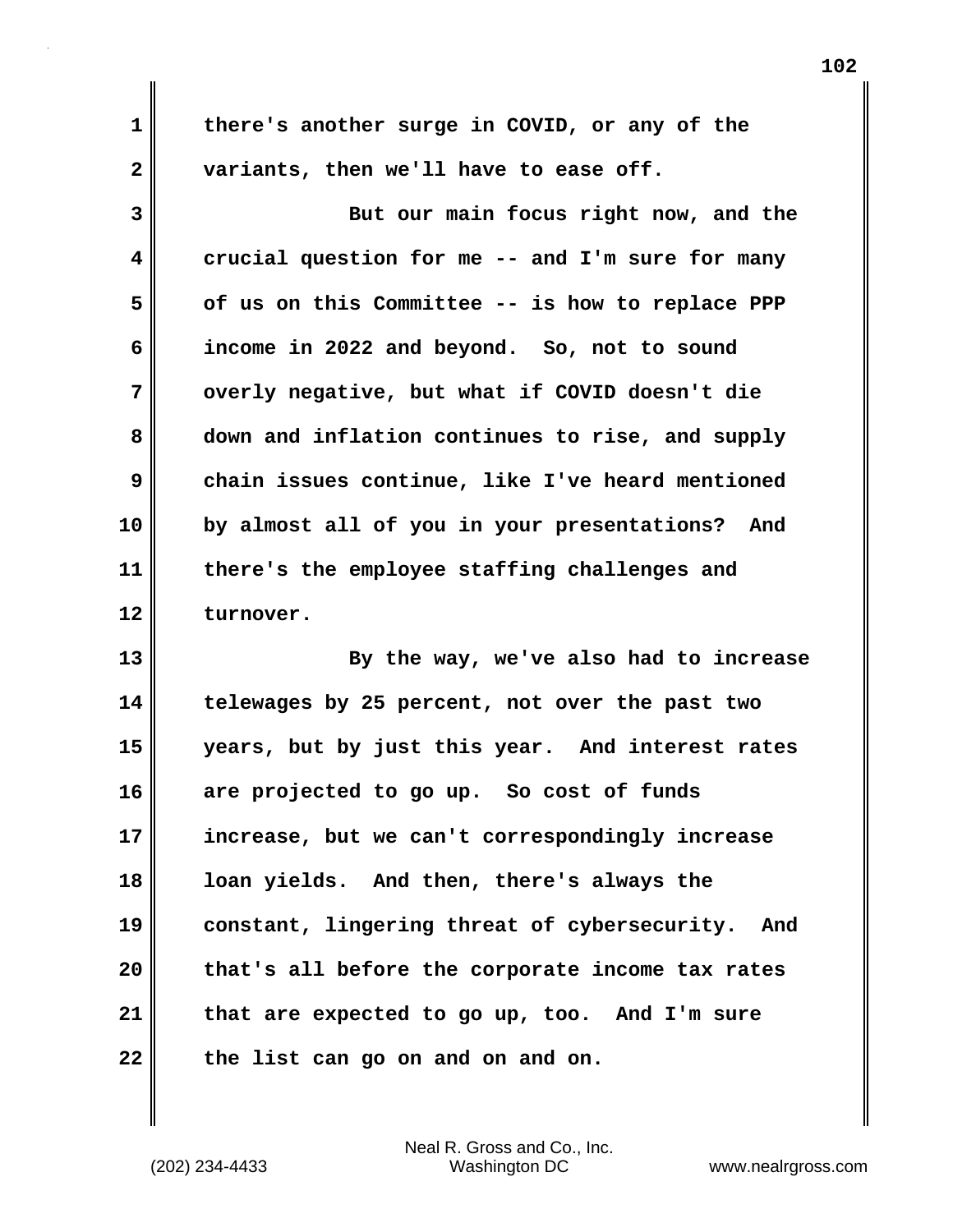there's another surge in COVID, or any of the variants, then we'll have to ease off.

But our main focus right now, and the crucial question for me -- and I'm sure for many of us on this Committee -- is how to replace PPP income in 2022 and beyond. So, not to sound overly negative, but what if COVID doesn't die down and inflation continues to rise, and supply chain issues continue, like I've heard mentioned by almost all of you in your presentations? And there's the employee staffing challenges and turnover.

By the way, we've also had to increase telewages by 25 percent, not over the past two years, but by just this year. And interest rates are projected to go up. So cost of funds increase, but we can't correspondingly increase loan yields. And then, there's always the constant, lingering threat of cybersecurity. And that's all before the corporate income tax rates that are expected to go up, too. And I'm sure the list can go on and on and on.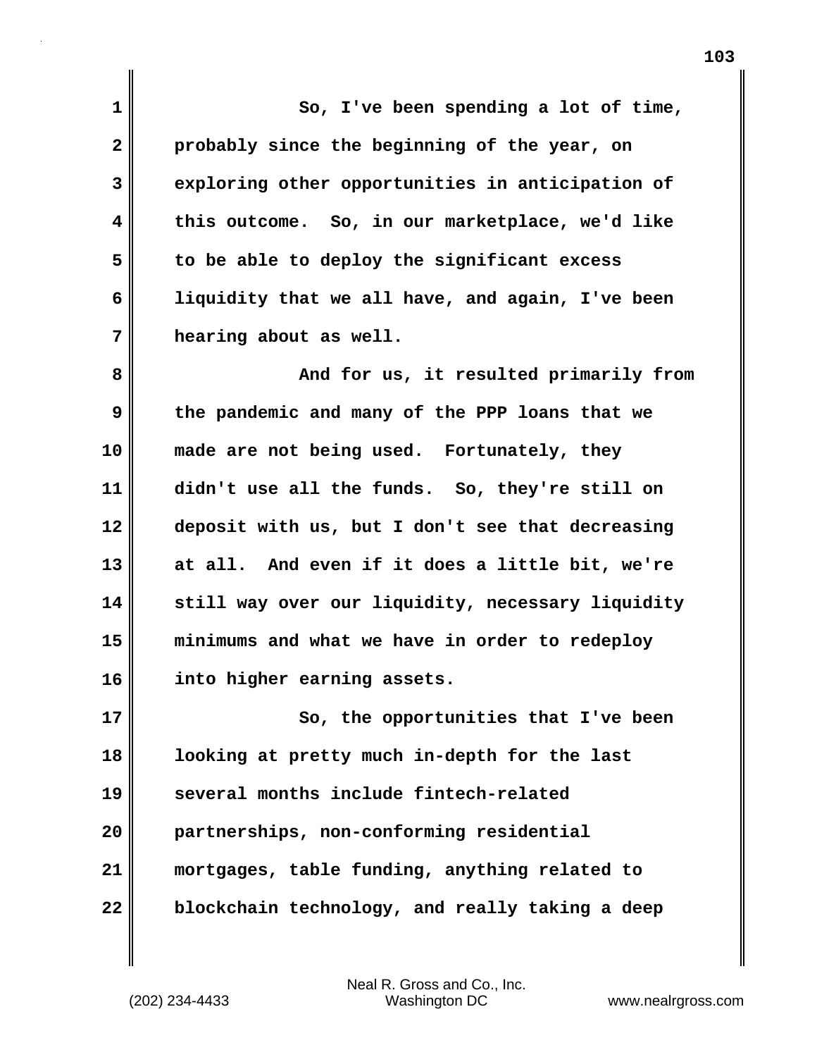So, I've been spending a lot of time, probably since the beginning of the year, on exploring other opportunities in anticipation of this outcome. So, in our marketplace, we'd like to be able to deploy the significant excess liquidity that we all have, and again, I've been hearing about as well.

And for us, it resulted primarily from the pandemic and many of the PPP loans that we made are not being used. Fortunately, they didn't use all the funds. So, they're still on deposit with us, but I don't see that decreasing at all. And even if it does a little bit, we're still way over our liquidity, necessary liquidity minimums and what we have in order to redeploy into higher earning assets.

So, the opportunities that I've been looking at pretty much in-depth for the last several months include fintech-related partnerships, non-conforming residential mortgages, table funding, anything related to blockchain technology, and really taking a deep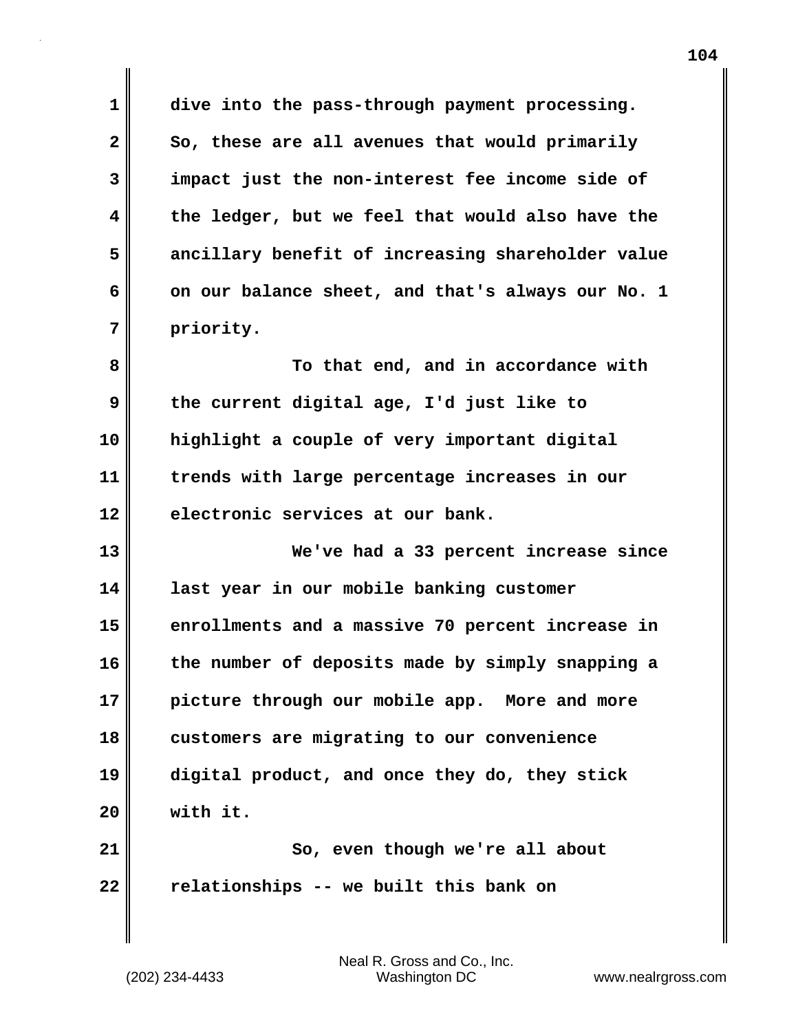dive into the pass-through payment processing. So, these are all avenues that would primarily impact just the non-interest fee income side of the ledger, but we feel that would also have the ancillary benefit of increasing shareholder value on our balance sheet, and that's always our No. 1 priority.

To that end, and in accordance with the current digital age, I'd just like to highlight a couple of very important digital trends with large percentage increases in our electronic services at our bank.

We've had a 33 percent increase since last year in our mobile banking customer enrollments and a massive 70 percent increase in the number of deposits made by simply snapping a picture through our mobile app. More and more customers are migrating to our convenience digital product, and once they do, they stick with it.

So, even though we're all about relationships -- we built this bank on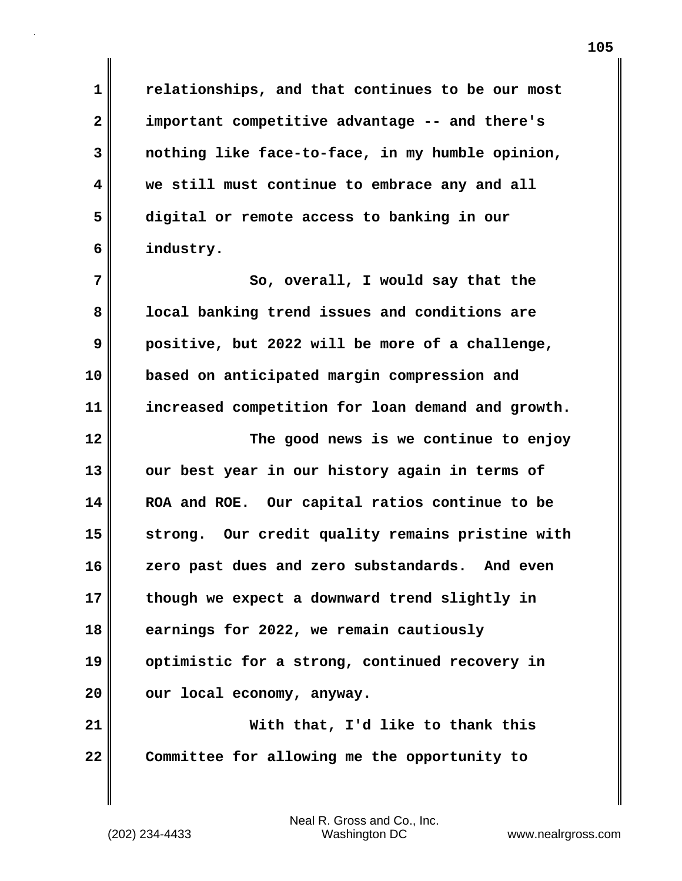relationships, and that continues to be our most important competitive advantage -- and there's nothing like face-to-face, in my humble opinion, we still must continue to embrace any and all digital or remote access to banking in our industry.

So, overall, I would say that the local banking trend issues and conditions are positive, but 2022 will be more of a challenge, based on anticipated margin compression and increased competition for loan demand and growth.

The good news is we continue to enjoy our best year in our history again in terms of ROA and ROE. Our capital ratios continue to be strong. Our credit quality remains pristine with zero past dues and zero substandards. And even though we expect a downward trend slightly in earnings for 2022, we remain cautiously optimistic for a strong, continued recovery in our local economy, anyway.

With that, I'd like to thank this Committee for allowing me the opportunity to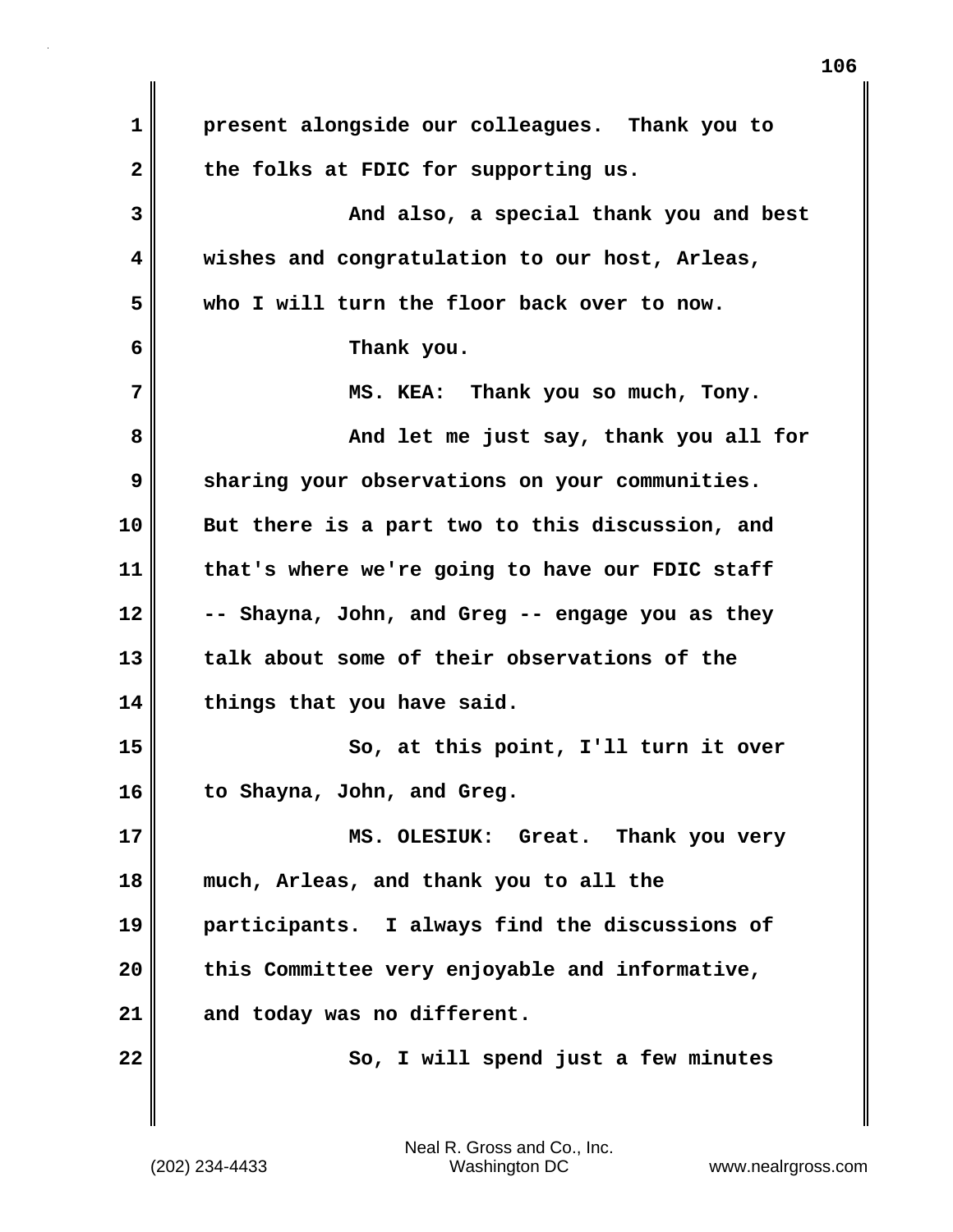present alongside our colleagues. Thank you to the folks at FDIC for supporting us.

And also, a special thank you and best wishes and congratulation to our host, Arleas, who I will turn the floor back over to now.

Thank you.

MS. KEA: Thank you so much, Tony.

And let me just say, thank you all for sharing your observations on your communities. But there is a part two to this discussion, and that's where we're going to have our FDIC staff -- Shayna, John, and Greg -- engage you as they talk about some of their observations of the things that you have said.

So, at this point, I'll turn it over to Shayna, John, and Greg.

MS. OLESIUK: Great. Thank you very much, Arleas, and thank you to all the participants. I always find the discussions of this Committee very enjoyable and informative, and today was no different.

So, I will spend just a few minutes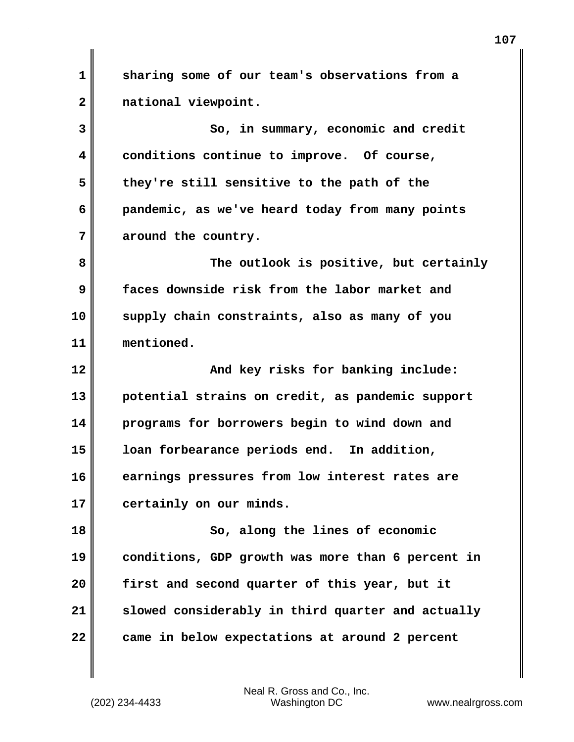sharing some of our team's observations from a national viewpoint.

So, in summary, economic and credit conditions continue to improve. Of course, they're still sensitive to the path of the pandemic, as we've heard today from many points around the country.

The outlook is positive, but certainly faces downside risk from the labor market and supply chain constraints, also as many of you mentioned.

And key risks for banking include: potential strains on credit, as pandemic support programs for borrowers begin to wind down and loan forbearance periods end. In addition, earnings pressures from low interest rates are certainly on our minds.

So, along the lines of economic conditions, GDP growth was more than 6 percent in first and second quarter of this year, but it slowed considerably in third quarter and actually came in below expectations at around 2 percent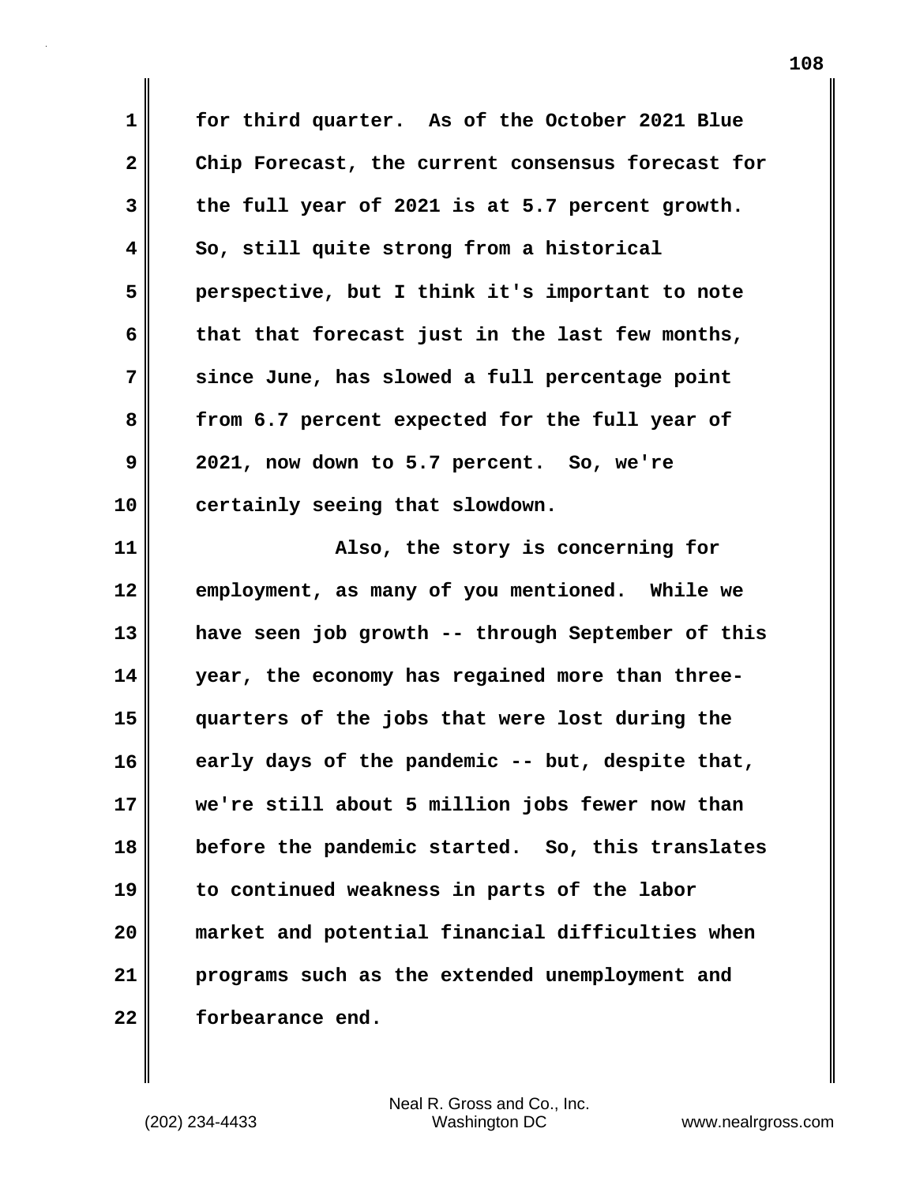for third quarter. As of the October 2021 Blue Chip Forecast, the current consensus forecast for the full year of 2021 is at 5.7 percent growth. So, still quite strong from a historical perspective, but I think it's important to note that that forecast just in the last few months, since June, has slowed a full percentage point from 6.7 percent expected for the full year of 2021, now down to 5.7 percent. So, we're certainly seeing that slowdown.

Also, the story is concerning for employment, as many of you mentioned. While we have seen job growth -- through September of this year, the economy has regained more than three-quarters of the jobs that were lost during the early days of the pandemic -- but, despite that, we're still about 5 million jobs fewer now than before the pandemic started. So, this translates to continued weakness in parts of the labor market and potential financial difficulties when programs such as the extended unemployment and forbearance end.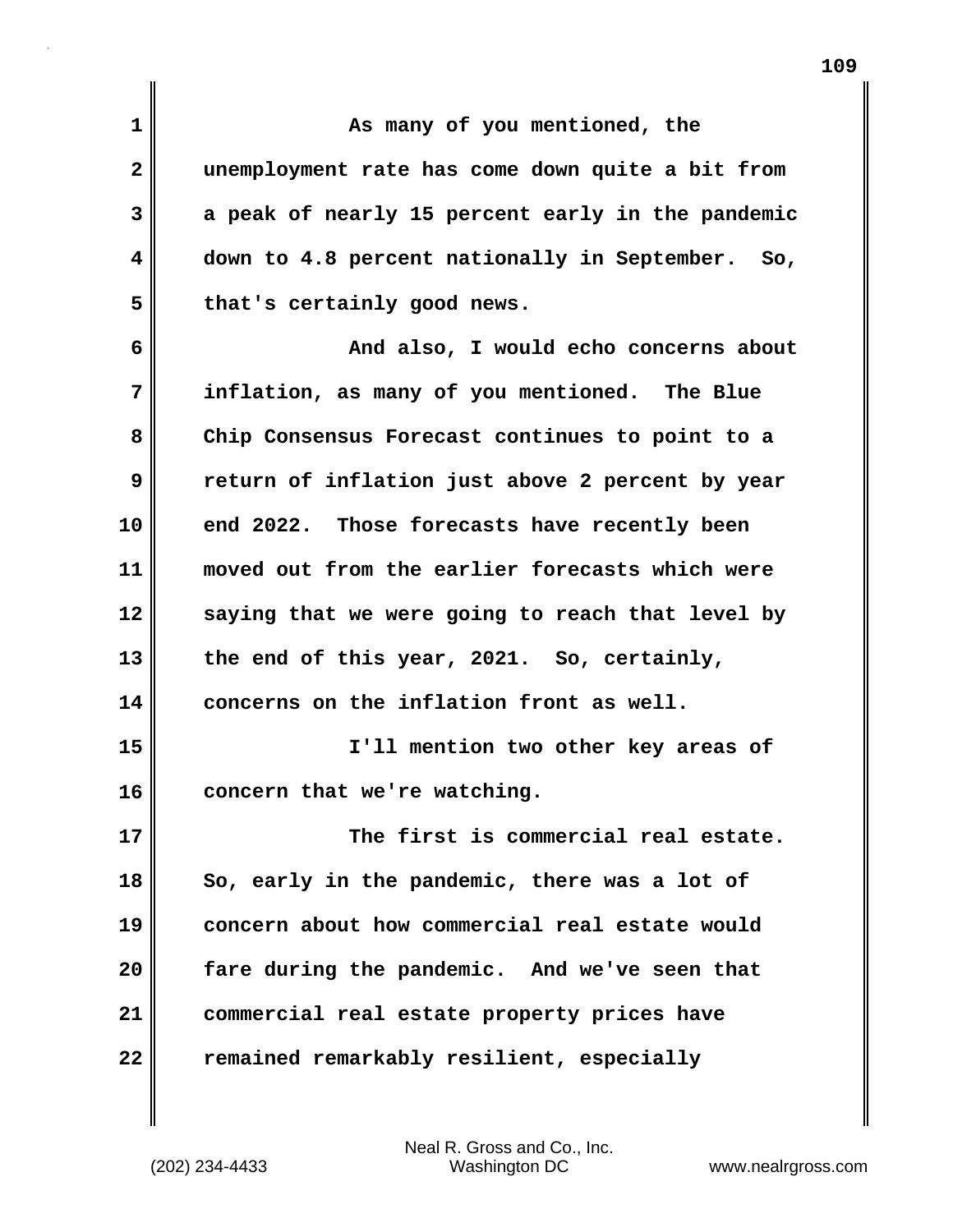As many of you mentioned, the unemployment rate has come down quite a bit from a peak of nearly 15 percent early in the pandemic down to 4.8 percent nationally in September. So, that's certainly good news.

And also, I would echo concerns about inflation, as many of you mentioned. The Blue Chip Consensus Forecast continues to point to a return of inflation just above 2 percent by year end 2022. Those forecasts have recently been moved out from the earlier forecasts which were saying that we were going to reach that level by the end of this year, 2021. So, certainly, concerns on the inflation front as well.

I'll mention two other key areas of concern that we're watching.

The first is commercial real estate. So, early in the pandemic, there was a lot of concern about how commercial real estate would fare during the pandemic. And we've seen that commercial real estate property prices have remained remarkably resilient, especially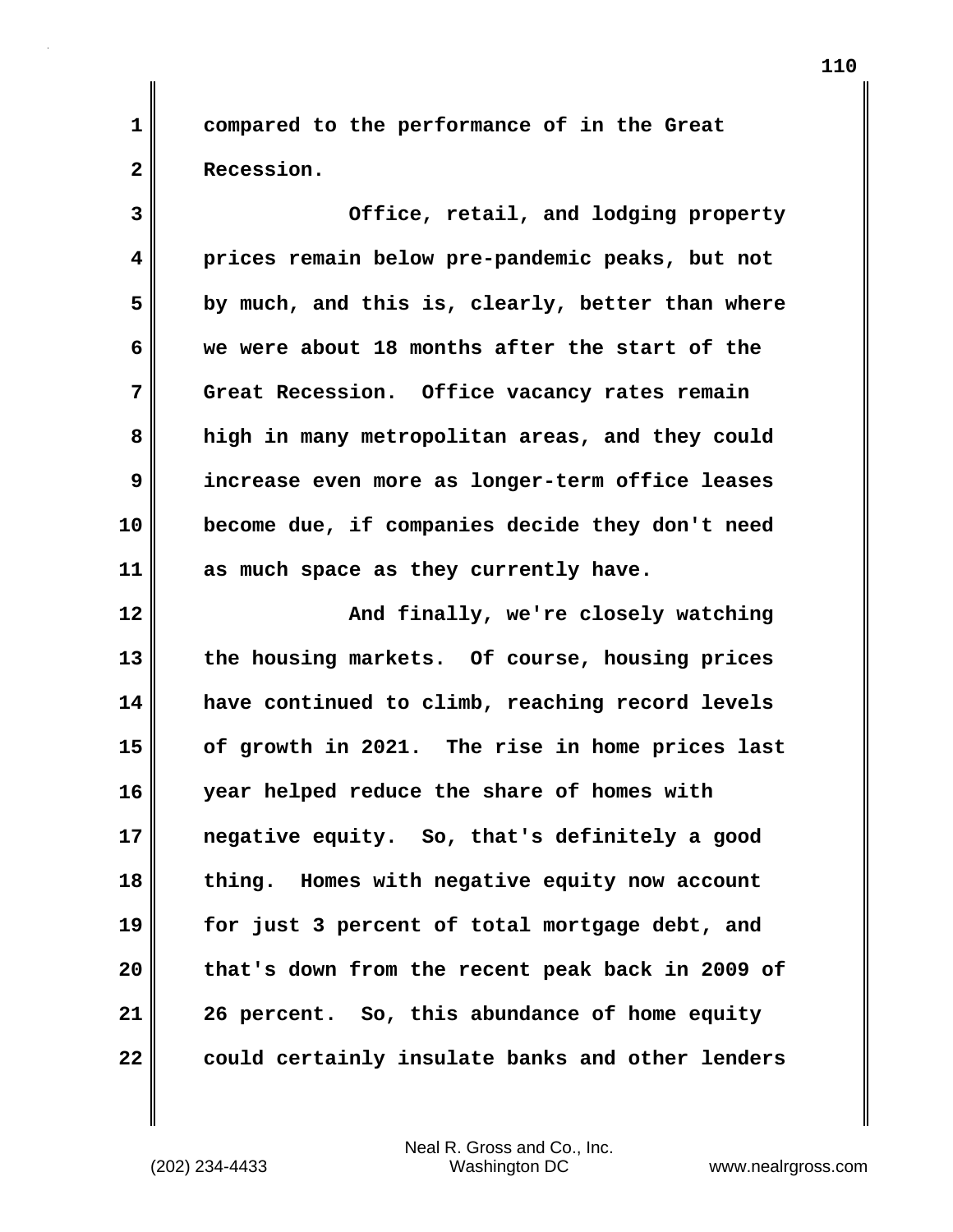compared to the performance of in the Great Recession.

Office, retail, and lodging property prices remain below pre-pandemic peaks, but not by much, and this is, clearly, better than where we were about 18 months after the start of the Great Recession. Office vacancy rates remain high in many metropolitan areas, and they could increase even more as longer-term office leases become due, if companies decide they don't need as much space as they currently have.

And finally, we're closely watching the housing markets. Of course, housing prices have continued to climb, reaching record levels of growth in 2021. The rise in home prices last year helped reduce the share of homes with negative equity. So, that's definitely a good thing. Homes with negative equity now account for just 3 percent of total mortgage debt, and that's down from the recent peak back in 2009 of 26 percent. So, this abundance of home equity could certainly insulate banks and other lenders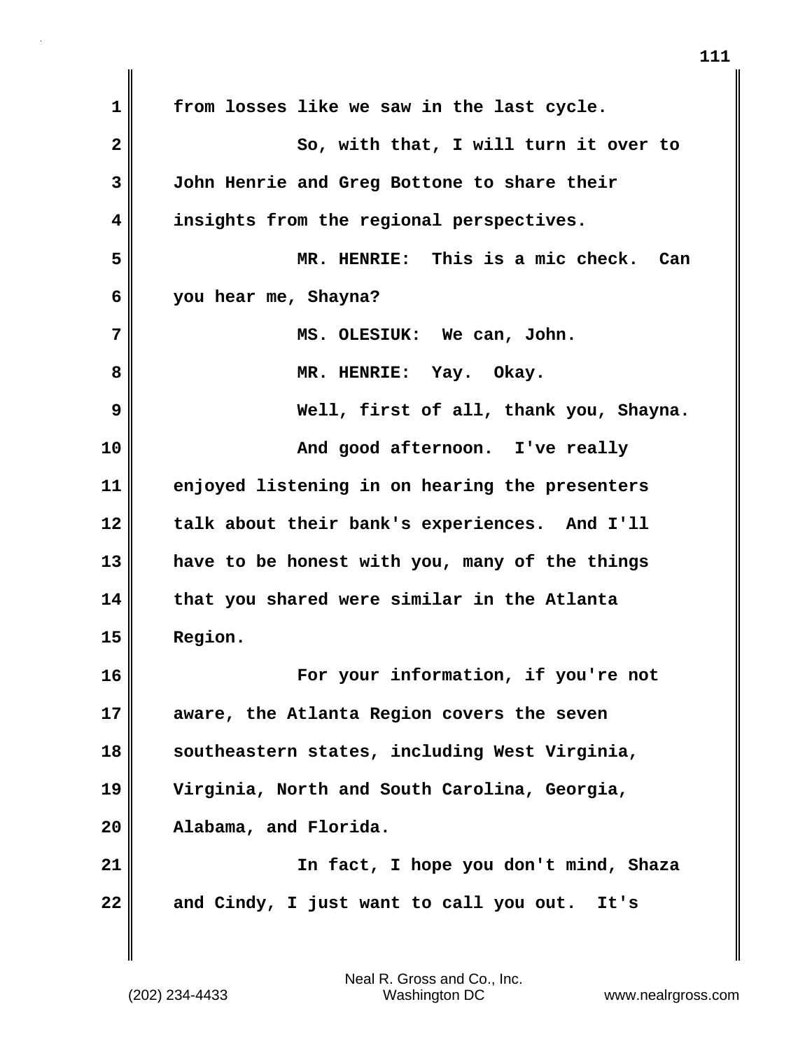from losses like we saw in the last cycle.

So, with that, I will turn it over to John Henrie and Greg Bottone to share their insights from the regional perspectives.

MR. HENRIE: This is a mic check. Can you hear me, Shayna?

MS. OLESIUK: We can, John.

MR. HENRIE: Yay. Okay.

Well, first of all, thank you, Shayna.

And good afternoon. I've really enjoyed listening in on hearing the presenters talk about their bank's experiences. And I'll have to be honest with you, many of the things that you shared were similar in the Atlanta Region.

For your information, if you're not aware, the Atlanta Region covers the seven southeastern states, including West Virginia, Virginia, North and South Carolina, Georgia, Alabama, and Florida.

In fact, I hope you don't mind, Shaza and Cindy, I just want to call you out. It's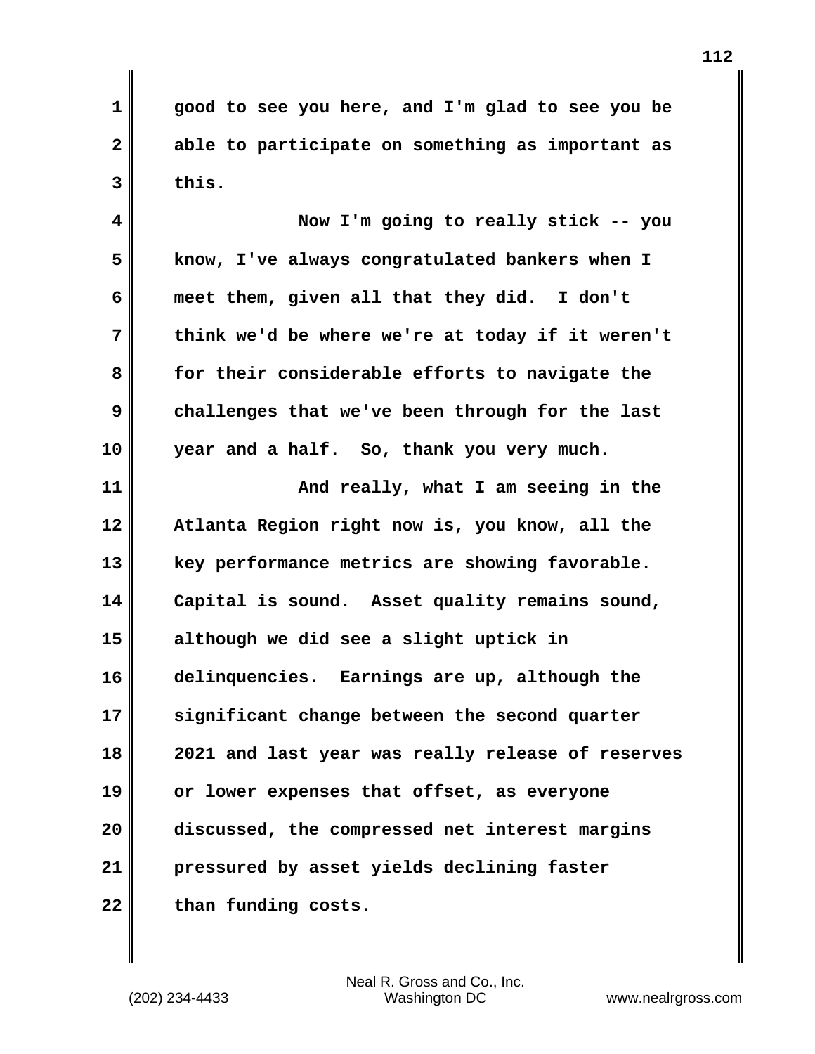good to see you here, and I'm glad to see you be able to participate on something as important as this.

Now I'm going to really stick -- you know, I've always congratulated bankers when I meet them, given all that they did. I don't think we'd be where we're at today if it weren't for their considerable efforts to navigate the challenges that we've been through for the last year and a half. So, thank you very much.

And really, what I am seeing in the Atlanta Region right now is, you know, all the key performance metrics are showing favorable. Capital is sound. Asset quality remains sound, although we did see a slight uptick in delinquencies. Earnings are up, although the significant change between the second quarter 2021 and last year was really release of reserves or lower expenses that offset, as everyone discussed, the compressed net interest margins pressured by asset yields declining faster than funding costs.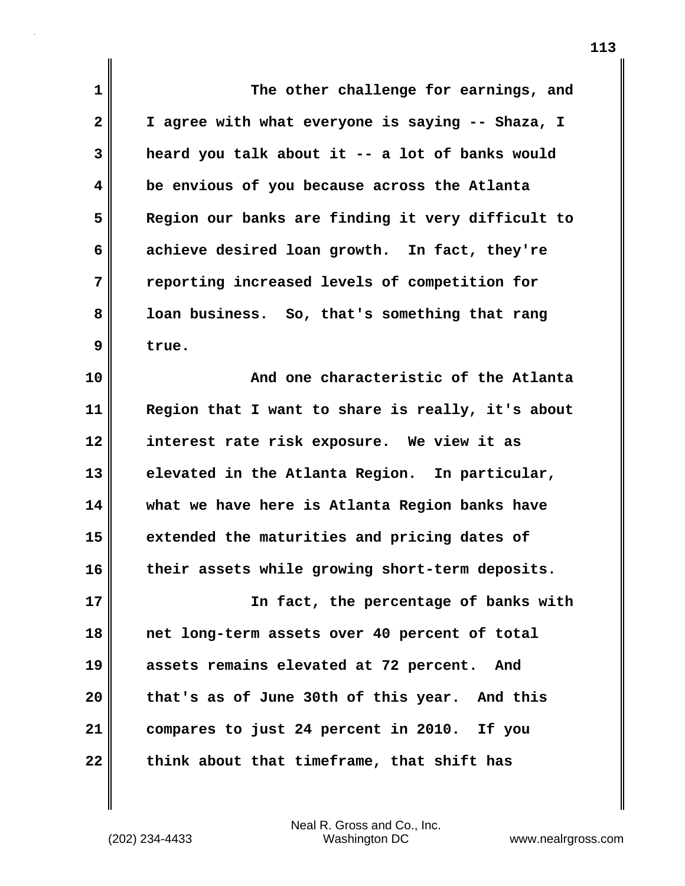The other challenge for earnings, and I agree with what everyone is saying -- Shaza, I heard you talk about it -- a lot of banks would be envious of you because across the Atlanta Region our banks are finding it very difficult to achieve desired loan growth. In fact, they're reporting increased levels of competition for loan business. So, that's something that rang true.

And one characteristic of the Atlanta Region that I want to share is really, it's about interest rate risk exposure. We view it as elevated in the Atlanta Region. In particular, what we have here is Atlanta Region banks have extended the maturities and pricing dates of their assets while growing short-term deposits.

In fact, the percentage of banks with net long-term assets over 40 percent of total assets remains elevated at 72 percent. And that's as of June 30th of this year. And this compares to just 24 percent in 2010. If you think about that timeframe, that shift has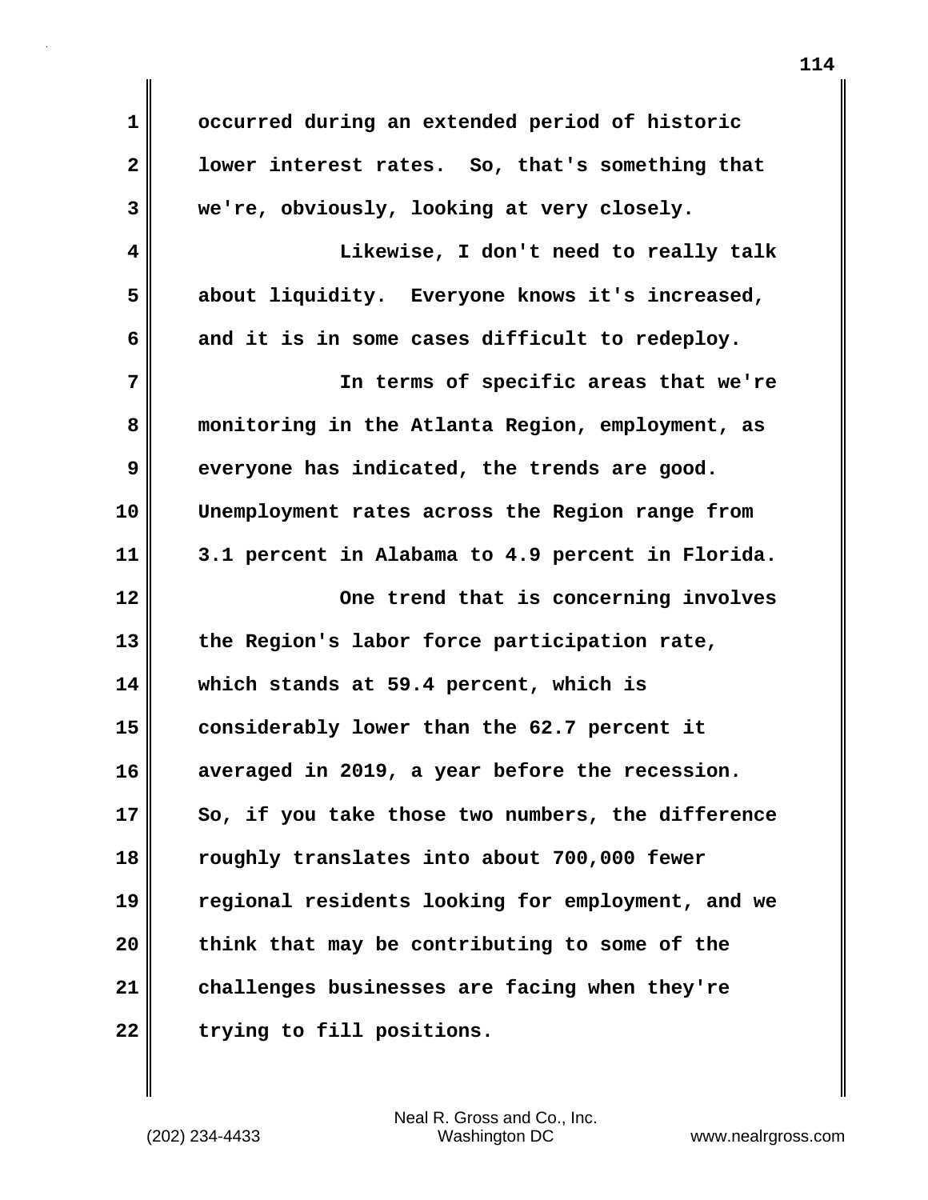occurred during an extended period of historic lower interest rates. So, that's something that we're, obviously, looking at very closely.

Likewise, I don't need to really talk about liquidity. Everyone knows it's increased, and it is in some cases difficult to redeploy.

In terms of specific areas that we're monitoring in the Atlanta Region, employment, as everyone has indicated, the trends are good. Unemployment rates across the Region range from 3.1 percent in Alabama to 4.9 percent in Florida.

One trend that is concerning involves the Region's labor force participation rate, which stands at 59.4 percent, which is considerably lower than the 62.7 percent it averaged in 2019, a year before the recession. So, if you take those two numbers, the difference roughly translates into about 700,000 fewer regional residents looking for employment, and we think that may be contributing to some of the challenges businesses are facing when they're trying to fill positions.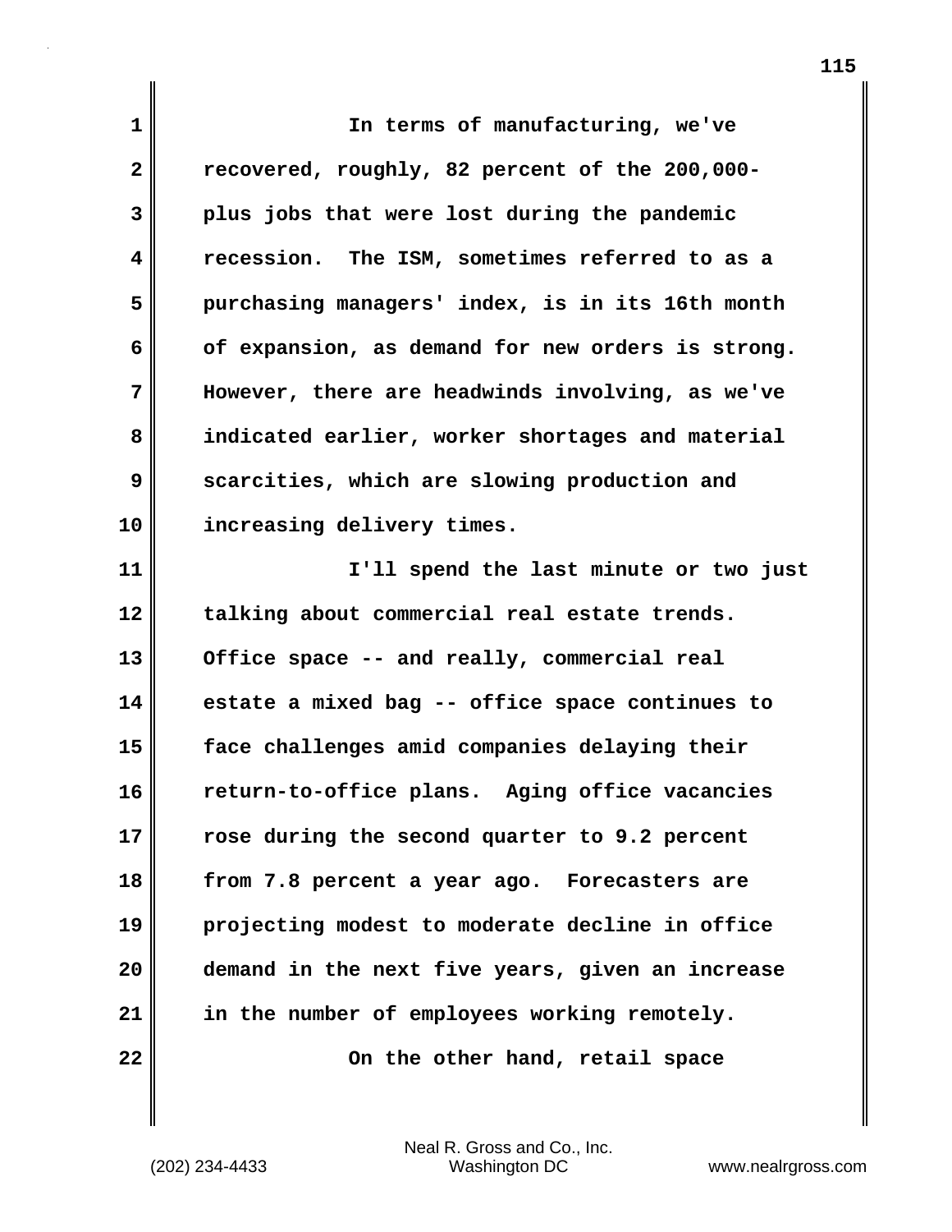In terms of manufacturing, we've recovered, roughly, 82 percent of the 200,000-plus jobs that were lost during the pandemic recession. The ISM, sometimes referred to as a purchasing managers' index, is in its 16th month of expansion, as demand for new orders is strong. However, there are headwinds involving, as we've indicated earlier, worker shortages and material scarcities, which are slowing production and increasing delivery times.

I'll spend the last minute or two just talking about commercial real estate trends. Office space -- and really, commercial real estate a mixed bag -- office space continues to face challenges amid companies delaying their return-to-office plans. Aging office vacancies rose during the second quarter to 9.2 percent from 7.8 percent a year ago. Forecasters are projecting modest to moderate decline in office demand in the next five years, given an increase in the number of employees working remotely.

On the other hand, retail space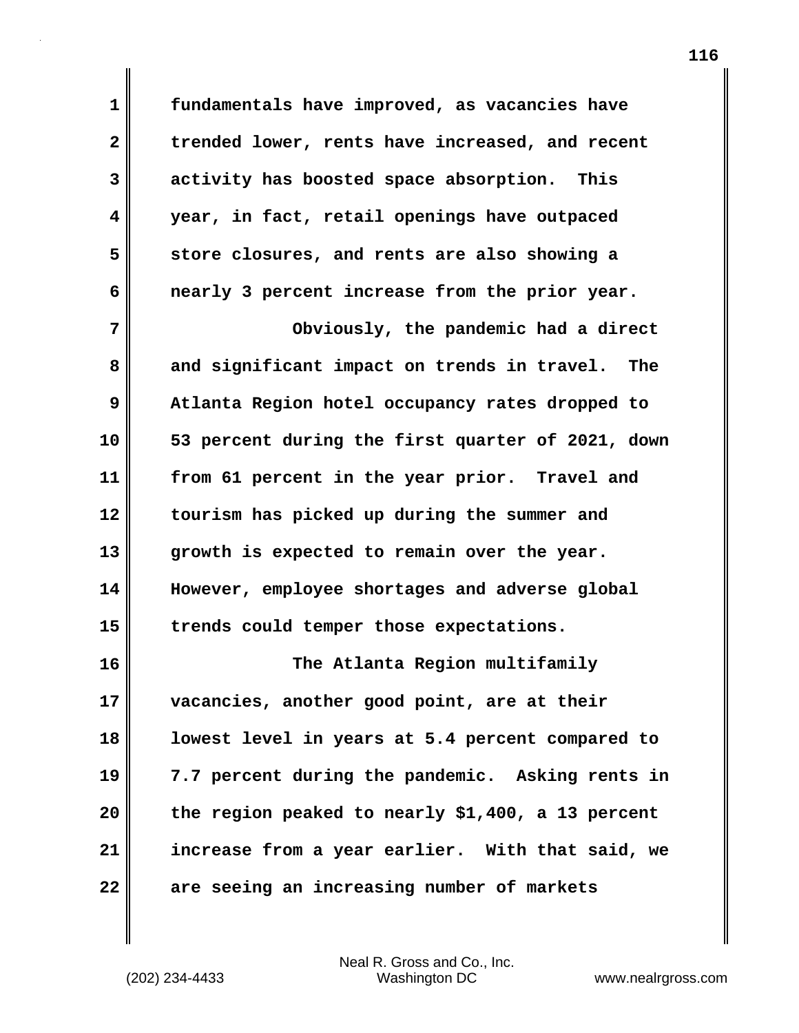fundamentals have improved, as vacancies have trended lower, rents have increased, and recent activity has boosted space absorption. This year, in fact, retail openings have outpaced store closures, and rents are also showing a nearly 3 percent increase from the prior year.

Obviously, the pandemic had a direct and significant impact on trends in travel. The Atlanta Region hotel occupancy rates dropped to 53 percent during the first quarter of 2021, down from 61 percent in the year prior. Travel and tourism has picked up during the summer and growth is expected to remain over the year. However, employee shortages and adverse global trends could temper those expectations.

The Atlanta Region multifamily vacancies, another good point, are at their lowest level in years at 5.4 percent compared to 7.7 percent during the pandemic. Asking rents in the region peaked to nearly $1,400, a 13 percent increase from a year earlier. With that said, we are seeing an increasing number of markets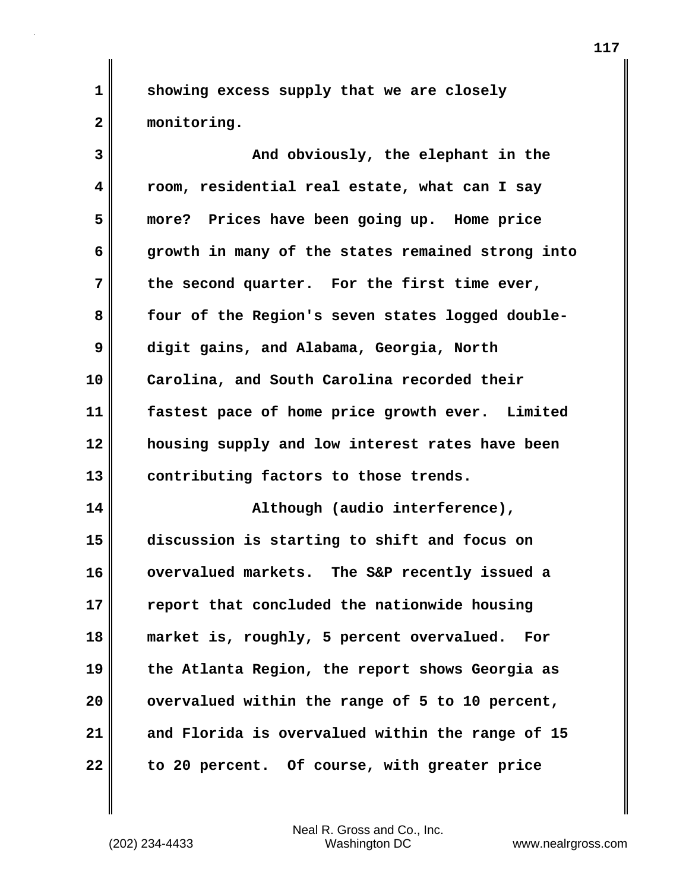showing excess supply that we are closely monitoring.

And obviously, the elephant in the room, residential real estate, what can I say more? Prices have been going up. Home price growth in many of the states remained strong into the second quarter. For the first time ever, four of the Region's seven states logged double-digit gains, and Alabama, Georgia, North Carolina, and South Carolina recorded their fastest pace of home price growth ever. Limited housing supply and low interest rates have been contributing factors to those trends.

Although (audio interference), discussion is starting to shift and focus on overvalued markets. The S&P recently issued a report that concluded the nationwide housing market is, roughly, 5 percent overvalued. For the Atlanta Region, the report shows Georgia as overvalued within the range of 5 to 10 percent, and Florida is overvalued within the range of 15 to 20 percent. Of course, with greater price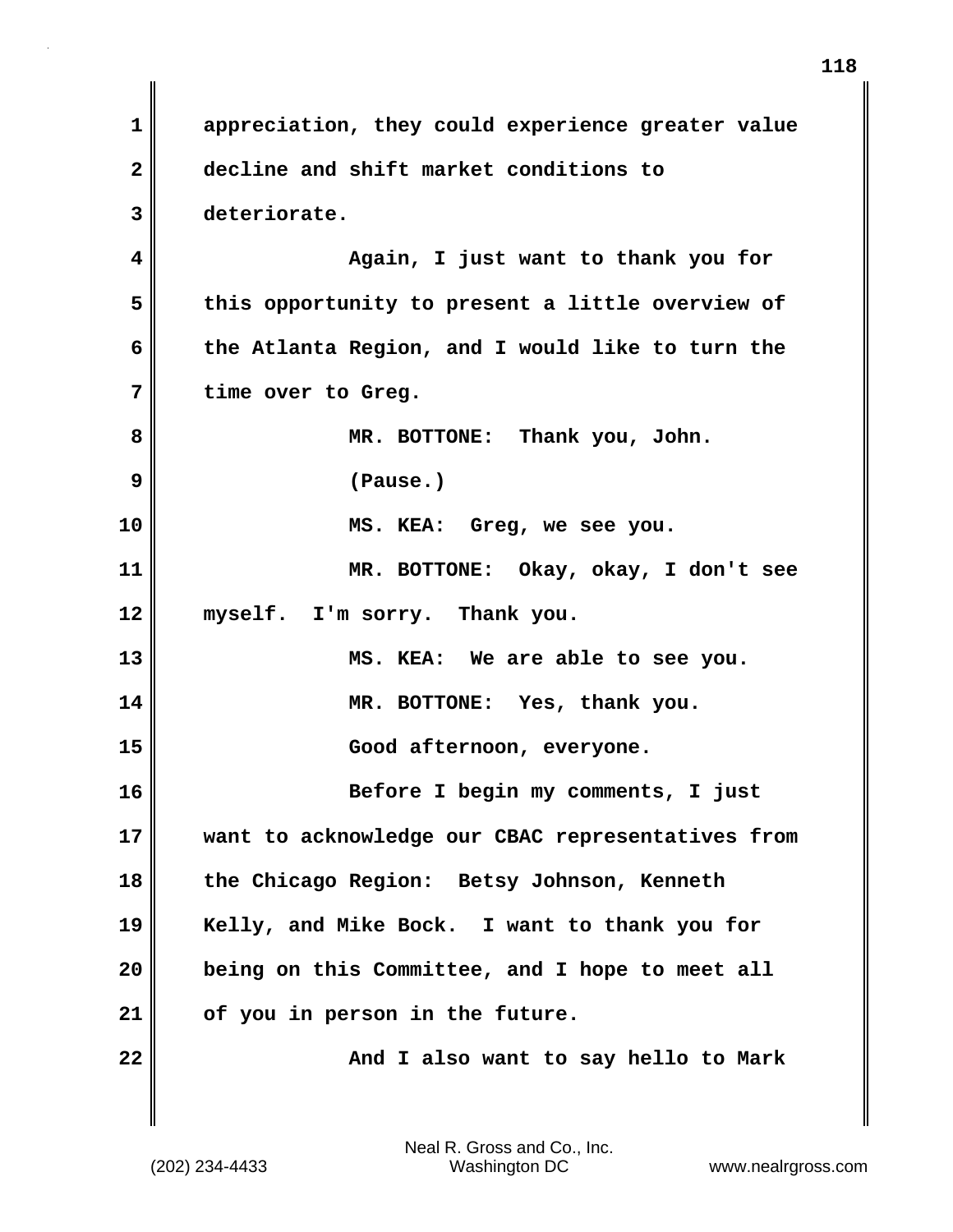appreciation, they could experience greater value decline and shift market conditions to deteriorate.

Again, I just want to thank you for this opportunity to present a little overview of the Atlanta Region, and I would like to turn the time over to Greg.

MR. BOTTONE: Thank you, John.

(Pause.)

MS. KEA: Greg, we see you.

MR. BOTTONE: Okay, okay, I don't see myself. I'm sorry. Thank you.

MS. KEA: We are able to see you.

MR. BOTTONE: Yes, thank you.

Good afternoon, everyone.

Before I begin my comments, I just want to acknowledge our CBAC representatives from the Chicago Region: Betsy Johnson, Kenneth Kelly, and Mike Bock. I want to thank you for being on this Committee, and I hope to meet all of you in person in the future.

And I also want to say hello to Mark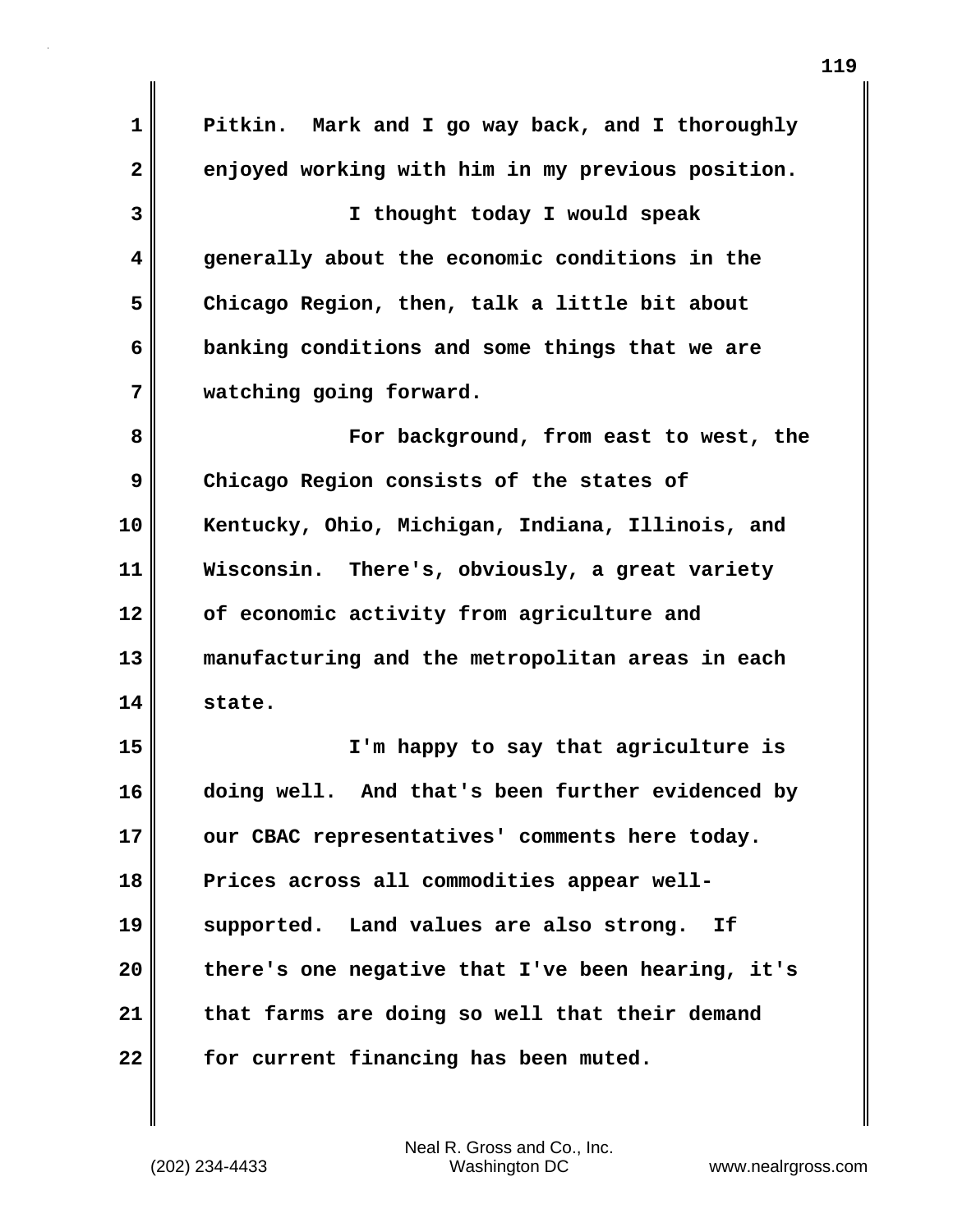Pitkin. Mark and I go way back, and I thoroughly enjoyed working with him in my previous position.

I thought today I would speak generally about the economic conditions in the Chicago Region, then, talk a little bit about banking conditions and some things that we are watching going forward.

For background, from east to west, the Chicago Region consists of the states of Kentucky, Ohio, Michigan, Indiana, Illinois, and Wisconsin. There's, obviously, a great variety of economic activity from agriculture and manufacturing and the metropolitan areas in each state.

I'm happy to say that agriculture is doing well. And that's been further evidenced by our CBAC representatives' comments here today. Prices across all commodities appear well-supported. Land values are also strong. If there's one negative that I've been hearing, it's that farms are doing so well that their demand for current financing has been muted.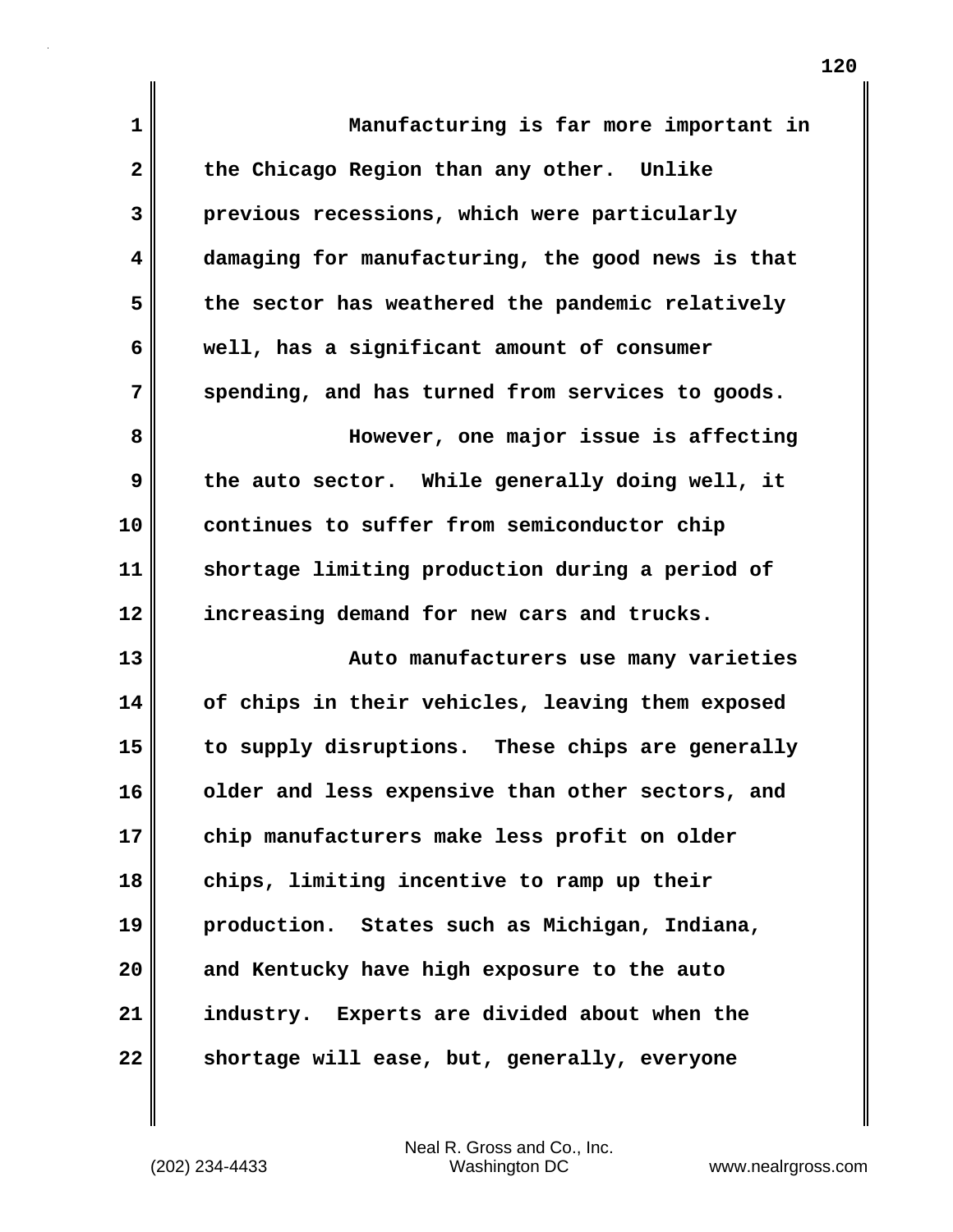Manufacturing is far more important in the Chicago Region than any other. Unlike previous recessions, which were particularly damaging for manufacturing, the good news is that the sector has weathered the pandemic relatively well, has a significant amount of consumer spending, and has turned from services to goods.

However, one major issue is affecting the auto sector. While generally doing well, it continues to suffer from semiconductor chip shortage limiting production during a period of increasing demand for new cars and trucks.

Auto manufacturers use many varieties of chips in their vehicles, leaving them exposed to supply disruptions. These chips are generally older and less expensive than other sectors, and chip manufacturers make less profit on older chips, limiting incentive to ramp up their production. States such as Michigan, Indiana, and Kentucky have high exposure to the auto industry. Experts are divided about when the shortage will ease, but, generally, everyone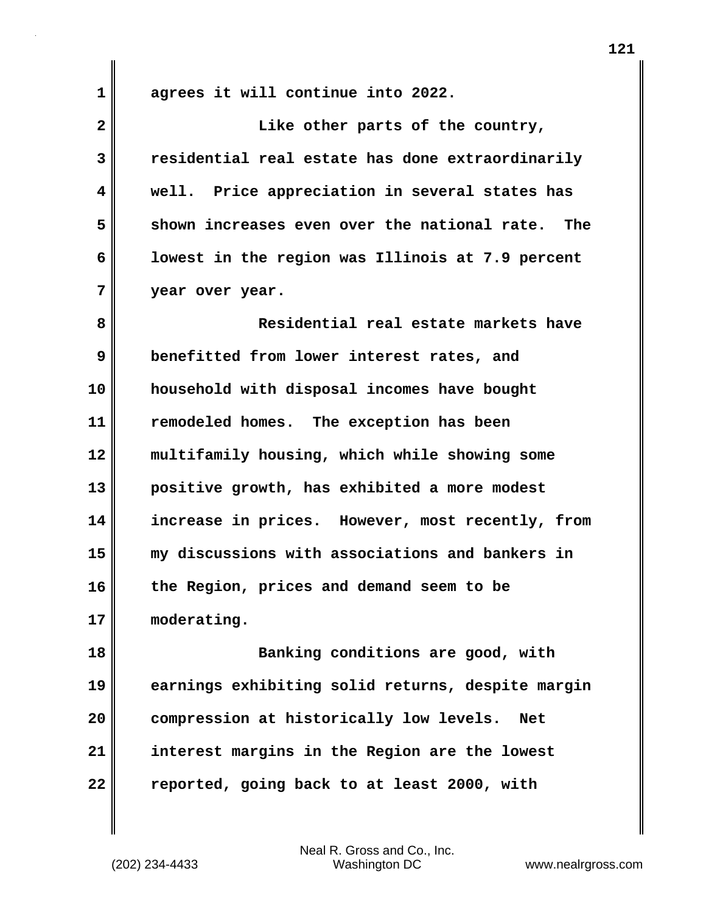agrees it will continue into 2022.

Like other parts of the country, residential real estate has done extraordinarily well. Price appreciation in several states has shown increases even over the national rate. The lowest in the region was Illinois at 7.9 percent year over year.

Residential real estate markets have benefitted from lower interest rates, and household with disposal incomes have bought remodeled homes. The exception has been multifamily housing, which while showing some positive growth, has exhibited a more modest increase in prices. However, most recently, from my discussions with associations and bankers in the Region, prices and demand seem to be moderating.

Banking conditions are good, with earnings exhibiting solid returns, despite margin compression at historically low levels. Net interest margins in the Region are the lowest reported, going back to at least 2000, with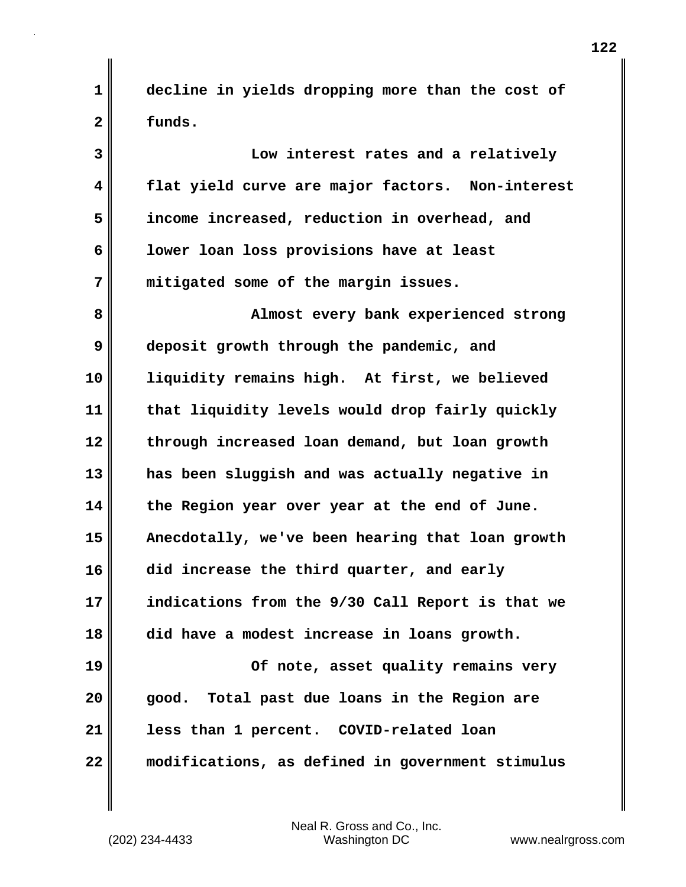decline in yields dropping more than the cost of funds.

Low interest rates and a relatively flat yield curve are major factors. Non-interest income increased, reduction in overhead, and lower loan loss provisions have at least mitigated some of the margin issues.

Almost every bank experienced strong deposit growth through the pandemic, and liquidity remains high. At first, we believed that liquidity levels would drop fairly quickly through increased loan demand, but loan growth has been sluggish and was actually negative in the Region year over year at the end of June. Anecdotally, we've been hearing that loan growth did increase the third quarter, and early indications from the 9/30 Call Report is that we did have a modest increase in loans growth.

Of note, asset quality remains very good. Total past due loans in the Region are less than 1 percent. COVID-related loan modifications, as defined in government stimulus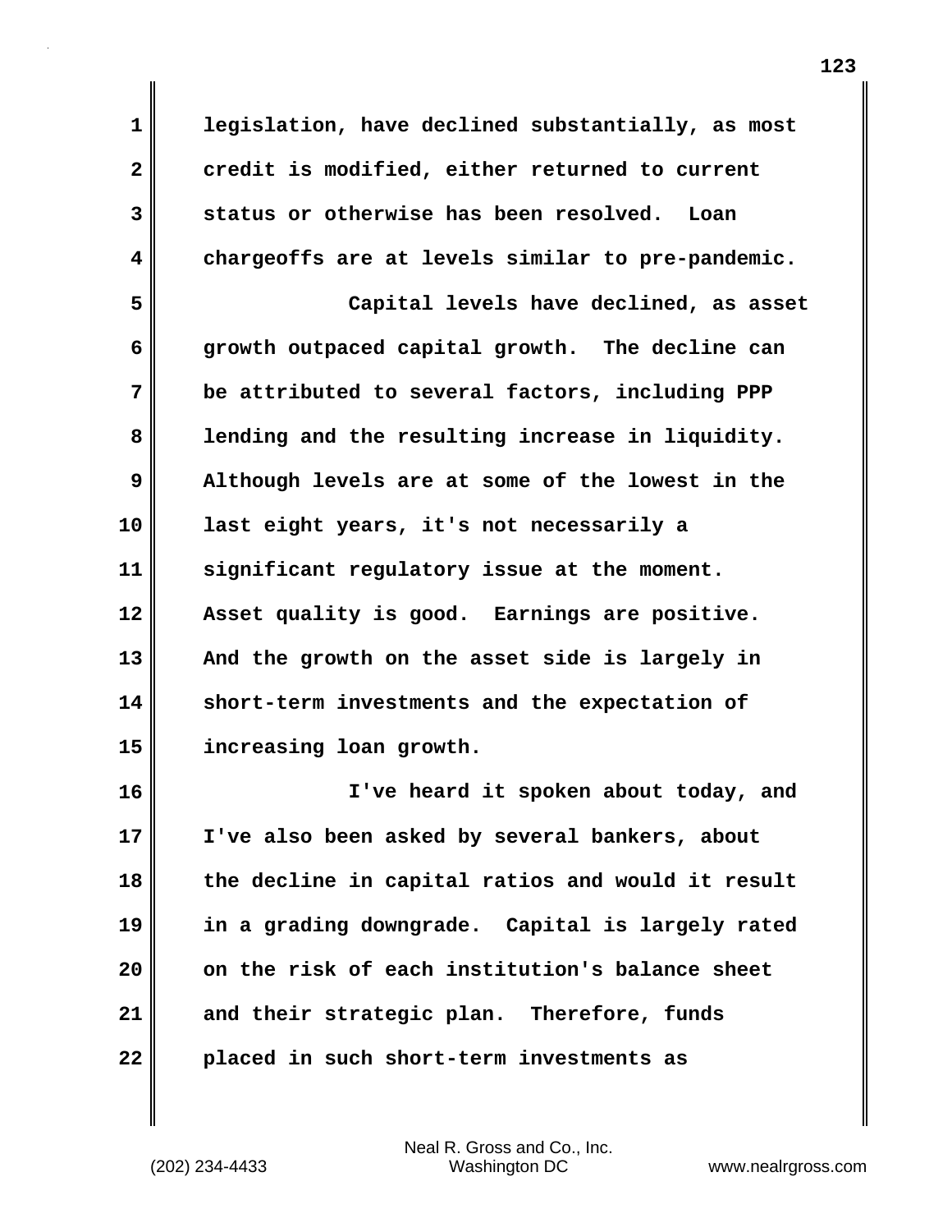legislation, have declined substantially, as most credit is modified, either returned to current status or otherwise has been resolved. Loan chargeoffs are at levels similar to pre-pandemic.

Capital levels have declined, as asset growth outpaced capital growth. The decline can be attributed to several factors, including PPP lending and the resulting increase in liquidity. Although levels are at some of the lowest in the last eight years, it's not necessarily a significant regulatory issue at the moment. Asset quality is good. Earnings are positive. And the growth on the asset side is largely in short-term investments and the expectation of increasing loan growth.

I've heard it spoken about today, and I've also been asked by several bankers, about the decline in capital ratios and would it result in a grading downgrade. Capital is largely rated on the risk of each institution's balance sheet and their strategic plan. Therefore, funds placed in such short-term investments as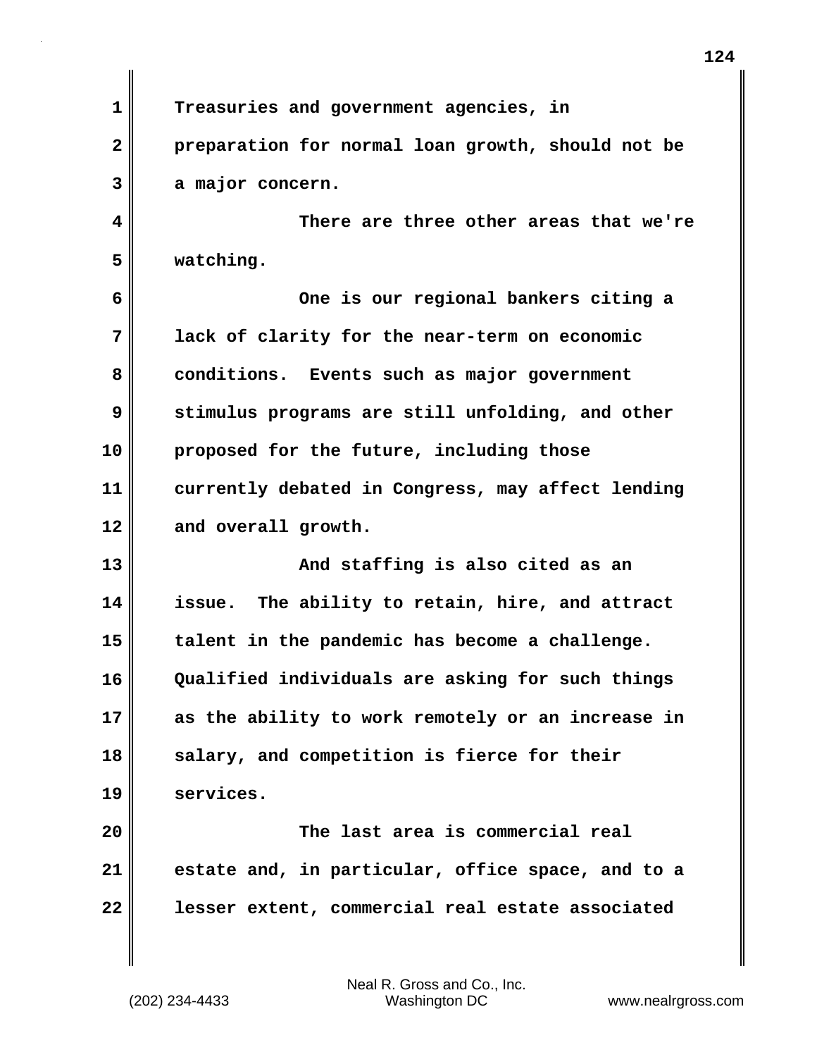Treasuries and government agencies, in preparation for normal loan growth, should not be a major concern.

There are three other areas that we're watching.

One is our regional bankers citing a lack of clarity for the near-term on economic conditions. Events such as major government stimulus programs are still unfolding, and other proposed for the future, including those currently debated in Congress, may affect lending and overall growth.

And staffing is also cited as an issue. The ability to retain, hire, and attract talent in the pandemic has become a challenge. Qualified individuals are asking for such things as the ability to work remotely or an increase in salary, and competition is fierce for their services.

The last area is commercial real estate and, in particular, office space, and to a lesser extent, commercial real estate associated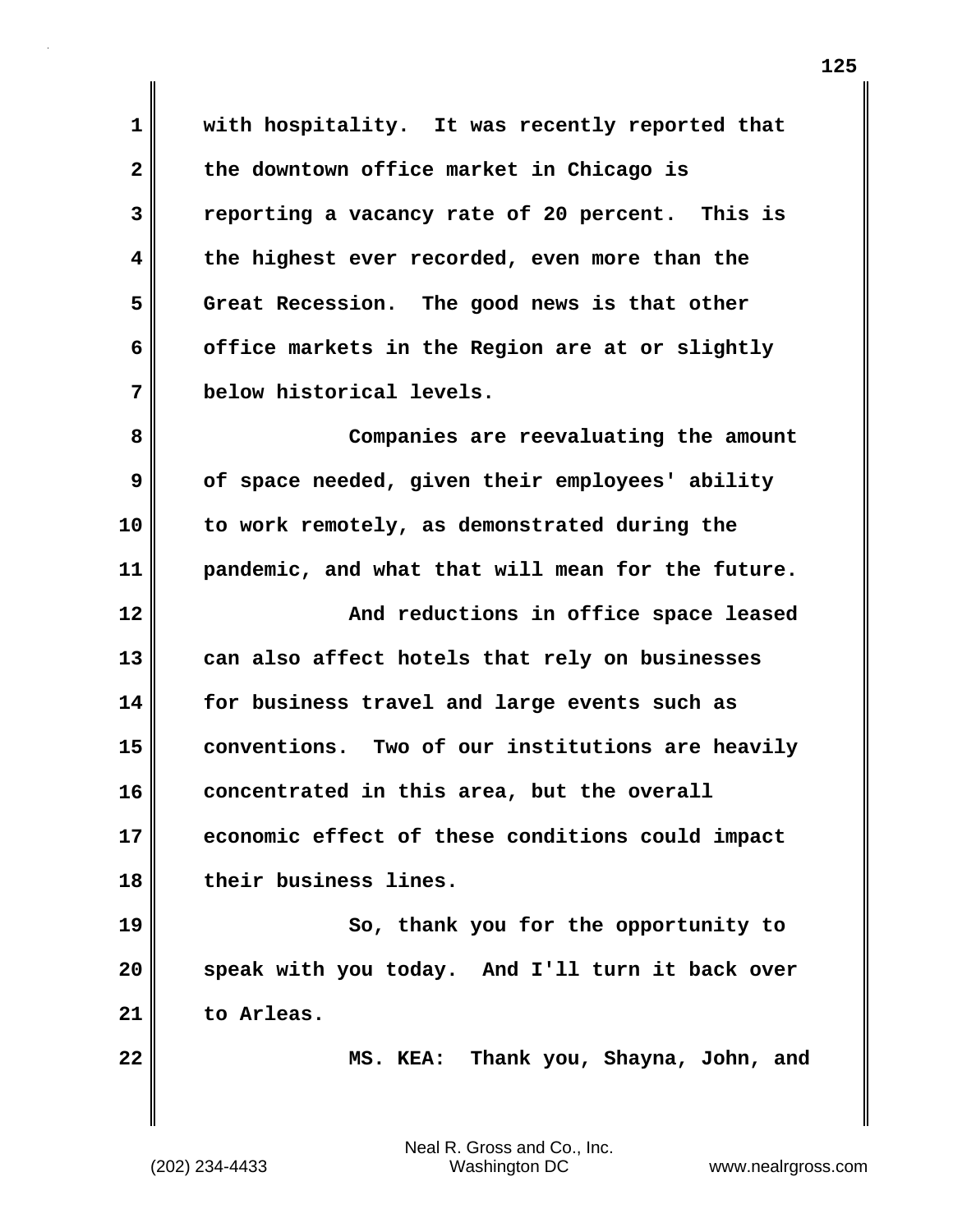with hospitality. It was recently reported that the downtown office market in Chicago is reporting a vacancy rate of 20 percent. This is the highest ever recorded, even more than the Great Recession. The good news is that other office markets in the Region are at or slightly below historical levels.

Companies are reevaluating the amount of space needed, given their employees' ability to work remotely, as demonstrated during the pandemic, and what that will mean for the future.

And reductions in office space leased can also affect hotels that rely on businesses for business travel and large events such as conventions. Two of our institutions are heavily concentrated in this area, but the overall economic effect of these conditions could impact their business lines.

So, thank you for the opportunity to speak with you today. And I'll turn it back over to Arleas.

MS. KEA: Thank you, Shayna, John, and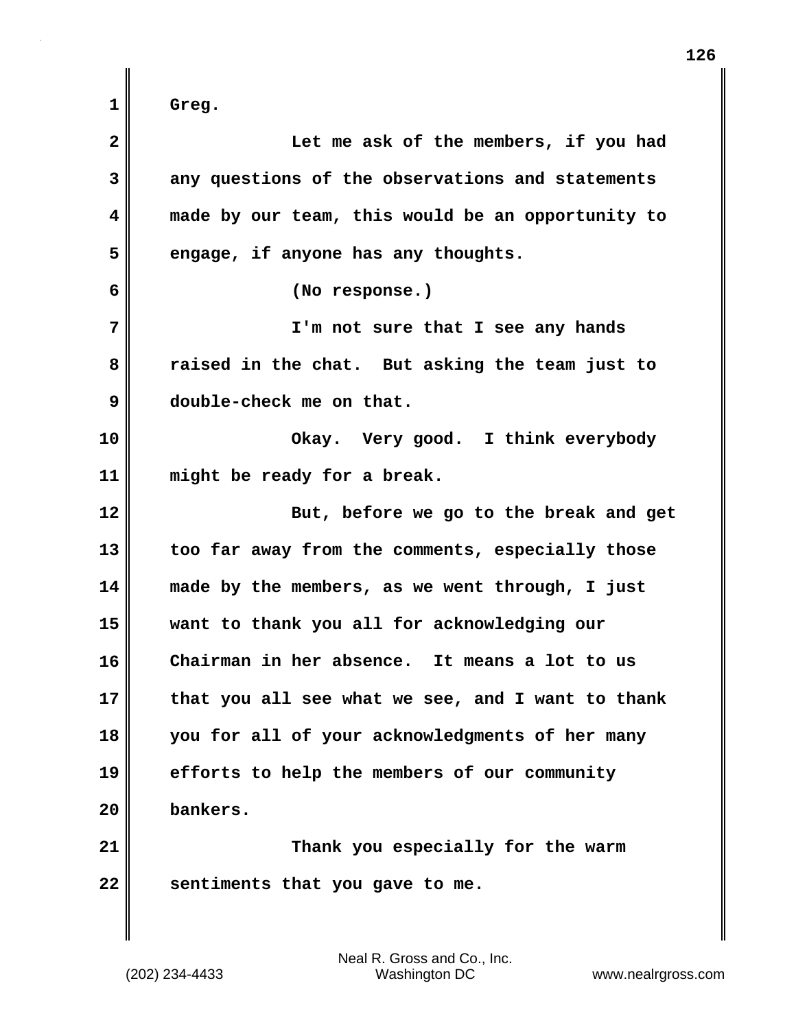Greg.

Let me ask of the members, if you had any questions of the observations and statements made by our team, this would be an opportunity to engage, if anyone has any thoughts.

(No response.)

I'm not sure that I see any hands raised in the chat. But asking the team just to double-check me on that.

Okay. Very good. I think everybody might be ready for a break.

But, before we go to the break and get too far away from the comments, especially those made by the members, as we went through, I just want to thank you all for acknowledging our Chairman in her absence. It means a lot to us that you all see what we see, and I want to thank you for all of your acknowledgments of her many efforts to help the members of our community bankers.

Thank you especially for the warm sentiments that you gave to me.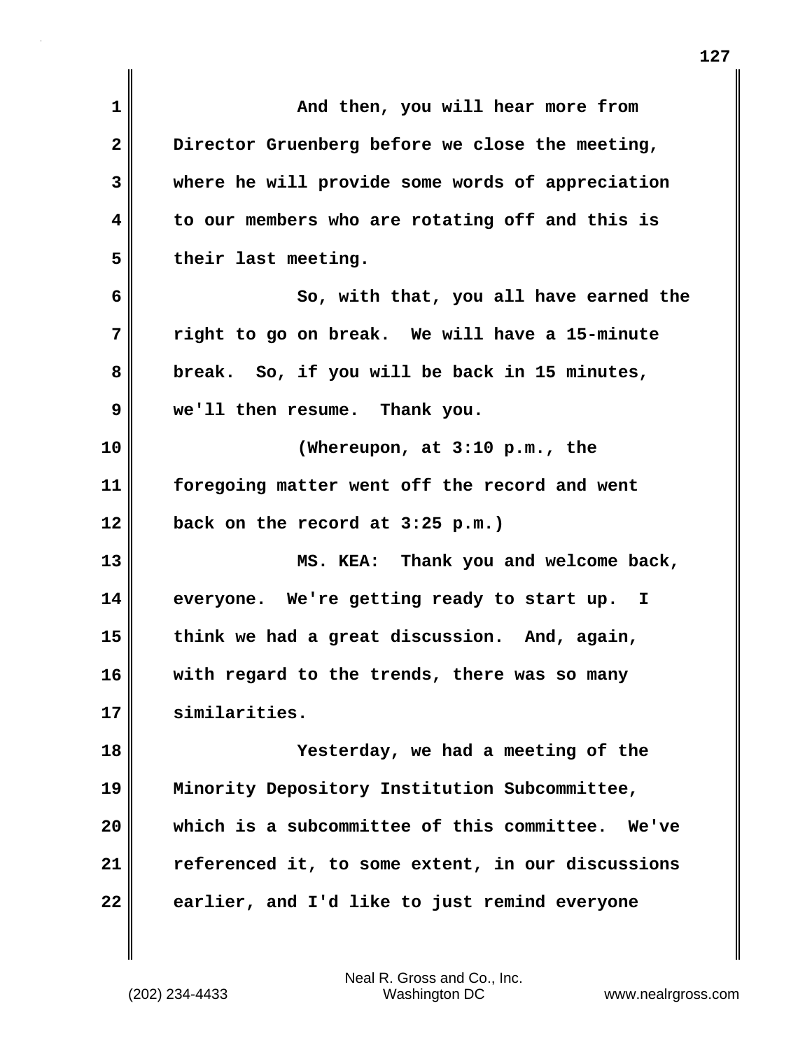And then, you will hear more from Director Gruenberg before we close the meeting, where he will provide some words of appreciation to our members who are rotating off and this is their last meeting.

So, with that, you all have earned the right to go on break. We will have a 15-minute break. So, if you will be back in 15 minutes, we'll then resume. Thank you.

(Whereupon, at 3:10 p.m., the foregoing matter went off the record and went back on the record at 3:25 p.m.)

MS. KEA: Thank you and welcome back, everyone. We're getting ready to start up. I think we had a great discussion. And, again, with regard to the trends, there was so many similarities.

Yesterday, we had a meeting of the Minority Depository Institution Subcommittee, which is a subcommittee of this committee. We've referenced it, to some extent, in our discussions earlier, and I'd like to just remind everyone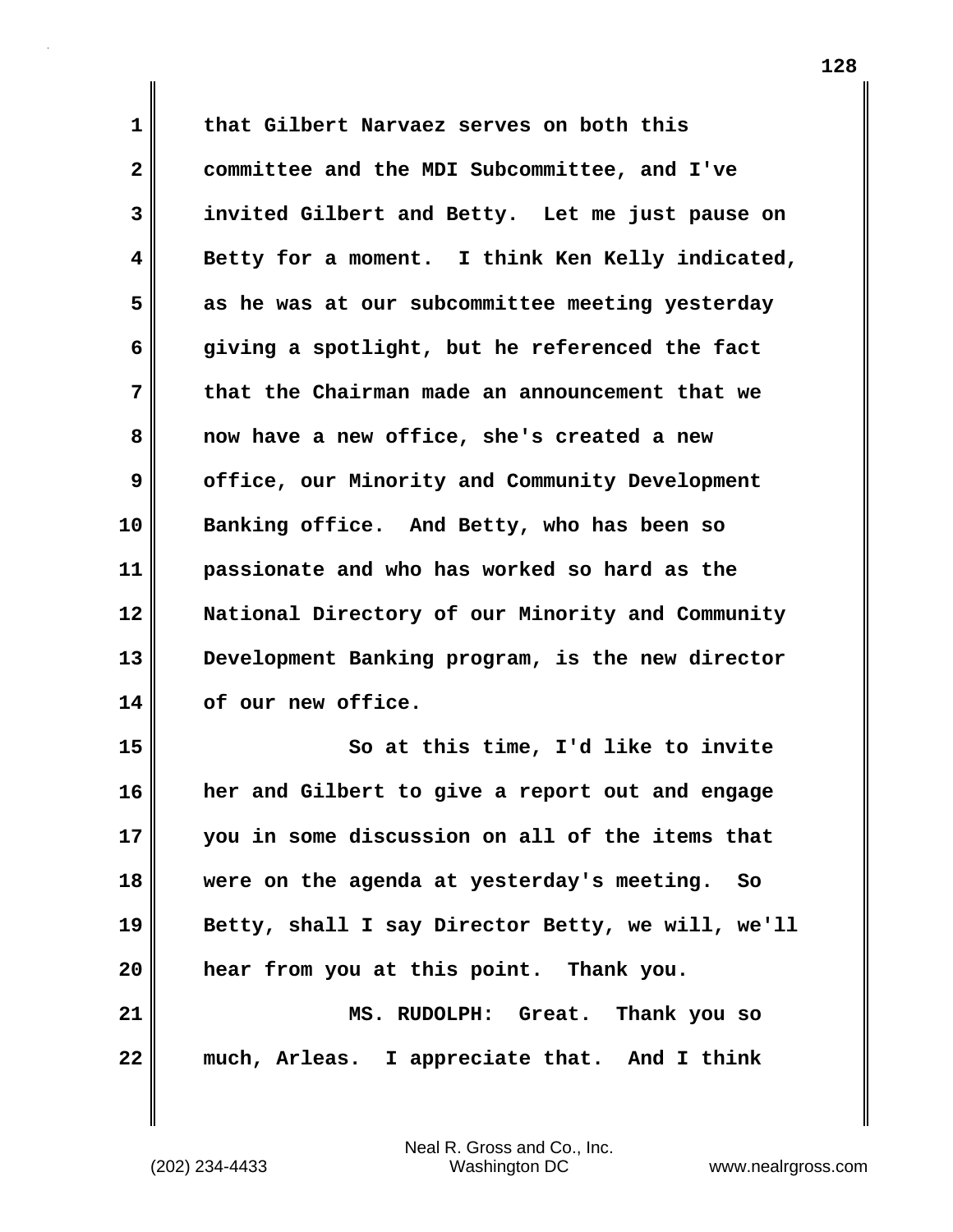that Gilbert Narvaez serves on both this committee and the MDI Subcommittee, and I've invited Gilbert and Betty. Let me just pause on Betty for a moment. I think Ken Kelly indicated, as he was at our subcommittee meeting yesterday giving a spotlight, but he referenced the fact that the Chairman made an announcement that we now have a new office, she's created a new office, our Minority and Community Development Banking office. And Betty, who has been so passionate and who has worked so hard as the National Directory of our Minority and Community Development Banking program, is the new director of our new office.

So at this time, I'd like to invite her and Gilbert to give a report out and engage you in some discussion on all of the items that were on the agenda at yesterday's meeting. So Betty, shall I say Director Betty, we will, we'll hear from you at this point. Thank you.

MS. RUDOLPH: Great. Thank you so much, Arleas. I appreciate that. And I think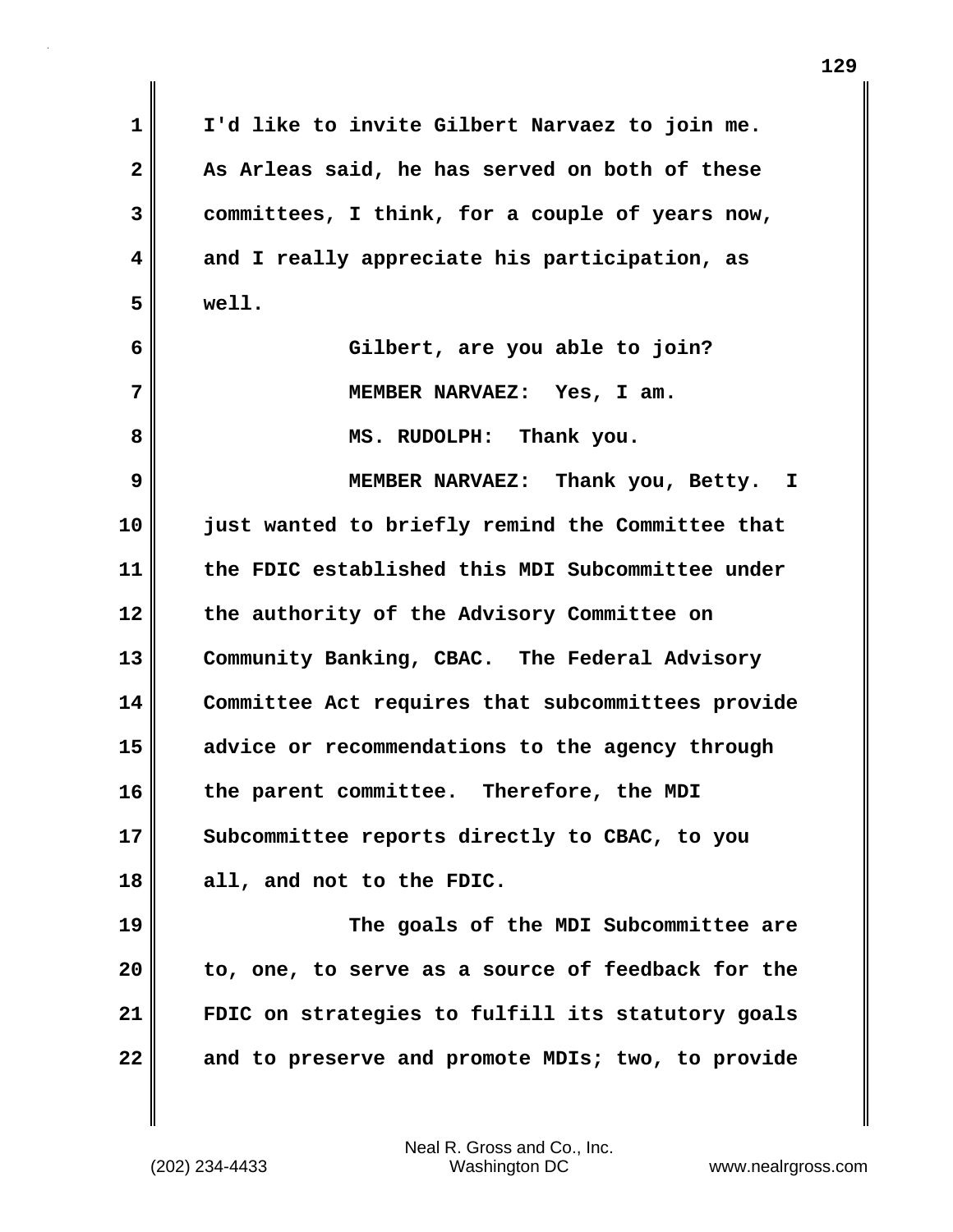I'd like to invite Gilbert Narvaez to join me. As Arleas said, he has served on both of these committees, I think, for a couple of years now, and I really appreciate his participation, as well.

Gilbert, are you able to join?

MEMBER NARVAEZ: Yes, I am.

MS. RUDOLPH: Thank you.

MEMBER NARVAEZ: Thank you, Betty. I just wanted to briefly remind the Committee that the FDIC established this MDI Subcommittee under the authority of the Advisory Committee on Community Banking, CBAC. The Federal Advisory Committee Act requires that subcommittees provide advice or recommendations to the agency through the parent committee. Therefore, the MDI Subcommittee reports directly to CBAC, to you all, and not to the FDIC.

The goals of the MDI Subcommittee are to, one, to serve as a source of feedback for the FDIC on strategies to fulfill its statutory goals and to preserve and promote MDIs; two, to provide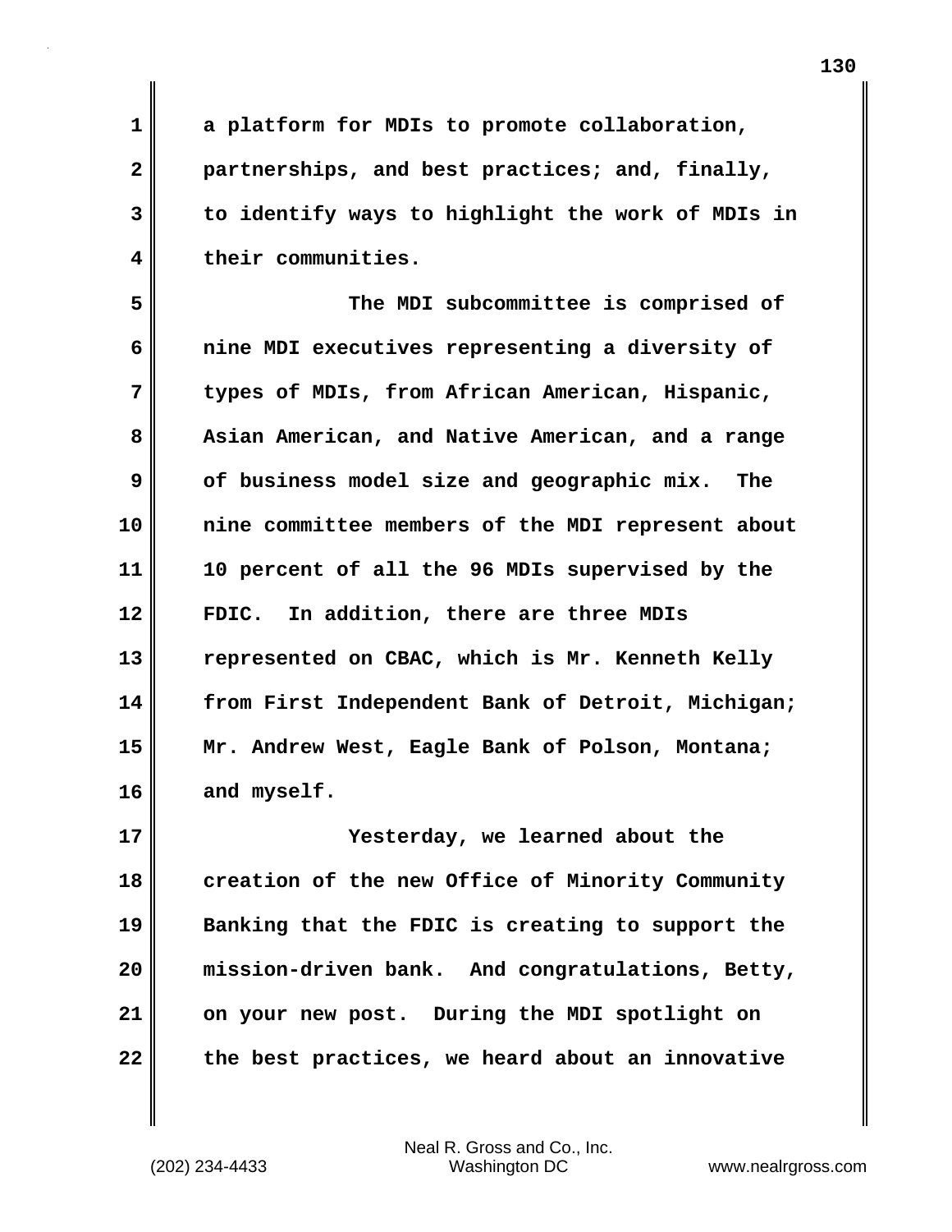a platform for MDIs to promote collaboration, partnerships, and best practices; and, finally, to identify ways to highlight the work of MDIs in their communities.

The MDI subcommittee is comprised of nine MDI executives representing a diversity of types of MDIs, from African American, Hispanic, Asian American, and Native American, and a range of business model size and geographic mix. The nine committee members of the MDI represent about 10 percent of all the 96 MDIs supervised by the FDIC. In addition, there are three MDIs represented on CBAC, which is Mr. Kenneth Kelly from First Independent Bank of Detroit, Michigan; Mr. Andrew West, Eagle Bank of Polson, Montana; and myself.

Yesterday, we learned about the creation of the new Office of Minority Community Banking that the FDIC is creating to support the mission-driven bank. And congratulations, Betty, on your new post. During the MDI spotlight on the best practices, we heard about an innovative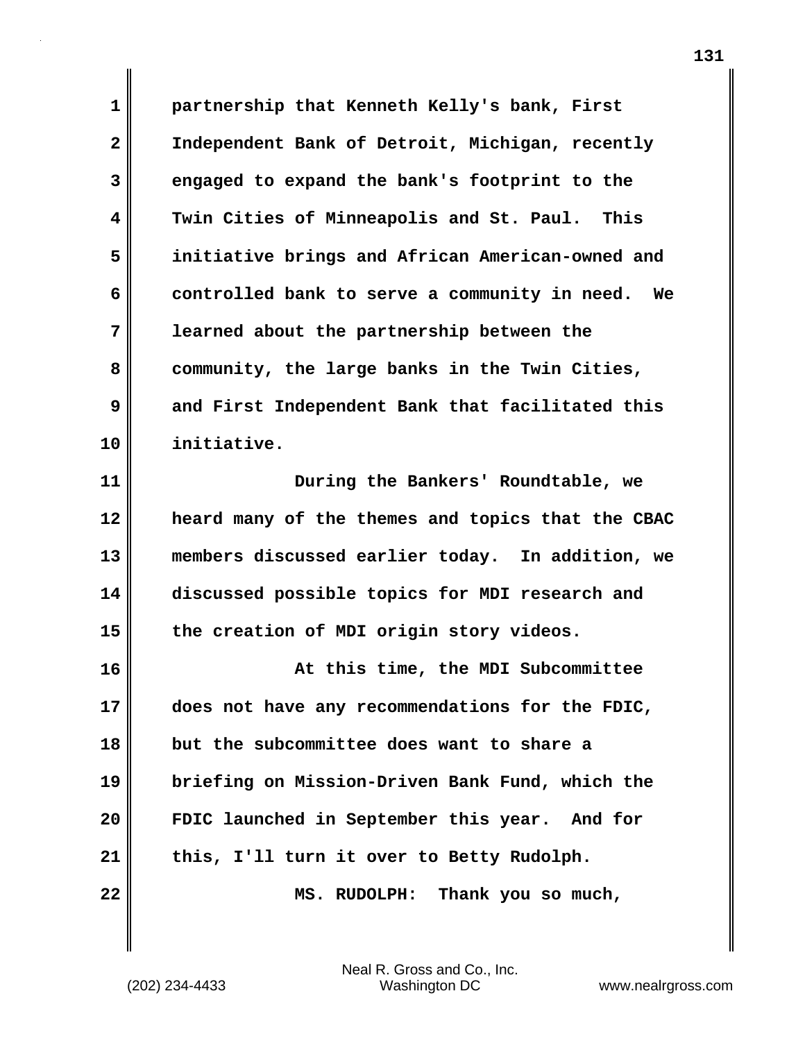partnership that Kenneth Kelly's bank, First Independent Bank of Detroit, Michigan, recently engaged to expand the bank's footprint to the Twin Cities of Minneapolis and St. Paul. This initiative brings and African American-owned and controlled bank to serve a community in need. We learned about the partnership between the community, the large banks in the Twin Cities, and First Independent Bank that facilitated this initiative.

During the Bankers' Roundtable, we heard many of the themes and topics that the CBAC members discussed earlier today. In addition, we discussed possible topics for MDI research and the creation of MDI origin story videos.

At this time, the MDI Subcommittee does not have any recommendations for the FDIC, but the subcommittee does want to share a briefing on Mission-Driven Bank Fund, which the FDIC launched in September this year. And for this, I'll turn it over to Betty Rudolph.

MS. RUDOLPH: Thank you so much,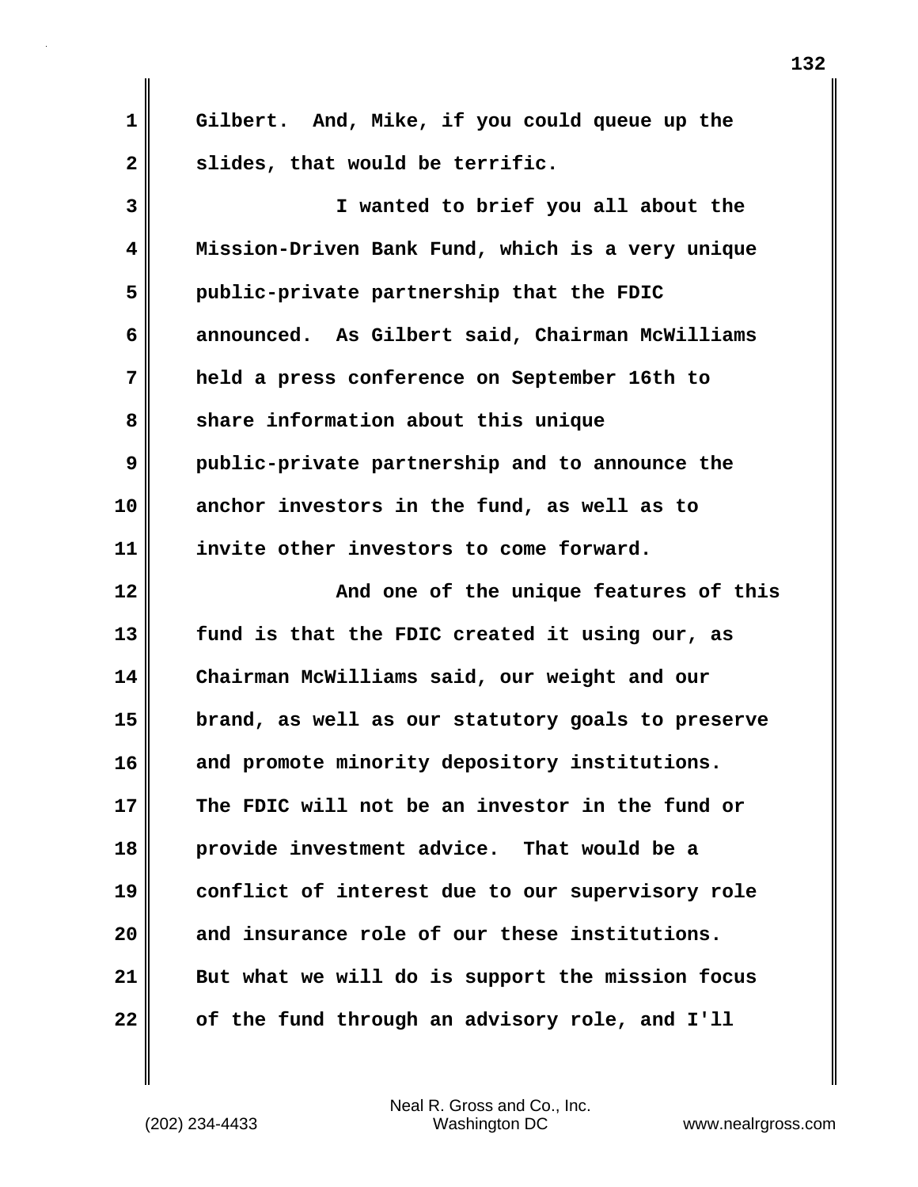Gilbert. And, Mike, if you could queue up the slides, that would be terrific.

I wanted to brief you all about the Mission-Driven Bank Fund, which is a very unique public-private partnership that the FDIC announced. As Gilbert said, Chairman McWilliams held a press conference on September 16th to share information about this unique public-private partnership and to announce the anchor investors in the fund, as well as to invite other investors to come forward.

And one of the unique features of this fund is that the FDIC created it using our, as Chairman McWilliams said, our weight and our brand, as well as our statutory goals to preserve and promote minority depository institutions. The FDIC will not be an investor in the fund or provide investment advice. That would be a conflict of interest due to our supervisory role and insurance role of our these institutions. But what we will do is support the mission focus of the fund through an advisory role, and I'll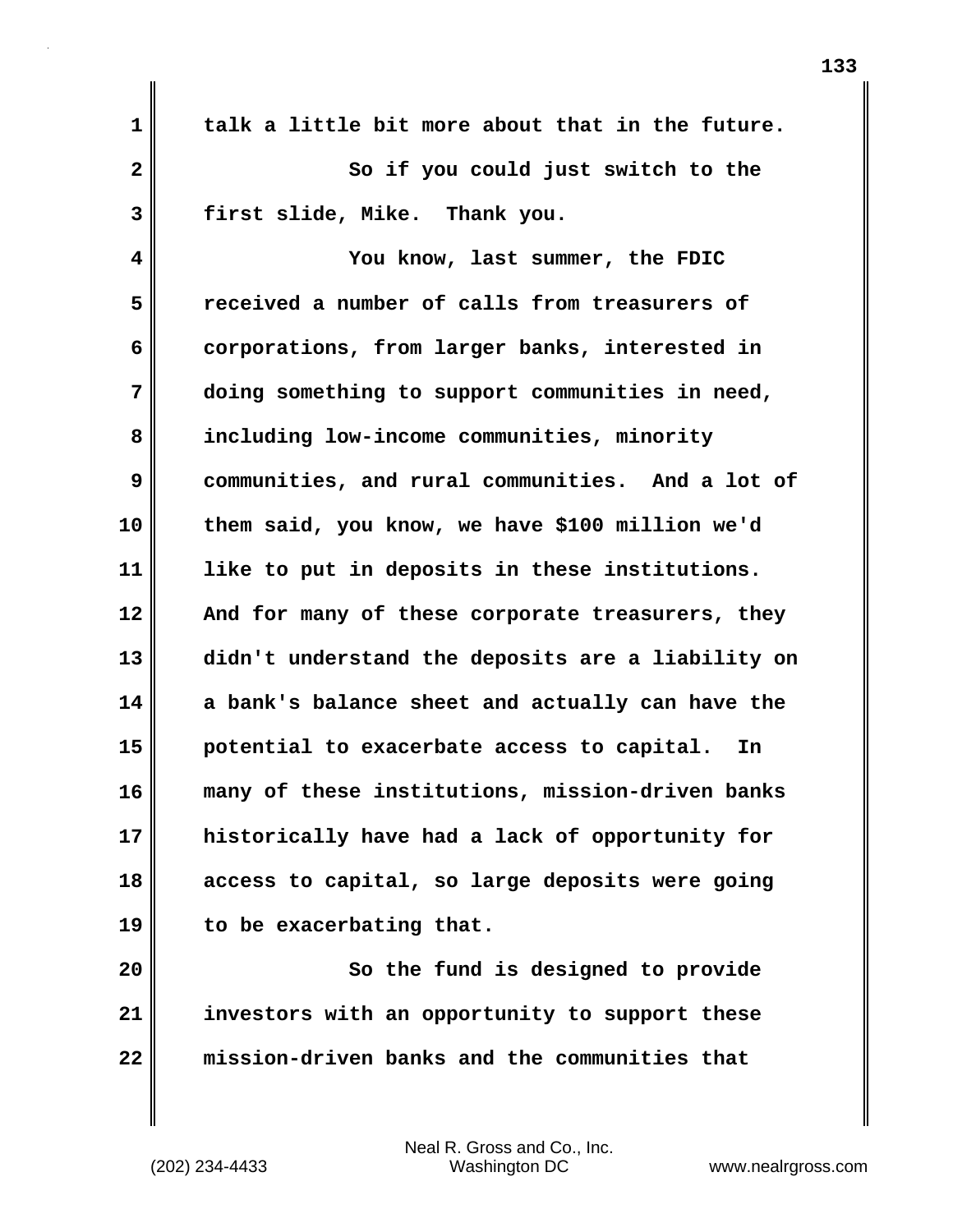talk a little bit more about that in the future.

So if you could just switch to the first slide, Mike. Thank you.

You know, last summer, the FDIC received a number of calls from treasurers of corporations, from larger banks, interested in doing something to support communities in need, including low-income communities, minority communities, and rural communities. And a lot of them said, you know, we have $100 million we'd like to put in deposits in these institutions. And for many of these corporate treasurers, they didn't understand the deposits are a liability on a bank's balance sheet and actually can have the potential to exacerbate access to capital. In many of these institutions, mission-driven banks historically have had a lack of opportunity for access to capital, so large deposits were going to be exacerbating that.

So the fund is designed to provide investors with an opportunity to support these mission-driven banks and the communities that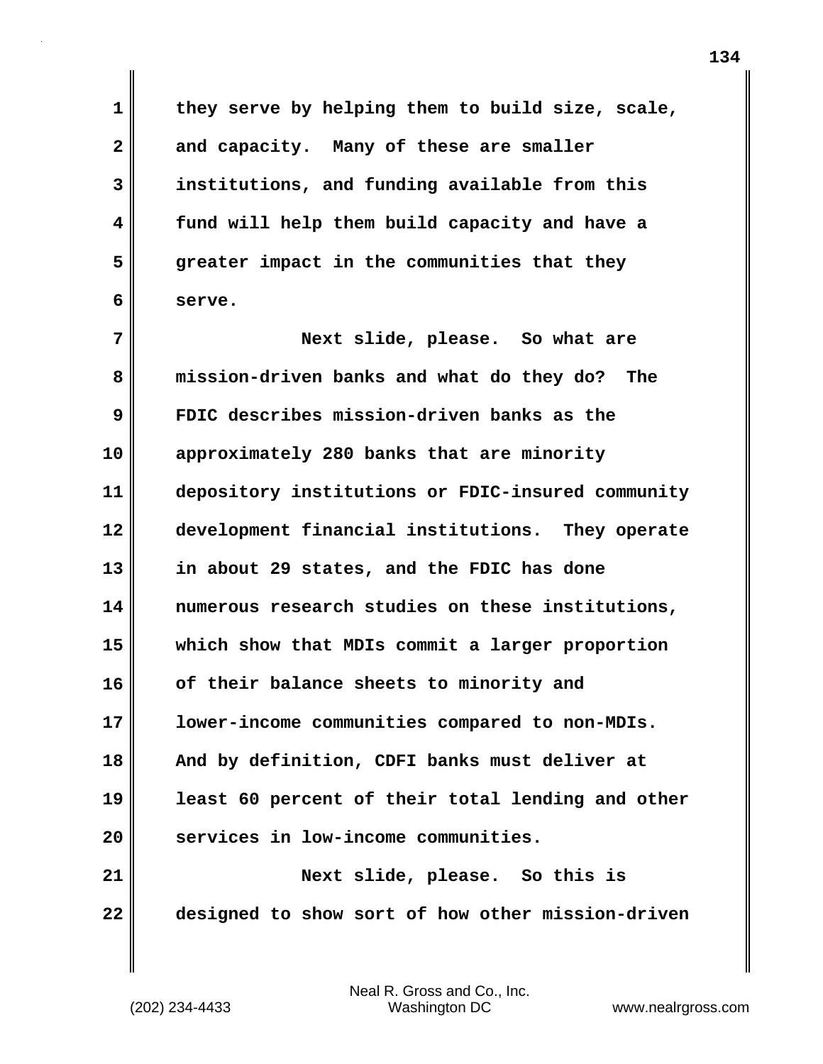they serve by helping them to build size, scale, and capacity. Many of these are smaller institutions, and funding available from this fund will help them build capacity and have a greater impact in the communities that they serve.

Next slide, please. So what are mission-driven banks and what do they do? The FDIC describes mission-driven banks as the approximately 280 banks that are minority depository institutions or FDIC-insured community development financial institutions. They operate in about 29 states, and the FDIC has done numerous research studies on these institutions, which show that MDIs commit a larger proportion of their balance sheets to minority and lower-income communities compared to non-MDIs. And by definition, CDFI banks must deliver at least 60 percent of their total lending and other services in low-income communities.

Next slide, please. So this is designed to show sort of how other mission-driven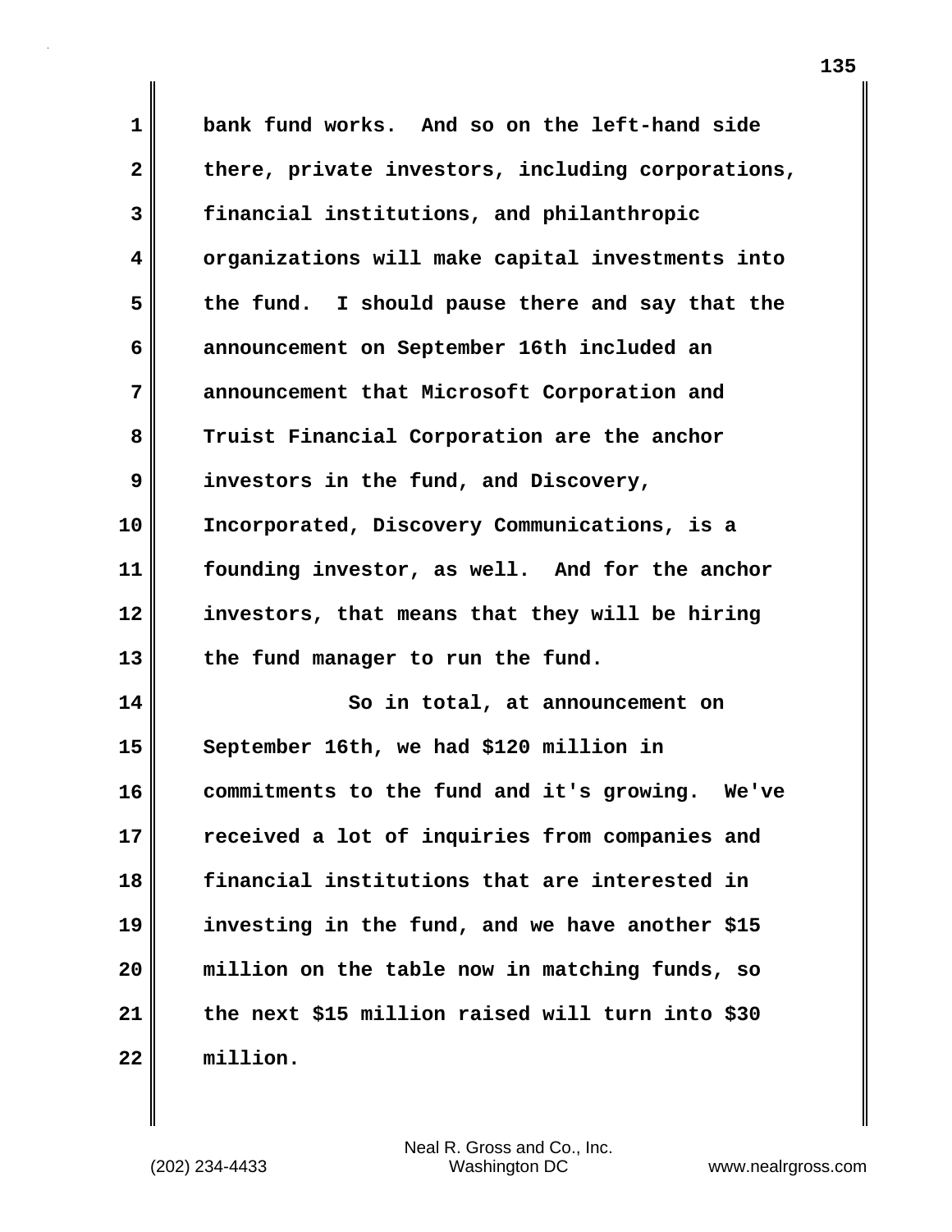bank fund works. And so on the left-hand side there, private investors, including corporations, financial institutions, and philanthropic organizations will make capital investments into the fund. I should pause there and say that the announcement on September 16th included an announcement that Microsoft Corporation and Truist Financial Corporation are the anchor investors in the fund, and Discovery, Incorporated, Discovery Communications, is a founding investor, as well. And for the anchor investors, that means that they will be hiring the fund manager to run the fund.

So in total, at announcement on September 16th, we had $120 million in commitments to the fund and it's growing. We've received a lot of inquiries from companies and financial institutions that are interested in investing in the fund, and we have another $15 million on the table now in matching funds, so the next $15 million raised will turn into $30 million.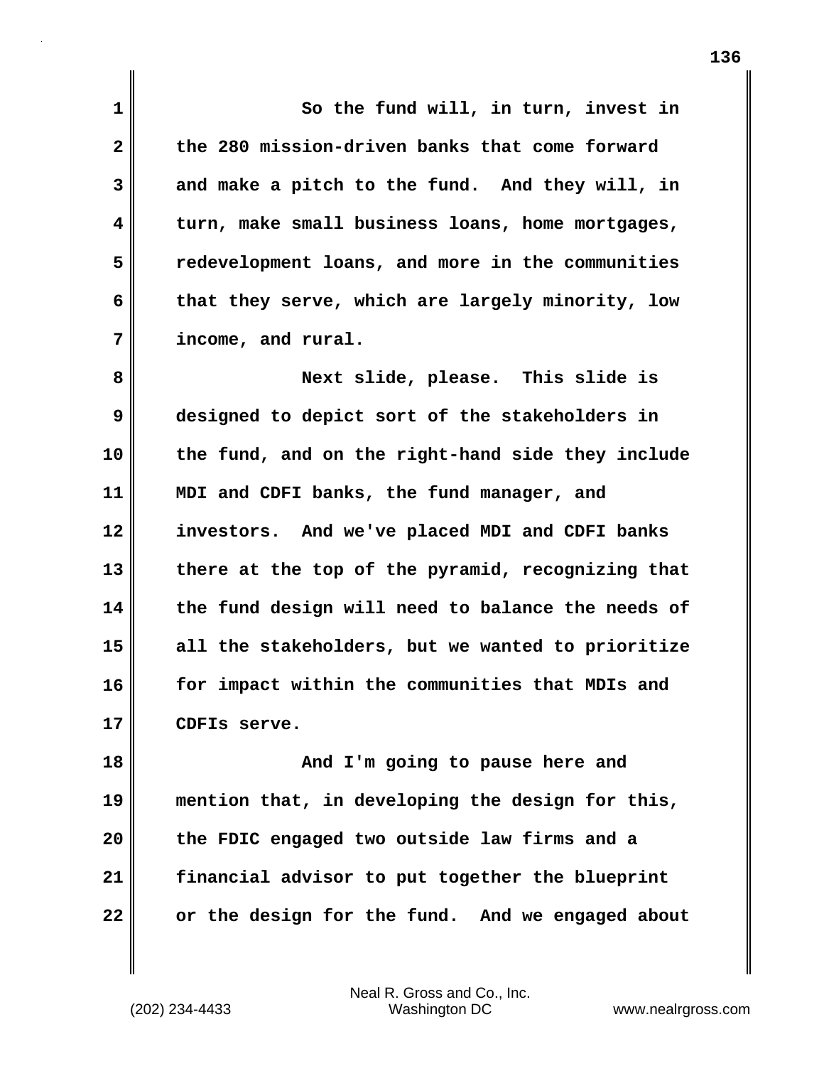So the fund will, in turn, invest in the 280 mission-driven banks that come forward and make a pitch to the fund. And they will, in turn, make small business loans, home mortgages, redevelopment loans, and more in the communities that they serve, which are largely minority, low income, and rural.

Next slide, please. This slide is designed to depict sort of the stakeholders in the fund, and on the right-hand side they include MDI and CDFI banks, the fund manager, and investors. And we've placed MDI and CDFI banks there at the top of the pyramid, recognizing that the fund design will need to balance the needs of all the stakeholders, but we wanted to prioritize for impact within the communities that MDIs and CDFIs serve.

And I'm going to pause here and mention that, in developing the design for this, the FDIC engaged two outside law firms and a financial advisor to put together the blueprint or the design for the fund. And we engaged about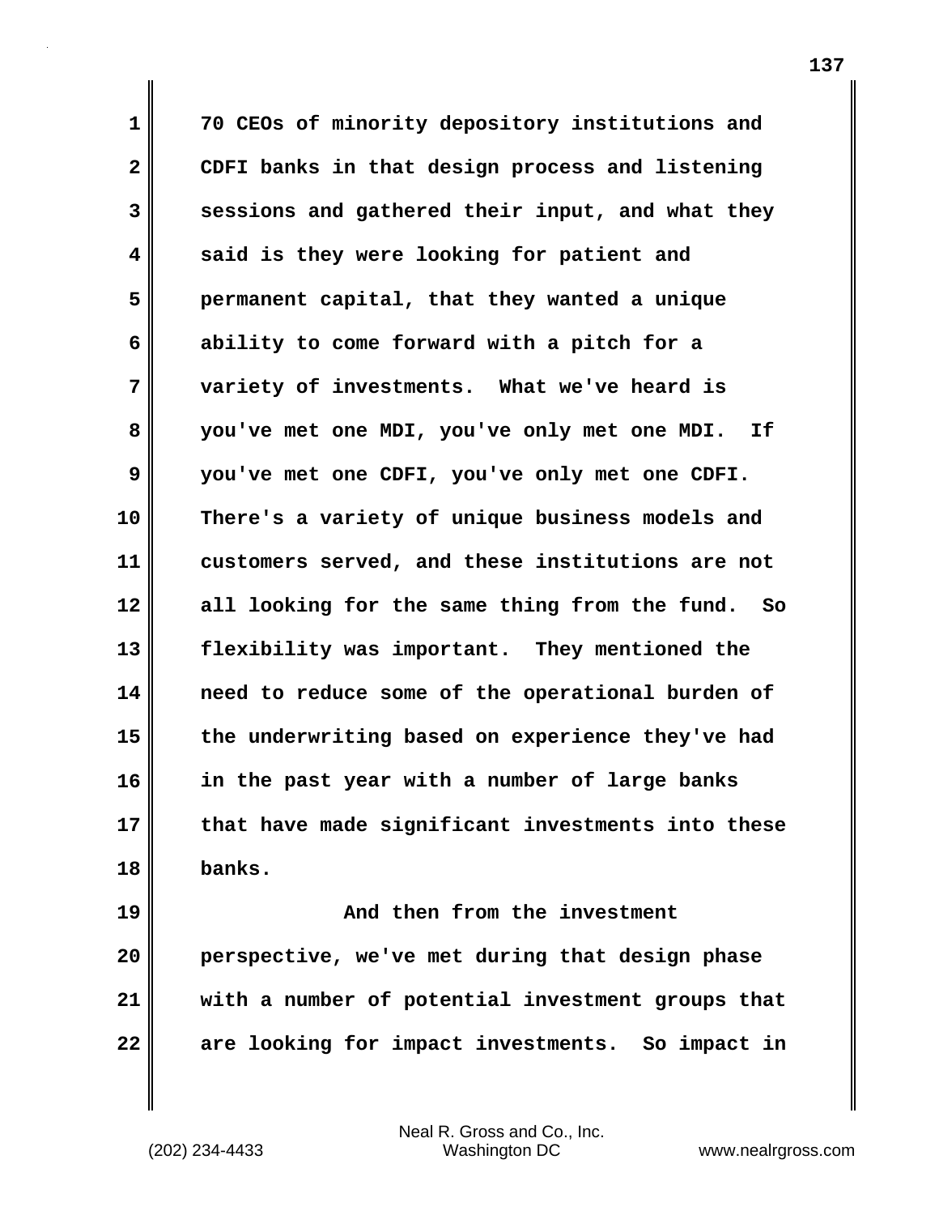70 CEOs of minority depository institutions and CDFI banks in that design process and listening sessions and gathered their input, and what they said is they were looking for patient and permanent capital, that they wanted a unique ability to come forward with a pitch for a variety of investments. What we've heard is you've met one MDI, you've only met one MDI. If you've met one CDFI, you've only met one CDFI. There's a variety of unique business models and customers served, and these institutions are not all looking for the same thing from the fund. So flexibility was important. They mentioned the need to reduce some of the operational burden of the underwriting based on experience they've had in the past year with a number of large banks that have made significant investments into these banks.

And then from the investment perspective, we've met during that design phase with a number of potential investment groups that are looking for impact investments. So impact in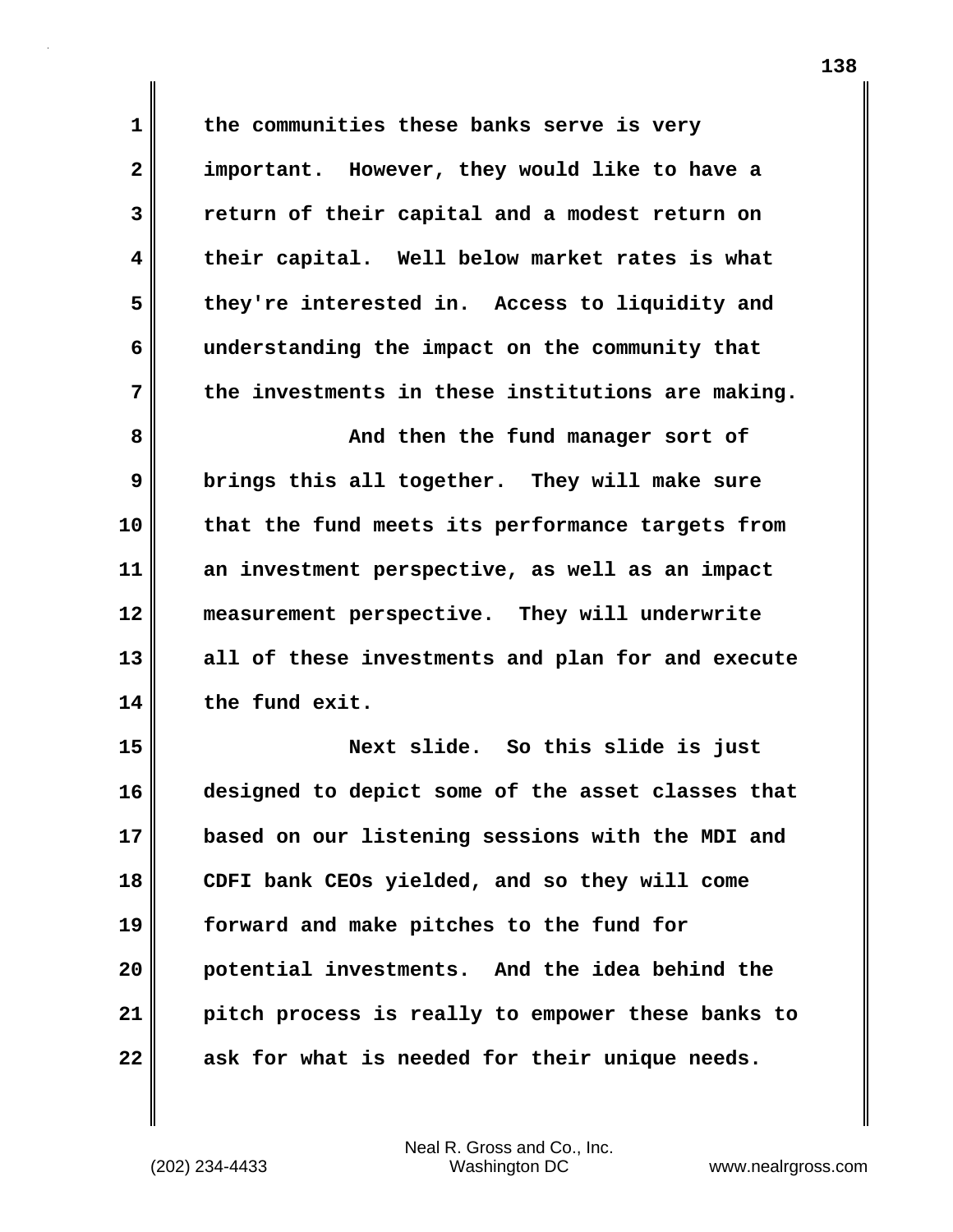the communities these banks serve is very important. However, they would like to have a return of their capital and a modest return on their capital. Well below market rates is what they're interested in. Access to liquidity and understanding the impact on the community that the investments in these institutions are making.

And then the fund manager sort of brings this all together. They will make sure that the fund meets its performance targets from an investment perspective, as well as an impact measurement perspective. They will underwrite all of these investments and plan for and execute the fund exit.

Next slide. So this slide is just designed to depict some of the asset classes that based on our listening sessions with the MDI and CDFI bank CEOs yielded, and so they will come forward and make pitches to the fund for potential investments. And the idea behind the pitch process is really to empower these banks to ask for what is needed for their unique needs.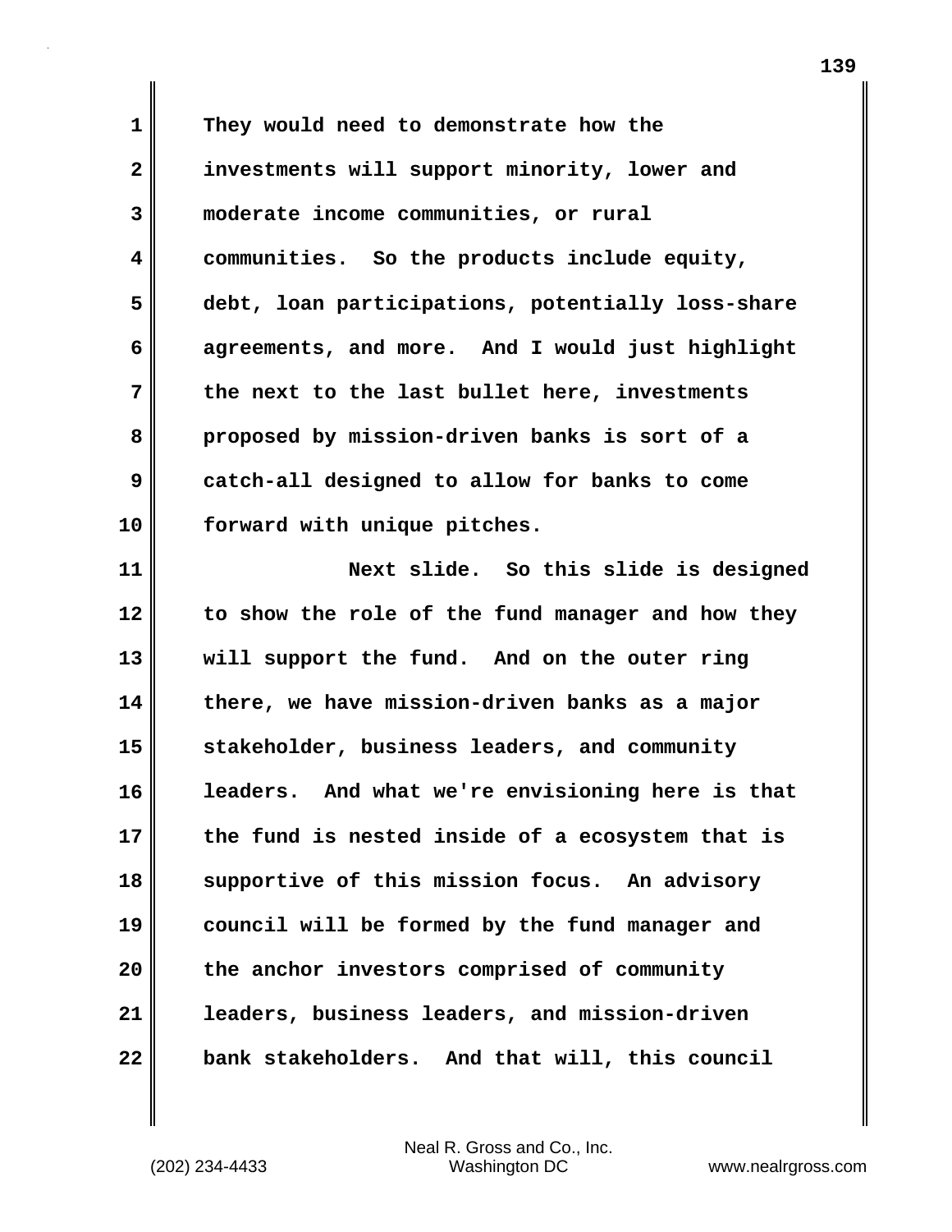They would need to demonstrate how the investments will support minority, lower and moderate income communities, or rural communities. So the products include equity, debt, loan participations, potentially loss-share agreements, and more. And I would just highlight the next to the last bullet here, investments proposed by mission-driven banks is sort of a catch-all designed to allow for banks to come forward with unique pitches.

Next slide. So this slide is designed to show the role of the fund manager and how they will support the fund. And on the outer ring there, we have mission-driven banks as a major stakeholder, business leaders, and community leaders. And what we're envisioning here is that the fund is nested inside of a ecosystem that is supportive of this mission focus. An advisory council will be formed by the fund manager and the anchor investors comprised of community leaders, business leaders, and mission-driven bank stakeholders. And that will, this council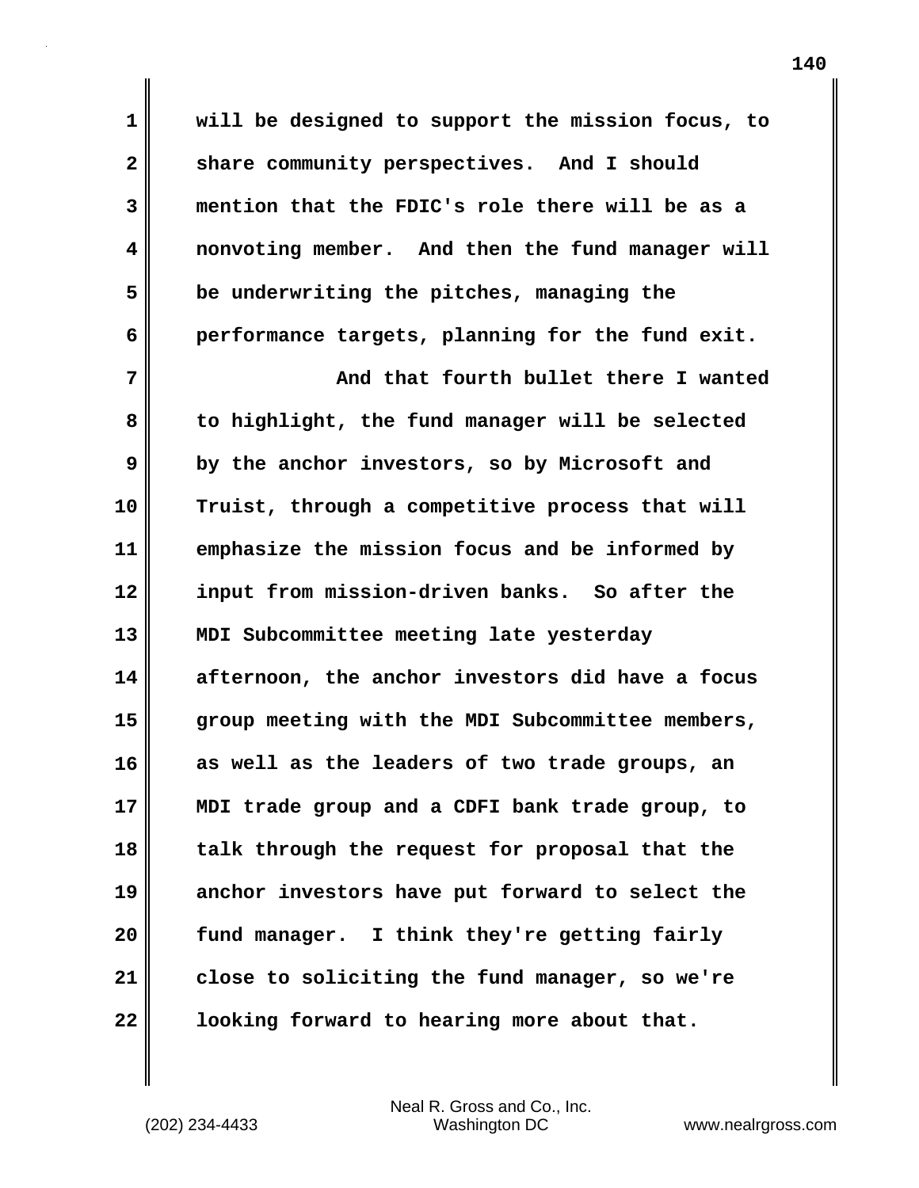will be designed to support the mission focus, to share community perspectives. And I should mention that the FDIC's role there will be as a nonvoting member. And then the fund manager will be underwriting the pitches, managing the performance targets, planning for the fund exit.

And that fourth bullet there I wanted to highlight, the fund manager will be selected by the anchor investors, so by Microsoft and Truist, through a competitive process that will emphasize the mission focus and be informed by input from mission-driven banks. So after the MDI Subcommittee meeting late yesterday afternoon, the anchor investors did have a focus group meeting with the MDI Subcommittee members, as well as the leaders of two trade groups, an MDI trade group and a CDFI bank trade group, to talk through the request for proposal that the anchor investors have put forward to select the fund manager. I think they're getting fairly close to soliciting the fund manager, so we're looking forward to hearing more about that.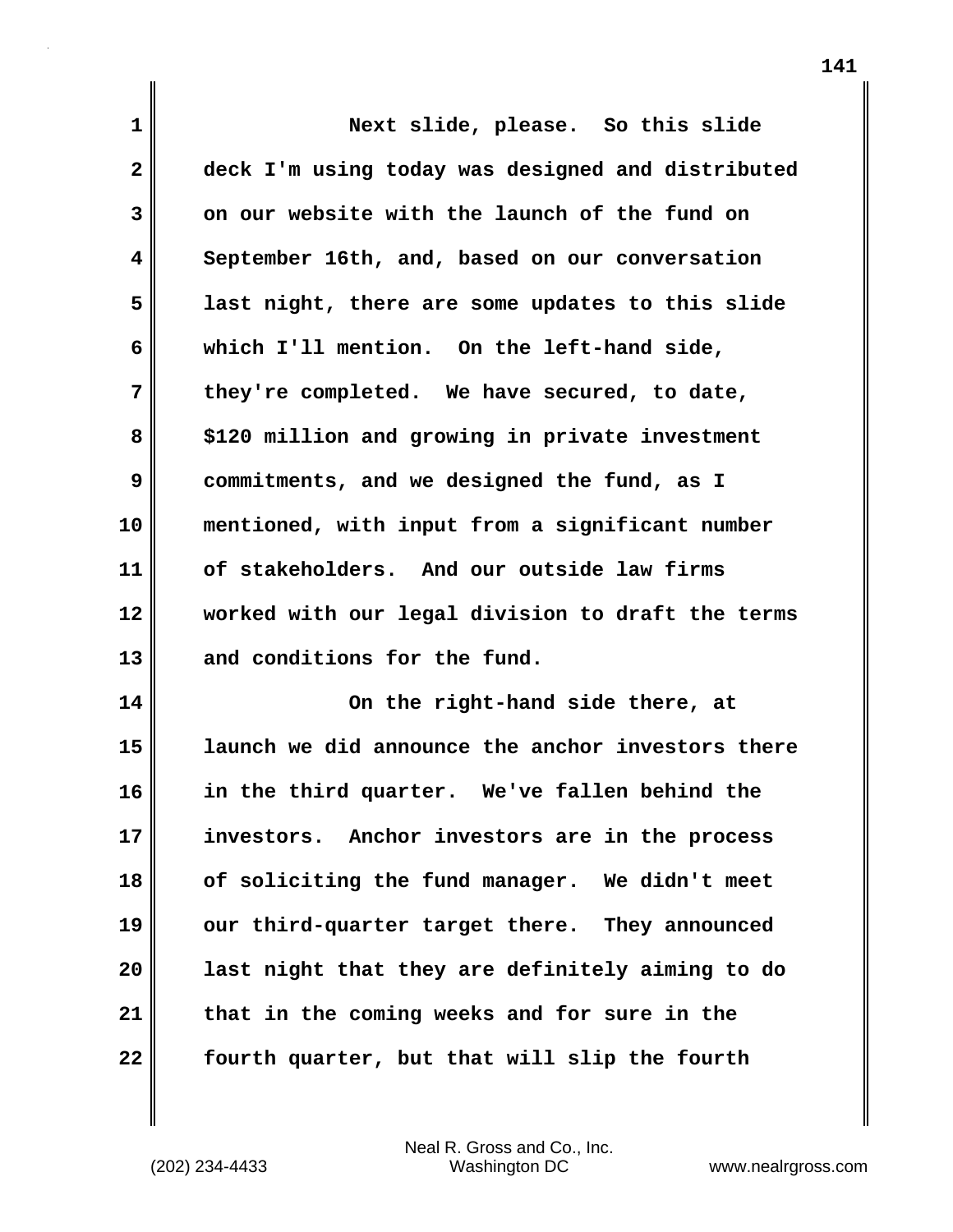Next slide, please. So this slide deck I'm using today was designed and distributed on our website with the launch of the fund on September 16th, and, based on our conversation last night, there are some updates to this slide which I'll mention. On the left-hand side, they're completed. We have secured, to date, $120 million and growing in private investment commitments, and we designed the fund, as I mentioned, with input from a significant number of stakeholders. And our outside law firms worked with our legal division to draft the terms and conditions for the fund.

On the right-hand side there, at launch we did announce the anchor investors there in the third quarter. We've fallen behind the investors. Anchor investors are in the process of soliciting the fund manager. We didn't meet our third-quarter target there. They announced last night that they are definitely aiming to do that in the coming weeks and for sure in the fourth quarter, but that will slip the fourth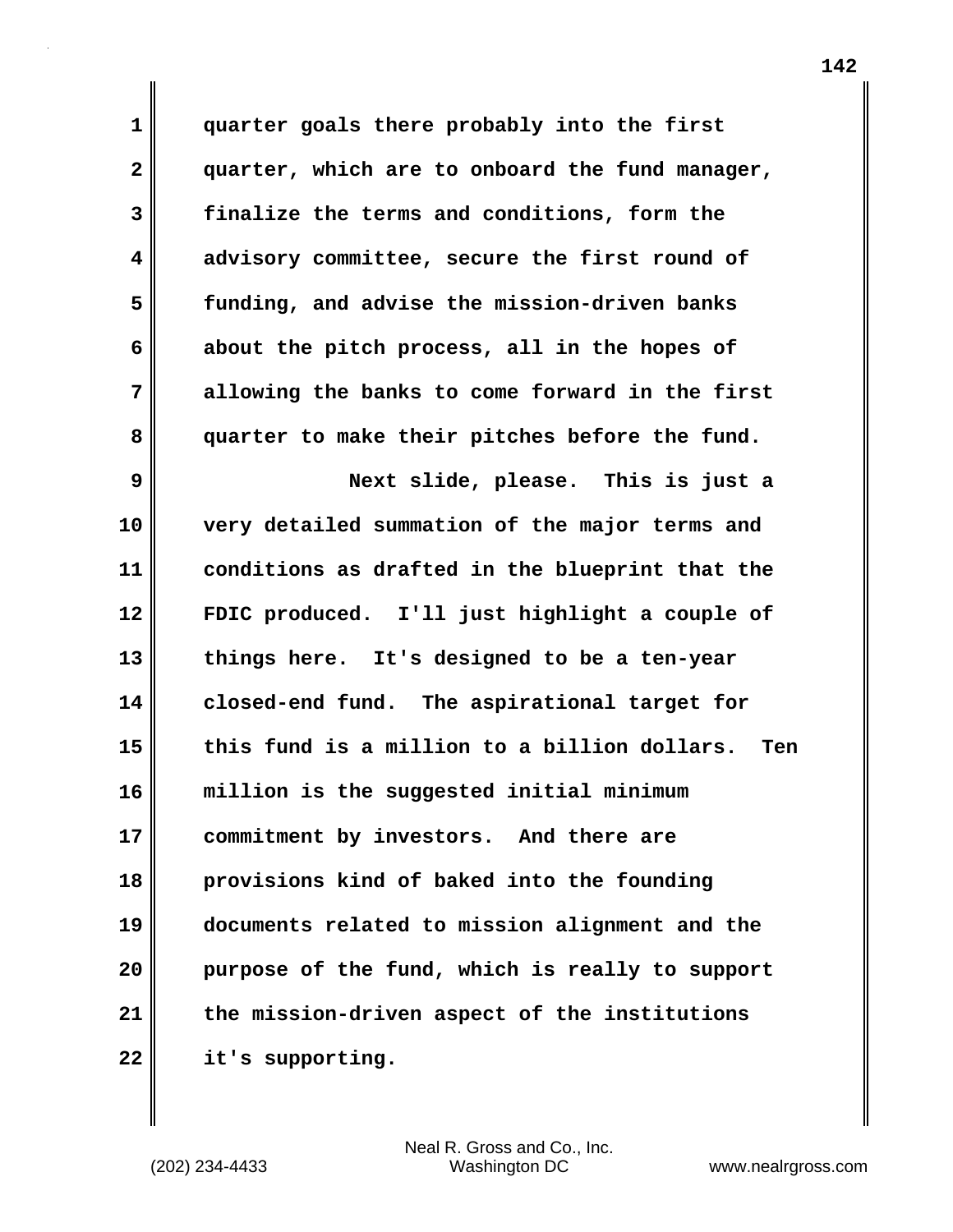quarter goals there probably into the first quarter, which are to onboard the fund manager, finalize the terms and conditions, form the advisory committee, secure the first round of funding, and advise the mission-driven banks about the pitch process, all in the hopes of allowing the banks to come forward in the first quarter to make their pitches before the fund.

Next slide, please. This is just a very detailed summation of the major terms and conditions as drafted in the blueprint that the FDIC produced. I'll just highlight a couple of things here. It's designed to be a ten-year closed-end fund. The aspirational target for this fund is a million to a billion dollars. Ten million is the suggested initial minimum commitment by investors. And there are provisions kind of baked into the founding documents related to mission alignment and the purpose of the fund, which is really to support the mission-driven aspect of the institutions it's supporting.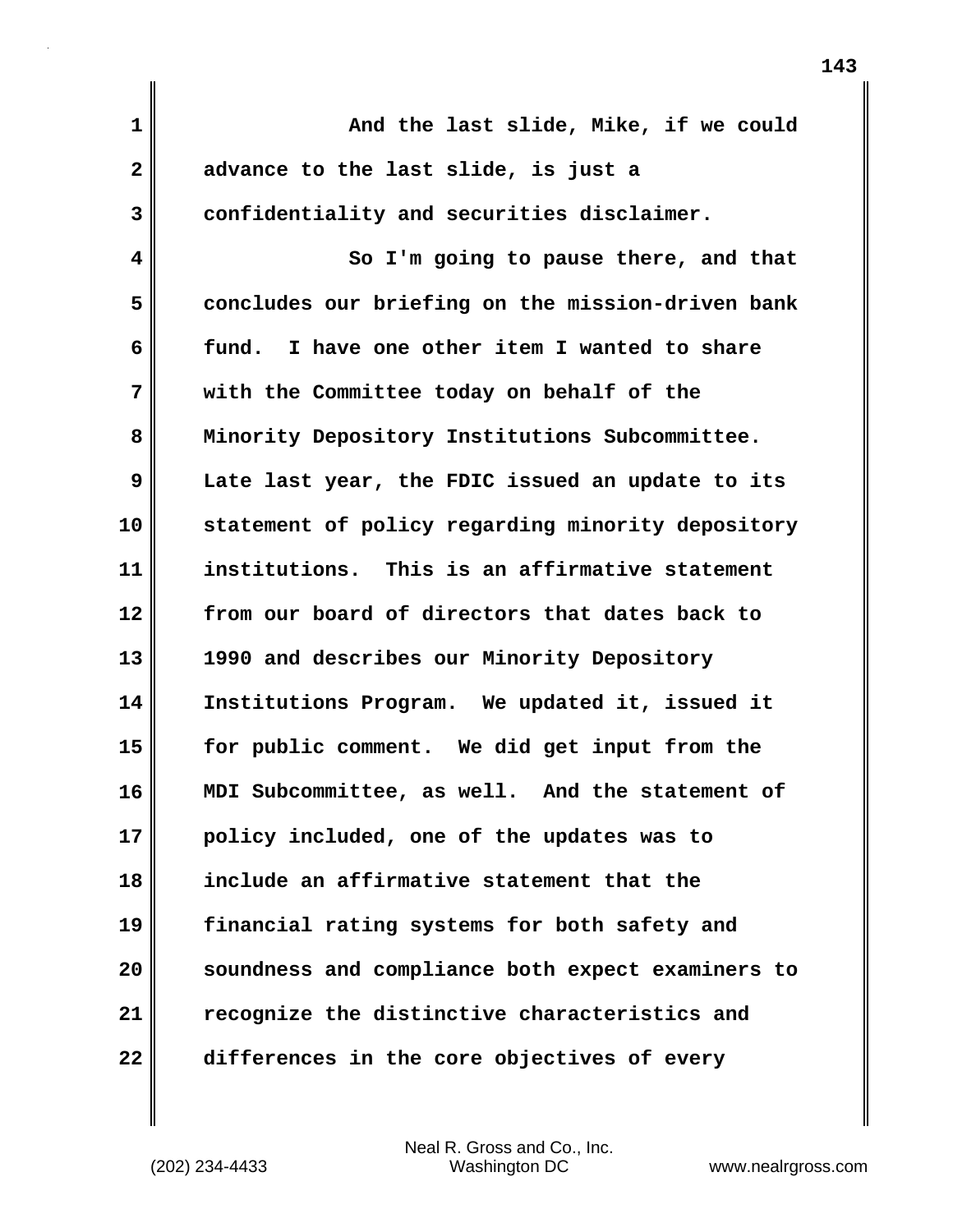And the last slide, Mike, if we could advance to the last slide, is just a confidentiality and securities disclaimer.

So I'm going to pause there, and that concludes our briefing on the mission-driven bank fund. I have one other item I wanted to share with the Committee today on behalf of the Minority Depository Institutions Subcommittee. Late last year, the FDIC issued an update to its statement of policy regarding minority depository institutions. This is an affirmative statement from our board of directors that dates back to 1990 and describes our Minority Depository Institutions Program. We updated it, issued it for public comment. We did get input from the MDI Subcommittee, as well. And the statement of policy included, one of the updates was to include an affirmative statement that the financial rating systems for both safety and soundness and compliance both expect examiners to recognize the distinctive characteristics and differences in the core objectives of every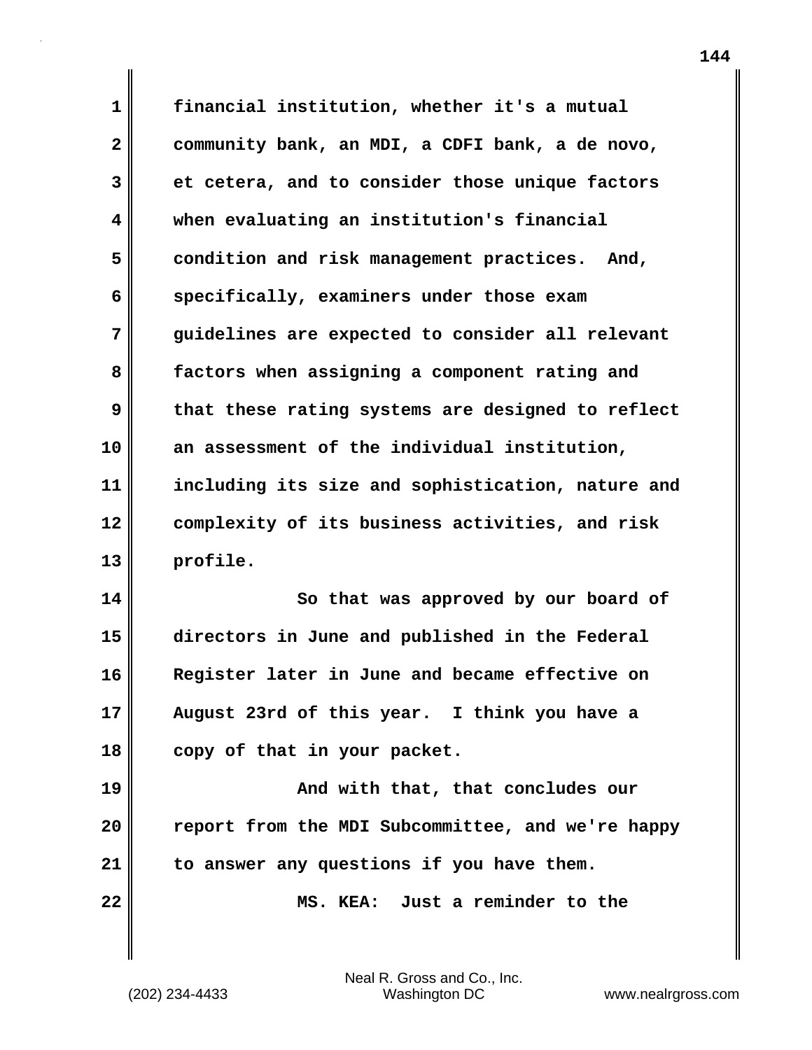financial institution, whether it's a mutual community bank, an MDI, a CDFI bank, a de novo, et cetera, and to consider those unique factors when evaluating an institution's financial condition and risk management practices. And, specifically, examiners under those exam guidelines are expected to consider all relevant factors when assigning a component rating and that these rating systems are designed to reflect an assessment of the individual institution, including its size and sophistication, nature and complexity of its business activities, and risk profile.

So that was approved by our board of directors in June and published in the Federal Register later in June and became effective on August 23rd of this year. I think you have a copy of that in your packet.

And with that, that concludes our report from the MDI Subcommittee, and we're happy to answer any questions if you have them.

MS. KEA: Just a reminder to the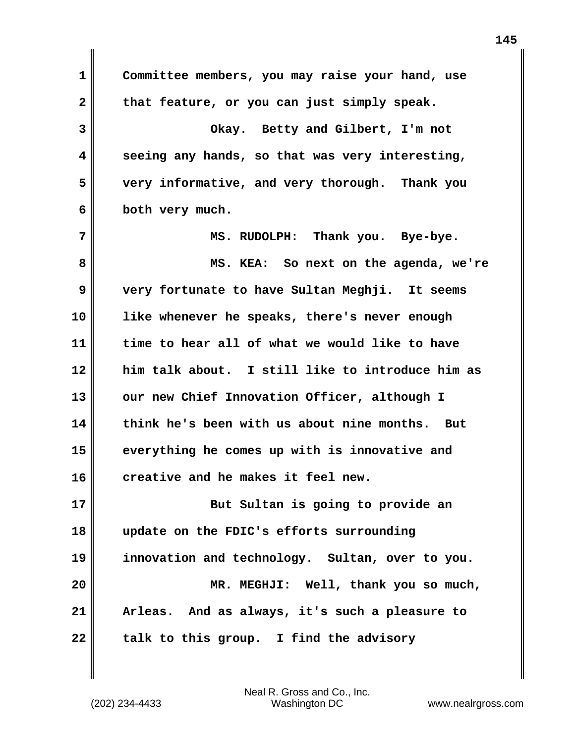Committee members, you may raise your hand, use that feature, or you can just simply speak.

Okay. Betty and Gilbert, I'm not seeing any hands, so that was very interesting, very informative, and very thorough. Thank you both very much.

MS. RUDOLPH: Thank you. Bye-bye.

MS. KEA: So next on the agenda, we're very fortunate to have Sultan Meghji. It seems like whenever he speaks, there's never enough time to hear all of what we would like to have him talk about. I still like to introduce him as our new Chief Innovation Officer, although I think he's been with us about nine months. But everything he comes up with is innovative and creative and he makes it feel new.

But Sultan is going to provide an update on the FDIC's efforts surrounding innovation and technology. Sultan, over to you.

MR. MEGHJI: Well, thank you so much, Arleas. And as always, it's such a pleasure to talk to this group. I find the advisory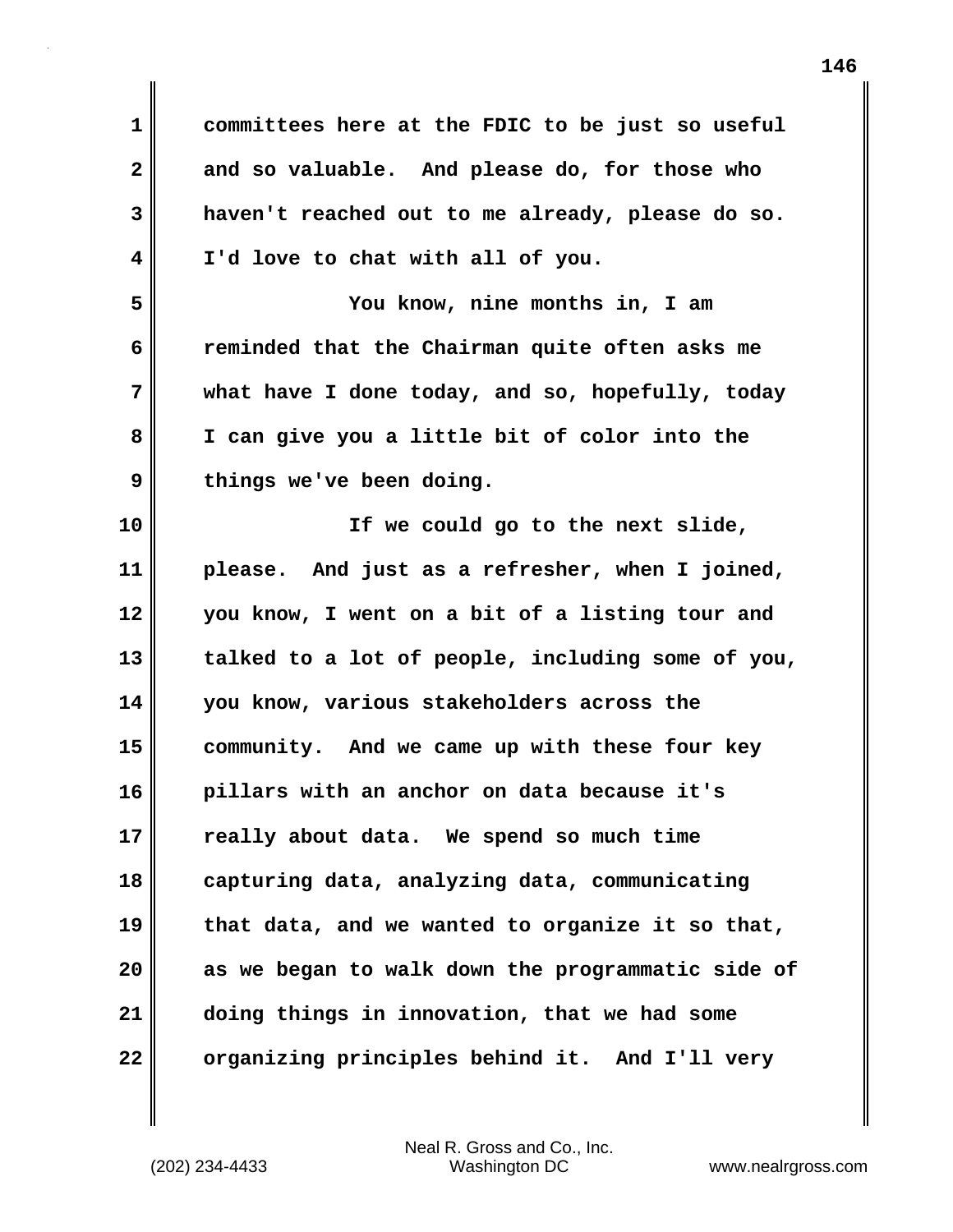committees here at the FDIC to be just so useful and so valuable. And please do, for those who haven't reached out to me already, please do so. I'd love to chat with all of you.

You know, nine months in, I am reminded that the Chairman quite often asks me what have I done today, and so, hopefully, today I can give you a little bit of color into the things we've been doing.

If we could go to the next slide, please. And just as a refresher, when I joined, you know, I went on a bit of a listing tour and talked to a lot of people, including some of you, you know, various stakeholders across the community. And we came up with these four key pillars with an anchor on data because it's really about data. We spend so much time capturing data, analyzing data, communicating that data, and we wanted to organize it so that, as we began to walk down the programmatic side of doing things in innovation, that we had some organizing principles behind it. And I'll very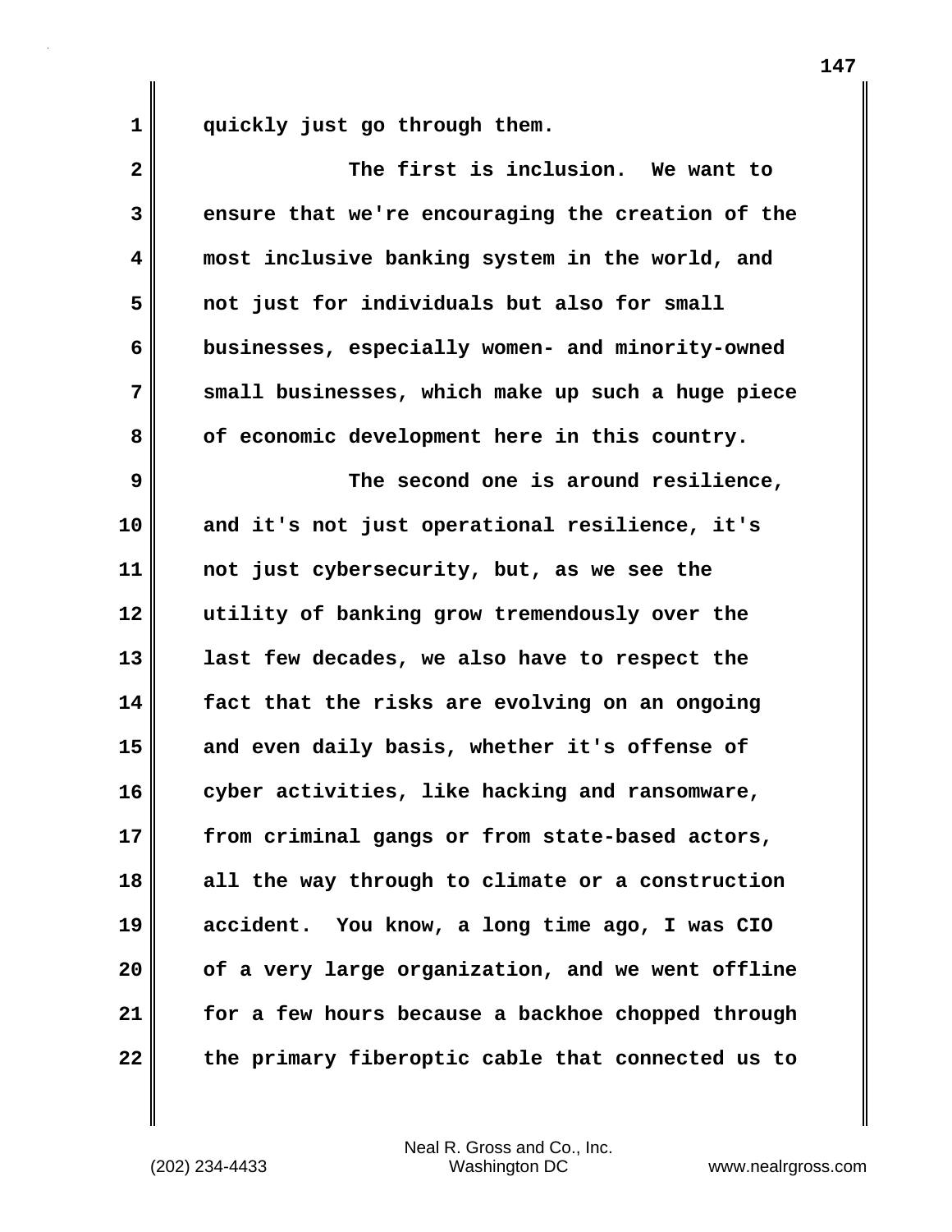quickly just go through them.

The first is inclusion. We want to ensure that we're encouraging the creation of the most inclusive banking system in the world, and not just for individuals but also for small businesses, especially women- and minority-owned small businesses, which make up such a huge piece of economic development here in this country.

The second one is around resilience, and it's not just operational resilience, it's not just cybersecurity, but, as we see the utility of banking grow tremendously over the last few decades, we also have to respect the fact that the risks are evolving on an ongoing and even daily basis, whether it's offense of cyber activities, like hacking and ransomware, from criminal gangs or from state-based actors, all the way through to climate or a construction accident. You know, a long time ago, I was CIO of a very large organization, and we went offline for a few hours because a backhoe chopped through the primary fiberoptic cable that connected us to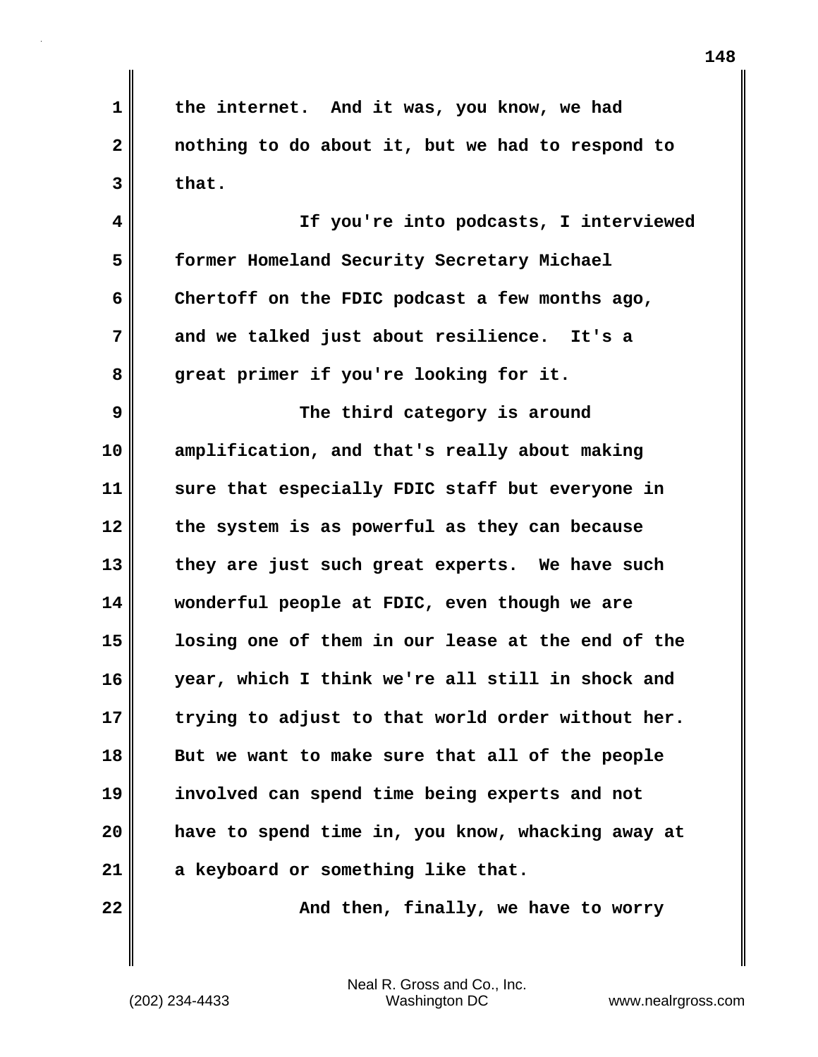the internet. And it was, you know, we had nothing to do about it, but we had to respond to that.

If you're into podcasts, I interviewed former Homeland Security Secretary Michael Chertoff on the FDIC podcast a few months ago, and we talked just about resilience. It's a great primer if you're looking for it.

The third category is around amplification, and that's really about making sure that especially FDIC staff but everyone in the system is as powerful as they can because they are just such great experts. We have such wonderful people at FDIC, even though we are losing one of them in our lease at the end of the year, which I think we're all still in shock and trying to adjust to that world order without her. But we want to make sure that all of the people involved can spend time being experts and not have to spend time in, you know, whacking away at a keyboard or something like that.

And then, finally, we have to worry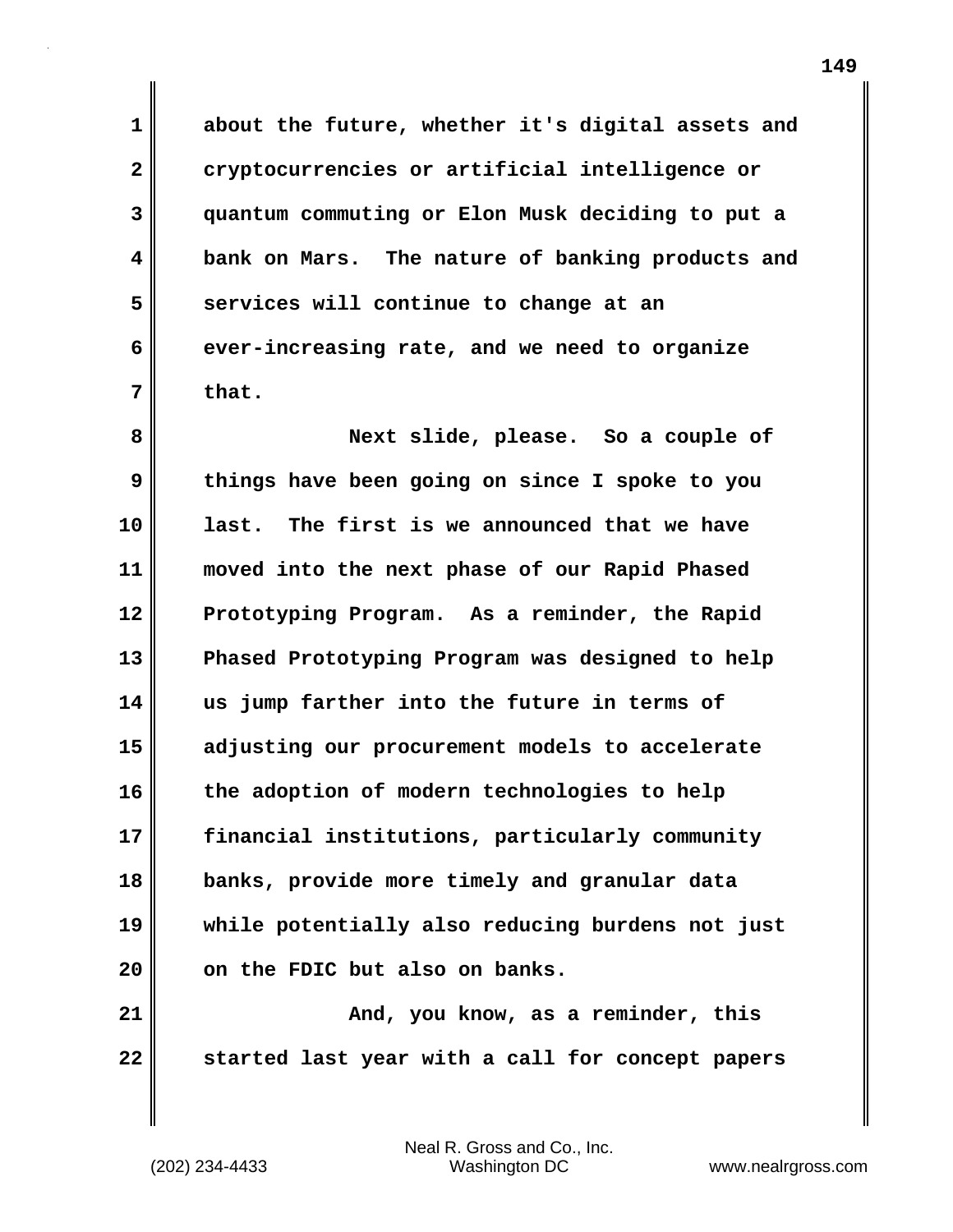about the future, whether it's digital assets and cryptocurrencies or artificial intelligence or quantum commuting or Elon Musk deciding to put a bank on Mars. The nature of banking products and services will continue to change at an ever-increasing rate, and we need to organize that.

Next slide, please. So a couple of things have been going on since I spoke to you last. The first is we announced that we have moved into the next phase of our Rapid Phased Prototyping Program. As a reminder, the Rapid Phased Prototyping Program was designed to help us jump farther into the future in terms of adjusting our procurement models to accelerate the adoption of modern technologies to help financial institutions, particularly community banks, provide more timely and granular data while potentially also reducing burdens not just on the FDIC but also on banks.

And, you know, as a reminder, this started last year with a call for concept papers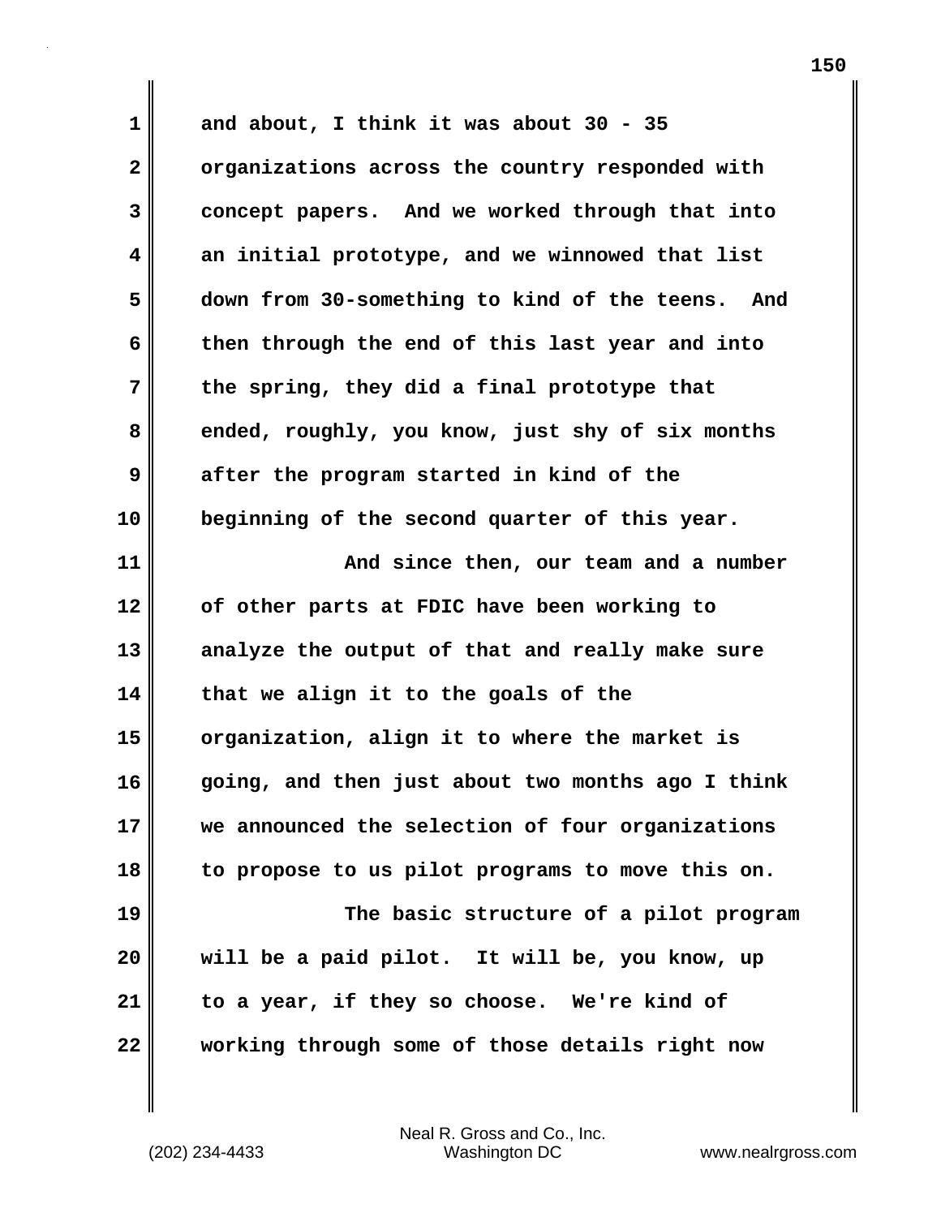and about, I think it was about 30 - 35 organizations across the country responded with concept papers. And we worked through that into an initial prototype, and we winnowed that list down from 30-something to kind of the teens. And then through the end of this last year and into the spring, they did a final prototype that ended, roughly, you know, just shy of six months after the program started in kind of the beginning of the second quarter of this year.

And since then, our team and a number of other parts at FDIC have been working to analyze the output of that and really make sure that we align it to the goals of the organization, align it to where the market is going, and then just about two months ago I think we announced the selection of four organizations to propose to us pilot programs to move this on.

The basic structure of a pilot program will be a paid pilot. It will be, you know, up to a year, if they so choose. We're kind of working through some of those details right now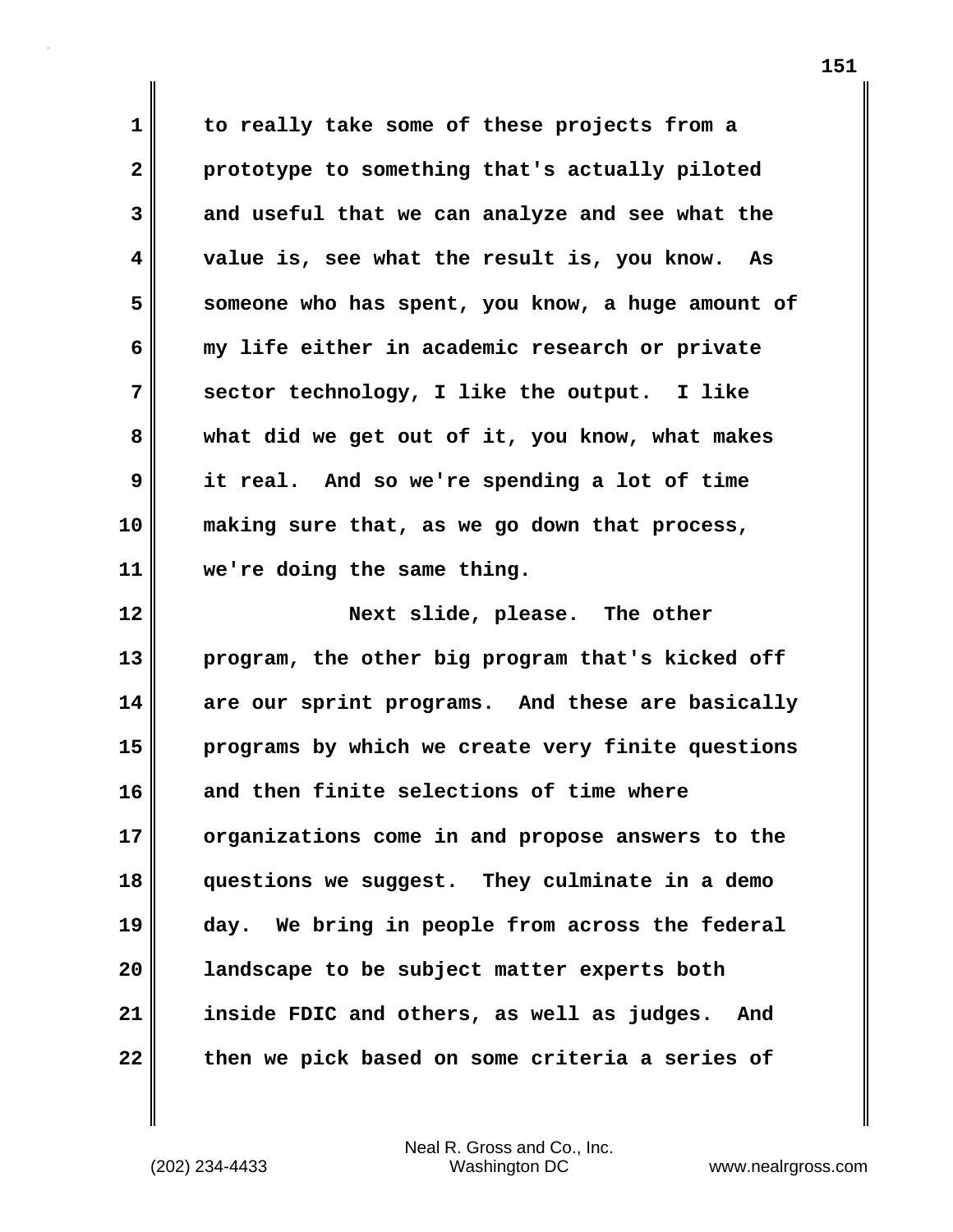to really take some of these projects from a prototype to something that's actually piloted and useful that we can analyze and see what the value is, see what the result is, you know. As someone who has spent, you know, a huge amount of my life either in academic research or private sector technology, I like the output. I like what did we get out of it, you know, what makes it real. And so we're spending a lot of time making sure that, as we go down that process, we're doing the same thing.

Next slide, please. The other program, the other big program that's kicked off are our sprint programs. And these are basically programs by which we create very finite questions and then finite selections of time where organizations come in and propose answers to the questions we suggest. They culminate in a demo day. We bring in people from across the federal landscape to be subject matter experts both inside FDIC and others, as well as judges. And then we pick based on some criteria a series of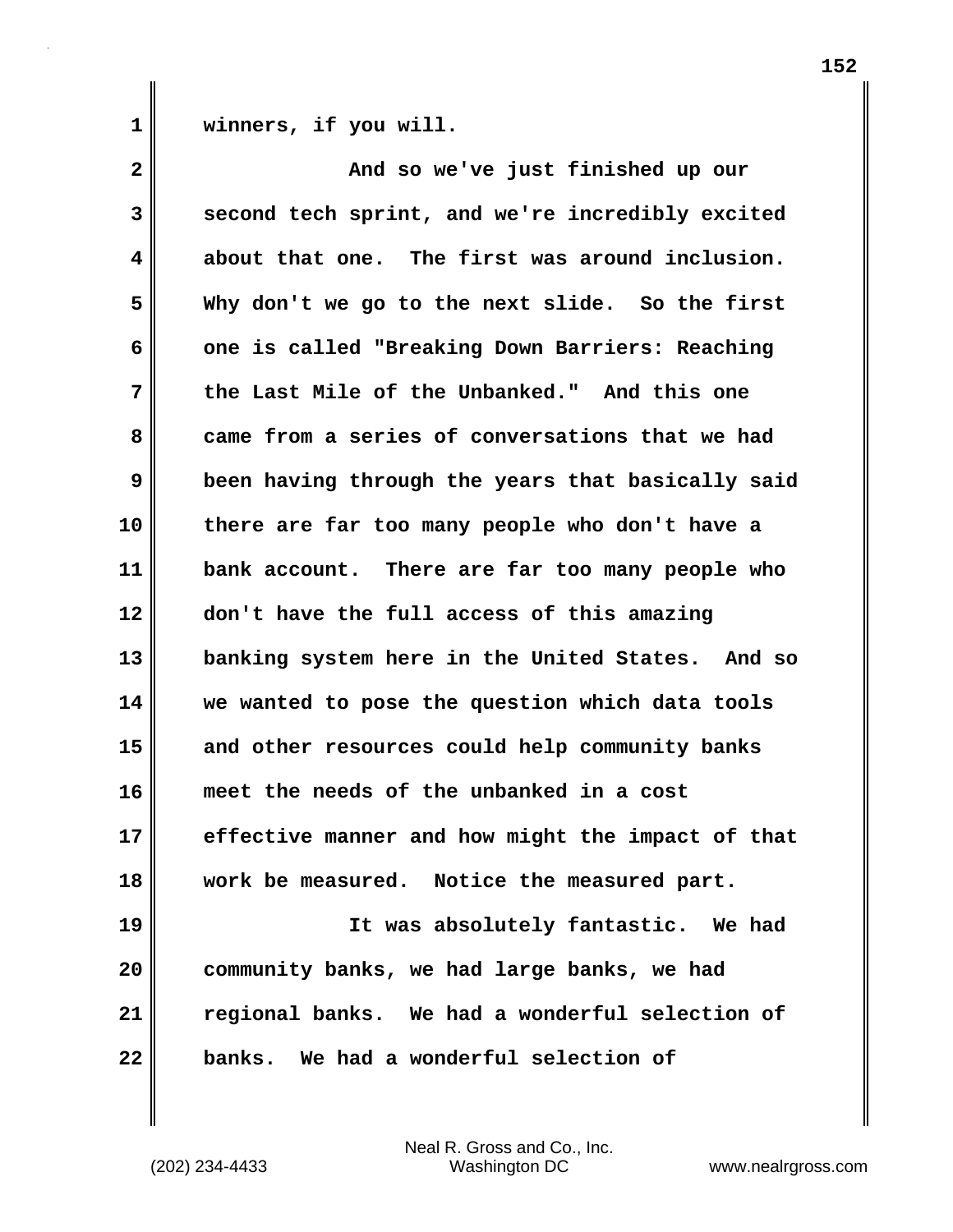winners, if you will.

And so we've just finished up our second tech sprint, and we're incredibly excited about that one. The first was around inclusion. Why don't we go to the next slide. So the first one is called "Breaking Down Barriers: Reaching the Last Mile of the Unbanked." And this one came from a series of conversations that we had been having through the years that basically said there are far too many people who don't have a bank account. There are far too many people who don't have the full access of this amazing banking system here in the United States. And so we wanted to pose the question which data tools and other resources could help community banks meet the needs of the unbanked in a cost effective manner and how might the impact of that work be measured. Notice the measured part.

It was absolutely fantastic. We had community banks, we had large banks, we had regional banks. We had a wonderful selection of banks. We had a wonderful selection of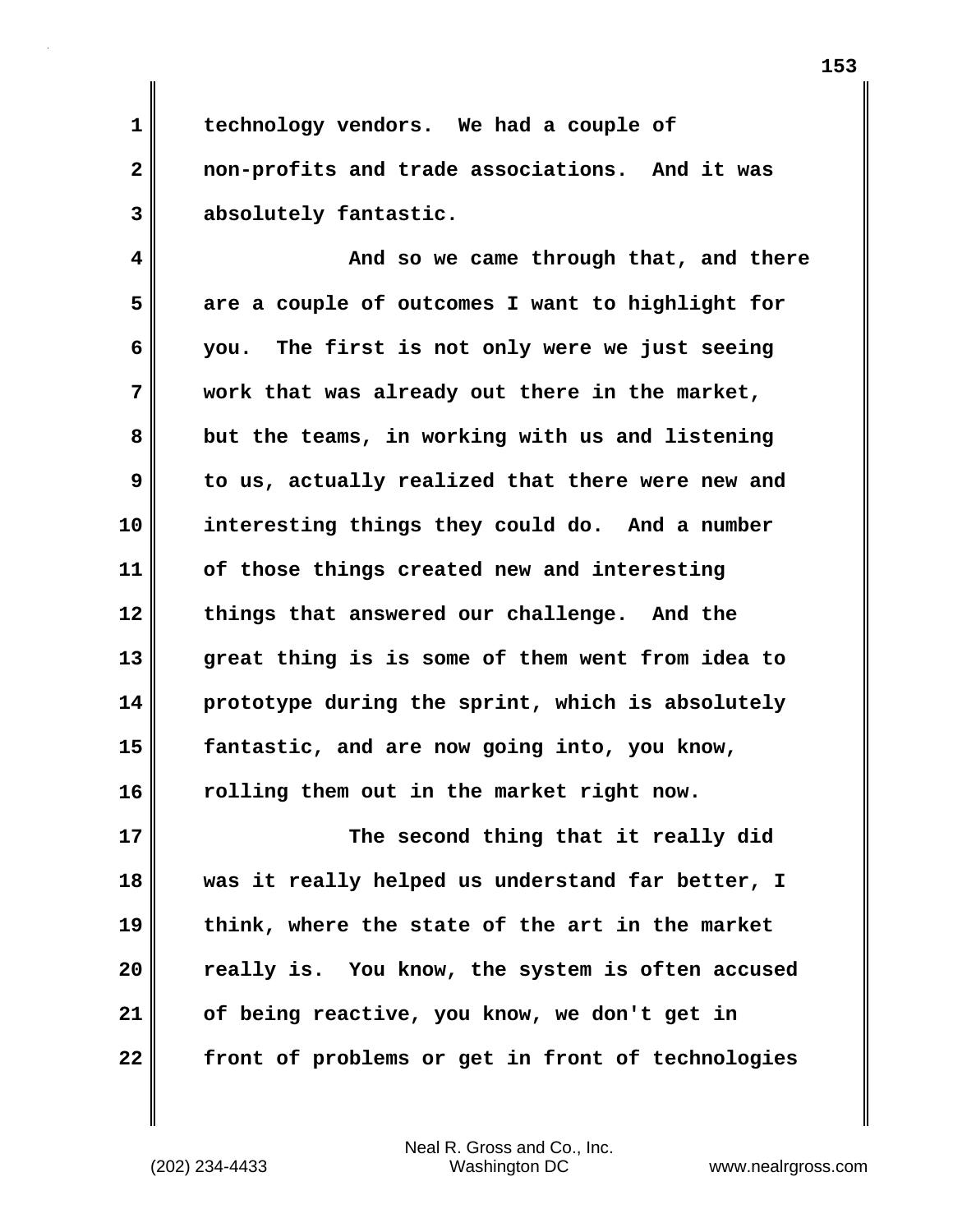technology vendors. We had a couple of non-profits and trade associations. And it was absolutely fantastic.

And so we came through that, and there are a couple of outcomes I want to highlight for you. The first is not only were we just seeing work that was already out there in the market, but the teams, in working with us and listening to us, actually realized that there were new and interesting things they could do. And a number of those things created new and interesting things that answered our challenge. And the great thing is is some of them went from idea to prototype during the sprint, which is absolutely fantastic, and are now going into, you know, rolling them out in the market right now.

The second thing that it really did was it really helped us understand far better, I think, where the state of the art in the market really is. You know, the system is often accused of being reactive, you know, we don't get in front of problems or get in front of technologies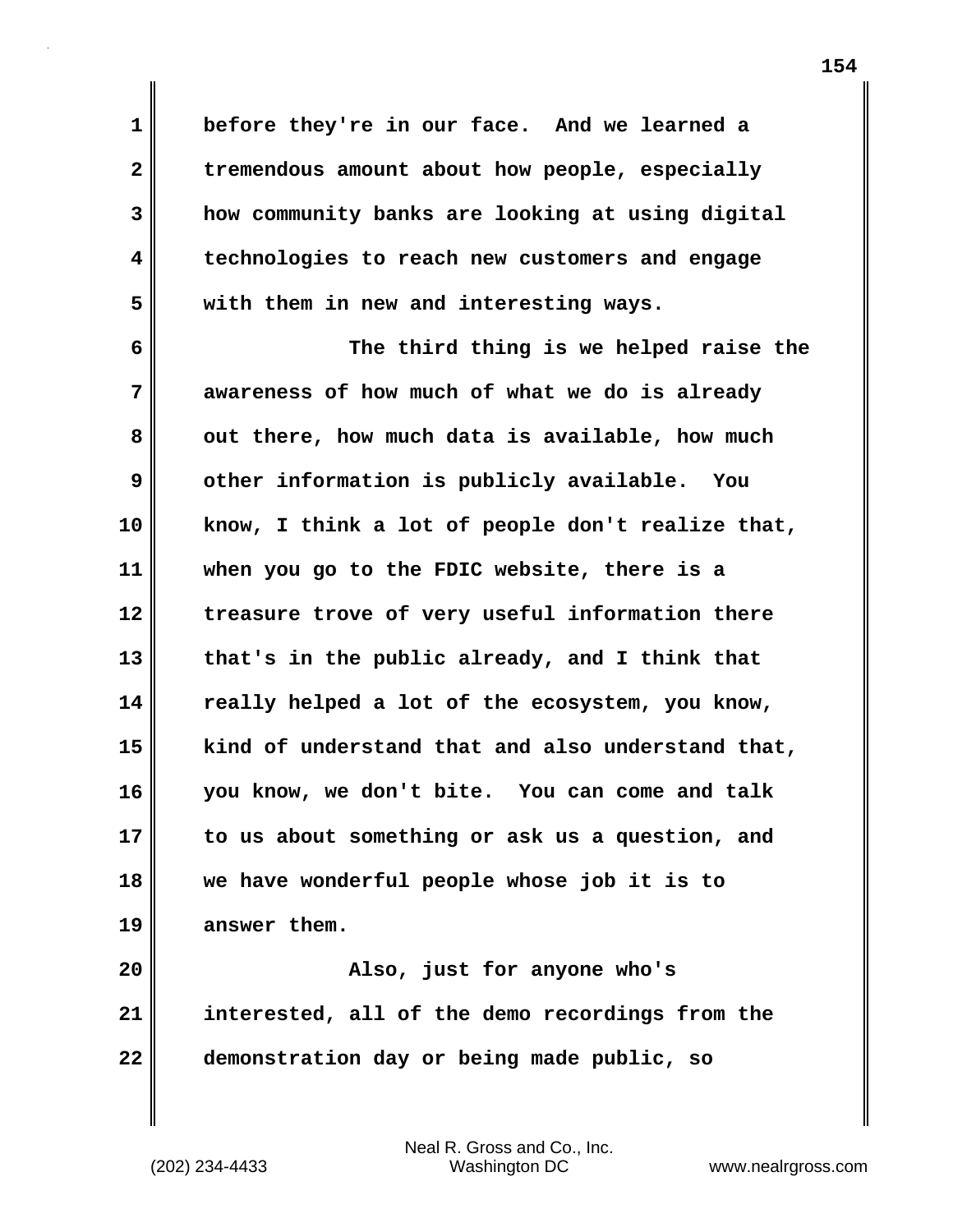before they're in our face. And we learned a tremendous amount about how people, especially how community banks are looking at using digital technologies to reach new customers and engage with them in new and interesting ways.

The third thing is we helped raise the awareness of how much of what we do is already out there, how much data is available, how much other information is publicly available. You know, I think a lot of people don't realize that, when you go to the FDIC website, there is a treasure trove of very useful information there that's in the public already, and I think that really helped a lot of the ecosystem, you know, kind of understand that and also understand that, you know, we don't bite. You can come and talk to us about something or ask us a question, and we have wonderful people whose job it is to answer them.

Also, just for anyone who's interested, all of the demo recordings from the demonstration day or being made public, so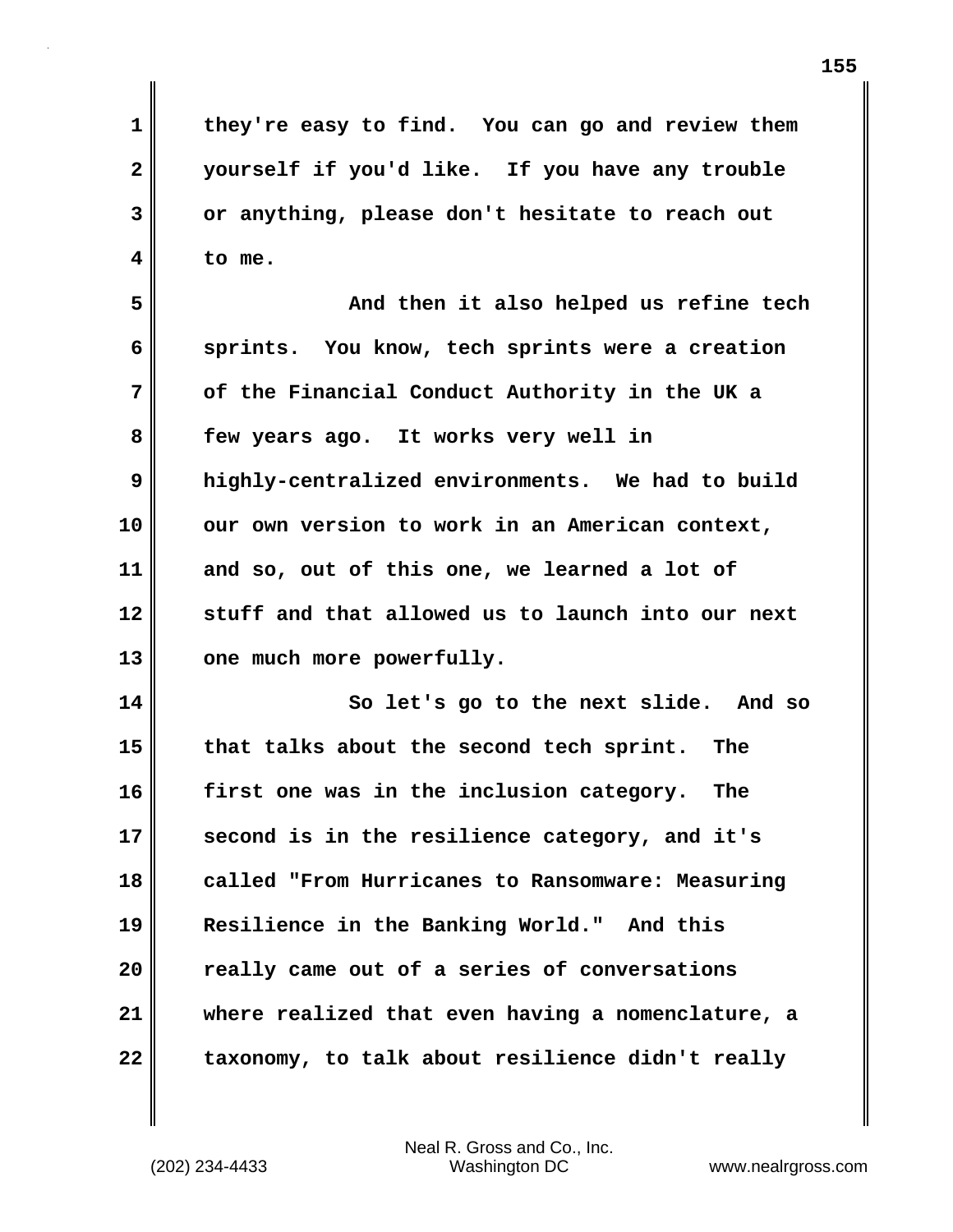they're easy to find. You can go and review them yourself if you'd like. If you have any trouble or anything, please don't hesitate to reach out to me.

And then it also helped us refine tech sprints. You know, tech sprints were a creation of the Financial Conduct Authority in the UK a few years ago. It works very well in highly-centralized environments. We had to build our own version to work in an American context, and so, out of this one, we learned a lot of stuff and that allowed us to launch into our next one much more powerfully.

So let's go to the next slide. And so that talks about the second tech sprint. The first one was in the inclusion category. The second is in the resilience category, and it's called "From Hurricanes to Ransomware: Measuring Resilience in the Banking World." And this really came out of a series of conversations where realized that even having a nomenclature, a taxonomy, to talk about resilience didn't really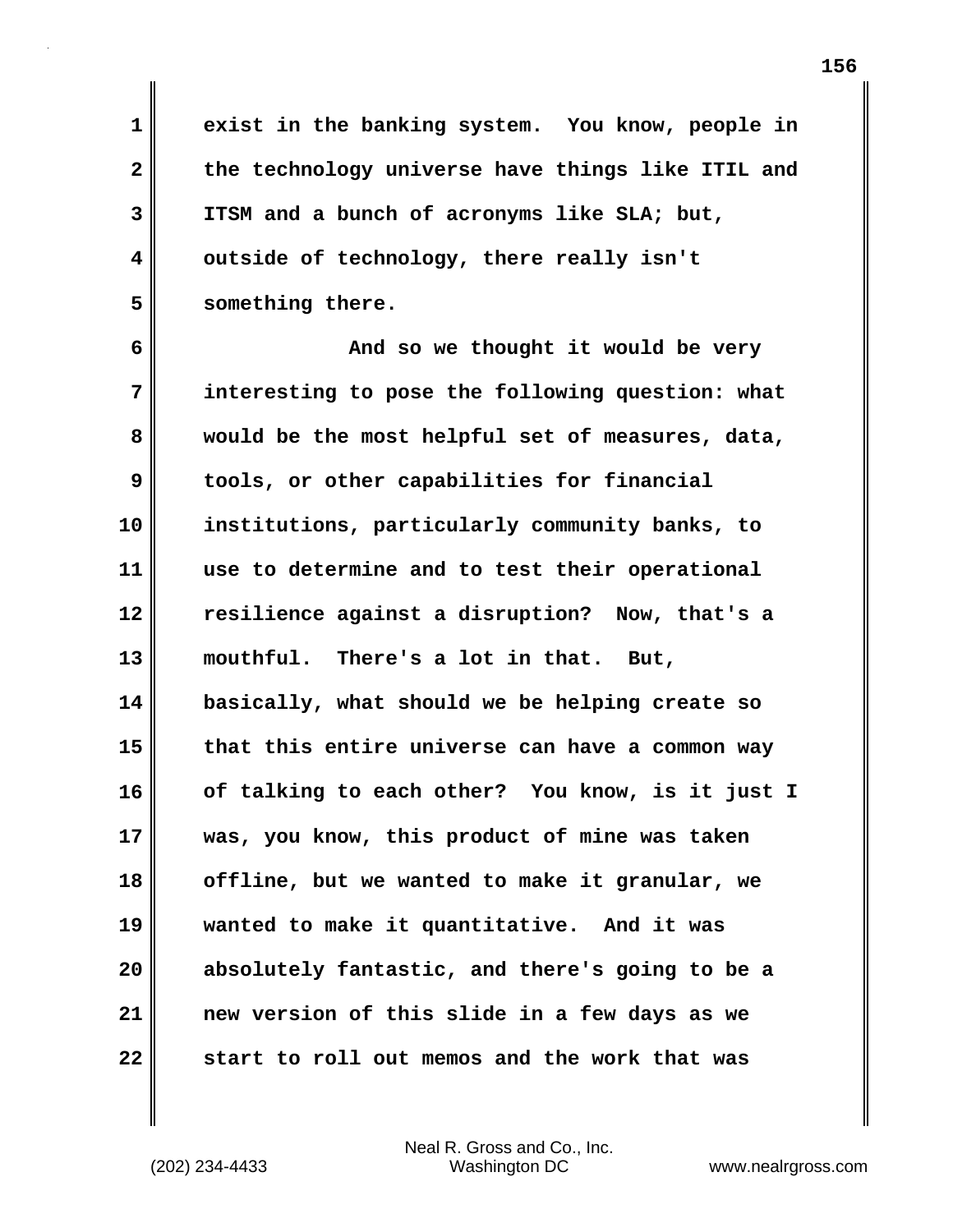exist in the banking system. You know, people in the technology universe have things like ITIL and ITSM and a bunch of acronyms like SLA; but, outside of technology, there really isn't something there.

And so we thought it would be very interesting to pose the following question: what would be the most helpful set of measures, data, tools, or other capabilities for financial institutions, particularly community banks, to use to determine and to test their operational resilience against a disruption? Now, that's a mouthful. There's a lot in that. But, basically, what should we be helping create so that this entire universe can have a common way of talking to each other? You know, is it just I was, you know, this product of mine was taken offline, but we wanted to make it granular, we wanted to make it quantitative. And it was absolutely fantastic, and there's going to be a new version of this slide in a few days as we start to roll out memos and the work that was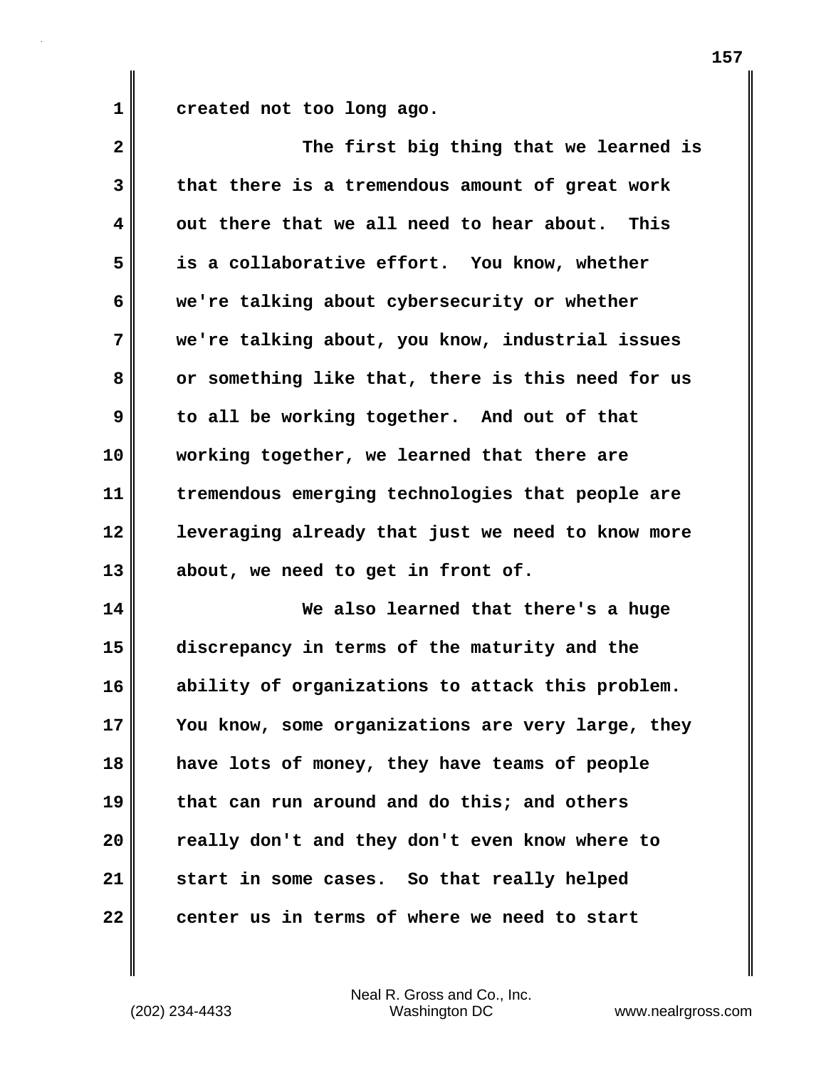created not too long ago.

The first big thing that we learned is that there is a tremendous amount of great work out there that we all need to hear about. This is a collaborative effort. You know, whether we're talking about cybersecurity or whether we're talking about, you know, industrial issues or something like that, there is this need for us to all be working together. And out of that working together, we learned that there are tremendous emerging technologies that people are leveraging already that just we need to know more about, we need to get in front of.

We also learned that there's a huge discrepancy in terms of the maturity and the ability of organizations to attack this problem. You know, some organizations are very large, they have lots of money, they have teams of people that can run around and do this; and others really don't and they don't even know where to start in some cases. So that really helped center us in terms of where we need to start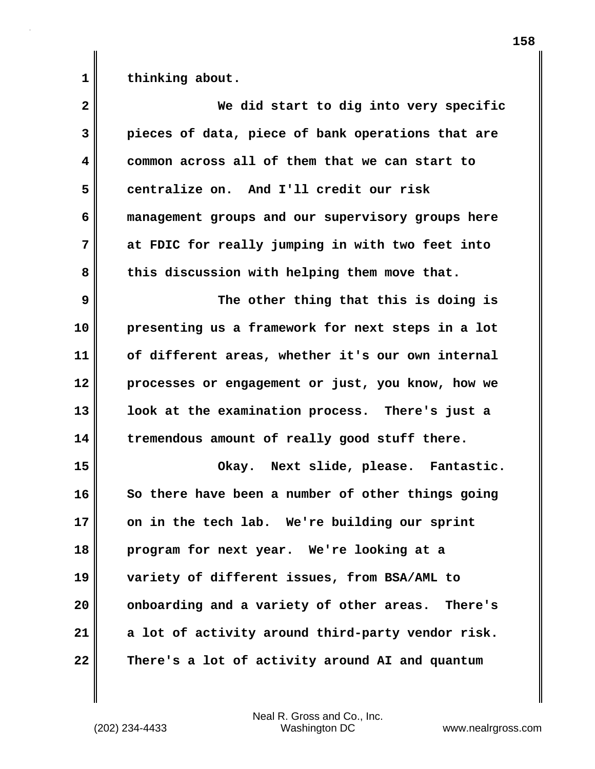thinking about.

We did start to dig into very specific pieces of data, piece of bank operations that are common across all of them that we can start to centralize on. And I'll credit our risk management groups and our supervisory groups here at FDIC for really jumping in with two feet into this discussion with helping them move that.

The other thing that this is doing is presenting us a framework for next steps in a lot of different areas, whether it's our own internal processes or engagement or just, you know, how we look at the examination process. There's just a tremendous amount of really good stuff there.

Okay. Next slide, please. Fantastic. So there have been a number of other things going on in the tech lab. We're building our sprint program for next year. We're looking at a variety of different issues, from BSA/AML to onboarding and a variety of other areas. There's a lot of activity around third-party vendor risk. There's a lot of activity around AI and quantum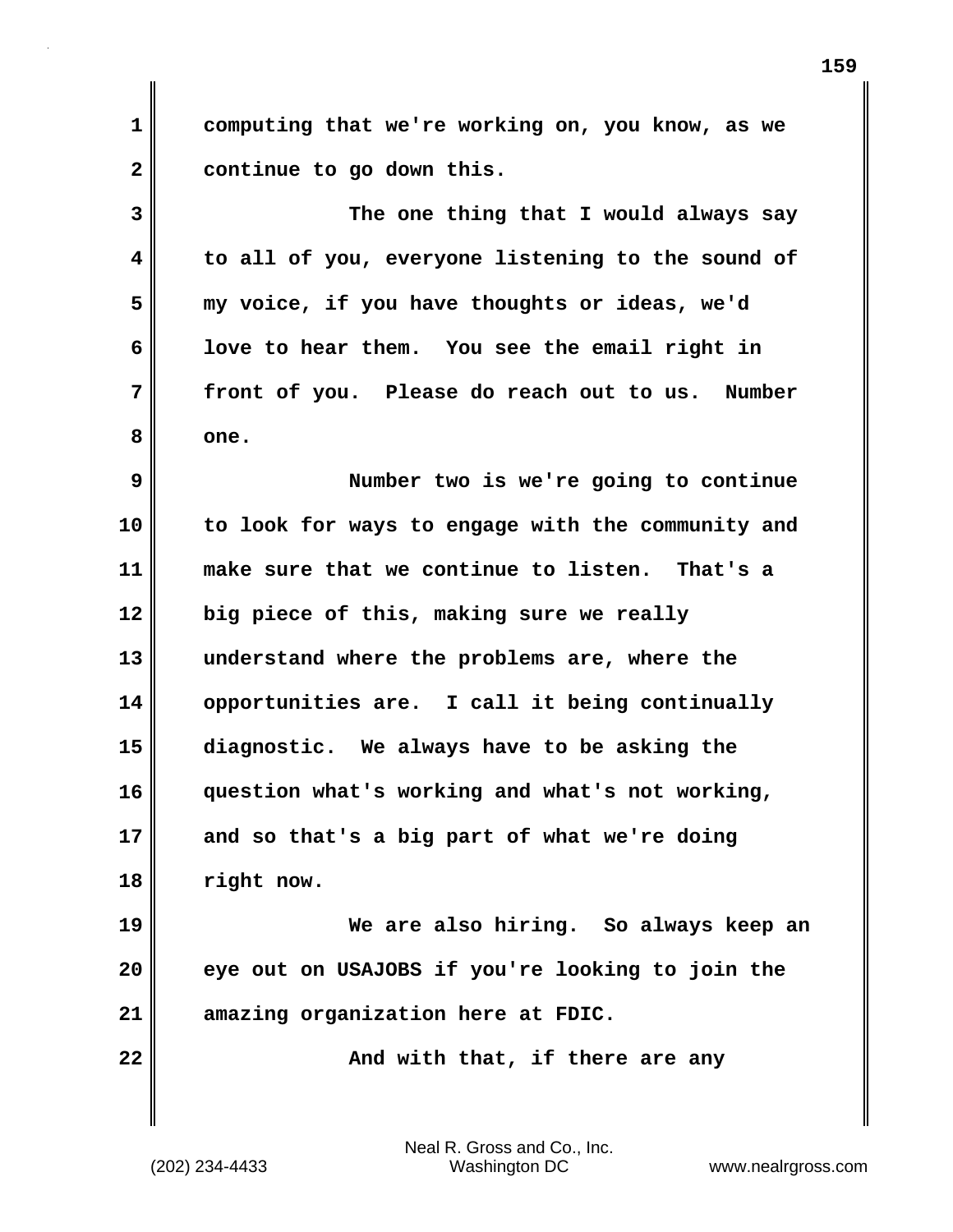computing that we're working on, you know, as we continue to go down this.

The one thing that I would always say to all of you, everyone listening to the sound of my voice, if you have thoughts or ideas, we'd love to hear them. You see the email right in front of you. Please do reach out to us. Number one.

Number two is we're going to continue to look for ways to engage with the community and make sure that we continue to listen. That's a big piece of this, making sure we really understand where the problems are, where the opportunities are. I call it being continually diagnostic. We always have to be asking the question what's working and what's not working, and so that's a big part of what we're doing right now.

We are also hiring. So always keep an eye out on USAJOBS if you're looking to join the amazing organization here at FDIC.

And with that, if there are any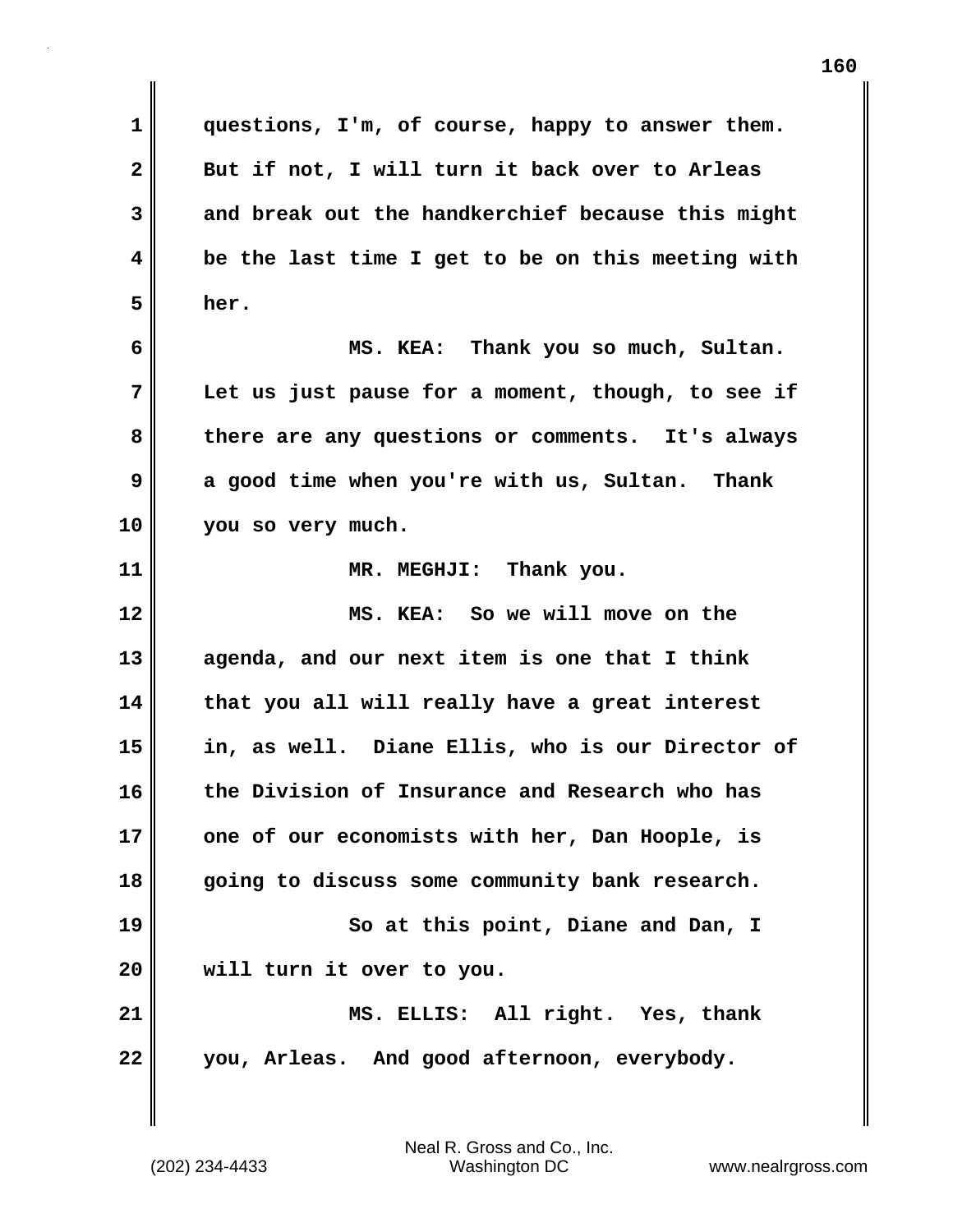questions, I'm, of course, happy to answer them. But if not, I will turn it back over to Arleas and break out the handkerchief because this might be the last time I get to be on this meeting with her.

MS. KEA: Thank you so much, Sultan. Let us just pause for a moment, though, to see if there are any questions or comments. It's always a good time when you're with us, Sultan. Thank you so very much.

MR. MEGHJI: Thank you.

MS. KEA: So we will move on the agenda, and our next item is one that I think that you all will really have a great interest in, as well. Diane Ellis, who is our Director of the Division of Insurance and Research who has one of our economists with her, Dan Hoople, is going to discuss some community bank research.

So at this point, Diane and Dan, I will turn it over to you.

MS. ELLIS: All right. Yes, thank you, Arleas. And good afternoon, everybody.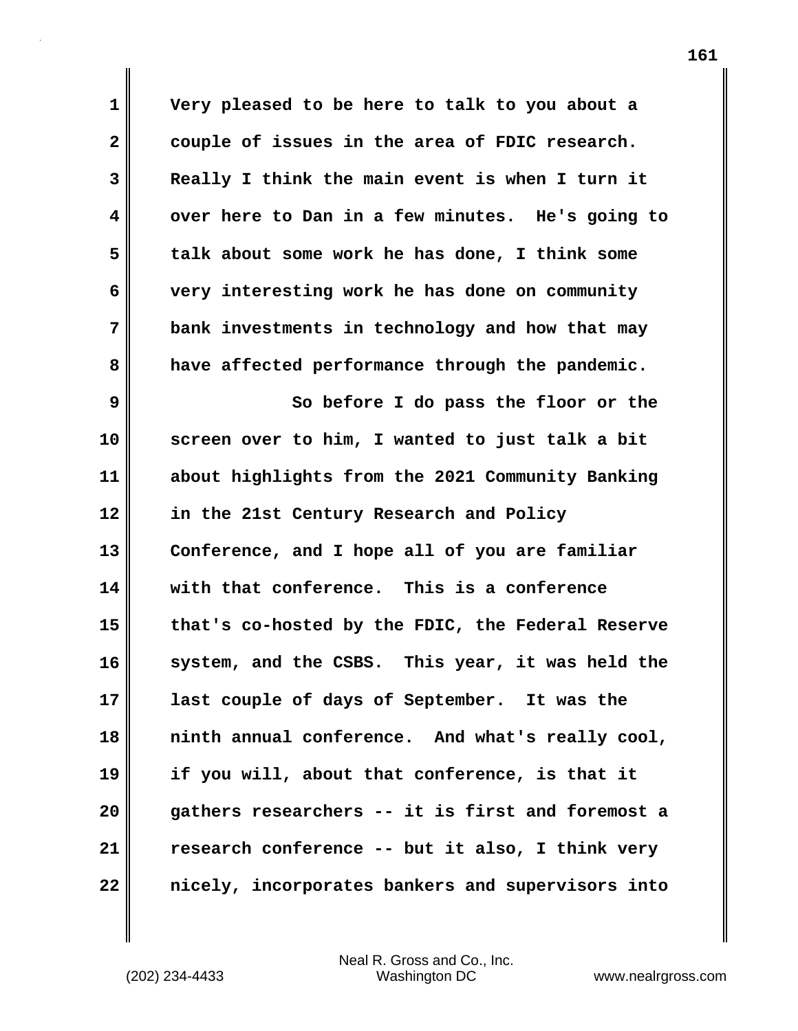Very pleased to be here to talk to you about a couple of issues in the area of FDIC research. Really I think the main event is when I turn it over here to Dan in a few minutes. He's going to talk about some work he has done, I think some very interesting work he has done on community bank investments in technology and how that may have affected performance through the pandemic.

So before I do pass the floor or the screen over to him, I wanted to just talk a bit about highlights from the 2021 Community Banking in the 21st Century Research and Policy Conference, and I hope all of you are familiar with that conference. This is a conference that's co-hosted by the FDIC, the Federal Reserve system, and the CSBS. This year, it was held the last couple of days of September. It was the ninth annual conference. And what's really cool, if you will, about that conference, is that it gathers researchers -- it is first and foremost a research conference -- but it also, I think very nicely, incorporates bankers and supervisors into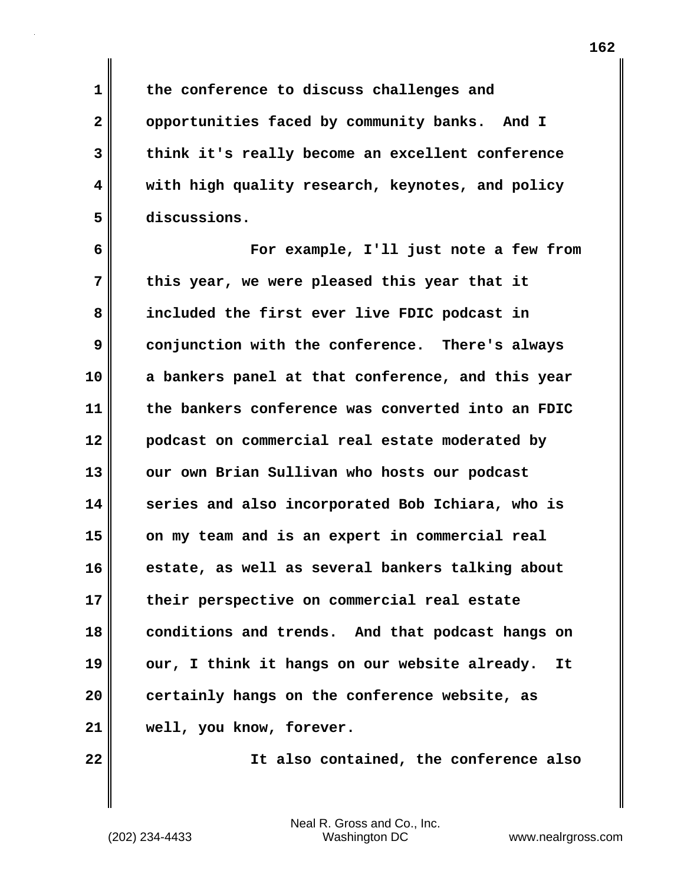the conference to discuss challenges and opportunities faced by community banks. And I think it's really become an excellent conference with high quality research, keynotes, and policy discussions.

For example, I'll just note a few from this year, we were pleased this year that it included the first ever live FDIC podcast in conjunction with the conference. There's always a bankers panel at that conference, and this year the bankers conference was converted into an FDIC podcast on commercial real estate moderated by our own Brian Sullivan who hosts our podcast series and also incorporated Bob Ichiara, who is on my team and is an expert in commercial real estate, as well as several bankers talking about their perspective on commercial real estate conditions and trends. And that podcast hangs on our, I think it hangs on our website already. It certainly hangs on the conference website, as well, you know, forever.

It also contained, the conference also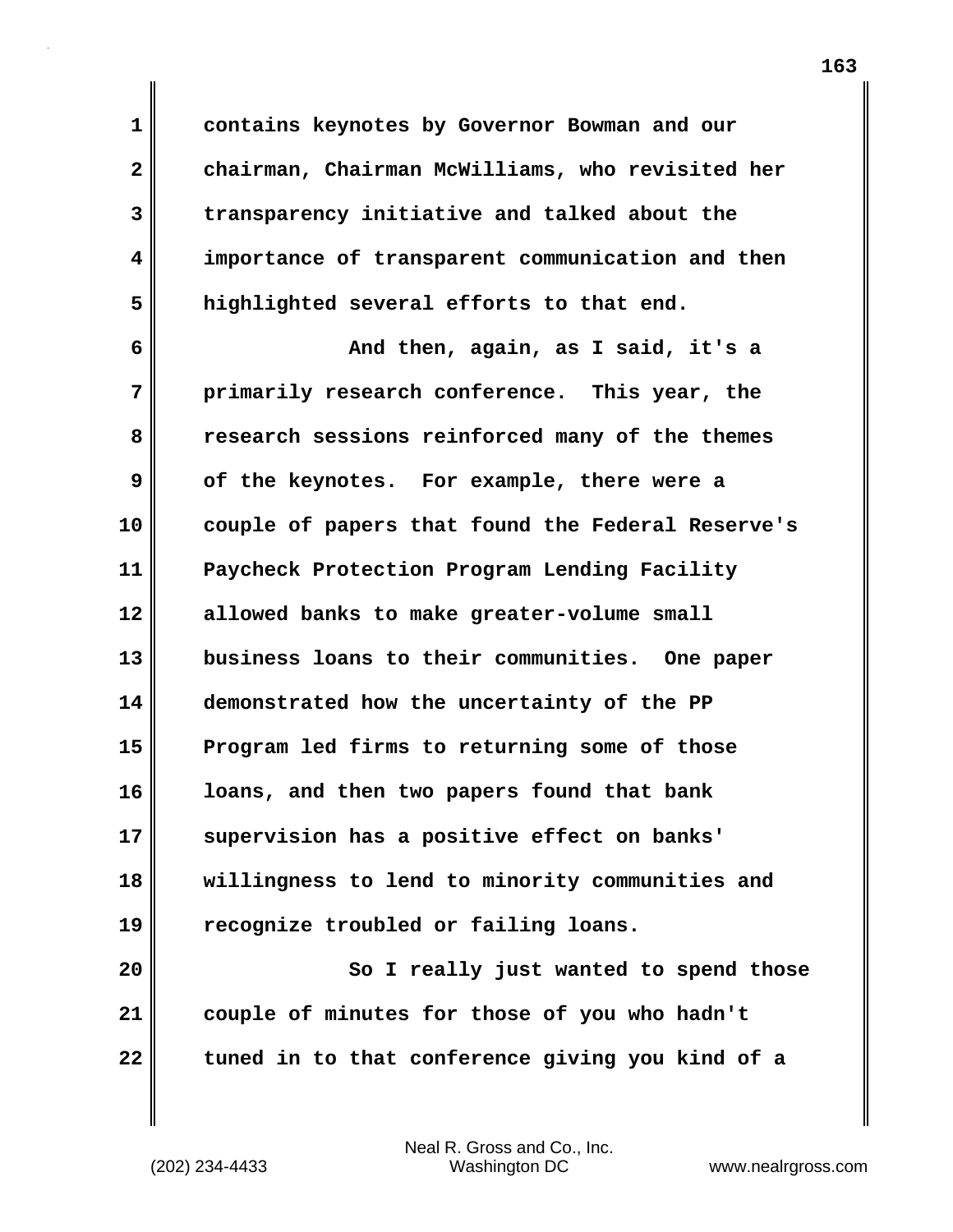contains keynotes by Governor Bowman and our chairman, Chairman McWilliams, who revisited her transparency initiative and talked about the importance of transparent communication and then highlighted several efforts to that end.

And then, again, as I said, it's a primarily research conference. This year, the research sessions reinforced many of the themes of the keynotes. For example, there were a couple of papers that found the Federal Reserve's Paycheck Protection Program Lending Facility allowed banks to make greater-volume small business loans to their communities. One paper demonstrated how the uncertainty of the PP Program led firms to returning some of those loans, and then two papers found that bank supervision has a positive effect on banks' willingness to lend to minority communities and recognize troubled or failing loans.

So I really just wanted to spend those couple of minutes for those of you who hadn't tuned in to that conference giving you kind of a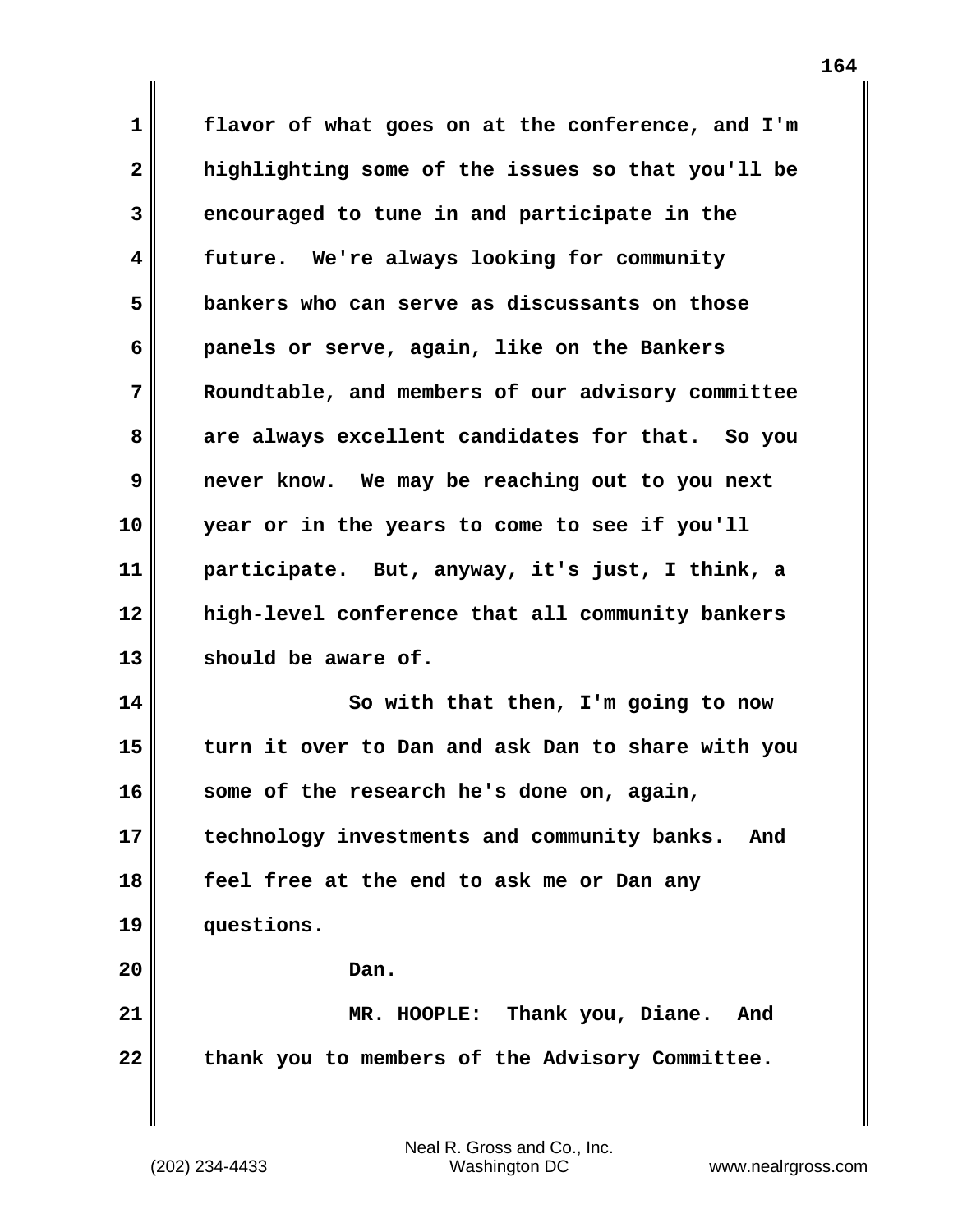flavor of what goes on at the conference, and I'm highlighting some of the issues so that you'll be encouraged to tune in and participate in the future. We're always looking for community bankers who can serve as discussants on those panels or serve, again, like on the Bankers Roundtable, and members of our advisory committee are always excellent candidates for that. So you never know. We may be reaching out to you next year or in the years to come to see if you'll participate. But, anyway, it's just, I think, a high-level conference that all community bankers should be aware of.

So with that then, I'm going to now turn it over to Dan and ask Dan to share with you some of the research he's done on, again, technology investments and community banks. And feel free at the end to ask me or Dan any questions.

Dan.

MR. HOOPLE: Thank you, Diane. And thank you to members of the Advisory Committee.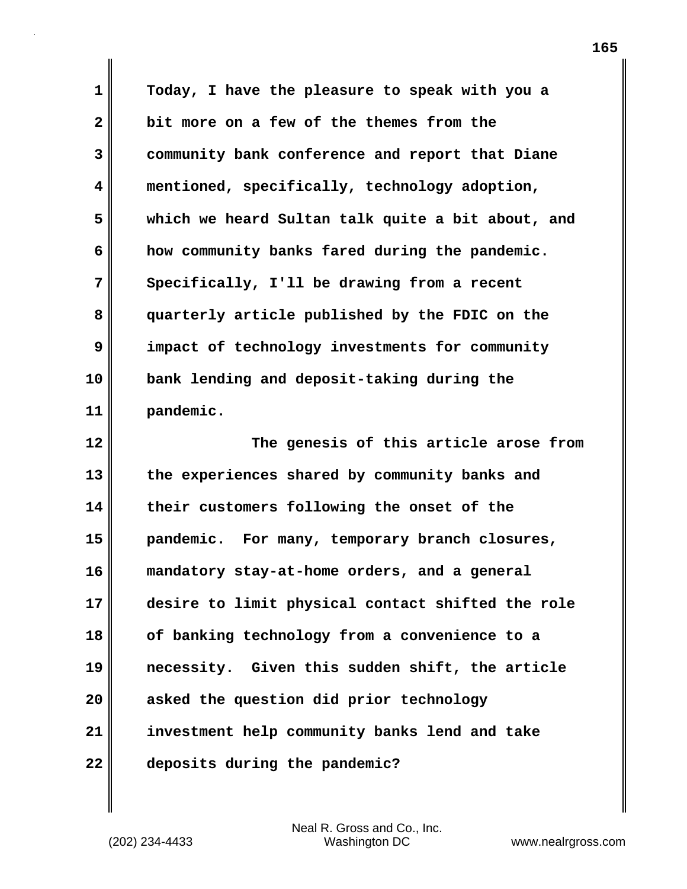Today, I have the pleasure to speak with you a bit more on a few of the themes from the community bank conference and report that Diane mentioned, specifically, technology adoption, which we heard Sultan talk quite a bit about, and how community banks fared during the pandemic. Specifically, I'll be drawing from a recent quarterly article published by the FDIC on the impact of technology investments for community bank lending and deposit-taking during the pandemic.

The genesis of this article arose from the experiences shared by community banks and their customers following the onset of the pandemic. For many, temporary branch closures, mandatory stay-at-home orders, and a general desire to limit physical contact shifted the role of banking technology from a convenience to a necessity. Given this sudden shift, the article asked the question did prior technology investment help community banks lend and take deposits during the pandemic?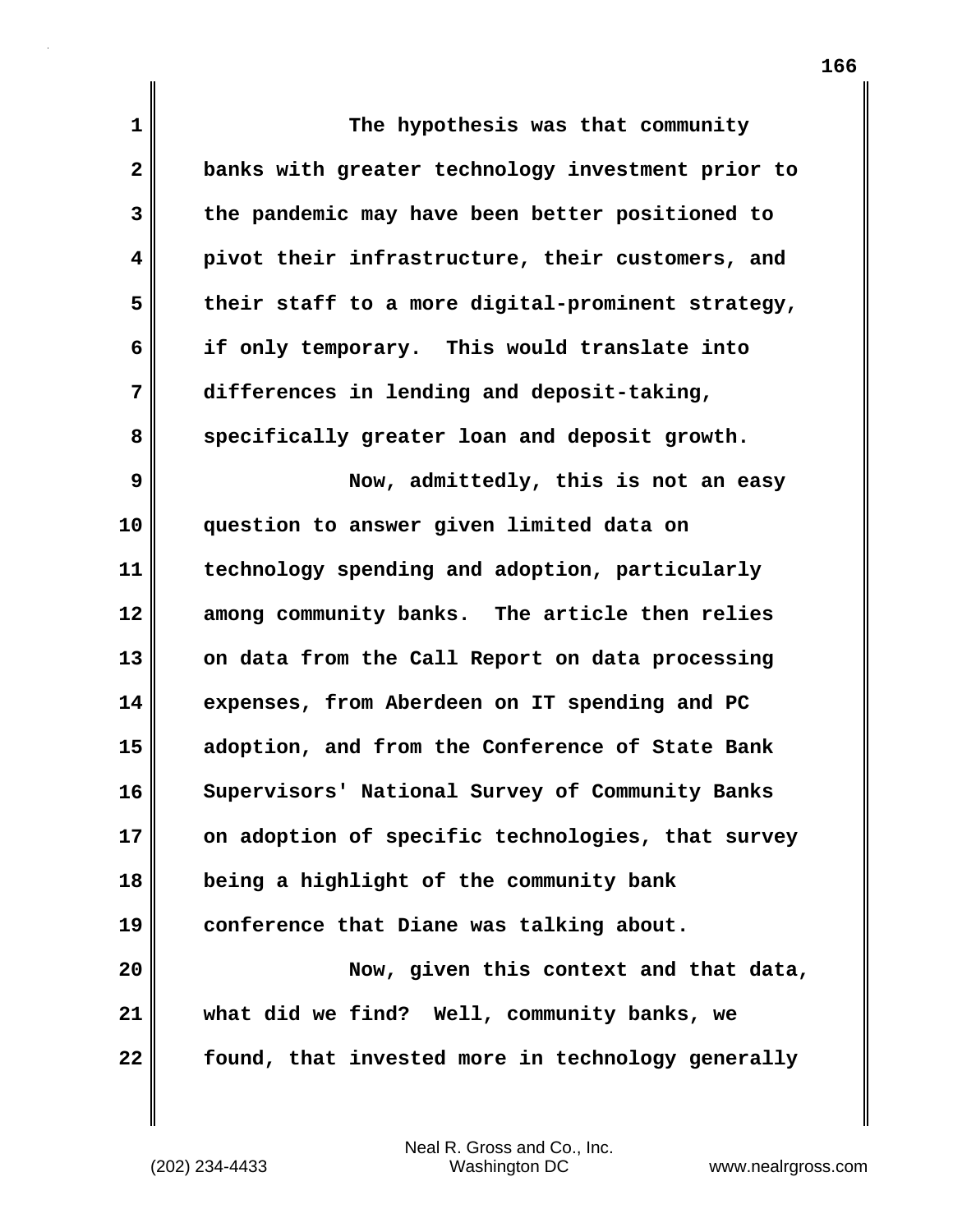The hypothesis was that community banks with greater technology investment prior to the pandemic may have been better positioned to pivot their infrastructure, their customers, and their staff to a more digital-prominent strategy, if only temporary. This would translate into differences in lending and deposit-taking, specifically greater loan and deposit growth.

Now, admittedly, this is not an easy question to answer given limited data on technology spending and adoption, particularly among community banks. The article then relies on data from the Call Report on data processing expenses, from Aberdeen on IT spending and PC adoption, and from the Conference of State Bank Supervisors' National Survey of Community Banks on adoption of specific technologies, that survey being a highlight of the community bank conference that Diane was talking about.

Now, given this context and that data, what did we find? Well, community banks, we found, that invested more in technology generally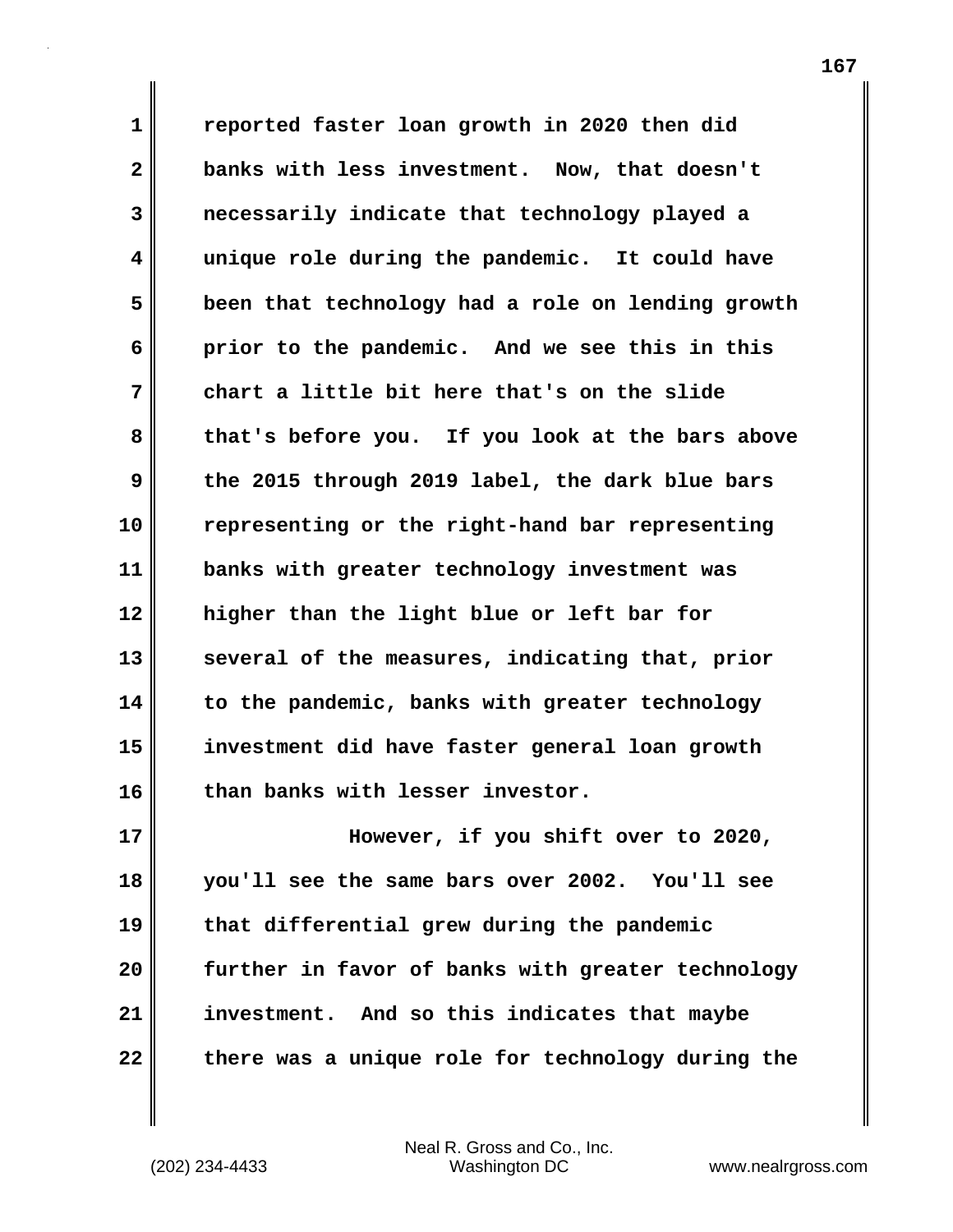reported faster loan growth in 2020 then did banks with less investment. Now, that doesn't necessarily indicate that technology played a unique role during the pandemic. It could have been that technology had a role on lending growth prior to the pandemic. And we see this in this chart a little bit here that's on the slide that's before you. If you look at the bars above the 2015 through 2019 label, the dark blue bars representing or the right-hand bar representing banks with greater technology investment was higher than the light blue or left bar for several of the measures, indicating that, prior to the pandemic, banks with greater technology investment did have faster general loan growth than banks with lesser investor.

However, if you shift over to 2020, you'll see the same bars over 2002. You'll see that differential grew during the pandemic further in favor of banks with greater technology investment. And so this indicates that maybe there was a unique role for technology during the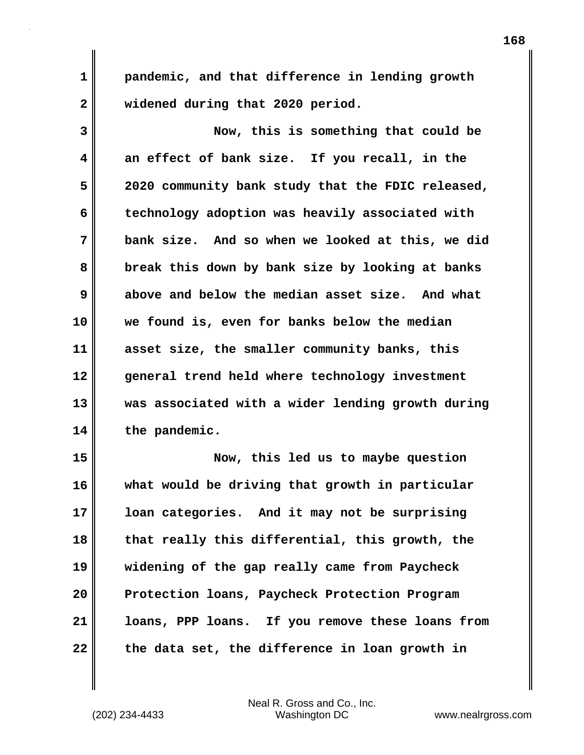pandemic, and that difference in lending growth widened during that 2020 period.

Now, this is something that could be an effect of bank size. If you recall, in the 2020 community bank study that the FDIC released, technology adoption was heavily associated with bank size. And so when we looked at this, we did break this down by bank size by looking at banks above and below the median asset size. And what we found is, even for banks below the median asset size, the smaller community banks, this general trend held where technology investment was associated with a wider lending growth during the pandemic.

Now, this led us to maybe question what would be driving that growth in particular loan categories. And it may not be surprising that really this differential, this growth, the widening of the gap really came from Paycheck Protection loans, Paycheck Protection Program loans, PPP loans. If you remove these loans from the data set, the difference in loan growth in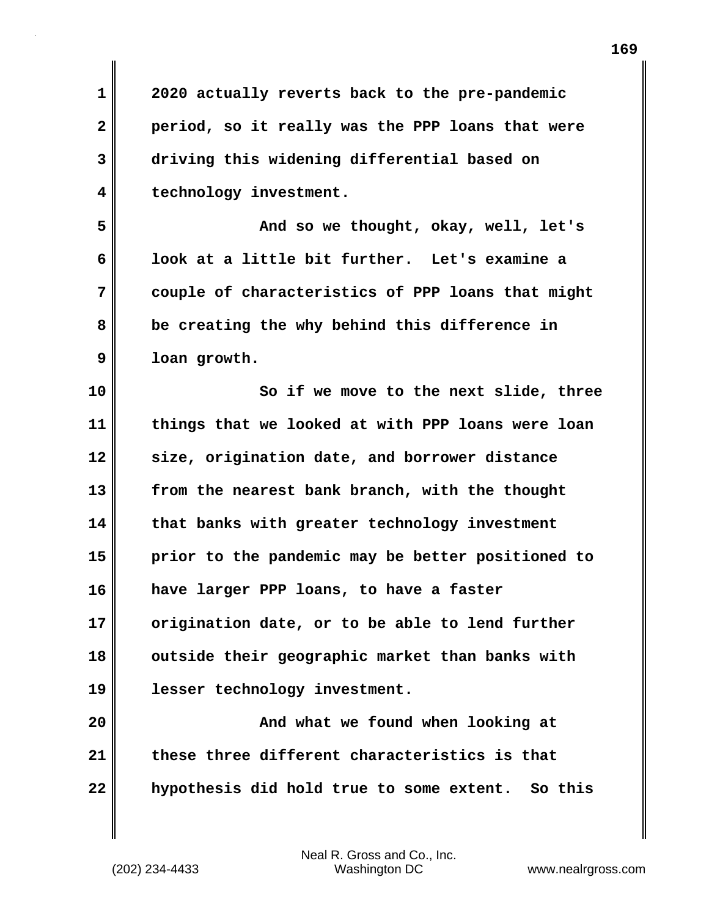2020 actually reverts back to the pre-pandemic period, so it really was the PPP loans that were driving this widening differential based on technology investment.

And so we thought, okay, well, let's look at a little bit further. Let's examine a couple of characteristics of PPP loans that might be creating the why behind this difference in loan growth.

So if we move to the next slide, three things that we looked at with PPP loans were loan size, origination date, and borrower distance from the nearest bank branch, with the thought that banks with greater technology investment prior to the pandemic may be better positioned to have larger PPP loans, to have a faster origination date, or to be able to lend further outside their geographic market than banks with lesser technology investment.

And what we found when looking at these three different characteristics is that hypothesis did hold true to some extent. So this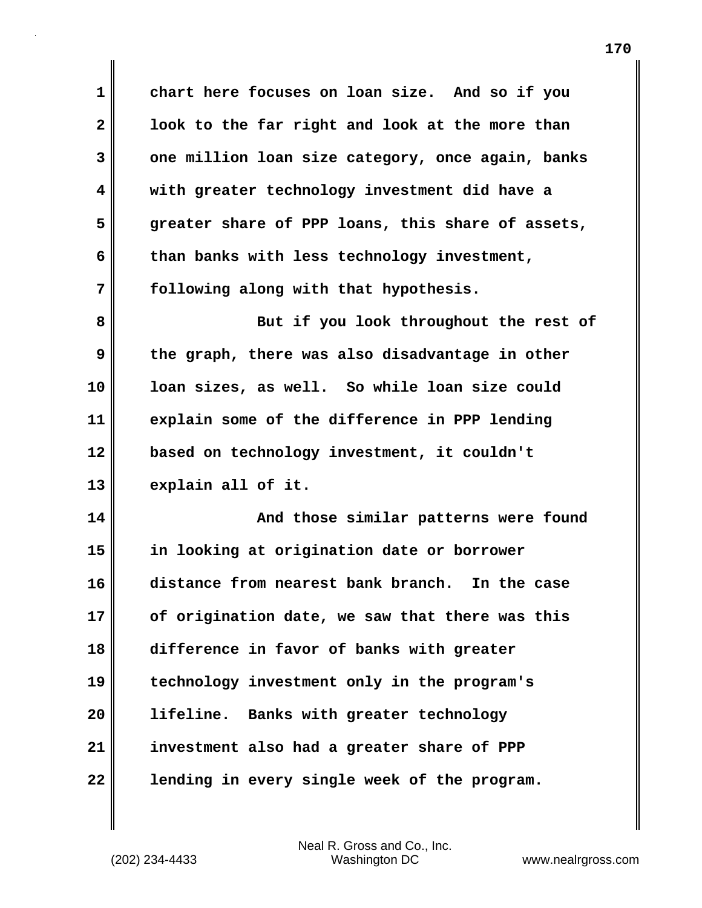chart here focuses on loan size. And so if you look to the far right and look at the more than one million loan size category, once again, banks with greater technology investment did have a greater share of PPP loans, this share of assets, than banks with less technology investment, following along with that hypothesis.

But if you look throughout the rest of the graph, there was also disadvantage in other loan sizes, as well. So while loan size could explain some of the difference in PPP lending based on technology investment, it couldn't explain all of it.

And those similar patterns were found in looking at origination date or borrower distance from nearest bank branch. In the case of origination date, we saw that there was this difference in favor of banks with greater technology investment only in the program's lifeline. Banks with greater technology investment also had a greater share of PPP lending in every single week of the program.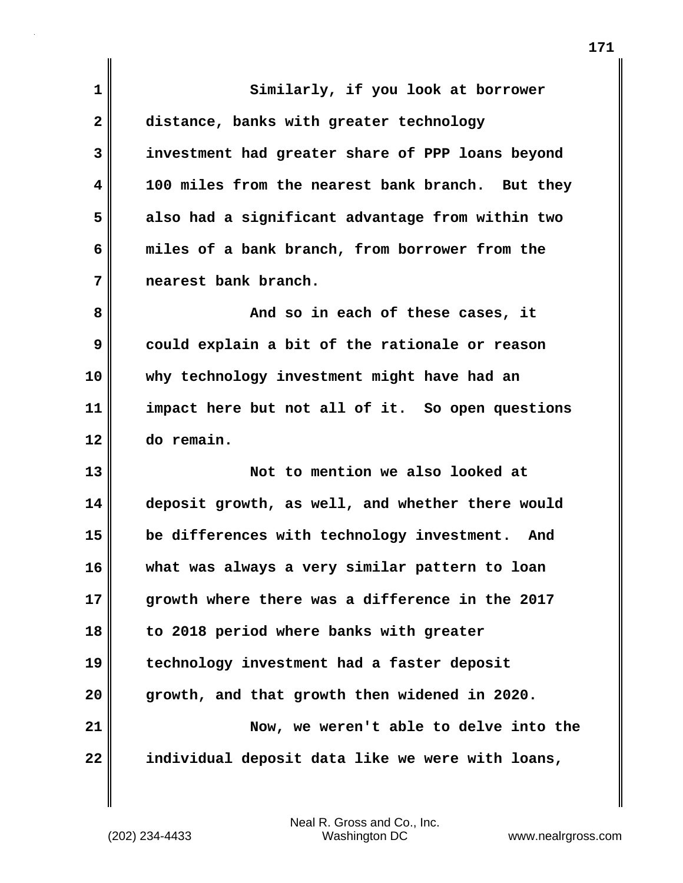Similarly, if you look at borrower distance, banks with greater technology investment had greater share of PPP loans beyond 100 miles from the nearest bank branch. But they also had a significant advantage from within two miles of a bank branch, from borrower from the nearest bank branch.

And so in each of these cases, it could explain a bit of the rationale or reason why technology investment might have had an impact here but not all of it. So open questions do remain.

Not to mention we also looked at deposit growth, as well, and whether there would be differences with technology investment. And what was always a very similar pattern to loan growth where there was a difference in the 2017 to 2018 period where banks with greater technology investment had a faster deposit growth, and that growth then widened in 2020.

Now, we weren't able to delve into the individual deposit data like we were with loans,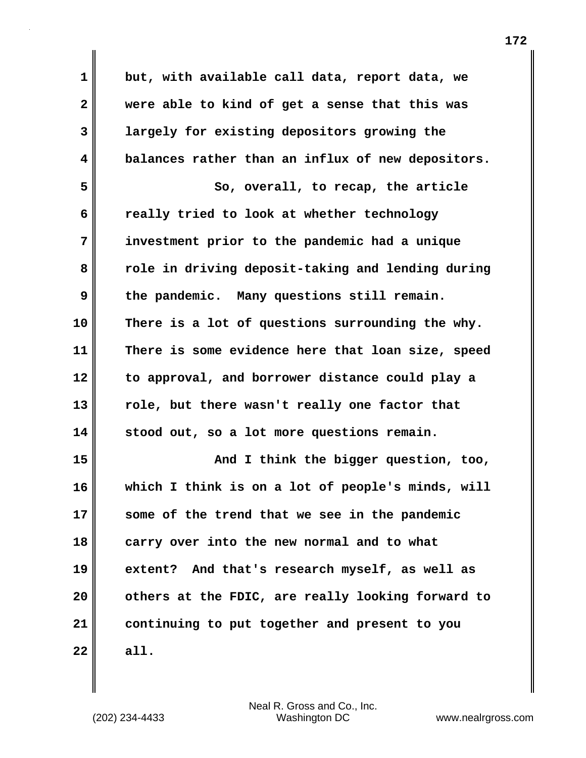but, with available call data, report data, we were able to kind of get a sense that this was largely for existing depositors growing the balances rather than an influx of new depositors.

So, overall, to recap, the article really tried to look at whether technology investment prior to the pandemic had a unique role in driving deposit-taking and lending during the pandemic. Many questions still remain. There is a lot of questions surrounding the why. There is some evidence here that loan size, speed to approval, and borrower distance could play a role, but there wasn't really one factor that stood out, so a lot more questions remain.

And I think the bigger question, too, which I think is on a lot of people's minds, will some of the trend that we see in the pandemic carry over into the new normal and to what extent? And that's research myself, as well as others at the FDIC, are really looking forward to continuing to put together and present to you all.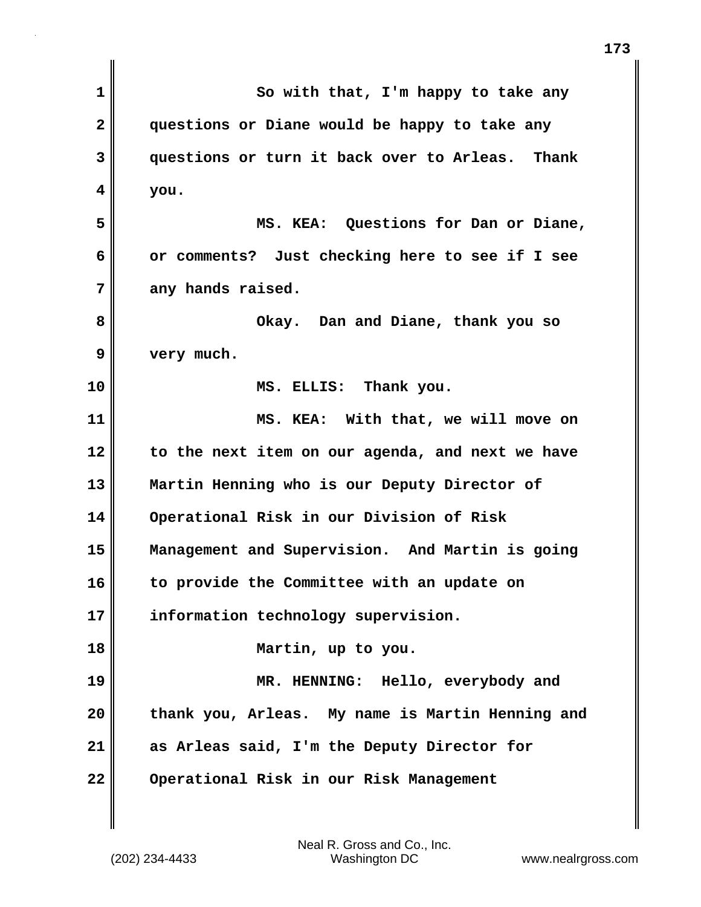So with that, I'm happy to take any questions or Diane would be happy to take any questions or turn it back over to Arleas. Thank you.

MS. KEA: Questions for Dan or Diane, or comments? Just checking here to see if I see any hands raised.

Okay. Dan and Diane, thank you so very much.

MS. ELLIS: Thank you.

MS. KEA: With that, we will move on to the next item on our agenda, and next we have Martin Henning who is our Deputy Director of Operational Risk in our Division of Risk Management and Supervision. And Martin is going to provide the Committee with an update on information technology supervision.

Martin, up to you.

MR. HENNING: Hello, everybody and thank you, Arleas. My name is Martin Henning and as Arleas said, I'm the Deputy Director for Operational Risk in our Risk Management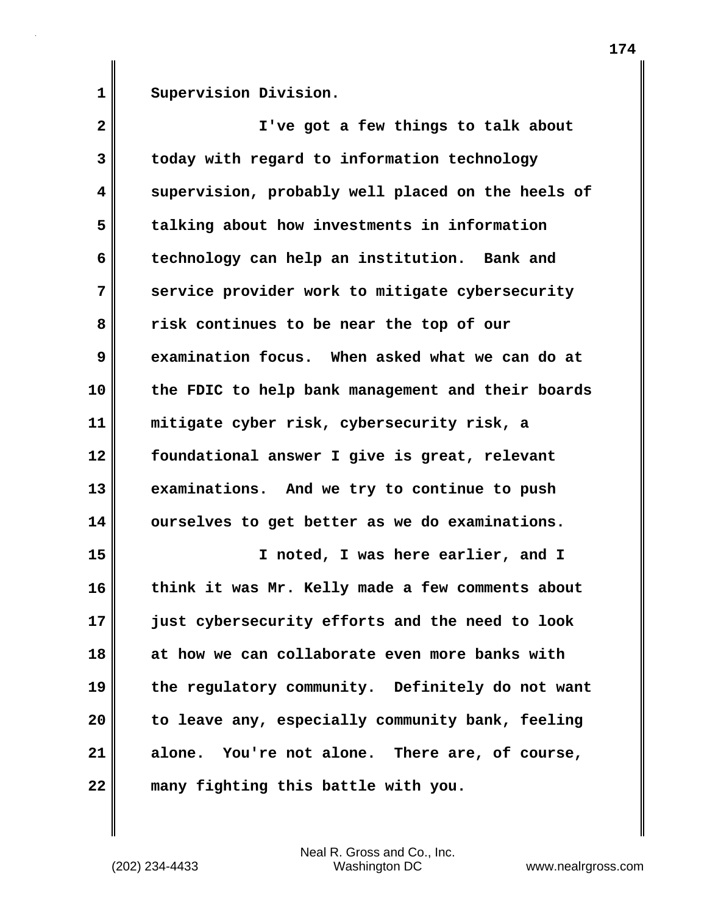Supervision Division.

I've got a few things to talk about today with regard to information technology supervision, probably well placed on the heels of talking about how investments in information technology can help an institution. Bank and service provider work to mitigate cybersecurity risk continues to be near the top of our examination focus. When asked what we can do at the FDIC to help bank management and their boards mitigate cyber risk, cybersecurity risk, a foundational answer I give is great, relevant examinations. And we try to continue to push ourselves to get better as we do examinations.

I noted, I was here earlier, and I think it was Mr. Kelly made a few comments about just cybersecurity efforts and the need to look at how we can collaborate even more banks with the regulatory community. Definitely do not want to leave any, especially community bank, feeling alone. You're not alone. There are, of course, many fighting this battle with you.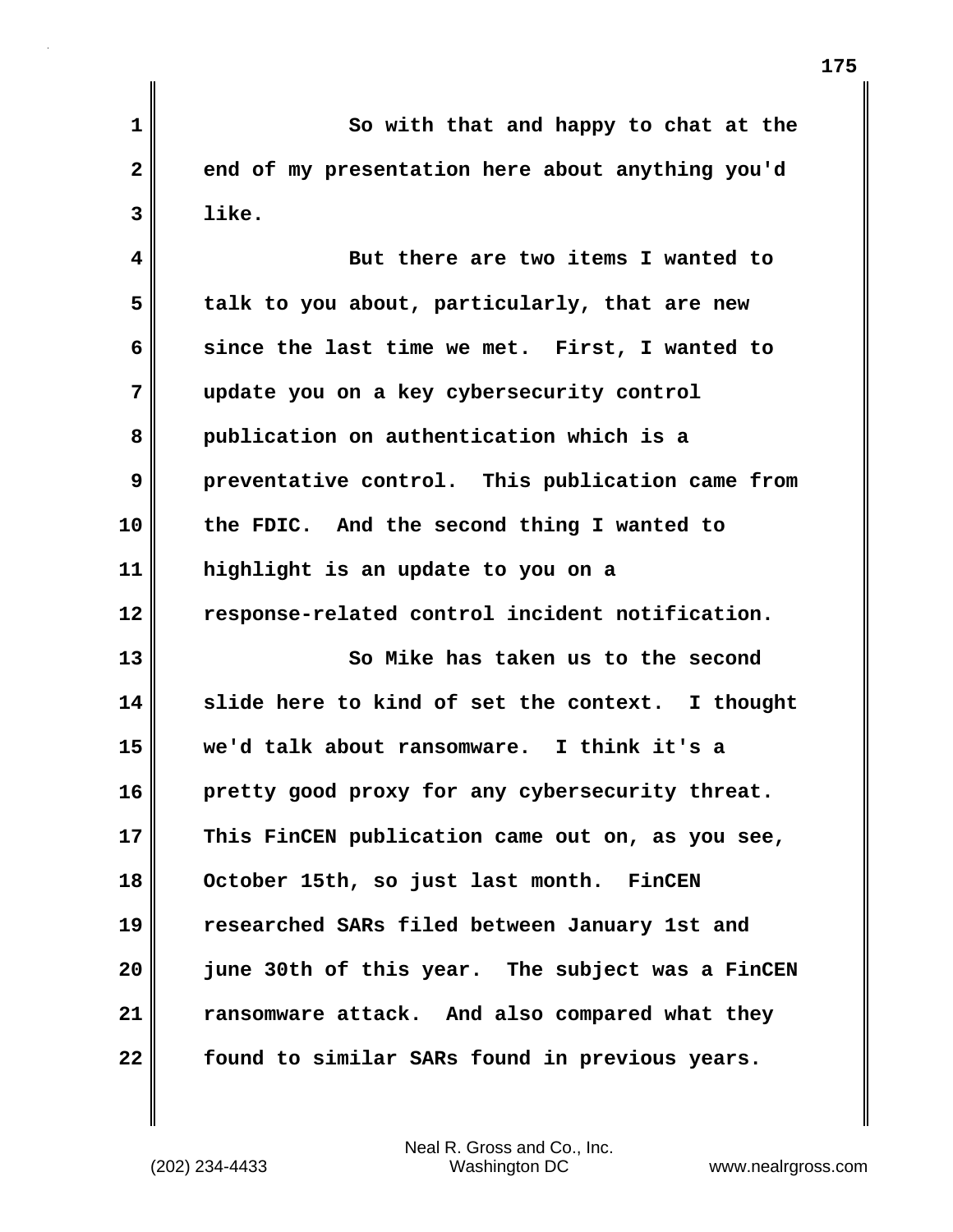So with that and happy to chat at the end of my presentation here about anything you'd like.

But there are two items I wanted to talk to you about, particularly, that are new since the last time we met. First, I wanted to update you on a key cybersecurity control publication on authentication which is a preventative control. This publication came from the FDIC. And the second thing I wanted to highlight is an update to you on a response-related control incident notification.

So Mike has taken us to the second slide here to kind of set the context. I thought we'd talk about ransomware. I think it's a pretty good proxy for any cybersecurity threat. This FinCEN publication came out on, as you see, October 15th, so just last month. FinCEN researched SARs filed between January 1st and june 30th of this year. The subject was a FinCEN ransomware attack. And also compared what they found to similar SARs found in previous years.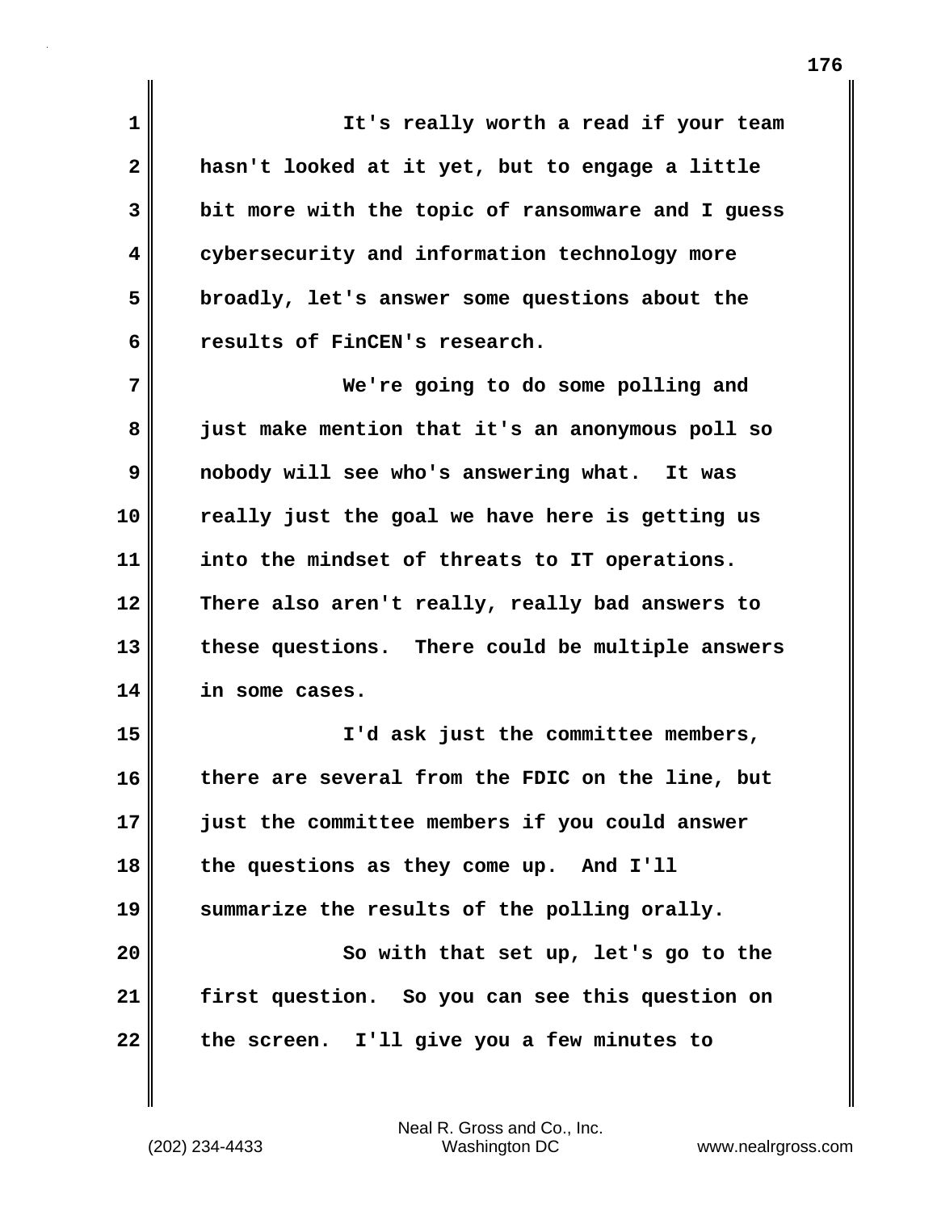It's really worth a read if your team hasn't looked at it yet, but to engage a little bit more with the topic of ransomware and I guess cybersecurity and information technology more broadly, let's answer some questions about the results of FinCEN's research.

We're going to do some polling and just make mention that it's an anonymous poll so nobody will see who's answering what. It was really just the goal we have here is getting us into the mindset of threats to IT operations. There also aren't really, really bad answers to these questions. There could be multiple answers in some cases.

I'd ask just the committee members, there are several from the FDIC on the line, but just the committee members if you could answer the questions as they come up. And I'll summarize the results of the polling orally.

So with that set up, let's go to the first question. So you can see this question on the screen. I'll give you a few minutes to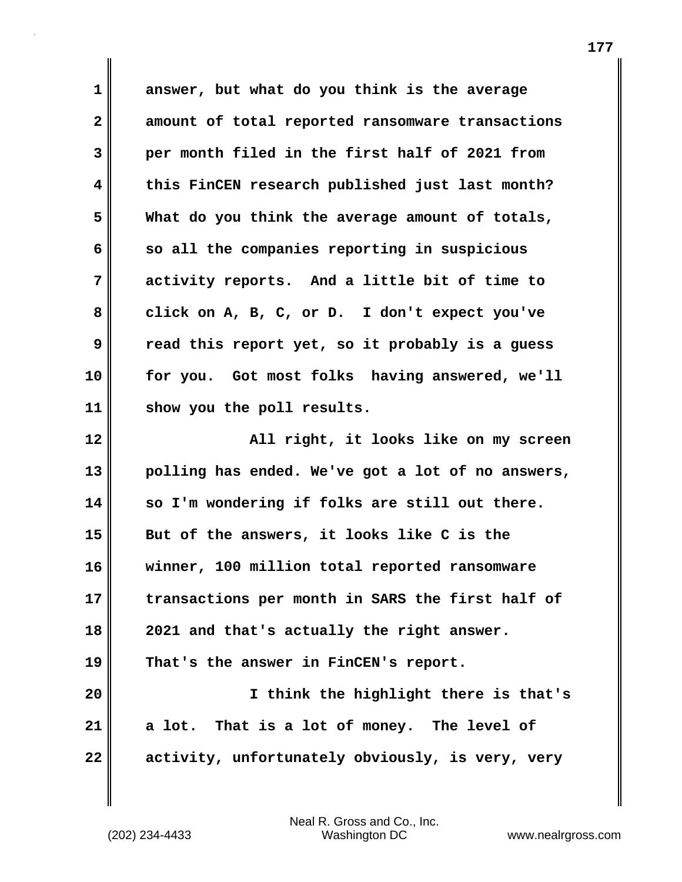answer, but what do you think is the average amount of total reported ransomware transactions per month filed in the first half of 2021 from this FinCEN research published just last month? What do you think the average amount of totals, so all the companies reporting in suspicious activity reports. And a little bit of time to click on A, B, C, or D. I don't expect you've read this report yet, so it probably is a guess for you. Got most folks having answered, we'll show you the poll results.

All right, it looks like on my screen polling has ended. We've got a lot of no answers, so I'm wondering if folks are still out there. But of the answers, it looks like C is the winner, 100 million total reported ransomware transactions per month in SARS the first half of 2021 and that's actually the right answer. That's the answer in FinCEN's report.

I think the highlight there is that's a lot. That is a lot of money. The level of activity, unfortunately obviously, is very, very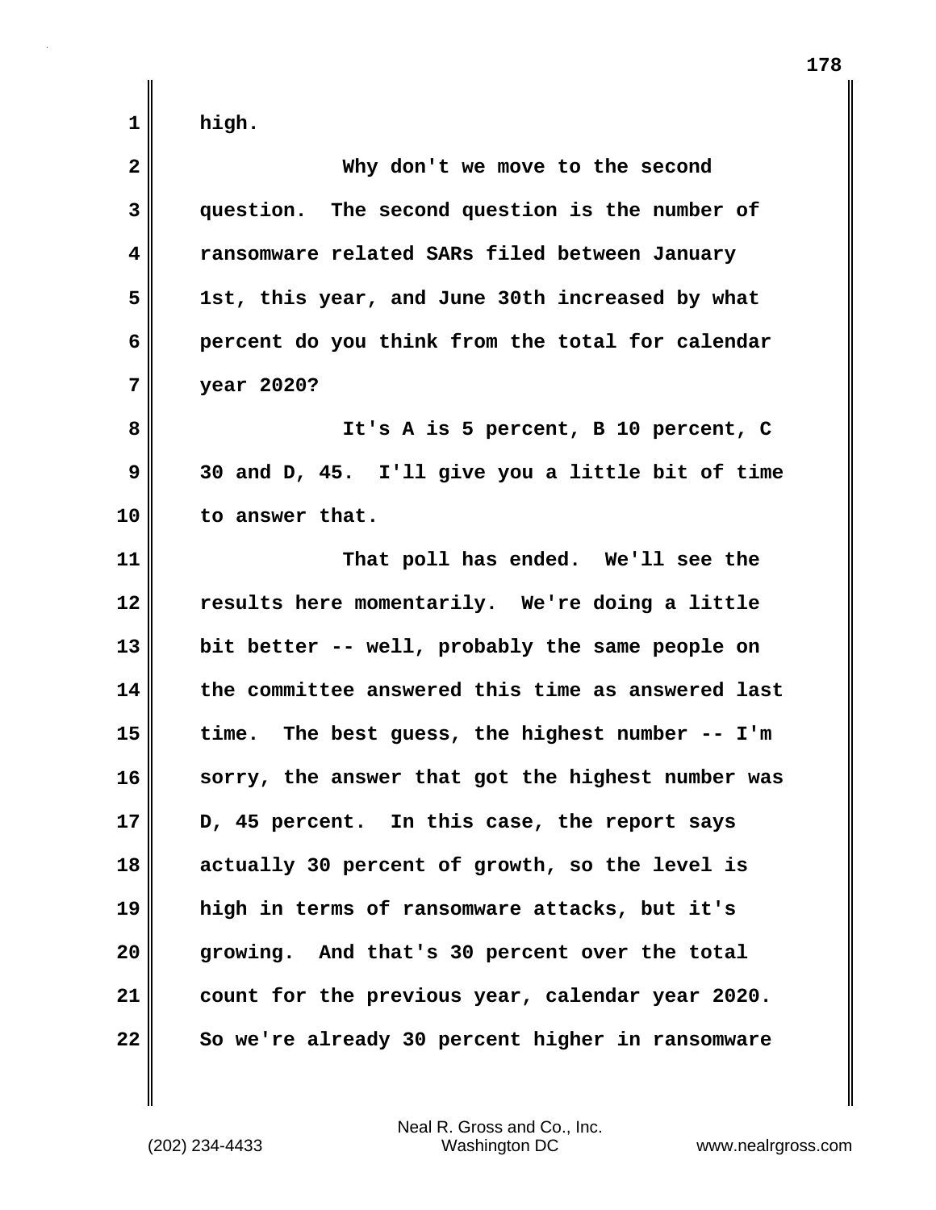high.

Why don't we move to the second question. The second question is the number of ransomware related SARs filed between January 1st, this year, and June 30th increased by what percent do you think from the total for calendar year 2020?

It's A is 5 percent, B 10 percent, C 30 and D, 45. I'll give you a little bit of time to answer that.

That poll has ended. We'll see the results here momentarily. We're doing a little bit better -- well, probably the same people on the committee answered this time as answered last time. The best guess, the highest number -- I'm sorry, the answer that got the highest number was D, 45 percent. In this case, the report says actually 30 percent of growth, so the level is high in terms of ransomware attacks, but it's growing. And that's 30 percent over the total count for the previous year, calendar year 2020. So we're already 30 percent higher in ransomware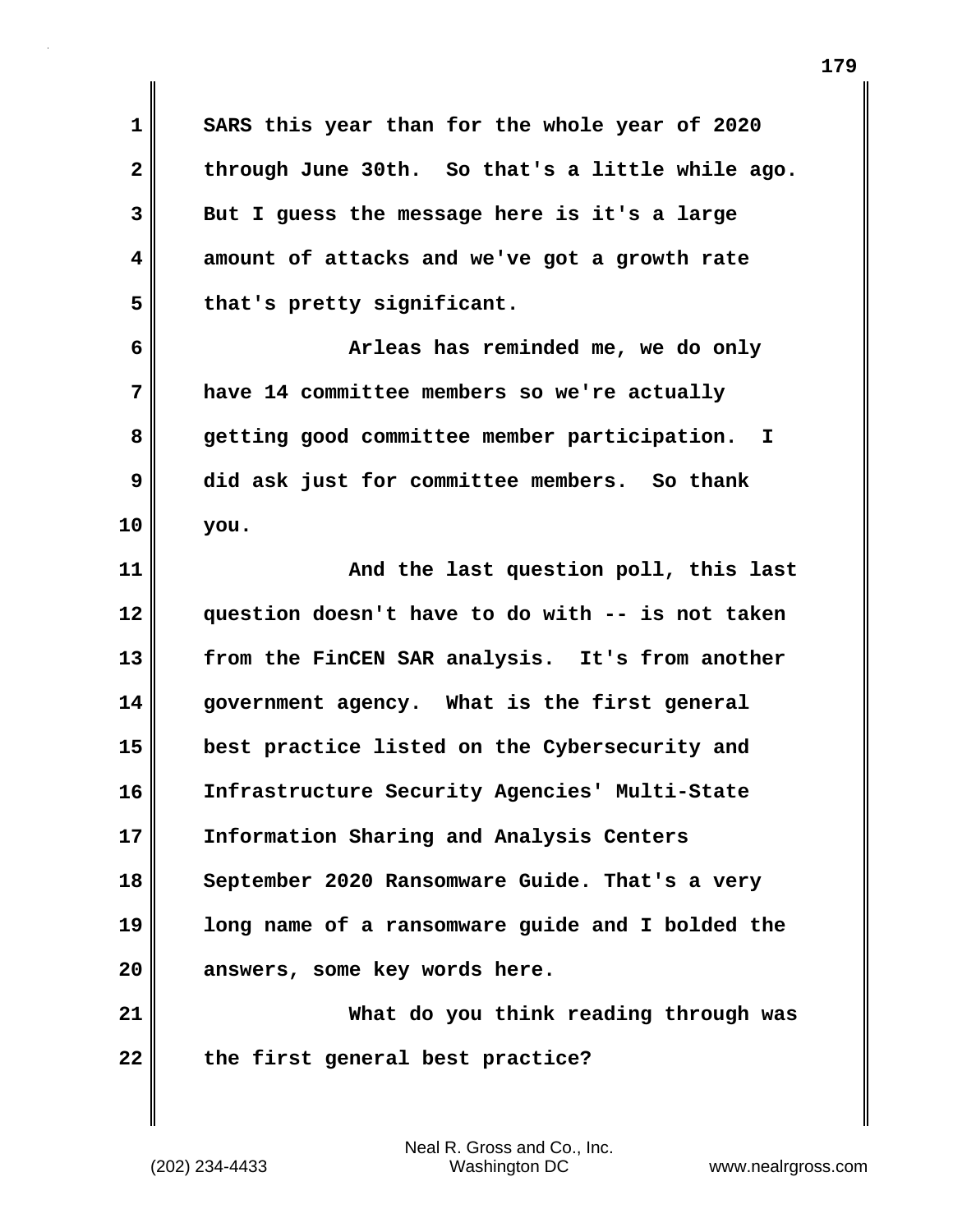SARS this year than for the whole year of 2020 through June 30th. So that's a little while ago. But I guess the message here is it's a large amount of attacks and we've got a growth rate that's pretty significant.

Arleas has reminded me, we do only have 14 committee members so we're actually getting good committee member participation. I did ask just for committee members. So thank you.

And the last question poll, this last question doesn't have to do with -- is not taken from the FinCEN SAR analysis. It's from another government agency. What is the first general best practice listed on the Cybersecurity and Infrastructure Security Agencies' Multi-State Information Sharing and Analysis Centers September 2020 Ransomware Guide. That's a very long name of a ransomware guide and I bolded the answers, some key words here.

What do you think reading through was the first general best practice?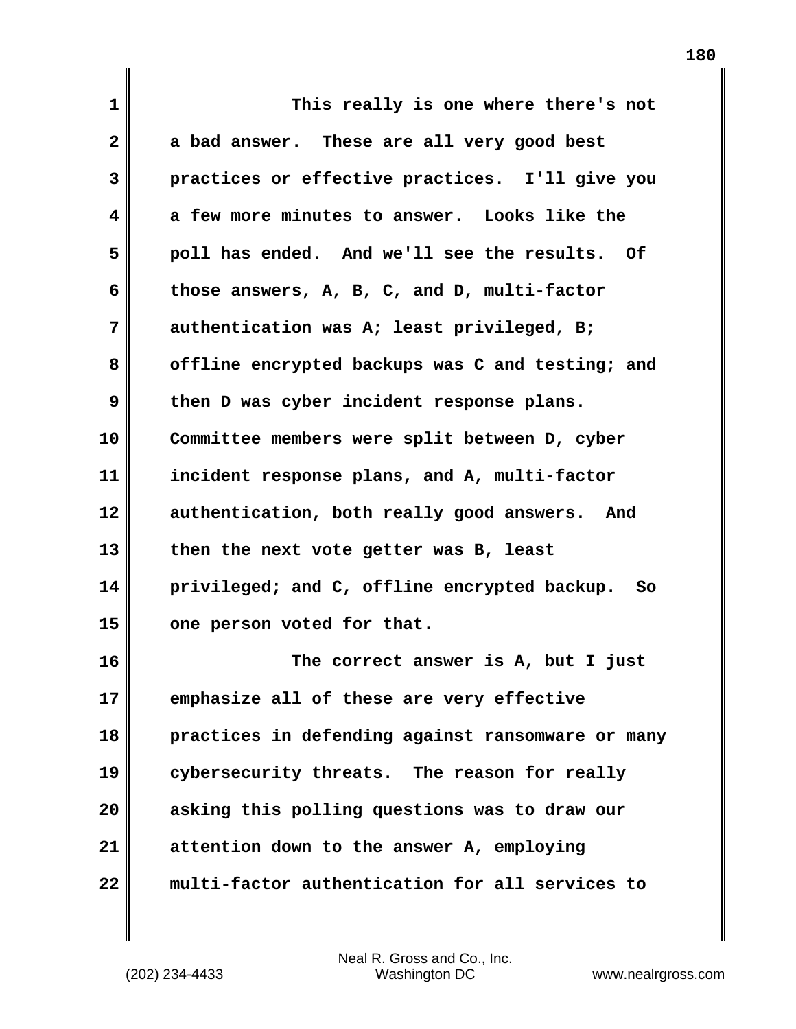This really is one where there's not a bad answer. These are all very good best practices or effective practices. I'll give you a few more minutes to answer. Looks like the poll has ended. And we'll see the results. Of those answers, A, B, C, and D, multi-factor authentication was A; least privileged, B; offline encrypted backups was C and testing; and then D was cyber incident response plans. Committee members were split between D, cyber incident response plans, and A, multi-factor authentication, both really good answers. And then the next vote getter was B, least privileged; and C, offline encrypted backup. So one person voted for that.

The correct answer is A, but I just emphasize all of these are very effective practices in defending against ransomware or many cybersecurity threats. The reason for really asking this polling questions was to draw our attention down to the answer A, employing multi-factor authentication for all services to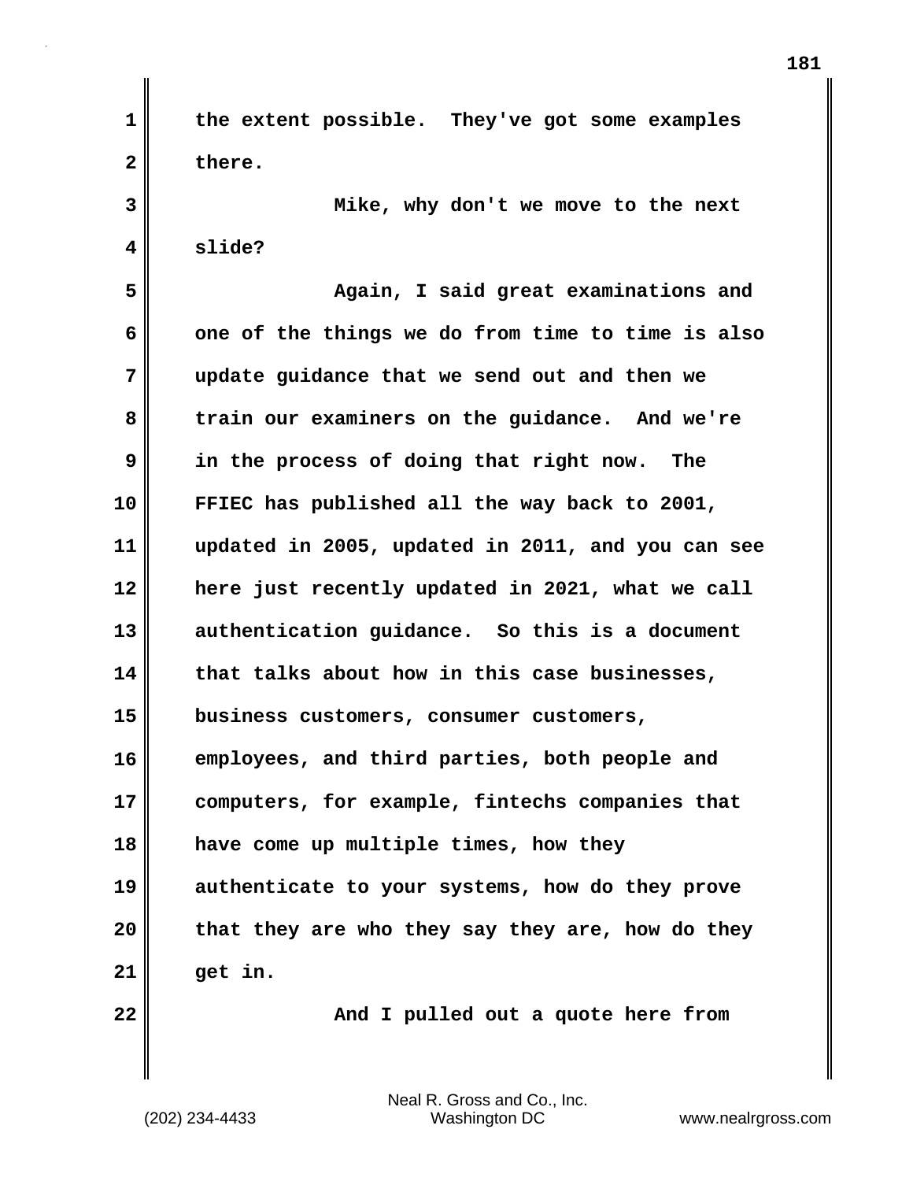the extent possible. They've got some examples there.

Mike, why don't we move to the next slide?

Again, I said great examinations and one of the things we do from time to time is also update guidance that we send out and then we train our examiners on the guidance. And we're in the process of doing that right now. The FFIEC has published all the way back to 2001, updated in 2005, updated in 2011, and you can see here just recently updated in 2021, what we call authentication guidance. So this is a document that talks about how in this case businesses, business customers, consumer customers, employees, and third parties, both people and computers, for example, fintechs companies that have come up multiple times, how they authenticate to your systems, how do they prove that they are who they say they are, how do they get in.

And I pulled out a quote here from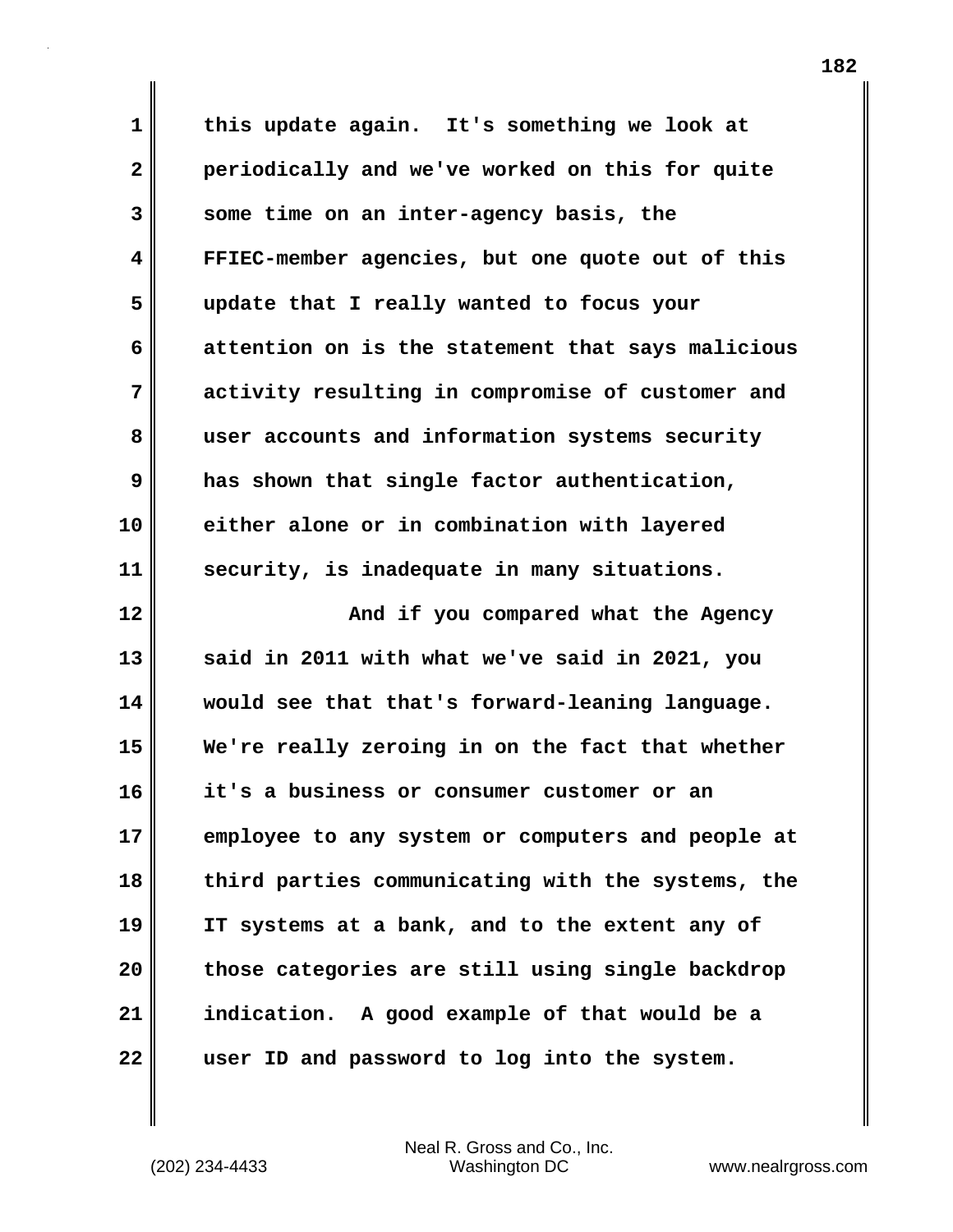this update again. It's something we look at periodically and we've worked on this for quite some time on an inter-agency basis, the FFIEC-member agencies, but one quote out of this update that I really wanted to focus your attention on is the statement that says malicious activity resulting in compromise of customer and user accounts and information systems security has shown that single factor authentication, either alone or in combination with layered security, is inadequate in many situations.

And if you compared what the Agency said in 2011 with what we've said in 2021, you would see that that's forward-leaning language. We're really zeroing in on the fact that whether it's a business or consumer customer or an employee to any system or computers and people at third parties communicating with the systems, the IT systems at a bank, and to the extent any of those categories are still using single backdrop indication. A good example of that would be a user ID and password to log into the system.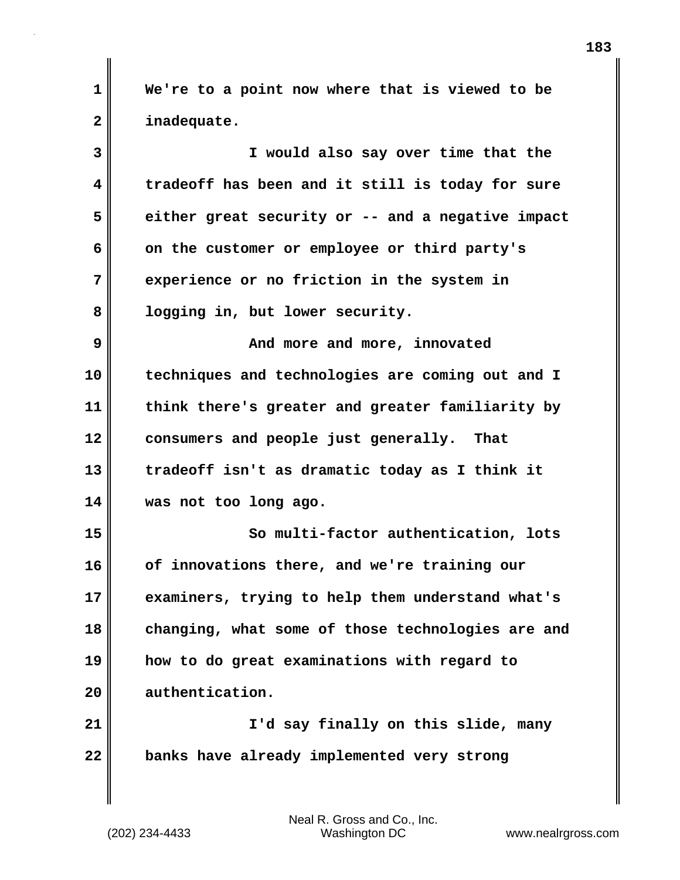We're to a point now where that is viewed to be inadequate.

I would also say over time that the tradeoff has been and it still is today for sure either great security or -- and a negative impact on the customer or employee or third party's experience or no friction in the system in logging in, but lower security.

And more and more, innovated techniques and technologies are coming out and I think there's greater and greater familiarity by consumers and people just generally. That tradeoff isn't as dramatic today as I think it was not too long ago.

So multi-factor authentication, lots of innovations there, and we're training our examiners, trying to help them understand what's changing, what some of those technologies are and how to do great examinations with regard to authentication.

I'd say finally on this slide, many banks have already implemented very strong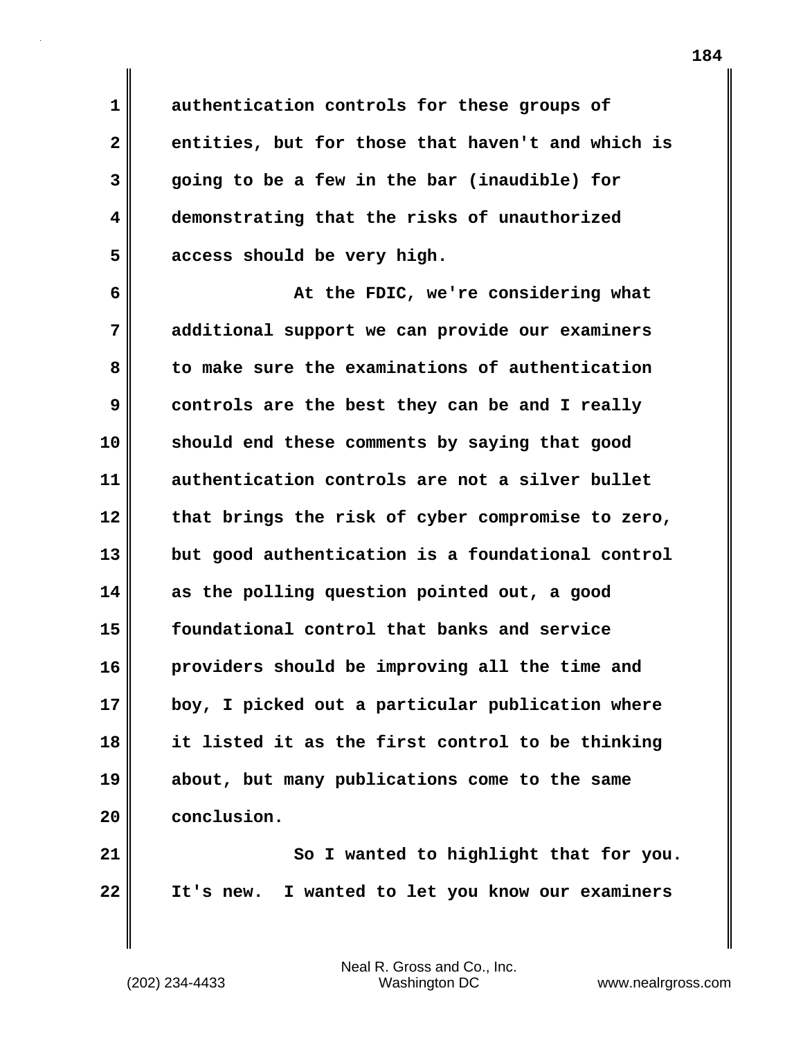authentication controls for these groups of entities, but for those that haven't and which is going to be a few in the bar (inaudible) for demonstrating that the risks of unauthorized access should be very high.

At the FDIC, we're considering what additional support we can provide our examiners to make sure the examinations of authentication controls are the best they can be and I really should end these comments by saying that good authentication controls are not a silver bullet that brings the risk of cyber compromise to zero, but good authentication is a foundational control as the polling question pointed out, a good foundational control that banks and service providers should be improving all the time and boy, I picked out a particular publication where it listed it as the first control to be thinking about, but many publications come to the same conclusion.

So I wanted to highlight that for you. It's new. I wanted to let you know our examiners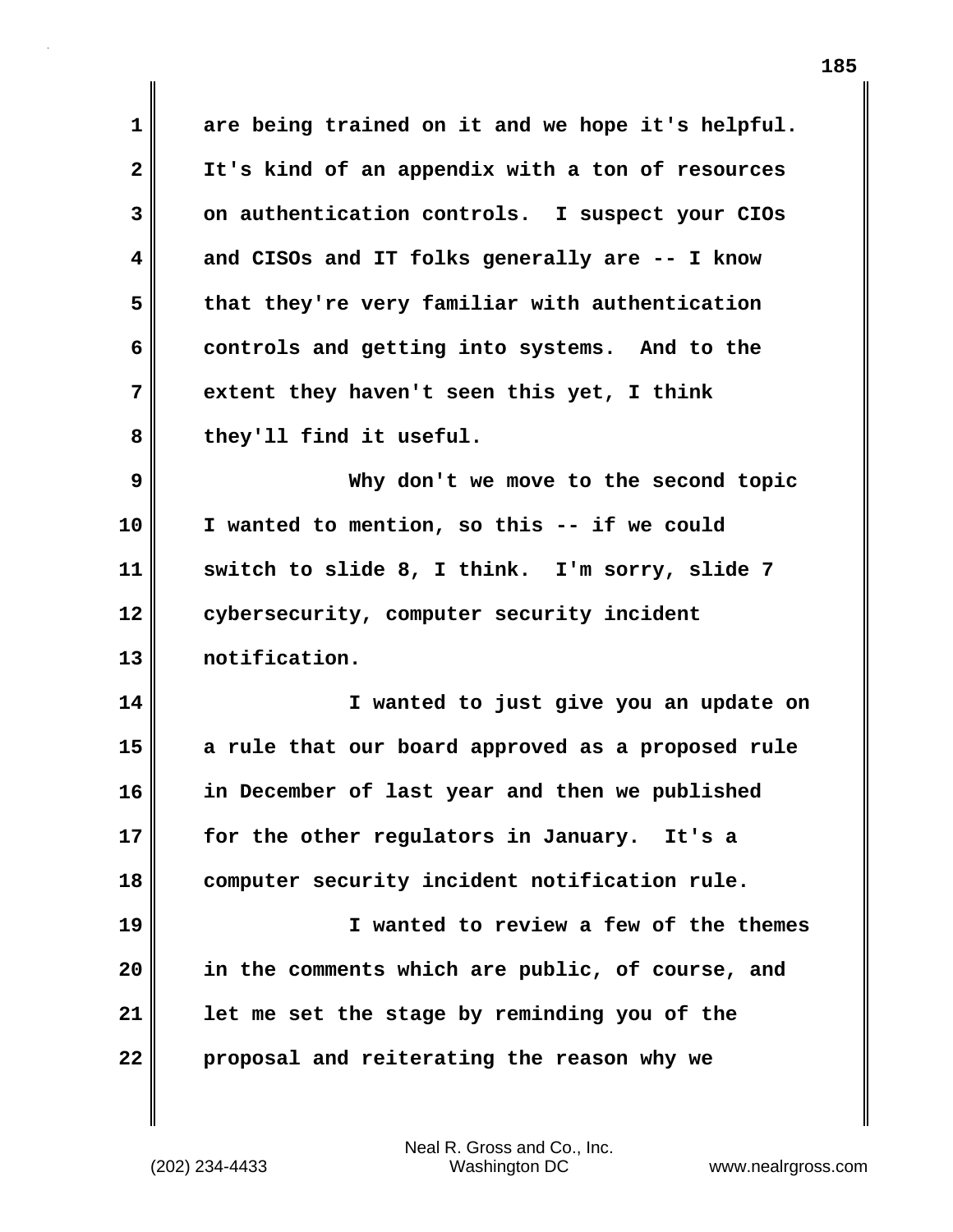are being trained on it and we hope it's helpful. It's kind of an appendix with a ton of resources on authentication controls. I suspect your CIOs and CISOs and IT folks generally are -- I know that they're very familiar with authentication controls and getting into systems. And to the extent they haven't seen this yet, I think they'll find it useful.

Why don't we move to the second topic I wanted to mention, so this -- if we could switch to slide 8, I think. I'm sorry, slide 7 cybersecurity, computer security incident notification.

I wanted to just give you an update on a rule that our board approved as a proposed rule in December of last year and then we published for the other regulators in January. It's a computer security incident notification rule.

I wanted to review a few of the themes in the comments which are public, of course, and let me set the stage by reminding you of the proposal and reiterating the reason why we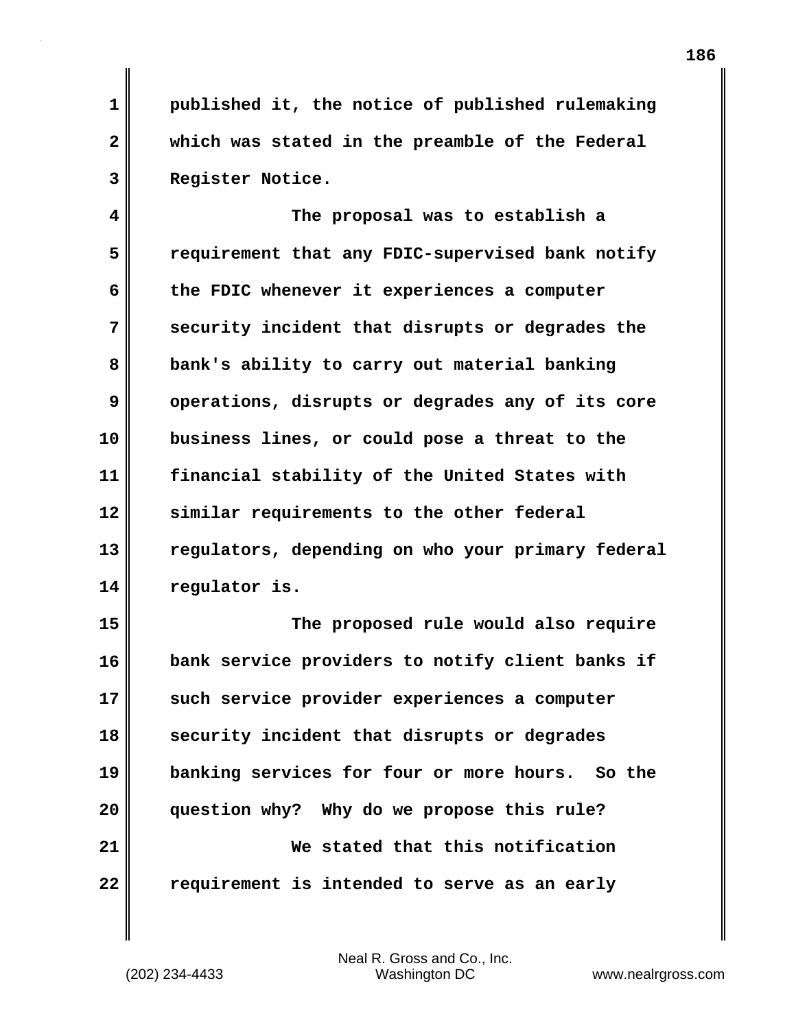published it, the notice of published rulemaking which was stated in the preamble of the Federal Register Notice.

The proposal was to establish a requirement that any FDIC-supervised bank notify the FDIC whenever it experiences a computer security incident that disrupts or degrades the bank's ability to carry out material banking operations, disrupts or degrades any of its core business lines, or could pose a threat to the financial stability of the United States with similar requirements to the other federal regulators, depending on who your primary federal regulator is.

The proposed rule would also require bank service providers to notify client banks if such service provider experiences a computer security incident that disrupts or degrades banking services for four or more hours. So the question why? Why do we propose this rule?

We stated that this notification requirement is intended to serve as an early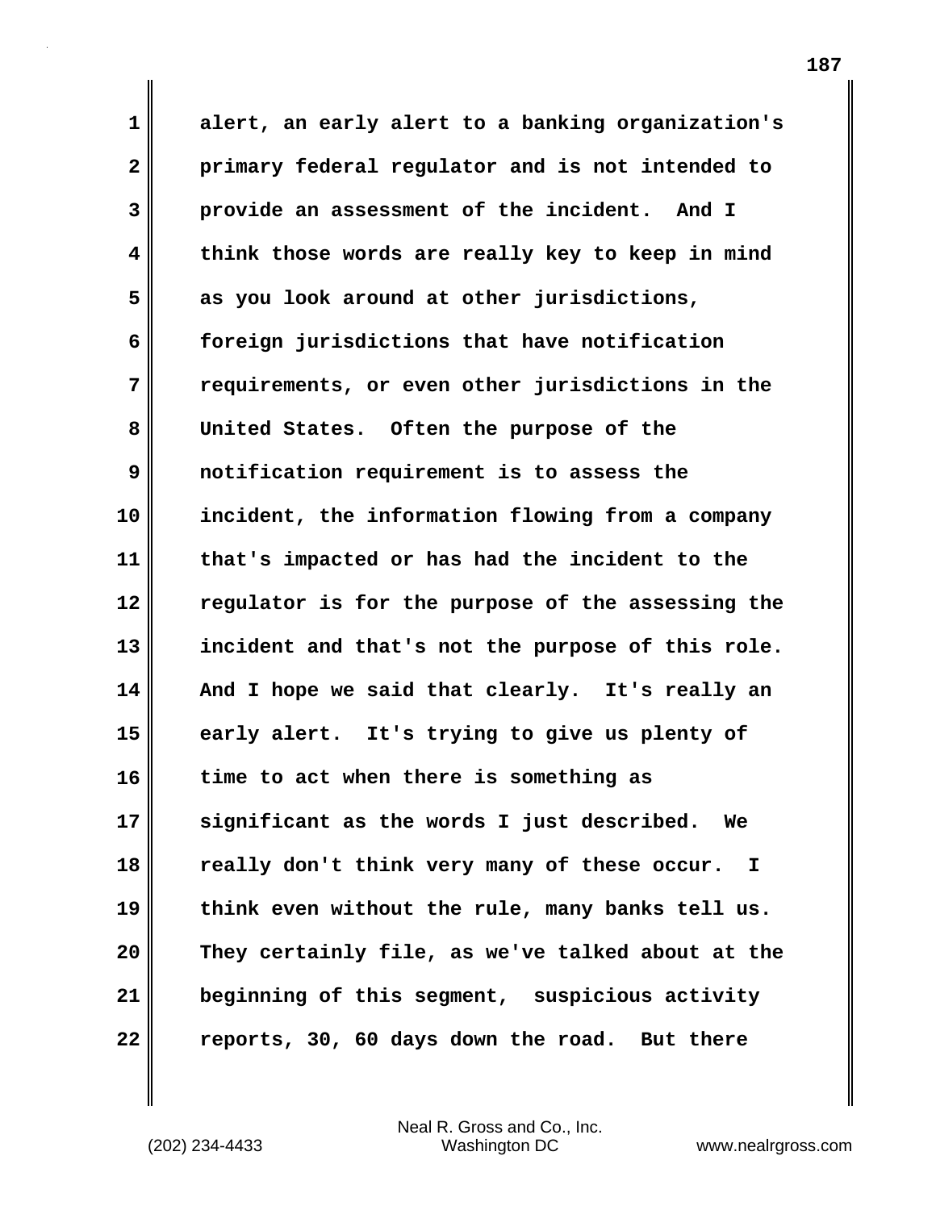alert, an early alert to a banking organization's primary federal regulator and is not intended to provide an assessment of the incident. And I think those words are really key to keep in mind as you look around at other jurisdictions, foreign jurisdictions that have notification requirements, or even other jurisdictions in the United States. Often the purpose of the notification requirement is to assess the incident, the information flowing from a company that's impacted or has had the incident to the regulator is for the purpose of the assessing the incident and that's not the purpose of this role. And I hope we said that clearly. It's really an early alert. It's trying to give us plenty of time to act when there is something as significant as the words I just described. We really don't think very many of these occur. I think even without the rule, many banks tell us. They certainly file, as we've talked about at the beginning of this segment, suspicious activity reports, 30, 60 days down the road. But there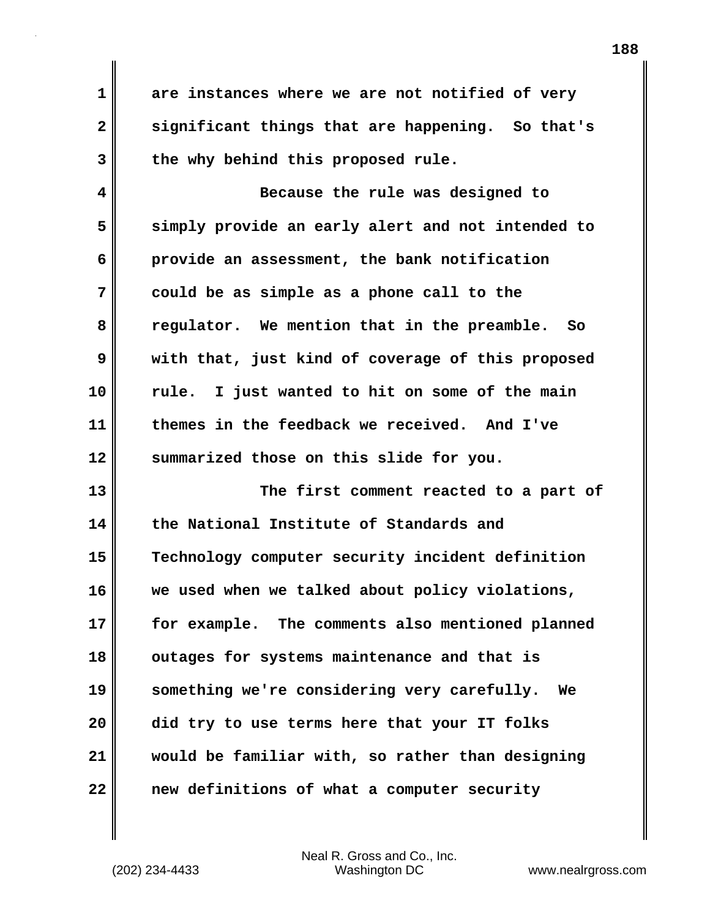are instances where we are not notified of very significant things that are happening. So that's the why behind this proposed rule.

Because the rule was designed to simply provide an early alert and not intended to provide an assessment, the bank notification could be as simple as a phone call to the regulator. We mention that in the preamble. So with that, just kind of coverage of this proposed rule. I just wanted to hit on some of the main themes in the feedback we received. And I've summarized those on this slide for you.

The first comment reacted to a part of the National Institute of Standards and Technology computer security incident definition we used when we talked about policy violations, for example. The comments also mentioned planned outages for systems maintenance and that is something we're considering very carefully. We did try to use terms here that your IT folks would be familiar with, so rather than designing new definitions of what a computer security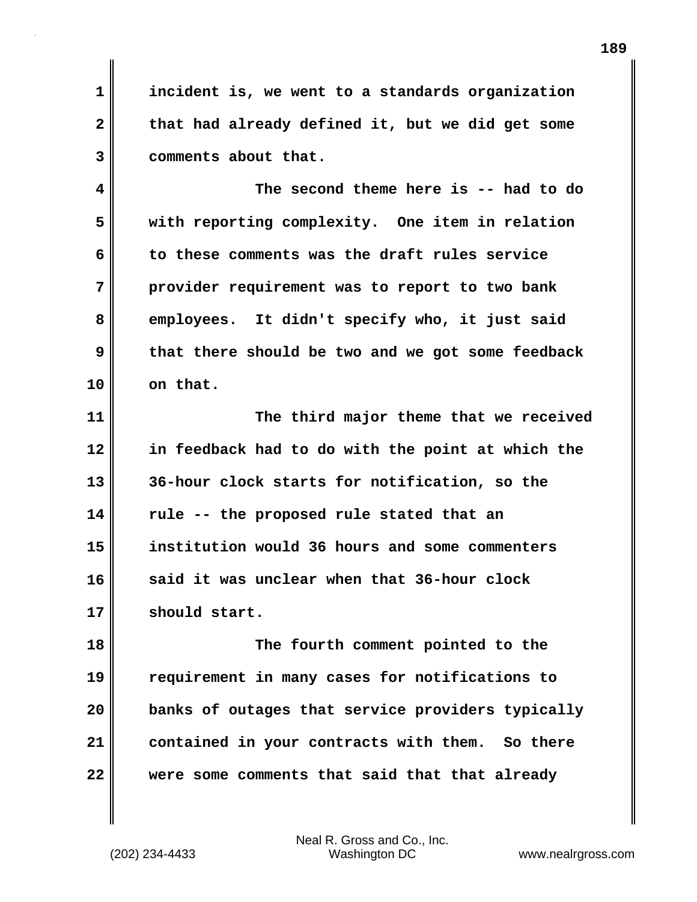incident is, we went to a standards organization that had already defined it, but we did get some comments about that.

The second theme here is -- had to do with reporting complexity. One item in relation to these comments was the draft rules service provider requirement was to report to two bank employees. It didn't specify who, it just said that there should be two and we got some feedback on that.

The third major theme that we received in feedback had to do with the point at which the 36-hour clock starts for notification, so the rule -- the proposed rule stated that an institution would 36 hours and some commenters said it was unclear when that 36-hour clock should start.

The fourth comment pointed to the requirement in many cases for notifications to banks of outages that service providers typically contained in your contracts with them. So there were some comments that said that that already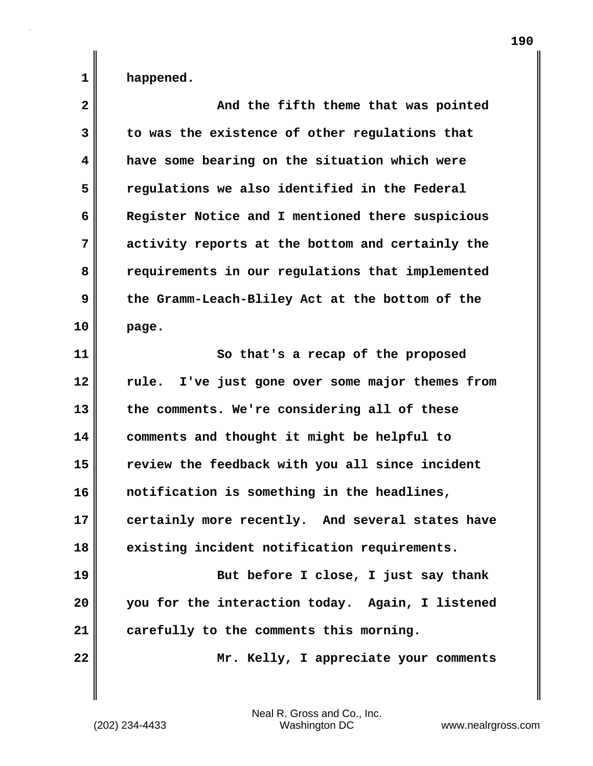happened.

And the fifth theme that was pointed to was the existence of other regulations that have some bearing on the situation which were regulations we also identified in the Federal Register Notice and I mentioned there suspicious activity reports at the bottom and certainly the requirements in our regulations that implemented the Gramm-Leach-Bliley Act at the bottom of the page.

So that's a recap of the proposed rule. I've just gone over some major themes from the comments. We're considering all of these comments and thought it might be helpful to review the feedback with you all since incident notification is something in the headlines, certainly more recently. And several states have existing incident notification requirements.

But before I close, I just say thank you for the interaction today. Again, I listened carefully to the comments this morning.

Mr. Kelly, I appreciate your comments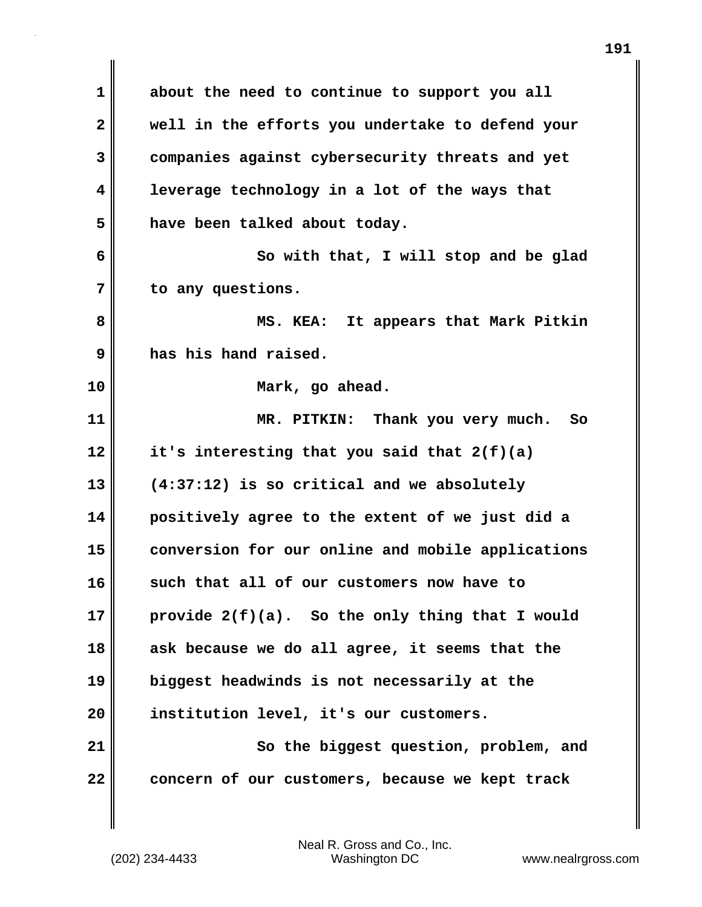about the need to continue to support you all well in the efforts you undertake to defend your companies against cybersecurity threats and yet leverage technology in a lot of the ways that have been talked about today.

So with that, I will stop and be glad to any questions.

MS. KEA: It appears that Mark Pitkin has his hand raised.

Mark, go ahead.

MR. PITKIN: Thank you very much. So it's interesting that you said that 2(f)(a) (4:37:12) is so critical and we absolutely positively agree to the extent of we just did a conversion for our online and mobile applications such that all of our customers now have to provide 2(f)(a). So the only thing that I would ask because we do all agree, it seems that the biggest headwinds is not necessarily at the institution level, it's our customers.

So the biggest question, problem, and concern of our customers, because we kept track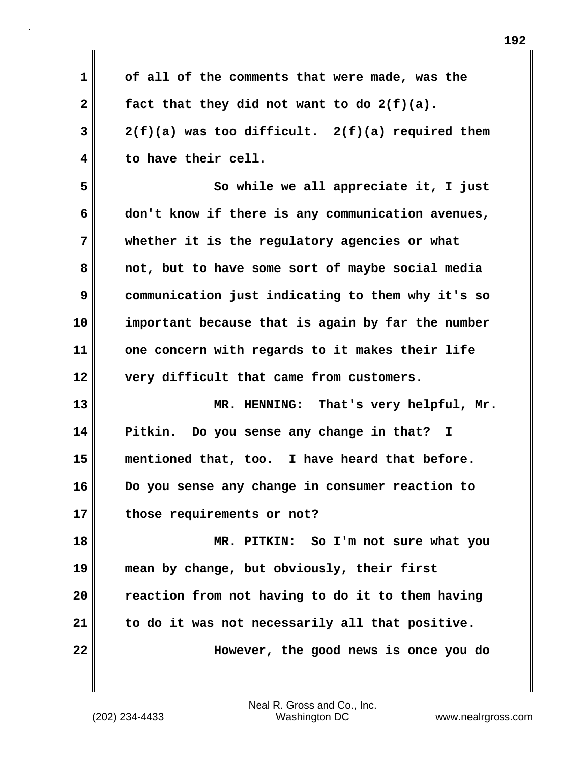of all of the comments that were made, was the fact that they did not want to do 2(f)(a). 2(f)(a) was too difficult. 2(f)(a) required them to have their cell.

So while we all appreciate it, I just don't know if there is any communication avenues, whether it is the regulatory agencies or what not, but to have some sort of maybe social media communication just indicating to them why it's so important because that is again by far the number one concern with regards to it makes their life very difficult that came from customers.

MR. HENNING: That's very helpful, Mr. Pitkin. Do you sense any change in that? I mentioned that, too. I have heard that before. Do you sense any change in consumer reaction to those requirements or not?

MR. PITKIN: So I'm not sure what you mean by change, but obviously, their first reaction from not having to do it to them having to do it was not necessarily all that positive.

However, the good news is once you do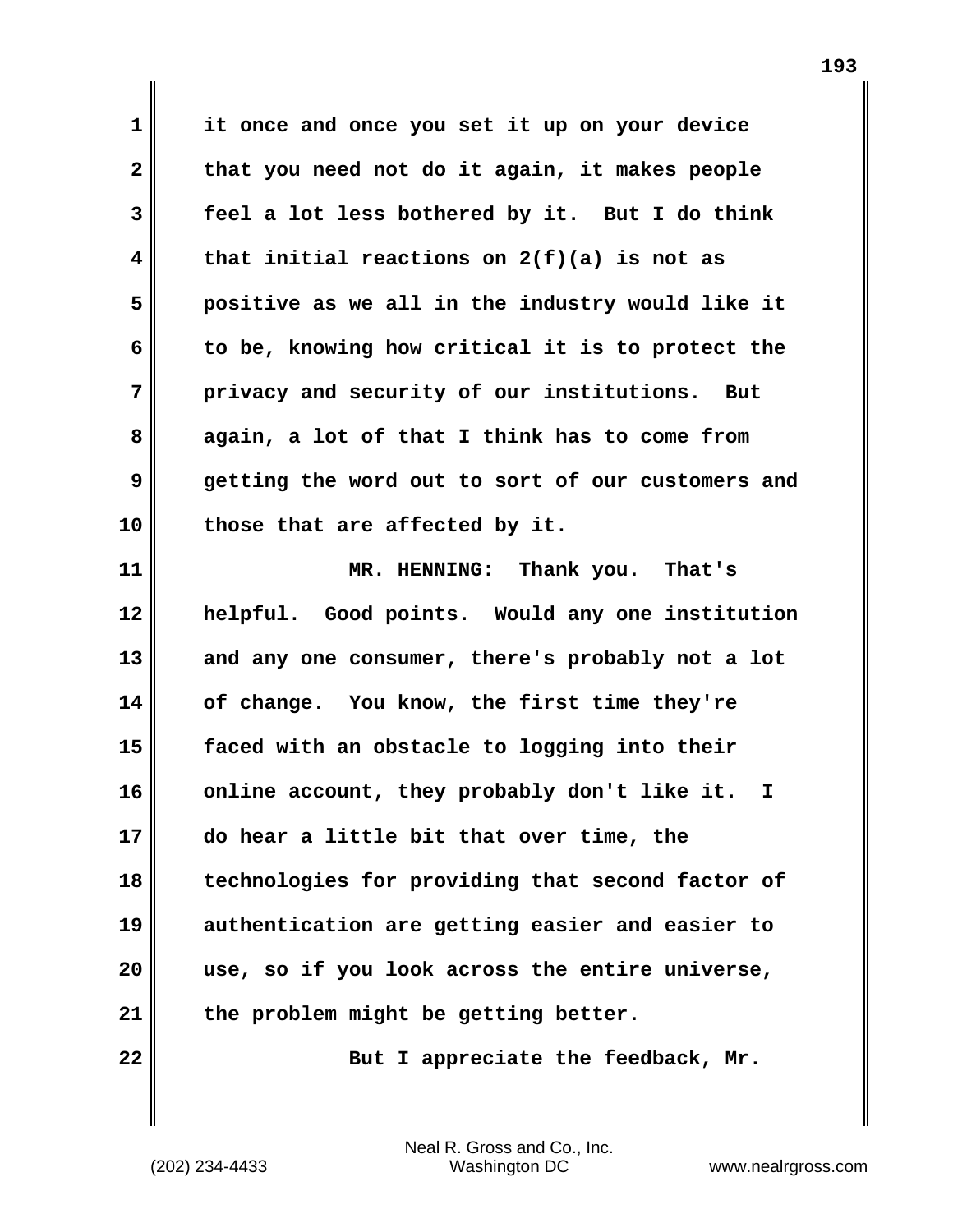it once and once you set it up on your device that you need not do it again, it makes people feel a lot less bothered by it. But I do think that initial reactions on 2(f)(a) is not as positive as we all in the industry would like it to be, knowing how critical it is to protect the privacy and security of our institutions. But again, a lot of that I think has to come from getting the word out to sort of our customers and those that are affected by it.

MR. HENNING: Thank you. That's helpful. Good points. Would any one institution and any one consumer, there's probably not a lot of change. You know, the first time they're faced with an obstacle to logging into their online account, they probably don't like it. I do hear a little bit that over time, the technologies for providing that second factor of authentication are getting easier and easier to use, so if you look across the entire universe, the problem might be getting better.

But I appreciate the feedback, Mr.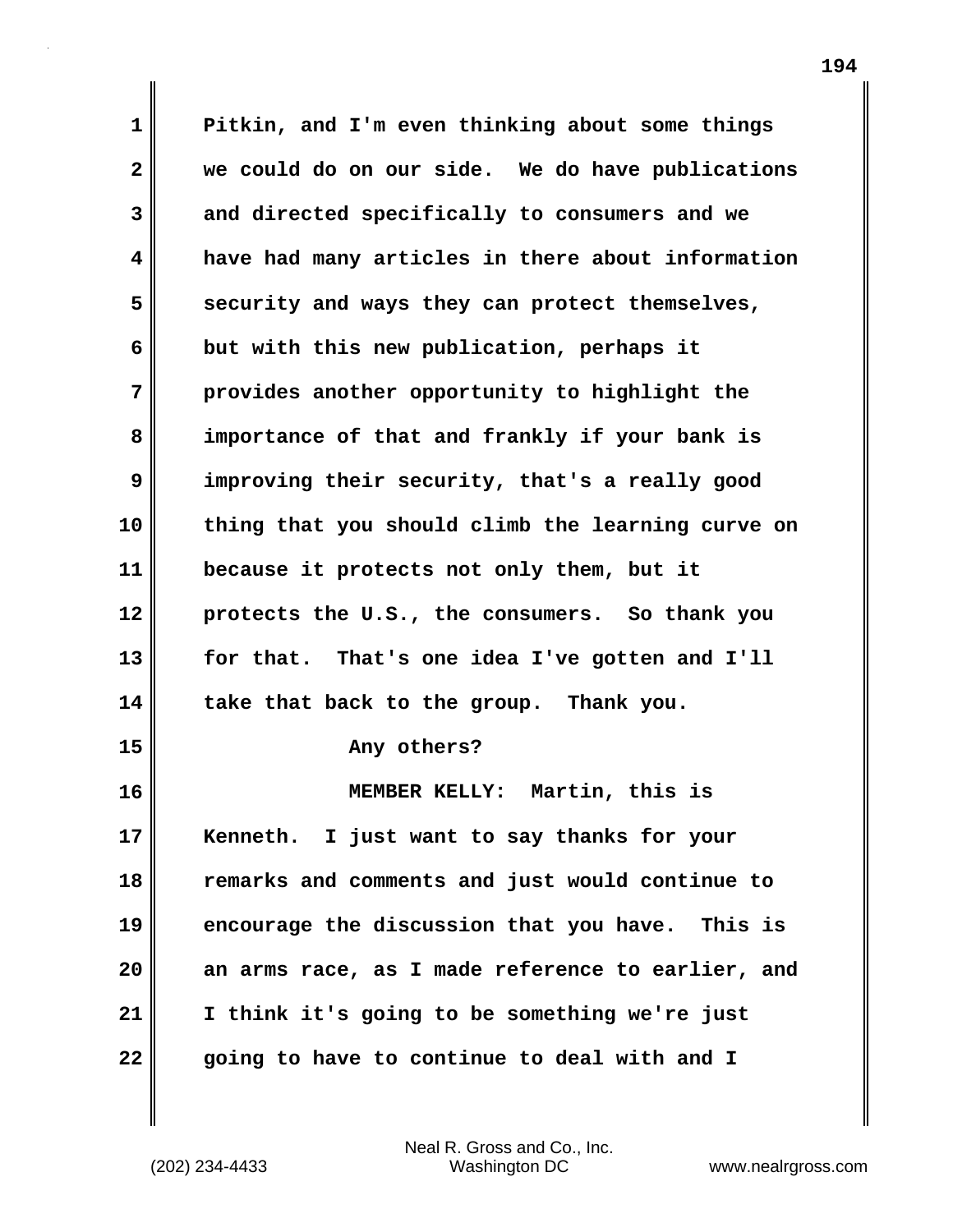Pitkin, and I'm even thinking about some things we could do on our side. We do have publications and directed specifically to consumers and we have had many articles in there about information security and ways they can protect themselves, but with this new publication, perhaps it provides another opportunity to highlight the importance of that and frankly if your bank is improving their security, that's a really good thing that you should climb the learning curve on because it protects not only them, but it protects the U.S., the consumers. So thank you for that. That's one idea I've gotten and I'll take that back to the group. Thank you.

Any others?

MEMBER KELLY: Martin, this is Kenneth. I just want to say thanks for your remarks and comments and just would continue to encourage the discussion that you have. This is an arms race, as I made reference to earlier, and I think it's going to be something we're just going to have to continue to deal with and I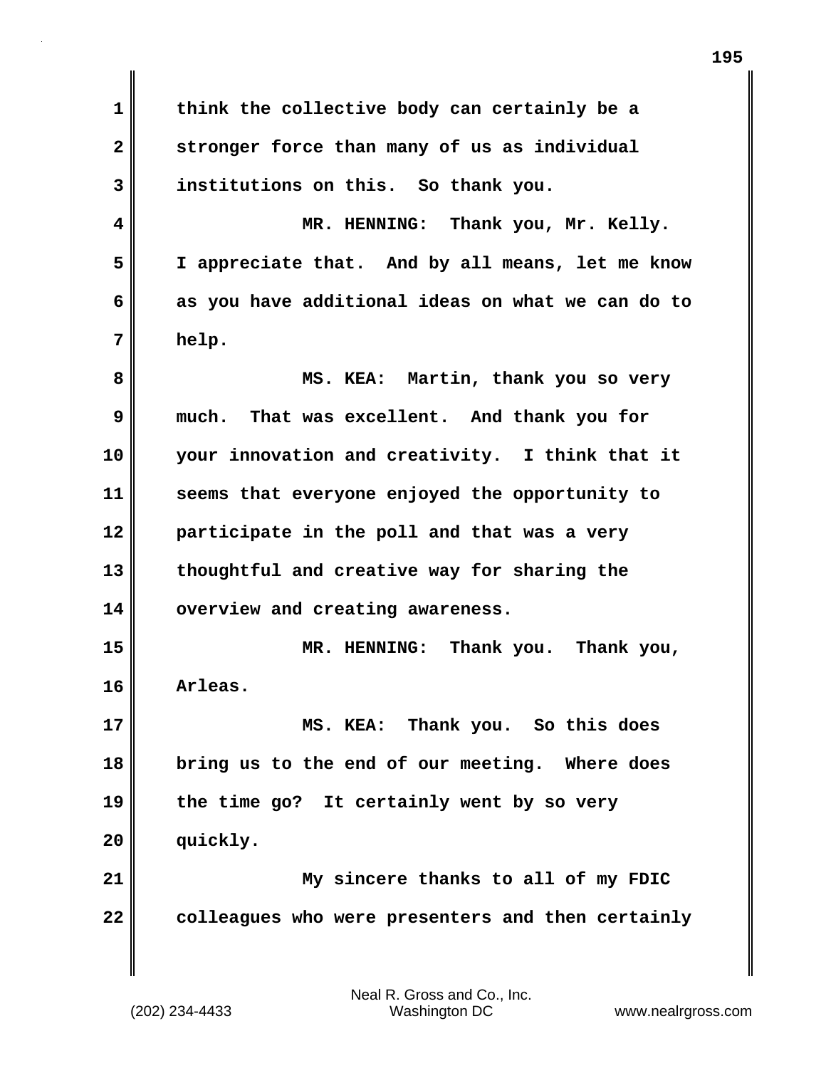think the collective body can certainly be a stronger force than many of us as individual institutions on this. So thank you.

MR. HENNING: Thank you, Mr. Kelly. I appreciate that. And by all means, let me know as you have additional ideas on what we can do to help.

MS. KEA: Martin, thank you so very much. That was excellent. And thank you for your innovation and creativity. I think that it seems that everyone enjoyed the opportunity to participate in the poll and that was a very thoughtful and creative way for sharing the overview and creating awareness.

MR. HENNING: Thank you. Thank you, Arleas.

MS. KEA: Thank you. So this does bring us to the end of our meeting. Where does the time go? It certainly went by so very quickly.

My sincere thanks to all of my FDIC colleagues who were presenters and then certainly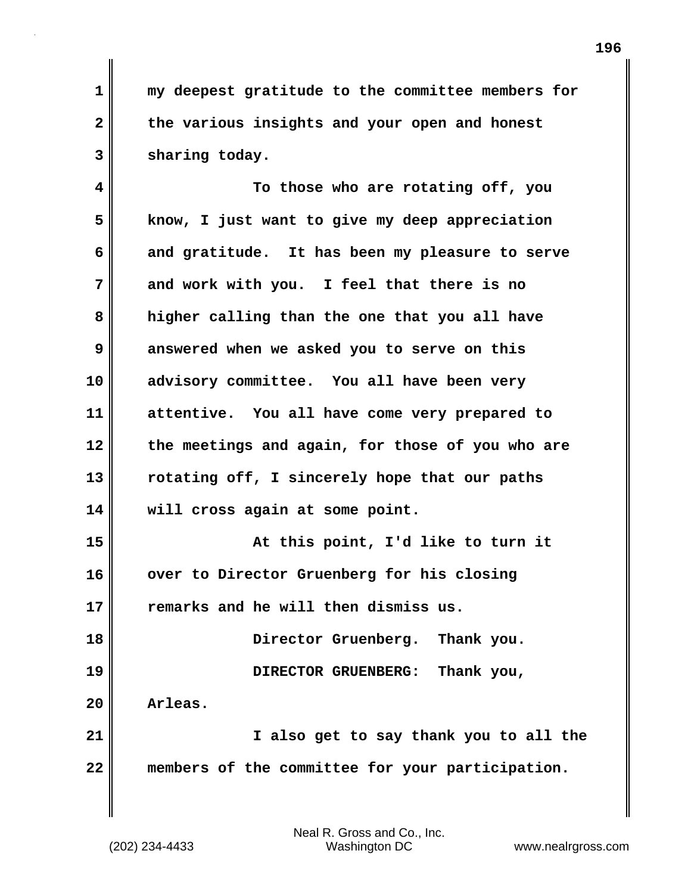my deepest gratitude to the committee members for the various insights and your open and honest sharing today.

To those who are rotating off, you know, I just want to give my deep appreciation and gratitude. It has been my pleasure to serve and work with you. I feel that there is no higher calling than the one that you all have answered when we asked you to serve on this advisory committee. You all have been very attentive. You all have come very prepared to the meetings and again, for those of you who are rotating off, I sincerely hope that our paths will cross again at some point.

At this point, I'd like to turn it over to Director Gruenberg for his closing remarks and he will then dismiss us.

Director Gruenberg. Thank you.

DIRECTOR GRUENBERG: Thank you, Arleas.

I also get to say thank you to all the members of the committee for your participation.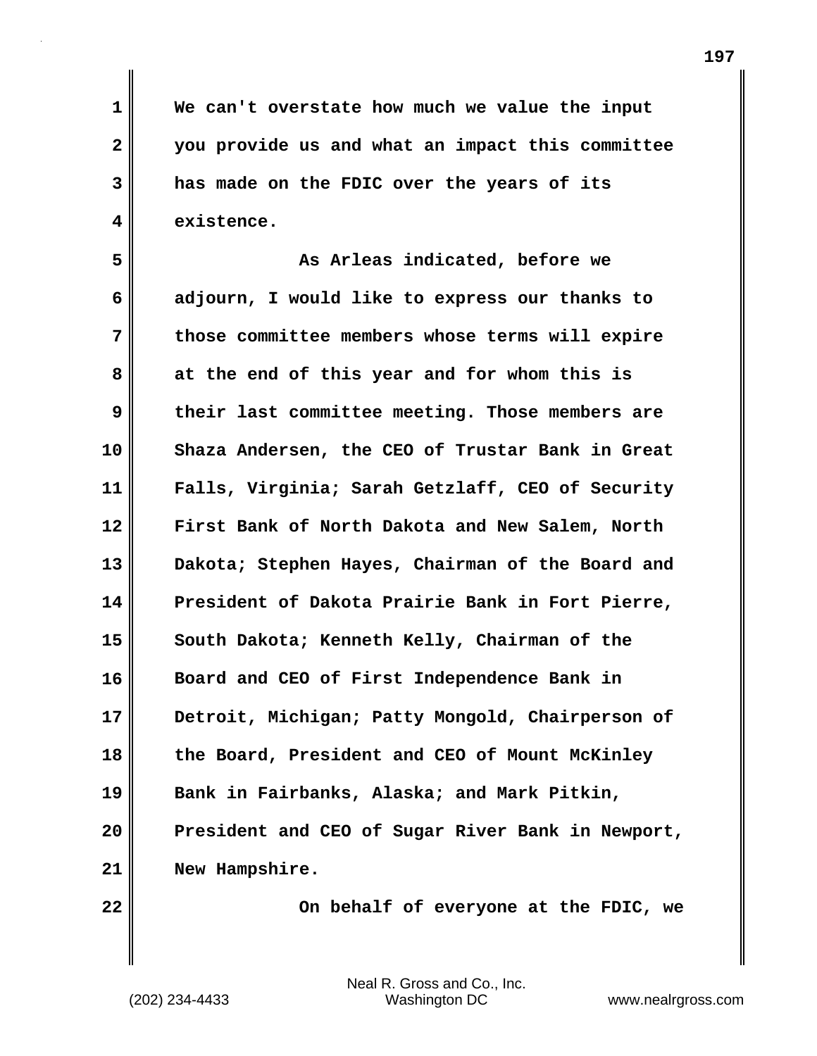We can't overstate how much we value the input you provide us and what an impact this committee has made on the FDIC over the years of its existence.

As Arleas indicated, before we adjourn, I would like to express our thanks to those committee members whose terms will expire at the end of this year and for whom this is their last committee meeting. Those members are Shaza Andersen, the CEO of Trustar Bank in Great Falls, Virginia; Sarah Getzlaff, CEO of Security First Bank of North Dakota and New Salem, North Dakota; Stephen Hayes, Chairman of the Board and President of Dakota Prairie Bank in Fort Pierre, South Dakota; Kenneth Kelly, Chairman of the Board and CEO of First Independence Bank in Detroit, Michigan; Patty Mongold, Chairperson of the Board, President and CEO of Mount McKinley Bank in Fairbanks, Alaska; and Mark Pitkin, President and CEO of Sugar River Bank in Newport, New Hampshire.

On behalf of everyone at the FDIC, we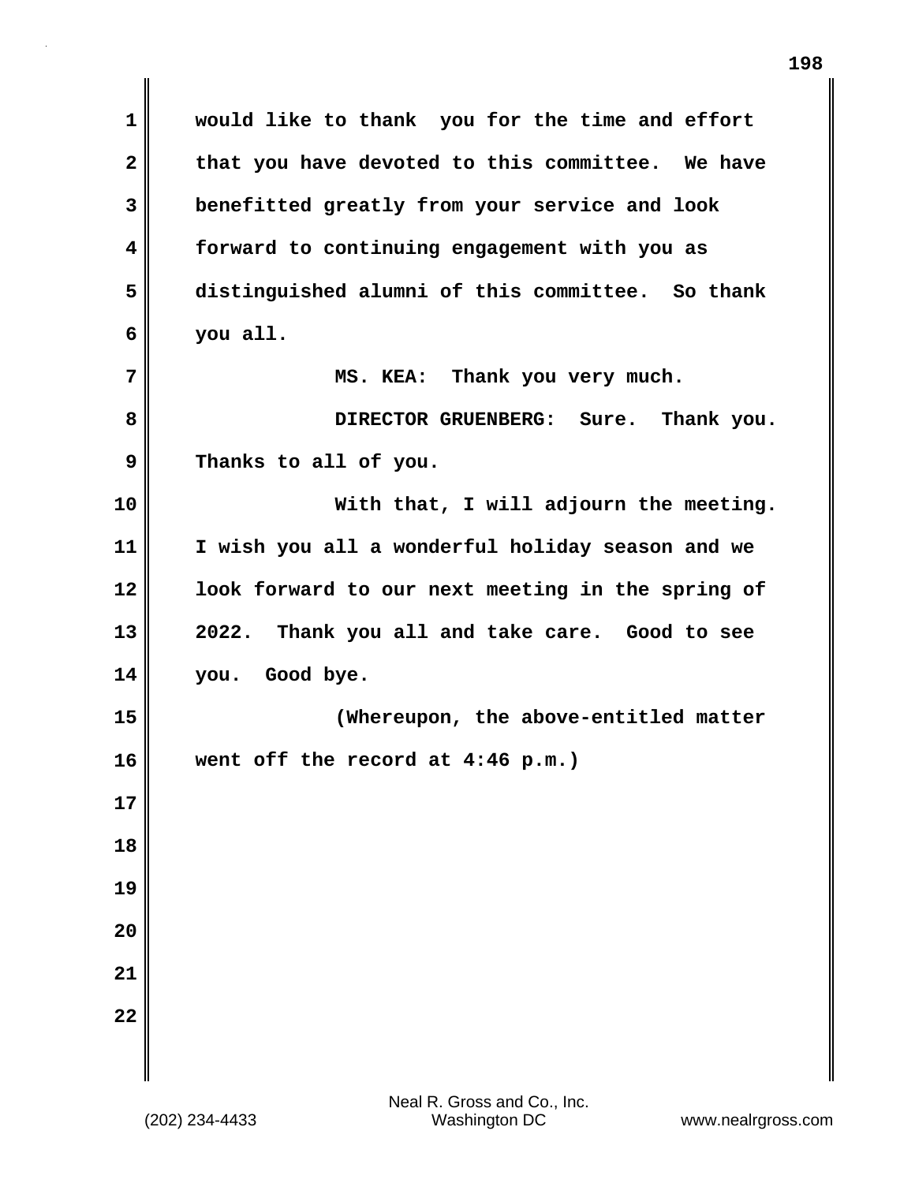would like to thank you for the time and effort that you have devoted to this committee. We have benefitted greatly from your service and look forward to continuing engagement with you as distinguished alumni of this committee. So thank you all.

MS. KEA: Thank you very much.

DIRECTOR GRUENBERG: Sure. Thank you. Thanks to all of you.

With that, I will adjourn the meeting. I wish you all a wonderful holiday season and we look forward to our next meeting in the spring of 2022. Thank you all and take care. Good to see you. Good bye.

(Whereupon, the above-entitled matter went off the record at 4:46 p.m.)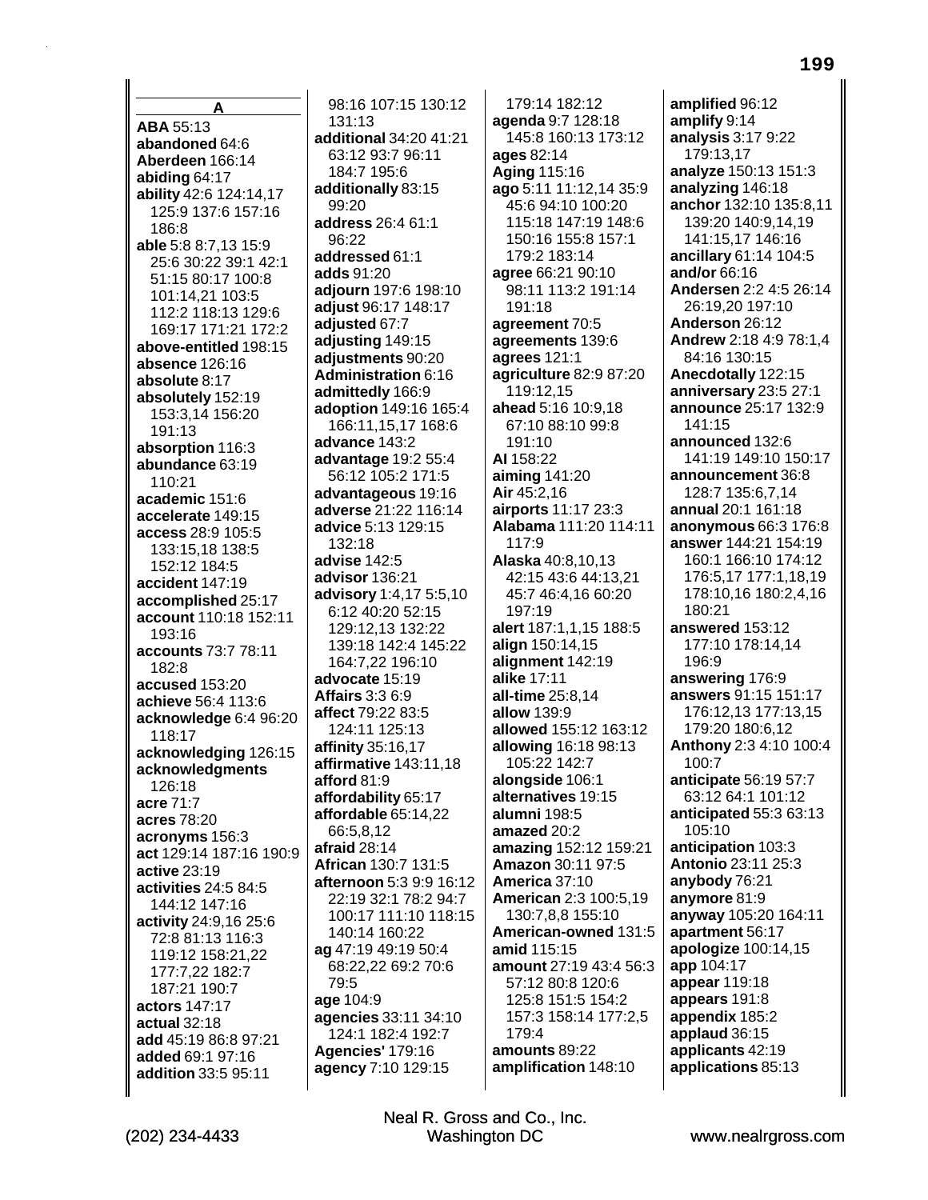## A

**ABA** 55:13
**abandoned** 64:6
**Aberdeen** 166:14
**abiding** 64:17
**ability** 42:6 124:14,17 125:9 137:6 157:16 186:8
**able** 5:8 8:7,13 15:9 25:6 30:22 39:1 42:1 51:15 80:17 100:8 101:14,21 103:5 112:2 118:13 129:6 169:17 171:21 172:2
**above-entitled** 198:15
**absence** 126:16
**absolute** 8:17
**absolutely** 152:19 153:3,14 156:20 191:13
**absorption** 116:3
**abundance** 63:19 110:21
**academic** 151:6
**accelerate** 149:15
**access** 28:9 105:5 133:15,18 138:5 152:12 184:5
**accident** 147:19
**accomplished** 25:17
**account** 110:18 152:11 193:16
**accounts** 73:7 78:11 182:8
**accused** 153:20
**achieve** 56:4 113:6
**acknowledge** 6:4 96:20 118:17
**acknowledging** 126:15
**acknowledgments** 126:18
**acre** 71:7
**acres** 78:20
**acronyms** 156:3
**act** 129:14 187:16 190:9
**active** 23:19
**activities** 24:5 84:5 144:12 147:16
**activity** 24:9,16 25:6 72:8 81:13 116:3 119:12 158:21,22 177:7,22 182:7 187:21 190:7
**actors** 147:17
**actual** 32:18
**add** 45:19 86:8 97:21
**added** 69:1 97:16
**addition** 33:5 95:11 98:16 107:15 130:12 131:13
**additional** 34:20 41:21 63:12 93:7 96:11 184:7 195:6
**additionally** 83:15 99:20
**address** 26:4 61:1 96:22
**addressed** 61:1
**adds** 91:20
**adjourn** 197:6 198:10
**adjust** 96:17 148:17
**adjusted** 67:7
**adjusting** 149:15
**adjustments** 90:20
**Administration** 6:16
**admittedly** 166:9
**adoption** 149:16 165:4 166:11,15,17 168:6
**advance** 143:2
**advantage** 19:2 55:4 56:12 105:2 171:5
**advantageous** 19:16
**adverse** 21:22 116:14
**advice** 5:13 129:15 132:18
**advise** 142:5
**advisor** 136:21
**advisory** 1:4,17 5:5,10 6:12 40:20 52:15 129:12,13 132:22 139:18 142:4 145:22 164:7,22 196:10
**advocate** 15:19
**Affairs** 3:3 6:9
**affect** 79:22 83:5 124:11 125:13
**affinity** 35:16,17
**affirmative** 143:11,18
**afford** 81:9
**affordability** 65:17
**affordable** 65:14,22 66:5,8,12
**afraid** 28:14
**African** 130:7 131:5
**afternoon** 5:3 9:9 16:12 22:19 32:1 78:2 94:7 100:17 111:10 118:15 140:14 160:22
**ag** 47:19 49:19 50:4 68:22,22 69:2 70:6 79:5
**age** 104:9
**agencies** 33:11 34:10 124:1 182:4 192:7
**Agencies'** 179:16
**agency** 7:10 129:15 179:14 182:12
**agenda** 9:7 128:18 145:8 160:13 173:12
**ages** 82:14
**Aging** 115:16
**ago** 5:11 11:12,14 35:9 45:6 94:10 100:20 115:18 147:19 148:6 150:16 155:8 157:1 179:2 183:14
**agree** 66:21 90:10 98:11 113:2 191:14 191:18
**agreement** 70:5
**agreements** 139:6
**agrees** 121:1
**agriculture** 82:9 87:20 119:12,15
**ahead** 5:16 10:9,18 67:10 88:10 99:8 191:10
**AI** 158:22
**aiming** 141:20
**Air** 45:2,16
**airports** 11:17 23:3
**Alabama** 111:20 114:11 117:9
**Alaska** 40:8,10,13 42:15 43:6 44:13,21 45:7 46:4,16 60:20 197:19
**alert** 187:1,1,15 188:5
**align** 150:14,15
**alignment** 142:19
**alike** 17:11
**all-time** 25:8,14
**allow** 139:9
**allowed** 155:12 163:12
**allowing** 16:18 98:13 105:22 142:7
**alongside** 106:1
**alternatives** 19:15
**alumni** 198:5
**amazed** 20:2
**amazing** 152:12 159:21
**Amazon** 30:11 97:5
**America** 37:10
**American** 2:3 100:5,19 130:7,8,8 155:10
**American-owned** 131:5
**amid** 115:15
**amount** 27:19 43:4 56:3 57:12 80:8 120:6 125:8 151:5 154:2 157:3 158:14 177:2,5 179:4
**amounts** 89:22
**amplification** 148:10
**amplified** 96:12
**amplify** 9:14
**analysis** 3:17 9:22 179:13,17
**analyze** 150:13 151:3
**analyzing** 146:18
**anchor** 132:10 135:8,11 139:20 140:9,14,19 141:15,17 146:16
**ancillary** 61:14 104:5
**and/or** 66:16
**Andersen** 2:2 4:5 26:14 26:19,20 197:10
**Anderson** 26:12
**Andrew** 2:18 4:9 78:1,4 84:16 130:15
**Anecdotally** 122:15
**anniversary** 23:5 27:1
**announce** 25:17 132:9 141:15
**announced** 132:6 141:19 149:10 150:17
**announcement** 36:8 128:7 135:6,7,14
**annual** 20:1 161:18
**anonymous** 66:3 176:8
**answer** 144:21 154:19 160:1 166:10 174:12 176:5,17 177:1,18,19 178:10,16 180:2,4,16 180:21
**answered** 153:12 177:10 178:14,14 196:9
**answering** 176:9
**answers** 91:15 151:17 176:12,13 177:13,15 179:20 180:6,12
**Anthony** 2:3 4:10 100:4 100:7
**anticipate** 56:19 57:7 63:12 64:1 101:12
**anticipated** 55:3 63:13 105:10
**anticipation** 103:3
**Antonio** 23:11 25:3
**anybody** 76:21
**anymore** 81:9
**anyway** 105:20 164:11
**apartment** 56:17
**apologize** 100:14,15
**app** 104:17
**appear** 119:18
**appears** 191:8
**appendix** 185:2
**applaud** 36:15
**applicants** 42:19
**applications** 85:13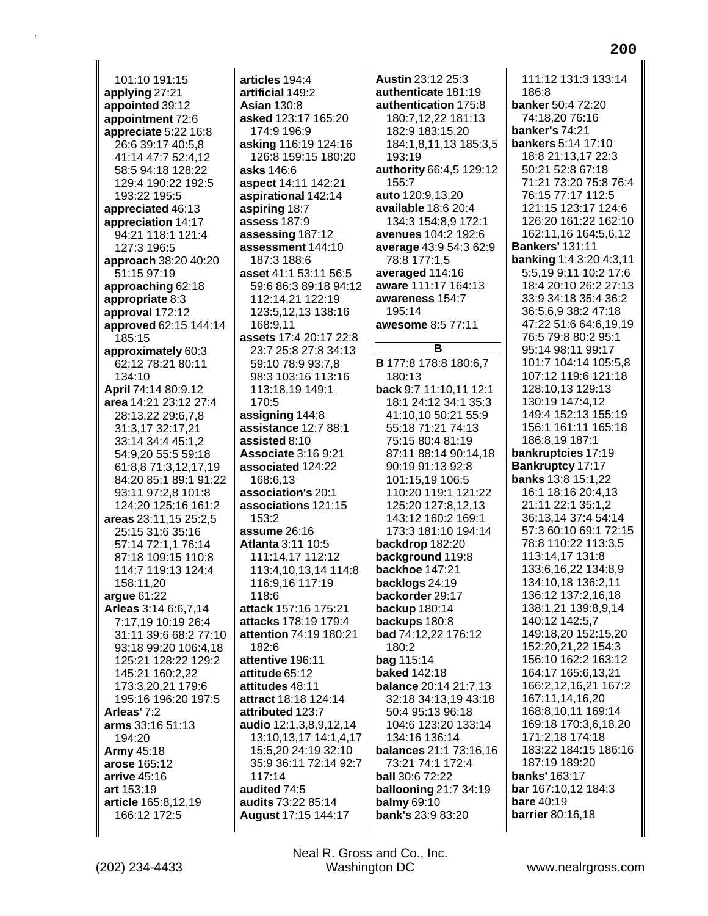101:10 191:15
**applying** 27:21
**appointed** 39:12
**appointment** 72:6
**appreciate** 5:22 16:8 26:6 39:17 40:5,8 41:14 47:7 52:4,12 58:5 94:18 128:22 129:4 190:22 192:5 193:22 195:5
**appreciated** 46:13
**appreciation** 14:17 94:21 118:1 121:4 127:3 196:5
**approach** 38:20 40:20 51:15 97:19
**approaching** 62:18
**appropriate** 8:3
**approval** 172:12
**approved** 62:15 144:14 185:15
**approximately** 60:3 62:12 78:21 80:11 134:10
**April** 74:14 80:9,12
**area** 14:21 23:12 27:4 28:13,22 29:6,7,8 31:3,17 32:17,21 33:14 34:4 45:1,2 54:9,20 55:5 59:18 61:8,8 71:3,12,17,19 84:20 85:1 89:1 91:22 93:11 97:2,8 101:8 124:20 125:16 161:2
**areas** 23:11,15 25:2,5 25:15 31:6 35:16 57:14 72:1,1 76:14 87:18 109:15 110:8 114:7 119:13 124:4 158:11,20
**argue** 61:22
**Arleas** 3:14 6:6,7,14 7:17,19 10:19 26:4 31:11 39:6 68:2 77:10 93:18 99:20 106:4,18 125:21 128:22 129:2 145:21 160:2,22 173:3,20,21 179:6 195:16 196:20 197:5
**Arleas'** 7:2
**arms** 33:16 51:13 194:20
**Army** 45:18
**arose** 165:12
**arrive** 45:16
**art** 153:19
**article** 165:8,12,19 166:12 172:5
**articles** 194:4
**artificial** 149:2
**Asian** 130:8
**asked** 123:17 165:20 174:9 196:9
**asking** 116:19 124:16 126:8 159:15 180:20
**asks** 146:6
**aspect** 14:11 142:21
**aspirational** 142:14
**aspiring** 18:7
**assess** 187:9
**assessing** 187:12
**assessment** 144:10 187:3 188:6
**asset** 41:1 53:11 56:5 59:6 86:3 89:18 94:12 112:14,21 122:19 123:5,12,13 138:16 168:9,11
**assets** 17:4 20:17 22:8 23:7 25:8 27:8 34:13 59:10 78:9 93:7,8 98:3 103:16 113:16 113:18,19 149:1 170:5
**assigning** 144:8
**assistance** 12:7 88:1
**assisted** 8:10
**Associate** 3:16 9:21
**associated** 124:22 168:6,13
**association's** 20:1
**associations** 121:15 153:2
**assume** 26:16
**Atlanta** 3:11 10:5 111:14,17 112:12 113:4,10,13,14 114:8 116:9,16 117:19 118:6
**attack** 157:16 175:21
**attacks** 178:19 179:4
**attention** 74:19 180:21 182:6
**attentive** 196:11
**attitude** 65:12
**attitudes** 48:11
**attract** 18:18 124:14
**attributed** 123:7
**audio** 12:1,3,8,9,12,14 13:10,13,17 14:1,4,17 15:5,20 24:19 32:10 35:9 36:11 72:14 92:7 117:14
**audited** 74:5
**audits** 73:22 85:14
**August** 17:15 144:17
**Austin** 23:12 25:3
**authenticate** 181:19
**authentication** 175:8 180:7,12,22 181:13 182:9 183:15,20 184:1,8,11,13 185:3,5 193:19
**authority** 66:4,5 129:12 155:7
**auto** 120:9,13,20
**available** 18:6 20:4 134:3 154:8,9 172:1
**avenues** 104:2 192:6
**average** 43:9 54:3 62:9 78:8 177:1,5
**averaged** 114:16
**aware** 111:17 164:13
**awareness** 154:7 195:14
**awesome** 8:5 77:11

## B

**B** 177:8 178:8 180:6,7 180:13
**back** 9:7 11:10,11 12:1 18:1 24:12 34:1 35:3 41:10,10 50:21 55:9 55:18 71:21 74:13 75:15 80:4 81:19 87:11 88:14 90:14,18 90:19 91:13 92:8 101:15,19 106:5 110:20 119:1 121:22 125:20 127:8,12,13 143:12 160:2 169:1 173:3 181:10 194:14
**backdrop** 182:20
**background** 119:8
**backhoe** 147:21
**backlogs** 24:19
**backorder** 29:17
**backup** 180:14
**backups** 180:8
**bad** 74:12,22 176:12 180:2
**bag** 115:14
**baked** 142:18
**balance** 20:14 21:7,13 32:18 34:13,19 43:18 50:4 95:13 96:18 104:6 123:20 133:14 134:16 136:14
**balances** 21:1 73:16,16 73:21 74:1 172:4
**ball** 30:6 72:22
**ballooning** 21:7 34:19
**balmy** 69:10
**bank's** 23:9 83:20
111:12 131:3 133:14 186:8
**banker** 50:4 72:20 74:18,20 76:16
**banker's** 74:21
**bankers** 5:14 17:10 18:8 21:13,17 22:3 50:21 52:8 67:18 71:21 73:20 75:8 76:4 76:15 77:17 112:5 121:15 123:17 124:6 126:20 161:22 162:10 162:11,16 164:5,6,12
**Bankers'** 131:11
**banking** 1:4 3:20 4:3,11 5:5,19 9:11 10:2 17:6 18:4 20:10 26:2 27:13 33:9 34:18 35:4 36:2 36:5,6,9 38:2 47:18 47:22 51:6 64:6,19,19 76:5 79:8 80:2 95:1 95:14 98:11 99:17 101:7 104:14 105:5,8 107:12 119:6 121:18 128:10,13 129:13 130:19 147:4,12 149:4 152:13 155:19 156:1 161:11 165:18 186:8,19 187:1
**bankruptcies** 17:19
**Bankruptcy** 17:17
**banks** 13:8 15:1,22 16:1 18:16 20:4,13 21:11 22:1 35:1,2 36:13,14 37:4 54:14 57:3 60:10 69:1 72:15 78:8 110:22 113:3,5 113:14,17 131:8 133:6,22 134:8,9 134:10,18 136:2,11 136:12 137:2,16,18 138:1,21 139:8,9,14 140:12 142:5,7 149:18,20 152:15,20 152:20,21,22 154:3 156:10 162:2 163:12 164:17 165:6,13,21 166:2,12,16,21 167:2 167:11,14,16,20 168:8,10,11 169:14 169:18 170:3,6,18,20 171:2,18 174:18 183:22 184:15 186:16 187:19 189:20
**banks'** 163:17
**bar** 167:10,12 184:3
**bare** 40:19
**barrier** 80:16,18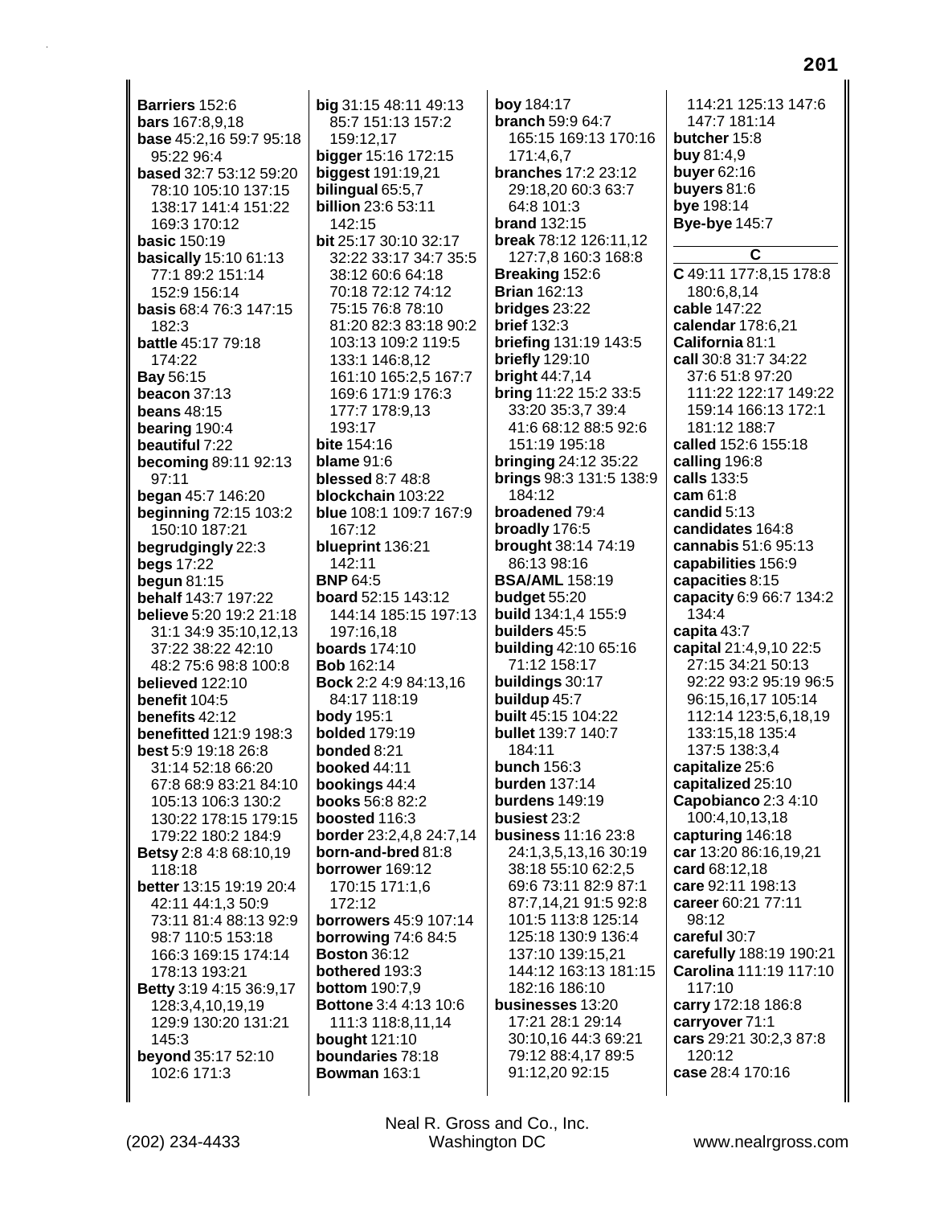**Barriers** 152:6
**bars** 167:8,9,18
**base** 45:2,16 59:7 95:18 95:22 96:4
**based** 32:7 53:12 59:20 78:10 105:10 137:15 138:17 141:4 151:22 169:3 170:12
**basic** 150:19
**basically** 15:10 61:13 77:1 89:2 151:14 152:9 156:14
**basis** 68:4 76:3 147:15 182:3
**battle** 45:17 79:18 174:22
**Bay** 56:15
**beacon** 37:13
**beans** 48:15
**bearing** 190:4
**beautiful** 7:22
**becoming** 89:11 92:13 97:11
**began** 45:7 146:20
**beginning** 72:15 103:2 150:10 187:21
**begrudgingly** 22:3
**begs** 17:22
**begun** 81:15
**behalf** 143:7 197:22
**believe** 5:20 19:2 21:18 31:1 34:9 35:10,12,13 37:22 38:22 42:10 48:2 75:6 98:8 100:8
**believed** 122:10
**benefit** 104:5
**benefits** 42:12
**benefitted** 121:9 198:3
**best** 5:9 19:18 26:8 31:14 52:18 66:20 67:8 68:9 83:21 84:10 105:13 106:3 130:2 130:22 178:15 179:15 179:22 180:2 184:9
**Betsy** 2:8 4:8 68:10,19 118:18
**better** 13:15 19:19 20:4 42:11 44:1,3 50:9 73:11 81:4 88:13 92:9 98:7 110:5 153:18 166:3 169:15 174:14 178:13 193:21
**Betty** 3:19 4:15 36:9,17 128:3,4,10,19,19 129:9 130:20 131:21 145:3
**beyond** 35:17 52:10 102:6 171:3
**big** 31:15 48:11 49:13 85:7 151:13 157:2 159:12,17
**bigger** 15:16 172:15
**biggest** 191:19,21
**bilingual** 65:5,7
**billion** 23:6 53:11 142:15
**bit** 25:17 30:10 32:17 32:22 33:17 34:7 35:5 38:12 60:6 64:18 70:18 72:12 74:12 75:15 76:8 78:10 81:20 82:3 83:18 90:2 103:13 109:2 119:5 133:1 146:8,12 161:10 165:2,5 167:7 169:6 171:9 176:3 177:7 178:9,13 193:17
**bite** 154:16
**blame** 91:6
**blessed** 8:7 48:8
**blockchain** 103:22
**blue** 108:1 109:7 167:9 167:12
**blueprint** 136:21 142:11
**BNP** 64:5
**board** 52:15 143:12 144:14 185:15 197:13 197:16,18
**boards** 174:10
**Bob** 162:14
**Bock** 2:2 4:9 84:13,16 84:17 118:19
**body** 195:1
**bolded** 179:19
**bonded** 8:21
**booked** 44:11
**bookings** 44:4
**books** 56:8 82:2
**boosted** 116:3
**border** 23:2,4,8 24:7,14
**born-and-bred** 81:8
**borrower** 169:12 170:15 171:1,6 172:12
**borrowers** 45:9 107:14
**borrowing** 74:6 84:5
**Boston** 36:12
**bothered** 193:3
**bottom** 190:7,9
**Bottone** 3:4 4:13 10:6 111:3 118:8,11,14
**bought** 121:10
**boundaries** 78:18
**Bowman** 163:1
**boy** 184:17
**branch** 59:9 64:7 165:15 169:13 170:16 171:4,6,7
**branches** 17:2 23:12 29:18,20 60:3 63:7 64:8 101:3
**brand** 132:15
**break** 78:12 126:11,12 127:7,8 160:3 168:8
**Breaking** 152:6
**Brian** 162:13
**bridges** 23:22
**brief** 132:3
**briefing** 131:19 143:5
**briefly** 129:10
**bright** 44:7,14
**bring** 11:22 15:2 33:5 33:20 35:3,7 39:4 41:6 68:12 88:5 92:6 151:19 195:18
**bringing** 24:12 35:22
**brings** 98:3 131:5 138:9 184:12
**broadened** 79:4
**broadly** 176:5
**brought** 38:14 74:19 86:13 98:16
**BSA/AML** 158:19
**budget** 55:20
**build** 134:1,4 155:9
**builders** 45:5
**building** 42:10 65:16 71:12 158:17
**buildings** 30:17
**buildup** 45:7
**built** 45:15 104:22
**bullet** 139:7 140:7 184:11
**bunch** 156:3
**burden** 137:14
**burdens** 149:19
**busiest** 23:2
**business** 11:16 23:8 24:1,3,5,13,16 30:19 38:18 55:10 62:2,5 69:6 73:11 82:9 87:1 87:7,14,21 91:5 92:8 101:5 113:8 125:14 125:18 130:9 136:4 137:10 139:15,21 144:12 163:13 181:15 182:16 186:10
**businesses** 13:20 17:21 28:1 29:14 30:10,16 44:3 69:21 79:12 88:4,17 89:5 91:12,20 92:15
114:21 125:13 147:6 147:7 181:14
**butcher** 15:8
**buy** 81:4,9
**buyer** 62:16
**buyers** 81:6
**bye** 198:14
**Bye-bye** 145:7

## C

**C** 49:11 177:8,15 178:8 180:6,8,14
**cable** 147:22
**calendar** 178:6,21
**California** 81:1
**call** 30:8 31:7 34:22 37:6 51:8 97:20 111:22 122:17 149:22 159:14 166:13 172:1 181:12 188:7
**called** 152:6 155:18
**calling** 196:8
**calls** 133:5
**cam** 61:8
**candid** 5:13
**candidates** 164:8
**cannabis** 51:6 95:13
**capabilities** 156:9
**capacities** 8:15
**capacity** 6:9 66:7 134:2 134:4
**capita** 43:7
**capital** 21:4,9,10 22:5 27:15 34:21 50:13 92:22 93:2 95:19 96:5 96:15,16,17 105:14 112:14 123:5,6,18,19 133:15,18 135:4 137:5 138:3,4
**capitalize** 25:6
**capitalized** 25:10
**Capobianco** 2:3 4:10 100:4,10,13,18
**capturing** 146:18
**car** 13:20 86:16,19,21
**card** 68:12,18
**care** 92:11 198:13
**career** 60:21 77:11 98:12
**careful** 30:7
**carefully** 188:19 190:21
**Carolina** 111:19 117:10 117:10
**carry** 172:18 186:8
**carryover** 71:1
**cars** 29:21 30:2,3 87:8 120:12
**case** 28:4 170:16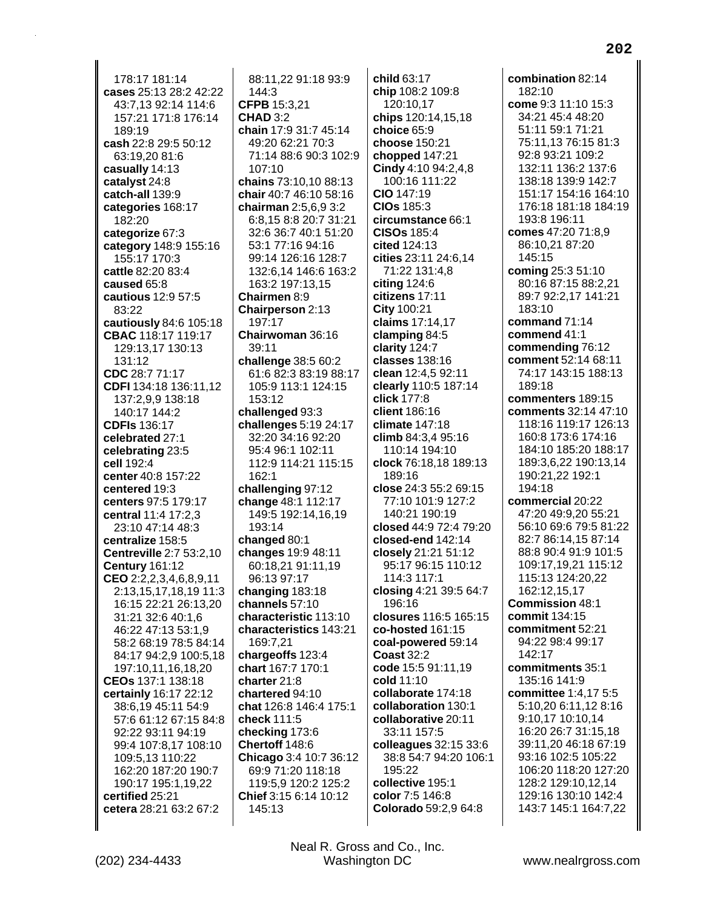178:17 181:14
**cases** 25:13 28:2 42:22 43:7,13 92:14 114:6 157:21 171:8 176:14 189:19
**cash** 22:8 29:5 50:12 63:19,20 81:6
**casually** 14:13
**catalyst** 24:8
**catch-all** 139:9
**categories** 168:17 182:20
**categorize** 67:3
**category** 148:9 155:16 155:17 170:3
**cattle** 82:20 83:4
**caused** 65:8
**cautious** 12:9 57:5 83:22
**cautiously** 84:6 105:18
**CBAC** 118:17 119:17 129:13,17 130:13 131:12
**CDC** 28:7 71:17
**CDFI** 134:18 136:11,12 137:2,9,9 138:18 140:17 144:2
**CDFIs** 136:17
**celebrated** 27:1
**celebrating** 23:5
**cell** 192:4
**center** 40:8 157:22
**centered** 19:3
**centers** 97:5 179:17
**central** 11:4 17:2,3 23:10 47:14 48:3
**centralize** 158:5
**Centreville** 2:7 53:2,10
**Century** 161:12
**CEO** 2:2,2,3,4,6,8,9,11 2:13,15,17,18,19 11:3 16:15 22:21 26:13,20 31:21 32:6 40:1,6 46:22 47:13 53:1,9 58:2 68:19 78:5 84:14 84:17 94:2,9 100:5,18 197:10,11,16,18,20
**CEOs** 137:1 138:18
**certainly** 16:17 22:12 38:6,19 45:11 54:9 57:6 61:12 67:15 84:8 92:22 93:11 94:19 99:4 107:8,17 108:10 109:5,13 110:22 162:20 187:20 190:7 190:17 195:1,19,22
**certified** 25:21
**cetera** 28:21 63:2 67:2
88:11,22 91:18 93:9 144:3
**CFPB** 15:3,21
**CHAD** 3:2
**chain** 17:9 31:7 45:14 49:20 62:21 70:3 71:14 88:6 90:3 102:9 107:10
**chains** 73:10,10 88:13
**chair** 40:7 46:10 58:16
**chairman** 2:5,6,9 3:2 6:8,15 8:8 20:7 31:21 32:6 36:7 40:1 51:20 53:1 77:16 94:16 99:14 126:16 128:7 132:6,14 146:6 163:2 163:2 197:13,15
**Chairmen** 8:9
**Chairperson** 2:13 197:17
**Chairwoman** 36:16 39:11
**challenge** 38:5 60:2 61:6 82:3 83:19 88:17 105:9 113:1 124:15 153:12
**challenged** 93:3
**challenges** 5:19 24:17 32:20 34:16 92:20 95:4 96:1 102:11 112:9 114:21 115:15 162:1
**challenging** 97:12
**change** 48:1 112:17 149:5 192:14,16,19 193:14
**changed** 80:1
**changes** 19:9 48:11 60:18,21 91:11,19 96:13 97:17
**changing** 183:18
**channels** 57:10
**characteristic** 113:10
**characteristics** 143:21 169:7,21
**chargeoffs** 123:4
**chart** 167:7 170:1
**charter** 21:8
**chartered** 94:10
**chat** 126:8 146:4 175:1
**check** 111:5
**checking** 173:6
**Chertoff** 148:6
**Chicago** 3:4 10:7 36:12 69:9 71:20 118:18 119:5,9 120:2 125:2
**Chief** 3:15 6:14 10:12 145:13
**child** 63:17
**chip** 108:2 109:8 120:10,17
**chips** 120:14,15,18
**choice** 65:9
**choose** 150:21
**chopped** 147:21
**Cindy** 4:10 94:2,4,8 100:16 111:22
**CIO** 147:19
**CIOs** 185:3
**circumstance** 66:1
**CISOs** 185:4
**cited** 124:13
**cities** 23:11 24:6,14 71:22 131:4,8
**citing** 124:6
**citizens** 17:11
**City** 100:21
**claims** 17:14,17
**clamping** 84:5
**clarity** 124:7
**classes** 138:16
**clean** 12:4,5 92:11
**clearly** 110:5 187:14
**click** 177:8
**client** 186:16
**climate** 147:18
**climb** 84:3,4 95:16 110:14 194:10
**clock** 76:18,18 189:13 189:16
**close** 24:3 55:2 69:15 77:10 101:9 127:2 140:21 190:19
**closed** 44:9 72:4 79:20
**closed-end** 142:14
**closely** 21:21 51:12 95:17 96:15 110:12 114:3 117:1
**closing** 4:21 39:5 64:7 196:16
**closures** 116:5 165:15
**co-hosted** 161:15
**coal-powered** 59:14
**Coast** 32:2
**code** 15:5 91:11,19
**cold** 11:10
**collaborate** 174:18
**collaboration** 130:1
**collaborative** 20:11 33:11 157:5
**colleagues** 32:15 33:6 38:8 54:7 94:20 106:1 195:22
**collective** 195:1
**color** 7:5 146:8
**Colorado** 59:2,9 64:8
**combination** 82:14 182:10
**come** 9:3 11:10 15:3 34:21 45:4 48:20 51:11 59:1 71:21 75:11,13 76:15 81:3 92:8 93:21 109:2 132:11 136:2 137:6 138:18 139:9 142:7 151:17 154:16 164:10 176:18 181:18 184:19 193:8 196:11
**comes** 47:20 71:8,9 86:10,21 87:20 145:15
**coming** 25:3 51:10 80:16 87:15 88:2,21 89:7 92:2,17 141:21 183:10
**command** 71:14
**commend** 41:1
**commending** 76:12
**comment** 52:14 68:11 74:17 143:15 188:13 189:18
**commenters** 189:15
**comments** 32:14 47:10 118:16 119:17 126:13 160:8 173:6 174:16 184:10 185:20 188:17 189:3,6,22 190:13,14 190:21,22 192:1 194:18
**commercial** 20:22 47:20 49:9,20 55:21 56:10 69:6 79:5 81:22 82:7 86:14,15 87:14 88:8 90:4 91:9 101:5 109:17,19,21 115:12 115:13 124:20,22 162:12,15,17
**Commission** 48:1
**commit** 134:15
**commitment** 52:21 94:22 98:4 99:17 142:17
**commitments** 35:1 135:16 141:9
**committee** 1:4,17 5:5 5:10,20 6:11,12 8:16 9:10,17 10:10,14 16:20 26:7 31:15,18 39:11,20 46:18 67:19 93:16 102:5 105:22 106:20 118:20 127:20 128:2 129:10,12,14 129:16 130:10 142:4 143:7 145:1 164:7,22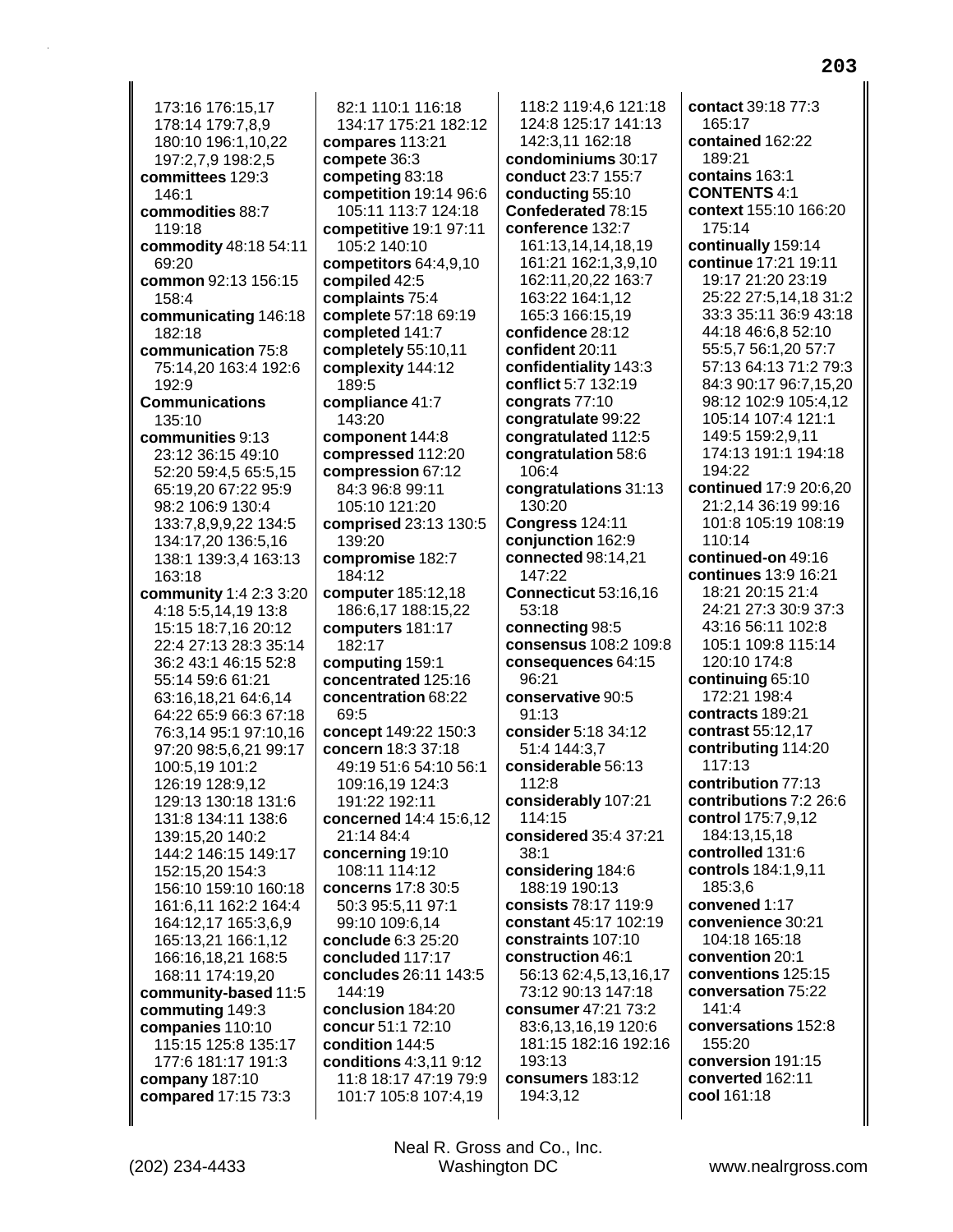173:16 176:15,17 178:14 179:7,8,9 180:10 196:1,10,22 197:2,7,9 198:2,5
**committees** 129:3 146:1
**commodities** 88:7 119:18
**commodity** 48:18 54:11 69:20
**common** 92:13 156:15 158:4
**communicating** 146:18 182:18
**communication** 75:8 75:14,20 163:4 192:6 192:9
**Communications** 135:10
**communities** 9:13 23:12 36:15 49:10 52:20 59:4,5 65:5,15 65:19,20 67:22 95:9 98:2 106:9 130:4 133:7,8,9,9,22 134:5 134:17,20 136:5,16 138:1 139:3,4 163:13 163:18
**community** 1:4 2:3 3:20 4:18 5:5,14,19 13:8 15:15 18:7,16 20:12 22:4 27:13 28:3 35:14 36:2 43:1 46:15 52:8 55:14 59:6 61:21 63:16,18,21 64:6,14 64:22 65:9 66:3 67:18 76:3,14 95:1 97:10,16 97:20 98:5,6,21 99:17 100:5,19 101:2 126:19 128:9,12 129:13 130:18 131:6 131:8 134:11 138:6 139:15,20 140:2 144:2 146:15 149:17 152:15,20 154:3 156:10 159:10 160:18 161:6,11 162:2 164:4 164:12,17 165:3,6,9 165:13,21 166:1,12 166:16,18,21 168:5 168:11 174:19,20
**community-based** 11:5
**commuting** 149:3
**companies** 110:10 115:15 125:8 135:17 177:6 181:17 191:3
**company** 187:10
**compared** 17:15 73:3 82:1 110:1 116:18 134:17 175:21 182:12
**compares** 113:21
**compete** 36:3
**competing** 83:18
**competition** 19:14 96:6 105:11 113:7 124:18
**competitive** 19:1 97:11 105:2 140:10
**competitors** 64:4,9,10
**compiled** 42:5
**complaints** 75:4
**complete** 57:18 69:19
**completed** 141:7
**completely** 55:10,11
**complexity** 144:12 189:5
**compliance** 41:7 143:20
**component** 144:8
**compressed** 112:20
**compression** 67:12 84:3 96:8 99:11 105:10 121:20
**comprised** 23:13 130:5 139:20
**compromise** 182:7 184:12
**computer** 185:12,18 186:6,17 188:15,22
**computers** 181:17 182:17
**computing** 159:1
**concentrated** 125:16
**concentration** 68:22 69:5
**concept** 149:22 150:3
**concern** 18:3 37:18 49:19 51:6 54:10 56:1 109:16,19 124:3 191:22 192:11
**concerned** 14:4 15:6,12 21:14 84:4
**concerning** 19:10 108:11 114:12
**concerns** 17:8 30:5 50:3 95:5,11 97:1 99:10 109:6,14
**conclude** 6:3 25:20
**concluded** 117:17
**concludes** 26:11 143:5 144:19
**conclusion** 184:20
**concur** 51:1 72:10
**condition** 144:5
**conditions** 4:3,11 9:12 11:8 18:17 47:19 79:9 101:7 105:8 107:4,19 118:2 119:4,6 121:18 124:8 125:17 141:13 142:3,11 162:18
**condominiums** 30:17
**conduct** 23:7 155:7
**conducting** 55:10
**Confederated** 78:15
**conference** 132:7 161:13,14,14,18,19 161:21 162:1,3,9,10 162:11,20,22 163:7 163:22 164:1,12 165:3 166:15,19
**confidence** 28:12
**confident** 20:11
**confidentiality** 143:3
**conflict** 5:7 132:19
**congrats** 77:10
**congratulate** 99:22
**congratulated** 112:5
**congratulation** 58:6 106:4
**congratulations** 31:13 130:20
**Congress** 124:11
**conjunction** 162:9
**connected** 98:14,21 147:22
**Connecticut** 53:16,16 53:18
**connecting** 98:5
**consensus** 108:2 109:8
**consequences** 64:15 96:21
**conservative** 90:5 91:13
**consider** 5:18 34:12 51:4 144:3,7
**considerable** 56:13 112:8
**considerably** 107:21 114:15
**considered** 35:4 37:21 38:1
**considering** 184:6 188:19 190:13
**consists** 78:17 119:9
**constant** 45:17 102:19
**constraints** 107:10
**construction** 46:1 56:13 62:4,5,13,16,17 73:12 90:13 147:18
**consumer** 47:21 73:2 83:6,13,16,19 120:6 181:15 182:16 192:16 193:13
**consumers** 183:12 194:3,12
**contact** 39:18 77:3 165:17
**contained** 162:22 189:21
**contains** 163:1
**CONTENTS** 4:1
**context** 155:10 166:20 175:14
**continually** 159:14
**continue** 17:21 19:11 19:17 21:20 23:19 25:22 27:5,14,18 31:2 33:3 35:11 36:9 43:18 44:18 46:6,8 52:10 55:5,7 56:1,20 57:7 57:13 64:13 71:2 79:3 84:3 90:17 96:7,15,20 98:12 102:9 105:4,12 105:14 107:4 121:1 149:5 159:2,9,11 174:13 191:1 194:18 194:22
**continued** 17:9 20:6,20 21:2,14 36:19 99:16 101:8 105:19 108:19 110:14
**continued-on** 49:16
**continues** 13:9 16:21 18:21 20:15 21:4 24:21 27:3 30:9 37:3 43:16 56:11 102:8 105:1 109:8 115:14 120:10 174:8
**continuing** 65:10 172:21 198:4
**contracts** 189:21
**contrast** 55:12,17
**contributing** 114:20 117:13
**contribution** 77:13
**contributions** 7:2 26:6
**control** 175:7,9,12 184:13,15,18
**controlled** 131:6
**controls** 184:1,9,11 185:3,6
**convened** 1:17
**convenience** 30:21 104:18 165:18
**convention** 20:1
**conventions** 125:15
**conversation** 75:22 141:4
**conversations** 152:8 155:20
**conversion** 191:15
**converted** 162:11
**cool** 161:18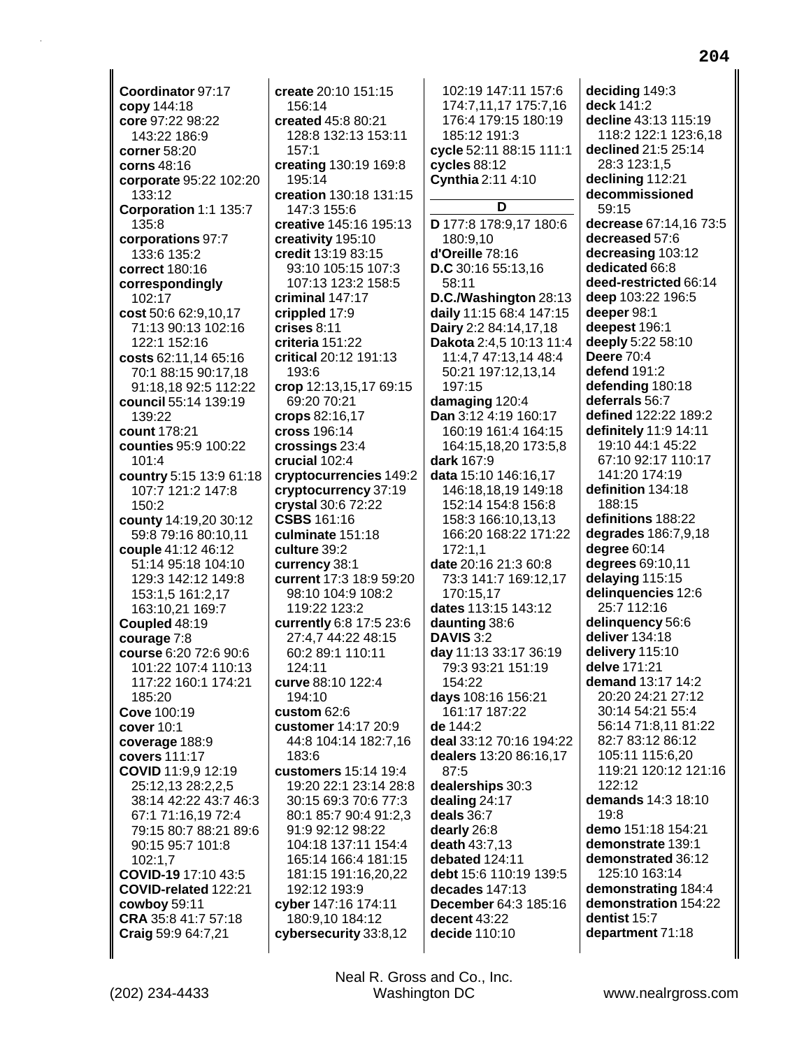**Coordinator** 97:17
**copy** 144:18
**core** 97:22 98:22 143:22 186:9
**corner** 58:20
**corns** 48:16
**corporate** 95:22 102:20 133:12
**Corporation** 1:1 135:7 135:8
**corporations** 97:7 133:6 135:2
**correct** 180:16
**correspondingly** 102:17
**cost** 50:6 62:9,10,17 71:13 90:13 102:16 122:1 152:16
**costs** 62:11,14 65:16 70:1 88:15 90:17,18 91:18,18 92:5 112:22
**council** 55:14 139:19 139:22
**count** 178:21
**counties** 95:9 100:22 101:4
**country** 5:15 13:9 61:18 107:7 121:2 147:8 150:2
**county** 14:19,20 30:12 59:8 79:16 80:10,11
**couple** 41:12 46:12 51:14 95:18 104:10 129:3 142:12 149:8 153:1,5 161:2,17 163:10,21 169:7
**Coupled** 48:19
**courage** 7:8
**course** 6:20 72:6 90:6 101:22 107:4 110:13 117:22 160:1 174:21 185:20
**Cove** 100:19
**cover** 10:1
**coverage** 188:9
**covers** 111:17
**COVID** 11:9,9 12:19 25:12,13 28:2,2,5 38:14 42:22 43:7 46:3 67:1 71:16,19 72:4 79:15 80:7 88:21 89:6 90:15 95:7 101:8 102:1,7
**COVID-19** 17:10 43:5
**COVID-related** 122:21
**cowboy** 59:11
**CRA** 35:8 41:7 57:18
**Craig** 59:9 64:7,21
**create** 20:10 151:15 156:14
**created** 45:8 80:21 128:8 132:13 153:11 157:1
**creating** 130:19 169:8
**creation** 130:18 131:15 147:3 155:6
**creative** 145:16 195:13
**creativity** 195:10
**credit** 13:19 83:15 93:10 105:15 107:3 107:13 123:2 158:5
**criminal** 147:17
**crippled** 17:9
**crises** 8:11
**criteria** 151:22
**critical** 20:12 191:13 193:6
**crop** 12:13,15,17 69:15 69:20 70:21
**crops** 82:16,17
**cross** 196:14
**crossings** 23:4
**crucial** 102:4
**cryptocurrencies** 149:2
**cryptocurrency** 37:19
**crystal** 30:6 72:22
**CSBS** 161:16
**culminate** 151:18
**culture** 39:2
**currency** 38:1
**current** 17:3 18:9 59:20 98:10 104:9 108:2 119:22 123:2
**currently** 6:8 17:5 23:6 27:4,7 44:22 48:15 60:2 89:1 110:11 124:11
**curve** 88:10 122:4 194:10
**custom** 62:6
**customer** 14:17 20:9 44:8 104:14 182:7,16 183:6
**customers** 15:14 19:4 19:20 22:1 23:14 28:8 30:15 69:3 70:6 77:3 80:1 85:7 90:4 91:2,3 91:9 92:12 98:22 104:18 137:11 154:4 165:14 166:4 181:15 181:15 191:16,20,22 192:12 193:9
**cyber** 147:16 174:11 180:9,10 184:12
**cybersecurity** 33:8,12
102:19 147:11 157:6 174:7,11,17 175:7,16 176:4 179:15 180:19 185:12 191:3
**cycle** 52:11 88:15 111:1
**cycles** 88:12
**Cynthia** 2:11 4:10

## D

**D** 177:8 178:9,17 180:6 180:9,10
**d'Oreille** 78:16
**D.C** 30:16 55:13,16 58:11
**D.C./Washington** 28:13
**daily** 11:15 68:4 147:15
**Dairy** 2:2 84:14,17,18
**Dakota** 2:4,5 10:13 11:4 11:4,7 47:13,14 48:4 50:21 197:12,13,14 197:15
**damaging** 120:4
**Dan** 3:12 4:19 160:17 160:19 161:4 164:15 164:15,18,20 173:5,8
**dark** 167:9
**data** 15:10 146:16,17 146:18,18,19 149:18 152:14 154:8 156:8 158:3 166:10,13,13 166:20 168:22 171:22 172:1,1
**date** 20:16 21:3 60:8 73:3 141:7 169:12,17 170:15,17
**dates** 113:15 143:12
**daunting** 38:6
**DAVIS** 3:2
**day** 11:13 33:17 36:19 79:3 93:21 151:19 154:22
**days** 108:16 156:21 161:17 187:22
**de** 144:2
**deal** 33:12 70:16 194:22
**dealers** 13:20 86:16,17 87:5
**dealerships** 30:3
**dealing** 24:17
**deals** 36:7
**dearly** 26:8
**death** 43:7,13
**debated** 124:11
**debt** 15:6 110:19 139:5
**decades** 147:13
**December** 64:3 185:16
**decent** 43:22
**decide** 110:10
**deciding** 149:3
**deck** 141:2
**decline** 43:13 115:19 118:2 122:1 123:6,18
**declined** 21:5 25:14 28:3 123:1,5
**declining** 112:21
**decommissioned** 59:15
**decrease** 67:14,16 73:5
**decreased** 57:6
**decreasing** 103:12
**dedicated** 66:8
**deed-restricted** 66:14
**deep** 103:22 196:5
**deeper** 98:1
**deepest** 196:1
**deeply** 5:22 58:10
**Deere** 70:4
**defend** 191:2
**defending** 180:18
**deferrals** 56:7
**defined** 122:22 189:2
**definitely** 11:9 14:11 19:10 44:1 45:22 67:10 92:17 110:17 141:20 174:19
**definition** 134:18 188:15
**definitions** 188:22
**degrades** 186:7,9,18
**degree** 60:14
**degrees** 69:10,11
**delaying** 115:15
**delinquencies** 12:6 25:7 112:16
**delinquency** 56:6
**deliver** 134:18
**delivery** 115:10
**delve** 171:21
**demand** 13:17 14:2 20:20 24:21 27:12 30:14 54:21 55:4 56:14 71:8,11 81:22 82:7 83:12 86:12 105:11 115:6,20 119:21 120:12 121:16 122:12
**demands** 14:3 18:10 19:8
**demo** 151:18 154:21
**demonstrate** 139:1
**demonstrated** 36:12 125:10 163:14
**demonstrating** 184:4
**demonstration** 154:22
**dentist** 15:7
**department** 71:18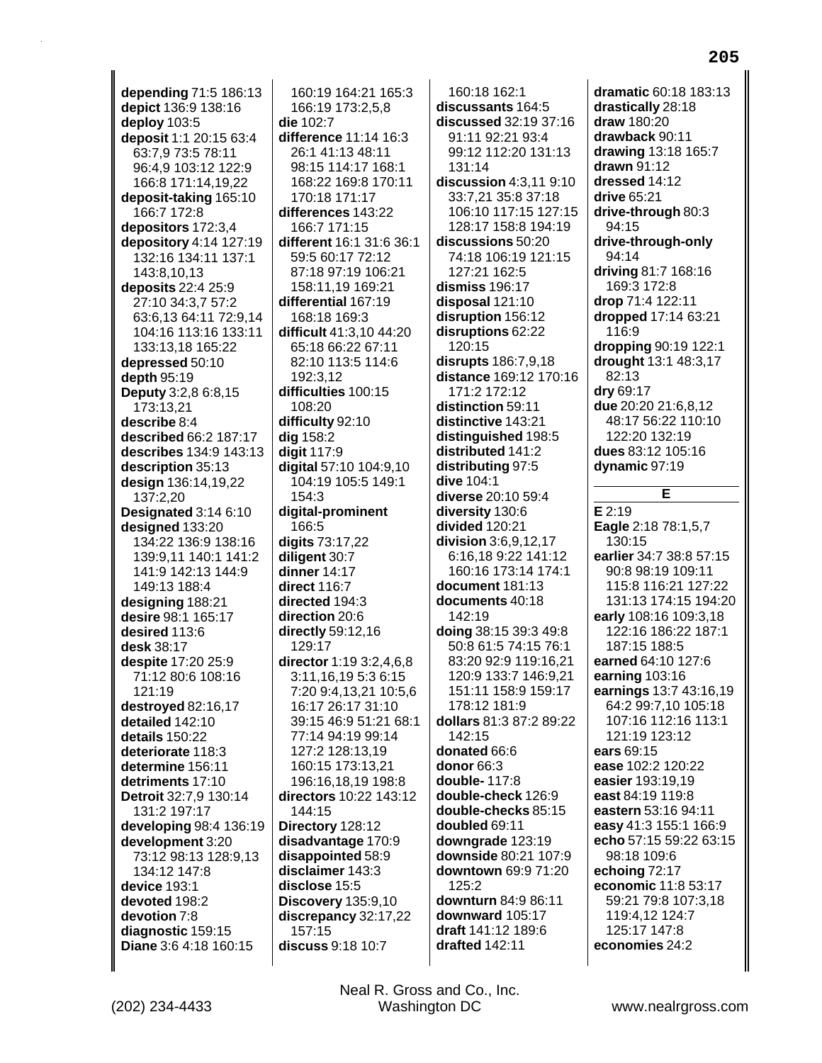**depending** 71:5 186:13
**depict** 136:9 138:16
**deploy** 103:5
**deposit** 1:1 20:15 63:4 63:7,9 73:5 78:11 96:4,9 103:12 122:9 166:8 171:14,19,22
**deposit-taking** 165:10 166:7 172:8
**depositors** 172:3,4
**depository** 4:14 127:19 132:16 134:11 137:1 143:8,10,13
**deposits** 22:4 25:9 27:10 34:3,7 57:2 63:6,13 64:11 72:9,14 104:16 113:16 133:11 133:13,18 165:22
**depressed** 50:10
**depth** 95:19
**Deputy** 3:2,8 6:8,15 173:13,21
**describe** 8:4
**described** 66:2 187:17
**describes** 134:9 143:13
**description** 35:13
**design** 136:14,19,22 137:2,20
**Designated** 3:14 6:10
**designed** 133:20 134:22 136:9 138:16 139:9,11 140:1 141:2 141:9 142:13 144:9 149:13 188:4
**designing** 188:21
**desire** 98:1 165:17
**desired** 113:6
**desk** 38:17
**despite** 17:20 25:9 71:12 80:6 108:16 121:19
**destroyed** 82:16,17
**detailed** 142:10
**details** 150:22
**deteriorate** 118:3
**determine** 156:11
**detriments** 17:10
**Detroit** 32:7,9 130:14 131:2 197:17
**developing** 98:4 136:19
**development** 3:20 73:12 98:13 128:9,13 134:12 147:8
**device** 193:1
**devoted** 198:2
**devotion** 7:8
**diagnostic** 159:15
**Diane** 3:6 4:18 160:15 160:19 164:21 165:3 166:19 173:2,5,8
**die** 102:7
**difference** 11:14 16:3 26:1 41:13 48:11 98:15 114:17 168:1 168:22 169:8 170:11 170:18 171:17
**differences** 143:22 166:7 171:15
**different** 16:1 31:6 36:1 59:5 60:17 72:12 87:18 97:19 106:21 158:11,19 169:21
**differential** 167:19 168:18 169:3
**difficult** 41:3,10 44:20 65:18 66:22 67:11 82:10 113:5 114:6 192:3,12
**difficulties** 100:15 108:20
**difficulty** 92:10
**dig** 158:2
**digit** 117:9
**digital** 57:10 104:9,10 104:19 105:5 149:1 154:3
**digital-prominent** 166:5
**digits** 73:17,22
**diligent** 30:7
**dinner** 14:17
**direct** 116:7
**directed** 194:3
**direction** 20:6
**directly** 59:12,16 129:17
**director** 1:19 3:2,4,6,8 3:11,16,19 5:3 6:15 7:20 9:4,13,21 10:5,6 16:17 26:17 31:10 39:15 46:9 51:21 68:1 77:14 94:19 99:14 127:2 128:13,19 160:15 173:13,21 196:16,18,19 198:8
**directors** 10:22 143:12 144:15
**Directory** 128:12
**disadvantage** 170:9
**disappointed** 58:9
**disclaimer** 143:3
**disclose** 15:5
**Discovery** 135:9,10
**discrepancy** 32:17,22 157:15
**discuss** 9:18 10:7 160:18 162:1
**discussants** 164:5
**discussed** 32:19 37:16 91:11 92:21 93:4 99:12 112:20 131:13 131:14
**discussion** 4:3,11 9:10 33:7,21 35:8 37:18 106:10 117:15 127:15 128:17 158:8 194:19
**discussions** 50:20 74:18 106:19 121:15 127:21 162:5
**dismiss** 196:17
**disposal** 121:10
**disruption** 156:12
**disruptions** 62:22 120:15
**disrupts** 186:7,9,18
**distance** 169:12 170:16 171:2 172:12
**distinction** 59:11
**distinctive** 143:21
**distinguished** 198:5
**distributed** 141:2
**distributing** 97:5
**dive** 104:1
**diverse** 20:10 59:4
**diversity** 130:6
**divided** 120:21
**division** 3:6,9,12,17 6:16,18 9:22 141:12 160:16 173:14 174:1
**document** 181:13
**documents** 40:18 142:19
**doing** 38:15 39:3 49:8 50:8 61:5 74:15 76:1 83:20 92:9 119:16,21 120:9 133:7 146:9,21 151:11 158:9 159:17 178:12 181:9
**dollars** 81:3 87:2 89:22 142:15
**donated** 66:6
**donor** 66:3
**double-** 117:8
**double-check** 126:9
**double-checks** 85:15
**doubled** 69:11
**downgrade** 123:19
**downside** 80:21 107:9
**downtown** 69:9 71:20 125:2
**downturn** 84:9 86:11
**downward** 105:17
**draft** 141:12 189:6
**drafted** 142:11
**dramatic** 60:18 183:13
**drastically** 28:18
**draw** 180:20
**drawback** 90:11
**drawing** 13:18 165:7
**drawn** 91:12
**dressed** 14:12
**drive** 65:21
**drive-through** 80:3 94:15
**drive-through-only** 94:14
**driving** 81:7 168:16 169:3 172:8
**drop** 71:4 122:11
**dropped** 17:14 63:21 116:9
**dropping** 90:19 122:1
**drought** 13:1 48:3,17 82:13
**dry** 69:17
**due** 20:20 21:6,8,12 48:17 56:22 110:10 122:20 132:19
**dues** 83:12 105:16
**dynamic** 97:19

## E

**E** 2:19
**Eagle** 2:18 78:1,5,7 130:15
**earlier** 34:7 38:8 57:15 90:8 98:19 109:11 115:8 116:21 127:22 131:13 174:15 194:20
**early** 108:16 109:3,18 122:16 186:22 187:1 187:15 188:5
**earned** 64:10 127:6
**earning** 103:16
**earnings** 13:7 43:16,19 64:2 99:7,10 105:18 107:16 112:16 113:1 121:19 123:12
**ears** 69:15
**ease** 102:2 120:22
**easier** 193:19,19
**east** 84:19 119:8
**eastern** 53:16 94:11
**easy** 41:3 155:1 166:9
**echo** 57:15 59:22 63:15 98:18 109:6
**echoing** 72:17
**economic** 11:8 53:17 59:21 79:8 107:3,18 119:4,12 124:7 125:17 147:8
**economies** 24:2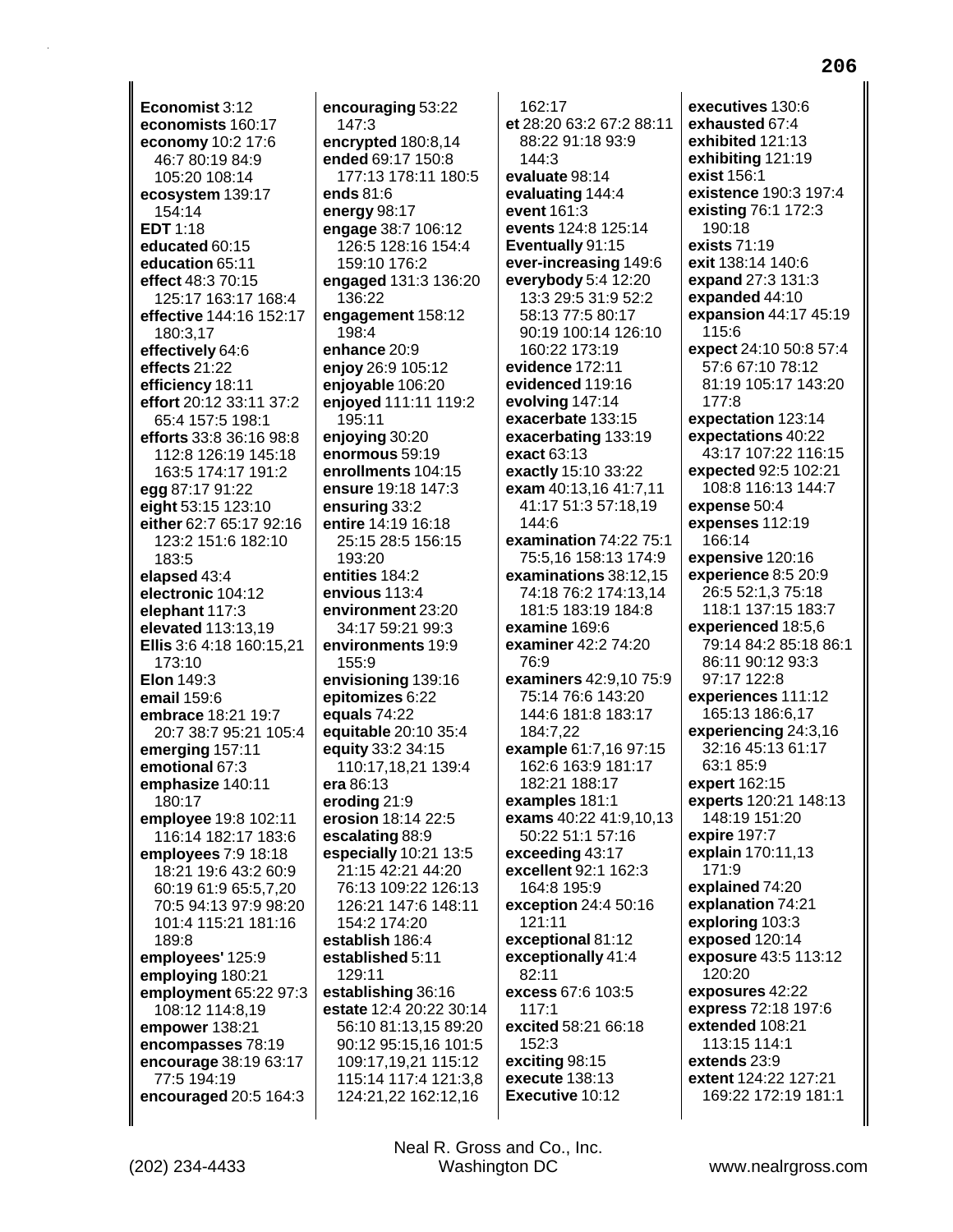**Economist** 3:12
**economists** 160:17
**economy** 10:2 17:6 46:7 80:19 84:9 105:20 108:14
**ecosystem** 139:17 154:14
**EDT** 1:18
**educated** 60:15
**education** 65:11
**effect** 48:3 70:15 125:17 163:17 168:4
**effective** 144:16 152:17 180:3,17
**effectively** 64:6
**effects** 21:22
**efficiency** 18:11
**effort** 20:12 33:11 37:2 65:4 157:5 198:1
**efforts** 33:8 36:16 98:8 112:8 126:19 145:18 163:5 174:17 191:2
**egg** 87:17 91:22
**eight** 53:15 123:10
**either** 62:7 65:17 92:16 123:2 151:6 182:10 183:5
**elapsed** 43:4
**electronic** 104:12
**elephant** 117:3
**elevated** 113:13,19
**Ellis** 3:6 4:18 160:15,21 173:10
**Elon** 149:3
**email** 159:6
**embrace** 18:21 19:7 20:7 38:7 95:21 105:4
**emerging** 157:11
**emotional** 67:3
**emphasize** 140:11 180:17
**employee** 19:8 102:11 116:14 182:17 183:6
**employees** 7:9 18:18 18:21 19:6 43:2 60:9 60:19 61:9 65:5,7,20 70:5 94:13 97:9 98:20 101:4 115:21 181:16 189:8
**employees'** 125:9
**employing** 180:21
**employment** 65:22 97:3 108:12 114:8,19
**empower** 138:21
**encompasses** 78:19
**encourage** 38:19 63:17 77:5 194:19
**encouraged** 20:5 164:3
**encouraging** 53:22 147:3
**encrypted** 180:8,14
**ended** 69:17 150:8 177:13 178:11 180:5
**ends** 81:6
**energy** 98:17
**engage** 38:7 106:12 126:5 128:16 154:4 159:10 176:2
**engaged** 131:3 136:20 136:22
**engagement** 158:12 198:4
**enhance** 20:9
**enjoy** 26:9 105:12
**enjoyable** 106:20
**enjoyed** 111:11 119:2 195:11
**enjoying** 30:20
**enormous** 59:19
**enrollments** 104:15
**ensure** 19:18 147:3
**ensuring** 33:2
**entire** 14:19 16:18 25:15 28:5 156:15 193:20
**entities** 184:2
**envious** 113:4
**environment** 23:20 34:17 59:21 99:3
**environments** 19:9 155:9
**envisioning** 139:16
**epitomizes** 6:22
**equals** 74:22
**equitable** 20:10 35:4
**equity** 33:2 34:15 110:17,18,21 139:4
**era** 86:13
**eroding** 21:9
**erosion** 18:14 22:5
**escalating** 88:9
**especially** 10:21 13:5 21:15 42:21 44:20 76:13 109:22 126:13 126:21 147:6 148:11 154:2 174:20
**establish** 186:4
**established** 5:11 129:11
**establishing** 36:16
**estate** 12:4 20:22 30:14 56:10 81:13,15 89:20 90:12 95:15,16 101:5 109:17,19,21 115:12 115:14 117:4 121:3,8 124:21,22 162:12,16 162:17
**et** 28:20 63:2 67:2 88:11 88:22 91:18 93:9 144:3
**evaluate** 98:14
**evaluating** 144:4
**event** 161:3
**events** 124:8 125:14
**Eventually** 91:15
**ever-increasing** 149:6
**everybody** 5:4 12:20 13:3 29:5 31:9 52:2 58:13 77:5 80:17 90:19 100:14 126:10 160:22 173:19
**evidence** 172:11
**evidenced** 119:16
**evolving** 147:14
**exacerbate** 133:15
**exacerbating** 133:19
**exact** 63:13
**exactly** 15:10 33:22
**exam** 40:13,16 41:7,11 41:17 51:3 57:18,19 144:6
**examination** 74:22 75:1 75:5,16 158:13 174:9
**examinations** 38:12,15 74:18 76:2 174:13,14 181:5 183:19 184:8
**examine** 169:6
**examiner** 42:2 74:20 76:9
**examiners** 42:9,10 75:9 75:14 76:6 143:20 144:6 181:8 183:17 184:7,22
**example** 61:7,16 97:15 162:6 163:9 181:17 182:21 188:17
**examples** 181:1
**exams** 40:22 41:9,10,13 50:22 51:1 57:16
**exceeding** 43:17
**excellent** 92:1 162:3 164:8 195:9
**exception** 24:4 50:16 121:11
**exceptional** 81:12
**exceptionally** 41:4 82:11
**excess** 67:6 103:5 117:1
**excited** 58:21 66:18 152:3
**exciting** 98:15
**execute** 138:13
**Executive** 10:12
**executives** 130:6
**exhausted** 67:4
**exhibited** 121:13
**exhibiting** 121:19
**exist** 156:1
**existence** 190:3 197:4
**existing** 76:1 172:3 190:18
**exists** 71:19
**exit** 138:14 140:6
**expand** 27:3 131:3
**expanded** 44:10
**expansion** 44:17 45:19 115:6
**expect** 24:10 50:8 57:4 57:6 67:10 78:12 81:19 105:17 143:20 177:8
**expectation** 123:14
**expectations** 40:22 43:17 107:22 116:15
**expected** 92:5 102:21 108:8 116:13 144:7
**expense** 50:4
**expenses** 112:19 166:14
**expensive** 120:16
**experience** 8:5 20:9 26:5 52:1,3 75:18 118:1 137:15 183:7
**experienced** 18:5,6 79:14 84:2 85:18 86:1 86:11 90:12 93:3 97:17 122:8
**experiences** 111:12 165:13 186:6,17
**experiencing** 24:3,16 32:16 45:13 61:17 63:1 85:9
**expert** 162:15
**experts** 120:21 148:13 148:19 151:20
**expire** 197:7
**explain** 170:11,13 171:9
**explained** 74:20
**explanation** 74:21
**exploring** 103:3
**exposed** 120:14
**exposure** 43:5 113:12 120:20
**exposures** 42:22
**express** 72:18 197:6
**extended** 108:21 113:15 114:1
**extends** 23:9
**extent** 124:22 127:21 169:22 172:19 181:1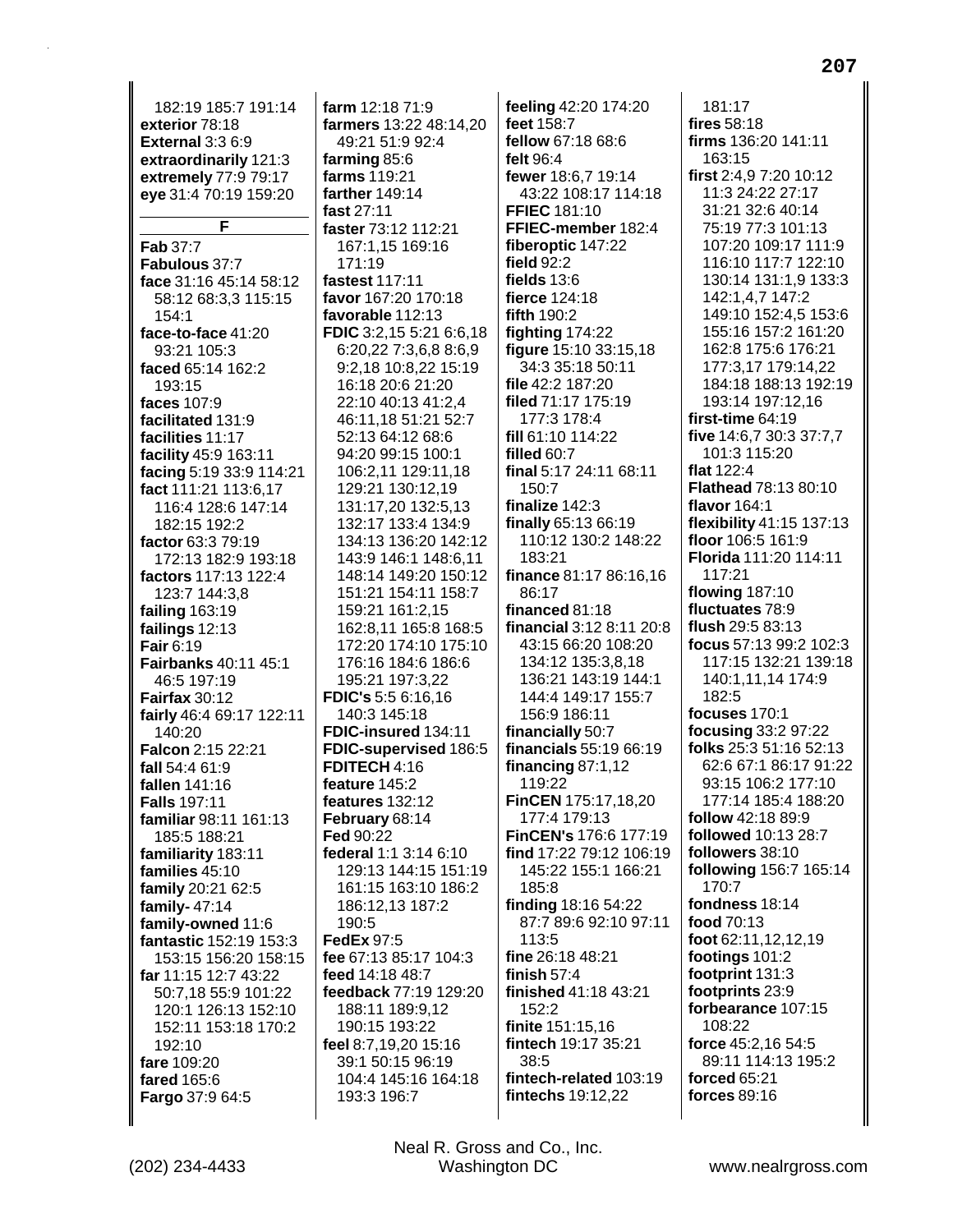182:19 185:7 191:14
**exterior** 78:18
**External** 3:3 6:9
**extraordinarily** 121:3
**extremely** 77:9 79:17
**eye** 31:4 70:19 159:20

## F

**Fab** 37:7
**Fabulous** 37:7
**face** 31:16 45:14 58:12 58:12 68:3,3 115:15 154:1
**face-to-face** 41:20 93:21 105:3
**faced** 65:14 162:2 193:15
**faces** 107:9
**facilitated** 131:9
**facilities** 11:17
**facility** 45:9 163:11
**facing** 5:19 33:9 114:21
**fact** 111:21 113:6,17 116:4 128:6 147:14 182:15 192:2
**factor** 63:3 79:19 172:13 182:9 193:18
**factors** 117:13 122:4 123:7 144:3,8
**failing** 163:19
**failings** 12:13
**Fair** 6:19
**Fairbanks** 40:11 45:1 46:5 197:19
**Fairfax** 30:12
**fairly** 46:4 69:17 122:11 140:20
**Falcon** 2:15 22:21
**fall** 54:4 61:9
**fallen** 141:16
**Falls** 197:11
**familiar** 98:11 161:13 185:5 188:21
**familiarity** 183:11
**families** 45:10
**family** 20:21 62:5
**family-** 47:14
**family-owned** 11:6
**fantastic** 152:19 153:3 153:15 156:20 158:15
**far** 11:15 12:7 43:22 50:7,18 55:9 101:22 120:1 126:13 152:10 152:11 153:18 170:2 192:10
**fare** 109:20
**fared** 165:6
**Fargo** 37:9 64:5
**farm** 12:18 71:9
**farmers** 13:22 48:14,20 49:21 51:9 92:4
**farming** 85:6
**farms** 119:21
**farther** 149:14
**fast** 27:11
**faster** 73:12 112:21 167:1,15 169:16 171:19
**fastest** 117:11
**favor** 167:20 170:18
**favorable** 112:13
**FDIC** 3:2,15 5:21 6:6,18 6:20,22 7:3,6,8 8:6,9 9:2,18 10:8,22 15:19 16:18 20:6 21:20 22:10 40:13 41:2,4 46:11,18 51:21 52:7 52:13 64:12 68:6 94:20 99:15 100:1 106:2,11 129:11,18 129:21 130:12,19 131:17,20 132:5,13 132:17 133:4 134:9 134:13 136:20 142:12 143:9 146:1 148:6,11 148:14 149:20 150:12 151:21 154:11 158:7 159:21 161:2,15 162:8,11 165:8 168:5 172:20 174:10 175:10 176:16 184:6 186:6 195:21 197:3,22
**FDIC's** 5:5 6:16,16 140:3 145:18
**FDIC-insured** 134:11
**FDIC-supervised** 186:5
**FDITECH** 4:16
**feature** 145:2
**features** 132:12
**February** 68:14
**Fed** 90:22
**federal** 1:1 3:14 6:10 129:13 144:15 151:19 161:15 163:10 186:2 186:12,13 187:2 190:5
**FedEx** 97:5
**fee** 67:13 85:17 104:3
**feed** 14:18 48:7
**feedback** 77:19 129:20 188:11 189:9,12 190:15 193:22
**feel** 8:7,19,20 15:16 39:1 50:15 96:19 104:4 145:16 164:18 193:3 196:7
**feeling** 42:20 174:20
**feet** 158:7
**fellow** 67:18 68:6
**felt** 96:4
**fewer** 18:6,7 19:14 43:22 108:17 114:18
**FFIEC** 181:10
**FFIEC-member** 182:4
**fiberoptic** 147:22
**field** 92:2
**fields** 13:6
**fierce** 124:18
**fifth** 190:2
**fighting** 174:22
**figure** 15:10 33:15,18 34:3 35:18 50:11
**file** 42:2 187:20
**filed** 71:17 175:19 177:3 178:4
**fill** 61:10 114:22
**filled** 60:7
**final** 5:17 24:11 68:11 150:7
**finalize** 142:3
**finally** 65:13 66:19 110:12 130:2 148:22 183:21
**finance** 81:17 86:16,16 86:17
**financed** 81:18
**financial** 3:12 8:11 20:8 43:15 66:20 108:20 134:12 135:3,8,18 136:21 143:19 144:1 144:4 149:17 155:7 156:9 186:11
**financially** 50:7
**financials** 55:19 66:19
**financing** 87:1,12 119:22
**FinCEN** 175:17,18,20 177:4 179:13
**FinCEN's** 176:6 177:19
**find** 17:22 79:12 106:19 145:22 155:1 166:21 185:8
**finding** 18:16 54:22 87:7 89:6 92:10 97:11 113:5
**fine** 26:18 48:21
**finish** 57:4
**finished** 41:18 43:21 152:2
**finite** 151:15,16
**fintech** 19:17 35:21 38:5
**fintech-related** 103:19
**fintechs** 19:12,22
181:17
**fires** 58:18
**firms** 136:20 141:11 163:15
**first** 2:4,9 7:20 10:12 11:3 24:22 27:17 31:21 32:6 40:14 75:19 77:3 101:13 107:20 109:17 111:9 116:10 117:7 122:10 130:14 131:1,9 133:3 142:1,4,7 147:2 149:10 152:4,5 153:6 155:16 157:2 161:20 162:8 175:6 176:21 177:3,17 179:14,22 184:18 188:13 192:19 193:14 197:12,16
**first-time** 64:19
**five** 14:6,7 30:3 37:7,7 101:3 115:20
**flat** 122:4
**Flathead** 78:13 80:10
**flavor** 164:1
**flexibility** 41:15 137:13
**floor** 106:5 161:9
**Florida** 111:20 114:11 117:21
**flowing** 187:10
**fluctuates** 78:9
**flush** 29:5 83:13
**focus** 57:13 99:2 102:3 117:15 132:21 139:18 140:1,11,14 174:9 182:5
**focuses** 170:1
**focusing** 33:2 97:22
**folks** 25:3 51:16 52:13 62:6 67:1 86:17 91:22 93:15 106:2 177:10 177:14 185:4 188:20
**follow** 42:18 89:9
**followed** 10:13 28:7
**followers** 38:10
**following** 156:7 165:14 170:7
**fondness** 18:14
**food** 70:13
**foot** 62:11,12,12,19
**footings** 101:2
**footprint** 131:3
**footprints** 23:9
**forbearance** 107:15 108:22
**force** 45:2,16 54:5 89:11 114:13 195:2
**forced** 65:21
**forces** 89:16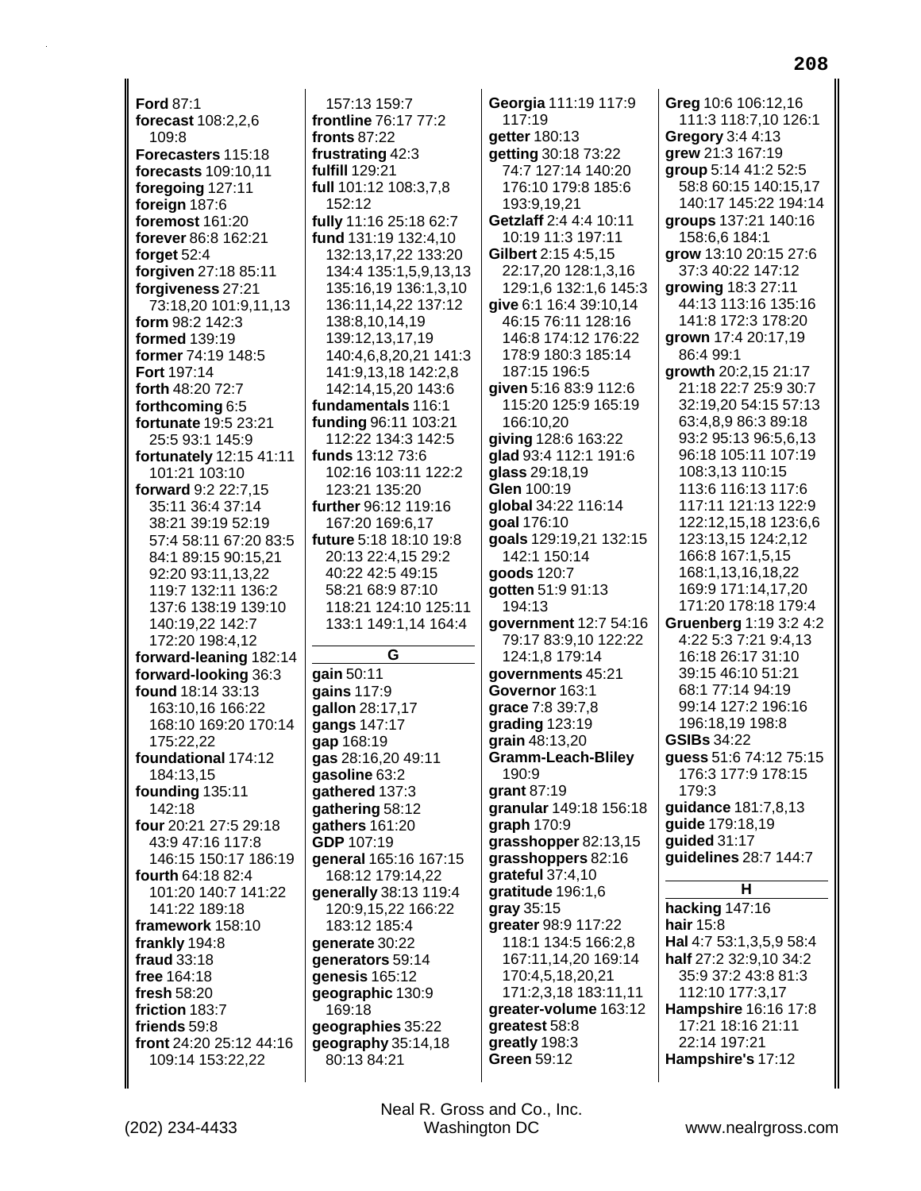**Ford** 87:1
**forecast** 108:2,2,6 109:8
**Forecasters** 115:18
**forecasts** 109:10,11
**foregoing** 127:11
**foreign** 187:6
**foremost** 161:20
**forever** 86:8 162:21
**forget** 52:4
**forgiven** 27:18 85:11
**forgiveness** 27:21 73:18,20 101:9,11,13
**form** 98:2 142:3
**formed** 139:19
**former** 74:19 148:5
**Fort** 197:14
**forth** 48:20 72:7
**forthcoming** 6:5
**fortunate** 19:5 23:21 25:5 93:1 145:9
**fortunately** 12:15 41:11 101:21 103:10
**forward** 9:2 22:7,15 35:11 36:4 37:14 38:21 39:19 52:19 57:4 58:11 67:20 83:5 84:1 89:15 90:15,21 92:20 93:11,13,22 119:7 132:11 136:2 137:6 138:19 139:10 140:19,22 142:7 172:20 198:4,12
**forward-leaning** 182:14
**forward-looking** 36:3
**found** 18:14 33:13 163:10,16 166:22 168:10 169:20 170:14 175:22,22
**foundational** 174:12 184:13,15
**founding** 135:11 142:18
**four** 20:21 27:5 29:18 43:9 47:16 117:8 146:15 150:17 186:19
**fourth** 64:18 82:4 101:20 140:7 141:22 141:22 189:18
**framework** 158:10
**frankly** 194:8
**fraud** 33:18
**free** 164:18
**fresh** 58:20
**friction** 183:7
**friends** 59:8
**front** 24:20 25:12 44:16 109:14 153:22,22
157:13 159:7
**frontline** 76:17 77:2
**fronts** 87:22
**frustrating** 42:3
**fulfill** 129:21
**full** 101:12 108:3,7,8 152:12
**fully** 11:16 25:18 62:7
**fund** 131:19 132:4,10 132:13,17,22 133:20 134:4 135:1,5,9,13,13 135:16,19 136:1,3,10 136:11,14,22 137:12 138:8,10,14,19 139:12,13,17,19 140:4,6,8,20,21 141:3 141:9,13,18 142:2,8 142:14,15,20 143:6
**fundamentals** 116:1
**funding** 96:11 103:21 112:22 134:3 142:5
**funds** 13:12 73:6 102:16 103:11 122:2 123:21 135:20
**further** 96:12 119:16 167:20 169:6,17
**future** 5:18 18:10 19:8 20:13 22:4,15 29:2 40:22 42:5 49:15 58:21 68:9 87:10 118:21 124:10 125:11 133:1 149:1,14 164:4

## G

**gain** 50:11
**gains** 117:9
**gallon** 28:17,17
**gangs** 147:17
**gap** 168:19
**gas** 28:16,20 49:11
**gasoline** 63:2
**gathered** 137:3
**gathering** 58:12
**gathers** 161:20
**GDP** 107:19
**general** 165:16 167:15 168:12 179:14,22
**generally** 38:13 119:4 120:9,15,22 166:22 183:12 185:4
**generate** 30:22
**generators** 59:14
**genesis** 165:12
**geographic** 130:9 169:18
**geographies** 35:22
**geography** 35:14,18 80:13 84:21
**Georgia** 111:19 117:9 117:19
**getter** 180:13
**getting** 30:18 73:22 74:7 127:14 140:20 176:10 179:8 185:6 193:9,19,21
**Getzlaff** 2:4 4:4 10:11 10:19 11:3 197:11
**Gilbert** 2:15 4:5,15 22:17,20 128:1,3,16 129:1,6 132:1,6 145:3
**give** 6:1 16:4 39:10,14 46:15 76:11 128:16 146:8 174:12 176:22 178:9 180:3 185:14 187:15 196:5
**given** 5:16 83:9 112:6 115:20 125:9 165:19 166:10,20
**giving** 128:6 163:22
**glad** 93:4 112:1 191:6
**glass** 29:18,19
**Glen** 100:19
**global** 34:22 116:14
**goal** 176:10
**goals** 129:19,21 132:15 142:1 150:14
**goods** 120:7
**gotten** 51:9 91:13 194:13
**government** 12:7 54:16 79:17 83:9,10 122:22 124:1,8 179:14
**governments** 45:21
**Governor** 163:1
**grace** 7:8 39:7,8
**grading** 123:19
**grain** 48:13,20
**Gramm-Leach-Bliley** 190:9
**grant** 87:19
**granular** 149:18 156:18
**graph** 170:9
**grasshopper** 82:13,15
**grasshoppers** 82:16
**grateful** 37:4,10
**gratitude** 196:1,6
**gray** 35:15
**greater** 98:9 117:22 118:1 134:5 166:2,8 167:11,14,20 169:14 170:4,5,18,20,21 171:2,3,18 183:11,11
**greater-volume** 163:12
**greatest** 58:8
**greatly** 198:3
**Green** 59:12
**Greg** 10:6 106:12,16 111:3 118:7,10 126:1
**Gregory** 3:4 4:13
**grew** 21:3 167:19
**group** 5:14 41:2 52:5 58:8 60:15 140:15,17 140:17 145:22 194:14
**groups** 137:21 140:16 158:6,6 184:1
**grow** 13:10 20:15 27:6 37:3 40:22 147:12
**growing** 18:3 27:11 44:13 113:16 135:16 141:8 172:3 178:20
**grown** 17:4 20:17,19 86:4 99:1
**growth** 20:2,15 21:17 21:18 22:7 25:9 30:7 32:19,20 54:15 57:13 63:4,8,9 86:3 89:18 93:2 95:13 96:5,6,13 96:18 105:11 107:19 108:3,13 110:15 113:6 116:13 117:6 117:11 121:13 122:9 122:12,15,18 123:6,6 123:13,15 124:2,12 166:8 167:1,5,15 168:1,13,16,18,22 169:9 171:14,17,20 171:20 178:18 179:4
**Gruenberg** 1:19 3:2 4:2 4:22 5:3 7:21 9:4,13 16:18 26:17 31:10 39:15 46:10 51:21 68:1 77:14 94:19 99:14 127:2 196:16 196:18,19 198:8
**GSIBs** 34:22
**guess** 51:6 74:12 75:15 176:3 177:9 178:15 179:3
**guidance** 181:7,8,13
**guide** 179:18,19
**guided** 31:17
**guidelines** 28:7 144:7

## H

**hacking** 147:16
**hair** 15:8
**Hal** 4:7 53:1,3,5,9 58:4
**half** 27:2 32:9,10 34:2 35:9 37:2 43:8 81:3 112:10 177:3,17
**Hampshire** 16:16 17:8 17:21 18:16 21:11 22:14 197:21
**Hampshire's** 17:12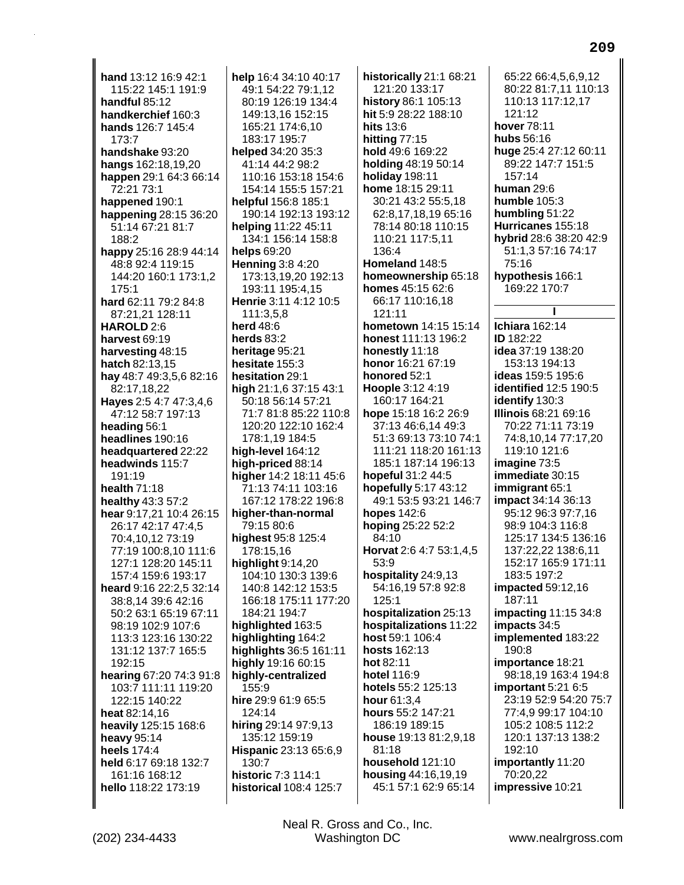**hand** 13:12 16:9 42:1 115:22 145:1 191:9
**handful** 85:12
**handkerchief** 160:3
**hands** 126:7 145:4 173:7
**handshake** 93:20
**hangs** 162:18,19,20
**happen** 29:1 64:3 66:14 72:21 73:1
**happened** 190:1
**happening** 28:15 36:20 51:14 67:21 81:7 188:2
**happy** 25:16 28:9 44:14 48:8 92:4 119:15 144:20 160:1 173:1,2 175:1
**hard** 62:11 79:2 84:8 87:21,21 128:11
**HAROLD** 2:6
**harvest** 69:19
**harvesting** 48:15
**hatch** 82:13,15
**hay** 48:7 49:3,5,6 82:16 82:17,18,22
**Hayes** 2:5 4:7 47:3,4,6 47:12 58:7 197:13
**heading** 56:1
**headlines** 190:16
**headquartered** 22:22
**headwinds** 115:7 191:19
**health** 71:18
**healthy** 43:3 57:2
**hear** 9:17,21 10:4 26:15 26:17 42:17 47:4,5 70:4,10,12 73:19 77:19 100:8,10 111:6 127:1 128:20 145:11 157:4 159:6 193:17
**heard** 9:16 22:2,5 32:14 38:8,14 39:6 42:16 50:2 63:1 65:19 67:11 98:19 102:9 107:6 113:3 123:16 130:22 131:12 137:7 165:5 192:15
**hearing** 67:20 74:3 91:8 103:7 111:11 119:20 122:15 140:22
**heat** 82:14,16
**heavily** 125:15 168:6
**heavy** 95:14
**heels** 174:4
**held** 6:17 69:18 132:7 161:16 168:12
**hello** 118:22 173:19
**help** 16:4 34:10 40:17 49:1 54:22 79:1,12 80:19 126:19 134:4 149:13,16 152:15 165:21 174:6,10 183:17 195:7
**helped** 34:20 35:3 41:14 44:2 98:2 110:16 153:18 154:6 154:14 155:5 157:21
**helpful** 156:8 185:1 190:14 192:13 193:12
**helping** 11:22 45:11 134:1 156:14 158:8
**helps** 69:20
**Henning** 3:8 4:20 173:13,19,20 192:13 193:11 195:4,15
**Henrie** 3:11 4:12 10:5 111:3,5,8
**herd** 48:6
**herds** 83:2
**heritage** 95:21
**hesitate** 155:3
**hesitation** 29:1
**high** 21:1,6 37:15 43:1 50:18 56:14 57:21 71:7 81:8 85:22 110:8 120:20 122:10 162:4 178:1,19 184:5
**high-level** 164:12
**high-priced** 88:14
**higher** 14:2 18:11 45:6 71:13 74:11 103:16 167:12 178:22 196:8
**higher-than-normal** 79:15 80:6
**highest** 95:8 125:4 178:15,16
**highlight** 9:14,20 104:10 130:3 139:6 140:8 142:12 153:5 166:18 175:11 177:20 184:21 194:7
**highlighted** 163:5
**highlighting** 164:2
**highlights** 36:5 161:11
**highly** 19:16 60:15
**highly-centralized** 155:9
**hire** 29:9 61:9 65:5 124:14
**hiring** 29:14 97:9,13 135:12 159:19
**Hispanic** 23:13 65:6,9 130:7
**historic** 7:3 114:1
**historical** 108:4 125:7
**historically** 21:1 68:21 121:20 133:17
**history** 86:1 105:13
**hit** 5:9 28:22 188:10
**hits** 13:6
**hitting** 77:15
**hold** 49:6 169:22
**holding** 48:19 50:14
**holiday** 198:11
**home** 18:15 29:11 30:21 43:2 55:5,18 62:8,17,18,19 65:16 78:14 80:18 110:15 110:21 117:5,11 136:4
**Homeland** 148:5
**homeownership** 65:18
**homes** 45:15 62:6 66:17 110:16,18 121:11
**hometown** 14:15 15:14
**honest** 111:13 196:2
**honestly** 11:18
**honor** 16:21 67:19
**honored** 52:1
**Hoople** 3:12 4:19 160:17 164:21
**hope** 15:18 16:2 26:9 37:13 46:6,14 49:3 51:3 69:13 73:10 74:1 111:21 118:20 161:13 185:1 187:14 196:13
**hopeful** 31:2 44:5
**hopefully** 5:17 43:12 49:1 53:5 93:21 146:7
**hopes** 142:6
**hoping** 25:22 52:2 84:10
**Horvat** 2:6 4:7 53:1,4,5 53:9
**hospitality** 24:9,13 54:16,19 57:8 92:8 125:1
**hospitalization** 25:13
**hospitalizations** 11:22
**host** 59:1 106:4
**hosts** 162:13
**hot** 82:11
**hotel** 116:9
**hotels** 55:2 125:13
**hour** 61:3,4
**hours** 55:2 147:21 186:19 189:15
**house** 19:13 81:2,9,18 81:18
**household** 121:10
**housing** 44:16,19,19 45:1 57:1 62:9 65:14 65:22 66:4,5,6,9,12 80:22 81:7,11 110:13 110:13 117:12,17 121:12
**hover** 78:11
**hubs** 56:16
**huge** 25:4 27:12 60:11 89:22 147:7 151:5 157:14
**human** 29:6
**humble** 105:3
**humbling** 51:22
**Hurricanes** 155:18
**hybrid** 28:6 38:20 42:9 51:1,3 57:16 74:17 75:16
**hypothesis** 166:1 169:22 170:7

**I**

**Ichiara** 162:14
**ID** 182:22
**idea** 37:19 138:20 153:13 194:13
**ideas** 159:5 195:6
**identified** 12:5 190:5
**identify** 130:3
**Illinois** 68:21 69:16 70:22 71:11 73:19 74:8,10,14 77:17,20 119:10 121:6
**imagine** 73:5
**immediate** 30:15
**immigrant** 65:1
**impact** 34:14 36:13 95:12 96:3 97:7,16 98:9 104:3 116:8 125:17 134:5 136:16 137:22,22 138:6,11 152:17 165:9 171:11 183:5 197:2
**impacted** 59:12,16 187:11
**impacting** 11:15 34:8
**impacts** 34:5
**implemented** 183:22 190:8
**importance** 18:21 98:18,19 163:4 194:8
**important** 5:21 6:5 23:19 52:9 54:20 75:7 77:4,9 99:17 104:10 105:2 108:5 112:2 120:1 137:13 138:2 192:10
**importantly** 11:20 70:20,22
**impressive** 10:21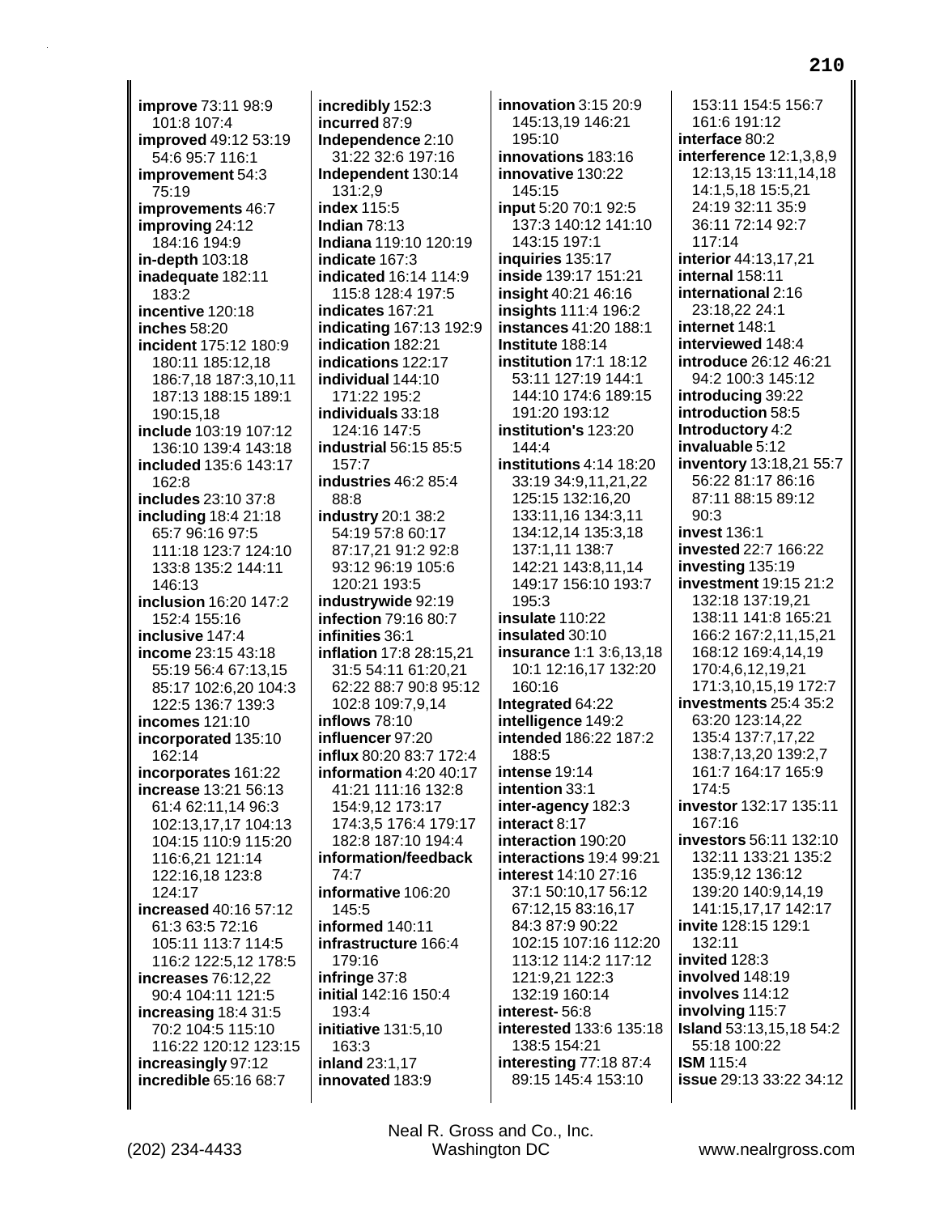**improve** 73:11 98:9 101:8 107:4
**improved** 49:12 53:19 54:6 95:7 116:1
**improvement** 54:3 75:19
**improvements** 46:7
**improving** 24:12 184:16 194:9
**in-depth** 103:18
**inadequate** 182:11 183:2
**incentive** 120:18
**inches** 58:20
**incident** 175:12 180:9 180:11 185:12,18 186:7,18 187:3,10,11 187:13 188:15 189:1 190:15,18
**include** 103:19 107:12 136:10 139:4 143:18
**included** 135:6 143:17 162:8
**includes** 23:10 37:8
**including** 18:4 21:18 65:7 96:16 97:5 111:18 123:7 124:10 133:8 135:2 144:11 146:13
**inclusion** 16:20 147:2 152:4 155:16
**inclusive** 147:4
**income** 23:15 43:18 55:19 56:4 67:13,15 85:17 102:6,20 104:3 122:5 136:7 139:3
**incomes** 121:10
**incorporated** 135:10 162:14
**incorporates** 161:22
**increase** 13:21 56:13 61:4 62:11,14 96:3 102:13,17,17 104:13 104:15 110:9 115:20 116:6,21 121:14 122:16,18 123:8 124:17
**increased** 40:16 57:12 61:3 63:5 72:16 105:11 113:7 114:5 116:2 122:5,12 178:5
**increases** 76:12,22 90:4 104:11 121:5
**increasing** 18:4 31:5 70:2 104:5 115:10 116:22 120:12 123:15
**increasingly** 97:12
**incredible** 65:16 68:7
**incredibly** 152:3
**incurred** 87:9
**Independence** 2:10 31:22 32:6 197:16
**Independent** 130:14 131:2,9
**index** 115:5
**Indian** 78:13
**Indiana** 119:10 120:19
**indicate** 167:3
**indicated** 16:14 114:9 115:8 128:4 197:5
**indicates** 167:21
**indicating** 167:13 192:9
**indication** 182:21
**indications** 122:17
**individual** 144:10 171:22 195:2
**individuals** 33:18 124:16 147:5
**industrial** 56:15 85:5 157:7
**industries** 46:2 85:4 88:8
**industry** 20:1 38:2 54:19 57:8 60:17 87:17,21 91:2 92:8 93:12 96:19 105:6 120:21 193:5
**industrywide** 92:19
**infection** 79:16 80:7
**infinities** 36:1
**inflation** 17:8 28:15,21 31:5 54:11 61:20,21 62:22 88:7 90:8 95:12 102:8 109:7,9,14
**inflows** 78:10
**influencer** 97:20
**influx** 80:20 83:7 172:4
**information** 4:20 40:17 41:21 111:16 132:8 154:9,12 173:17 174:3,5 176:4 179:17 182:8 187:10 194:4
**information/feedback** 74:7
**informative** 106:20 145:5
**informed** 140:11
**infrastructure** 166:4 179:16
**infringe** 37:8
**initial** 142:16 150:4 193:4
**initiative** 131:5,10 163:3
**inland** 23:1,17
**innovated** 183:9
**innovation** 3:15 20:9 145:13,19 146:21 195:10
**innovations** 183:16
**innovative** 130:22 145:15
**input** 5:20 70:1 92:5 137:3 140:12 141:10 143:15 197:1
**inquiries** 135:17
**inside** 139:17 151:21
**insight** 40:21 46:16
**insights** 111:4 196:2
**instances** 41:20 188:1
**Institute** 188:14
**institution** 17:1 18:12 53:11 127:19 144:1 144:10 174:6 189:15 191:20 193:12
**institution's** 123:20 144:4
**institutions** 4:14 18:20 33:19 34:9,11,21,22 125:15 132:16,20 133:11,16 134:3,11 134:12,14 135:3,18 137:1,11 138:7 142:21 143:8,11,14 149:17 156:10 193:7 195:3
**insulate** 110:22
**insulated** 30:10
**insurance** 1:1 3:6,13,18 10:1 12:16,17 132:20 160:16
**Integrated** 64:22
**intelligence** 149:2
**intended** 186:22 187:2 188:5
**intense** 19:14
**intention** 33:1
**inter-agency** 182:3
**interact** 8:17
**interaction** 190:20
**interactions** 19:4 99:21
**interest** 14:10 27:16 37:1 50:10,17 56:12 67:12,15 83:16,17 84:3 87:9 90:22 102:15 107:16 112:20 113:12 114:2 117:12 121:9,21 122:3 132:19 160:14
**interest-** 56:8
**interested** 133:6 135:18 138:5 154:21
**interesting** 77:18 87:4 89:15 145:4 153:10 153:11 154:5 156:7 161:6 191:12
**interface** 80:2
**interference** 12:1,3,8,9 12:13,15 13:11,14,18 14:1,5,18 15:5,21 24:19 32:11 35:9 36:11 72:14 92:7 117:14
**interior** 44:13,17,21
**internal** 158:11
**international** 2:16 23:18,22 24:1
**internet** 148:1
**interviewed** 148:4
**introduce** 26:12 46:21 94:2 100:3 145:12
**introducing** 39:22
**introduction** 58:5
**Introductory** 4:2
**invaluable** 5:12
**inventory** 13:18,21 55:7 56:22 81:17 86:16 87:11 88:15 89:12 90:3
**invest** 136:1
**invested** 22:7 166:22
**investing** 135:19
**investment** 19:15 21:2 132:18 137:19,21 138:11 141:8 165:21 166:2 167:2,11,15,21 168:12 169:4,14,19 170:4,6,12,19,21 171:3,10,15,19 172:7
**investments** 25:4 35:2 63:20 123:14,22 135:4 137:7,17,22 138:7,13,20 139:2,7 161:7 164:17 165:9 174:5
**investor** 132:17 135:11 167:16
**investors** 56:11 132:10 132:11 133:21 135:2 135:9,12 136:12 139:20 140:9,14,19 141:15,17,17 142:17
**invite** 128:15 129:1 132:11
**invited** 128:3
**involved** 148:19
**involves** 114:12
**involving** 115:7
**Island** 53:13,15,18 54:2 55:18 100:22
**ISM** 115:4
**issue** 29:13 33:22 34:12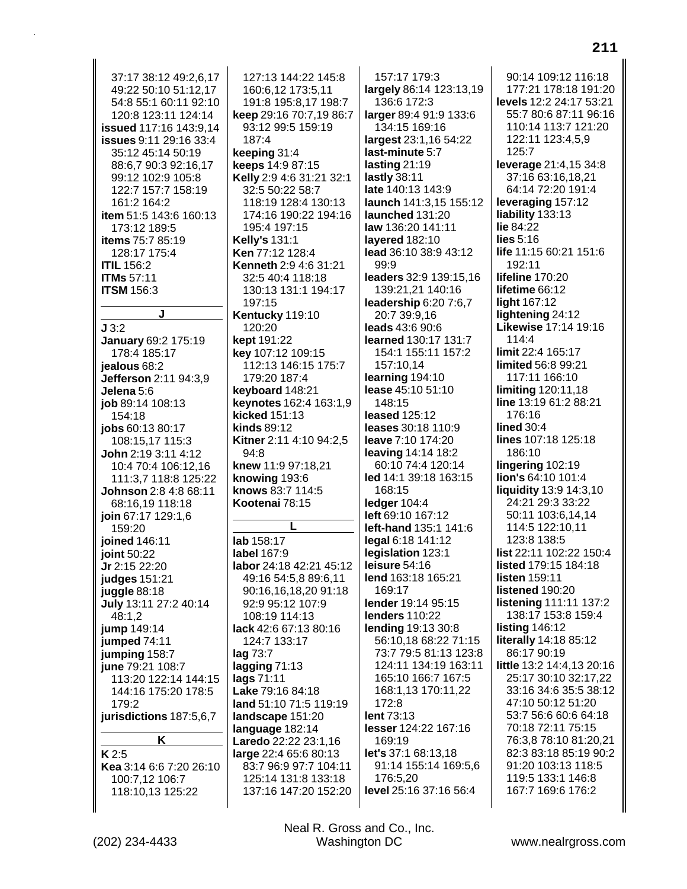37:17 38:12 49:2,6,17 49:22 50:10 51:12,17 54:8 55:1 60:11 92:10 120:8 123:11 124:14
**issued** 117:16 143:9,14
**issues** 9:11 29:16 33:4 35:12 45:14 50:19 88:6,7 90:3 92:16,17 99:12 102:9 105:8 122:7 157:7 158:19 161:2 164:2
**item** 51:5 143:6 160:13 173:12 189:5
**items** 75:7 85:19 128:17 175:4
**ITIL** 156:2
**ITMs** 57:11
**ITSM** 156:3

**J**

**J** 3:2
**January** 69:2 175:19 178:4 185:17
**jealous** 68:2
**Jefferson** 2:11 94:3,9
**Jelena** 5:6
**job** 89:14 108:13 154:18
**jobs** 60:13 80:17 108:15,17 115:3
**John** 2:19 3:11 4:12 10:4 70:4 106:12,16 111:3,7 118:8 125:22
**Johnson** 2:8 4:8 68:11 68:16,19 118:18
**join** 67:17 129:1,6 159:20
**joined** 146:11
**joint** 50:22
**Jr** 2:15 22:20
**judges** 151:21
**juggle** 88:18
**July** 13:11 27:2 40:14 48:1,2
**jump** 149:14
**jumped** 74:11
**jumping** 158:7
**june** 79:21 108:7 113:20 122:14 144:15 144:16 175:20 178:5 179:2
**jurisdictions** 187:5,6,7

**K**

**K** 2:5
**Kea** 3:14 6:6 7:20 26:10 100:7,12 106:7 118:10,13 125:22
127:13 144:22 145:8 160:6,12 173:5,11 191:8 195:8,17 198:7
**keep** 29:16 70:7,19 86:7 93:12 99:5 159:19 187:4
**keeping** 31:4
**keeps** 14:9 87:15
**Kelly** 2:9 4:6 31:21 32:1 32:5 50:22 58:7 118:19 128:4 130:13 174:16 190:22 194:16 195:4 197:15
**Kelly's** 131:1
**Ken** 77:12 128:4
**Kenneth** 2:9 4:6 31:21 32:5 40:4 118:18 130:13 131:1 194:17 197:15
**Kentucky** 119:10 120:20
**kept** 191:22
**key** 107:12 109:15 112:13 146:15 175:7 179:20 187:4
**keyboard** 148:21
**keynotes** 162:4 163:1,9
**kicked** 151:13
**kinds** 89:12
**Kitner** 2:11 4:10 94:2,5 94:8
**knew** 11:9 97:18,21
**knowing** 193:6
**knows** 83:7 114:5
**Kootenai** 78:15

**L**

**lab** 158:17
**label** 167:9
**labor** 24:18 42:21 45:12 49:16 54:5,8 89:6,11 90:16,16,18,20 91:18 92:9 95:12 107:9 108:19 114:13
**lack** 42:6 67:13 80:16 124:7 133:17
**lag** 73:7
**lagging** 71:13
**lags** 71:11
**Lake** 79:16 84:18
**land** 51:10 71:5 119:19
**landscape** 151:20
**language** 182:14
**Laredo** 22:22 23:1,16
**large** 22:4 65:6 80:13 83:7 96:9 97:7 104:11 125:14 131:8 133:18 137:16 147:20 152:20
157:17 179:3
**largely** 86:14 123:13,19 136:6 172:3
**larger** 89:4 91:9 133:6 134:15 169:16
**largest** 23:1,16 54:22
**last-minute** 5:7
**lasting** 21:19
**lastly** 38:11
**late** 140:13 143:9
**launch** 141:3,15 155:12
**launched** 131:20
**law** 136:20 141:11
**layered** 182:10
**lead** 36:10 38:9 43:12 99:9
**leaders** 32:9 139:15,16 139:21,21 140:16
**leadership** 6:20 7:6,7 20:7 39:9,16
**leads** 43:6 90:6
**learned** 130:17 131:7 154:1 155:11 157:2 157:10,14
**learning** 194:10
**lease** 45:10 51:10 148:15
**leased** 125:12
**leases** 30:18 110:9
**leave** 7:10 174:20
**leaving** 14:14 18:2 60:10 74:4 120:14
**led** 14:1 39:18 163:15 168:15
**ledger** 104:4
**left** 69:10 167:12
**left-hand** 135:1 141:6
**legal** 6:18 141:12
**legislation** 123:1
**leisure** 54:16
**lend** 163:18 165:21 169:17
**lender** 19:14 95:15
**lenders** 110:22
**lending** 19:13 30:8 56:10,18 68:22 71:15 73:7 79:5 81:13 123:8 124:11 134:19 163:11 165:10 166:7 167:5 168:1,13 170:11,22 172:8
**lent** 73:13
**lesser** 124:22 167:16 169:19
**let's** 37:1 68:13,18 91:14 155:14 169:5,6 176:5,20
**level** 25:16 37:16 56:4
90:14 109:12 116:18 177:21 178:18 191:20
**levels** 12:2 24:17 53:21 55:7 80:6 87:11 96:16 110:14 113:7 121:20 122:11 123:4,5,9 125:7
**leverage** 21:4,15 34:8 37:16 63:16,18,21 64:14 72:20 191:4
**leveraging** 157:12
**liability** 133:13
**lie** 84:22
**lies** 5:16
**life** 11:15 60:21 151:6 192:11
**lifeline** 170:20
**lifetime** 66:12
**light** 167:12
**lightening** 24:12
**Likewise** 17:14 19:16 114:4
**limit** 22:4 165:17
**limited** 56:8 99:21 117:11 166:10
**limiting** 120:11,18
**line** 13:19 61:2 88:21 176:16
**lined** 30:4
**lines** 107:18 125:18 186:10
**lingering** 102:19
**lion's** 64:10 101:4
**liquidity** 13:9 14:3,10 24:21 29:3 33:22 50:11 103:6,14,14 114:5 122:10,11 123:8 138:5
**list** 22:11 102:22 150:4
**listed** 179:15 184:18
**listen** 159:11
**listened** 190:20
**listening** 111:11 137:2 138:17 153:8 159:4
**listing** 146:12
**literally** 14:18 85:12 86:17 90:19
**little** 13:2 14:4,13 20:16 25:17 30:10 32:17,22 33:16 34:6 35:5 38:12 47:10 50:12 51:20 53:7 56:6 60:6 64:18 70:18 72:11 75:15 76:3,8 78:10 81:20,21 82:3 83:18 85:19 90:2 91:20 103:13 118:5 119:5 133:1 146:8 167:7 169:6 176:2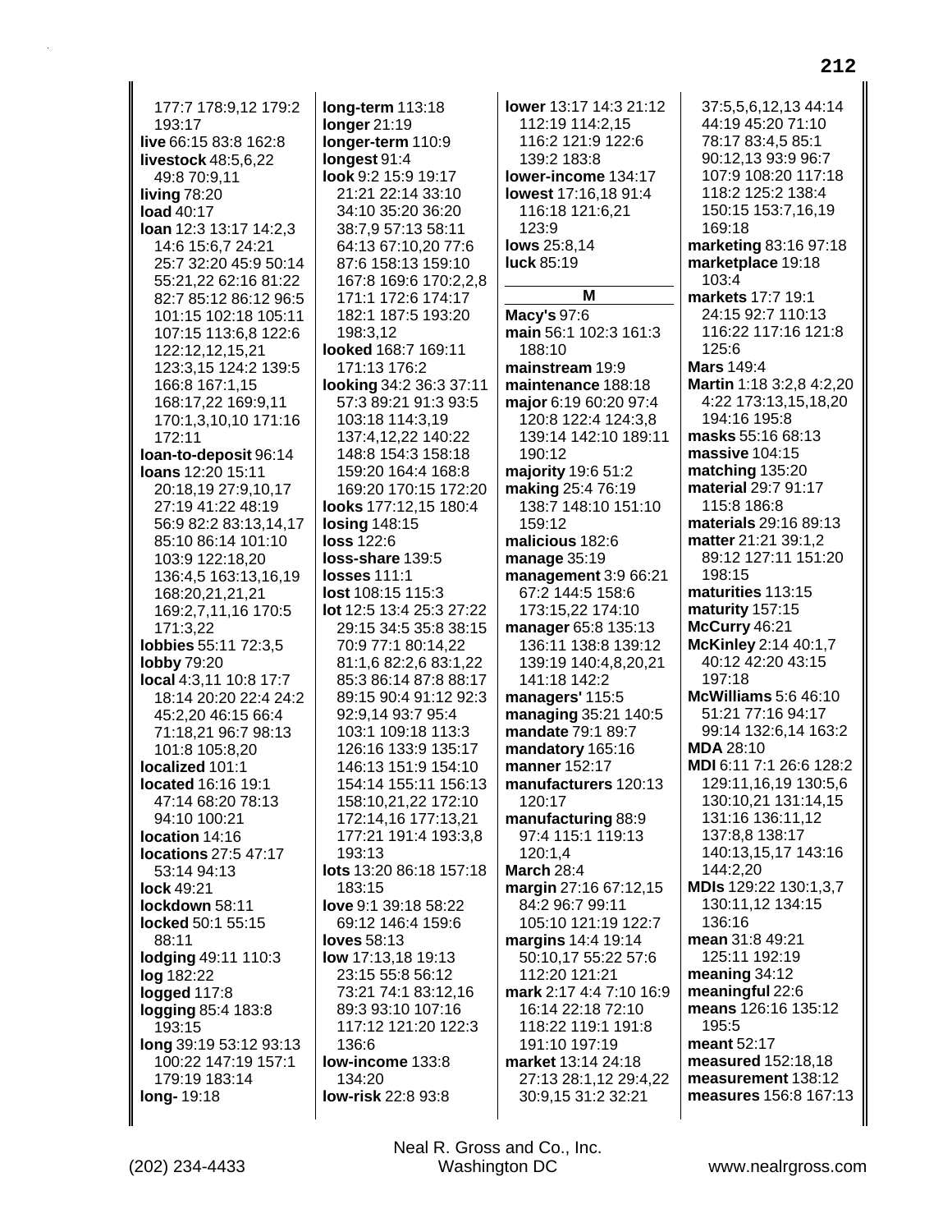177:7 178:9,12 179:2 193:17
**live** 66:15 83:8 162:8
**livestock** 48:5,6,22 49:8 70:9,11
**living** 78:20
**load** 40:17
**loan** 12:3 13:17 14:2,3 14:6 15:6,7 24:21 25:7 32:20 45:9 50:14 55:21,22 62:16 81:22 82:7 85:12 86:12 96:5 101:15 102:18 105:11 107:15 113:6,8 122:6 122:12,12,15,21 123:3,15 124:2 139:5 166:8 167:1,15 168:17,22 169:9,11 170:1,3,10,10 171:16 172:11
**loan-to-deposit** 96:14
**loans** 12:20 15:11 20:18,19 27:9,10,17 27:19 41:22 48:19 56:9 82:2 83:13,14,17 85:10 86:14 101:10 103:9 122:18,20 136:4,5 163:13,16,19 168:20,21,21,21 169:2,7,11,16 170:5 171:3,22
**lobbies** 55:11 72:3,5
**lobby** 79:20
**local** 4:3,11 10:8 17:7 18:14 20:20 22:4 24:2 45:2,20 46:15 66:4 71:18,21 96:7 98:13 101:8 105:8,20
**localized** 101:1
**located** 16:16 19:1 47:14 68:20 78:13 94:10 100:21
**location** 14:16
**locations** 27:5 47:17 53:14 94:13
**lock** 49:21
**lockdown** 58:11
**locked** 50:1 55:15 88:11
**lodging** 49:11 110:3
**log** 182:22
**logged** 117:8
**logging** 85:4 183:8 193:15
**long** 39:19 53:12 93:13 100:22 147:19 157:1 179:19 183:14
**long-** 19:18
**long-term** 113:18
**longer** 21:19
**longer-term** 110:9
**longest** 91:4
**look** 9:2 15:9 19:17 21:21 22:14 33:10 34:10 35:20 36:20 38:7,9 57:13 58:11 64:13 67:10,20 77:6 87:6 158:13 159:10 167:8 169:6 170:2,2,8 171:1 172:6 174:17 182:1 187:5 193:20 198:3,12
**looked** 168:7 169:11 171:13 176:2
**looking** 34:2 36:3 37:11 57:3 89:21 91:3 93:5 103:18 114:3,19 137:4,12,22 140:22 148:8 154:3 158:18 159:20 164:4 168:8 169:20 170:15 172:20
**looks** 177:12,15 180:4
**losing** 148:15
**loss** 122:6
**loss-share** 139:5
**losses** 111:1
**lost** 108:15 115:3
**lot** 12:5 13:4 25:3 27:22 29:15 34:5 35:8 38:15 70:9 77:1 80:14,22 81:1,6 82:2,6 83:1,22 85:3 86:14 87:8 88:17 89:15 90:4 91:12 92:3 92:9,14 93:7 95:4 103:1 109:18 113:3 126:16 133:9 135:17 146:13 151:9 154:10 154:14 155:11 156:13 158:10,21,22 172:10 172:14,16 177:13,21 177:21 191:4 193:3,8 193:13
**lots** 13:20 86:18 157:18 183:15
**love** 9:1 39:18 58:22 69:12 146:4 159:6
**loves** 58:13
**low** 17:13,18 19:13 23:15 55:8 56:12 73:21 74:1 83:12,16 89:3 93:10 107:16 117:12 121:20 122:3 136:6
**low-income** 133:8 134:20
**low-risk** 22:8 93:8
**lower** 13:17 14:3 21:12 112:19 114:2,15 116:2 121:9 122:6 139:2 183:8
**lower-income** 134:17
**lowest** 17:16,18 91:4 116:18 121:6,21 123:9
**lows** 25:8,14
**luck** 85:19

## M

**Macy's** 97:6
**main** 56:1 102:3 161:3 188:10
**mainstream** 19:9
**maintenance** 188:18
**major** 6:19 60:20 97:4 120:8 122:4 124:3,8 139:14 142:10 189:11 190:12
**majority** 19:6 51:2
**making** 25:4 76:19 138:7 148:10 151:10 159:12
**malicious** 182:6
**manage** 35:19
**management** 3:9 66:21 67:2 144:5 158:6 173:15,22 174:10
**manager** 65:8 135:13 136:11 138:8 139:12 139:19 140:4,8,20,21 141:18 142:2
**managers'** 115:5
**managing** 35:21 140:5
**mandate** 79:1 89:7
**mandatory** 165:16
**manner** 152:17
**manufacturers** 120:13 120:17
**manufacturing** 88:9 97:4 115:1 119:13 120:1,4
**March** 28:4
**margin** 27:16 67:12,15 84:2 96:7 99:11 105:10 121:19 122:7
**margins** 14:4 19:14 50:10,17 55:22 57:6 112:20 121:21
**mark** 2:17 4:7 10:7 16:9 16:14 22:18 72:10 118:22 119:1 191:8 191:10 197:19
**market** 13:14 24:18 27:13 28:1,12 29:4,22 30:9,15 31:2 32:21 37:5,5,6,12,13 44:14 44:19 45:20 71:10 78:17 83:4,5 85:1 90:12,13 93:9 96:7 107:9 108:20 117:18 118:2 125:2 138:4 150:15 153:7,16,19 169:18
**marketing** 83:16 97:18
**marketplace** 19:18 103:4
**markets** 17:7 19:1 24:15 92:7 110:13 116:22 117:16 121:8 125:6
**Mars** 149:4
**Martin** 1:18 3:2,8 4:2,20 4:22 173:13,15,18,20 194:16 195:8
**masks** 55:16 68:13
**massive** 104:15
**matching** 135:20
**material** 29:7 91:17 115:8 186:8
**materials** 29:16 89:13
**matter** 21:21 39:1,2 89:12 127:11 151:20 198:15
**maturities** 113:15
**maturity** 157:15
**McCurry** 46:21
**McKinley** 2:14 40:1,7 40:12 42:20 43:15 197:18
**McWilliams** 5:6 46:10 51:21 77:16 94:17 99:14 132:6,14 163:2
**MDA** 28:10
**MDI** 6:11 7:1 26:6 128:2 129:11,16,19 130:5,6 130:10,21 131:14,15 131:16 136:11,12 137:8,8 138:17 140:13,15,17 143:16 144:2,20
**MDIs** 129:22 130:1,3,7 130:11,12 134:15 136:16
**mean** 31:8 49:21 125:11 192:19
**meaning** 34:12
**meaningful** 22:6
**means** 126:16 135:12 195:5
**meant** 52:17
**measured** 152:18,18
**measurement** 138:12
**measures** 156:8 167:13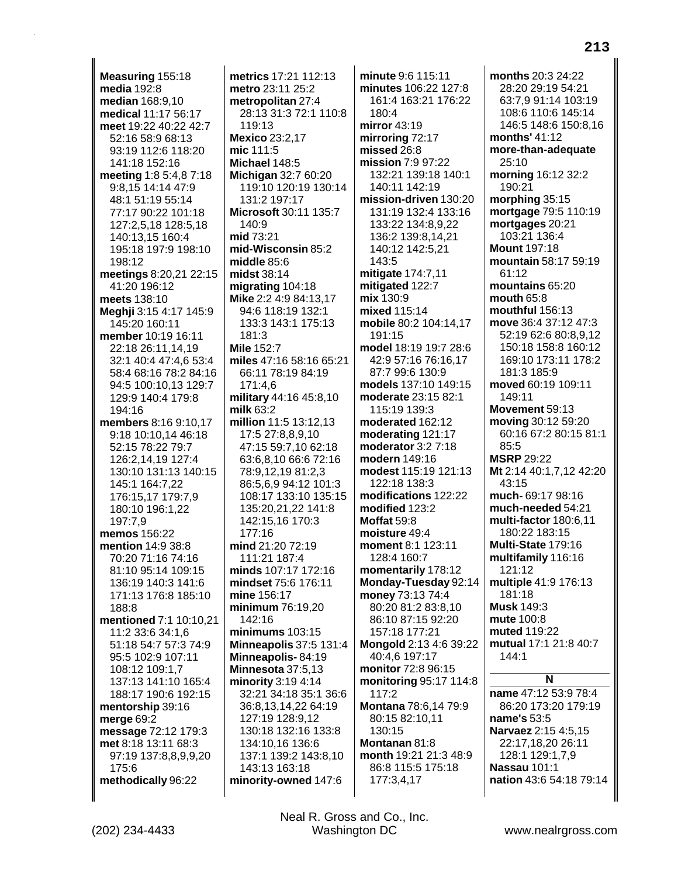**Measuring** 155:18
**media** 192:8
**median** 168:9,10
**medical** 11:17 56:17
**meet** 19:22 40:22 42:7 52:16 58:9 68:13 93:19 112:6 118:20 141:18 152:16
**meeting** 1:8 5:4,8 7:18 9:8,15 14:14 47:9 48:1 51:19 55:14 77:17 90:22 101:18 127:2,5,18 128:5,18 140:13,15 160:4 195:18 197:9 198:10 198:12
**meetings** 8:20,21 22:15 41:20 196:12
**meets** 138:10
**Meghji** 3:15 4:17 145:9 145:20 160:11
**member** 10:19 16:11 22:18 26:11,14,19 32:1 40:4 47:4,6 53:4 58:4 68:16 78:2 84:16 94:5 100:10,13 129:7 129:9 140:4 179:8 194:16
**members** 8:16 9:10,17 9:18 10:10,14 46:18 52:15 78:22 79:7 126:2,14,19 127:4 130:10 131:13 140:15 145:1 164:7,22 176:15,17 179:7,9 180:10 196:1,22 197:7,9
**memos** 156:22
**mention** 14:9 38:8 70:20 71:16 74:16 81:10 95:14 109:15 136:19 140:3 141:6 171:13 176:8 185:10 188:8
**mentioned** 7:1 10:10,21 11:2 33:6 34:1,6 51:18 54:7 57:3 74:9 95:5 102:9 107:11 108:12 109:1,7 137:13 141:10 165:4 188:17 190:6 192:15
**mentorship** 39:16
**merge** 69:2
**message** 72:12 179:3
**met** 8:18 13:11 68:3 97:19 137:8,8,9,9,20 175:6
**methodically** 96:22
**metrics** 17:21 112:13
**metro** 23:11 25:2
**metropolitan** 27:4 28:13 31:3 72:1 110:8 119:13
**Mexico** 23:2,17
**mic** 111:5
**Michael** 148:5
**Michigan** 32:7 60:20 119:10 120:19 130:14 131:2 197:17
**Microsoft** 30:11 135:7 140:9
**mid** 73:21
**mid-Wisconsin** 85:2
**middle** 85:6
**midst** 38:14
**migrating** 104:18
**Mike** 2:2 4:9 84:13,17 94:6 118:19 132:1 133:3 143:1 175:13 181:3
**Mile** 152:7
**miles** 47:16 58:16 65:21 66:11 78:19 84:19 171:4,6
**military** 44:16 45:8,10
**milk** 63:2
**million** 11:5 13:12,13 17:5 27:8,8,9,10 47:15 59:7,10 62:18 63:6,8,10 66:6 72:16 78:9,12,19 81:2,3 86:5,6,9 94:12 101:3 108:17 133:10 135:15 135:20,21,22 141:8 142:15,16 170:3 177:16
**mind** 21:20 72:19 111:21 187:4
**minds** 107:17 172:16
**mindset** 75:6 176:11
**mine** 156:17
**minimum** 76:19,20 142:16
**minimums** 103:15
**Minneapolis** 37:5 131:4
**Minneapolis-** 84:19
**Minnesota** 37:5,13
**minority** 3:19 4:14 32:21 34:18 35:1 36:6 36:8,13,14,22 64:19 127:19 128:9,12 130:18 132:16 133:8 134:10,16 136:6 137:1 139:2 143:8,10 143:13 163:18
**minority-owned** 147:6
**minute** 9:6 115:11
**minutes** 106:22 127:8 161:4 163:21 176:22 180:4
**mirror** 43:19
**mirroring** 72:17
**missed** 26:8
**mission** 7:9 97:22 132:21 139:18 140:1 140:11 142:19
**mission-driven** 130:20 131:19 132:4 133:16 133:22 134:8,9,22 136:2 139:8,14,21 140:12 142:5,21 143:5
**mitigate** 174:7,11
**mitigated** 122:7
**mix** 130:9
**mixed** 115:14
**mobile** 80:2 104:14,17 191:15
**model** 18:19 19:7 28:6 42:9 57:16 76:16,17 87:7 99:6 130:9
**models** 137:10 149:15
**moderate** 23:15 82:1 115:19 139:3
**moderated** 162:12
**moderating** 121:17
**moderator** 3:2 7:18
**modern** 149:16
**modest** 115:19 121:13 122:18 138:3
**modifications** 122:22
**modified** 123:2
**Moffat** 59:8
**moisture** 49:4
**moment** 8:1 123:11 128:4 160:7
**momentarily** 178:12
**Monday-Tuesday** 92:14
**money** 73:13 74:4 80:20 81:2 83:8,10 86:10 87:15 92:20 157:18 177:21
**Mongold** 2:13 4:6 39:22 40:4,6 197:17
**monitor** 72:8 96:15
**monitoring** 95:17 114:8 117:2
**Montana** 78:6,14 79:9 80:15 82:10,11 130:15
**Montanan** 81:8
**month** 19:21 21:3 48:9 86:8 115:5 175:18 177:3,4,17
**months** 20:3 24:22 28:20 29:19 54:21 63:7,9 91:14 103:19 108:6 110:6 145:14 146:5 148:6 150:8,16
**months'** 41:12
**more-than-adequate** 25:10
**morning** 16:12 32:2 190:21
**morphing** 35:15
**mortgage** 79:5 110:19
**mortgages** 20:21 103:21 136:4
**Mount** 197:18
**mountain** 58:17 59:19 61:12
**mountains** 65:20
**mouth** 65:8
**mouthful** 156:13
**move** 36:4 37:12 47:3 52:19 62:6 80:8,9,12 150:18 158:8 160:12 169:10 173:11 178:2 181:3 185:9
**moved** 60:19 109:11 149:11
**Movement** 59:13
**moving** 30:12 59:20 60:16 67:2 80:15 81:1 85:5
**MSRP** 29:22
**Mt** 2:14 40:1,7,12 42:20 43:15
**much-** 69:17 98:16
**much-needed** 54:21
**multi-factor** 180:6,11 180:22 183:15
**Multi-State** 179:16
**multifamily** 116:16 121:12
**multiple** 41:9 176:13 181:18
**Musk** 149:3
**mute** 100:8
**muted** 119:22
**mutual** 17:1 21:8 40:7 144:1

## N

**name** 47:12 53:9 78:4 86:20 173:20 179:19
**name's** 53:5
**Narvaez** 2:15 4:5,15 22:17,18,20 26:11 128:1 129:1,7,9
**Nassau** 101:1
**nation** 43:6 54:18 79:14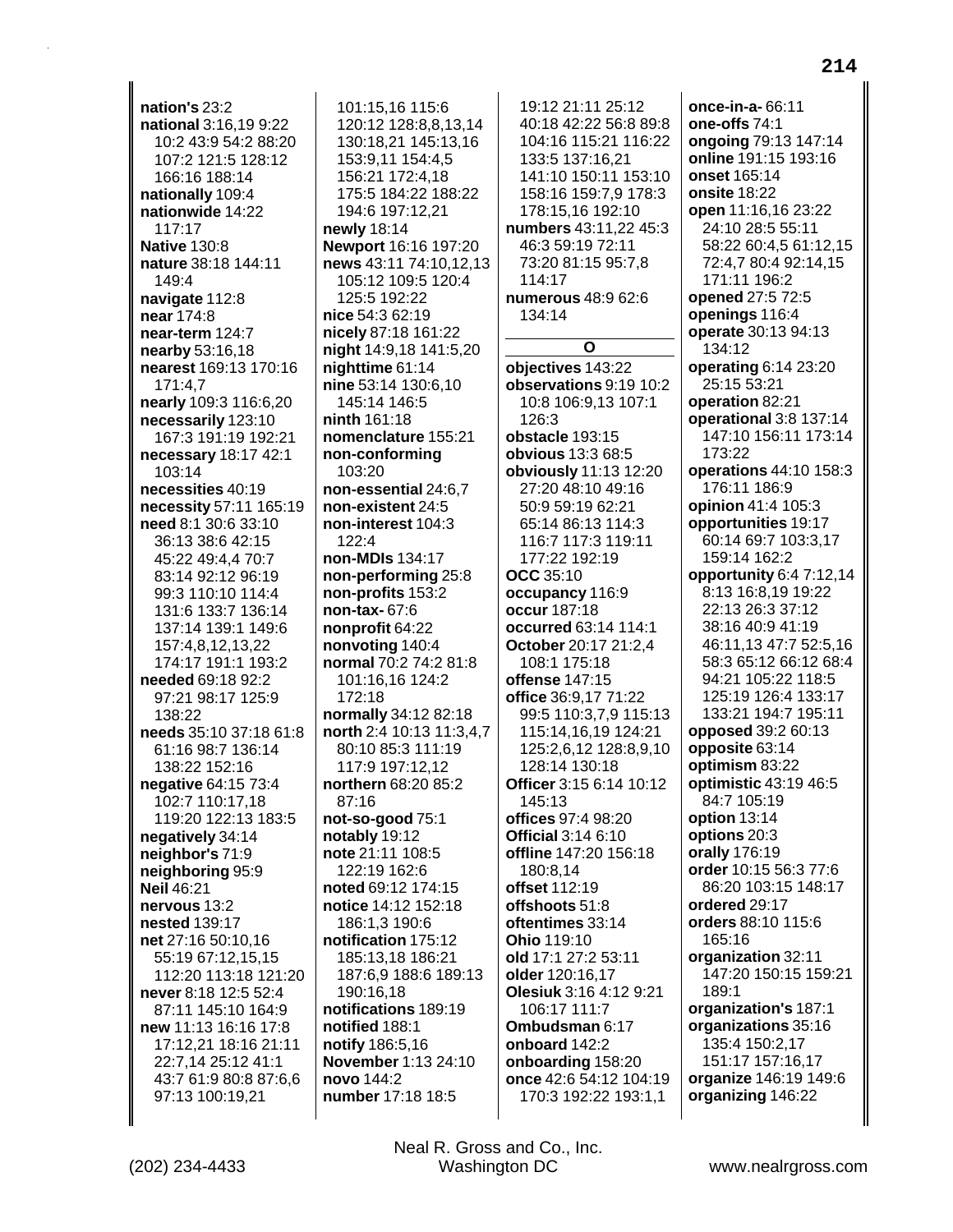**nation's** 23:2
**national** 3:16,19 9:22 10:2 43:9 54:2 88:20 107:2 121:5 128:12 166:16 188:14
**nationally** 109:4
**nationwide** 14:22 117:17
**Native** 130:8
**nature** 38:18 144:11 149:4
**navigate** 112:8
**near** 174:8
**near-term** 124:7
**nearby** 53:16,18
**nearest** 169:13 170:16 171:4,7
**nearly** 109:3 116:6,20
**necessarily** 123:10 167:3 191:19 192:21
**necessary** 18:17 42:1 103:14
**necessities** 40:19
**necessity** 57:11 165:19
**need** 8:1 30:6 33:10 36:13 38:6 42:15 45:22 49:4,4 70:7 83:14 92:12 96:19 99:3 110:10 114:4 131:6 133:7 136:14 137:14 139:1 149:6 157:4,8,12,13,22 174:17 191:1 193:2
**needed** 69:18 92:2 97:21 98:17 125:9 138:22
**needs** 35:10 37:18 61:8 61:16 98:7 136:14 138:22 152:16
**negative** 64:15 73:4 102:7 110:17,18 119:20 122:13 183:5
**negatively** 34:14
**neighbor's** 71:9
**neighboring** 95:9
**Neil** 46:21
**nervous** 13:2
**nested** 139:17
**net** 27:16 50:10,16 55:19 67:12,15,15 112:20 113:18 121:20
**never** 8:18 12:5 52:4 87:11 145:10 164:9
**new** 11:13 16:16 17:8 17:12,21 18:16 21:11 22:7,14 25:12 41:1 43:7 61:9 80:8 87:6,6 97:13 100:19,21 101:15,16 115:6 120:12 128:8,8,13,14 130:18,21 145:13,16 153:9,11 154:4,5 156:21 172:4,18 175:5 184:22 188:22 194:6 197:12,21
**newly** 18:14
**Newport** 16:16 197:20
**news** 43:11 74:10,12,13 105:12 109:5 120:4 125:5 192:22
**nice** 54:3 62:19
**nicely** 87:18 161:22
**night** 14:9,18 141:5,20
**nighttime** 61:14
**nine** 53:14 130:6,10 145:14 146:5
**ninth** 161:18
**nomenclature** 155:21
**non-conforming** 103:20
**non-essential** 24:6,7
**non-existent** 24:5
**non-interest** 104:3 122:4
**non-MDIs** 134:17
**non-performing** 25:8
**non-profits** 153:2
**non-tax-** 67:6
**nonprofit** 64:22
**nonvoting** 140:4
**normal** 70:2 74:2 81:8 101:16,16 124:2 172:18
**normally** 34:12 82:18
**north** 2:4 10:13 11:3,4,7 80:10 85:3 111:19 117:9 197:12,12
**northern** 68:20 85:2 87:16
**not-so-good** 75:1
**notably** 19:12
**note** 21:11 108:5 122:19 162:6
**noted** 69:12 174:15
**notice** 14:12 152:18 186:1,3 190:6
**notification** 175:12 185:13,18 186:21 187:6,9 188:6 189:13 190:16,18
**notifications** 189:19
**notified** 188:1
**notify** 186:5,16
**November** 1:13 24:10
**novo** 144:2
**number** 17:18 18:5 19:12 21:11 25:12 40:18 42:22 56:8 89:8 104:16 115:21 116:22 133:5 137:16,21 141:10 150:11 153:10 158:16 159:7,9 178:3 178:15,16 192:10
**numbers** 43:11,22 45:3 46:3 59:19 72:11 73:20 81:15 95:7,8 114:17
**numerous** 48:9 62:6 134:14

## O

**objectives** 143:22
**observations** 9:19 10:2 10:8 106:9,13 107:1 126:3
**obstacle** 193:15
**obvious** 13:3 68:5
**obviously** 11:13 12:20 27:20 48:10 49:16 50:9 59:19 62:21 65:14 86:13 114:3 116:7 117:3 119:11 177:22 192:19
**OCC** 35:10
**occupancy** 116:9
**occur** 187:18
**occurred** 63:14 114:1
**October** 20:17 21:2,4 108:1 175:18
**offense** 147:15
**office** 36:9,17 71:22 99:5 110:3,7,9 115:13 115:14,16,19 124:21 125:2,6,12 128:8,9,10 128:14 130:18
**Officer** 3:15 6:14 10:12 145:13
**offices** 97:4 98:20
**Official** 3:14 6:10
**offline** 147:20 156:18 180:8,14
**offset** 112:19
**offshoots** 51:8
**oftentimes** 33:14
**Ohio** 119:10
**old** 17:1 27:2 53:11
**older** 120:16,17
**Olesiuk** 3:16 4:12 9:21 106:17 111:7
**Ombudsman** 6:17
**onboard** 142:2
**onboarding** 158:20
**once** 42:6 54:12 104:19 170:3 192:22 193:1,1
**once-in-a-** 66:11
**one-offs** 74:1
**ongoing** 79:13 147:14
**online** 191:15 193:16
**onset** 165:14
**onsite** 18:22
**open** 11:16,16 23:22 24:10 28:5 55:11 58:22 60:4,5 61:12,15 72:4,7 80:4 92:14,15 171:11 196:2
**opened** 27:5 72:5
**openings** 116:4
**operate** 30:13 94:13 134:12
**operating** 6:14 23:20 25:15 53:21
**operation** 82:21
**operational** 3:8 137:14 147:10 156:11 173:14 173:22
**operations** 44:10 158:3 176:11 186:9
**opinion** 41:4 105:3
**opportunities** 19:17 60:14 69:7 103:3,17 159:14 162:2
**opportunity** 6:4 7:12,14 8:13 16:8,19 19:22 22:13 26:3 37:12 38:16 40:9 41:19 46:11,13 47:7 52:5,16 58:3 65:12 66:12 68:4 94:21 105:22 118:5 125:19 126:4 133:17 133:21 194:7 195:11
**opposed** 39:2 60:13
**opposite** 63:14
**optimism** 83:22
**optimistic** 43:19 46:5 84:7 105:19
**option** 13:14
**options** 20:3
**orally** 176:19
**order** 10:15 56:3 77:6 86:20 103:15 148:17
**ordered** 29:17
**orders** 88:10 115:6 165:16
**organization** 32:11 147:20 150:15 159:21 189:1
**organization's** 187:1
**organizations** 35:16 135:4 150:2,17 151:17 157:16,17
**organize** 146:19 149:6
**organizing** 146:22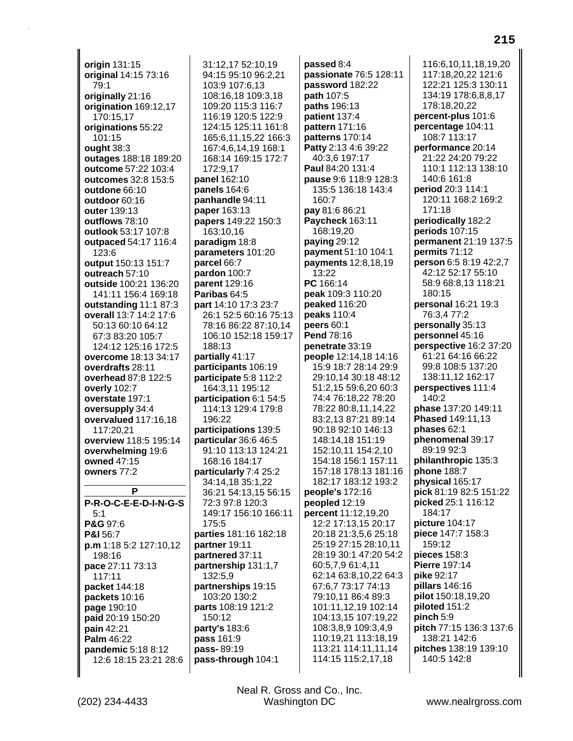**origin** 131:15
**original** 14:15 73:16 79:1
**originally** 21:16
**origination** 169:12,17 170:15,17
**originations** 55:22 101:15
**ought** 38:3
**outages** 188:18 189:20
**outcome** 57:22 103:4
**outcomes** 32:8 153:5
**outdone** 66:10
**outdoor** 60:16
**outer** 139:13
**outflows** 78:10
**outlook** 53:17 107:8
**outpaced** 54:17 116:4 123:6
**output** 150:13 151:7
**outreach** 57:10
**outside** 100:21 136:20 141:11 156:4 169:18
**outstanding** 11:1 87:3
**overall** 13:7 14:2 17:6 50:13 60:10 64:12 67:3 83:20 105:7 124:12 125:16 172:5
**overcome** 18:13 34:17
**overdrafts** 28:11
**overhead** 87:8 122:5
**overly** 102:7
**overstate** 197:1
**oversupply** 34:4
**overvalued** 117:16,18 117:20,21
**overview** 118:5 195:14
**overwhelming** 19:6
**owned** 47:15
**owners** 77:2

**P**

**P-R-O-C-E-E-D-I-N-G-S** 5:1
**P&G** 97:6
**P&I** 56:7
**p.m** 1:18 5:2 127:10,12 198:16
**pace** 27:11 73:13 117:11
**packet** 144:18
**packets** 10:16
**page** 190:10
**paid** 20:19 150:20
**pain** 42:21
**Palm** 46:22
**pandemic** 5:18 8:12 12:6 18:15 23:21 28:6 31:12,17 52:10,19 94:15 95:10 96:2,21 103:9 107:6,13 108:16,18 109:3,18 109:20 115:3 116:7 116:19 120:5 122:9 124:15 125:11 161:8 165:6,11,15,22 166:3 167:4,6,14,19 168:1 168:14 169:15 172:7 172:9,17
**panel** 162:10
**panels** 164:6
**panhandle** 94:11
**paper** 163:13
**papers** 149:22 150:3 163:10,16
**paradigm** 18:8
**parameters** 101:20
**parcel** 66:7
**pardon** 100:7
**parent** 129:16
**Paribas** 64:5
**part** 14:10 17:3 23:7 26:1 52:5 60:16 75:13 78:16 86:22 87:10,14 106:10 152:18 159:17 188:13
**partially** 41:17
**participants** 106:19
**participate** 5:8 112:2 164:3,11 195:12
**participation** 6:1 54:5 114:13 129:4 179:8 196:22
**participations** 139:5
**particular** 36:6 46:5 91:10 113:13 124:21 168:16 184:17
**particularly** 7:4 25:2 34:14,18 35:1,22 36:21 54:13,15 56:15 72:3 97:8 120:3 149:17 156:10 166:11 175:5
**parties** 181:16 182:18
**partner** 19:11
**partnered** 37:11
**partnership** 131:1,7 132:5,9
**partnerships** 19:15 103:20 130:2
**parts** 108:19 121:2 150:12
**party's** 183:6
**pass** 161:9
**pass-** 89:19
**pass-through** 104:1
**passed** 8:4
**passionate** 76:5 128:11
**password** 182:22
**path** 107:5
**paths** 196:13
**patient** 137:4
**pattern** 171:16
**patterns** 170:14
**Patty** 2:13 4:6 39:22 40:3,6 197:17
**Paul** 84:20 131:4
**pause** 9:6 118:9 128:3 135:5 136:18 143:4 160:7
**pay** 81:6 86:21
**Paycheck** 163:11 168:19,20
**paying** 29:12
**payment** 51:10 104:1
**payments** 12:8,18,19 13:22
**PC** 166:14
**peak** 109:3 110:20
**peaked** 116:20
**peaks** 110:4
**peers** 60:1
**Pend** 78:16
**penetrate** 33:19
**people** 12:14,18 14:16 15:9 18:7 28:14 29:9 29:10,14 30:18 48:12 51:2,15 59:6,20 60:3 74:4 76:18,22 78:20 78:22 80:8,11,14,22 83:2,13 87:21 89:14 90:18 92:10 146:13 148:14,18 151:19 152:10,11 154:2,10 154:18 156:1 157:11 157:18 178:13 181:16 182:17 183:12 193:2
**people's** 172:16
**peopled** 12:19
**percent** 11:12,19,20 12:2 17:13,15 20:17 20:18 21:3,5,6 25:18 25:19 27:15 28:10,11 28:19 30:1 47:20 54:2 60:5,7,9 61:4,11 62:14 63:8,10,22 64:3 67:6,7 73:17 74:13 79:10,11 86:4 89:3 101:11,12,19 102:14 104:13,15 107:19,22 108:3,8,9 109:3,4,9 110:19,21 113:18,19 113:21 114:11,11,14 114:15 115:2,17,18 116:6,10,11,18,19,20 117:18,20,22 121:6 122:21 125:3 130:11 134:19 178:6,8,8,17 178:18,20,22
**percent-plus** 101:6
**percentage** 104:11 108:7 113:17
**performance** 20:14 21:22 24:20 79:22 110:1 112:13 138:10 140:6 161:8
**period** 20:3 114:1 120:11 168:2 169:2 171:18
**periodically** 182:2
**periods** 107:15
**permanent** 21:19 137:5
**permits** 71:12
**person** 6:5 8:19 42:2,7 42:12 52:17 55:10 58:9 68:8,13 118:21 180:15
**personal** 16:21 19:3 76:3,4 77:2
**personally** 35:13
**personnel** 45:16
**perspective** 16:2 37:20 61:21 64:16 66:22 99:8 108:5 137:20 138:11,12 162:17
**perspectives** 111:4 140:2
**phase** 137:20 149:11
**Phased** 149:11,13
**phases** 62:1
**phenomenal** 39:17 89:19 92:3
**philanthropic** 135:3
**phone** 188:7
**physical** 165:17
**pick** 81:19 82:5 151:22
**picked** 25:1 116:12 184:17
**picture** 104:17
**piece** 147:7 158:3 159:12
**pieces** 158:3
**Pierre** 197:14
**pike** 92:17
**pillars** 146:16
**pilot** 150:18,19,20
**piloted** 151:2
**pinch** 5:9
**pitch** 77:15 136:3 137:6 138:21 142:6
**pitches** 138:19 139:10 140:5 142:8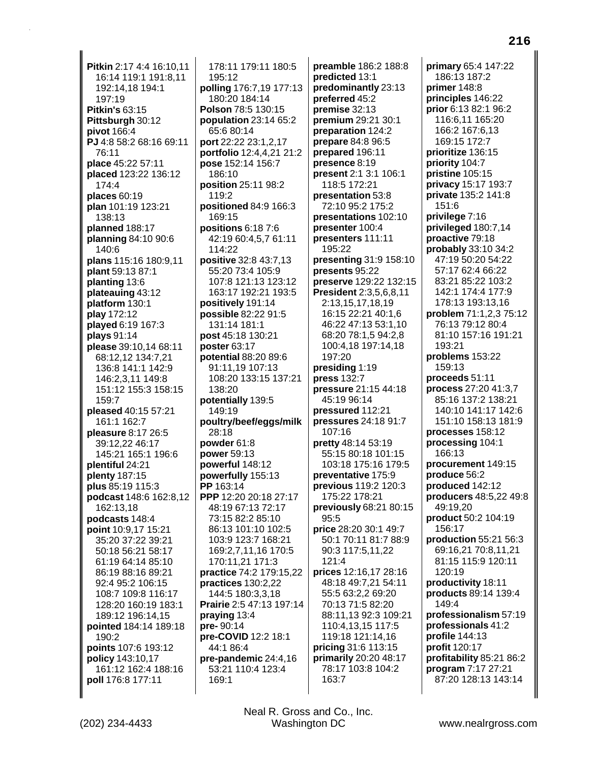**Pitkin** 2:17 4:4 16:10,11 16:14 119:1 191:8,11 192:14,18 194:1 197:19
**Pitkin's** 63:15
**Pittsburgh** 30:12
**pivot** 166:4
**PJ** 4:8 58:2 68:16 69:11 76:11
**place** 45:22 57:11
**placed** 123:22 136:12 174:4
**places** 60:19
**plan** 101:19 123:21 138:13
**planned** 188:17
**planning** 84:10 90:6 140:6
**plans** 115:16 180:9,11
**plant** 59:13 87:1
**planting** 13:6
**plateauing** 43:12
**platform** 130:1
**play** 172:12
**played** 6:19 167:3
**plays** 91:14
**please** 39:10,14 68:11 68:12,12 134:7,21 136:8 141:1 142:9 146:2,3,11 149:8 151:12 155:3 158:15 159:7
**pleased** 40:15 57:21 161:1 162:7
**pleasure** 8:17 26:5 39:12,22 46:17 145:21 165:1 196:6
**plentiful** 24:21
**plenty** 187:15
**plus** 85:19 115:3
**podcast** 148:6 162:8,12 162:13,18
**podcasts** 148:4
**point** 10:9,17 15:21 35:20 37:22 39:21 50:18 56:21 58:17 61:19 64:14 85:10 86:19 88:16 89:21 92:4 95:2 106:15 108:7 109:8 116:17 128:20 160:19 183:1 189:12 196:14,15
**pointed** 184:14 189:18 190:2
**points** 107:6 193:12
**policy** 143:10,17 161:12 162:4 188:16
**poll** 176:8 177:11
178:11 179:11 180:5 195:12
**polling** 176:7,19 177:13 180:20 184:14
**Polson** 78:5 130:15
**population** 23:14 65:2 65:6 80:14
**port** 22:22 23:1,2,17
**portfolio** 12:4,4,21 21:2
**pose** 152:14 156:7 186:10
**position** 25:11 98:2 119:2
**positioned** 84:9 166:3 169:15
**positions** 6:18 7:6 42:19 60:4,5,7 61:11 114:22
**positive** 32:8 43:7,13 55:20 73:4 105:9 107:8 121:13 123:12 163:17 192:21 193:5
**positively** 191:14
**possible** 82:22 91:5 131:14 181:1
**post** 45:18 130:21
**poster** 63:17
**potential** 88:20 89:6 91:11,19 107:13 108:20 133:15 137:21 138:20
**potentially** 139:5 149:19
**poultry/beef/eggs/milk** 28:18
**powder** 61:8
**power** 59:13
**powerful** 148:12
**powerfully** 155:13
**PP** 163:14
**PPP** 12:20 20:18 27:17 48:19 67:13 72:17 73:15 82:2 85:10 86:13 101:10 102:5 103:9 123:7 168:21 169:2,7,11,16 170:5 170:11,21 171:3
**practice** 74:2 179:15,22
**practices** 130:2,22 144:5 180:3,3,18
**Prairie** 2:5 47:13 197:14
**praying** 13:4
**pre-** 90:14
**pre-COVID** 12:2 18:1 44:1 86:4
**pre-pandemic** 24:4,16 53:21 110:4 123:4 169:1
**preamble** 186:2 188:8
**predicted** 13:1
**predominantly** 23:13
**preferred** 45:2
**premise** 32:13
**premium** 29:21 30:1
**preparation** 124:2
**prepare** 84:8 96:5
**prepared** 196:11
**presence** 8:19
**present** 2:1 3:1 106:1 118:5 172:21
**presentation** 53:8 72:10 95:2 175:2
**presentations** 102:10
**presenter** 100:4
**presenters** 111:11 195:22
**presenting** 31:9 158:10
**presents** 95:22
**preserve** 129:22 132:15
**President** 2:3,5,6,8,11 2:13,15,17,18,19 16:15 22:21 40:1,6 46:22 47:13 53:1,10 68:20 78:1,5 94:2,8 100:4,18 197:14,18 197:20
**presiding** 1:19
**press** 132:7
**pressure** 21:15 44:18 45:19 96:14
**pressured** 112:21
**pressures** 24:18 91:7 107:16
**pretty** 48:14 53:19 55:15 80:18 101:15 103:18 175:16 179:5
**preventative** 175:9
**previous** 119:2 120:3 175:22 178:21
**previously** 68:21 80:15 95:5
**price** 28:20 30:1 49:7 50:1 70:11 81:7 88:9 90:3 117:5,11,22 121:4
**prices** 12:16,17 28:16 48:18 49:7,21 54:11 55:5 63:2,2 69:20 70:13 71:5 82:20 88:11,13 92:3 109:21 110:4,13,15 117:5 119:18 121:14,16
**pricing** 31:6 113:15
**primarily** 20:20 48:17 78:17 103:8 104:2 163:7
**primary** 65:4 147:22 186:13 187:2
**primer** 148:8
**principles** 146:22
**prior** 6:13 82:1 96:2 116:6,11 165:20 166:2 167:6,13 169:15 172:7
**prioritize** 136:15
**priority** 104:7
**pristine** 105:15
**privacy** 15:17 193:7
**private** 135:2 141:8 151:6
**privilege** 7:16
**privileged** 180:7,14
**proactive** 79:18
**probably** 33:10 34:2 47:19 50:20 54:22 57:17 62:4 66:22 83:21 85:22 103:2 142:1 174:4 177:9 178:13 193:13,16
**problem** 71:1,2,3 75:12 76:13 79:12 80:4 81:10 157:16 191:21 193:21
**problems** 153:22 159:13
**proceeds** 51:11
**process** 27:20 41:3,7 85:16 137:2 138:21 140:10 141:17 142:6 151:10 158:13 181:9
**processes** 158:12
**processing** 104:1 166:13
**procurement** 149:15
**produce** 56:2
**produced** 142:12
**producers** 48:5,22 49:8 49:19,20
**product** 50:2 104:19 156:17
**production** 55:21 56:3 69:16,21 70:8,11,21 81:15 115:9 120:11 120:19
**productivity** 18:11
**products** 89:14 139:4 149:4
**professionalism** 57:19
**professionals** 41:2
**profile** 144:13
**profit** 120:17
**profitability** 85:21 86:2
**program** 7:17 27:21 87:20 128:13 143:14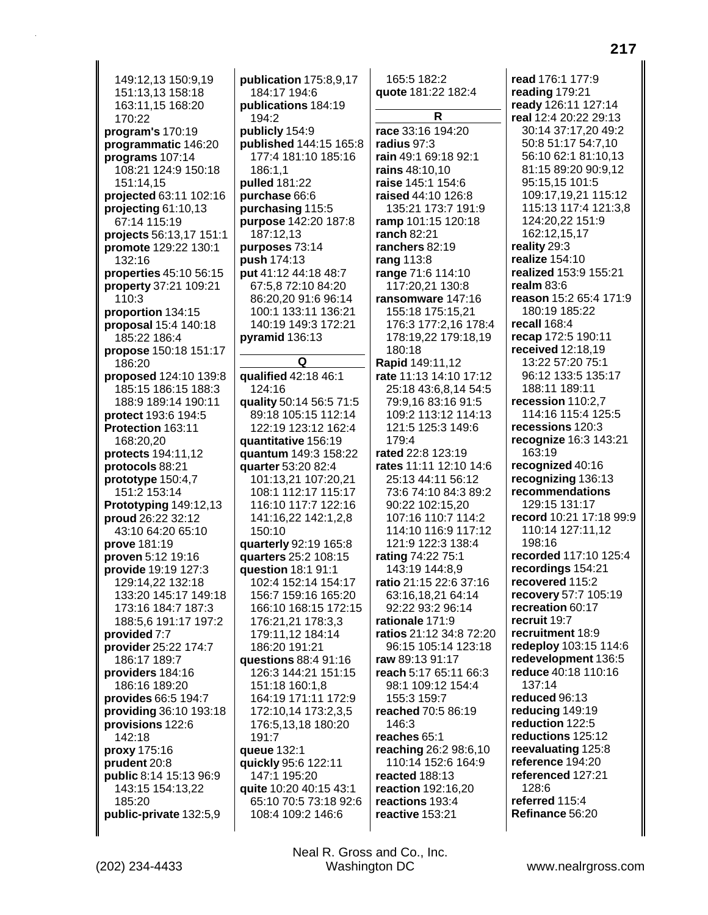149:12,13 150:9,19 151:13,13 158:18 163:11,15 168:20 170:22
**program's** 170:19
**programmatic** 146:20
**programs** 107:14 108:21 124:9 150:18 151:14,15
**projected** 63:11 102:16
**projecting** 61:10,13 67:14 115:19
**projects** 56:13,17 151:1
**promote** 129:22 130:1 132:16
**properties** 45:10 56:15
**property** 37:21 109:21 110:3
**proportion** 134:15
**proposal** 15:4 140:18 185:22 186:4
**propose** 150:18 151:17 186:20
**proposed** 124:10 139:8 185:15 186:15 188:3 188:9 189:14 190:11
**protect** 193:6 194:5
**Protection** 163:11 168:20,20
**protects** 194:11,12
**protocols** 88:21
**prototype** 150:4,7 151:2 153:14
**Prototyping** 149:12,13
**proud** 26:22 32:12 43:10 64:20 65:10
**prove** 181:19
**proven** 5:12 19:16
**provide** 19:19 127:3 129:14,22 132:18 133:20 145:17 149:18 173:16 184:7 187:3 188:5,6 191:17 197:2
**provided** 7:7
**provider** 25:22 174:7 186:17 189:7
**providers** 184:16 186:16 189:20
**provides** 66:5 194:7
**providing** 36:10 193:18
**provisions** 122:6 142:18
**proxy** 175:16
**prudent** 20:8
**public** 8:14 15:13 96:9 143:15 154:13,22 185:20
**public-private** 132:5,9
**publication** 175:8,9,17 184:17 194:6
**publications** 184:19 194:2
**publicly** 154:9
**published** 144:15 165:8 177:4 181:10 185:16 186:1,1
**pulled** 181:22
**purchase** 66:6
**purchasing** 115:5
**purpose** 142:20 187:8 187:12,13
**purposes** 73:14
**push** 174:13
**put** 41:12 44:18 48:7 67:5,8 72:10 84:20 86:20,20 91:6 96:14 100:1 133:11 136:21 140:19 149:3 172:21
**pyramid** 136:13

## Q

**qualified** 42:18 46:1 124:16
**quality** 50:14 56:5 71:5 89:18 105:15 112:14 122:19 123:12 162:4
**quantitative** 156:19
**quantum** 149:3 158:22
**quarter** 53:20 82:4 101:13,21 107:20,21 108:1 112:17 115:17 116:10 117:7 122:16 141:16,22 142:1,2,8 150:10
**quarterly** 92:19 165:8
**quarters** 25:2 108:15
**question** 18:1 91:1 102:4 152:14 154:17 156:7 159:16 165:20 166:10 168:15 172:15 176:21,21 178:3,3 179:11,12 184:14 186:20 191:21
**questions** 88:4 91:16 126:3 144:21 151:15 151:18 160:1,8 164:19 171:11 172:9 172:10,14 173:2,3,5 176:5,13,18 180:20 191:7
**queue** 132:1
**quickly** 95:6 122:11 147:1 195:20
**quite** 10:20 40:15 43:1 65:10 70:5 73:18 92:6 108:4 109:2 146:6
165:5 182:2
**quote** 181:22 182:4

## R

**race** 33:16 194:20
**radius** 97:3
**rain** 49:1 69:18 92:1
**rains** 48:10,10
**raise** 145:1 154:6
**raised** 44:10 126:8 135:21 173:7 191:9
**ramp** 101:15 120:18
**ranch** 82:21
**ranchers** 82:19
**rang** 113:8
**range** 71:6 114:10 117:20,21 130:8
**ransomware** 147:16 155:18 175:15,21 176:3 177:2,16 178:4 178:19,22 179:18,19 180:18
**Rapid** 149:11,12
**rate** 11:13 14:10 17:12 25:18 43:6,8,14 54:5 79:9,16 83:16 91:5 109:2 113:12 114:13 121:5 125:3 149:6 179:4
**rated** 22:8 123:19
**rates** 11:11 12:10 14:6 25:13 44:11 56:12 73:6 74:10 84:3 89:2 90:22 102:15,20 107:16 110:7 114:2 114:10 116:9 117:12 121:9 122:3 138:4
**rating** 74:22 75:1 143:19 144:8,9
**ratio** 21:15 22:6 37:16 63:16,18,21 64:14 92:22 93:2 96:14
**rationale** 171:9
**ratios** 21:12 34:8 72:20 96:15 105:14 123:18
**raw** 89:13 91:17
**reach** 5:17 65:11 66:3 98:1 109:12 154:4 155:3 159:7
**reached** 70:5 86:19 146:3
**reaches** 65:1
**reaching** 26:2 98:6,10 110:14 152:6 164:9
**reacted** 188:13
**reaction** 192:16,20
**reactions** 193:4
**reactive** 153:21
**read** 176:1 177:9
**reading** 179:21
**ready** 126:11 127:14
**real** 12:4 20:22 29:13 30:14 37:17,20 49:2 50:8 51:17 54:7,10 56:10 62:1 81:10,13 81:15 89:20 90:9,12 95:15,15 101:5 109:17,19,21 115:12 115:13 117:4 121:3,8 124:20,22 151:9 162:12,15,17
**reality** 29:3
**realize** 154:10
**realized** 153:9 155:21
**realm** 83:6
**reason** 15:2 65:4 171:9 180:19 185:22
**recall** 168:4
**recap** 172:5 190:11
**received** 12:18,19 13:22 57:20 75:1 96:12 133:5 135:17 188:11 189:11
**recession** 110:2,7 114:16 115:4 125:5
**recessions** 120:3
**recognize** 16:3 143:21 163:19
**recognized** 40:16
**recognizing** 136:13
**recommendations** 129:15 131:17
**record** 10:21 17:18 99:9 110:14 127:11,12 198:16
**recorded** 117:10 125:4
**recordings** 154:21
**recovered** 115:2
**recovery** 57:7 105:19
**recreation** 60:17
**recruit** 19:7
**recruitment** 18:9
**redeploy** 103:15 114:6
**redevelopment** 136:5
**reduce** 40:18 110:16 137:14
**reduced** 96:13
**reducing** 149:19
**reduction** 122:5
**reductions** 125:12
**reevaluating** 125:8
**reference** 194:20
**referenced** 127:21 128:6
**referred** 115:4
**Refinance** 56:20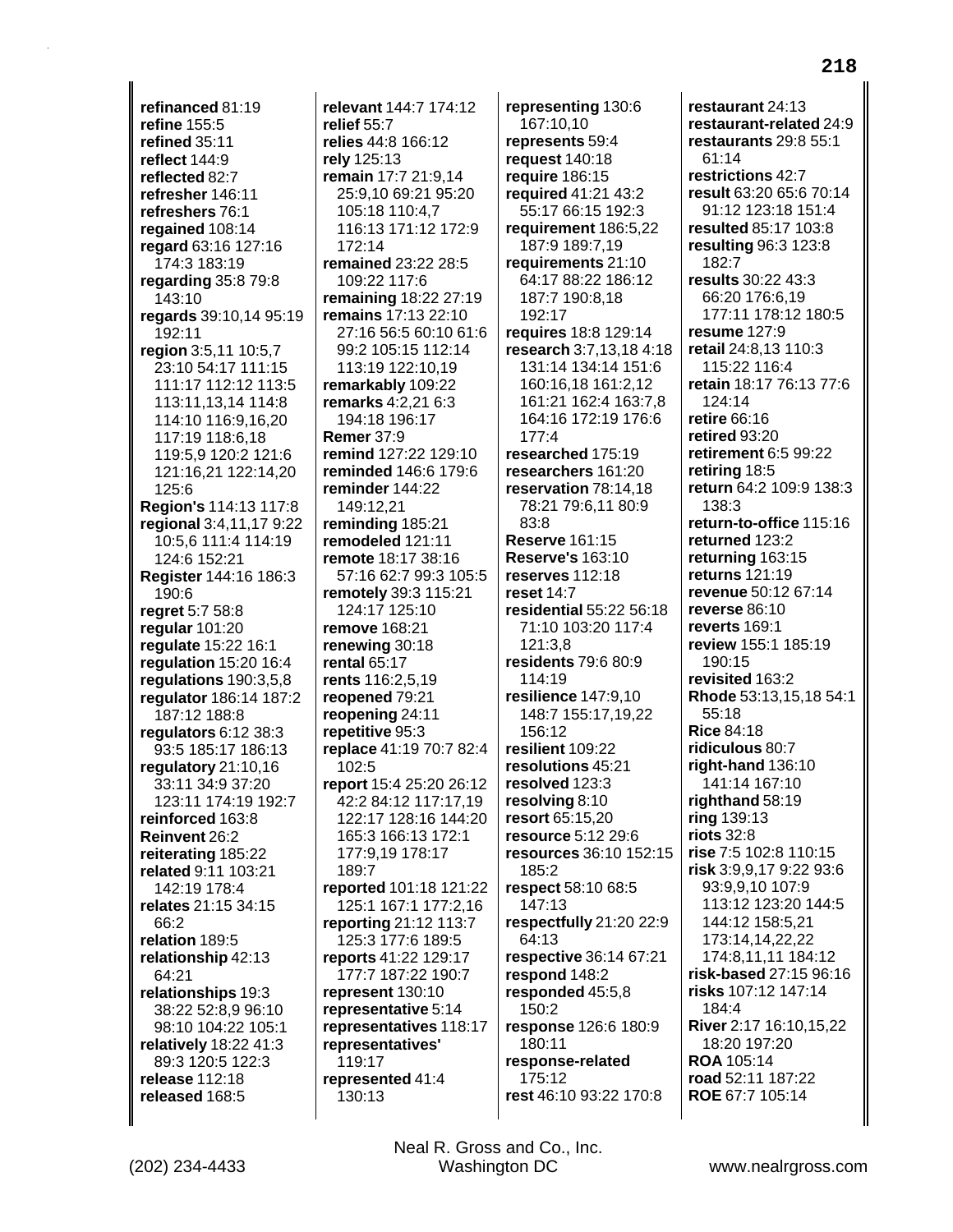**refinanced** 81:19
**refine** 155:5
**refined** 35:11
**reflect** 144:9
**reflected** 82:7
**refresher** 146:11
**refreshers** 76:1
**regained** 108:14
**regard** 63:16 127:16 174:3 183:19
**regarding** 35:8 79:8 143:10
**regards** 39:10,14 95:19 192:11
**region** 3:5,11 10:5,7 23:10 54:17 111:15 111:17 112:12 113:5 113:11,13,14 114:8 114:10 116:9,16,20 117:19 118:6,18 119:5,9 120:2 121:6 121:16,21 122:14,20 125:6
**Region's** 114:13 117:8
**regional** 3:4,11,17 9:22 10:5,6 111:4 114:19 124:6 152:21
**Register** 144:16 186:3 190:6
**regret** 5:7 58:8
**regular** 101:20
**regulate** 15:22 16:1
**regulation** 15:20 16:4
**regulations** 190:3,5,8
**regulator** 186:14 187:2 187:12 188:8
**regulators** 6:12 38:3 93:5 185:17 186:13
**regulatory** 21:10,16 33:11 34:9 37:20 123:11 174:19 192:7
**reinforced** 163:8
**Reinvent** 26:2
**reiterating** 185:22
**related** 9:11 103:21 142:19 178:4
**relates** 21:15 34:15 66:2
**relation** 189:5
**relationship** 42:13 64:21
**relationships** 19:3 38:22 52:8,9 96:10 98:10 104:22 105:1
**relatively** 18:22 41:3 89:3 120:5 122:3
**release** 112:18
**released** 168:5
**relevant** 144:7 174:12
**relief** 55:7
**relies** 44:8 166:12
**rely** 125:13
**remain** 17:7 21:9,14 25:9,10 69:21 95:20 105:18 110:4,7 116:13 171:12 172:9 172:14
**remained** 23:22 28:5 109:22 117:6
**remaining** 18:22 27:19
**remains** 17:13 22:10 27:16 56:5 60:10 61:6 99:2 105:15 112:14 113:19 122:10,19
**remarkably** 109:22
**remarks** 4:2,21 6:3 194:18 196:17
**Remer** 37:9
**remind** 127:22 129:10
**reminded** 146:6 179:6
**reminder** 144:22 149:12,21
**reminding** 185:21
**remodeled** 121:11
**remote** 18:17 38:16 57:16 62:7 99:3 105:5
**remotely** 39:3 115:21 124:17 125:10
**remove** 168:21
**renewing** 30:18
**rental** 65:17
**rents** 116:2,5,19
**reopened** 79:21
**reopening** 24:11
**repetitive** 95:3
**replace** 41:19 70:7 82:4 102:5
**report** 15:4 25:20 26:12 42:2 84:12 117:17,19 122:17 128:16 144:20 165:3 166:13 172:1 177:9,19 178:17 189:7
**reported** 101:18 121:22 125:1 167:1 177:2,16
**reporting** 21:12 113:7 125:3 177:6 189:5
**reports** 41:22 129:17 177:7 187:22 190:7
**represent** 130:10
**representative** 5:14
**representatives** 118:17
**representatives'** 119:17
**represented** 41:4 130:13
**representing** 130:6 167:10,10
**represents** 59:4
**request** 140:18
**require** 186:15
**required** 41:21 43:2 55:17 66:15 192:3
**requirement** 186:5,22 187:9 189:7,19
**requirements** 21:10 64:17 88:22 186:12 187:7 190:8,18 192:17
**requires** 18:8 129:14
**research** 3:7,13,18 4:18 131:14 134:14 151:6 160:16,18 161:2,12 161:21 162:4 163:7,8 164:16 172:19 176:6 177:4
**researched** 175:19
**researchers** 161:20
**reservation** 78:14,18 78:21 79:6,11 80:9 83:8
**Reserve** 161:15
**Reserve's** 163:10
**reserves** 112:18
**reset** 14:7
**residential** 55:22 56:18 71:10 103:20 117:4 121:3,8
**residents** 79:6 80:9 114:19
**resilience** 147:9,10 148:7 155:17,19,22 156:12
**resilient** 109:22
**resolutions** 45:21
**resolved** 123:3
**resolving** 8:10
**resort** 65:15,20
**resource** 5:12 29:6
**resources** 36:10 152:15 185:2
**respect** 58:10 68:5 147:13
**respectfully** 21:20 22:9 64:13
**respective** 36:14 67:21
**respond** 148:2
**responded** 45:5,8 150:2
**response** 126:6 180:9 180:11
**response-related** 175:12
**rest** 46:10 93:22 170:8
**restaurant** 24:13
**restaurant-related** 24:9
**restaurants** 29:8 55:1 61:14
**restrictions** 42:7
**result** 63:20 65:6 70:14 91:12 123:18 151:4
**resulted** 85:17 103:8
**resulting** 96:3 123:8 182:7
**results** 30:22 43:3 66:20 176:6,19 177:11 178:12 180:5
**resume** 127:9
**retail** 24:8,13 110:3 115:22 116:4
**retain** 18:17 76:13 77:6 124:14
**retire** 66:16
**retired** 93:20
**retirement** 6:5 99:22
**retiring** 18:5
**return** 64:2 109:9 138:3 138:3
**return-to-office** 115:16
**returned** 123:2
**returning** 163:15
**returns** 121:19
**revenue** 50:12 67:14
**reverse** 86:10
**reverts** 169:1
**review** 155:1 185:19 190:15
**revisited** 163:2
**Rhode** 53:13,15,18 54:1 55:18
**Rice** 84:18
**ridiculous** 80:7
**right-hand** 136:10 141:14 167:10
**righthand** 58:19
**ring** 139:13
**riots** 32:8
**rise** 7:5 102:8 110:15
**risk** 3:9,9,17 9:22 93:6 93:9,9,10 107:9 113:12 123:20 144:5 144:12 158:5,21 173:14,14,22,22 174:8,11,11 184:12
**risk-based** 27:15 96:16
**risks** 107:12 147:14 184:4
**River** 2:17 16:10,15,22 18:20 197:20
**ROA** 105:14
**road** 52:11 187:22
**ROE** 67:7 105:14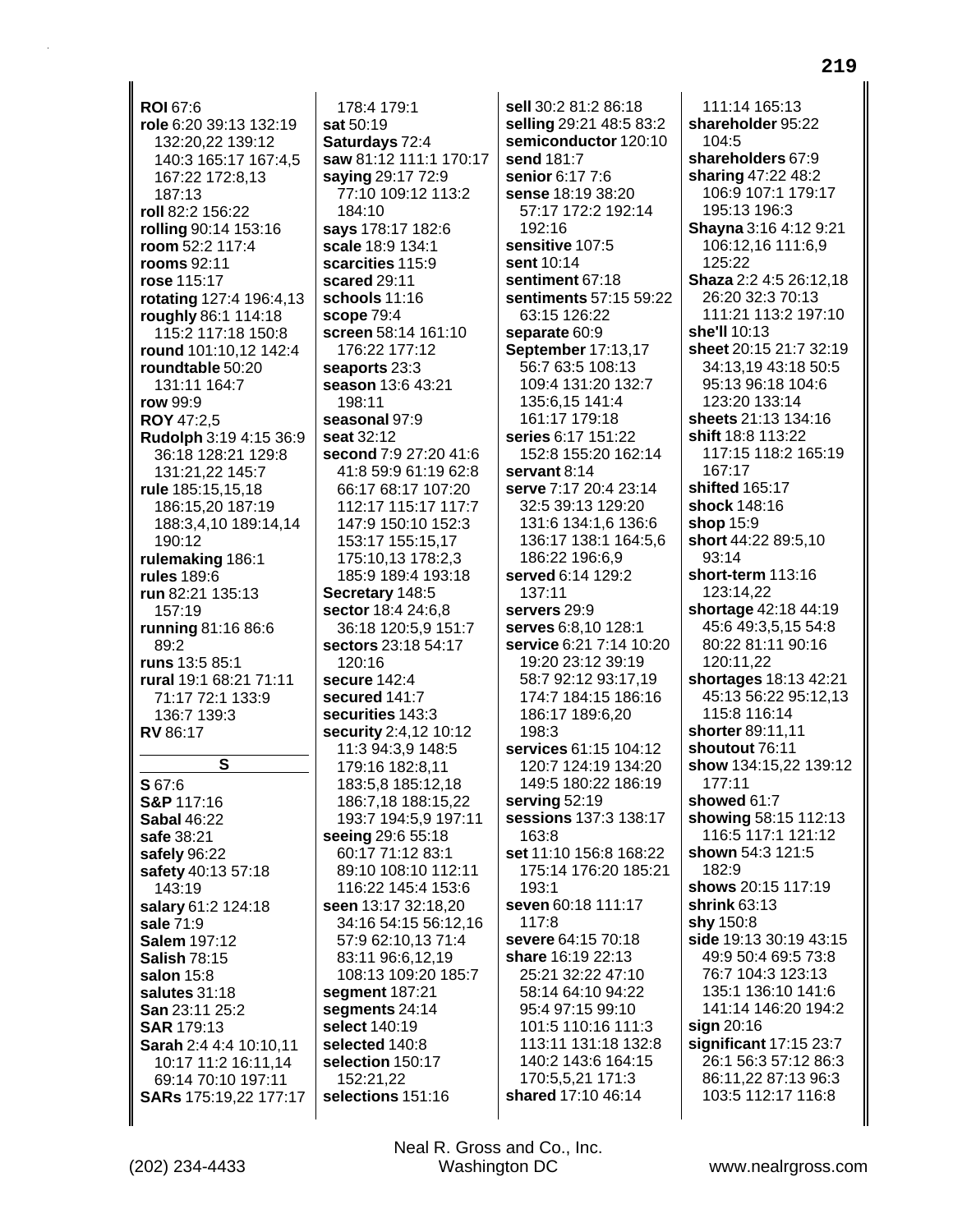**ROI** 67:6
**role** 6:20 39:13 132:19 132:20,22 139:12 140:3 165:17 167:4,5 167:22 172:8,13 187:13
**roll** 82:2 156:22
**rolling** 90:14 153:16
**room** 52:2 117:4
**rooms** 92:11
**rose** 115:17
**rotating** 127:4 196:4,13
**roughly** 86:1 114:18 115:2 117:18 150:8
**round** 101:10,12 142:4
**roundtable** 50:20 131:11 164:7
**row** 99:9
**ROY** 47:2,5
**Rudolph** 3:19 4:15 36:9 36:18 128:21 129:8 131:21,22 145:7
**rule** 185:15,15,18 186:15,20 187:19 188:3,4,10 189:14,14 190:12
**rulemaking** 186:1
**rules** 189:6
**run** 82:21 135:13 157:19
**running** 81:16 86:6 89:2
**runs** 13:5 85:1
**rural** 19:1 68:21 71:11 71:17 72:1 133:9 136:7 139:3
**RV** 86:17

## S

**S** 67:6
**S&P** 117:16
**Sabal** 46:22
**safe** 38:21
**safely** 96:22
**safety** 40:13 57:18 143:19
**salary** 61:2 124:18
**sale** 71:9
**Salem** 197:12
**Salish** 78:15
**salon** 15:8
**salutes** 31:18
**San** 23:11 25:2
**SAR** 179:13
**Sarah** 2:4 4:4 10:10,11 10:17 11:2 16:11,14 69:14 70:10 197:11
**SARs** 175:19,22 177:17 178:4 179:1
**sat** 50:19
**Saturdays** 72:4
**saw** 81:12 111:1 170:17
**saying** 29:17 72:9 77:10 109:12 113:2 184:10
**says** 178:17 182:6
**scale** 18:9 134:1
**scarcities** 115:9
**scared** 29:11
**schools** 11:16
**scope** 79:4
**screen** 58:14 161:10 176:22 177:12
**seaports** 23:3
**season** 13:6 43:21 198:11
**seasonal** 97:9
**seat** 32:12
**second** 7:9 27:20 41:6 41:8 59:9 61:19 62:8 66:17 68:17 107:20 112:17 115:17 117:7 147:9 150:10 152:3 153:17 155:15,17 175:10,13 178:2,3 185:9 189:4 193:18
**Secretary** 148:5
**sector** 18:4 24:6,8 36:18 120:5,9 151:7
**sectors** 23:18 54:17 120:16
**secure** 142:4
**secured** 141:7
**securities** 143:3
**security** 2:4,12 10:12 11:3 94:3,9 148:5 179:16 182:8,11 183:5,8 185:12,18 186:7,18 188:15,22 193:7 194:5,9 197:11
**seeing** 29:6 55:18 60:17 71:12 83:1 89:10 108:10 112:11 116:22 145:4 153:6
**seen** 13:17 32:18,20 34:16 54:15 56:12,16 57:9 62:10,13 71:4 83:11 96:6,12,19 108:13 109:20 185:7
**segment** 187:21
**segments** 24:14
**select** 140:19
**selected** 140:8
**selection** 150:17 152:21,22
**selections** 151:16
**sell** 30:2 81:2 86:18
**selling** 29:21 48:5 83:2
**semiconductor** 120:10
**send** 181:7
**senior** 6:17 7:6
**sense** 18:19 38:20 57:17 172:2 192:14 192:16
**sensitive** 107:5
**sent** 10:14
**sentiment** 67:18
**sentiments** 57:15 59:22 63:15 126:22
**separate** 60:9
**September** 17:13,17 56:7 63:5 108:13 109:4 131:20 132:7 135:6,15 141:4 161:17 179:18
**series** 6:17 151:22 152:8 155:20 162:14
**servant** 8:14
**serve** 7:17 20:4 23:14 32:5 39:13 129:20 131:6 134:1,6 136:6 136:17 138:1 164:5,6 186:22 196:6,9
**served** 6:14 129:2 137:11
**servers** 29:9
**serves** 6:8,10 128:1
**service** 6:21 7:14 10:20 19:20 23:12 39:19 58:7 92:12 93:17,19 174:7 184:15 186:16 186:17 189:6,20 198:3
**services** 61:15 104:12 120:7 124:19 134:20 149:5 180:22 186:19
**serving** 52:19
**sessions** 137:3 138:17 163:8
**set** 11:10 156:8 168:22 175:14 176:20 185:21 193:1
**seven** 60:18 111:17 117:8
**severe** 64:15 70:18
**share** 16:19 22:13 25:21 32:22 47:10 58:14 64:10 94:22 95:4 97:15 99:10 101:5 110:16 111:3 113:11 131:18 132:8 140:2 143:6 164:15 170:5,5,21 171:3
**shared** 17:10 46:14 111:14 165:13
**shareholder** 95:22 104:5
**shareholders** 67:9
**sharing** 47:22 48:2 106:9 107:1 179:17 195:13 196:3
**Shayna** 3:16 4:12 9:21 106:12,16 111:6,9 125:22
**Shaza** 2:2 4:5 26:12,18 26:20 32:3 70:13 111:21 113:2 197:10
**she'll** 10:13
**sheet** 20:15 21:7 32:19 34:13,19 43:18 50:5 95:13 96:18 104:6 123:20 133:14
**sheets** 21:13 134:16
**shift** 18:8 113:22 117:15 118:2 165:19 167:17
**shifted** 165:17
**shock** 148:16
**shop** 15:9
**short** 44:22 89:5,10 93:14
**short-term** 113:16 123:14,22
**shortage** 42:18 44:19 45:6 49:3,5,15 54:8 80:22 81:11 90:16 120:11,22
**shortages** 18:13 42:21 45:13 56:22 95:12,13 115:8 116:14
**shorter** 89:11,11
**shoutout** 76:11
**show** 134:15,22 139:12 177:11
**showed** 61:7
**showing** 58:15 112:13 116:5 117:1 121:12
**shown** 54:3 121:5 182:9
**shows** 20:15 117:19
**shrink** 63:13
**shy** 150:8
**side** 19:13 30:19 43:15 49:9 50:4 69:5 73:8 76:7 104:3 123:13 135:1 136:10 141:6 141:14 146:20 194:2
**sign** 20:16
**significant** 17:15 23:7 26:1 56:3 57:12 86:3 86:11,22 87:13 96:3 103:5 112:17 116:8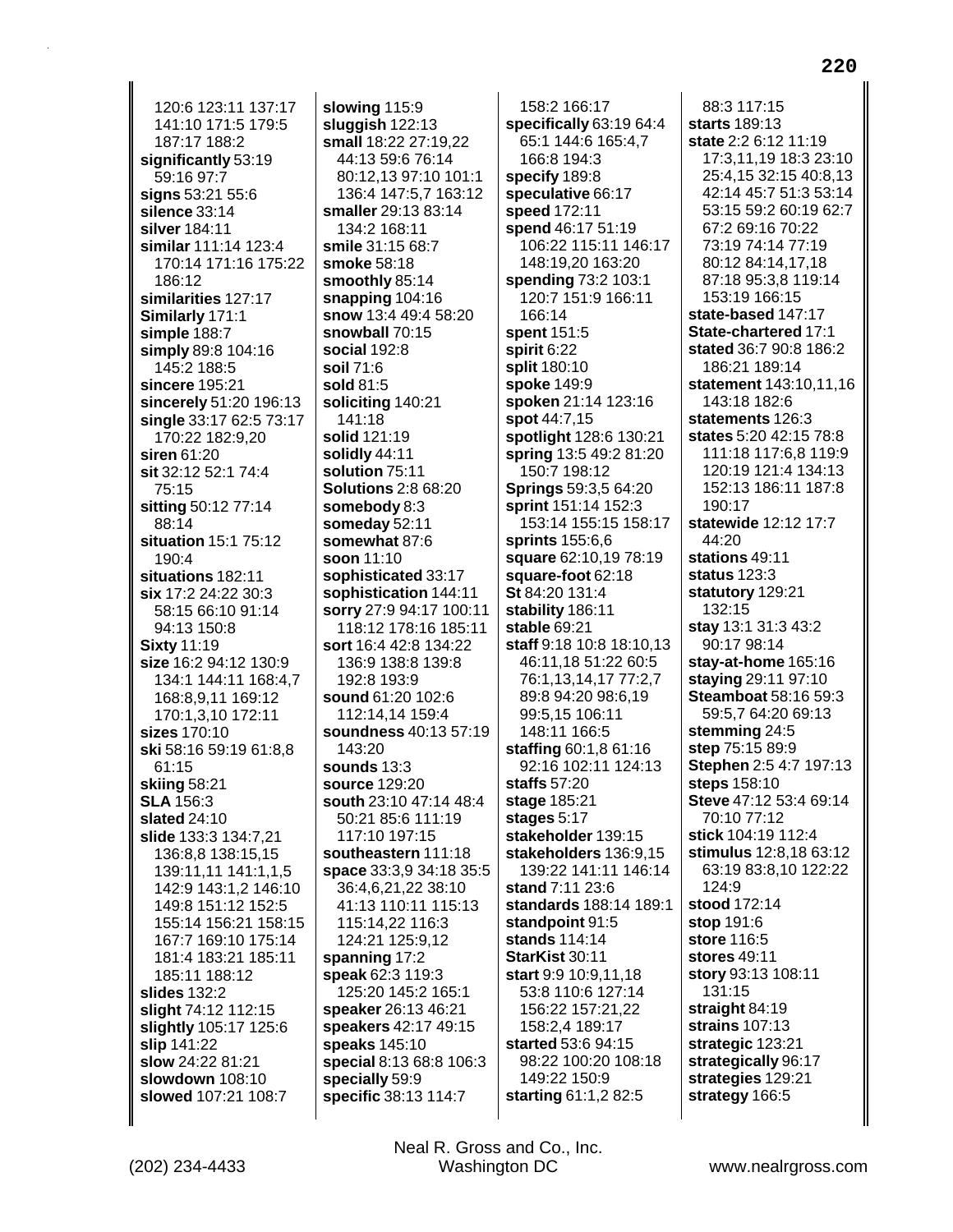120:6 123:11 137:17 141:10 171:5 179:5 187:17 188:2
**significantly** 53:19 59:16 97:7
**signs** 53:21 55:6
**silence** 33:14
**silver** 184:11
**similar** 111:14 123:4 170:14 171:16 175:22 186:12
**similarities** 127:17
**Similarly** 171:1
**simple** 188:7
**simply** 89:8 104:16 145:2 188:5
**sincere** 195:21
**sincerely** 51:20 196:13
**single** 33:17 62:5 73:17 170:22 182:9,20
**siren** 61:20
**sit** 32:12 52:1 74:4 75:15
**sitting** 50:12 77:14 88:14
**situation** 15:1 75:12 190:4
**situations** 182:11
**six** 17:2 24:22 30:3 58:15 66:10 91:14 94:13 150:8
**Sixty** 11:19
**size** 16:2 94:12 130:9 134:1 144:11 168:4,7 168:8,9,11 169:12 170:1,3,10 172:11
**sizes** 170:10
**ski** 58:16 59:19 61:8,8 61:15
**skiing** 58:21
**SLA** 156:3
**slated** 24:10
**slide** 133:3 134:7,21 136:8,8 138:15,15 139:11,11 141:1,1,5 142:9 143:1,2 146:10 149:8 151:12 152:5 155:14 156:21 158:15 167:7 169:10 175:14 181:4 183:21 185:11 185:11 188:12
**slides** 132:2
**slight** 74:12 112:15
**slightly** 105:17 125:6
**slip** 141:22
**slow** 24:22 81:21
**slowdown** 108:10
**slowed** 107:21 108:7
**slowing** 115:9
**sluggish** 122:13
**small** 18:22 27:19,22 44:13 59:6 76:14 80:12,13 97:10 101:1 136:4 147:5,7 163:12
**smaller** 29:13 83:14 134:2 168:11
**smile** 31:15 68:7
**smoke** 58:18
**smoothly** 85:14
**snapping** 104:16
**snow** 13:4 49:4 58:20
**snowball** 70:15
**social** 192:8
**soil** 71:6
**sold** 81:5
**soliciting** 140:21 141:18
**solid** 121:19
**solidly** 44:11
**solution** 75:11
**Solutions** 2:8 68:20
**somebody** 8:3
**someday** 52:11
**somewhat** 87:6
**soon** 11:10
**sophisticated** 33:17
**sophistication** 144:11
**sorry** 27:9 94:17 100:11 118:12 178:16 185:11
**sort** 16:4 42:8 134:22 136:9 138:8 139:8 192:8 193:9
**sound** 61:20 102:6 112:14,14 159:4
**soundness** 40:13 57:19 143:20
**sounds** 13:3
**source** 129:20
**south** 23:10 47:14 48:4 50:21 85:6 111:19 117:10 197:15
**southeastern** 111:18
**space** 33:3,9 34:18 35:5 36:4,6,21,22 38:10 41:13 110:11 115:13 115:14,22 116:3 124:21 125:9,12
**spanning** 17:2
**speak** 62:3 119:3 125:20 145:2 165:1
**speaker** 26:13 46:21
**speakers** 42:17 49:15
**speaks** 145:10
**special** 8:13 68:8 106:3
**specially** 59:9
**specific** 38:13 114:7
158:2 166:17
**specifically** 63:19 64:4 65:1 144:6 165:4,7 166:8 194:3
**specify** 189:8
**speculative** 66:17
**speed** 172:11
**spend** 46:17 51:19 106:22 115:11 146:17 148:19,20 163:20
**spending** 73:2 103:1 120:7 151:9 166:11 166:14
**spent** 151:5
**spirit** 6:22
**split** 180:10
**spoke** 149:9
**spoken** 21:14 123:16
**spot** 44:7,15
**spotlight** 128:6 130:21
**spring** 13:5 49:2 81:20 150:7 198:12
**Springs** 59:3,5 64:20
**sprint** 151:14 152:3 153:14 155:15 158:17
**sprints** 155:6,6
**square** 62:10,19 78:19
**square-foot** 62:18
**St** 84:20 131:4
**stability** 186:11
**stable** 69:21
**staff** 9:18 10:8 18:10,13 46:11,18 51:22 60:5 76:1,13,14,17 77:2,7 89:8 94:20 98:6,19 99:5,15 106:11 148:11 166:5
**staffing** 60:1,8 61:16 92:16 102:11 124:13
**staffs** 57:20
**stage** 185:21
**stages** 5:17
**stakeholder** 139:15
**stakeholders** 136:9,15 139:22 141:11 146:14
**stand** 7:11 23:6
**standards** 188:14 189:1
**standpoint** 91:5
**stands** 114:14
**StarKist** 30:11
**start** 9:9 10:9,11,18 53:8 110:6 127:14 156:22 157:21,22 158:2,4 189:17
**started** 53:6 94:15 98:22 100:20 108:18 149:22 150:9
**starting** 61:1,2 82:5
88:3 117:15
**starts** 189:13
**state** 2:2 6:12 11:19 17:3,11,19 18:3 23:10 25:4,15 32:15 40:8,13 42:14 45:7 51:3 53:14 53:15 59:2 60:19 62:7 67:2 69:16 70:22 73:19 74:14 77:19 80:12 84:14,17,18 87:18 95:3,8 119:14 153:19 166:15
**state-based** 147:17
**State-chartered** 17:1
**stated** 36:7 90:8 186:2 186:21 189:14
**statement** 143:10,11,16 143:18 182:6
**statements** 126:3
**states** 5:20 42:15 78:8 111:18 117:6,8 119:9 120:19 121:4 134:13 152:13 186:11 187:8 190:17
**statewide** 12:12 17:7 44:20
**stations** 49:11
**status** 123:3
**statutory** 129:21 132:15
**stay** 13:1 31:3 43:2 90:17 98:14
**stay-at-home** 165:16
**staying** 29:11 97:10
**Steamboat** 58:16 59:3 59:5,7 64:20 69:13
**stemming** 24:5
**step** 75:15 89:9
**Stephen** 2:5 4:7 197:13
**steps** 158:10
**Steve** 47:12 53:4 69:14 70:10 77:12
**stick** 104:19 112:4
**stimulus** 12:8,18 63:12 63:19 83:8,10 122:22 124:9
**stood** 172:14
**stop** 191:6
**store** 116:5
**stores** 49:11
**story** 93:13 108:11 131:15
**straight** 84:19
**strains** 107:13
**strategic** 123:21
**strategically** 96:17
**strategies** 129:21
**strategy** 166:5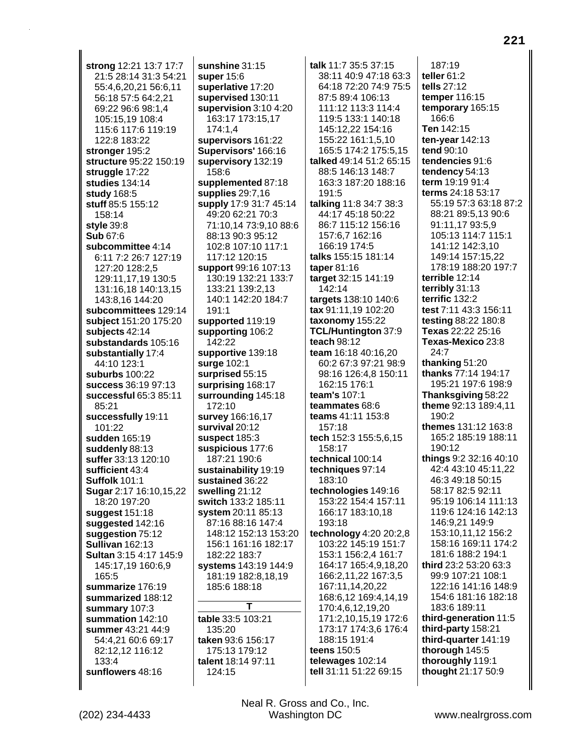**strong** 12:21 13:7 17:7 21:5 28:14 31:3 54:21 55:4,6,20,21 56:6,11 56:18 57:5 64:2,21 69:22 96:6 98:1,4 105:15,19 108:4 115:6 117:6 119:19 122:8 183:22
**stronger** 195:2
**structure** 95:22 150:19
**struggle** 17:22
**studies** 134:14
**study** 168:5
**stuff** 85:5 155:12 158:14
**style** 39:8
**Sub** 67:6
**subcommittee** 4:14 6:11 7:2 26:7 127:19 127:20 128:2,5 129:11,17,19 130:5 131:16,18 140:13,15 143:8,16 144:20
**subcommittees** 129:14
**subject** 151:20 175:20
**subjects** 42:14
**substandards** 105:16
**substantially** 17:4 44:10 123:1
**suburbs** 100:22
**success** 36:19 97:13
**successful** 65:3 85:11 85:21
**successfully** 19:11 101:22
**sudden** 165:19
**suddenly** 88:13
**suffer** 33:13 120:10
**sufficient** 43:4
**Suffolk** 101:1
**Sugar** 2:17 16:10,15,22 18:20 197:20
**suggest** 151:18
**suggested** 142:16
**suggestion** 75:12
**Sullivan** 162:13
**Sultan** 3:15 4:17 145:9 145:17,19 160:6,9 165:5
**summarize** 176:19
**summarized** 188:12
**summary** 107:3
**summation** 142:10
**summer** 43:21 44:9 54:4,21 60:6 69:17 82:12,12 116:12 133:4
**sunflowers** 48:16
**sunshine** 31:15
**super** 15:6
**superlative** 17:20
**supervised** 130:11
**supervision** 3:10 4:20 163:17 173:15,17 174:1,4
**supervisors** 161:22
**Supervisors'** 166:16
**supervisory** 132:19 158:6
**supplemented** 87:18
**supplies** 29:7,16
**supply** 17:9 31:7 45:14 49:20 62:21 70:3 71:10,14 73:9,10 88:6 88:13 90:3 95:12 102:8 107:10 117:1 117:12 120:15
**support** 99:16 107:13 130:19 132:21 133:7 133:21 139:2,13 140:1 142:20 184:7 191:1
**supported** 119:19
**supporting** 106:2 142:22
**supportive** 139:18
**surge** 102:1
**surprised** 55:15
**surprising** 168:17
**surrounding** 145:18 172:10
**survey** 166:16,17
**survival** 20:12
**suspect** 185:3
**suspicious** 177:6 187:21 190:6
**sustainability** 19:19
**sustained** 36:22
**swelling** 21:12
**switch** 133:2 185:11
**system** 20:11 85:13 87:16 88:16 147:4 148:12 152:13 153:20 156:1 161:16 182:17 182:22 183:7
**systems** 143:19 144:9 181:19 182:8,18,19 185:6 188:18

## T

**table** 33:5 103:21 135:20
**taken** 93:6 156:17 175:13 179:12
**talent** 18:14 97:11 124:15
**talk** 11:7 35:5 37:15 38:11 40:9 47:18 63:3 64:18 72:20 74:9 75:5 87:5 89:4 106:13 111:12 113:3 114:4 119:5 133:1 140:18 145:12,22 154:16 155:22 161:1,5,10 165:5 174:2 175:5,15
**talked** 49:14 51:2 65:15 88:5 146:13 148:7 163:3 187:20 188:16 191:5
**talking** 11:8 34:7 38:3 44:17 45:18 50:22 86:7 115:12 156:16 157:6,7 162:16 166:19 174:5
**talks** 155:15 181:14
**taper** 81:16
**target** 32:15 141:19 142:14
**targets** 138:10 140:6
**tax** 91:11,19 102:20
**taxonomy** 155:22
**TCL/Huntington** 37:9
**teach** 98:12
**team** 16:18 40:16,20 60:2 67:3 97:21 98:9 98:16 126:4,8 150:11 162:15 176:1
**team's** 107:1
**teammates** 68:6
**teams** 41:11 153:8 157:18
**tech** 152:3 155:5,6,15 158:17
**technical** 100:14
**techniques** 97:14 183:10
**technologies** 149:16 153:22 154:4 157:11 166:17 183:10,18 193:18
**technology** 4:20 20:2,8 103:22 145:19 151:7 153:1 156:2,4 161:7 164:17 165:4,9,18,20 166:2,11,22 167:3,5 167:11,14,20,22 168:6,12 169:4,14,19 170:4,6,12,19,20 171:2,10,15,19 172:6 173:17 174:3,6 176:4 188:15 191:4
**teens** 150:5
**telewages** 102:14
**tell** 31:11 51:22 69:15 187:19
**teller** 61:2
**tells** 27:12
**temper** 116:15
**temporary** 165:15 166:6
**Ten** 142:15
**ten-year** 142:13
**tend** 90:10
**tendencies** 91:6
**tendency** 54:13
**term** 19:19 91:4
**terms** 24:18 53:17 55:19 57:3 63:18 87:2 88:21 89:5,13 90:6 91:11,17 93:5,9 105:13 114:7 115:1 141:12 142:3,10 149:14 157:15,22 178:19 188:20 197:7
**terrible** 12:14
**terribly** 31:13
**terrific** 132:2
**test** 7:11 43:3 156:11
**testing** 88:22 180:8
**Texas** 22:22 25:16
**Texas-Mexico** 23:8 24:7
**thanking** 51:20
**thanks** 77:14 194:17 195:21 197:6 198:9
**Thanksgiving** 58:22
**theme** 92:13 189:4,11 190:2
**themes** 131:12 163:8 165:2 185:19 188:11 190:12
**things** 9:2 32:16 40:10 42:4 43:10 45:11,22 46:3 49:18 50:15 58:17 82:5 92:11 95:19 106:14 111:13 119:6 124:16 142:13 146:9,21 149:9 153:10,11,12 156:2 158:16 169:11 174:2 181:6 188:2 194:1
**third** 23:2 53:20 63:3 99:9 107:21 108:1 122:16 141:16 148:9 154:6 181:16 182:18 183:6 189:11
**third-generation** 11:5
**third-party** 158:21
**third-quarter** 141:19
**thorough** 145:5
**thoroughly** 119:1
**thought** 21:17 50:9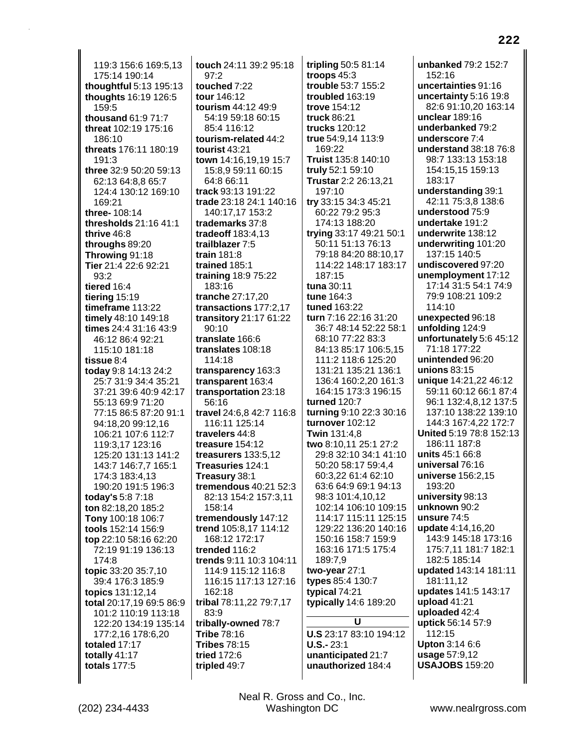119:3 156:6 169:5,13 175:14 190:14
**thoughtful** 5:13 195:13
**thoughts** 16:19 126:5 159:5
**thousand** 61:9 71:7
**threat** 102:19 175:16 186:10
**threats** 176:11 180:19 191:3
**three** 32:9 50:20 59:13 62:13 64:8,8 65:7 124:4 130:12 169:10 169:21
**three-** 108:14
**thresholds** 21:16 41:1
**thrive** 46:8
**throughs** 89:20
**Throwing** 91:18
**Tier** 21:4 22:6 92:21 93:2
**tiered** 16:4
**tiering** 15:19
**timeframe** 113:22
**timely** 48:10 149:18
**times** 24:4 31:16 43:9 46:12 86:4 92:21 115:10 181:18
**tissue** 8:4
**today** 9:8 14:13 24:2 25:7 31:9 34:4 35:21 37:21 39:6 40:9 42:17 55:13 69:9 71:20 77:15 86:5 87:20 91:1 94:18,20 99:12,16 106:21 107:6 112:7 119:3,17 123:16 125:20 131:13 141:2 143:7 146:7,7 165:1 174:3 183:4,13 190:20 191:5 196:3
**today's** 5:8 7:18
**ton** 82:18,20 185:2
**Tony** 100:18 106:7
**tools** 152:14 156:9
**top** 22:10 58:16 62:20 72:19 91:19 136:13 174:8
**topic** 33:20 35:7,10 39:4 176:3 185:9
**topics** 131:12,14
**total** 20:17,19 69:5 86:9 101:2 110:19 113:18 122:20 134:19 135:14 177:2,16 178:6,20
**totaled** 17:17
**totally** 41:17
**totals** 177:5
**touch** 24:11 39:2 95:18 97:2
**touched** 7:22
**tour** 146:12
**tourism** 44:12 49:9 54:19 59:18 60:15 85:4 116:12
**tourism-related** 44:2
**tourist** 43:21
**town** 14:16,19,19 15:7 15:8,9 59:11 60:15 64:8 66:11
**track** 93:13 191:22
**trade** 23:18 24:1 140:16 140:17,17 153:2
**trademarks** 37:8
**tradeoff** 183:4,13
**trailblazer** 7:5
**train** 181:8
**trained** 185:1
**training** 18:9 75:22 183:16
**tranche** 27:17,20
**transactions** 177:2,17
**transitory** 21:17 61:22 90:10
**translate** 166:6
**translates** 108:18 114:18
**transparency** 163:3
**transparent** 163:4
**transportation** 23:18 56:16
**travel** 24:6,8 42:7 116:8 116:11 125:14
**travelers** 44:8
**treasure** 154:12
**treasurers** 133:5,12
**Treasuries** 124:1
**Treasury** 38:1
**tremendous** 40:21 52:3 82:13 154:2 157:3,11 158:14
**tremendously** 147:12
**trend** 105:8,17 114:12 168:12 172:17
**trended** 116:2
**trends** 9:11 10:3 104:11 114:9 115:12 116:8 116:15 117:13 127:16 162:18
**tribal** 78:11,22 79:7,17 83:9
**tribally-owned** 78:7
**Tribe** 78:16
**Tribes** 78:15
**tried** 172:6
**tripled** 49:7
**tripling** 50:5 81:14
**troops** 45:3
**trouble** 53:7 155:2
**troubled** 163:19
**trove** 154:12
**truck** 86:21
**trucks** 120:12
**true** 54:9,14 113:9 169:22
**Truist** 135:8 140:10
**truly** 52:1 59:10
**Trustar** 2:2 26:13,21 197:10
**try** 33:15 34:3 45:21 60:22 79:2 95:3 174:13 188:20
**trying** 33:17 49:21 50:1 50:11 51:13 76:13 79:18 84:20 88:10,17 114:22 148:17 183:17 187:15
**tuna** 30:11
**tune** 164:3
**tuned** 163:22
**turn** 7:16 22:16 31:20 36:7 48:14 52:22 58:1 68:10 77:22 83:3 84:13 85:17 106:5,15 111:2 118:6 125:20 131:21 135:21 136:1 136:4 160:2,20 161:3 164:15 173:3 196:15
**turned** 120:7
**turning** 9:10 22:3 30:16
**turnover** 102:12
**Twin** 131:4,8
**two** 8:10,11 25:1 27:2 29:8 32:10 34:1 41:10 50:20 58:17 59:4,4 60:3,22 61:4 62:10 63:6 64:9 69:1 94:13 98:3 101:4,10,12 102:14 106:10 109:15 114:17 115:11 125:15 129:22 136:20 140:16 150:16 158:7 159:9 163:16 171:5 175:4 189:7,9
**two-year** 27:1
**types** 85:4 130:7
**typical** 74:21
**typically** 14:6 189:20

## U

**U.S** 23:17 83:10 194:12
**U.S.-** 23:1
**unanticipated** 21:7
**unauthorized** 184:4
**unbanked** 79:2 152:7 152:16
**uncertainties** 91:16
**uncertainty** 5:16 19:8 82:6 91:10,20 163:14
**unclear** 189:16
**underbanked** 79:2
**underscore** 7:4
**understand** 38:18 76:8 98:7 133:13 153:18 154:15,15 159:13 183:17
**understanding** 39:1 42:11 75:3,8 138:6
**understood** 75:9
**undertake** 191:2
**underwrite** 138:12
**underwriting** 101:20 137:15 140:5
**undiscovered** 97:20
**unemployment** 17:12 17:14 31:5 54:1 74:9 79:9 108:21 109:2 114:10
**unexpected** 96:18
**unfolding** 124:9
**unfortunately** 5:6 45:12 71:18 177:22
**unintended** 96:20
**unions** 83:15
**unique** 14:21,22 46:12 59:11 60:12 66:1 87:4 96:1 132:4,8,12 137:5 137:10 138:22 139:10 144:3 167:4,22 172:7
**United** 5:19 78:8 152:13 186:11 187:8
**units** 45:1 66:8
**universal** 76:16
**universe** 156:2,15 193:20
**university** 98:13
**unknown** 90:2
**unsure** 74:5
**update** 4:14,16,20 143:9 145:18 173:16 175:7,11 181:7 182:1 182:5 185:14
**updated** 143:14 181:11 181:11,12
**updates** 141:5 143:17
**upload** 41:21
**uploaded** 42:4
**uptick** 56:14 57:9 112:15
**Upton** 3:14 6:6
**usage** 57:9,12
**USAJOBS** 159:20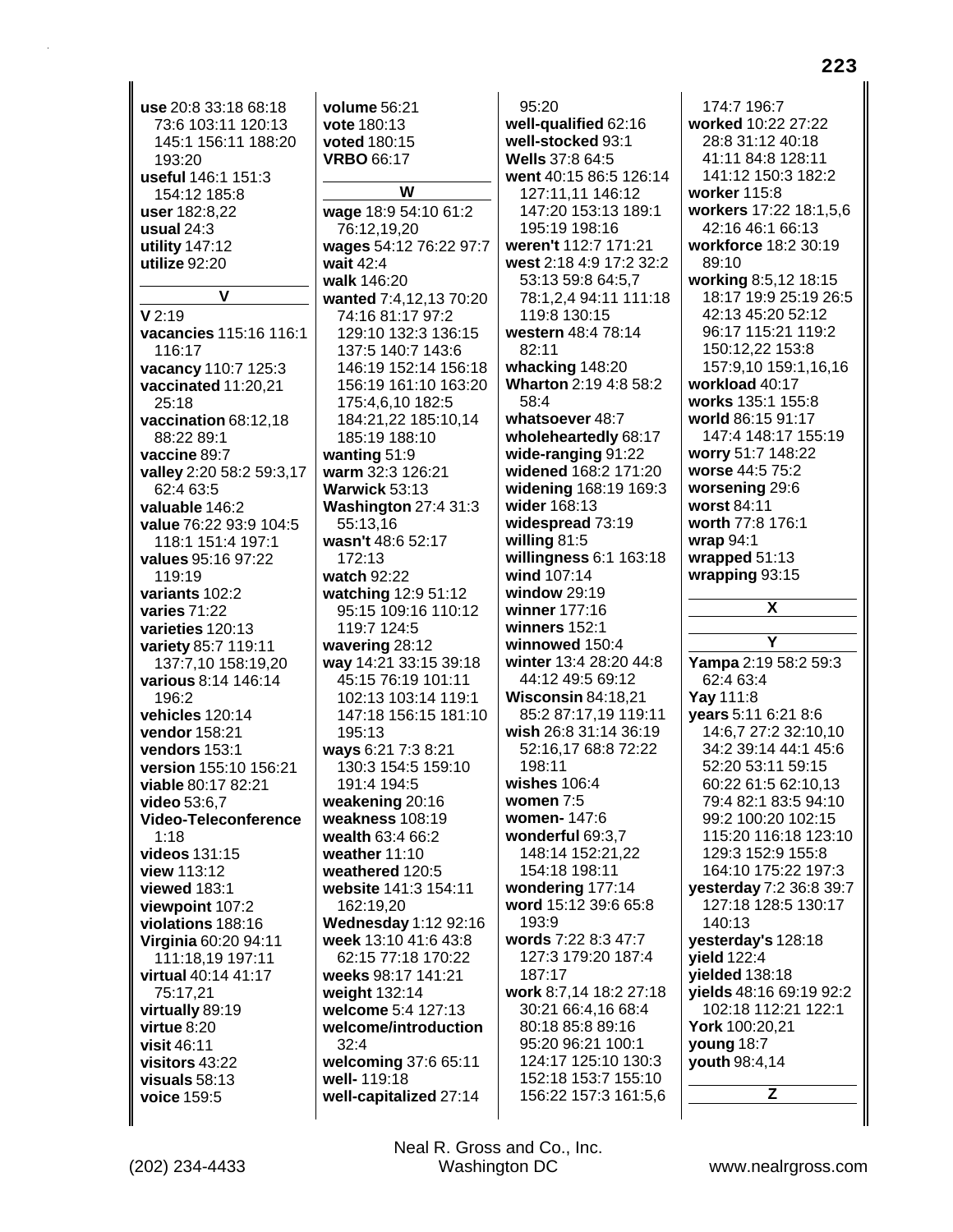**use** 20:8 33:18 68:18 73:6 103:11 120:13 145:1 156:11 188:20 193:20
**useful** 146:1 151:3 154:12 185:8
**user** 182:8,22
**usual** 24:3
**utility** 147:12
**utilize** 92:20

## V

**V** 2:19
**vacancies** 115:16 116:1 116:17
**vacancy** 110:7 125:3
**vaccinated** 11:20,21 25:18
**vaccination** 68:12,18 88:22 89:1
**vaccine** 89:7
**valley** 2:20 58:2 59:3,17 62:4 63:5
**valuable** 146:2
**value** 76:22 93:9 104:5 118:1 151:4 197:1
**values** 95:16 97:22 119:19
**variants** 102:2
**varies** 71:22
**varieties** 120:13
**variety** 85:7 119:11 137:7,10 158:19,20
**various** 8:14 146:14 196:2
**vehicles** 120:14
**vendor** 158:21
**vendors** 153:1
**version** 155:10 156:21
**viable** 80:17 82:21
**video** 53:6,7
**Video-Teleconference** 1:18
**videos** 131:15
**view** 113:12
**viewed** 183:1
**viewpoint** 107:2
**violations** 188:16
**Virginia** 60:20 94:11 111:18,19 197:11
**virtual** 40:14 41:17 75:17,21
**virtually** 89:19
**virtue** 8:20
**visit** 46:11
**visitors** 43:22
**visuals** 58:13
**voice** 159:5
**volume** 56:21
**vote** 180:13
**voted** 180:15
**VRBO** 66:17

## W

**wage** 18:9 54:10 61:2 76:12,19,20
**wages** 54:12 76:22 97:7
**wait** 42:4
**walk** 146:20
**wanted** 7:4,12,13 70:20 74:16 81:17 97:2 129:10 132:3 136:15 137:5 140:7 143:6 146:19 152:14 156:18 156:19 161:10 163:20 175:4,6,10 182:5 184:21,22 185:10,14 185:19 188:10
**wanting** 51:9
**warm** 32:3 126:21
**Warwick** 53:13
**Washington** 27:4 31:3 55:13,16
**wasn't** 48:6 52:17 172:13
**watch** 92:22
**watching** 12:9 51:12 95:15 109:16 110:12 119:7 124:5
**wavering** 28:12
**way** 14:21 33:15 39:18 45:15 76:19 101:11 102:13 103:14 119:1 147:18 156:15 181:10 195:13
**ways** 6:21 7:3 8:21 130:3 154:5 159:10 191:4 194:5
**weakening** 20:16
**weakness** 108:19
**wealth** 63:4 66:2
**weather** 11:10
**weathered** 120:5
**website** 141:3 154:11 162:19,20
**Wednesday** 1:12 92:16
**week** 13:10 41:6 43:8 62:15 77:18 170:22
**weeks** 98:17 141:21
**weight** 132:14
**welcome** 5:4 127:13
**welcome/introduction** 32:4
**welcoming** 37:6 65:11
**well-** 119:18
**well-capitalized** 27:14 95:20
**well-qualified** 62:16
**well-stocked** 93:1
**Wells** 37:8 64:5
**went** 40:15 86:5 126:14 127:11,11 146:12 147:20 153:13 189:1 195:19 198:16
**weren't** 112:7 171:21
**west** 2:18 4:9 17:2 32:2 53:13 59:8 64:5,7 78:1,2,4 94:11 111:18 119:8 130:15
**western** 48:4 78:14 82:11
**whacking** 148:20
**Wharton** 2:19 4:8 58:2 58:4
**whatsoever** 48:7
**wholeheartedly** 68:17
**wide-ranging** 91:22
**widened** 168:2 171:20
**widening** 168:19 169:3
**wider** 168:13
**widespread** 73:19
**willing** 81:5
**willingness** 6:1 163:18
**wind** 107:14
**window** 29:19
**winner** 177:16
**winners** 152:1
**winnowed** 150:4
**winter** 13:4 28:20 44:8 44:12 49:5 69:12
**Wisconsin** 84:18,21 85:2 87:17,19 119:11
**wish** 26:8 31:14 36:19 52:16,17 68:8 72:22 198:11
**wishes** 106:4
**women** 7:5
**women-** 147:6
**wonderful** 69:3,7 148:14 152:21,22 154:18 198:11
**wondering** 177:14
**word** 15:12 39:6 65:8 193:9
**words** 7:22 8:3 47:7 127:3 179:20 187:4 187:17
**work** 8:7,14 18:2 27:18 30:21 66:4,16 68:4 80:18 85:8 89:16 95:20 96:21 100:1 124:17 125:10 130:3 152:18 153:7 155:10 156:22 157:3 161:5,6 174:7 196:7
**worked** 10:22 27:22 28:8 31:12 40:18 41:11 84:8 128:11 141:12 150:3 182:2
**worker** 115:8
**workers** 17:22 18:1,5,6 42:16 46:1 66:13
**workforce** 18:2 30:19 89:10
**working** 8:5,12 18:15 18:17 19:9 25:19 26:5 42:13 45:20 52:12 96:17 115:21 119:2 150:12,22 153:8 157:9,10 159:1,16,16
**workload** 40:17
**works** 135:1 155:8
**world** 86:15 91:17 147:4 148:17 155:19
**worry** 51:7 148:22
**worse** 44:5 75:2
**worsening** 29:6
**worst** 84:11
**worth** 77:8 176:1
**wrap** 94:1
**wrapped** 51:13
**wrapping** 93:15

## X

## Y

**Yampa** 2:19 58:2 59:3 62:4 63:4
**Yay** 111:8
**years** 5:11 6:21 8:6 14:6,7 27:2 32:10,10 34:2 39:14 44:1 45:6 52:20 53:11 59:15 60:22 61:5 62:10,13 79:4 82:1 83:5 94:10 99:2 100:20 102:15 115:20 116:18 123:10 129:3 152:9 155:8 164:10 175:22 197:3
**yesterday** 7:2 36:8 39:7 127:18 128:5 130:17 140:13
**yesterday's** 128:18
**yield** 122:4
**yielded** 138:18
**yields** 48:16 69:19 92:2 102:18 112:21 122:1
**York** 100:20,21
**young** 18:7
**youth** 98:4,14

## Z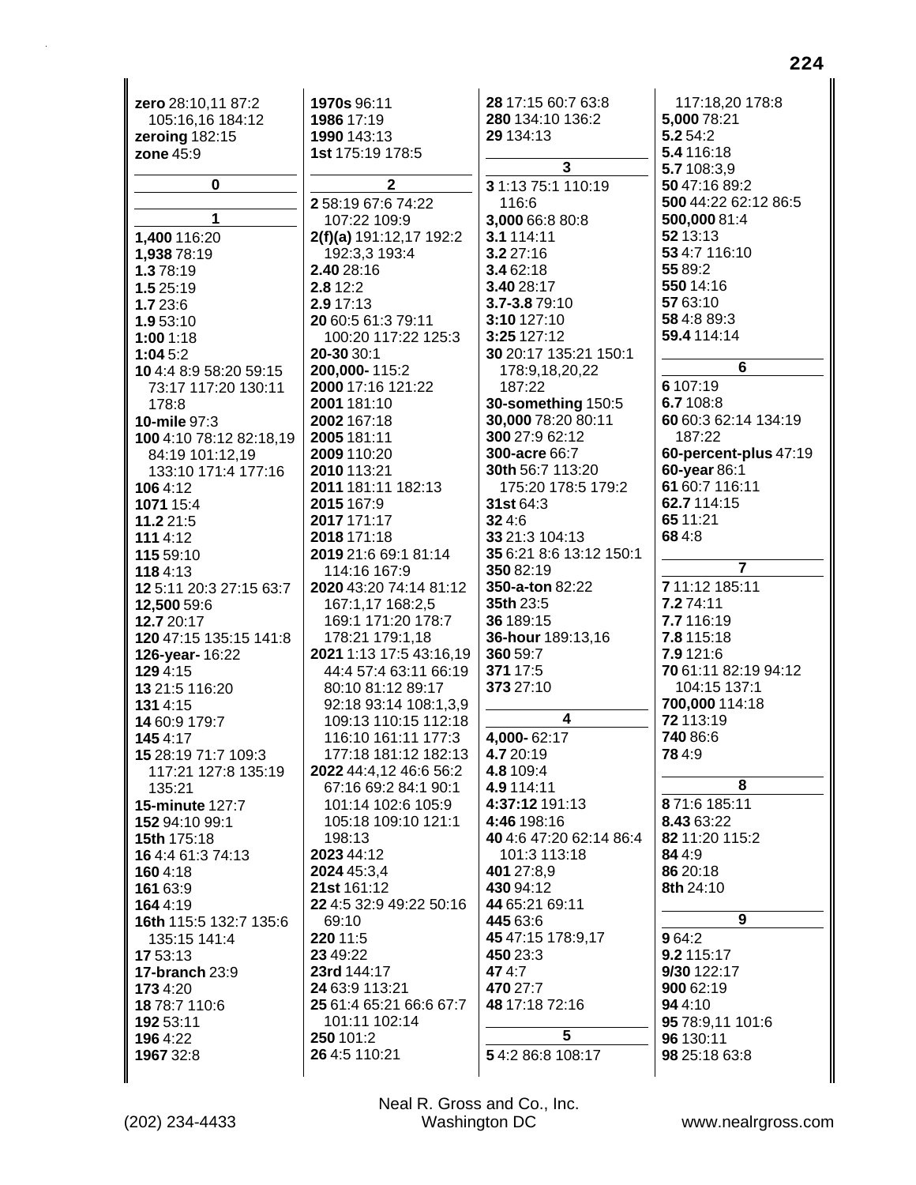**zero** 28:10,11 87:2 105:16,16 184:12
**zeroing** 182:15
**zone** 45:9

## 0

## 1

**1,400** 116:20
**1,938** 78:19
**1.3** 78:19
**1.5** 25:19
**1.7** 23:6
**1.9** 53:10
**1:00** 1:18
**1:04** 5:2
**10** 4:4 8:9 58:20 59:15 73:17 117:20 130:11 178:8
**10-mile** 97:3
**100** 4:10 78:12 82:18,19 84:19 101:12,19 133:10 171:4 177:16
**106** 4:12
**1071** 15:4
**11.2** 21:5
**111** 4:12
**115** 59:10
**118** 4:13
**12** 5:11 20:3 27:15 63:7
**12,500** 59:6
**12.7** 20:17
**120** 47:15 135:15 141:8
**126-year-** 16:22
**129** 4:15
**13** 21:5 116:20
**131** 4:15
**14** 60:9 179:7
**145** 4:17
**15** 28:19 71:7 109:3 117:21 127:8 135:19 135:21
**15-minute** 127:7
**152** 94:10 99:1
**15th** 175:18
**16** 4:4 61:3 74:13
**160** 4:18
**161** 63:9
**164** 4:19
**16th** 115:5 132:7 135:6 135:15 141:4
**17** 53:13
**17-branch** 23:9
**173** 4:20
**18** 78:7 110:6
**192** 53:11
**196** 4:22
**1967** 32:8
**1970s** 96:11
**1986** 17:19
**1990** 143:13
**1st** 175:19 178:5

## 2

**2** 58:19 67:6 74:22 107:22 109:9
**2(f)(a)** 191:12,17 192:2 192:3,3 193:4
**2.40** 28:16
**2.8** 12:2
**2.9** 17:13
**20** 60:5 61:3 79:11 100:20 117:22 125:3
**20-30** 30:1
**200,000-** 115:2
**2000** 17:16 121:22
**2001** 181:10
**2002** 167:18
**2005** 181:11
**2009** 110:20
**2010** 113:21
**2011** 181:11 182:13
**2015** 167:9
**2017** 171:17
**2018** 171:18
**2019** 21:6 69:1 81:14 114:16 167:9
**2020** 43:20 74:14 81:12 167:1,17 168:2,5 169:1 171:20 178:7 178:21 179:1,18
**2021** 1:13 17:5 43:16,19 44:4 57:4 63:11 66:19 80:10 81:12 89:17 92:18 93:14 108:1,3,9 109:13 110:15 112:18 116:10 161:11 177:3 177:18 181:12 182:13
**2022** 44:4,12 46:6 56:2 67:16 69:2 84:1 90:1 101:14 102:6 105:9 105:18 109:10 121:1 198:13
**2023** 44:12
**2024** 45:3,4
**21st** 161:12
**22** 4:5 32:9 49:22 50:16 69:10
**220** 11:5
**23** 49:22
**23rd** 144:17
**24** 63:9 113:21
**25** 61:4 65:21 66:6 67:7 101:11 102:14
**250** 101:2
**26** 4:5 110:21
**28** 17:15 60:7 63:8
**280** 134:10 136:2
**29** 134:13

## 3

**3** 1:13 75:1 110:19 116:6
**3,000** 66:8 80:8
**3.1** 114:11
**3.2** 27:16
**3.4** 62:18
**3.40** 28:17
**3.7-3.8** 79:10
**3:10** 127:10
**3:25** 127:12
**30** 20:17 135:21 150:1 178:9,18,20,22 187:22
**30-something** 150:5
**30,000** 78:20 80:11
**300** 27:9 62:12
**300-acre** 66:7
**30th** 56:7 113:20 175:20 178:5 179:2
**31st** 64:3
**32** 4:6
**33** 21:3 104:13
**35** 6:21 8:6 13:12 150:1
**350** 82:19
**350-a-ton** 82:22
**35th** 23:5
**36** 189:15
**36-hour** 189:13,16
**360** 59:7
**371** 17:5
**373** 27:10

## 4

**4,000-** 62:17
**4.7** 20:19
**4.8** 109:4
**4.9** 114:11
**4:37:12** 191:13
**4:46** 198:16
**40** 4:6 47:20 62:14 86:4 101:3 113:18
**401** 27:8,9
**430** 94:12
**44** 65:21 69:11
**445** 63:6
**45** 47:15 178:9,17
**450** 23:3
**47** 4:7
**470** 27:7
**48** 17:18 72:16

## 5

**5** 4:2 86:8 108:17 117:18,20 178:8
**5,000** 78:21
**5.2** 54:2
**5.4** 116:18
**5.7** 108:3,9
**50** 47:16 89:2
**500** 44:22 62:12 86:5
**500,000** 81:4
**52** 13:13
**53** 4:7 116:10
**55** 89:2
**550** 14:16
**57** 63:10
**58** 4:8 89:3
**59.4** 114:14

## 6

**6** 107:19
**6.7** 108:8
**60** 60:3 62:14 134:19 187:22
**60-percent-plus** 47:19
**60-year** 86:1
**61** 60:7 116:11
**62.7** 114:15
**65** 11:21
**68** 4:8

## 7

**7** 11:12 185:11
**7.2** 74:11
**7.7** 116:19
**7.8** 115:18
**7.9** 121:6
**70** 61:11 82:19 94:12 104:15 137:1
**700,000** 114:18
**72** 113:19
**740** 86:6
**78** 4:9

## 8

**8** 71:6 185:11
**8.43** 63:22
**82** 11:20 115:2
**84** 4:9
**86** 20:18
**8th** 24:10

## 9

**9** 64:2
**9.2** 115:17
**9/30** 122:17
**900** 62:19
**94** 4:10
**95** 78:9,11 101:6
**96** 130:11
**98** 25:18 63:8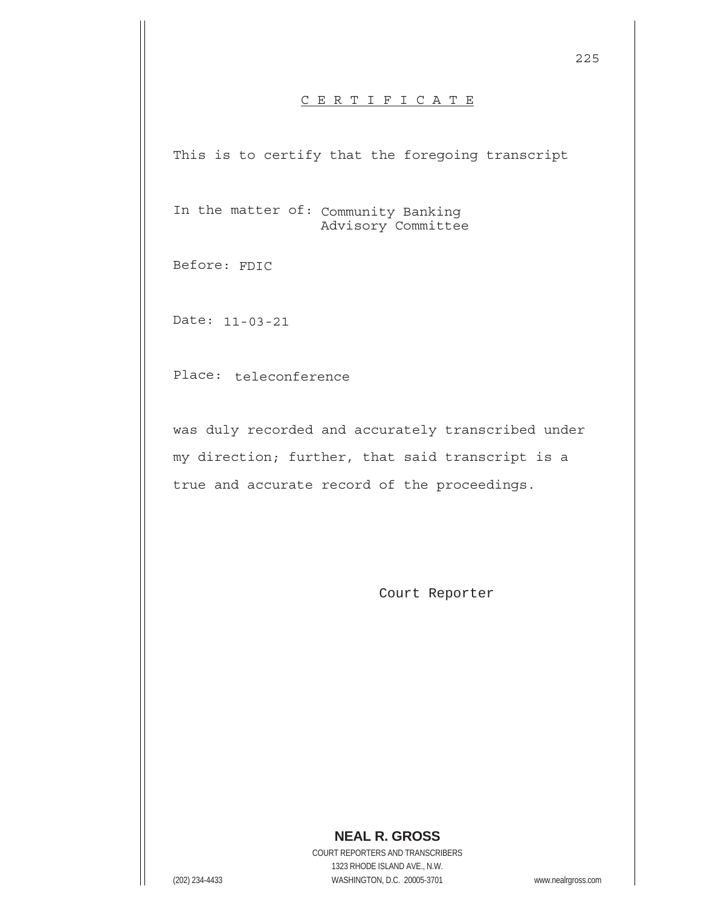# C E R T I F I C A T E

This is to certify that the foregoing transcript

In the matter of: Community Banking Advisory Committee

Before: FDIC

Date: 11-03-21

Place: teleconference

was duly recorded and accurately transcribed under my direction; further, that said transcript is a true and accurate record of the proceedings.

Court Reporter

**NEAL R. GROSS**

COURT REPORTERS AND TRANSCRIBERS

1323 RHODE ISLAND AVE., N.W.

(202) 234-4433 WASHINGTON, D.C. 20005-3701 www.nealrgross.com